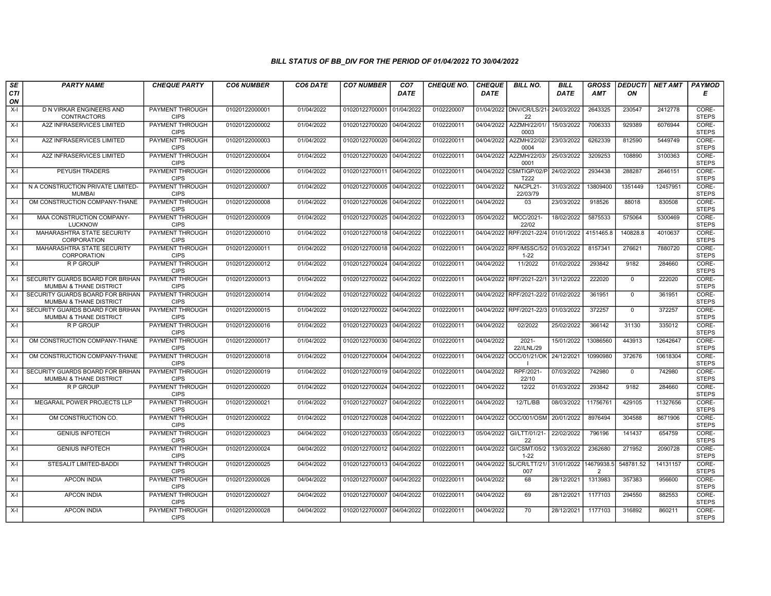# BILL STATUS OF BB_DIV FOR THE PERIOD OF 01/04/2022 TO 30/04/2022

| SECTION | PARTY NAME | CHEQUE PARTY | CO6 NUMBER | CO6 DATE | CO7 NUMBER | CO7 DATE | CHEQUE NO. | CHEQUE DATE | BILL NO. | BILL DATE | GROSS AMT | DEDUCTION | NET AMT | PAYMODE |
|---|---|---|---|---|---|---|---|---|---|---|---|---|---|---|
| X-I | D N VIRKAR ENGINEERS AND CONTRACTORS | PAYMENT THROUGH CIPS | 01020122000001 | 01/04/2022 | 01020122700001 | 01/04/2022 | 0102220007 | 01/04/2022 | DNV/CR/LS/21-22 | 24/03/2022 | 2643325 | 230547 | 2412778 | CORE-STEPS |
| X-I | A2Z INFRASERVICES LIMITED | PAYMENT THROUGH CIPS | 01020122000002 | 01/04/2022 | 01020122700020 | 04/04/2022 | 0102220011 | 04/04/2022 | A2ZMH/22/01/0003 | 15/03/2022 | 7006333 | 929389 | 6076944 | CORE-STEPS |
| X-I | A2Z INFRASERVICES LIMITED | PAYMENT THROUGH CIPS | 01020122000003 | 01/04/2022 | 01020122700020 | 04/04/2022 | 0102220011 | 04/04/2022 | A2ZMH/22/02/0004 | 23/03/2022 | 6262339 | 812590 | 5449749 | CORE-STEPS |
| X-I | A2Z INFRASERVICES LIMITED | PAYMENT THROUGH CIPS | 01020122000004 | 01/04/2022 | 01020122700020 | 04/04/2022 | 0102220011 | 04/04/2022 | A2ZMH/22/03/0001 | 25/03/2022 | 3209253 | 108890 | 3100363 | CORE-STEPS |
| X-I | PEYUSH TRADERS | PAYMENT THROUGH CIPS | 01020122000006 | 01/04/2022 | 01020122700011 | 04/04/2022 | 0102220011 | 04/04/2022 | CSMTIGP/02/PT222 | 24/02/2022 | 2934438 | 288287 | 2646151 | CORE-STEPS |
| X-I | N A CONSTRUCTION PRIVATE LIMITED-MUMBAI | PAYMENT THROUGH CIPS | 01020122000007 | 01/04/2022 | 01020122700005 | 04/04/2022 | 0102220011 | 04/04/2022 | NACPL21-22/03/79 | 31/03/2022 | 13809400 | 1351449 | 12457951 | CORE-STEPS |
| X-I | OM CONSTRUCTION COMPANY-THANE | PAYMENT THROUGH CIPS | 01020122000008 | 01/04/2022 | 01020122700026 | 04/04/2022 | 0102220011 | 04/04/2022 | 03 | 23/03/2022 | 918526 | 88018 | 830508 | CORE-STEPS |
| X-I | MAA CONSTRUCTION COMPANY-LUCKNOW | PAYMENT THROUGH CIPS | 01020122000009 | 01/04/2022 | 01020122700025 | 04/04/2022 | 0102220013 | 05/04/2022 | MCC/2021-22/02 | 18/02/2022 | 5875533 | 575064 | 5300469 | CORE-STEPS |
| X-I | MAHARASHTRA STATE SECURITY CORPORATION | PAYMENT THROUGH CIPS | 01020122000010 | 01/04/2022 | 01020122700018 | 04/04/2022 | 0102220011 | 04/04/2022 | RPF/2021-22/4 | 01/01/2022 | 4151465.8 | 140828.8 | 4010637 | CORE-STEPS |
| X-I | MAHARASHTRA STATE SECURITY CORPORATION | PAYMENT THROUGH CIPS | 01020122000011 | 01/04/2022 | 01020122700018 | 04/04/2022 | 0102220011 | 04/04/2022 | RPF/MSSC/5/21-22 | 01/03/2022 | 8157341 | 276621 | 7880720 | CORE-STEPS |
| X-I | R P GROUP | PAYMENT THROUGH CIPS | 01020122000012 | 01/04/2022 | 01020122700024 | 04/04/2022 | 0102220011 | 04/04/2022 | 11/2022 | 01/02/2022 | 293842 | 9182 | 284660 | CORE-STEPS |
| X-I | SECURITY GUARDS BOARD FOR BRIHAN MUMBAI & THANE DISTRICT | PAYMENT THROUGH CIPS | 01020122000013 | 01/04/2022 | 01020122700022 | 04/04/2022 | 0102220011 | 04/04/2022 | RPF/2021-22/1 | 31/12/2022 | 222020 | 0 | 222020 | CORE-STEPS |
| X-I | SECURITY GUARDS BOARD FOR BRIHAN MUMBAI & THANE DISTRICT | PAYMENT THROUGH CIPS | 01020122000014 | 01/04/2022 | 01020122700022 | 04/04/2022 | 0102220011 | 04/04/2022 | RPF/2021-22/2 | 01/02/2022 | 361951 | 0 | 361951 | CORE-STEPS |
| X-I | SECURITY GUARDS BOARD FOR BRIHAN MUMBAI & THANE DISTRICT | PAYMENT THROUGH CIPS | 01020122000015 | 01/04/2022 | 01020122700022 | 04/04/2022 | 0102220011 | 04/04/2022 | RPF/2021-22/3 | 01/03/2022 | 372257 | 0 | 372257 | CORE-STEPS |
| X-I | R P GROUP | PAYMENT THROUGH CIPS | 01020122000016 | 01/04/2022 | 01020122700023 | 04/04/2022 | 0102220011 | 04/04/2022 | 02/2022 | 25/02/2022 | 366142 | 31130 | 335012 | CORE-STEPS |
| X-I | OM CONSTRUCTION COMPANY-THANE | PAYMENT THROUGH CIPS | 01020122000017 | 01/04/2022 | 01020122700030 | 04/04/2022 | 0102220011 | 04/04/2022 | 2021-22//LNL/29 | 15/01/2022 | 13086560 | 443913 | 12642647 | CORE-STEPS |
| X-I | OM CONSTRUCTION COMPANY-THANE | PAYMENT THROUGH CIPS | 01020122000018 | 01/04/2022 | 01020122700004 | 04/04/2022 | 0102220011 | 04/04/2022 | OCC/01/21/OKI | 24/12/2021 | 10990980 | 372676 | 10618304 | CORE-STEPS |
| X-I | SECURITY GUARDS BOARD FOR BRIHAN MUMBAI & THANE DISTRICT | PAYMENT THROUGH CIPS | 01020122000019 | 01/04/2022 | 01020122700019 | 04/04/2022 | 0102220011 | 04/04/2022 | RPF/2021-22/10 | 07/03/2022 | 742980 | 0 | 742980 | CORE-STEPS |
| X-I | R P GROUP | PAYMENT THROUGH CIPS | 01020122000020 | 01/04/2022 | 01020122700024 | 04/04/2022 | 0102220011 | 04/04/2022 | 12/22 | 01/03/2022 | 293842 | 9182 | 284660 | CORE-STEPS |
| X-I | MEGARAIL POWER PROJECTS LLP | PAYMENT THROUGH CIPS | 01020122000021 | 01/04/2022 | 01020122700027 | 04/04/2022 | 0102220011 | 04/04/2022 | 12/TL/BB | 08/03/2022 | 11756761 | 429105 | 11327656 | CORE-STEPS |
| X-I | OM CONSTRUCTION CO. | PAYMENT THROUGH CIPS | 01020122000022 | 01/04/2022 | 01020122700028 | 04/04/2022 | 0102220011 | 04/04/2022 | OCC/001/OSM | 20/01/2022 | 8976494 | 304588 | 8671906 | CORE-STEPS |
| X-I | GENIUS INFOTECH | PAYMENT THROUGH CIPS | 01020122000023 | 04/04/2022 | 01020122700033 | 05/04/2022 | 0102220013 | 05/04/2022 | GI/LTT/01/21-22 | 22/02/2022 | 796196 | 141437 | 654759 | CORE-STEPS |
| X-I | GENIUS INFOTECH | PAYMENT THROUGH CIPS | 01020122000024 | 04/04/2022 | 01020122700012 | 04/04/2022 | 0102220011 | 04/04/2022 | GI/CSMT/05/21-22 | 13/03/2022 | 2362680 | 271952 | 2090728 | CORE-STEPS |
| X-I | STESALIT LIMITED-BADDI | PAYMENT THROUGH CIPS | 01020122000025 | 04/04/2022 | 01020122700013 | 04/04/2022 | 0102220011 | 04/04/2022 | SL/CR/LTT/21/007 | 31/01/2022 | 14679938.52 | 548781.52 | 14131157 | CORE-STEPS |
| X-I | APCON INDIA | PAYMENT THROUGH CIPS | 01020122000026 | 04/04/2022 | 01020122700007 | 04/04/2022 | 0102220011 | 04/04/2022 | 68 | 28/12/2021 | 1313983 | 357383 | 956600 | CORE-STEPS |
| X-I | APCON INDIA | PAYMENT THROUGH CIPS | 01020122000027 | 04/04/2022 | 01020122700007 | 04/04/2022 | 0102220011 | 04/04/2022 | 69 | 28/12/2021 | 1177103 | 294550 | 882553 | CORE-STEPS |
| X-I | APCON INDIA | PAYMENT THROUGH CIPS | 01020122000028 | 04/04/2022 | 01020122700007 | 04/04/2022 | 0102220011 | 04/04/2022 | 70 | 28/12/2021 | 1177103 | 316892 | 860211 | CORE-STEPS |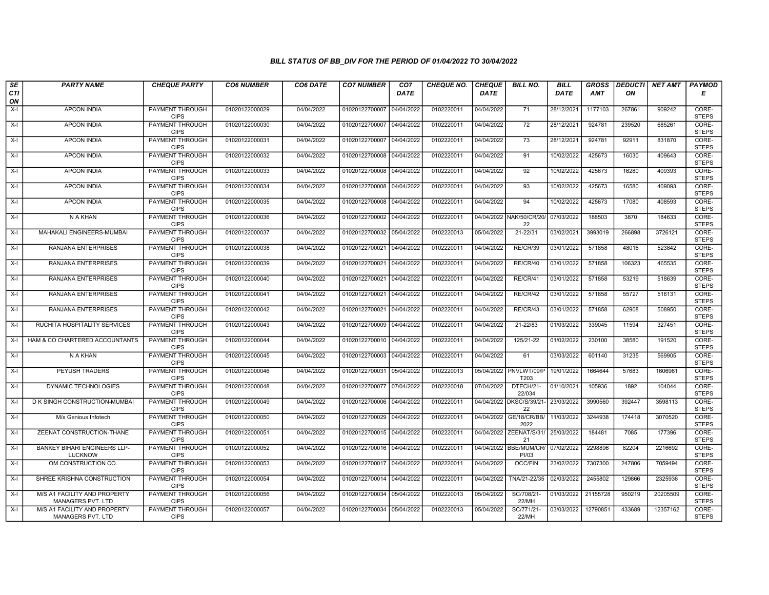# BILL STATUS OF BB_DIV FOR THE PERIOD OF 01/04/2022 TO 30/04/2022

| SECTION | PARTY NAME | CHEQUE PARTY | CO6 NUMBER | CO6 DATE | CO7 NUMBER | CO7 DATE | CHEQUE NO. | CHEQUE DATE | BILL NO. | BILL DATE | GROSS AMT | DEDUCTION | NET AMT | PAYMODE |
|---|---|---|---|---|---|---|---|---|---|---|---|---|---|---|
| X-I | APCON INDIA | PAYMENT THROUGH CIPS | 01020122000029 | 04/04/2022 | 01020122700007 | 04/04/2022 | 0102220011 | 04/04/2022 | 71 | 28/12/2021 | 1177103 | 267861 | 909242 | CORE-STEPS |
| X-I | APCON INDIA | PAYMENT THROUGH CIPS | 01020122000030 | 04/04/2022 | 01020122700007 | 04/04/2022 | 0102220011 | 04/04/2022 | 72 | 28/12/2021 | 924781 | 239520 | 685261 | CORE-STEPS |
| X-I | APCON INDIA | PAYMENT THROUGH CIPS | 01020122000031 | 04/04/2022 | 01020122700007 | 04/04/2022 | 0102220011 | 04/04/2022 | 73 | 28/12/2021 | 924781 | 92911 | 831870 | CORE-STEPS |
| X-I | APCON INDIA | PAYMENT THROUGH CIPS | 01020122000032 | 04/04/2022 | 01020122700008 | 04/04/2022 | 0102220011 | 04/04/2022 | 91 | 10/02/2022 | 425673 | 16030 | 409643 | CORE-STEPS |
| X-I | APCON INDIA | PAYMENT THROUGH CIPS | 01020122000033 | 04/04/2022 | 01020122700008 | 04/04/2022 | 0102220011 | 04/04/2022 | 92 | 10/02/2022 | 425673 | 16280 | 409393 | CORE-STEPS |
| X-I | APCON INDIA | PAYMENT THROUGH CIPS | 01020122000034 | 04/04/2022 | 01020122700008 | 04/04/2022 | 0102220011 | 04/04/2022 | 93 | 10/02/2022 | 425673 | 16580 | 409093 | CORE-STEPS |
| X-I | APCON INDIA | PAYMENT THROUGH CIPS | 01020122000035 | 04/04/2022 | 01020122700008 | 04/04/2022 | 0102220011 | 04/04/2022 | 94 | 10/02/2022 | 425673 | 17080 | 408593 | CORE-STEPS |
| X-I | N A KHAN | PAYMENT THROUGH CIPS | 01020122000036 | 04/04/2022 | 01020122700002 | 04/04/2022 | 0102220011 | 04/04/2022 | NAK/50/CR/20/22 | 07/03/2022 | 188503 | 3870 | 184633 | CORE-STEPS |
| X-I | MAHAKALI ENGINEERS-MUMBAI | PAYMENT THROUGH CIPS | 01020122000037 | 04/04/2022 | 01020122700032 | 05/04/2022 | 0102220013 | 05/04/2022 | 21-22/31 | 03/02/2021 | 3993019 | 266898 | 3726121 | CORE-STEPS |
| X-I | RANJANA ENTERPRISES | PAYMENT THROUGH CIPS | 01020122000038 | 04/04/2022 | 01020122700021 | 04/04/2022 | 0102220011 | 04/04/2022 | RE/CR/39 | 03/01/2022 | 571858 | 48016 | 523842 | CORE-STEPS |
| X-I | RANJANA ENTERPRISES | PAYMENT THROUGH CIPS | 01020122000039 | 04/04/2022 | 01020122700021 | 04/04/2022 | 0102220011 | 04/04/2022 | RE/CR/40 | 03/01/2022 | 571858 | 106323 | 465535 | CORE-STEPS |
| X-I | RANJANA ENTERPRISES | PAYMENT THROUGH CIPS | 01020122000040 | 04/04/2022 | 01020122700021 | 04/04/2022 | 0102220011 | 04/04/2022 | RE/CR/41 | 03/01/2022 | 571858 | 53219 | 518639 | CORE-STEPS |
| X-I | RANJANA ENTERPRISES | PAYMENT THROUGH CIPS | 01020122000041 | 04/04/2022 | 01020122700021 | 04/04/2022 | 0102220011 | 04/04/2022 | RE/CR/42 | 03/01/2022 | 571858 | 55727 | 516131 | CORE-STEPS |
| X-I | RANJANA ENTERPRISES | PAYMENT THROUGH CIPS | 01020122000042 | 04/04/2022 | 01020122700021 | 04/04/2022 | 0102220011 | 04/04/2022 | RE/CR/43 | 03/01/2022 | 571858 | 62908 | 508950 | CORE-STEPS |
| X-I | RUCHITA HOSPITALITY SERVICES | PAYMENT THROUGH CIPS | 01020122000043 | 04/04/2022 | 01020122700009 | 04/04/2022 | 0102220011 | 04/04/2022 | 21-22/83 | 01/03/2022 | 339045 | 11594 | 327451 | CORE-STEPS |
| X-I | HAM & CO CHARTERED ACCOUNTANTS | PAYMENT THROUGH CIPS | 01020122000044 | 04/04/2022 | 01020122700010 | 04/04/2022 | 0102220011 | 04/04/2022 | 125/21-22 | 01/02/2022 | 230100 | 38580 | 191520 | CORE-STEPS |
| X-I | N A KHAN | PAYMENT THROUGH CIPS | 01020122000045 | 04/04/2022 | 01020122700003 | 04/04/2022 | 0102220011 | 04/04/2022 | 61 | 03/03/2022 | 601140 | 31235 | 569905 | CORE-STEPS |
| X-I | PEYUSH TRADERS | PAYMENT THROUGH CIPS | 01020122000046 | 04/04/2022 | 01020122700031 | 05/04/2022 | 0102220013 | 05/04/2022 | PNVLWT/09/PT203 | 19/01/2022 | 1664644 | 57683 | 1606961 | CORE-STEPS |
| X-I | DYNAMIC TECHNOLOGIES | PAYMENT THROUGH CIPS | 01020122000048 | 04/04/2022 | 01020122700077 | 07/04/2022 | 0102220018 | 07/04/2022 | DTECH/21-22/034 | 01/10/2021 | 105936 | 1892 | 104044 | CORE-STEPS |
| X-I | D K SINGH CONSTRUCTION-MUMBAI | PAYMENT THROUGH CIPS | 01020122000049 | 04/04/2022 | 01020122700006 | 04/04/2022 | 0102220011 | 04/04/2022 | DKSC/S/39/21-22 | 23/03/2022 | 3990560 | 392447 | 3598113 | CORE-STEPS |
| X-I | M/s Genious Infotech | PAYMENT THROUGH CIPS | 01020122000050 | 04/04/2022 | 01020122700029 | 04/04/2022 | 0102220011 | 04/04/2022 | GE/18/CR/BB/2022 | 11/03/2022 | 3244938 | 174418 | 3070520 | CORE-STEPS |
| X-I | ZEENAT CONSTRUCTION-THANE | PAYMENT THROUGH CIPS | 01020122000051 | 04/04/2022 | 01020122700015 | 04/04/2022 | 0102220011 | 04/04/2022 | ZEENAT/S/31/21 | 25/03/2022 | 184481 | 7085 | 177396 | CORE-STEPS |
| X-I | BANKEY BIHARI ENGINEERS LLP-LUCKNOW | PAYMENT THROUGH CIPS | 01020122000052 | 04/04/2022 | 01020122700016 | 04/04/2022 | 0102220011 | 04/04/2022 | BBE/MUM/CR/PI/03 | 07/02/2022 | 2298896 | 82204 | 2216692 | CORE-STEPS |
| X-I | OM CONSTRUCTION CO. | PAYMENT THROUGH CIPS | 01020122000053 | 04/04/2022 | 01020122700017 | 04/04/2022 | 0102220011 | 04/04/2022 | OCC/FIN | 23/02/2022 | 7307300 | 247806 | 7059494 | CORE-STEPS |
| X-I | SHREE KRISHNA CONSTRUCTION | PAYMENT THROUGH CIPS | 01020122000054 | 04/04/2022 | 01020122700014 | 04/04/2022 | 0102220011 | 04/04/2022 | TNA/21-22/35 | 02/03/2022 | 2455802 | 129866 | 2325936 | CORE-STEPS |
| X-I | M/S A1 FACILITY AND PROPERTY MANAGERS PVT. LTD | PAYMENT THROUGH CIPS | 01020122000056 | 04/04/2022 | 01020122700034 | 05/04/2022 | 0102220013 | 05/04/2022 | SC/708/21-22/MH | 01/03/2022 | 21155728 | 950219 | 20205509 | CORE-STEPS |
| X-I | M/S A1 FACILITY AND PROPERTY MANAGERS PVT. LTD | PAYMENT THROUGH CIPS | 01020122000057 | 04/04/2022 | 01020122700034 | 05/04/2022 | 0102220013 | 05/04/2022 | SC/771/21-22/MH | 03/03/2022 | 12790851 | 433689 | 12357162 | CORE-STEPS |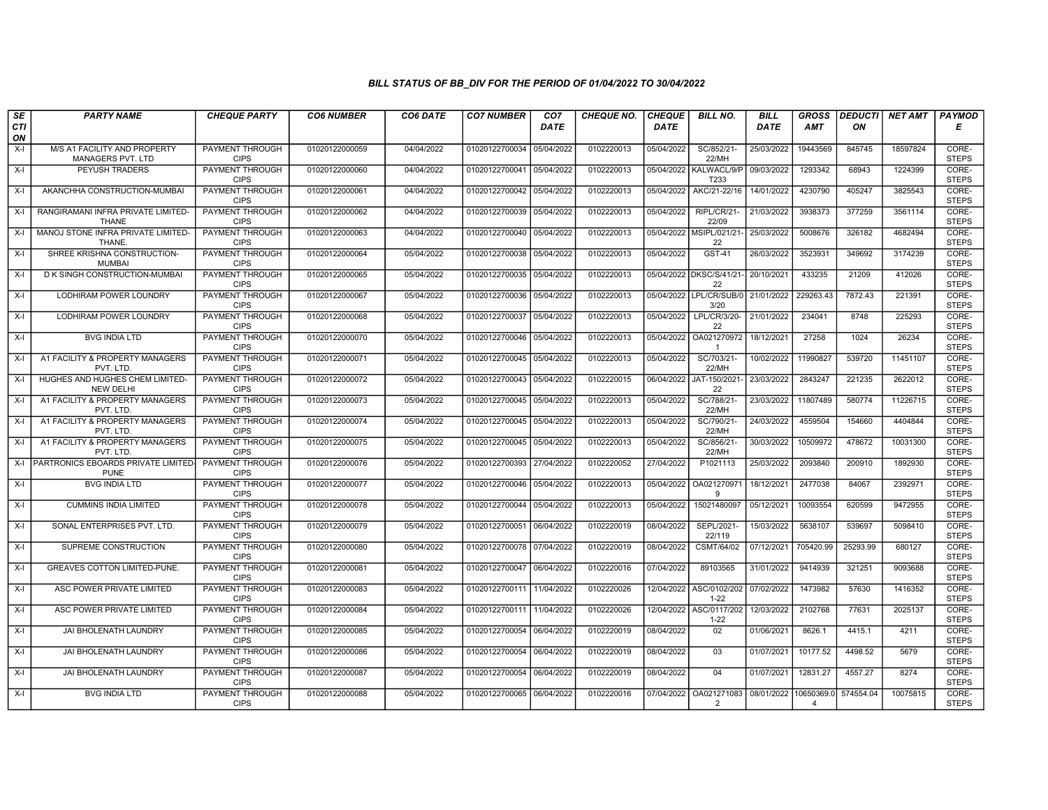# BILL STATUS OF BB_DIV FOR THE PERIOD OF 01/04/2022 TO 30/04/2022

| SECTION | PARTY NAME | CHEQUE PARTY | CO6 NUMBER | CO6 DATE | CO7 NUMBER | CO7 DATE | CHEQUE NO. | CHEQUE DATE | BILL NO. | BILL DATE | GROSS AMT | DEDUCTION | NET AMT | PAYMODE |
|---|---|---|---|---|---|---|---|---|---|---|---|---|---|---|
| X-I | M/S A1 FACILITY AND PROPERTY MANAGERS PVT. LTD | PAYMENT THROUGH CIPS | 01020122000059 | 04/04/2022 | 01020122700034 | 05/04/2022 | 0102220013 | 05/04/2022 | SC/852/21-22/MH | 25/03/2022 | 19443569 | 845745 | 18597824 | CORE-STEPS |
| X-I | PEYUSH TRADERS | PAYMENT THROUGH CIPS | 01020122000060 | 04/04/2022 | 01020122700041 | 05/04/2022 | 0102220013 | 05/04/2022 | KALWACL/9/PT233 | 09/03/2022 | 1293342 | 68943 | 1224399 | CORE-STEPS |
| X-I | AKANCHHA CONSTRUCTION-MUMBAI | PAYMENT THROUGH CIPS | 01020122000061 | 04/04/2022 | 01020122700042 | 05/04/2022 | 0102220013 | 05/04/2022 | AKC/21-22/16 | 14/01/2022 | 4230790 | 405247 | 3825543 | CORE-STEPS |
| X-I | RANGIRAMANI INFRA PRIVATE LIMITED-THANE | PAYMENT THROUGH CIPS | 01020122000062 | 04/04/2022 | 01020122700039 | 05/04/2022 | 0102220013 | 05/04/2022 | RIPL/CR/21-22/09 | 21/03/2022 | 3938373 | 377259 | 3561114 | CORE-STEPS |
| X-I | MANOJ STONE INFRA PRIVATE LIMITED-THANE. | PAYMENT THROUGH CIPS | 01020122000063 | 04/04/2022 | 01020122700040 | 05/04/2022 | 0102220013 | 05/04/2022 | MSIPL/021/21-22 | 25/03/2022 | 5008676 | 326182 | 4682494 | CORE-STEPS |
| X-I | SHREE KRISHNA CONSTRUCTION-MUMBAI | PAYMENT THROUGH CIPS | 01020122000064 | 05/04/2022 | 01020122700038 | 05/04/2022 | 0102220013 | 05/04/2022 | GST-41 | 26/03/2022 | 3523931 | 349692 | 3174239 | CORE-STEPS |
| X-I | D K SINGH CONSTRUCTION-MUMBAI | PAYMENT THROUGH CIPS | 01020122000065 | 05/04/2022 | 01020122700035 | 05/04/2022 | 0102220013 | 05/04/2022 | DKSC/S/41/21-22 | 20/10/2021 | 433235 | 21209 | 412026 | CORE-STEPS |
| X-I | LODHIRAM POWER LOUNDRY | PAYMENT THROUGH CIPS | 01020122000067 | 05/04/2022 | 01020122700036 | 05/04/2022 | 0102220013 | 05/04/2022 | LPL/CR/SUB/03/20 | 21/01/2022 | 229263.43 | 7872.43 | 221391 | CORE-STEPS |
| X-I | LODHIRAM POWER LOUNDRY | PAYMENT THROUGH CIPS | 01020122000068 | 05/04/2022 | 01020122700037 | 05/04/2022 | 0102220013 | 05/04/2022 | LPL/CR/3/20-22 | 21/01/2022 | 234041 | 8748 | 225293 | CORE-STEPS |
| X-I | BVG INDIA LTD | PAYMENT THROUGH CIPS | 01020122000070 | 05/04/2022 | 01020122700046 | 05/04/2022 | 0102220013 | 05/04/2022 | OA0212709721 | 18/12/2021 | 27258 | 1024 | 26234 | CORE-STEPS |
| X-I | A1 FACILITY & PROPERTY MANAGERS PVT. LTD. | PAYMENT THROUGH CIPS | 01020122000071 | 05/04/2022 | 01020122700045 | 05/04/2022 | 0102220013 | 05/04/2022 | SC/703/21-22/MH | 10/02/2022 | 11990827 | 539720 | 11451107 | CORE-STEPS |
| X-I | HUGHES AND HUGHES CHEM LIMITED-NEW DELHI | PAYMENT THROUGH CIPS | 01020122000072 | 05/04/2022 | 01020122700043 | 05/04/2022 | 0102220015 | 06/04/2022 | JAT-150/2021-22 | 23/03/2022 | 2843247 | 221235 | 2622012 | CORE-STEPS |
| X-I | A1 FACILITY & PROPERTY MANAGERS PVT. LTD. | PAYMENT THROUGH CIPS | 01020122000073 | 05/04/2022 | 01020122700045 | 05/04/2022 | 0102220013 | 05/04/2022 | SC/788/21-22/MH | 23/03/2022 | 11807489 | 580774 | 11226715 | CORE-STEPS |
| X-I | A1 FACILITY & PROPERTY MANAGERS PVT. LTD. | PAYMENT THROUGH CIPS | 01020122000074 | 05/04/2022 | 01020122700045 | 05/04/2022 | 0102220013 | 05/04/2022 | SC/790/21-22/MH | 24/03/2022 | 4559504 | 154660 | 4404844 | CORE-STEPS |
| X-I | A1 FACILITY & PROPERTY MANAGERS PVT. LTD. | PAYMENT THROUGH CIPS | 01020122000075 | 05/04/2022 | 01020122700045 | 05/04/2022 | 0102220013 | 05/04/2022 | SC/856/21-22/MH | 30/03/2022 | 10509972 | 478672 | 10031300 | CORE-STEPS |
| X-I | PARTRONICS EBOARDS PRIVATE LIMITED-PUNE | PAYMENT THROUGH CIPS | 01020122000076 | 05/04/2022 | 01020122700393 | 27/04/2022 | 0102220052 | 27/04/2022 | P1021113 | 25/03/2022 | 2093840 | 200910 | 1892930 | CORE-STEPS |
| X-I | BVG INDIA LTD | PAYMENT THROUGH CIPS | 01020122000077 | 05/04/2022 | 01020122700046 | 05/04/2022 | 0102220013 | 05/04/2022 | OA0212709719 | 18/12/2021 | 2477038 | 84067 | 2392971 | CORE-STEPS |
| X-I | CUMMINS INDIA LIMITED | PAYMENT THROUGH CIPS | 01020122000078 | 05/04/2022 | 01020122700044 | 05/04/2022 | 0102220013 | 05/04/2022 | 15021480097 | 05/12/2021 | 10093554 | 620599 | 9472955 | CORE-STEPS |
| X-I | SONAL ENTERPRISES PVT. LTD. | PAYMENT THROUGH CIPS | 01020122000079 | 05/04/2022 | 01020122700051 | 06/04/2022 | 0102220019 | 08/04/2022 | SEPL/2021-22/119 | 15/03/2022 | 5638107 | 539697 | 5098410 | CORE-STEPS |
| X-I | SUPREME CONSTRUCTION | PAYMENT THROUGH CIPS | 01020122000080 | 05/04/2022 | 01020122700078 | 07/04/2022 | 0102220019 | 08/04/2022 | CSMT/64/02 | 07/12/2021 | 705420.99 | 25293.99 | 680127 | CORE-STEPS |
| X-I | GREAVES COTTON LIMITED-PUNE. | PAYMENT THROUGH CIPS | 01020122000081 | 05/04/2022 | 01020122700047 | 06/04/2022 | 0102220016 | 07/04/2022 | 89103565 | 31/01/2022 | 9414939 | 321251 | 9093688 | CORE-STEPS |
| X-I | ASC POWER PRIVATE LIMITED | PAYMENT THROUGH CIPS | 01020122000083 | 05/04/2022 | 01020122700111 | 11/04/2022 | 0102220026 | 12/04/2022 | ASC/0102/2021-22 | 07/02/2022 | 1473982 | 57630 | 1416352 | CORE-STEPS |
| X-I | ASC POWER PRIVATE LIMITED | PAYMENT THROUGH CIPS | 01020122000084 | 05/04/2022 | 01020122700111 | 11/04/2022 | 0102220026 | 12/04/2022 | ASC/0117/2021-22 | 12/03/2022 | 2102768 | 77631 | 2025137 | CORE-STEPS |
| X-I | JAI BHOLENATH LAUNDRY | PAYMENT THROUGH CIPS | 01020122000085 | 05/04/2022 | 01020122700054 | 06/04/2022 | 0102220019 | 08/04/2022 | 02 | 01/06/2021 | 8626.1 | 4415.1 | 4211 | CORE-STEPS |
| X-I | JAI BHOLENATH LAUNDRY | PAYMENT THROUGH CIPS | 01020122000086 | 05/04/2022 | 01020122700054 | 06/04/2022 | 0102220019 | 08/04/2022 | 03 | 01/07/2021 | 10177.52 | 4498.52 | 5679 | CORE-STEPS |
| X-I | JAI BHOLENATH LAUNDRY | PAYMENT THROUGH CIPS | 01020122000087 | 05/04/2022 | 01020122700054 | 06/04/2022 | 0102220019 | 08/04/2022 | 04 | 01/07/2021 | 12831.27 | 4557.27 | 8274 | CORE-STEPS |
| X-I | BVG INDIA LTD | PAYMENT THROUGH CIPS | 01020122000088 | 05/04/2022 | 01020122700065 | 06/04/2022 | 0102220016 | 07/04/2022 | OA0212710832 | 08/01/2022 | 10650369.04 | 574554.04 | 10075815 | CORE-STEPS |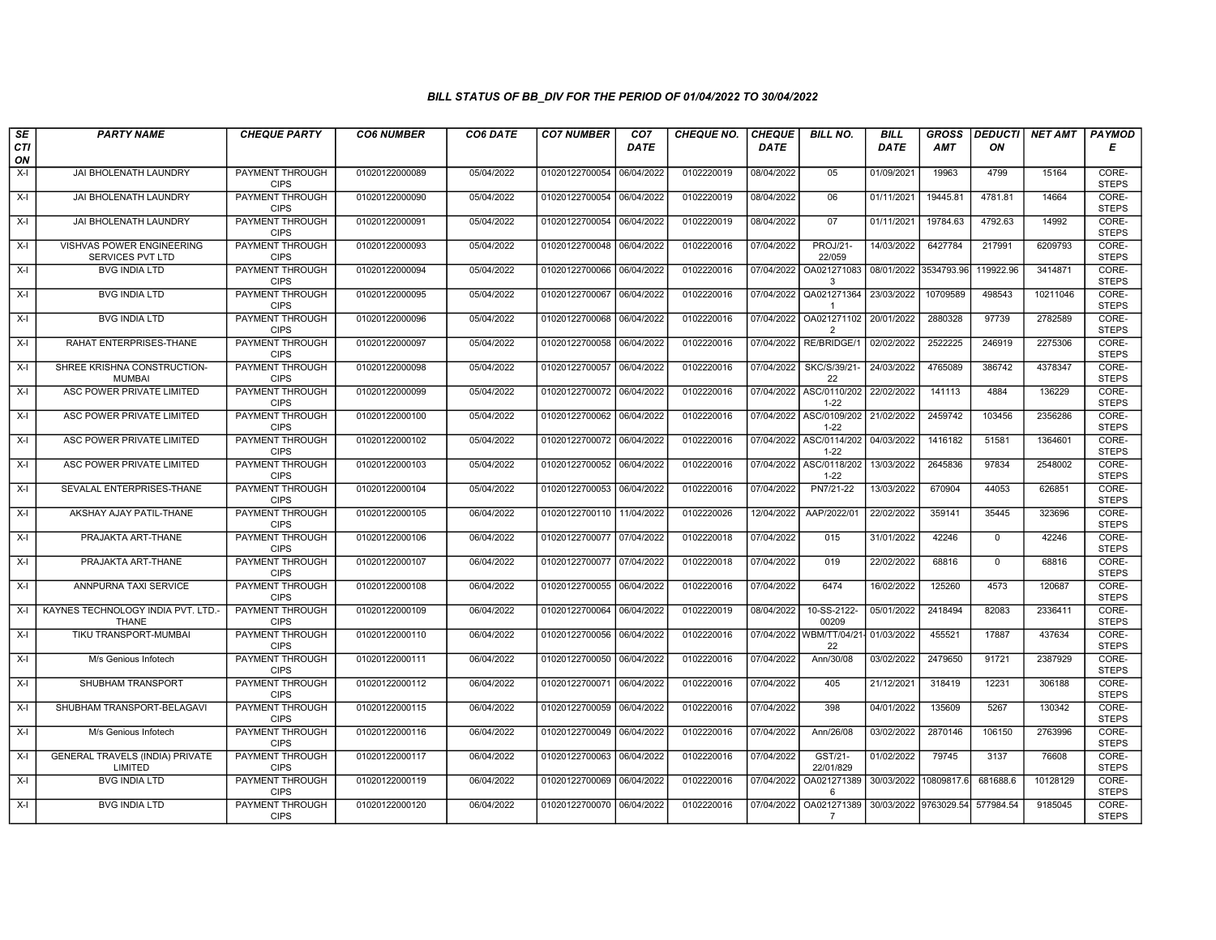### *BILL STATUS OF BB_DIV FOR THE PERIOD OF 01/04/2022 TO 30/04/2022*

| *SECTION* | *PARTY NAME* | *CHEQUE PARTY* | *CO6 NUMBER* | *CO6 DATE* | *CO7 NUMBER* | *CO7 DATE* | *CHEQUE NO.* | *CHEQUE DATE* | *BILL NO.* | *BILL DATE* | *GROSS AMT* | *DEDUCTION* | *NET AMT* | *PAYMODE* |
|---|---|---|---|---|---|---|---|---|---|---|---|---|---|---|
| X-I | JAI BHOLENATH LAUNDRY | PAYMENT THROUGH CIPS | 01020122000089 | 05/04/2022 | 01020122700054 | 06/04/2022 | 0102220019 | 08/04/2022 | 05 | 01/09/2021 | 19963 | 4799 | 15164 | CORE-STEPS |
| X-I | JAI BHOLENATH LAUNDRY | PAYMENT THROUGH CIPS | 01020122000090 | 05/04/2022 | 01020122700054 | 06/04/2022 | 0102220019 | 08/04/2022 | 06 | 01/11/2021 | 19445.81 | 4781.81 | 14664 | CORE-STEPS |
| X-I | JAI BHOLENATH LAUNDRY | PAYMENT THROUGH CIPS | 01020122000091 | 05/04/2022 | 01020122700054 | 06/04/2022 | 0102220019 | 08/04/2022 | 07 | 01/11/2021 | 19784.63 | 4792.63 | 14992 | CORE-STEPS |
| X-I | VISHVAS POWER ENGINEERING SERVICES PVT LTD | PAYMENT THROUGH CIPS | 01020122000093 | 05/04/2022 | 01020122700048 | 06/04/2022 | 0102220016 | 07/04/2022 | PROJ/21-22/059 | 14/03/2022 | 6427784 | 217991 | 6209793 | CORE-STEPS |
| X-I | BVG INDIA LTD | PAYMENT THROUGH CIPS | 01020122000094 | 05/04/2022 | 01020122700066 | 06/04/2022 | 0102220016 | 07/04/2022 | OA021271083 3 | 08/01/2022 | 3534793.96 | 119922.96 | 3414871 | CORE-STEPS |
| X-I | BVG INDIA LTD | PAYMENT THROUGH CIPS | 01020122000095 | 05/04/2022 | 01020122700067 | 06/04/2022 | 0102220016 | 07/04/2022 | QA021271364 1 | 23/03/2022 | 10709589 | 498543 | 10211046 | CORE-STEPS |
| X-I | BVG INDIA LTD | PAYMENT THROUGH CIPS | 01020122000096 | 05/04/2022 | 01020122700068 | 06/04/2022 | 0102220016 | 07/04/2022 | OA021271102 2 | 20/01/2022 | 2880328 | 97739 | 2782589 | CORE-STEPS |
| X-I | RAHAT ENTERPRISES-THANE | PAYMENT THROUGH CIPS | 01020122000097 | 05/04/2022 | 01020122700058 | 06/04/2022 | 0102220016 | 07/04/2022 | RE/BRIDGE/1 | 02/02/2022 | 2522225 | 246919 | 2275306 | CORE-STEPS |
| X-I | SHREE KRISHNA CONSTRUCTION-MUMBAI | PAYMENT THROUGH CIPS | 01020122000098 | 05/04/2022 | 01020122700057 | 06/04/2022 | 0102220016 | 07/04/2022 | SKC/S/39/21-22 | 24/03/2022 | 4765089 | 386742 | 4378347 | CORE-STEPS |
| X-I | ASC POWER PRIVATE LIMITED | PAYMENT THROUGH CIPS | 01020122000099 | 05/04/2022 | 01020122700072 | 06/04/2022 | 0102220016 | 07/04/2022 | ASC/0110/2021-22 | 22/02/2022 | 141113 | 4884 | 136229 | CORE-STEPS |
| X-I | ASC POWER PRIVATE LIMITED | PAYMENT THROUGH CIPS | 01020122000100 | 05/04/2022 | 01020122700062 | 06/04/2022 | 0102220016 | 07/04/2022 | ASC/0109/2021-22 | 21/02/2022 | 2459742 | 103456 | 2356286 | CORE-STEPS |
| X-I | ASC POWER PRIVATE LIMITED | PAYMENT THROUGH CIPS | 01020122000102 | 05/04/2022 | 01020122700072 | 06/04/2022 | 0102220016 | 07/04/2022 | ASC/0114/2021-22 | 04/03/2022 | 1416182 | 51581 | 1364601 | CORE-STEPS |
| X-I | ASC POWER PRIVATE LIMITED | PAYMENT THROUGH CIPS | 01020122000103 | 05/04/2022 | 01020122700052 | 06/04/2022 | 0102220016 | 07/04/2022 | ASC/0118/2021-22 | 13/03/2022 | 2645836 | 97834 | 2548002 | CORE-STEPS |
| X-I | SEVALAL ENTERPRISES-THANE | PAYMENT THROUGH CIPS | 01020122000104 | 05/04/2022 | 01020122700053 | 06/04/2022 | 0102220016 | 07/04/2022 | PN7/21-22 | 13/03/2022 | 670904 | 44053 | 626851 | CORE-STEPS |
| X-I | AKSHAY AJAY PATIL-THANE | PAYMENT THROUGH CIPS | 01020122000105 | 06/04/2022 | 01020122700110 | 11/04/2022 | 0102220026 | 12/04/2022 | AAP/2022/01 | 22/02/2022 | 359141 | 35445 | 323696 | CORE-STEPS |
| X-I | PRAJAKTA ART-THANE | PAYMENT THROUGH CIPS | 01020122000106 | 06/04/2022 | 01020122700077 | 07/04/2022 | 0102220018 | 07/04/2022 | 015 | 31/01/2022 | 42246 | 0 | 42246 | CORE-STEPS |
| X-I | PRAJAKTA ART-THANE | PAYMENT THROUGH CIPS | 01020122000107 | 06/04/2022 | 01020122700077 | 07/04/2022 | 0102220018 | 07/04/2022 | 019 | 22/02/2022 | 68816 | 0 | 68816 | CORE-STEPS |
| X-I | ANNPURNA TAXI SERVICE | PAYMENT THROUGH CIPS | 01020122000108 | 06/04/2022 | 01020122700055 | 06/04/2022 | 0102220016 | 07/04/2022 | 6474 | 16/02/2022 | 125260 | 4573 | 120687 | CORE-STEPS |
| X-I | KAYNES TECHNOLOGY INDIA PVT. LTD.-THANE | PAYMENT THROUGH CIPS | 01020122000109 | 06/04/2022 | 01020122700064 | 06/04/2022 | 0102220019 | 08/04/2022 | 10-SS-2122-00209 | 05/01/2022 | 2418494 | 82083 | 2336411 | CORE-STEPS |
| X-I | TIKU TRANSPORT-MUMBAI | PAYMENT THROUGH CIPS | 01020122000110 | 06/04/2022 | 01020122700056 | 06/04/2022 | 0102220016 | 07/04/2022 | WBM/TT/04/21-22 | 01/03/2022 | 455521 | 17887 | 437634 | CORE-STEPS |
| X-I | M/s Genious Infotech | PAYMENT THROUGH CIPS | 01020122000111 | 06/04/2022 | 01020122700050 | 06/04/2022 | 0102220016 | 07/04/2022 | Ann/30/08 | 03/02/2022 | 2479650 | 91721 | 2387929 | CORE-STEPS |
| X-I | SHUBHAM TRANSPORT | PAYMENT THROUGH CIPS | 01020122000112 | 06/04/2022 | 01020122700071 | 06/04/2022 | 0102220016 | 07/04/2022 | 405 | 21/12/2021 | 318419 | 12231 | 306188 | CORE-STEPS |
| X-I | SHUBHAM TRANSPORT-BELAGAVI | PAYMENT THROUGH CIPS | 01020122000115 | 06/04/2022 | 01020122700059 | 06/04/2022 | 0102220016 | 07/04/2022 | 398 | 04/01/2022 | 135609 | 5267 | 130342 | CORE-STEPS |
| X-I | M/s Genious Infotech | PAYMENT THROUGH CIPS | 01020122000116 | 06/04/2022 | 01020122700049 | 06/04/2022 | 0102220016 | 07/04/2022 | Ann/26/08 | 03/02/2022 | 2870146 | 106150 | 2763996 | CORE-STEPS |
| X-I | GENERAL TRAVELS (INDIA) PRIVATE LIMITED | PAYMENT THROUGH CIPS | 01020122000117 | 06/04/2022 | 01020122700063 | 06/04/2022 | 0102220016 | 07/04/2022 | GST/21-22/01/829 | 01/02/2022 | 79745 | 3137 | 76608 | CORE-STEPS |
| X-I | BVG INDIA LTD | PAYMENT THROUGH CIPS | 01020122000119 | 06/04/2022 | 01020122700069 | 06/04/2022 | 0102220016 | 07/04/2022 | OA021271389 6 | 30/03/2022 | 10809817.6 | 681688.6 | 10128129 | CORE-STEPS |
| X-I | BVG INDIA LTD | PAYMENT THROUGH CIPS | 01020122000120 | 06/04/2022 | 01020122700070 | 06/04/2022 | 0102220016 | 07/04/2022 | OA021271389 7 | 30/03/2022 | 9763029.54 | 577984.54 | 9185045 | CORE-STEPS |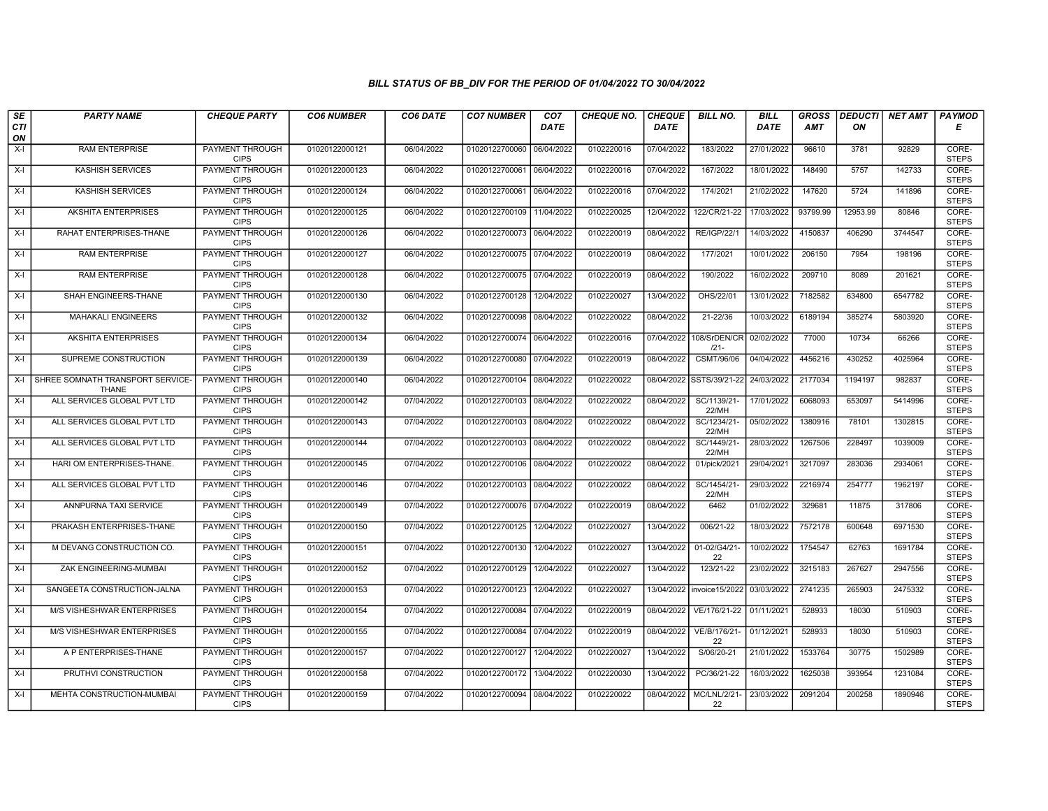# BILL STATUS OF BB_DIV FOR THE PERIOD OF 01/04/2022 TO 30/04/2022

| SECTION | PARTY NAME | CHEQUE PARTY | CO6 NUMBER | CO6 DATE | CO7 NUMBER | CO7 DATE | CHEQUE NO. | CHEQUE DATE | BILL NO. | BILL DATE | GROSS AMT | DEDUCTION | NET AMT | PAYMODE |
|---|---|---|---|---|---|---|---|---|---|---|---|---|---|---|
| X-I | RAM ENTERPRISE | PAYMENT THROUGH CIPS | 01020122000121 | 06/04/2022 | 01020122700060 | 06/04/2022 | 0102220016 | 07/04/2022 | 183/2022 | 27/01/2022 | 96610 | 3781 | 92829 | CORE-STEPS |
| X-I | KASHISH SERVICES | PAYMENT THROUGH CIPS | 01020122000123 | 06/04/2022 | 01020122700061 | 06/04/2022 | 0102220016 | 07/04/2022 | 167/2022 | 18/01/2022 | 148490 | 5757 | 142733 | CORE-STEPS |
| X-I | KASHISH SERVICES | PAYMENT THROUGH CIPS | 01020122000124 | 06/04/2022 | 01020122700061 | 06/04/2022 | 0102220016 | 07/04/2022 | 174/2021 | 21/02/2022 | 147620 | 5724 | 141896 | CORE-STEPS |
| X-I | AKSHITA ENTERPRISES | PAYMENT THROUGH CIPS | 01020122000125 | 06/04/2022 | 01020122700109 | 11/04/2022 | 0102220025 | 12/04/2022 | 122/CR/21-22 | 17/03/2022 | 93799.99 | 12953.99 | 80846 | CORE-STEPS |
| X-I | RAHAT ENTERPRISES-THANE | PAYMENT THROUGH CIPS | 01020122000126 | 06/04/2022 | 01020122700073 | 06/04/2022 | 0102220019 | 08/04/2022 | RE/IGP/22/1 | 14/03/2022 | 4150837 | 406290 | 3744547 | CORE-STEPS |
| X-I | RAM ENTERPRISE | PAYMENT THROUGH CIPS | 01020122000127 | 06/04/2022 | 01020122700075 | 07/04/2022 | 0102220019 | 08/04/2022 | 177/2021 | 10/01/2022 | 206150 | 7954 | 198196 | CORE-STEPS |
| X-I | RAM ENTERPRISE | PAYMENT THROUGH CIPS | 01020122000128 | 06/04/2022 | 01020122700075 | 07/04/2022 | 0102220019 | 08/04/2022 | 190/2022 | 16/02/2022 | 209710 | 8089 | 201621 | CORE-STEPS |
| X-I | SHAH ENGINEERS-THANE | PAYMENT THROUGH CIPS | 01020122000130 | 06/04/2022 | 01020122700128 | 12/04/2022 | 0102220027 | 13/04/2022 | OHS/22/01 | 13/01/2022 | 7182582 | 634800 | 6547782 | CORE-STEPS |
| X-I | MAHAKALI ENGINEERS | PAYMENT THROUGH CIPS | 01020122000132 | 06/04/2022 | 01020122700098 | 08/04/2022 | 0102220022 | 08/04/2022 | 21-22/36 | 10/03/2022 | 6189194 | 385274 | 5803920 | CORE-STEPS |
| X-I | AKSHITA ENTERPRISES | PAYMENT THROUGH CIPS | 01020122000134 | 06/04/2022 | 01020122700074 | 06/04/2022 | 0102220016 | 07/04/2022 | 108/SrDEN/CR/21- | 02/02/2022 | 77000 | 10734 | 66266 | CORE-STEPS |
| X-I | SUPREME CONSTRUCTION | PAYMENT THROUGH CIPS | 01020122000139 | 06/04/2022 | 01020122700080 | 07/04/2022 | 0102220019 | 08/04/2022 | CSMT/96/06 | 04/04/2022 | 4456216 | 430252 | 4025964 | CORE-STEPS |
| X-I | SHREE SOMNATH TRANSPORT SERVICE-THANE | PAYMENT THROUGH CIPS | 01020122000140 | 06/04/2022 | 01020122700104 | 08/04/2022 | 0102220022 | 08/04/2022 | SSTS/39/21-22 | 24/03/2022 | 2177034 | 1194197 | 982837 | CORE-STEPS |
| X-I | ALL SERVICES GLOBAL PVT LTD | PAYMENT THROUGH CIPS | 01020122000142 | 07/04/2022 | 01020122700103 | 08/04/2022 | 0102220022 | 08/04/2022 | SC/1139/21-22/MH | 17/01/2022 | 6068093 | 653097 | 5414996 | CORE-STEPS |
| X-I | ALL SERVICES GLOBAL PVT LTD | PAYMENT THROUGH CIPS | 01020122000143 | 07/04/2022 | 01020122700103 | 08/04/2022 | 0102220022 | 08/04/2022 | SC/1234/21-22/MH | 05/02/2022 | 1380916 | 78101 | 1302815 | CORE-STEPS |
| X-I | ALL SERVICES GLOBAL PVT LTD | PAYMENT THROUGH CIPS | 01020122000144 | 07/04/2022 | 01020122700103 | 08/04/2022 | 0102220022 | 08/04/2022 | SC/1449/21-22/MH | 28/03/2022 | 1267506 | 228497 | 1039009 | CORE-STEPS |
| X-I | HARI OM ENTERPRISES-THANE. | PAYMENT THROUGH CIPS | 01020122000145 | 07/04/2022 | 01020122700106 | 08/04/2022 | 0102220022 | 08/04/2022 | 01/pick/2021 | 29/04/2021 | 3217097 | 283036 | 2934061 | CORE-STEPS |
| X-I | ALL SERVICES GLOBAL PVT LTD | PAYMENT THROUGH CIPS | 01020122000146 | 07/04/2022 | 01020122700103 | 08/04/2022 | 0102220022 | 08/04/2022 | SC/1454/21-22/MH | 29/03/2022 | 2216974 | 254777 | 1962197 | CORE-STEPS |
| X-I | ANNPURNA TAXI SERVICE | PAYMENT THROUGH CIPS | 01020122000149 | 07/04/2022 | 01020122700076 | 07/04/2022 | 0102220019 | 08/04/2022 | 6462 | 01/02/2022 | 329681 | 11875 | 317806 | CORE-STEPS |
| X-I | PRAKASH ENTERPRISES-THANE | PAYMENT THROUGH CIPS | 01020122000150 | 07/04/2022 | 01020122700125 | 12/04/2022 | 0102220027 | 13/04/2022 | 006/21-22 | 18/03/2022 | 7572178 | 600648 | 6971530 | CORE-STEPS |
| X-I | M DEVANG CONSTRUCTION CO. | PAYMENT THROUGH CIPS | 01020122000151 | 07/04/2022 | 01020122700130 | 12/04/2022 | 0102220027 | 13/04/2022 | 01-02/G4/21-22 | 10/02/2022 | 1754547 | 62763 | 1691784 | CORE-STEPS |
| X-I | ZAK ENGINEERING-MUMBAI | PAYMENT THROUGH CIPS | 01020122000152 | 07/04/2022 | 01020122700129 | 12/04/2022 | 0102220027 | 13/04/2022 | 123/21-22 | 23/02/2022 | 3215183 | 267627 | 2947556 | CORE-STEPS |
| X-I | SANGEETA CONSTRUCTION-JALNA | PAYMENT THROUGH CIPS | 01020122000153 | 07/04/2022 | 01020122700123 | 12/04/2022 | 0102220027 | 13/04/2022 | invoice15/2022 | 03/03/2022 | 2741235 | 265903 | 2475332 | CORE-STEPS |
| X-I | M/S VISHESHWAR ENTERPRISES | PAYMENT THROUGH CIPS | 01020122000154 | 07/04/2022 | 01020122700084 | 07/04/2022 | 0102220019 | 08/04/2022 | VE/176/21-22 | 01/11/2021 | 528933 | 18030 | 510903 | CORE-STEPS |
| X-I | M/S VISHESHWAR ENTERPRISES | PAYMENT THROUGH CIPS | 01020122000155 | 07/04/2022 | 01020122700084 | 07/04/2022 | 0102220019 | 08/04/2022 | VE/B/176/21-22 | 01/12/2021 | 528933 | 18030 | 510903 | CORE-STEPS |
| X-I | A P ENTERPRISES-THANE | PAYMENT THROUGH CIPS | 01020122000157 | 07/04/2022 | 01020122700127 | 12/04/2022 | 0102220027 | 13/04/2022 | S/06/20-21 | 21/01/2022 | 1533764 | 30775 | 1502989 | CORE-STEPS |
| X-I | PRUTHVI CONSTRUCTION | PAYMENT THROUGH CIPS | 01020122000158 | 07/04/2022 | 01020122700172 | 13/04/2022 | 0102220030 | 13/04/2022 | PC/36/21-22 | 16/03/2022 | 1625038 | 393954 | 1231084 | CORE-STEPS |
| X-I | MEHTA CONSTRUCTION-MUMBAI | PAYMENT THROUGH CIPS | 01020122000159 | 07/04/2022 | 01020122700094 | 08/04/2022 | 0102220022 | 08/04/2022 | MC/LNL/2/21-22 | 23/03/2022 | 2091204 | 200258 | 1890946 | CORE-STEPS |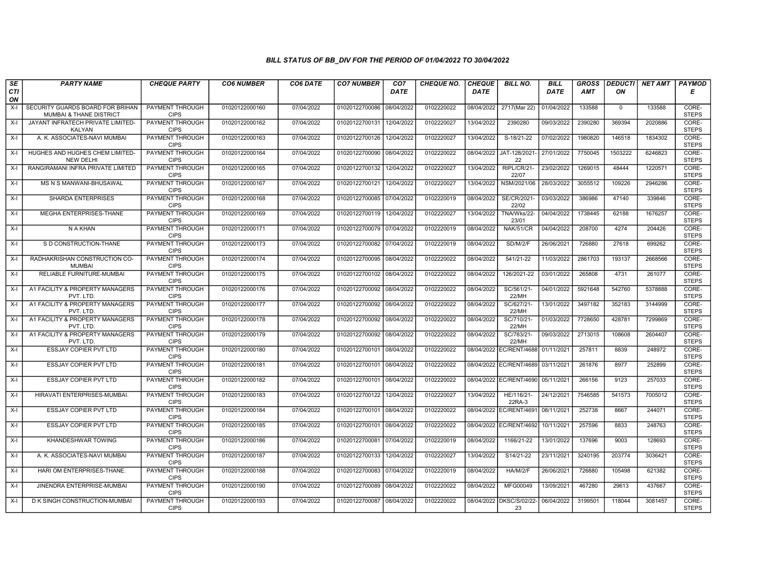## BILL STATUS OF BB_DIV FOR THE PERIOD OF 01/04/2022 TO 30/04/2022

| SECTION | PARTY NAME | CHEQUE PARTY | CO6 NUMBER | CO6 DATE | CO7 NUMBER | CO7 DATE | CHEQUE NO. | CHEQUE DATE | BILL NO. | BILL DATE | GROSS AMT | DEDUCTION | NET AMT | PAYMODE |
|---|---|---|---|---|---|---|---|---|---|---|---|---|---|---|
| X-I | SECURITY GUARDS BOARD FOR BRIHAN MUMBAI & THANE DISTRICT | PAYMENT THROUGH CIPS | 01020122000160 | 07/04/2022 | 01020122700086 | 08/04/2022 | 0102220022 | 08/04/2022 | 2717(Mar 22) | 01/04/2022 | 133588 | 0 | 133588 | CORE-STEPS |
| X-I | JAYANT INFRATECH PRIVATE LIMITED-KALYAN | PAYMENT THROUGH CIPS | 01020122000162 | 07/04/2022 | 01020122700131 | 12/04/2022 | 0102220027 | 13/04/2022 | 2390280 | 09/03/2022 | 2390280 | 369394 | 2020886 | CORE-STEPS |
| X-I | A. K. ASSOCIATES-NAVI MUMBAI | PAYMENT THROUGH CIPS | 01020122000163 | 07/04/2022 | 01020122700126 | 12/04/2022 | 0102220027 | 13/04/2022 | S-18/21-22 | 07/02/2022 | 1980820 | 146518 | 1834302 | CORE-STEPS |
| X-I | HUGHES AND HUGHES CHEM LIMITED-NEW DELHI | PAYMENT THROUGH CIPS | 01020122000164 | 07/04/2022 | 01020122700090 | 08/04/2022 | 0102220022 | 08/04/2022 | JAT-128/2021-22 | 27/01/2022 | 7750045 | 1503222 | 6246823 | CORE-STEPS |
| X-I | RANGIRAMANI INFRA PRIVATE LIMITED | PAYMENT THROUGH CIPS | 01020122000165 | 07/04/2022 | 01020122700132 | 12/04/2022 | 0102220027 | 13/04/2022 | RIPL/CR/21-22/07 | 23/02/2022 | 1269015 | 48444 | 1220571 | CORE-STEPS |
| X-I | MS N S MANWANI-BHUSAWAL | PAYMENT THROUGH CIPS | 01020122000167 | 07/04/2022 | 01020122700121 | 12/04/2022 | 0102220027 | 13/04/2022 | NSM/2021/06 | 28/03/2022 | 3055512 | 109226 | 2946286 | CORE-STEPS |
| X-I | SHARDA ENTERPRISES | PAYMENT THROUGH CIPS | 01020122000168 | 07/04/2022 | 01020122700085 | 07/04/2022 | 0102220019 | 08/04/2022 | SE/CR/2021-22/02 | 03/03/2022 | 386986 | 47140 | 339846 | CORE-STEPS |
| X-I | MEGHA ENTERPRISES-THANE | PAYMENT THROUGH CIPS | 01020122000169 | 07/04/2022 | 01020122700119 | 12/04/2022 | 0102220027 | 13/04/2022 | TNA/Wks/22-23/01 | 04/04/2022 | 1738445 | 62188 | 1676257 | CORE-STEPS |
| X-I | N A KHAN | PAYMENT THROUGH CIPS | 01020122000171 | 07/04/2022 | 01020122700079 | 07/04/2022 | 0102220019 | 08/04/2022 | NAK/51/CR | 04/04/2022 | 208700 | 4274 | 204426 | CORE-STEPS |
| X-I | S D CONSTRUCTION-THANE | PAYMENT THROUGH CIPS | 01020122000173 | 07/04/2022 | 01020122700082 | 07/04/2022 | 0102220019 | 08/04/2022 | SD/M/2/F | 26/06/2021 | 726880 | 27618 | 699262 | CORE-STEPS |
| X-I | RADHAKRISHAN CONSTRUCTION CO-MUMBAI | PAYMENT THROUGH CIPS | 01020122000174 | 07/04/2022 | 01020122700095 | 08/04/2022 | 0102220022 | 08/04/2022 | 541/21-22 | 11/03/2022 | 2861703 | 193137 | 2668566 | CORE-STEPS |
| X-I | RELIABLE FURNITURE-MUMBAI | PAYMENT THROUGH CIPS | 01020122000175 | 07/04/2022 | 01020122700102 | 08/04/2022 | 0102220022 | 08/04/2022 | 126/2021-22 | 03/01/2022 | 265808 | 4731 | 261077 | CORE-STEPS |
| X-I | A1 FACILITY & PROPERTY MANAGERS PVT. LTD. | PAYMENT THROUGH CIPS | 01020122000176 | 07/04/2022 | 01020122700092 | 08/04/2022 | 0102220022 | 08/04/2022 | SC/561/21-22/MH | 04/01/2022 | 5921648 | 542760 | 5378888 | CORE-STEPS |
| X-I | A1 FACILITY & PROPERTY MANAGERS PVT. LTD. | PAYMENT THROUGH CIPS | 01020122000177 | 07/04/2022 | 01020122700092 | 08/04/2022 | 0102220022 | 08/04/2022 | SC/627/21-22/MH | 13/01/2022 | 3497182 | 352183 | 3144999 | CORE-STEPS |
| X-I | A1 FACILITY & PROPERTY MANAGERS PVT. LTD. | PAYMENT THROUGH CIPS | 01020122000178 | 07/04/2022 | 01020122700092 | 08/04/2022 | 0102220022 | 08/04/2022 | SC/710/21-22/MH | 01/03/2022 | 7728650 | 428781 | 7299869 | CORE-STEPS |
| X-I | A1 FACILITY & PROPERTY MANAGERS PVT. LTD. | PAYMENT THROUGH CIPS | 01020122000179 | 07/04/2022 | 01020122700092 | 08/04/2022 | 0102220022 | 08/04/2022 | SC/783/21-22/MH | 09/03/2022 | 2713015 | 108608 | 2604407 | CORE-STEPS |
| X-I | ESSJAY COPIER PVT LTD | PAYMENT THROUGH CIPS | 01020122000180 | 07/04/2022 | 01020122700101 | 08/04/2022 | 0102220022 | 08/04/2022 | EC/RENT/4688 | 01/11/2021 | 257811 | 8839 | 248972 | CORE-STEPS |
| X-I | ESSJAY COPIER PVT LTD | PAYMENT THROUGH CIPS | 01020122000181 | 07/04/2022 | 01020122700101 | 08/04/2022 | 0102220022 | 08/04/2022 | EC/RENT/4689 | 03/11/2021 | 261876 | 8977 | 252899 | CORE-STEPS |
| X-I | ESSJAY COPIER PVT LTD | PAYMENT THROUGH CIPS | 01020122000182 | 07/04/2022 | 01020122700101 | 08/04/2022 | 0102220022 | 08/04/2022 | EC/RENT/4690 | 05/11/2021 | 266156 | 9123 | 257033 | CORE-STEPS |
| X-I | HIRAVATI ENTERPRISES-MUMBAI. | PAYMENT THROUGH CIPS | 01020122000183 | 07/04/2022 | 01020122700122 | 12/04/2022 | 0102220027 | 13/04/2022 | HE/116/21-22RA-3 | 24/12/2021 | 7546585 | 541573 | 7005012 | CORE-STEPS |
| X-I | ESSJAY COPIER PVT LTD | PAYMENT THROUGH CIPS | 01020122000184 | 07/04/2022 | 01020122700101 | 08/04/2022 | 0102220022 | 08/04/2022 | EC/RENT/4691 | 08/11/2021 | 252738 | 8667 | 244071 | CORE-STEPS |
| X-I | ESSJAY COPIER PVT LTD | PAYMENT THROUGH CIPS | 01020122000185 | 07/04/2022 | 01020122700101 | 08/04/2022 | 0102220022 | 08/04/2022 | EC/RENT/4692 | 10/11/2021 | 257596 | 8833 | 248763 | CORE-STEPS |
| X-I | KHANDESHWAR TOWING | PAYMENT THROUGH CIPS | 01020122000186 | 07/04/2022 | 01020122700081 | 07/04/2022 | 0102220019 | 08/04/2022 | 1166/21-22 | 13/01/2022 | 137696 | 9003 | 128693 | CORE-STEPS |
| X-I | A. K. ASSOCIATES-NAVI MUMBAI | PAYMENT THROUGH CIPS | 01020122000187 | 07/04/2022 | 01020122700133 | 12/04/2022 | 0102220027 | 13/04/2022 | S14/21-22 | 23/11/2021 | 3240195 | 203774 | 3036421 | CORE-STEPS |
| X-I | HARI OM ENTERPRISES-THANE. | PAYMENT THROUGH CIPS | 01020122000188 | 07/04/2022 | 01020122700083 | 07/04/2022 | 0102220019 | 08/04/2022 | HA/M/2/F | 26/06/2021 | 726880 | 105498 | 621382 | CORE-STEPS |
| X-I | JINENDRA ENTERPRISE-MUMBAI | PAYMENT THROUGH CIPS | 01020122000190 | 07/04/2022 | 01020122700089 | 08/04/2022 | 0102220022 | 08/04/2022 | MFG00049 | 13/09/2021 | 467280 | 29613 | 437667 | CORE-STEPS |
| X-I | D K SINGH CONSTRUCTION-MUMBAI | PAYMENT THROUGH CIPS | 01020122000193 | 07/04/2022 | 01020122700087 | 08/04/2022 | 0102220022 | 08/04/2022 | DKSC/S/02/22-23 | 06/04/2022 | 3199501 | 118044 | 3081457 | CORE-STEPS |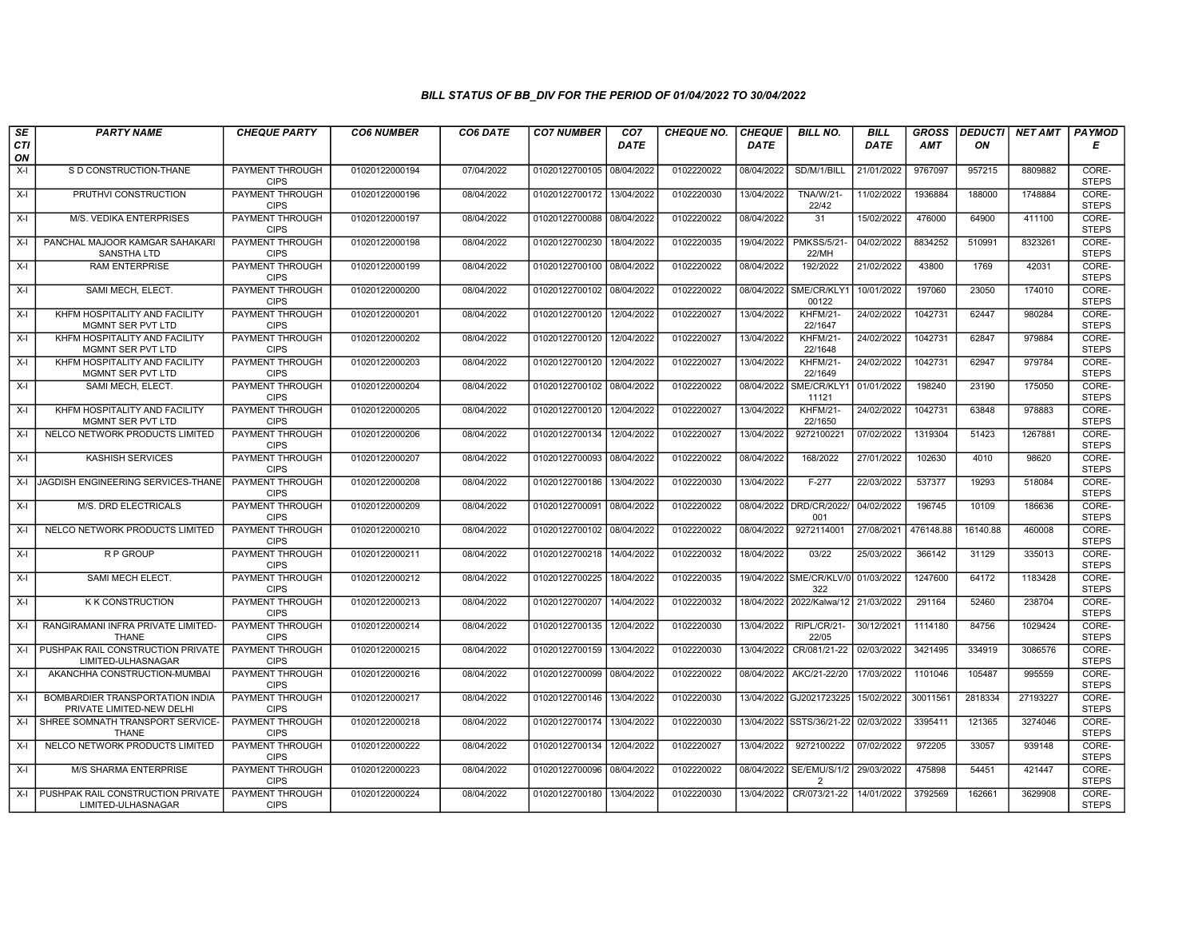### BILL STATUS OF BB_DIV FOR THE PERIOD OF 01/04/2022 TO 30/04/2022

| SECTION | PARTY NAME | CHEQUE PARTY | CO6 NUMBER | CO6 DATE | CO7 NUMBER | CO7 DATE | CHEQUE NO. | CHEQUE DATE | BILL NO. | BILL DATE | GROSS AMT | DEDUCTION | NET AMT | PAYMODE |
|---|---|---|---|---|---|---|---|---|---|---|---|---|---|---|
| X-I | S D CONSTRUCTION-THANE | PAYMENT THROUGH CIPS | 01020122000194 | 07/04/2022 | 01020122700105 | 08/04/2022 | 0102220022 | 08/04/2022 | SD/M/1/BILL | 21/01/2022 | 9767097 | 957215 | 8809882 | CORE-STEPS |
| X-I | PRUTHVI CONSTRUCTION | PAYMENT THROUGH CIPS | 01020122000196 | 08/04/2022 | 01020122700172 | 13/04/2022 | 0102220030 | 13/04/2022 | TNA/W/21-22/42 | 11/02/2022 | 1936884 | 188000 | 1748884 | CORE-STEPS |
| X-I | M/S. VEDIKA ENTERPRISES | PAYMENT THROUGH CIPS | 01020122000197 | 08/04/2022 | 01020122700088 | 08/04/2022 | 0102220022 | 08/04/2022 | 31 | 15/02/2022 | 476000 | 64900 | 411100 | CORE-STEPS |
| X-I | PANCHAL MAJOOR KAMGAR SAHAKARI SANSTHA LTD | PAYMENT THROUGH CIPS | 01020122000198 | 08/04/2022 | 01020122700230 | 18/04/2022 | 0102220035 | 19/04/2022 | PMKSS/5/21-22/MH | 04/02/2022 | 8834252 | 510991 | 8323261 | CORE-STEPS |
| X-I | RAM ENTERPRISE | PAYMENT THROUGH CIPS | 01020122000199 | 08/04/2022 | 01020122700100 | 08/04/2022 | 0102220022 | 08/04/2022 | 192/2022 | 21/02/2022 | 43800 | 1769 | 42031 | CORE-STEPS |
| X-I | SAMI MECH, ELECT. | PAYMENT THROUGH CIPS | 01020122000200 | 08/04/2022 | 01020122700102 | 08/04/2022 | 0102220022 | 08/04/2022 | SME/CR/KLY100122 | 10/01/2022 | 197060 | 23050 | 174010 | CORE-STEPS |
| X-I | KHFM HOSPITALITY AND FACILITY MGMNT SER PVT LTD | PAYMENT THROUGH CIPS | 01020122000201 | 08/04/2022 | 01020122700120 | 12/04/2022 | 0102220027 | 13/04/2022 | KHFM/21-22/1647 | 24/02/2022 | 1042731 | 62447 | 980284 | CORE-STEPS |
| X-I | KHFM HOSPITALITY AND FACILITY MGMNT SER PVT LTD | PAYMENT THROUGH CIPS | 01020122000202 | 08/04/2022 | 01020122700120 | 12/04/2022 | 0102220027 | 13/04/2022 | KHFM/21-22/1648 | 24/02/2022 | 1042731 | 62847 | 979884 | CORE-STEPS |
| X-I | KHFM HOSPITALITY AND FACILITY MGMNT SER PVT LTD | PAYMENT THROUGH CIPS | 01020122000203 | 08/04/2022 | 01020122700120 | 12/04/2022 | 0102220027 | 13/04/2022 | KHFM/21-22/1649 | 24/02/2022 | 1042731 | 62947 | 979784 | CORE-STEPS |
| X-I | SAMI MECH, ELECT. | PAYMENT THROUGH CIPS | 01020122000204 | 08/04/2022 | 01020122700102 | 08/04/2022 | 0102220022 | 08/04/2022 | SME/CR/KLY111121 | 01/01/2022 | 198240 | 23190 | 175050 | CORE-STEPS |
| X-I | KHFM HOSPITALITY AND FACILITY MGMNT SER PVT LTD | PAYMENT THROUGH CIPS | 01020122000205 | 08/04/2022 | 01020122700120 | 12/04/2022 | 0102220027 | 13/04/2022 | KHFM/21-22/1650 | 24/02/2022 | 1042731 | 63848 | 978883 | CORE-STEPS |
| X-I | NELCO NETWORK PRODUCTS LIMITED | PAYMENT THROUGH CIPS | 01020122000206 | 08/04/2022 | 01020122700134 | 12/04/2022 | 0102220027 | 13/04/2022 | 9272100221 | 07/02/2022 | 1319304 | 51423 | 1267881 | CORE-STEPS |
| X-I | KASHISH SERVICES | PAYMENT THROUGH CIPS | 01020122000207 | 08/04/2022 | 01020122700093 | 08/04/2022 | 0102220022 | 08/04/2022 | 168/2022 | 27/01/2022 | 102630 | 4010 | 98620 | CORE-STEPS |
| X-I | JAGDISH ENGINEERING SERVICES-THANE | PAYMENT THROUGH CIPS | 01020122000208 | 08/04/2022 | 01020122700186 | 13/04/2022 | 0102220030 | 13/04/2022 | F-277 | 22/03/2022 | 537377 | 19293 | 518084 | CORE-STEPS |
| X-I | M/S. DRD ELECTRICALS | PAYMENT THROUGH CIPS | 01020122000209 | 08/04/2022 | 01020122700091 | 08/04/2022 | 0102220022 | 08/04/2022 | DRD/CR/2022/001 | 04/02/2022 | 196745 | 10109 | 186636 | CORE-STEPS |
| X-I | NELCO NETWORK PRODUCTS LIMITED | PAYMENT THROUGH CIPS | 01020122000210 | 08/04/2022 | 01020122700102 | 08/04/2022 | 0102220022 | 08/04/2022 | 9272114001 | 27/08/2021 | 476148.88 | 16140.88 | 460008 | CORE-STEPS |
| X-I | R P GROUP | PAYMENT THROUGH CIPS | 01020122000211 | 08/04/2022 | 01020122700218 | 14/04/2022 | 0102220032 | 18/04/2022 | 03/22 | 25/03/2022 | 366142 | 31129 | 335013 | CORE-STEPS |
| X-I | SAMI MECH ELECT. | PAYMENT THROUGH CIPS | 01020122000212 | 08/04/2022 | 01020122700225 | 18/04/2022 | 0102220035 | 19/04/2022 | SME/CR/KLV/0322 | 01/03/2022 | 1247600 | 64172 | 1183428 | CORE-STEPS |
| X-I | K K CONSTRUCTION | PAYMENT THROUGH CIPS | 01020122000213 | 08/04/2022 | 01020122700207 | 14/04/2022 | 0102220032 | 18/04/2022 | 2022/Kalwa/12 | 21/03/2022 | 291164 | 52460 | 238704 | CORE-STEPS |
| X-I | RANGIRAMANI INFRA PRIVATE LIMITED-THANE | PAYMENT THROUGH CIPS | 01020122000214 | 08/04/2022 | 01020122700135 | 12/04/2022 | 0102220030 | 13/04/2022 | RIPL/CR/21-22/05 | 30/12/2021 | 1114180 | 84756 | 1029424 | CORE-STEPS |
| X-I | PUSHPAK RAIL CONSTRUCTION PRIVATE LIMITED-ULHASNAGAR | PAYMENT THROUGH CIPS | 01020122000215 | 08/04/2022 | 01020122700159 | 13/04/2022 | 0102220030 | 13/04/2022 | CR/081/21-22 | 02/03/2022 | 3421495 | 334919 | 3086576 | CORE-STEPS |
| X-I | AKANCHHA CONSTRUCTION-MUMBAI | PAYMENT THROUGH CIPS | 01020122000216 | 08/04/2022 | 01020122700099 | 08/04/2022 | 0102220022 | 08/04/2022 | AKC/21-22/20 | 17/03/2022 | 1101046 | 105487 | 995559 | CORE-STEPS |
| X-I | BOMBARDIER TRANSPORTATION INDIA PRIVATE LIMITED-NEW DELHI | PAYMENT THROUGH CIPS | 01020122000217 | 08/04/2022 | 01020122700146 | 13/04/2022 | 0102220030 | 13/04/2022 | GJ2021723225 | 15/02/2022 | 30011561 | 2818334 | 27193227 | CORE-STEPS |
| X-I | SHREE SOMNATH TRANSPORT SERVICE-THANE | PAYMENT THROUGH CIPS | 01020122000218 | 08/04/2022 | 01020122700174 | 13/04/2022 | 0102220030 | 13/04/2022 | SSTS/36/21-22 | 02/03/2022 | 3395411 | 121365 | 3274046 | CORE-STEPS |
| X-I | NELCO NETWORK PRODUCTS LIMITED | PAYMENT THROUGH CIPS | 01020122000222 | 08/04/2022 | 01020122700134 | 12/04/2022 | 0102220027 | 13/04/2022 | 9272100222 | 07/02/2022 | 972205 | 33057 | 939148 | CORE-STEPS |
| X-I | M/S SHARMA ENTERPRISE | PAYMENT THROUGH CIPS | 01020122000223 | 08/04/2022 | 01020122700096 | 08/04/2022 | 0102220022 | 08/04/2022 | SE/EMU/S/1/22 | 29/03/2022 | 475898 | 54451 | 421447 | CORE-STEPS |
| X-I | PUSHPAK RAIL CONSTRUCTION PRIVATE LIMITED-ULHASNAGAR | PAYMENT THROUGH CIPS | 01020122000224 | 08/04/2022 | 01020122700180 | 13/04/2022 | 0102220030 | 13/04/2022 | CR/073/21-22 | 14/01/2022 | 3792569 | 162661 | 3629908 | CORE-STEPS |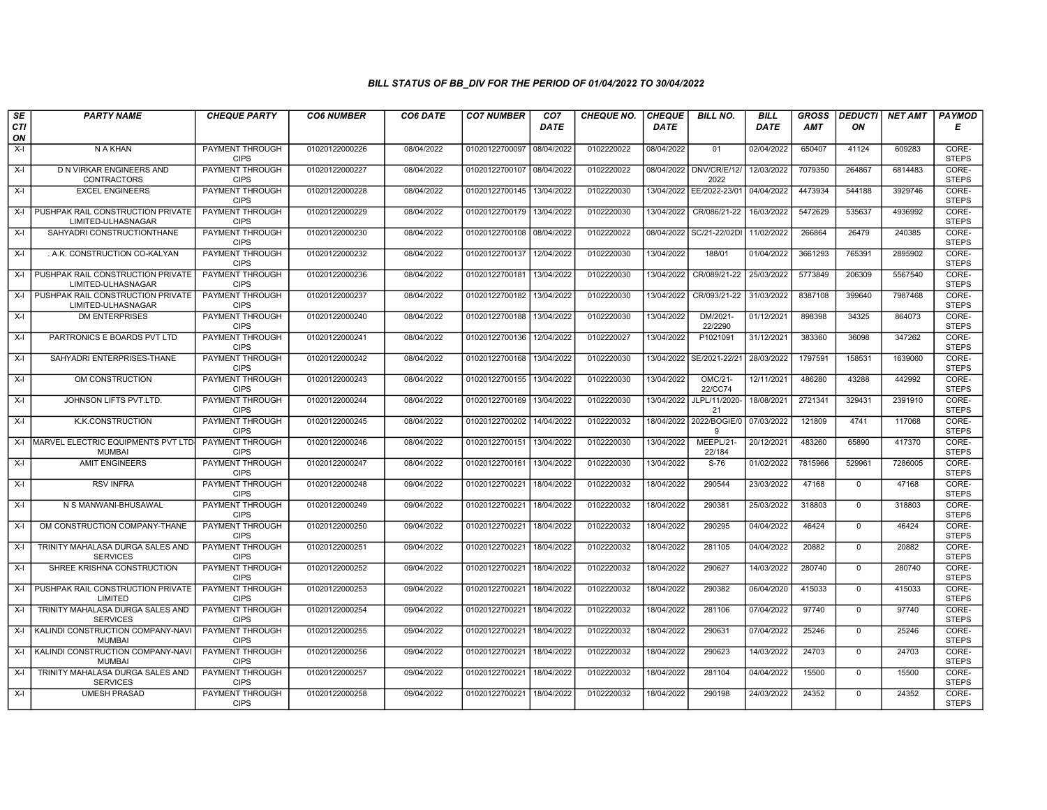# BILL STATUS OF BB_DIV FOR THE PERIOD OF 01/04/2022 TO 30/04/2022

| SECTION | PARTY NAME | CHEQUE PARTY | CO6 NUMBER | CO6 DATE | CO7 NUMBER | CO7 DATE | CHEQUE NO. | CHEQUE DATE | BILL NO. | BILL DATE | GROSS AMT | DEDUCTION | NET AMT | PAYMODE |
|---|---|---|---|---|---|---|---|---|---|---|---|---|---|---|
| X-I | N A KHAN | PAYMENT THROUGH CIPS | 01020122000226 | 08/04/2022 | 01020122700097 | 08/04/2022 | 0102220022 | 08/04/2022 | 01 | 02/04/2022 | 650407 | 41124 | 609283 | CORE-STEPS |
| X-I | D N VIRKAR ENGINEERS AND CONTRACTORS | PAYMENT THROUGH CIPS | 01020122000227 | 08/04/2022 | 01020122700107 | 08/04/2022 | 0102220022 | 08/04/2022 | DNV/CR/E/12/2022 | 12/03/2022 | 7079350 | 264867 | 6814483 | CORE-STEPS |
| X-I | EXCEL ENGINEERS | PAYMENT THROUGH CIPS | 01020122000228 | 08/04/2022 | 01020122700145 | 13/04/2022 | 0102220030 | 13/04/2022 | EE/2022-23/01 | 04/04/2022 | 4473934 | 544188 | 3929746 | CORE-STEPS |
| X-I | PUSHPAK RAIL CONSTRUCTION PRIVATE LIMITED-ULHASNAGAR | PAYMENT THROUGH CIPS | 01020122000229 | 08/04/2022 | 01020122700179 | 13/04/2022 | 0102220030 | 13/04/2022 | CR/086/21-22 | 16/03/2022 | 5472629 | 535637 | 4936992 | CORE-STEPS |
| X-I | SAHYADRI CONSTRUCTIONTHANE | PAYMENT THROUGH CIPS | 01020122000230 | 08/04/2022 | 01020122700108 | 08/04/2022 | 0102220022 | 08/04/2022 | SC/21-22/02DI | 11/02/2022 | 266864 | 26479 | 240385 | CORE-STEPS |
| X-I | . A.K. CONSTRUCTION CO-KALYAN | PAYMENT THROUGH CIPS | 01020122000232 | 08/04/2022 | 01020122700137 | 12/04/2022 | 0102220030 | 13/04/2022 | 188/01 | 01/04/2022 | 3661293 | 765391 | 2895902 | CORE-STEPS |
| X-I | PUSHPAK RAIL CONSTRUCTION PRIVATE LIMITED-ULHASNAGAR | PAYMENT THROUGH CIPS | 01020122000236 | 08/04/2022 | 01020122700181 | 13/04/2022 | 0102220030 | 13/04/2022 | CR/089/21-22 | 25/03/2022 | 5773849 | 206309 | 5567540 | CORE-STEPS |
| X-I | PUSHPAK RAIL CONSTRUCTION PRIVATE LIMITED-ULHASNAGAR | PAYMENT THROUGH CIPS | 01020122000237 | 08/04/2022 | 01020122700182 | 13/04/2022 | 0102220030 | 13/04/2022 | CR/093/21-22 | 31/03/2022 | 8387108 | 399640 | 7987468 | CORE-STEPS |
| X-I | DM ENTERPRISES | PAYMENT THROUGH CIPS | 01020122000240 | 08/04/2022 | 01020122700188 | 13/04/2022 | 0102220030 | 13/04/2022 | DM/2021-22/2290 | 01/12/2021 | 898398 | 34325 | 864073 | CORE-STEPS |
| X-I | PARTRONICS E BOARDS PVT LTD | PAYMENT THROUGH CIPS | 01020122000241 | 08/04/2022 | 01020122700136 | 12/04/2022 | 0102220027 | 13/04/2022 | P1021091 | 31/12/2021 | 383360 | 36098 | 347262 | CORE-STEPS |
| X-I | SAHYADRI ENTERPRISES-THANE | PAYMENT THROUGH CIPS | 01020122000242 | 08/04/2022 | 01020122700168 | 13/04/2022 | 0102220030 | 13/04/2022 | SE/2021-22/21 | 28/03/2022 | 1797591 | 158531 | 1639060 | CORE-STEPS |
| X-I | OM CONSTRUCTION | PAYMENT THROUGH CIPS | 01020122000243 | 08/04/2022 | 01020122700155 | 13/04/2022 | 0102220030 | 13/04/2022 | OMC/21-22/CC74 | 12/11/2021 | 486280 | 43288 | 442992 | CORE-STEPS |
| X-I | JOHNSON LIFTS PVT.LTD. | PAYMENT THROUGH CIPS | 01020122000244 | 08/04/2022 | 01020122700169 | 13/04/2022 | 0102220030 | 13/04/2022 | JLPL/11/2020-21 | 18/08/2021 | 2721341 | 329431 | 2391910 | CORE-STEPS |
| X-I | K.K.CONSTRUCTION | PAYMENT THROUGH CIPS | 01020122000245 | 08/04/2022 | 01020122700202 | 14/04/2022 | 0102220032 | 18/04/2022 | 2022/BOGIE/09 | 07/03/2022 | 121809 | 4741 | 117068 | CORE-STEPS |
| X-I | MARVEL ELECTRIC EQUIPMENTS PVT LTD-MUMBAI | PAYMENT THROUGH CIPS | 01020122000246 | 08/04/2022 | 01020122700151 | 13/04/2022 | 0102220030 | 13/04/2022 | MEEPL/21-22/184 | 20/12/2021 | 483260 | 65890 | 417370 | CORE-STEPS |
| X-I | AMIT ENGINEERS | PAYMENT THROUGH CIPS | 01020122000247 | 08/04/2022 | 01020122700161 | 13/04/2022 | 0102220030 | 13/04/2022 | S-76 | 01/02/2022 | 7815966 | 529961 | 7286005 | CORE-STEPS |
| X-I | RSV INFRA | PAYMENT THROUGH CIPS | 01020122000248 | 09/04/2022 | 01020122700221 | 18/04/2022 | 0102220032 | 18/04/2022 | 290544 | 23/03/2022 | 47168 | 0 | 47168 | CORE-STEPS |
| X-I | N S MANWANI-BHUSAWAL | PAYMENT THROUGH CIPS | 01020122000249 | 09/04/2022 | 01020122700221 | 18/04/2022 | 0102220032 | 18/04/2022 | 290381 | 25/03/2022 | 318803 | 0 | 318803 | CORE-STEPS |
| X-I | OM CONSTRUCTION COMPANY-THANE | PAYMENT THROUGH CIPS | 01020122000250 | 09/04/2022 | 01020122700221 | 18/04/2022 | 0102220032 | 18/04/2022 | 290295 | 04/04/2022 | 46424 | 0 | 46424 | CORE-STEPS |
| X-I | TRINITY MAHALASA DURGA SALES AND SERVICES | PAYMENT THROUGH CIPS | 01020122000251 | 09/04/2022 | 01020122700221 | 18/04/2022 | 0102220032 | 18/04/2022 | 281105 | 04/04/2022 | 20882 | 0 | 20882 | CORE-STEPS |
| X-I | SHREE KRISHNA CONSTRUCTION | PAYMENT THROUGH CIPS | 01020122000252 | 09/04/2022 | 01020122700221 | 18/04/2022 | 0102220032 | 18/04/2022 | 290627 | 14/03/2022 | 280740 | 0 | 280740 | CORE-STEPS |
| X-I | PUSHPAK RAIL CONSTRUCTION PRIVATE LIMITED | PAYMENT THROUGH CIPS | 01020122000253 | 09/04/2022 | 01020122700221 | 18/04/2022 | 0102220032 | 18/04/2022 | 290382 | 06/04/2020 | 415033 | 0 | 415033 | CORE-STEPS |
| X-I | TRINITY MAHALASA DURGA SALES AND SERVICES | PAYMENT THROUGH CIPS | 01020122000254 | 09/04/2022 | 01020122700221 | 18/04/2022 | 0102220032 | 18/04/2022 | 281106 | 07/04/2022 | 97740 | 0 | 97740 | CORE-STEPS |
| X-I | KALINDI CONSTRUCTION COMPANY-NAVI MUMBAI | PAYMENT THROUGH CIPS | 01020122000255 | 09/04/2022 | 01020122700221 | 18/04/2022 | 0102220032 | 18/04/2022 | 290631 | 07/04/2022 | 25246 | 0 | 25246 | CORE-STEPS |
| X-I | KALINDI CONSTRUCTION COMPANY-NAVI MUMBAI | PAYMENT THROUGH CIPS | 01020122000256 | 09/04/2022 | 01020122700221 | 18/04/2022 | 0102220032 | 18/04/2022 | 290623 | 14/03/2022 | 24703 | 0 | 24703 | CORE-STEPS |
| X-I | TRINITY MAHALASA DURGA SALES AND SERVICES | PAYMENT THROUGH CIPS | 01020122000257 | 09/04/2022 | 01020122700221 | 18/04/2022 | 0102220032 | 18/04/2022 | 281104 | 04/04/2022 | 15500 | 0 | 15500 | CORE-STEPS |
| X-I | UMESH PRASAD | PAYMENT THROUGH CIPS | 01020122000258 | 09/04/2022 | 01020122700221 | 18/04/2022 | 0102220032 | 18/04/2022 | 290198 | 24/03/2022 | 24352 | 0 | 24352 | CORE-STEPS |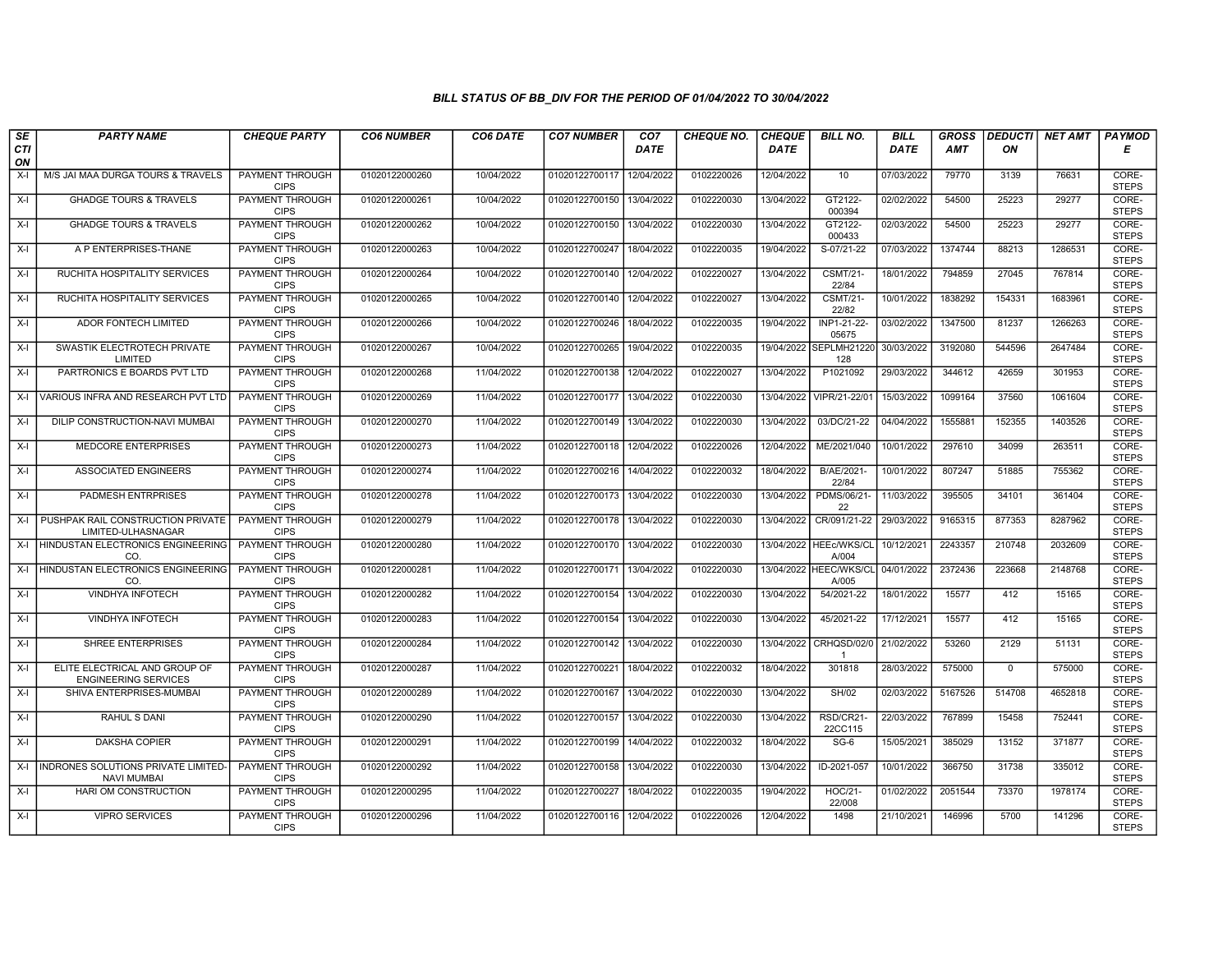### BILL STATUS OF BB_DIV FOR THE PERIOD OF 01/04/2022 TO 30/04/2022

| SECTION | PARTY NAME | CHEQUE PARTY | CO6 NUMBER | CO6 DATE | CO7 NUMBER | CO7 DATE | CHEQUE NO. | CHEQUE DATE | BILL NO. | BILL DATE | GROSS AMT | DEDUCTION | NET AMT | PAYMODE |
|---|---|---|---|---|---|---|---|---|---|---|---|---|---|---|
| X-I | M/S JAI MAA DURGA TOURS & TRAVELS | PAYMENT THROUGH CIPS | 01020122000260 | 10/04/2022 | 01020122700117 | 12/04/2022 | 0102220026 | 12/04/2022 | 10 | 07/03/2022 | 79770 | 3139 | 76631 | CORE-STEPS |
| X-I | GHADGE TOURS & TRAVELS | PAYMENT THROUGH CIPS | 01020122000261 | 10/04/2022 | 01020122700150 | 13/04/2022 | 0102220030 | 13/04/2022 | GT2122-000394 | 02/02/2022 | 54500 | 25223 | 29277 | CORE-STEPS |
| X-I | GHADGE TOURS & TRAVELS | PAYMENT THROUGH CIPS | 01020122000262 | 10/04/2022 | 01020122700150 | 13/04/2022 | 0102220030 | 13/04/2022 | GT2122-000433 | 02/03/2022 | 54500 | 25223 | 29277 | CORE-STEPS |
| X-I | A P ENTERPRISES-THANE | PAYMENT THROUGH CIPS | 01020122000263 | 10/04/2022 | 01020122700247 | 18/04/2022 | 0102220035 | 19/04/2022 | S-07/21-22 | 07/03/2022 | 1374744 | 88213 | 1286531 | CORE-STEPS |
| X-I | RUCHITA HOSPITALITY SERVICES | PAYMENT THROUGH CIPS | 01020122000264 | 10/04/2022 | 01020122700140 | 12/04/2022 | 0102220027 | 13/04/2022 | CSMT/21-22/84 | 18/01/2022 | 794859 | 27045 | 767814 | CORE-STEPS |
| X-I | RUCHITA HOSPITALITY SERVICES | PAYMENT THROUGH CIPS | 01020122000265 | 10/04/2022 | 01020122700140 | 12/04/2022 | 0102220027 | 13/04/2022 | CSMT/21-22/82 | 10/01/2022 | 1838292 | 154331 | 1683961 | CORE-STEPS |
| X-I | ADOR FONTECH LIMITED | PAYMENT THROUGH CIPS | 01020122000266 | 10/04/2022 | 01020122700246 | 18/04/2022 | 0102220035 | 19/04/2022 | INP1-21-22-05675 | 03/02/2022 | 1347500 | 81237 | 1266263 | CORE-STEPS |
| X-I | SWASTIK ELECTROTECH PRIVATE LIMITED | PAYMENT THROUGH CIPS | 01020122000267 | 10/04/2022 | 01020122700265 | 19/04/2022 | 0102220035 | 19/04/2022 | SEPLMH21220128 | 30/03/2022 | 3192080 | 544596 | 2647484 | CORE-STEPS |
| X-I | PARTRONICS E BOARDS PVT LTD | PAYMENT THROUGH CIPS | 01020122000268 | 11/04/2022 | 01020122700138 | 12/04/2022 | 0102220027 | 13/04/2022 | P1021092 | 29/03/2022 | 344612 | 42659 | 301953 | CORE-STEPS |
| X-I | VARIOUS INFRA AND RESEARCH PVT LTD | PAYMENT THROUGH CIPS | 01020122000269 | 11/04/2022 | 01020122700177 | 13/04/2022 | 0102220030 | 13/04/2022 | VIPR/21-22/01 | 15/03/2022 | 1099164 | 37560 | 1061604 | CORE-STEPS |
| X-I | DILIP CONSTRUCTION-NAVI MUMBAI | PAYMENT THROUGH CIPS | 01020122000270 | 11/04/2022 | 01020122700149 | 13/04/2022 | 0102220030 | 13/04/2022 | 03/DC/21-22 | 04/04/2022 | 1555881 | 152355 | 1403526 | CORE-STEPS |
| X-I | MEDCORE ENTERPRISES | PAYMENT THROUGH CIPS | 01020122000273 | 11/04/2022 | 01020122700118 | 12/04/2022 | 0102220026 | 12/04/2022 | ME/2021/040 | 10/01/2022 | 297610 | 34099 | 263511 | CORE-STEPS |
| X-I | ASSOCIATED ENGINEERS | PAYMENT THROUGH CIPS | 01020122000274 | 11/04/2022 | 01020122700216 | 14/04/2022 | 0102220032 | 18/04/2022 | B/AE/2021-22/84 | 10/01/2022 | 807247 | 51885 | 755362 | CORE-STEPS |
| X-I | PADMESH ENTRPRISES | PAYMENT THROUGH CIPS | 01020122000278 | 11/04/2022 | 01020122700173 | 13/04/2022 | 0102220030 | 13/04/2022 | PDMS/06/21-22 | 11/03/2022 | 395505 | 34101 | 361404 | CORE-STEPS |
| X-I | PUSHPAK RAIL CONSTRUCTION PRIVATE LIMITED-ULHASNAGAR | PAYMENT THROUGH CIPS | 01020122000279 | 11/04/2022 | 01020122700178 | 13/04/2022 | 0102220030 | 13/04/2022 | CR/091/21-22 | 29/03/2022 | 9165315 | 877353 | 8287962 | CORE-STEPS |
| X-I | HINDUSTAN ELECTRONICS ENGINEERING CO. | PAYMENT THROUGH CIPS | 01020122000280 | 11/04/2022 | 01020122700170 | 13/04/2022 | 0102220030 | 13/04/2022 | HEEc/WKS/CLA/004 | 10/12/2021 | 2243357 | 210748 | 2032609 | CORE-STEPS |
| X-I | HINDUSTAN ELECTRONICS ENGINEERING CO. | PAYMENT THROUGH CIPS | 01020122000281 | 11/04/2022 | 01020122700171 | 13/04/2022 | 0102220030 | 13/04/2022 | HEEC/WKS/CLA/005 | 04/01/2022 | 2372436 | 223668 | 2148768 | CORE-STEPS |
| X-I | VINDHYA INFOTECH | PAYMENT THROUGH CIPS | 01020122000282 | 11/04/2022 | 01020122700154 | 13/04/2022 | 0102220030 | 13/04/2022 | 54/2021-22 | 18/01/2022 | 15577 | 412 | 15165 | CORE-STEPS |
| X-I | VINDHYA INFOTECH | PAYMENT THROUGH CIPS | 01020122000283 | 11/04/2022 | 01020122700154 | 13/04/2022 | 0102220030 | 13/04/2022 | 45/2021-22 | 17/12/2021 | 15577 | 412 | 15165 | CORE-STEPS |
| X-I | SHREE ENTERPRISES | PAYMENT THROUGH CIPS | 01020122000284 | 11/04/2022 | 01020122700142 | 13/04/2022 | 0102220030 | 13/04/2022 | CRHQSD/02/01 | 21/02/2022 | 53260 | 2129 | 51131 | CORE-STEPS |
| X-I | ELITE ELECTRICAL AND GROUP OF ENGINEERING SERVICES | PAYMENT THROUGH CIPS | 01020122000287 | 11/04/2022 | 01020122700221 | 18/04/2022 | 0102220032 | 18/04/2022 | 301818 | 28/03/2022 | 575000 | 0 | 575000 | CORE-STEPS |
| X-I | SHIVA ENTERPRISES-MUMBAI | PAYMENT THROUGH CIPS | 01020122000289 | 11/04/2022 | 01020122700167 | 13/04/2022 | 0102220030 | 13/04/2022 | SH/02 | 02/03/2022 | 5167526 | 514708 | 4652818 | CORE-STEPS |
| X-I | RAHUL S DANI | PAYMENT THROUGH CIPS | 01020122000290 | 11/04/2022 | 01020122700157 | 13/04/2022 | 0102220030 | 13/04/2022 | RSD/CR21-22CC115 | 22/03/2022 | 767899 | 15458 | 752441 | CORE-STEPS |
| X-I | DAKSHA COPIER | PAYMENT THROUGH CIPS | 01020122000291 | 11/04/2022 | 01020122700199 | 14/04/2022 | 0102220032 | 18/04/2022 | SG-6 | 15/05/2021 | 385029 | 13152 | 371877 | CORE-STEPS |
| X-I | INDRONES SOLUTIONS PRIVATE LIMITED-NAVI MUMBAI | PAYMENT THROUGH CIPS | 01020122000292 | 11/04/2022 | 01020122700158 | 13/04/2022 | 0102220030 | 13/04/2022 | ID-2021-057 | 10/01/2022 | 366750 | 31738 | 335012 | CORE-STEPS |
| X-I | HARI OM CONSTRUCTION | PAYMENT THROUGH CIPS | 01020122000295 | 11/04/2022 | 01020122700227 | 18/04/2022 | 0102220035 | 19/04/2022 | HOC/21-22/008 | 01/02/2022 | 2051544 | 73370 | 1978174 | CORE-STEPS |
| X-I | VIPRO SERVICES | PAYMENT THROUGH CIPS | 01020122000296 | 11/04/2022 | 01020122700116 | 12/04/2022 | 0102220026 | 12/04/2022 | 1498 | 21/10/2021 | 146996 | 5700 | 141296 | CORE-STEPS |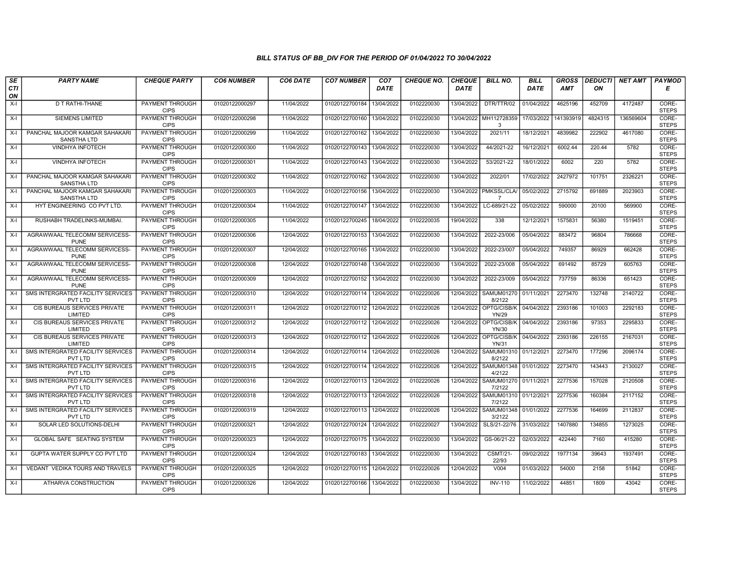## BILL STATUS OF BB_DIV FOR THE PERIOD OF 01/04/2022 TO 30/04/2022

| SECTION | PARTY NAME | CHEQUE PARTY | CO6 NUMBER | CO6 DATE | CO7 NUMBER | CO7 DATE | CHEQUE NO. | CHEQUE DATE | BILL NO. | BILL DATE | GROSS AMT | DEDUCTION | NET AMT | PAYMODE |
|---|---|---|---|---|---|---|---|---|---|---|---|---|---|---|
| X-I | D T RATHI-THANE | PAYMENT THROUGH CIPS | 01020122000297 | 11/04/2022 | 01020122700184 | 13/04/2022 | 0102220030 | 13/04/2022 | DTR/TTR/02 | 01/04/2022 | 4625196 | 452709 | 4172487 | CORE-STEPS |
| X-I | SIEMENS LIMITED | PAYMENT THROUGH CIPS | 01020122000298 | 11/04/2022 | 01020122700160 | 13/04/2022 | 0102220030 | 13/04/2022 | MH1127283593 | 17/03/2022 | 141393919 | 4824315 | 136569604 | CORE-STEPS |
| X-I | PANCHAL MAJOOR KAMGAR SAHAKARI SANSTHA LTD | PAYMENT THROUGH CIPS | 01020122000299 | 11/04/2022 | 01020122700162 | 13/04/2022 | 0102220030 | 13/04/2022 | 2021/11 | 18/12/2021 | 4839982 | 222902 | 4617080 | CORE-STEPS |
| X-I | VINDHYA INFOTECH | PAYMENT THROUGH CIPS | 01020122000300 | 11/04/2022 | 01020122700143 | 13/04/2022 | 0102220030 | 13/04/2022 | 44/2021-22 | 16/12/2021 | 6002.44 | 220.44 | 5782 | CORE-STEPS |
| X-I | VINDHYA INFOTECH | PAYMENT THROUGH CIPS | 01020122000301 | 11/04/2022 | 01020122700143 | 13/04/2022 | 0102220030 | 13/04/2022 | 53/2021-22 | 18/01/2022 | 6002 | 220 | 5782 | CORE-STEPS |
| X-I | PANCHAL MAJOOR KAMGAR SAHAKARI SANSTHA LTD | PAYMENT THROUGH CIPS | 01020122000302 | 11/04/2022 | 01020122700162 | 13/04/2022 | 0102220030 | 13/04/2022 | 2022/01 | 17/02/2022 | 2427972 | 101751 | 2326221 | CORE-STEPS |
| X-I | PANCHAL MAJOOR KAMGAR SAHAKARI SANSTHA LTD | PAYMENT THROUGH CIPS | 01020122000303 | 11/04/2022 | 01020122700156 | 13/04/2022 | 0102220030 | 13/04/2022 | PMKSSL/CLA/7 | 05/02/2022 | 2715792 | 691889 | 2023903 | CORE-STEPS |
| X-I | HYT ENGINEERING CO PVT LTD. | PAYMENT THROUGH CIPS | 01020122000304 | 11/04/2022 | 01020122700147 | 13/04/2022 | 0102220030 | 13/04/2022 | LC-689/21-22 | 05/02/2022 | 590000 | 20100 | 569900 | CORE-STEPS |
| X-I | RUSHABH TRADELINKS-MUMBAI. | PAYMENT THROUGH CIPS | 01020122000305 | 11/04/2022 | 01020122700245 | 18/04/2022 | 0102220035 | 19/04/2022 | 338 | 12/12/2021 | 1575831 | 56380 | 1519451 | CORE-STEPS |
| X-I | AGRAWWAAL TELECOMM SERVICESS-PUNE | PAYMENT THROUGH CIPS | 01020122000306 | 12/04/2022 | 01020122700153 | 13/04/2022 | 0102220030 | 13/04/2022 | 2022-23/006 | 05/04/2022 | 883472 | 96804 | 786668 | CORE-STEPS |
| X-I | AGRAWWAAL TELECOMM SERVICESS-PUNE | PAYMENT THROUGH CIPS | 01020122000307 | 12/04/2022 | 01020122700165 | 13/04/2022 | 0102220030 | 13/04/2022 | 2022-23/007 | 05/04/2022 | 749357 | 86929 | 662428 | CORE-STEPS |
| X-I | AGRAWWAAL TELECOMM SERVICESS-PUNE | PAYMENT THROUGH CIPS | 01020122000308 | 12/04/2022 | 01020122700148 | 13/04/2022 | 0102220030 | 13/04/2022 | 2022-23/008 | 05/04/2022 | 691492 | 85729 | 605763 | CORE-STEPS |
| X-I | AGRAWWAAL TELECOMM SERVICESS-PUNE | PAYMENT THROUGH CIPS | 01020122000309 | 12/04/2022 | 01020122700152 | 13/04/2022 | 0102220030 | 13/04/2022 | 2022-23/009 | 05/04/2022 | 737759 | 86336 | 651423 | CORE-STEPS |
| X-I | SMS INTERGRATED FACILITY SERVICES PVT LTD | PAYMENT THROUGH CIPS | 01020122000310 | 12/04/2022 | 01020122700114 | 12/04/2022 | 0102220026 | 12/04/2022 | SAMUM012708/2122 | 01/11/2021 | 2273470 | 132748 | 2140722 | CORE-STEPS |
| X-I | CIS BUREAUS SERVICES PRIVATE LIMITED | PAYMENT THROUGH CIPS | 01020122000311 | 12/04/2022 | 01020122700112 | 12/04/2022 | 0102220026 | 12/04/2022 | OPTG/CISB/KYN/29 | 04/04/2022 | 2393186 | 101003 | 2292183 | CORE-STEPS |
| X-I | CIS BUREAUS SERVICES PRIVATE LIMITED | PAYMENT THROUGH CIPS | 01020122000312 | 12/04/2022 | 01020122700112 | 12/04/2022 | 0102220026 | 12/04/2022 | OPTG/CISB/KYN/30 | 04/04/2022 | 2393186 | 97353 | 2295833 | CORE-STEPS |
| X-I | CIS BUREAUS SERVICES PRIVATE LIMITED | PAYMENT THROUGH CIPS | 01020122000313 | 12/04/2022 | 01020122700112 | 12/04/2022 | 0102220026 | 12/04/2022 | OPTG/CISB/KYN/31 | 04/04/2022 | 2393186 | 226155 | 2167031 | CORE-STEPS |
| X-I | SMS INTERGRATED FACILITY SERVICES PVT LTD | PAYMENT THROUGH CIPS | 01020122000314 | 12/04/2022 | 01020122700114 | 12/04/2022 | 0102220026 | 12/04/2022 | SAMUM013108/2122 | 01/12/2021 | 2273470 | 177296 | 2096174 | CORE-STEPS |
| X-I | SMS INTERGRATED FACILITY SERVICES PVT LTD | PAYMENT THROUGH CIPS | 01020122000315 | 12/04/2022 | 01020122700114 | 12/04/2022 | 0102220026 | 12/04/2022 | SAMUM013484/2122 | 01/01/2022 | 2273470 | 143443 | 2130027 | CORE-STEPS |
| X-I | SMS INTERGRATED FACILITY SERVICES PVT LTD | PAYMENT THROUGH CIPS | 01020122000316 | 12/04/2022 | 01020122700113 | 12/04/2022 | 0102220026 | 12/04/2022 | SAMUM012707/2122 | 01/11/2021 | 2277536 | 157028 | 2120508 | CORE-STEPS |
| X-I | SMS INTERGRATED FACILITY SERVICES PVT LTD | PAYMENT THROUGH CIPS | 01020122000318 | 12/04/2022 | 01020122700113 | 12/04/2022 | 0102220026 | 12/04/2022 | SAMUM013107/2122 | 01/12/2021 | 2277536 | 160384 | 2117152 | CORE-STEPS |
| X-I | SMS INTERGRATED FACILITY SERVICES PVT LTD | PAYMENT THROUGH CIPS | 01020122000319 | 12/04/2022 | 01020122700113 | 12/04/2022 | 0102220026 | 12/04/2022 | SAMUM013483/2122 | 01/01/2022 | 2277536 | 164699 | 2112837 | CORE-STEPS |
| X-I | SOLAR LED SOLUTIONS-DELHI | PAYMENT THROUGH CIPS | 01020122000321 | 12/04/2022 | 01020122700124 | 12/04/2022 | 0102220027 | 13/04/2022 | SLS/21-22/76 | 31/03/2022 | 1407880 | 134855 | 1273025 | CORE-STEPS |
| X-I | GLOBAL SAFE SEATING SYSTEM | PAYMENT THROUGH CIPS | 01020122000323 | 12/04/2022 | 01020122700175 | 13/04/2022 | 0102220030 | 13/04/2022 | GS-06/21-22 | 02/03/2022 | 422440 | 7160 | 415280 | CORE-STEPS |
| X-I | GUPTA WATER SUPPLY CO PVT LTD | PAYMENT THROUGH CIPS | 01020122000324 | 12/04/2022 | 01020122700183 | 13/04/2022 | 0102220030 | 13/04/2022 | CSMT/21-22/93 | 09/02/2022 | 1977134 | 39643 | 1937491 | CORE-STEPS |
| X-I | VEDANT VEDIKA TOURS AND TRAVELS | PAYMENT THROUGH CIPS | 01020122000325 | 12/04/2022 | 01020122700115 | 12/04/2022 | 0102220026 | 12/04/2022 | V004 | 01/03/2022 | 54000 | 2158 | 51842 | CORE-STEPS |
| X-I | ATHARVA CONSTRUCTION | PAYMENT THROUGH CIPS | 01020122000326 | 12/04/2022 | 01020122700166 | 13/04/2022 | 0102220030 | 13/04/2022 | INV-110 | 11/02/2022 | 44851 | 1809 | 43042 | CORE-STEPS |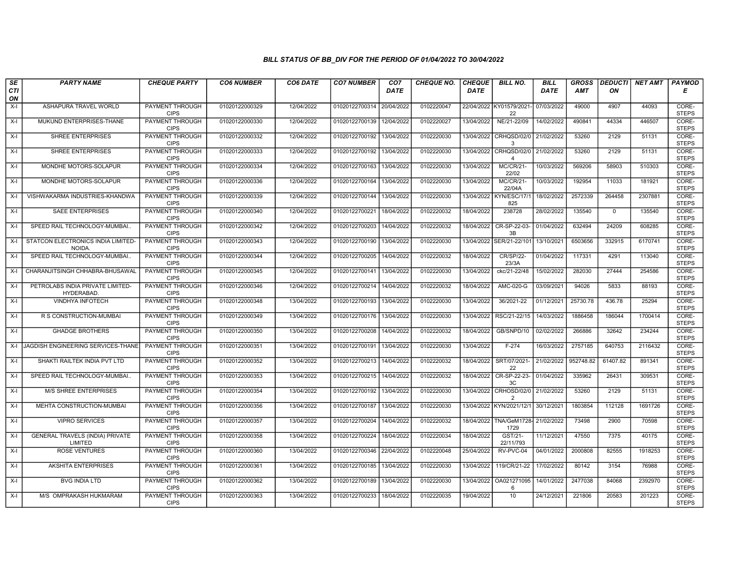# BILL STATUS OF BB_DIV FOR THE PERIOD OF 01/04/2022 TO 30/04/2022

| SECTION | PARTY NAME | CHEQUE PARTY | CO6 NUMBER | CO6 DATE | CO7 NUMBER | CO7 DATE | CHEQUE NO. | CHEQUE DATE | BILL NO. | BILL DATE | GROSS AMT | DEDUCTION | NET AMT | PAYMODE |
|---|---|---|---|---|---|---|---|---|---|---|---|---|---|---|
| X-I | ASHAPURA TRAVEL WORLD | PAYMENT THROUGH CIPS | 01020122000329 | 12/04/2022 | 01020122700314 | 20/04/2022 | 0102220047 | 22/04/2022 | KY01579/2021-22 | 07/03/2022 | 49000 | 4907 | 44093 | CORE-STEPS |
| X-I | MUKUND ENTERPRISES-THANE | PAYMENT THROUGH CIPS | 01020122000330 | 12/04/2022 | 01020122700139 | 12/04/2022 | 0102220027 | 13/04/2022 | NE/21-22/09 | 14/02/2022 | 490841 | 44334 | 446507 | CORE-STEPS |
| X-I | SHREE ENTERPRISES | PAYMENT THROUGH CIPS | 01020122000332 | 12/04/2022 | 01020122700192 | 13/04/2022 | 0102220030 | 13/04/2022 | CRHQSD/02/03 | 21/02/2022 | 53260 | 2129 | 51131 | CORE-STEPS |
| X-I | SHREE ENTERPRISES | PAYMENT THROUGH CIPS | 01020122000333 | 12/04/2022 | 01020122700192 | 13/04/2022 | 0102220030 | 13/04/2022 | CRHQSD/02/04 | 21/02/2022 | 53260 | 2129 | 51131 | CORE-STEPS |
| X-I | MONDHE MOTORS-SOLAPUR | PAYMENT THROUGH CIPS | 01020122000334 | 12/04/2022 | 01020122700163 | 13/04/2022 | 0102220030 | 13/04/2022 | MC/CR/21-22/02 | 10/03/2022 | 569206 | 58903 | 510303 | CORE-STEPS |
| X-I | MONDHE MOTORS-SOLAPUR | PAYMENT THROUGH CIPS | 01020122000336 | 12/04/2022 | 01020122700164 | 13/04/2022 | 0102220030 | 13/04/2022 | MC/CR/21-22/04A | 10/03/2022 | 192954 | 11033 | 181921 | CORE-STEPS |
| X-I | VISHWAKARMA INDUSTRIES-KHANDWA | PAYMENT THROUGH CIPS | 01020122000339 | 12/04/2022 | 01020122700144 | 13/04/2022 | 0102220030 | 13/04/2022 | KYN/ESC/17/1825 | 18/02/2022 | 2572339 | 264458 | 2307881 | CORE-STEPS |
| X-I | SAEE ENTERPRISES | PAYMENT THROUGH CIPS | 01020122000340 | 12/04/2022 | 01020122700221 | 18/04/2022 | 0102220032 | 18/04/2022 | 238728 | 28/02/2022 | 135540 | 0 | 135540 | CORE-STEPS |
| X-I | SPEED RAIL TECHNOLOGY-MUMBAI.. | PAYMENT THROUGH CIPS | 01020122000342 | 12/04/2022 | 01020122700203 | 14/04/2022 | 0102220032 | 18/04/2022 | CR-SP-22-03-3B | 01/04/2022 | 632494 | 24209 | 608285 | CORE-STEPS |
| X-I | STATCON ELECTRONICS INDIA LIMITED-NOIDA. | PAYMENT THROUGH CIPS | 01020122000343 | 12/04/2022 | 01020122700190 | 13/04/2022 | 0102220030 | 13/04/2022 | SER/21-22/101 | 13/10/2021 | 6503656 | 332915 | 6170741 | CORE-STEPS |
| X-I | SPEED RAIL TECHNOLOGY-MUMBAI.. | PAYMENT THROUGH CIPS | 01020122000344 | 12/04/2022 | 01020122700205 | 14/04/2022 | 0102220032 | 18/04/2022 | CR/SP/22-23/3A | 01/04/2022 | 117331 | 4291 | 113040 | CORE-STEPS |
| X-I | CHARANJITSINGH CHHABRA-BHUSAWAL | PAYMENT THROUGH CIPS | 01020122000345 | 12/04/2022 | 01020122700141 | 13/04/2022 | 0102220030 | 13/04/2022 | ckc/21-22/48 | 15/02/2022 | 282030 | 27444 | 254586 | CORE-STEPS |
| X-I | PETROLABS INDIA PRIVATE LIMITED-HYDERABAD. | PAYMENT THROUGH CIPS | 01020122000346 | 12/04/2022 | 01020122700214 | 14/04/2022 | 0102220032 | 18/04/2022 | AMC-020-G | 03/09/2021 | 94026 | 5833 | 88193 | CORE-STEPS |
| X-I | VINDHYA INFOTECH | PAYMENT THROUGH CIPS | 01020122000348 | 13/04/2022 | 01020122700193 | 13/04/2022 | 0102220030 | 13/04/2022 | 36/2021-22 | 01/12/2021 | 25730.78 | 436.78 | 25294 | CORE-STEPS |
| X-I | R S CONSTRUCTION-MUMBAI | PAYMENT THROUGH CIPS | 01020122000349 | 13/04/2022 | 01020122700176 | 13/04/2022 | 0102220030 | 13/04/2022 | RSC/21-22/15 | 14/03/2022 | 1886458 | 186044 | 1700414 | CORE-STEPS |
| X-I | GHADGE BROTHERS | PAYMENT THROUGH CIPS | 01020122000350 | 13/04/2022 | 01020122700208 | 14/04/2022 | 0102220032 | 18/04/2022 | GB/SNPD/10 | 02/02/2022 | 266886 | 32642 | 234244 | CORE-STEPS |
| X-I | JAGDISH ENGINEERING SERVICES-THANE | PAYMENT THROUGH CIPS | 01020122000351 | 13/04/2022 | 01020122700191 | 13/04/2022 | 0102220030 | 13/04/2022 | F-274 | 16/03/2022 | 2757185 | 640753 | 2116432 | CORE-STEPS |
| X-I | SHAKTI RAILTEK INDIA PVT LTD | PAYMENT THROUGH CIPS | 01020122000352 | 13/04/2022 | 01020122700213 | 14/04/2022 | 0102220032 | 18/04/2022 | SRT/07/2021-22 | 21/02/2022 | 952748.82 | 61407.82 | 891341 | CORE-STEPS |
| X-I | SPEED RAIL TECHNOLOGY-MUMBAI.. | PAYMENT THROUGH CIPS | 01020122000353 | 13/04/2022 | 01020122700215 | 14/04/2022 | 0102220032 | 18/04/2022 | CR-SP-22-23-3C | 01/04/2022 | 335962 | 26431 | 309531 | CORE-STEPS |
| X-I | M/S SHREE ENTERPRISES | PAYMENT THROUGH CIPS | 01020122000354 | 13/04/2022 | 01020122700192 | 13/04/2022 | 0102220030 | 13/04/2022 | CRHOSD/02/02 | 21/02/2022 | 53260 | 2129 | 51131 | CORE-STEPS |
| X-I | MEHTA CONSTRUCTION-MUMBAI | PAYMENT THROUGH CIPS | 01020122000356 | 13/04/2022 | 01020122700187 | 13/04/2022 | 0102220030 | 13/04/2022 | KYN/2021/12/1 | 30/12/2021 | 1803854 | 112128 | 1691726 | CORE-STEPS |
| X-I | VIPRO SERVICES | PAYMENT THROUGH CIPS | 01020122000357 | 13/04/2022 | 01020122700204 | 14/04/2022 | 0102220032 | 18/04/2022 | TNA/GeM1728-1729 | 21/02/2022 | 73498 | 2900 | 70598 | CORE-STEPS |
| X-I | GENERAL TRAVELS (INDIA) PRIVATE LIMITED | PAYMENT THROUGH CIPS | 01020122000358 | 13/04/2022 | 01020122700224 | 18/04/2022 | 0102220034 | 18/04/2022 | GST/21-22/11/793 | 11/12/2021 | 47550 | 7375 | 40175 | CORE-STEPS |
| X-I | ROSE VENTURES | PAYMENT THROUGH CIPS | 01020122000360 | 13/04/2022 | 01020122700346 | 22/04/2022 | 0102220048 | 25/04/2022 | RV-PVC-04 | 04/01/2022 | 2000808 | 82555 | 1918253 | CORE-STEPS |
| X-I | AKSHITA ENTERPRISES | PAYMENT THROUGH CIPS | 01020122000361 | 13/04/2022 | 01020122700185 | 13/04/2022 | 0102220030 | 13/04/2022 | 119/CR/21-22 | 17/02/2022 | 80142 | 3154 | 76988 | CORE-STEPS |
| X-I | BVG INDIA LTD | PAYMENT THROUGH CIPS | 01020122000362 | 13/04/2022 | 01020122700189 | 13/04/2022 | 0102220030 | 13/04/2022 | OA0212710956 | 14/01/2022 | 2477038 | 84068 | 2392970 | CORE-STEPS |
| X-I | M/S OMPRAKASH HUKMARAM | PAYMENT THROUGH CIPS | 01020122000363 | 13/04/2022 | 01020122700233 | 18/04/2022 | 0102220035 | 19/04/2022 | 10 | 24/12/2021 | 221806 | 20583 | 201223 | CORE-STEPS |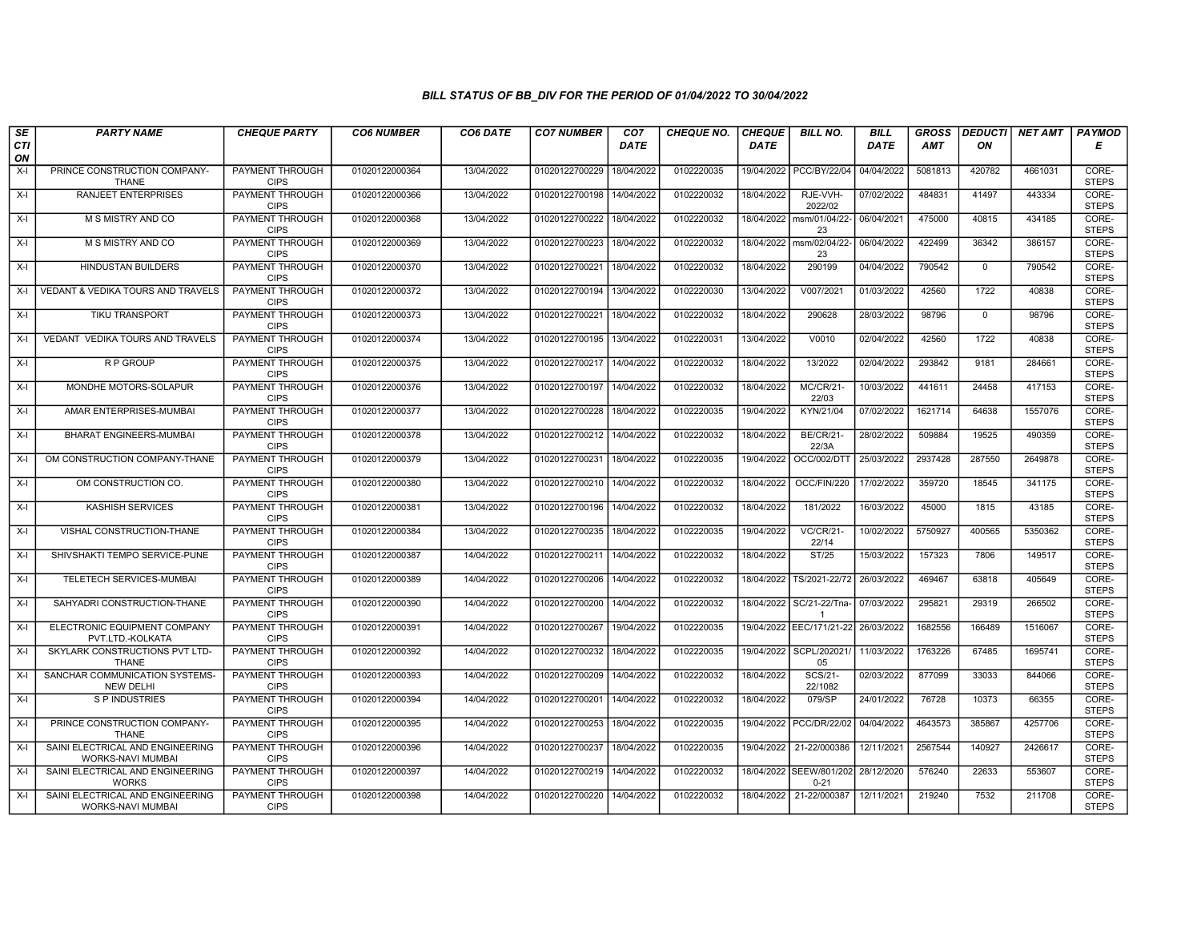# BILL STATUS OF BB_DIV FOR THE PERIOD OF 01/04/2022 TO 30/04/2022

| SECTION | PARTY NAME | CHEQUE PARTY | CO6 NUMBER | CO6 DATE | CO7 NUMBER | CO7 DATE | CHEQUE NO. | CHEQUE DATE | BILL NO. | BILL DATE | GROSS AMT | DEDUCTION | NET AMT | PAYMODE |
|---|---|---|---|---|---|---|---|---|---|---|---|---|---|---|
| X-I | PRINCE CONSTRUCTION COMPANY-THANE | PAYMENT THROUGH CIPS | 01020122000364 | 13/04/2022 | 01020122700229 | 18/04/2022 | 0102220035 | 19/04/2022 | PCC/BY/22/04 | 04/04/2022 | 5081813 | 420782 | 4661031 | CORE-STEPS |
| X-I | RANJEET ENTERPRISES | PAYMENT THROUGH CIPS | 01020122000366 | 13/04/2022 | 01020122700198 | 14/04/2022 | 0102220032 | 18/04/2022 | RJE-VVH-2022/02 | 07/02/2022 | 484831 | 41497 | 443334 | CORE-STEPS |
| X-I | M S MISTRY AND CO | PAYMENT THROUGH CIPS | 01020122000368 | 13/04/2022 | 01020122700222 | 18/04/2022 | 0102220032 | 18/04/2022 | msm/01/04/22-23 | 06/04/2021 | 475000 | 40815 | 434185 | CORE-STEPS |
| X-I | M S MISTRY AND CO | PAYMENT THROUGH CIPS | 01020122000369 | 13/04/2022 | 01020122700223 | 18/04/2022 | 0102220032 | 18/04/2022 | msm/02/04/22-23 | 06/04/2022 | 422499 | 36342 | 386157 | CORE-STEPS |
| X-I | HINDUSTAN BUILDERS | PAYMENT THROUGH CIPS | 01020122000370 | 13/04/2022 | 01020122700221 | 18/04/2022 | 0102220032 | 18/04/2022 | 290199 | 04/04/2022 | 790542 | 0 | 790542 | CORE-STEPS |
| X-I | VEDANT & VEDIKA TOURS AND TRAVELS | PAYMENT THROUGH CIPS | 01020122000372 | 13/04/2022 | 01020122700194 | 13/04/2022 | 0102220030 | 13/04/2022 | V007/2021 | 01/03/2022 | 42560 | 1722 | 40838 | CORE-STEPS |
| X-I | TIKU TRANSPORT | PAYMENT THROUGH CIPS | 01020122000373 | 13/04/2022 | 01020122700221 | 18/04/2022 | 0102220032 | 18/04/2022 | 290628 | 28/03/2022 | 98796 | 0 | 98796 | CORE-STEPS |
| X-I | VEDANT VEDIKA TOURS AND TRAVELS | PAYMENT THROUGH CIPS | 01020122000374 | 13/04/2022 | 01020122700195 | 13/04/2022 | 0102220031 | 13/04/2022 | V0010 | 02/04/2022 | 42560 | 1722 | 40838 | CORE-STEPS |
| X-I | R P GROUP | PAYMENT THROUGH CIPS | 01020122000375 | 13/04/2022 | 01020122700217 | 14/04/2022 | 0102220032 | 18/04/2022 | 13/2022 | 02/04/2022 | 293842 | 9181 | 284661 | CORE-STEPS |
| X-I | MONDHE MOTORS-SOLAPUR | PAYMENT THROUGH CIPS | 01020122000376 | 13/04/2022 | 01020122700197 | 14/04/2022 | 0102220032 | 18/04/2022 | MC/CR/21-22/03 | 10/03/2022 | 441611 | 24458 | 417153 | CORE-STEPS |
| X-I | AMAR ENTERPRISES-MUMBAI | PAYMENT THROUGH CIPS | 01020122000377 | 13/04/2022 | 01020122700228 | 18/04/2022 | 0102220035 | 19/04/2022 | KYN/21/04 | 07/02/2022 | 1621714 | 64638 | 1557076 | CORE-STEPS |
| X-I | BHARAT ENGINEERS-MUMBAI | PAYMENT THROUGH CIPS | 01020122000378 | 13/04/2022 | 01020122700212 | 14/04/2022 | 0102220032 | 18/04/2022 | BE/CR/21-22/3A | 28/02/2022 | 509884 | 19525 | 490359 | CORE-STEPS |
| X-I | OM CONSTRUCTION COMPANY-THANE | PAYMENT THROUGH CIPS | 01020122000379 | 13/04/2022 | 01020122700231 | 18/04/2022 | 0102220035 | 19/04/2022 | OCC/002/DTT | 25/03/2022 | 2937428 | 287550 | 2649878 | CORE-STEPS |
| X-I | OM CONSTRUCTION CO. | PAYMENT THROUGH CIPS | 01020122000380 | 13/04/2022 | 01020122700210 | 14/04/2022 | 0102220032 | 18/04/2022 | OCC/FIN/220 | 17/02/2022 | 359720 | 18545 | 341175 | CORE-STEPS |
| X-I | KASHISH SERVICES | PAYMENT THROUGH CIPS | 01020122000381 | 13/04/2022 | 01020122700196 | 14/04/2022 | 0102220032 | 18/04/2022 | 181/2022 | 16/03/2022 | 45000 | 1815 | 43185 | CORE-STEPS |
| X-I | VISHAL CONSTRUCTION-THANE | PAYMENT THROUGH CIPS | 01020122000384 | 13/04/2022 | 01020122700235 | 18/04/2022 | 0102220035 | 19/04/2022 | VC/CR/21-22/14 | 10/02/2022 | 5750927 | 400565 | 5350362 | CORE-STEPS |
| X-I | SHIVSHAKTI TEMPO SERVICE-PUNE | PAYMENT THROUGH CIPS | 01020122000387 | 14/04/2022 | 01020122700211 | 14/04/2022 | 0102220032 | 18/04/2022 | ST/25 | 15/03/2022 | 157323 | 7806 | 149517 | CORE-STEPS |
| X-I | TELETECH SERVICES-MUMBAI | PAYMENT THROUGH CIPS | 01020122000389 | 14/04/2022 | 01020122700206 | 14/04/2022 | 0102220032 | 18/04/2022 | TS/2021-22/72 | 26/03/2022 | 469467 | 63818 | 405649 | CORE-STEPS |
| X-I | SAHYADRI CONSTRUCTION-THANE | PAYMENT THROUGH CIPS | 01020122000390 | 14/04/2022 | 01020122700200 | 14/04/2022 | 0102220032 | 18/04/2022 | SC/21-22/Tna-1 | 07/03/2022 | 295821 | 29319 | 266502 | CORE-STEPS |
| X-I | ELECTRONIC EQUIPMENT COMPANY PVT.LTD.-KOLKATA | PAYMENT THROUGH CIPS | 01020122000391 | 14/04/2022 | 01020122700267 | 19/04/2022 | 0102220035 | 19/04/2022 | EEC/171/21-22 | 26/03/2022 | 1682556 | 166489 | 1516067 | CORE-STEPS |
| X-I | SKYLARK CONSTRUCTIONS PVT LTD-THANE | PAYMENT THROUGH CIPS | 01020122000392 | 14/04/2022 | 01020122700232 | 18/04/2022 | 0102220035 | 19/04/2022 | SCPL/202021/05 | 11/03/2022 | 1763226 | 67485 | 1695741 | CORE-STEPS |
| X-I | SANCHAR COMMUNICATION SYSTEMS-NEW DELHI | PAYMENT THROUGH CIPS | 01020122000393 | 14/04/2022 | 01020122700209 | 14/04/2022 | 0102220032 | 18/04/2022 | SCS/21-22/1082 | 02/03/2022 | 877099 | 33033 | 844066 | CORE-STEPS |
| X-I | S P INDUSTRIES | PAYMENT THROUGH CIPS | 01020122000394 | 14/04/2022 | 01020122700201 | 14/04/2022 | 0102220032 | 18/04/2022 | 079/SP | 24/01/2022 | 76728 | 10373 | 66355 | CORE-STEPS |
| X-I | PRINCE CONSTRUCTION COMPANY-THANE | PAYMENT THROUGH CIPS | 01020122000395 | 14/04/2022 | 01020122700253 | 18/04/2022 | 0102220035 | 19/04/2022 | PCC/DR/22/02 | 04/04/2022 | 4643573 | 385867 | 4257706 | CORE-STEPS |
| X-I | SAINI ELECTRICAL AND ENGINEERING WORKS-NAVI MUMBAI | PAYMENT THROUGH CIPS | 01020122000396 | 14/04/2022 | 01020122700237 | 18/04/2022 | 0102220035 | 19/04/2022 | 21-22/000386 | 12/11/2021 | 2567544 | 140927 | 2426617 | CORE-STEPS |
| X-I | SAINI ELECTRICAL AND ENGINEERING WORKS | PAYMENT THROUGH CIPS | 01020122000397 | 14/04/2022 | 01020122700219 | 14/04/2022 | 0102220032 | 18/04/2022 | SEEW/801/2020-21 | 28/12/2020 | 576240 | 22633 | 553607 | CORE-STEPS |
| X-I | SAINI ELECTRICAL AND ENGINEERING WORKS-NAVI MUMBAI | PAYMENT THROUGH CIPS | 01020122000398 | 14/04/2022 | 01020122700220 | 14/04/2022 | 0102220032 | 18/04/2022 | 21-22/000387 | 12/11/2021 | 219240 | 7532 | 211708 | CORE-STEPS |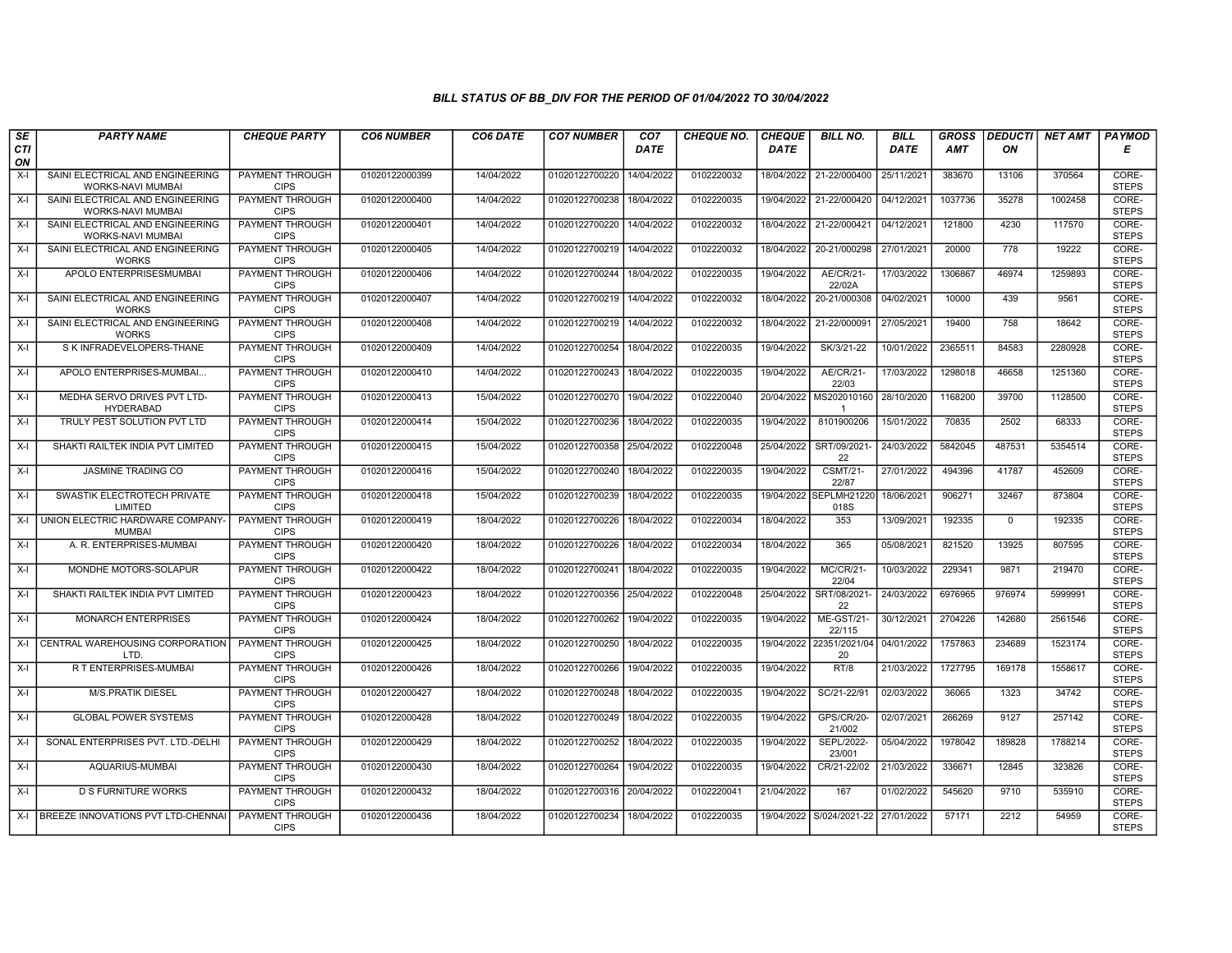*BILL STATUS OF BB_DIV FOR THE PERIOD OF 01/04/2022 TO 30/04/2022*

| SECTION | PARTY NAME | CHEQUE PARTY | CO6 NUMBER | CO6 DATE | CO7 NUMBER | CO7 DATE | CHEQUE NO. | CHEQUE DATE | BILL NO. | BILL DATE | GROSS AMT | DEDUCTION | NET AMT | PAYMODE |
|---|---|---|---|---|---|---|---|---|---|---|---|---|---|---|
| X-I | SAINI ELECTRICAL AND ENGINEERING WORKS-NAVI MUMBAI | PAYMENT THROUGH CIPS | 01020122000399 | 14/04/2022 | 01020122700220 | 14/04/2022 | 0102220032 | 18/04/2022 | 21-22/000400 | 25/11/2021 | 383670 | 13106 | 370564 | CORE-STEPS |
| X-I | SAINI ELECTRICAL AND ENGINEERING WORKS-NAVI MUMBAI | PAYMENT THROUGH CIPS | 01020122000400 | 14/04/2022 | 01020122700238 | 18/04/2022 | 0102220035 | 19/04/2022 | 21-22/000420 | 04/12/2021 | 1037736 | 35278 | 1002458 | CORE-STEPS |
| X-I | SAINI ELECTRICAL AND ENGINEERING WORKS-NAVI MUMBAI | PAYMENT THROUGH CIPS | 01020122000401 | 14/04/2022 | 01020122700220 | 14/04/2022 | 0102220032 | 18/04/2022 | 21-22/000421 | 04/12/2021 | 121800 | 4230 | 117570 | CORE-STEPS |
| X-I | SAINI ELECTRICAL AND ENGINEERING WORKS | PAYMENT THROUGH CIPS | 01020122000405 | 14/04/2022 | 01020122700219 | 14/04/2022 | 0102220032 | 18/04/2022 | 20-21/000298 | 27/01/2021 | 20000 | 778 | 19222 | CORE-STEPS |
| X-I | APOLO ENTERPRISESMUMBAI | PAYMENT THROUGH CIPS | 01020122000406 | 14/04/2022 | 01020122700244 | 18/04/2022 | 0102220035 | 19/04/2022 | AE/CR/21-22/02A | 17/03/2022 | 1306867 | 46974 | 1259893 | CORE-STEPS |
| X-I | SAINI ELECTRICAL AND ENGINEERING WORKS | PAYMENT THROUGH CIPS | 01020122000407 | 14/04/2022 | 01020122700219 | 14/04/2022 | 0102220032 | 18/04/2022 | 20-21/000308 | 04/02/2021 | 10000 | 439 | 9561 | CORE-STEPS |
| X-I | SAINI ELECTRICAL AND ENGINEERING WORKS | PAYMENT THROUGH CIPS | 01020122000408 | 14/04/2022 | 01020122700219 | 14/04/2022 | 0102220032 | 18/04/2022 | 21-22/000091 | 27/05/2021 | 19400 | 758 | 18642 | CORE-STEPS |
| X-I | S K INFRADEVELOPERS-THANE | PAYMENT THROUGH CIPS | 01020122000409 | 14/04/2022 | 01020122700254 | 18/04/2022 | 0102220035 | 19/04/2022 | SK/3/21-22 | 10/01/2022 | 2365511 | 84583 | 2280928 | CORE-STEPS |
| X-I | APOLO ENTERPRISES-MUMBAI... | PAYMENT THROUGH CIPS | 01020122000410 | 14/04/2022 | 01020122700243 | 18/04/2022 | 0102220035 | 19/04/2022 | AE/CR/21-22/03 | 17/03/2022 | 1298018 | 46658 | 1251360 | CORE-STEPS |
| X-I | MEDHA SERVO DRIVES PVT LTD-HYDERABAD | PAYMENT THROUGH CIPS | 01020122000413 | 15/04/2022 | 01020122700270 | 19/04/2022 | 0102220040 | 20/04/2022 | MS2020101601 | 28/10/2020 | 1168200 | 39700 | 1128500 | CORE-STEPS |
| X-I | TRULY PEST SOLUTION PVT LTD | PAYMENT THROUGH CIPS | 01020122000414 | 15/04/2022 | 01020122700236 | 18/04/2022 | 0102220035 | 19/04/2022 | 8101900206 | 15/01/2022 | 70835 | 2502 | 68333 | CORE-STEPS |
| X-I | SHAKTI RAILTEK INDIA PVT LIMITED | PAYMENT THROUGH CIPS | 01020122000415 | 15/04/2022 | 01020122700358 | 25/04/2022 | 0102220048 | 25/04/2022 | SRT/09/2021-22 | 24/03/2022 | 5842045 | 487531 | 5354514 | CORE-STEPS |
| X-I | JASMINE TRADING CO | PAYMENT THROUGH CIPS | 01020122000416 | 15/04/2022 | 01020122700240 | 18/04/2022 | 0102220035 | 19/04/2022 | CSMT/21-22/87 | 27/01/2022 | 494396 | 41787 | 452609 | CORE-STEPS |
| X-I | SWASTIK ELECTROTECH PRIVATE LIMITED | PAYMENT THROUGH CIPS | 01020122000418 | 15/04/2022 | 01020122700239 | 18/04/2022 | 0102220035 | 19/04/2022 | SEPLMH21220018S | 18/06/2021 | 906271 | 32467 | 873804 | CORE-STEPS |
| X-I | UNION ELECTRIC HARDWARE COMPANY-MUMBAI | PAYMENT THROUGH CIPS | 01020122000419 | 18/04/2022 | 01020122700226 | 18/04/2022 | 0102220034 | 18/04/2022 | 353 | 13/09/2021 | 192335 | 0 | 192335 | CORE-STEPS |
| X-I | A. R. ENTERPRISES-MUMBAI | PAYMENT THROUGH CIPS | 01020122000420 | 18/04/2022 | 01020122700226 | 18/04/2022 | 0102220034 | 18/04/2022 | 365 | 05/08/2021 | 821520 | 13925 | 807595 | CORE-STEPS |
| X-I | MONDHE MOTORS-SOLAPUR | PAYMENT THROUGH CIPS | 01020122000422 | 18/04/2022 | 01020122700241 | 18/04/2022 | 0102220035 | 19/04/2022 | MC/CR/21-22/04 | 10/03/2022 | 229341 | 9871 | 219470 | CORE-STEPS |
| X-I | SHAKTI RAILTEK INDIA PVT LIMITED | PAYMENT THROUGH CIPS | 01020122000423 | 18/04/2022 | 01020122700356 | 25/04/2022 | 0102220048 | 25/04/2022 | SRT/08/2021-22 | 24/03/2022 | 6976965 | 976974 | 5999991 | CORE-STEPS |
| X-I | MONARCH ENTERPRISES | PAYMENT THROUGH CIPS | 01020122000424 | 18/04/2022 | 01020122700262 | 19/04/2022 | 0102220035 | 19/04/2022 | ME-GST/21-22/115 | 30/12/2021 | 2704226 | 142680 | 2561546 | CORE-STEPS |
| X-I | CENTRAL WAREHOUSING CORPORATION LTD. | PAYMENT THROUGH CIPS | 01020122000425 | 18/04/2022 | 01020122700250 | 18/04/2022 | 0102220035 | 19/04/2022 | 22351/2021/0420 | 04/01/2022 | 1757863 | 234689 | 1523174 | CORE-STEPS |
| X-I | R T ENTERPRISES-MUMBAI | PAYMENT THROUGH CIPS | 01020122000426 | 18/04/2022 | 01020122700266 | 19/04/2022 | 0102220035 | 19/04/2022 | RT/8 | 21/03/2022 | 1727795 | 169178 | 1558617 | CORE-STEPS |
| X-I | M/S.PRATIK DIESEL | PAYMENT THROUGH CIPS | 01020122000427 | 18/04/2022 | 01020122700248 | 18/04/2022 | 0102220035 | 19/04/2022 | SC/21-22/91 | 02/03/2022 | 36065 | 1323 | 34742 | CORE-STEPS |
| X-I | GLOBAL POWER SYSTEMS | PAYMENT THROUGH CIPS | 01020122000428 | 18/04/2022 | 01020122700249 | 18/04/2022 | 0102220035 | 19/04/2022 | GPS/CR/20-21/002 | 02/07/2021 | 266269 | 9127 | 257142 | CORE-STEPS |
| X-I | SONAL ENTERPRISES PVT. LTD.-DELHI | PAYMENT THROUGH CIPS | 01020122000429 | 18/04/2022 | 01020122700252 | 18/04/2022 | 0102220035 | 19/04/2022 | SEPL/2022-23/001 | 05/04/2022 | 1978042 | 189828 | 1788214 | CORE-STEPS |
| X-I | AQUARIUS-MUMBAI | PAYMENT THROUGH CIPS | 01020122000430 | 18/04/2022 | 01020122700264 | 19/04/2022 | 0102220035 | 19/04/2022 | CR/21-22/02 | 21/03/2022 | 336671 | 12845 | 323826 | CORE-STEPS |
| X-I | D S FURNITURE WORKS | PAYMENT THROUGH CIPS | 01020122000432 | 18/04/2022 | 01020122700316 | 20/04/2022 | 0102220041 | 21/04/2022 | 167 | 01/02/2022 | 545620 | 9710 | 535910 | CORE-STEPS |
| X-I | BREEZE INNOVATIONS PVT LTD-CHENNAI | PAYMENT THROUGH CIPS | 01020122000436 | 18/04/2022 | 01020122700234 | 18/04/2022 | 0102220035 | 19/04/2022 | S/024/2021-22 | 27/01/2022 | 57171 | 2212 | 54959 | CORE-STEPS |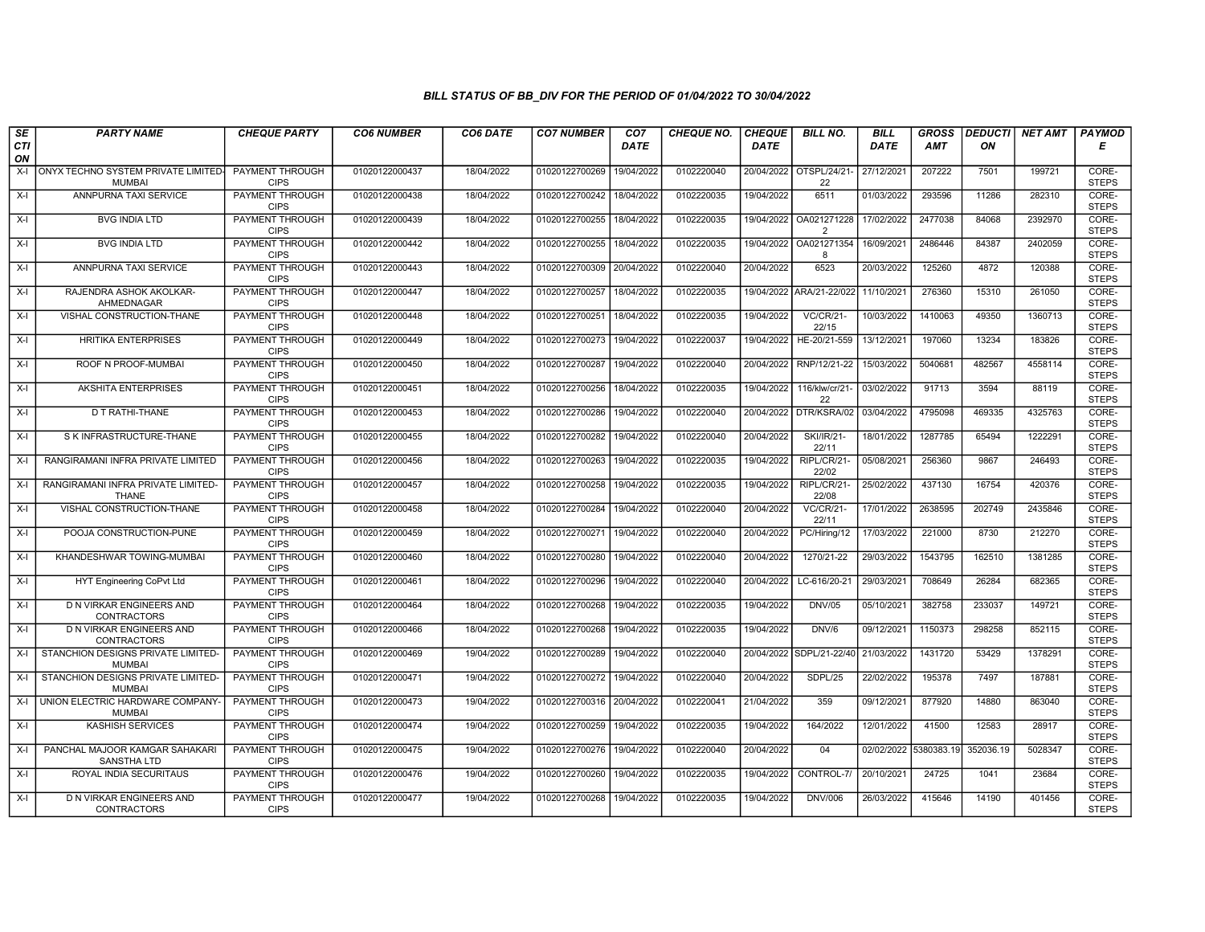### *BILL STATUS OF BB_DIV FOR THE PERIOD OF 01/04/2022 TO 30/04/2022*

| *SECTION* | *PARTY NAME* | *CHEQUE PARTY* | *CO6 NUMBER* | *CO6 DATE* | *CO7 NUMBER* | *CO7 DATE* | *CHEQUE NO.* | *CHEQUE DATE* | *BILL NO.* | *BILL DATE* | *GROSS AMT* | *DEDUCTION* | *NET AMT* | *PAYMODE* |
|---|---|---|---|---|---|---|---|---|---|---|---|---|---|---|
| X-I | ONYX TECHNO SYSTEM PRIVATE LIMITED-MUMBAI | PAYMENT THROUGH CIPS | 01020122000437 | 18/04/2022 | 01020122700269 | 19/04/2022 | 0102220040 | 20/04/2022 | OTSPL/24/21-22 | 27/12/2021 | 207222 | 7501 | 199721 | CORE-STEPS |
| X-I | ANNPURNA TAXI SERVICE | PAYMENT THROUGH CIPS | 01020122000438 | 18/04/2022 | 01020122700242 | 18/04/2022 | 0102220035 | 19/04/2022 | 6511 | 01/03/2022 | 293596 | 11286 | 282310 | CORE-STEPS |
| X-I | BVG INDIA LTD | PAYMENT THROUGH CIPS | 01020122000439 | 18/04/2022 | 01020122700255 | 18/04/2022 | 0102220035 | 19/04/2022 | OA0212712282 | 17/02/2022 | 2477038 | 84068 | 2392970 | CORE-STEPS |
| X-I | BVG INDIA LTD | PAYMENT THROUGH CIPS | 01020122000442 | 18/04/2022 | 01020122700255 | 18/04/2022 | 0102220035 | 19/04/2022 | OA0212713548 | 16/09/2021 | 2486446 | 84387 | 2402059 | CORE-STEPS |
| X-I | ANNPURNA TAXI SERVICE | PAYMENT THROUGH CIPS | 01020122000443 | 18/04/2022 | 01020122700309 | 20/04/2022 | 0102220040 | 20/04/2022 | 6523 | 20/03/2022 | 125260 | 4872 | 120388 | CORE-STEPS |
| X-I | RAJENDRA ASHOK AKOLKAR-AHMEDNAGAR | PAYMENT THROUGH CIPS | 01020122000447 | 18/04/2022 | 01020122700257 | 18/04/2022 | 0102220035 | 19/04/2022 | ARA/21-22/022 | 11/10/2021 | 276360 | 15310 | 261050 | CORE-STEPS |
| X-I | VISHAL CONSTRUCTION-THANE | PAYMENT THROUGH CIPS | 01020122000448 | 18/04/2022 | 01020122700251 | 18/04/2022 | 0102220035 | 19/04/2022 | VC/CR/21-22/15 | 10/03/2022 | 1410063 | 49350 | 1360713 | CORE-STEPS |
| X-I | HRITIKA ENTERPRISES | PAYMENT THROUGH CIPS | 01020122000449 | 18/04/2022 | 01020122700273 | 19/04/2022 | 0102220037 | 19/04/2022 | HE-20/21-559 | 13/12/2021 | 197060 | 13234 | 183826 | CORE-STEPS |
| X-I | ROOF N PROOF-MUMBAI | PAYMENT THROUGH CIPS | 01020122000450 | 18/04/2022 | 01020122700287 | 19/04/2022 | 0102220040 | 20/04/2022 | RNP/12/21-22 | 15/03/2022 | 5040681 | 482567 | 4558114 | CORE-STEPS |
| X-I | AKSHITA ENTERPRISES | PAYMENT THROUGH CIPS | 01020122000451 | 18/04/2022 | 01020122700256 | 18/04/2022 | 0102220035 | 19/04/2022 | 116/klw/cr/21-22 | 03/02/2022 | 91713 | 3594 | 88119 | CORE-STEPS |
| X-I | D T RATHI-THANE | PAYMENT THROUGH CIPS | 01020122000453 | 18/04/2022 | 01020122700286 | 19/04/2022 | 0102220040 | 20/04/2022 | DTR/KSRA/02 | 03/04/2022 | 4795098 | 469335 | 4325763 | CORE-STEPS |
| X-I | S K INFRASTRUCTURE-THANE | PAYMENT THROUGH CIPS | 01020122000455 | 18/04/2022 | 01020122700282 | 19/04/2022 | 0102220040 | 20/04/2022 | SKI/IR/21-22/11 | 18/01/2022 | 1287785 | 65494 | 1222291 | CORE-STEPS |
| X-I | RANGIRAMANI INFRA PRIVATE LIMITED | PAYMENT THROUGH CIPS | 01020122000456 | 18/04/2022 | 01020122700263 | 19/04/2022 | 0102220035 | 19/04/2022 | RIPL/CR/21-22/02 | 05/08/2021 | 256360 | 9867 | 246493 | CORE-STEPS |
| X-I | RANGIRAMANI INFRA PRIVATE LIMITED-THANE | PAYMENT THROUGH CIPS | 01020122000457 | 18/04/2022 | 01020122700258 | 19/04/2022 | 0102220035 | 19/04/2022 | RIPL/CR/21-22/08 | 25/02/2022 | 437130 | 16754 | 420376 | CORE-STEPS |
| X-I | VISHAL CONSTRUCTION-THANE | PAYMENT THROUGH CIPS | 01020122000458 | 18/04/2022 | 01020122700284 | 19/04/2022 | 0102220040 | 20/04/2022 | VC/CR/21-22/11 | 17/01/2022 | 2638595 | 202749 | 2435846 | CORE-STEPS |
| X-I | POOJA CONSTRUCTION-PUNE | PAYMENT THROUGH CIPS | 01020122000459 | 18/04/2022 | 01020122700271 | 19/04/2022 | 0102220040 | 20/04/2022 | PC/Hiring/12 | 17/03/2022 | 221000 | 8730 | 212270 | CORE-STEPS |
| X-I | KHANDESHWAR TOWING-MUMBAI | PAYMENT THROUGH CIPS | 01020122000460 | 18/04/2022 | 01020122700280 | 19/04/2022 | 0102220040 | 20/04/2022 | 1270/21-22 | 29/03/2022 | 1543795 | 162510 | 1381285 | CORE-STEPS |
| X-I | HYT Engineering CoPvt Ltd | PAYMENT THROUGH CIPS | 01020122000461 | 18/04/2022 | 01020122700296 | 19/04/2022 | 0102220040 | 20/04/2022 | LC-616/20-21 | 29/03/2021 | 708649 | 26284 | 682365 | CORE-STEPS |
| X-I | D N VIRKAR ENGINEERS AND CONTRACTORS | PAYMENT THROUGH CIPS | 01020122000464 | 18/04/2022 | 01020122700268 | 19/04/2022 | 0102220035 | 19/04/2022 | DNV/05 | 05/10/2021 | 382758 | 233037 | 149721 | CORE-STEPS |
| X-I | D N VIRKAR ENGINEERS AND CONTRACTORS | PAYMENT THROUGH CIPS | 01020122000466 | 18/04/2022 | 01020122700268 | 19/04/2022 | 0102220035 | 19/04/2022 | DNV/6 | 09/12/2021 | 1150373 | 298258 | 852115 | CORE-STEPS |
| X-I | STANCHION DESIGNS PRIVATE LIMITED-MUMBAI | PAYMENT THROUGH CIPS | 01020122000469 | 19/04/2022 | 01020122700289 | 19/04/2022 | 0102220040 | 20/04/2022 | SDPL/21-22/40 | 21/03/2022 | 1431720 | 53429 | 1378291 | CORE-STEPS |
| X-I | STANCHION DESIGNS PRIVATE LIMITED-MUMBAI | PAYMENT THROUGH CIPS | 01020122000471 | 19/04/2022 | 01020122700272 | 19/04/2022 | 0102220040 | 20/04/2022 | SDPL/25 | 22/02/2022 | 195378 | 7497 | 187881 | CORE-STEPS |
| X-I | UNION ELECTRIC HARDWARE COMPANY-MUMBAI | PAYMENT THROUGH CIPS | 01020122000473 | 19/04/2022 | 01020122700316 | 20/04/2022 | 0102220041 | 21/04/2022 | 359 | 09/12/2021 | 877920 | 14880 | 863040 | CORE-STEPS |
| X-I | KASHISH SERVICES | PAYMENT THROUGH CIPS | 01020122000474 | 19/04/2022 | 01020122700259 | 19/04/2022 | 0102220035 | 19/04/2022 | 164/2022 | 12/01/2022 | 41500 | 12583 | 28917 | CORE-STEPS |
| X-I | PANCHAL MAJOOR KAMGAR SAHAKARI SANSTHA LTD | PAYMENT THROUGH CIPS | 01020122000475 | 19/04/2022 | 01020122700276 | 19/04/2022 | 0102220040 | 20/04/2022 | 04 | 02/02/2022 | 5380383.19 | 352036.19 | 5028347 | CORE-STEPS |
| X-I | ROYAL INDIA SECURITAUS | PAYMENT THROUGH CIPS | 01020122000476 | 19/04/2022 | 01020122700260 | 19/04/2022 | 0102220035 | 19/04/2022 | CONTROL-7/ | 20/10/2021 | 24725 | 1041 | 23684 | CORE-STEPS |
| X-I | D N VIRKAR ENGINEERS AND CONTRACTORS | PAYMENT THROUGH CIPS | 01020122000477 | 19/04/2022 | 01020122700268 | 19/04/2022 | 0102220035 | 19/04/2022 | DNV/006 | 26/03/2022 | 415646 | 14190 | 401456 | CORE-STEPS |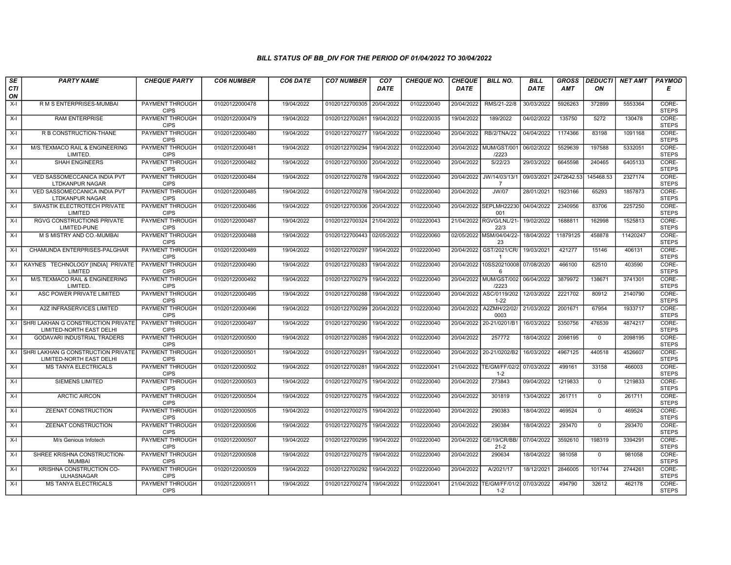### BILL STATUS OF BB_DIV FOR THE PERIOD OF 01/04/2022 TO 30/04/2022

| SECTION | PARTY NAME | CHEQUE PARTY | CO6 NUMBER | CO6 DATE | CO7 NUMBER | CO7 DATE | CHEQUE NO. | CHEQUE DATE | BILL NO. | BILL DATE | GROSS AMT | DEDUCTION | NET AMT | PAYMODE |
|---|---|---|---|---|---|---|---|---|---|---|---|---|---|---|
| X-I | R M S ENTERPRISES-MUMBAI | PAYMENT THROUGH CIPS | 01020122000478 | 19/04/2022 | 01020122700305 | 20/04/2022 | 0102220040 | 20/04/2022 | RMS/21-22/8 | 30/03/2022 | 5926263 | 372899 | 5553364 | CORE-STEPS |
| X-I | RAM ENTERPRISE | PAYMENT THROUGH CIPS | 01020122000479 | 19/04/2022 | 01020122700261 | 19/04/2022 | 0102220035 | 19/04/2022 | 189/2022 | 04/02/2022 | 135750 | 5272 | 130478 | CORE-STEPS |
| X-I | R B CONSTRUCTION-THANE | PAYMENT THROUGH CIPS | 01020122000480 | 19/04/2022 | 01020122700277 | 19/04/2022 | 0102220040 | 20/04/2022 | RB/2/TNA/22 | 04/04/2022 | 1174366 | 83198 | 1091168 | CORE-STEPS |
| X-I | M/S.TEXMACO RAIL & ENGINEERING LIMITED. | PAYMENT THROUGH CIPS | 01020122000481 | 19/04/2022 | 01020122700294 | 19/04/2022 | 0102220040 | 20/04/2022 | MUM/GST/001/2223 | 06/02/2022 | 5529639 | 197588 | 5332051 | CORE-STEPS |
| X-I | SHAH ENGINEERS | PAYMENT THROUGH CIPS | 01020122000482 | 19/04/2022 | 01020122700300 | 20/04/2022 | 0102220040 | 20/04/2022 | S/22/23 | 29/03/2022 | 6645598 | 240465 | 6405133 | CORE-STEPS |
| X-I | VED SASSOMECCANICA INDIA PVT LTDKANPUR NAGAR | PAYMENT THROUGH CIPS | 01020122000484 | 19/04/2022 | 01020122700278 | 19/04/2022 | 0102220040 | 20/04/2022 | JW/14/03/13/17 | 09/03/2021 | 2472642.53 | 145468.53 | 2327174 | CORE-STEPS |
| X-I | VED SASSOMECCANICA INDIA PVT LTDKANPUR NAGAR | PAYMENT THROUGH CIPS | 01020122000485 | 19/04/2022 | 01020122700278 | 19/04/2022 | 0102220040 | 20/04/2022 | JW/07 | 28/01/2021 | 1923166 | 65293 | 1857873 | CORE-STEPS |
| X-I | SWASTIK ELECTROTECH PRIVATE LIMITED | PAYMENT THROUGH CIPS | 01020122000486 | 19/04/2022 | 01020122700306 | 20/04/2022 | 0102220040 | 20/04/2022 | SEPLMH22230001 | 04/04/2022 | 2340956 | 83706 | 2257250 | CORE-STEPS |
| X-I | RGVG CONSTRUCTIONS PRIVATE LIMITED-PUNE | PAYMENT THROUGH CIPS | 01020122000487 | 19/04/2022 | 01020122700324 | 21/04/2022 | 0102220043 | 21/04/2022 | RGVG/LNL/21-22/3 | 19/02/2022 | 1688811 | 162998 | 1525813 | CORE-STEPS |
| X-I | M S MISTRY AND CO.-MUMBAI | PAYMENT THROUGH CIPS | 01020122000488 | 19/04/2022 | 01020122700443 | 02/05/2022 | 0102220060 | 02/05/2022 | MSM/04/04/22-23 | 18/04/2022 | 11879125 | 458878 | 11420247 | CORE-STEPS |
| X-I | CHAMUNDA ENTERPRISES-PALGHAR | PAYMENT THROUGH CIPS | 01020122000489 | 19/04/2022 | 01020122700297 | 19/04/2022 | 0102220040 | 20/04/2022 | GST/2021/CR/1 | 19/03/2021 | 421277 | 15146 | 406131 | CORE-STEPS |
| X-I | KAYNES TECHNOLOGY [INDIA] PRIVATE LIMITED | PAYMENT THROUGH CIPS | 01020122000490 | 19/04/2022 | 01020122700283 | 19/04/2022 | 0102220040 | 20/04/2022 | 10SS202100086 | 07/08/2020 | 466100 | 62510 | 403590 | CORE-STEPS |
| X-I | M/S.TEXMACO RAIL & ENGINEERING LIMITED. | PAYMENT THROUGH CIPS | 01020122000492 | 19/04/2022 | 01020122700279 | 19/04/2022 | 0102220040 | 20/04/2022 | MUM/GST/002/2223 | 06/04/2022 | 3879972 | 138671 | 3741301 | CORE-STEPS |
| X-I | ASC POWER PRIVATE LIMITED | PAYMENT THROUGH CIPS | 01020122000495 | 19/04/2022 | 01020122700288 | 19/04/2022 | 0102220040 | 20/04/2022 | ASC/0119/2021-22 | 12/03/2022 | 2221702 | 80912 | 2140790 | CORE-STEPS |
| X-I | A2Z INFRASERVICES LIMITED | PAYMENT THROUGH CIPS | 01020122000496 | 19/04/2022 | 01020122700299 | 20/04/2022 | 0102220040 | 20/04/2022 | A2ZMH/22/02/0003 | 21/03/2022 | 2001671 | 67954 | 1933717 | CORE-STEPS |
| X-I | SHRI LAKHAN G CONSTRUCTION PRIVATE LIMITED-NORTH EAST DELHI | PAYMENT THROUGH CIPS | 01020122000497 | 19/04/2022 | 01020122700290 | 19/04/2022 | 0102220040 | 20/04/2022 | 20-21/0201/B1 | 16/03/2022 | 5350756 | 476539 | 4874217 | CORE-STEPS |
| X-I | GODAVARI INDUSTRIAL TRADERS | PAYMENT THROUGH CIPS | 01020122000500 | 19/04/2022 | 01020122700285 | 19/04/2022 | 0102220040 | 20/04/2022 | 257772 | 18/04/2022 | 2098195 | 0 | 2098195 | CORE-STEPS |
| X-I | SHRI LAKHAN G CONSTRUCTION PRIVATE LIMITED-NORTH EAST DELHI | PAYMENT THROUGH CIPS | 01020122000501 | 19/04/2022 | 01020122700291 | 19/04/2022 | 0102220040 | 20/04/2022 | 20-21/0202/B2 | 16/03/2022 | 4967125 | 440518 | 4526607 | CORE-STEPS |
| X-I | MS TANYA ELECTRICALS | PAYMENT THROUGH CIPS | 01020122000502 | 19/04/2022 | 01020122700281 | 19/04/2022 | 0102220041 | 21/04/2022 | TE/GM/FF/02/21-2 | 07/03/2022 | 499161 | 33158 | 466003 | CORE-STEPS |
| X-I | SIEMENS LIMITED | PAYMENT THROUGH CIPS | 01020122000503 | 19/04/2022 | 01020122700275 | 19/04/2022 | 0102220040 | 20/04/2022 | 273843 | 09/04/2022 | 1219833 | 0 | 1219833 | CORE-STEPS |
| X-I | ARCTIC AIRCON | PAYMENT THROUGH CIPS | 01020122000504 | 19/04/2022 | 01020122700275 | 19/04/2022 | 0102220040 | 20/04/2022 | 301819 | 13/04/2022 | 261711 | 0 | 261711 | CORE-STEPS |
| X-I | ZEENAT CONSTRUCTION | PAYMENT THROUGH CIPS | 01020122000505 | 19/04/2022 | 01020122700275 | 19/04/2022 | 0102220040 | 20/04/2022 | 290383 | 18/04/2022 | 469524 | 0 | 469524 | CORE-STEPS |
| X-I | ZEENAT CONSTRUCTION | PAYMENT THROUGH CIPS | 01020122000506 | 19/04/2022 | 01020122700275 | 19/04/2022 | 0102220040 | 20/04/2022 | 290384 | 18/04/2022 | 293470 | 0 | 293470 | CORE-STEPS |
| X-I | M/s Genious Infotech | PAYMENT THROUGH CIPS | 01020122000507 | 19/04/2022 | 01020122700295 | 19/04/2022 | 0102220040 | 20/04/2022 | GE/19/CR/BB/21-2 | 07/04/2022 | 3592610 | 198319 | 3394291 | CORE-STEPS |
| X-I | SHREE KRISHNA CONSTRUCTION-MUMBAI | PAYMENT THROUGH CIPS | 01020122000508 | 19/04/2022 | 01020122700275 | 19/04/2022 | 0102220040 | 20/04/2022 | 290634 | 18/04/2022 | 981058 | 0 | 981058 | CORE-STEPS |
| X-I | KRISHNA CONSTRUCTION CO-ULHASNAGAR | PAYMENT THROUGH CIPS | 01020122000509 | 19/04/2022 | 01020122700292 | 19/04/2022 | 0102220040 | 20/04/2022 | A/2021/17 | 18/12/2021 | 2846005 | 101744 | 2744261 | CORE-STEPS |
| X-I | MS TANYA ELECTRICALS | PAYMENT THROUGH CIPS | 01020122000511 | 19/04/2022 | 01020122700274 | 19/04/2022 | 0102220041 | 21/04/2022 | TE/GM/FF/01/21-2 | 07/03/2022 | 494790 | 32612 | 462178 | CORE-STEPS |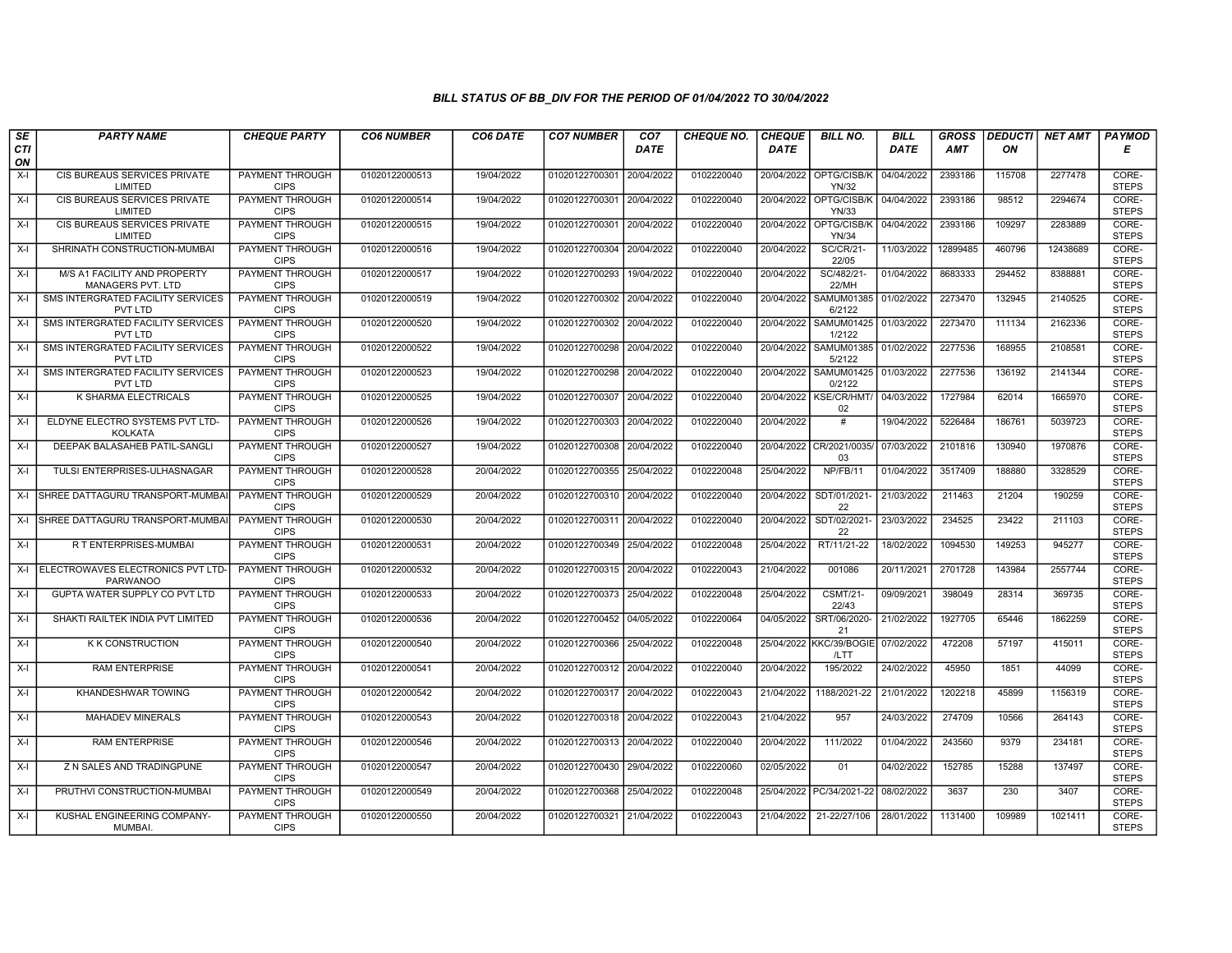# BILL STATUS OF BB_DIV FOR THE PERIOD OF 01/04/2022 TO 30/04/2022

| SECTION | PARTY NAME | CHEQUE PARTY | CO6 NUMBER | CO6 DATE | CO7 NUMBER | CO7 DATE | CHEQUE NO. | CHEQUE DATE | BILL NO. | BILL DATE | GROSS AMT | DEDUCTION | NET AMT | PAYMODE |
|---|---|---|---|---|---|---|---|---|---|---|---|---|---|---|
| X-I | CIS BUREAUS SERVICES PRIVATE LIMITED | PAYMENT THROUGH CIPS | 01020122000513 | 19/04/2022 | 01020122700301 | 20/04/2022 | 0102220040 | 20/04/2022 | OPTG/CISB/KYN/32 | 04/04/2022 | 2393186 | 115708 | 2277478 | CORE-STEPS |
| X-I | CIS BUREAUS SERVICES PRIVATE LIMITED | PAYMENT THROUGH CIPS | 01020122000514 | 19/04/2022 | 01020122700301 | 20/04/2022 | 0102220040 | 20/04/2022 | OPTG/CISB/KYN/33 | 04/04/2022 | 2393186 | 98512 | 2294674 | CORE-STEPS |
| X-I | CIS BUREAUS SERVICES PRIVATE LIMITED | PAYMENT THROUGH CIPS | 01020122000515 | 19/04/2022 | 01020122700301 | 20/04/2022 | 0102220040 | 20/04/2022 | OPTG/CISB/KYN/34 | 04/04/2022 | 2393186 | 109297 | 2283889 | CORE-STEPS |
| X-I | SHRINATH CONSTRUCTION-MUMBAI | PAYMENT THROUGH CIPS | 01020122000516 | 19/04/2022 | 01020122700304 | 20/04/2022 | 0102220040 | 20/04/2022 | SC/CR/21-22/05 | 11/03/2022 | 12899485 | 460796 | 12438689 | CORE-STEPS |
| X-I | M/S A1 FACILITY AND PROPERTY MANAGERS PVT. LTD | PAYMENT THROUGH CIPS | 01020122000517 | 19/04/2022 | 01020122700293 | 19/04/2022 | 0102220040 | 20/04/2022 | SC/482/21-22/MH | 01/04/2022 | 8683333 | 294452 | 8388881 | CORE-STEPS |
| X-I | SMS INTERGRATED FACILITY SERVICES PVT LTD | PAYMENT THROUGH CIPS | 01020122000519 | 19/04/2022 | 01020122700302 | 20/04/2022 | 0102220040 | 20/04/2022 | SAMUM013856/2122 | 01/02/2022 | 2273470 | 132945 | 2140525 | CORE-STEPS |
| X-I | SMS INTERGRATED FACILITY SERVICES PVT LTD | PAYMENT THROUGH CIPS | 01020122000520 | 19/04/2022 | 01020122700302 | 20/04/2022 | 0102220040 | 20/04/2022 | SAMUM014251/2122 | 01/03/2022 | 2273470 | 111134 | 2162336 | CORE-STEPS |
| X-I | SMS INTERGRATED FACILITY SERVICES PVT LTD | PAYMENT THROUGH CIPS | 01020122000522 | 19/04/2022 | 01020122700298 | 20/04/2022 | 0102220040 | 20/04/2022 | SAMUM013855/2122 | 01/02/2022 | 2277536 | 168955 | 2108581 | CORE-STEPS |
| X-I | SMS INTERGRATED FACILITY SERVICES PVT LTD | PAYMENT THROUGH CIPS | 01020122000523 | 19/04/2022 | 01020122700298 | 20/04/2022 | 0102220040 | 20/04/2022 | SAMUM014250/2122 | 01/03/2022 | 2277536 | 136192 | 2141344 | CORE-STEPS |
| X-I | K SHARMA ELECTRICALS | PAYMENT THROUGH CIPS | 01020122000525 | 19/04/2022 | 01020122700307 | 20/04/2022 | 0102220040 | 20/04/2022 | KSE/CR/HMT/02 | 04/03/2022 | 1727984 | 62014 | 1665970 | CORE-STEPS |
| X-I | ELDYNE ELECTRO SYSTEMS PVT LTD-KOLKATA | PAYMENT THROUGH CIPS | 01020122000526 | 19/04/2022 | 01020122700303 | 20/04/2022 | 0102220040 | 20/04/2022 | # | 19/04/2022 | 5226484 | 186761 | 5039723 | CORE-STEPS |
| X-I | DEEPAK BALASAHEB PATIL-SANGLI | PAYMENT THROUGH CIPS | 01020122000527 | 19/04/2022 | 01020122700308 | 20/04/2022 | 0102220040 | 20/04/2022 | CR/2021/0035/03 | 07/03/2022 | 2101816 | 130940 | 1970876 | CORE-STEPS |
| X-I | TULSI ENTERPRISES-ULHASNAGAR | PAYMENT THROUGH CIPS | 01020122000528 | 20/04/2022 | 01020122700355 | 25/04/2022 | 0102220048 | 25/04/2022 | NP/FB/11 | 01/04/2022 | 3517409 | 188880 | 3328529 | CORE-STEPS |
| X-I | SHREE DATTAGURU TRANSPORT-MUMBAI | PAYMENT THROUGH CIPS | 01020122000529 | 20/04/2022 | 01020122700310 | 20/04/2022 | 0102220040 | 20/04/2022 | SDT/01/2021-22 | 21/03/2022 | 211463 | 21204 | 190259 | CORE-STEPS |
| X-I | SHREE DATTAGURU TRANSPORT-MUMBAI | PAYMENT THROUGH CIPS | 01020122000530 | 20/04/2022 | 01020122700311 | 20/04/2022 | 0102220040 | 20/04/2022 | SDT/02/2021-22 | 23/03/2022 | 234525 | 23422 | 211103 | CORE-STEPS |
| X-I | R T ENTERPRISES-MUMBAI | PAYMENT THROUGH CIPS | 01020122000531 | 20/04/2022 | 01020122700349 | 25/04/2022 | 0102220048 | 25/04/2022 | RT/11/21-22 | 18/02/2022 | 1094530 | 149253 | 945277 | CORE-STEPS |
| X-I | ELECTROWAVES ELECTRONICS PVT LTD-PARWANOO | PAYMENT THROUGH CIPS | 01020122000532 | 20/04/2022 | 01020122700315 | 20/04/2022 | 0102220043 | 21/04/2022 | 001086 | 20/11/2021 | 2701728 | 143984 | 2557744 | CORE-STEPS |
| X-I | GUPTA WATER SUPPLY CO PVT LTD | PAYMENT THROUGH CIPS | 01020122000533 | 20/04/2022 | 01020122700373 | 25/04/2022 | 0102220048 | 25/04/2022 | CSMT/21-22/43 | 09/09/2021 | 398049 | 28314 | 369735 | CORE-STEPS |
| X-I | SHAKTI RAILTEK INDIA PVT LIMITED | PAYMENT THROUGH CIPS | 01020122000536 | 20/04/2022 | 01020122700452 | 04/05/2022 | 0102220064 | 04/05/2022 | SRT/06/2020-21 | 21/02/2022 | 1927705 | 65446 | 1862259 | CORE-STEPS |
| X-I | K K CONSTRUCTION | PAYMENT THROUGH CIPS | 01020122000540 | 20/04/2022 | 01020122700366 | 25/04/2022 | 0102220048 | 25/04/2022 | KKC/39/BOGIE/LTT | 07/02/2022 | 472208 | 57197 | 415011 | CORE-STEPS |
| X-I | RAM ENTERPRISE | PAYMENT THROUGH CIPS | 01020122000541 | 20/04/2022 | 01020122700312 | 20/04/2022 | 0102220040 | 20/04/2022 | 195/2022 | 24/02/2022 | 45950 | 1851 | 44099 | CORE-STEPS |
| X-I | KHANDESHWAR TOWING | PAYMENT THROUGH CIPS | 01020122000542 | 20/04/2022 | 01020122700317 | 20/04/2022 | 0102220043 | 21/04/2022 | 1188/2021-22 | 21/01/2022 | 1202218 | 45899 | 1156319 | CORE-STEPS |
| X-I | MAHADEV MINERALS | PAYMENT THROUGH CIPS | 01020122000543 | 20/04/2022 | 01020122700318 | 20/04/2022 | 0102220043 | 21/04/2022 | 957 | 24/03/2022 | 274709 | 10566 | 264143 | CORE-STEPS |
| X-I | RAM ENTERPRISE | PAYMENT THROUGH CIPS | 01020122000546 | 20/04/2022 | 01020122700313 | 20/04/2022 | 0102220040 | 20/04/2022 | 111/2022 | 01/04/2022 | 243560 | 9379 | 234181 | CORE-STEPS |
| X-I | Z N SALES AND TRADINGPUNE | PAYMENT THROUGH CIPS | 01020122000547 | 20/04/2022 | 01020122700430 | 29/04/2022 | 0102220060 | 02/05/2022 | 01 | 04/02/2022 | 152785 | 15288 | 137497 | CORE-STEPS |
| X-I | PRUTHVI CONSTRUCTION-MUMBAI | PAYMENT THROUGH CIPS | 01020122000549 | 20/04/2022 | 01020122700368 | 25/04/2022 | 0102220048 | 25/04/2022 | PC/34/2021-22 | 08/02/2022 | 3637 | 230 | 3407 | CORE-STEPS |
| X-I | KUSHAL ENGINEERING COMPANY-MUMBAI. | PAYMENT THROUGH CIPS | 01020122000550 | 20/04/2022 | 01020122700321 | 21/04/2022 | 0102220043 | 21/04/2022 | 21-22/27/106 | 28/01/2022 | 1131400 | 109989 | 1021411 | CORE-STEPS |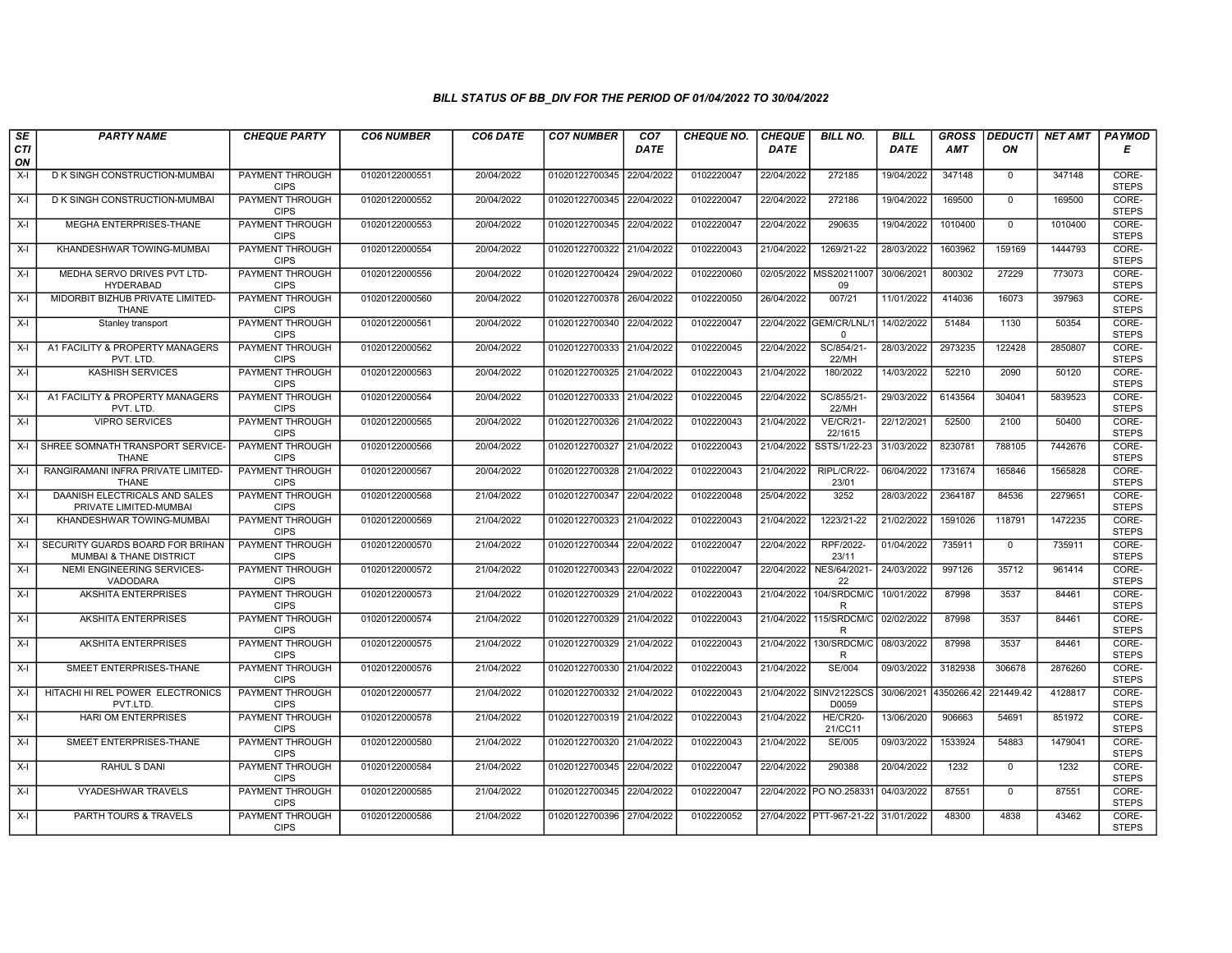# BILL STATUS OF BB_DIV FOR THE PERIOD OF 01/04/2022 TO 30/04/2022

| SECTION | PARTY NAME | CHEQUE PARTY | CO6 NUMBER | CO6 DATE | CO7 NUMBER | CO7 DATE | CHEQUE NO. | CHEQUE DATE | BILL NO. | BILL DATE | GROSS AMT | DEDUCTION | NET AMT | PAYMODE |
|---|---|---|---|---|---|---|---|---|---|---|---|---|---|---|
| X-I | D K SINGH CONSTRUCTION-MUMBAI | PAYMENT THROUGH CIPS | 01020122000551 | 20/04/2022 | 01020122700345 | 22/04/2022 | 0102220047 | 22/04/2022 | 272185 | 19/04/2022 | 347148 | 0 | 347148 | CORE-STEPS |
| X-I | D K SINGH CONSTRUCTION-MUMBAI | PAYMENT THROUGH CIPS | 01020122000552 | 20/04/2022 | 01020122700345 | 22/04/2022 | 0102220047 | 22/04/2022 | 272186 | 19/04/2022 | 169500 | 0 | 169500 | CORE-STEPS |
| X-I | MEGHA ENTERPRISES-THANE | PAYMENT THROUGH CIPS | 01020122000553 | 20/04/2022 | 01020122700345 | 22/04/2022 | 0102220047 | 22/04/2022 | 290635 | 19/04/2022 | 1010400 | 0 | 1010400 | CORE-STEPS |
| X-I | KHANDESHWAR TOWING-MUMBAI | PAYMENT THROUGH CIPS | 01020122000554 | 20/04/2022 | 01020122700322 | 21/04/2022 | 0102220043 | 21/04/2022 | 1269/21-22 | 28/03/2022 | 1603962 | 159169 | 1444793 | CORE-STEPS |
| X-I | MEDHA SERVO DRIVES PVT LTD-HYDERABAD | PAYMENT THROUGH CIPS | 01020122000556 | 20/04/2022 | 01020122700424 | 29/04/2022 | 0102220060 | 02/05/2022 | MSS2021100709 | 30/06/2021 | 800302 | 27229 | 773073 | CORE-STEPS |
| X-I | MIDORBIT BIZHUB PRIVATE LIMITED-THANE | PAYMENT THROUGH CIPS | 01020122000560 | 20/04/2022 | 01020122700378 | 26/04/2022 | 0102220050 | 26/04/2022 | 007/21 | 11/01/2022 | 414036 | 16073 | 397963 | CORE-STEPS |
| X-I | Stanley transport | PAYMENT THROUGH CIPS | 01020122000561 | 20/04/2022 | 01020122700340 | 22/04/2022 | 0102220047 | 22/04/2022 | GEM/CR/LNL/10 | 14/02/2022 | 51484 | 1130 | 50354 | CORE-STEPS |
| X-I | A1 FACILITY & PROPERTY MANAGERS PVT. LTD. | PAYMENT THROUGH CIPS | 01020122000562 | 20/04/2022 | 01020122700333 | 21/04/2022 | 0102220045 | 22/04/2022 | SC/854/21-22/MH | 28/03/2022 | 2973235 | 122428 | 2850807 | CORE-STEPS |
| X-I | KASHISH SERVICES | PAYMENT THROUGH CIPS | 01020122000563 | 20/04/2022 | 01020122700325 | 21/04/2022 | 0102220043 | 21/04/2022 | 180/2022 | 14/03/2022 | 52210 | 2090 | 50120 | CORE-STEPS |
| X-I | A1 FACILITY & PROPERTY MANAGERS PVT. LTD. | PAYMENT THROUGH CIPS | 01020122000564 | 20/04/2022 | 01020122700333 | 21/04/2022 | 0102220045 | 22/04/2022 | SC/855/21-22/MH | 29/03/2022 | 6143564 | 304041 | 5839523 | CORE-STEPS |
| X-I | VIPRO SERVICES | PAYMENT THROUGH CIPS | 01020122000565 | 20/04/2022 | 01020122700326 | 21/04/2022 | 0102220043 | 21/04/2022 | VE/CR/21-22/1615 | 22/12/2021 | 52500 | 2100 | 50400 | CORE-STEPS |
| X-I | SHREE SOMNATH TRANSPORT SERVICE-THANE | PAYMENT THROUGH CIPS | 01020122000566 | 20/04/2022 | 01020122700327 | 21/04/2022 | 0102220043 | 21/04/2022 | SSTS/1/22-23 | 31/03/2022 | 8230781 | 788105 | 7442676 | CORE-STEPS |
| X-I | RANGIRAMANI INFRA PRIVATE LIMITED-THANE | PAYMENT THROUGH CIPS | 01020122000567 | 20/04/2022 | 01020122700328 | 21/04/2022 | 0102220043 | 21/04/2022 | RIPL/CR/22-23/01 | 06/04/2022 | 1731674 | 165846 | 1565828 | CORE-STEPS |
| X-I | DAANISH ELECTRICALS AND SALES PRIVATE LIMITED-MUMBAI | PAYMENT THROUGH CIPS | 01020122000568 | 21/04/2022 | 01020122700347 | 22/04/2022 | 0102220048 | 25/04/2022 | 3252 | 28/03/2022 | 2364187 | 84536 | 2279651 | CORE-STEPS |
| X-I | KHANDESHWAR TOWING-MUMBAI | PAYMENT THROUGH CIPS | 01020122000569 | 21/04/2022 | 01020122700323 | 21/04/2022 | 0102220043 | 21/04/2022 | 1223/21-22 | 21/02/2022 | 1591026 | 118791 | 1472235 | CORE-STEPS |
| X-I | SECURITY GUARDS BOARD FOR BRIHAN MUMBAI & THANE DISTRICT | PAYMENT THROUGH CIPS | 01020122000570 | 21/04/2022 | 01020122700344 | 22/04/2022 | 0102220047 | 22/04/2022 | RPF/2022-23/11 | 01/04/2022 | 735911 | 0 | 735911 | CORE-STEPS |
| X-I | NEMI ENGINEERING SERVICES-VADODARA | PAYMENT THROUGH CIPS | 01020122000572 | 21/04/2022 | 01020122700343 | 22/04/2022 | 0102220047 | 22/04/2022 | NES/64/2021-22 | 24/03/2022 | 997126 | 35712 | 961414 | CORE-STEPS |
| X-I | AKSHITA ENTERPRISES | PAYMENT THROUGH CIPS | 01020122000573 | 21/04/2022 | 01020122700329 | 21/04/2022 | 0102220043 | 21/04/2022 | 104/SRDCM/CR | 10/01/2022 | 87998 | 3537 | 84461 | CORE-STEPS |
| X-I | AKSHITA ENTERPRISES | PAYMENT THROUGH CIPS | 01020122000574 | 21/04/2022 | 01020122700329 | 21/04/2022 | 0102220043 | 21/04/2022 | 115/SRDCM/CR | 02/02/2022 | 87998 | 3537 | 84461 | CORE-STEPS |
| X-I | AKSHITA ENTERPRISES | PAYMENT THROUGH CIPS | 01020122000575 | 21/04/2022 | 01020122700329 | 21/04/2022 | 0102220043 | 21/04/2022 | 130/SRDCM/CR | 08/03/2022 | 87998 | 3537 | 84461 | CORE-STEPS |
| X-I | SMEET ENTERPRISES-THANE | PAYMENT THROUGH CIPS | 01020122000576 | 21/04/2022 | 01020122700330 | 21/04/2022 | 0102220043 | 21/04/2022 | SE/004 | 09/03/2022 | 3182938 | 306678 | 2876260 | CORE-STEPS |
| X-I | HITACHI HI REL POWER ELECTRONICS PVT.LTD. | PAYMENT THROUGH CIPS | 01020122000577 | 21/04/2022 | 01020122700332 | 21/04/2022 | 0102220043 | 21/04/2022 | SINV2122SCSD0059 | 30/06/2021 | 4350266.42 | 221449.42 | 4128817 | CORE-STEPS |
| X-I | HARI OM ENTERPRISES | PAYMENT THROUGH CIPS | 01020122000578 | 21/04/2022 | 01020122700319 | 21/04/2022 | 0102220043 | 21/04/2022 | HE/CR20-21/CC11 | 13/06/2020 | 906663 | 54691 | 851972 | CORE-STEPS |
| X-I | SMEET ENTERPRISES-THANE | PAYMENT THROUGH CIPS | 01020122000580 | 21/04/2022 | 01020122700320 | 21/04/2022 | 0102220043 | 21/04/2022 | SE/005 | 09/03/2022 | 1533924 | 54883 | 1479041 | CORE-STEPS |
| X-I | RAHUL S DANI | PAYMENT THROUGH CIPS | 01020122000584 | 21/04/2022 | 01020122700345 | 22/04/2022 | 0102220047 | 22/04/2022 | 290388 | 20/04/2022 | 1232 | 0 | 1232 | CORE-STEPS |
| X-I | VYADESHWAR TRAVELS | PAYMENT THROUGH CIPS | 01020122000585 | 21/04/2022 | 01020122700345 | 22/04/2022 | 0102220047 | 22/04/2022 | PO NO.258331 | 04/03/2022 | 87551 | 0 | 87551 | CORE-STEPS |
| X-I | PARTH TOURS & TRAVELS | PAYMENT THROUGH CIPS | 01020122000586 | 21/04/2022 | 01020122700396 | 27/04/2022 | 0102220052 | 27/04/2022 | PTT-967-21-22 | 31/01/2022 | 48300 | 4838 | 43462 | CORE-STEPS |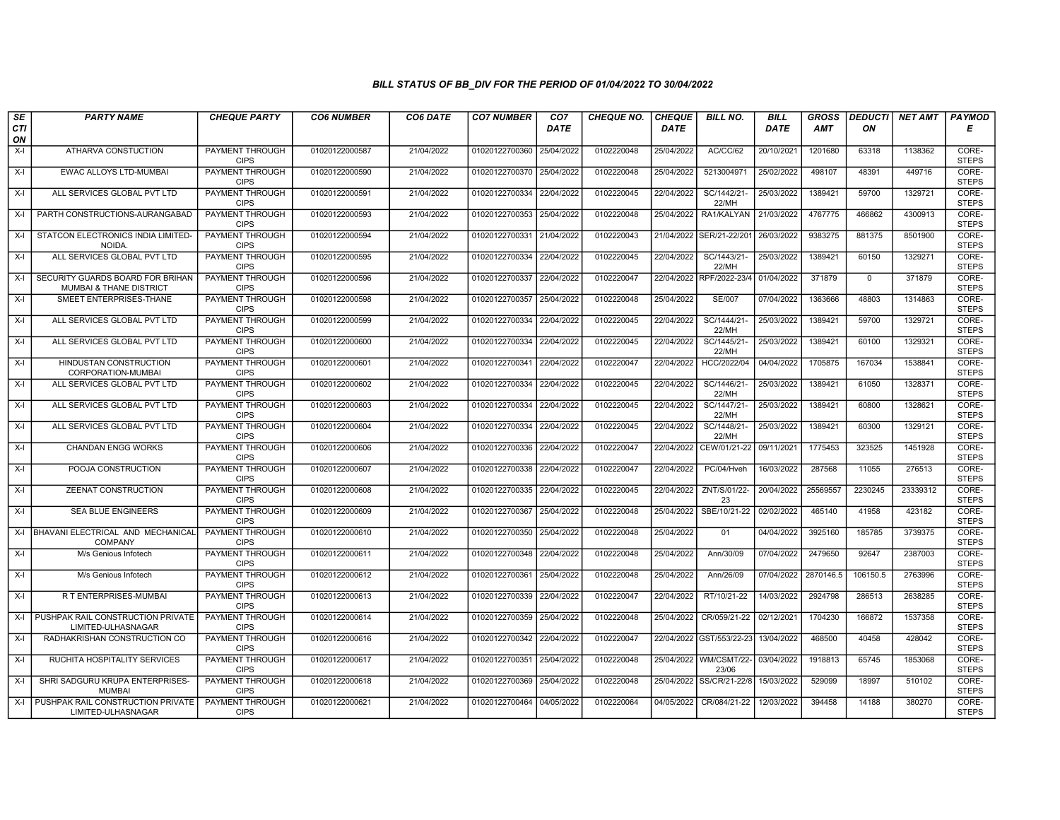# BILL STATUS OF BB_DIV FOR THE PERIOD OF 01/04/2022 TO 30/04/2022

| SECTION | PARTY NAME | CHEQUE PARTY | CO6 NUMBER | CO6 DATE | CO7 NUMBER | CO7 DATE | CHEQUE NO. | CHEQUE DATE | BILL NO. | BILL DATE | GROSS AMT | DEDUCTION | NET AMT | PAYMODE |
|---|---|---|---|---|---|---|---|---|---|---|---|---|---|---|
| X-I | ATHARVA CONSTUCTION | PAYMENT THROUGH CIPS | 01020122000587 | 21/04/2022 | 01020122700360 | 25/04/2022 | 0102220048 | 25/04/2022 | AC/CC/62 | 20/10/2021 | 1201680 | 63318 | 1138362 | CORE-STEPS |
| X-I | EWAC ALLOYS LTD-MUMBAI | PAYMENT THROUGH CIPS | 01020122000590 | 21/04/2022 | 01020122700370 | 25/04/2022 | 0102220048 | 25/04/2022 | 5213004971 | 25/02/2022 | 498107 | 48391 | 449716 | CORE-STEPS |
| X-I | ALL SERVICES GLOBAL PVT LTD | PAYMENT THROUGH CIPS | 01020122000591 | 21/04/2022 | 01020122700334 | 22/04/2022 | 0102220045 | 22/04/2022 | SC/1442/21-22/MH | 25/03/2022 | 1389421 | 59700 | 1329721 | CORE-STEPS |
| X-I | PARTH CONSTRUCTIONS-AURANGABAD | PAYMENT THROUGH CIPS | 01020122000593 | 21/04/2022 | 01020122700353 | 25/04/2022 | 0102220048 | 25/04/2022 | RA1/KALYAN | 21/03/2022 | 4767775 | 466862 | 4300913 | CORE-STEPS |
| X-I | STATCON ELECTRONICS INDIA LIMITED-NOIDA. | PAYMENT THROUGH CIPS | 01020122000594 | 21/04/2022 | 01020122700331 | 21/04/2022 | 0102220043 | 21/04/2022 | SER/21-22/201 | 26/03/2022 | 9383275 | 881375 | 8501900 | CORE-STEPS |
| X-I | ALL SERVICES GLOBAL PVT LTD | PAYMENT THROUGH CIPS | 01020122000595 | 21/04/2022 | 01020122700334 | 22/04/2022 | 0102220045 | 22/04/2022 | SC/1443/21-22/MH | 25/03/2022 | 1389421 | 60150 | 1329271 | CORE-STEPS |
| X-I | SECURITY GUARDS BOARD FOR BRIHAN MUMBAI & THANE DISTRICT | PAYMENT THROUGH CIPS | 01020122000596 | 21/04/2022 | 01020122700337 | 22/04/2022 | 0102220047 | 22/04/2022 | RPF/2022-23/4 | 01/04/2022 | 371879 | 0 | 371879 | CORE-STEPS |
| X-I | SMEET ENTERPRISES-THANE | PAYMENT THROUGH CIPS | 01020122000598 | 21/04/2022 | 01020122700357 | 25/04/2022 | 0102220048 | 25/04/2022 | SE/007 | 07/04/2022 | 1363666 | 48803 | 1314863 | CORE-STEPS |
| X-I | ALL SERVICES GLOBAL PVT LTD | PAYMENT THROUGH CIPS | 01020122000599 | 21/04/2022 | 01020122700334 | 22/04/2022 | 0102220045 | 22/04/2022 | SC/1444/21-22/MH | 25/03/2022 | 1389421 | 59700 | 1329721 | CORE-STEPS |
| X-I | ALL SERVICES GLOBAL PVT LTD | PAYMENT THROUGH CIPS | 01020122000600 | 21/04/2022 | 01020122700334 | 22/04/2022 | 0102220045 | 22/04/2022 | SC/1445/21-22/MH | 25/03/2022 | 1389421 | 60100 | 1329321 | CORE-STEPS |
| X-I | HINDUSTAN CONSTRUCTION CORPORATION-MUMBAI | PAYMENT THROUGH CIPS | 01020122000601 | 21/04/2022 | 01020122700341 | 22/04/2022 | 0102220047 | 22/04/2022 | HCC/2022/04 | 04/04/2022 | 1705875 | 167034 | 1538841 | CORE-STEPS |
| X-I | ALL SERVICES GLOBAL PVT LTD | PAYMENT THROUGH CIPS | 01020122000602 | 21/04/2022 | 01020122700334 | 22/04/2022 | 0102220045 | 22/04/2022 | SC/1446/21-22/MH | 25/03/2022 | 1389421 | 61050 | 1328371 | CORE-STEPS |
| X-I | ALL SERVICES GLOBAL PVT LTD | PAYMENT THROUGH CIPS | 01020122000603 | 21/04/2022 | 01020122700334 | 22/04/2022 | 0102220045 | 22/04/2022 | SC/1447/21-22/MH | 25/03/2022 | 1389421 | 60800 | 1328621 | CORE-STEPS |
| X-I | ALL SERVICES GLOBAL PVT LTD | PAYMENT THROUGH CIPS | 01020122000604 | 21/04/2022 | 01020122700334 | 22/04/2022 | 0102220045 | 22/04/2022 | SC/1448/21-22/MH | 25/03/2022 | 1389421 | 60300 | 1329121 | CORE-STEPS |
| X-I | CHANDAN ENGG WORKS | PAYMENT THROUGH CIPS | 01020122000606 | 21/04/2022 | 01020122700336 | 22/04/2022 | 0102220047 | 22/04/2022 | CEW/01/21-22 | 09/11/2021 | 1775453 | 323525 | 1451928 | CORE-STEPS |
| X-I | POOJA CONSTRUCTION | PAYMENT THROUGH CIPS | 01020122000607 | 21/04/2022 | 01020122700338 | 22/04/2022 | 0102220047 | 22/04/2022 | PC/04/Hveh | 16/03/2022 | 287568 | 11055 | 276513 | CORE-STEPS |
| X-I | ZEENAT CONSTRUCTION | PAYMENT THROUGH CIPS | 01020122000608 | 21/04/2022 | 01020122700335 | 22/04/2022 | 0102220045 | 22/04/2022 | ZNT/S/01/22-23 | 20/04/2022 | 25569557 | 2230245 | 23339312 | CORE-STEPS |
| X-I | SEA BLUE ENGINEERS | PAYMENT THROUGH CIPS | 01020122000609 | 21/04/2022 | 01020122700367 | 25/04/2022 | 0102220048 | 25/04/2022 | SBE/10/21-22 | 02/02/2022 | 465140 | 41958 | 423182 | CORE-STEPS |
| X-I | BHAVANI ELECTRICAL AND MECHANICAL COMPANY | PAYMENT THROUGH CIPS | 01020122000610 | 21/04/2022 | 01020122700350 | 25/04/2022 | 0102220048 | 25/04/2022 | 01 | 04/04/2022 | 3925160 | 185785 | 3739375 | CORE-STEPS |
| X-I | M/s Genious Infotech | PAYMENT THROUGH CIPS | 01020122000611 | 21/04/2022 | 01020122700348 | 22/04/2022 | 0102220048 | 25/04/2022 | Ann/30/09 | 07/04/2022 | 2479650 | 92647 | 2387003 | CORE-STEPS |
| X-I | M/s Genious Infotech | PAYMENT THROUGH CIPS | 01020122000612 | 21/04/2022 | 01020122700361 | 25/04/2022 | 0102220048 | 25/04/2022 | Ann/26/09 | 07/04/2022 | 2870146.5 | 106150.5 | 2763996 | CORE-STEPS |
| X-I | R T ENTERPRISES-MUMBAI | PAYMENT THROUGH CIPS | 01020122000613 | 21/04/2022 | 01020122700339 | 22/04/2022 | 0102220047 | 22/04/2022 | RT/10/21-22 | 14/03/2022 | 2924798 | 286513 | 2638285 | CORE-STEPS |
| X-I | PUSHPAK RAIL CONSTRUCTION PRIVATE LIMITED-ULHASNAGAR | PAYMENT THROUGH CIPS | 01020122000614 | 21/04/2022 | 01020122700359 | 25/04/2022 | 0102220048 | 25/04/2022 | CR/059/21-22 | 02/12/2021 | 1704230 | 166872 | 1537358 | CORE-STEPS |
| X-I | RADHAKRISHAN CONSTRUCTION CO | PAYMENT THROUGH CIPS | 01020122000616 | 21/04/2022 | 01020122700342 | 22/04/2022 | 0102220047 | 22/04/2022 | GST/553/22-23 | 13/04/2022 | 468500 | 40458 | 428042 | CORE-STEPS |
| X-I | RUCHITA HOSPITALITY SERVICES | PAYMENT THROUGH CIPS | 01020122000617 | 21/04/2022 | 01020122700351 | 25/04/2022 | 0102220048 | 25/04/2022 | WM/CSMT/22-23/06 | 03/04/2022 | 1918813 | 65745 | 1853068 | CORE-STEPS |
| X-I | SHRI SADGURU KRUPA ENTERPRISES-MUMBAI | PAYMENT THROUGH CIPS | 01020122000618 | 21/04/2022 | 01020122700369 | 25/04/2022 | 0102220048 | 25/04/2022 | SS/CR/21-22/8 | 15/03/2022 | 529099 | 18997 | 510102 | CORE-STEPS |
| X-I | PUSHPAK RAIL CONSTRUCTION PRIVATE LIMITED-ULHASNAGAR | PAYMENT THROUGH CIPS | 01020122000621 | 21/04/2022 | 01020122700464 | 04/05/2022 | 0102220064 | 04/05/2022 | CR/084/21-22 | 12/03/2022 | 394458 | 14188 | 380270 | CORE-STEPS |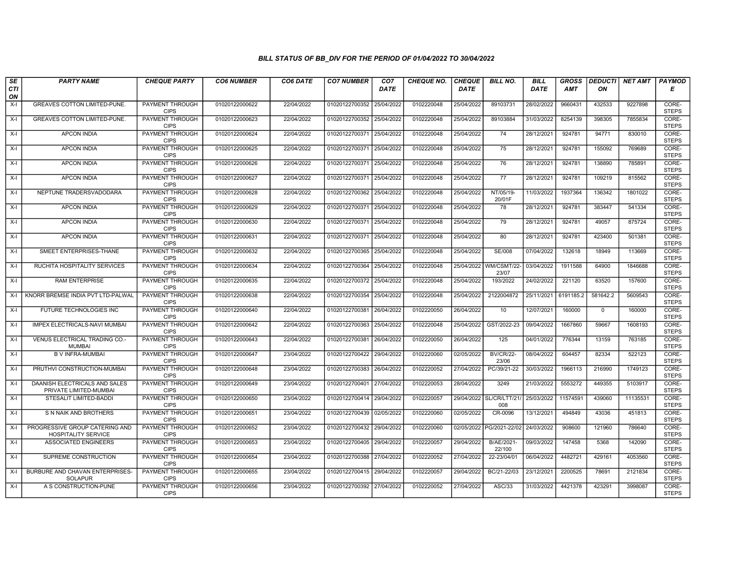*BILL STATUS OF BB_DIV FOR THE PERIOD OF 01/04/2022 TO 30/04/2022*

| SECTION | PARTY NAME | CHEQUE PARTY | CO6 NUMBER | CO6 DATE | CO7 NUMBER | CO7 DATE | CHEQUE NO. | CHEQUE DATE | BILL NO. | BILL DATE | GROSS AMT | DEDUCTION | NET AMT | PAYMODE |
|---|---|---|---|---|---|---|---|---|---|---|---|---|---|---|
| X-I | GREAVES COTTON LIMITED-PUNE. | PAYMENT THROUGH CIPS | 01020122000622 | 22/04/2022 | 01020122700352 | 25/04/2022 | 0102220048 | 25/04/2022 | 89103731 | 28/02/2022 | 9660431 | 432533 | 9227898 | CORE-STEPS |
| X-I | GREAVES COTTON LIMITED-PUNE. | PAYMENT THROUGH CIPS | 01020122000623 | 22/04/2022 | 01020122700352 | 25/04/2022 | 0102220048 | 25/04/2022 | 89103884 | 31/03/2022 | 8254139 | 398305 | 7855834 | CORE-STEPS |
| X-I | APCON INDIA | PAYMENT THROUGH CIPS | 01020122000624 | 22/04/2022 | 01020122700371 | 25/04/2022 | 0102220048 | 25/04/2022 | 74 | 28/12/2021 | 924781 | 94771 | 830010 | CORE-STEPS |
| X-I | APCON INDIA | PAYMENT THROUGH CIPS | 01020122000625 | 22/04/2022 | 01020122700371 | 25/04/2022 | 0102220048 | 25/04/2022 | 75 | 28/12/2021 | 924781 | 155092 | 769689 | CORE-STEPS |
| X-I | APCON INDIA | PAYMENT THROUGH CIPS | 01020122000626 | 22/04/2022 | 01020122700371 | 25/04/2022 | 0102220048 | 25/04/2022 | 76 | 28/12/2021 | 924781 | 138890 | 785891 | CORE-STEPS |
| X-I | APCON INDIA | PAYMENT THROUGH CIPS | 01020122000627 | 22/04/2022 | 01020122700371 | 25/04/2022 | 0102220048 | 25/04/2022 | 77 | 28/12/2021 | 924781 | 109219 | 815562 | CORE-STEPS |
| X-I | NEPTUNE TRADERSVADODARA | PAYMENT THROUGH CIPS | 01020122000628 | 22/04/2022 | 01020122700362 | 25/04/2022 | 0102220048 | 25/04/2022 | NT/05/19-20/01F | 11/03/2022 | 1937364 | 136342 | 1801022 | CORE-STEPS |
| X-I | APCON INDIA | PAYMENT THROUGH CIPS | 01020122000629 | 22/04/2022 | 01020122700371 | 25/04/2022 | 0102220048 | 25/04/2022 | 78 | 28/12/2021 | 924781 | 383447 | 541334 | CORE-STEPS |
| X-I | APCON INDIA | PAYMENT THROUGH CIPS | 01020122000630 | 22/04/2022 | 01020122700371 | 25/04/2022 | 0102220048 | 25/04/2022 | 79 | 28/12/2021 | 924781 | 49057 | 875724 | CORE-STEPS |
| X-I | APCON INDIA | PAYMENT THROUGH CIPS | 01020122000631 | 22/04/2022 | 01020122700371 | 25/04/2022 | 0102220048 | 25/04/2022 | 80 | 28/12/2021 | 924781 | 423400 | 501381 | CORE-STEPS |
| X-I | SMEET ENTERPRISES-THANE | PAYMENT THROUGH CIPS | 01020122000632 | 22/04/2022 | 01020122700365 | 25/04/2022 | 0102220048 | 25/04/2022 | SE/008 | 07/04/2022 | 132618 | 18949 | 113669 | CORE-STEPS |
| X-I | RUCHITA HOSPITALITY SERVICES | PAYMENT THROUGH CIPS | 01020122000634 | 22/04/2022 | 01020122700364 | 25/04/2022 | 0102220048 | 25/04/2022 | WM/CSMT/22-23/07 | 03/04/2022 | 1911588 | 64900 | 1846688 | CORE-STEPS |
| X-I | RAM ENTERPRISE | PAYMENT THROUGH CIPS | 01020122000635 | 22/04/2022 | 01020122700372 | 25/04/2022 | 0102220048 | 25/04/2022 | 193/2022 | 24/02/2022 | 221120 | 63520 | 157600 | CORE-STEPS |
| X-I | KNORR BREMSE INDIA PVT LTD-PALWAL | PAYMENT THROUGH CIPS | 01020122000638 | 22/04/2022 | 01020122700354 | 25/04/2022 | 0102220048 | 25/04/2022 | 2122004872 | 25/11/2021 | 6191185.2 | 581642.2 | 5609543 | CORE-STEPS |
| X-I | FUTURE TECHNOLOGIES INC | PAYMENT THROUGH CIPS | 01020122000640 | 22/04/2022 | 01020122700381 | 26/04/2022 | 0102220050 | 26/04/2022 | 10 | 12/07/2021 | 160000 | 0 | 160000 | CORE-STEPS |
| X-I | IMPEX ELECTRICALS-NAVI MUMBAI | PAYMENT THROUGH CIPS | 01020122000642 | 22/04/2022 | 01020122700363 | 25/04/2022 | 0102220048 | 25/04/2022 | GST/2022-23 | 09/04/2022 | 1667860 | 59667 | 1608193 | CORE-STEPS |
| X-I | VENUS ELECTRICAL TRADING CO.-MUMBAI | PAYMENT THROUGH CIPS | 01020122000643 | 22/04/2022 | 01020122700381 | 26/04/2022 | 0102220050 | 26/04/2022 | 125 | 04/01/2022 | 776344 | 13159 | 763185 | CORE-STEPS |
| X-I | B V INFRA-MUMBAI | PAYMENT THROUGH CIPS | 01020122000647 | 23/04/2022 | 01020122700422 | 29/04/2022 | 0102220060 | 02/05/2022 | BV/CR/22-23/06 | 08/04/2022 | 604457 | 82334 | 522123 | CORE-STEPS |
| X-I | PRUTHVI CONSTRUCTION-MUMBAI | PAYMENT THROUGH CIPS | 01020122000648 | 23/04/2022 | 01020122700383 | 26/04/2022 | 0102220052 | 27/04/2022 | PC/39/21-22 | 30/03/2022 | 1966113 | 216990 | 1749123 | CORE-STEPS |
| X-I | DAANISH ELECTRICALS AND SALES PRIVATE LIMITED-MUMBAI | PAYMENT THROUGH CIPS | 01020122000649 | 23/04/2022 | 01020122700401 | 27/04/2022 | 0102220053 | 28/04/2022 | 3249 | 21/03/2022 | 5553272 | 449355 | 5103917 | CORE-STEPS |
| X-I | STESALIT LIMITED-BADDI | PAYMENT THROUGH CIPS | 01020122000650 | 23/04/2022 | 01020122700414 | 29/04/2022 | 0102220057 | 29/04/2022 | SL/CR/LTT/21/008 | 25/03/2022 | 11574591 | 439060 | 11135531 | CORE-STEPS |
| X-I | S N NAIK AND BROTHERS | PAYMENT THROUGH CIPS | 01020122000651 | 23/04/2022 | 01020122700439 | 02/05/2022 | 0102220060 | 02/05/2022 | CR-0096 | 13/12/2021 | 494849 | 43036 | 451813 | CORE-STEPS |
| X-I | PROGRESSIVE GROUP CATERING AND HOSPITALITY SERVICE | PAYMENT THROUGH CIPS | 01020122000652 | 23/04/2022 | 01020122700432 | 29/04/2022 | 0102220060 | 02/05/2022 | PG/2021-22/02 | 24/03/2022 | 908600 | 121960 | 786640 | CORE-STEPS |
| X-I | ASSOCIATED ENGINEERS | PAYMENT THROUGH CIPS | 01020122000653 | 23/04/2022 | 01020122700405 | 29/04/2022 | 0102220057 | 29/04/2022 | B/AE/2021-22/100 | 09/03/2022 | 147458 | 5368 | 142090 | CORE-STEPS |
| X-I | SUPREME CONSTRUCTION | PAYMENT THROUGH CIPS | 01020122000654 | 23/04/2022 | 01020122700388 | 27/04/2022 | 0102220052 | 27/04/2022 | 22-23/04/01 | 06/04/2022 | 4482721 | 429161 | 4053560 | CORE-STEPS |
| X-I | BURBURE AND CHAVAN ENTERPRISES-SOLAPUR | PAYMENT THROUGH CIPS | 01020122000655 | 23/04/2022 | 01020122700415 | 29/04/2022 | 0102220057 | 29/04/2022 | BC/21-22/03 | 23/12/2021 | 2200525 | 78691 | 2121834 | CORE-STEPS |
| X-I | A S CONSTRUCTION-PUNE | PAYMENT THROUGH CIPS | 01020122000656 | 23/04/2022 | 01020122700392 | 27/04/2022 | 0102220052 | 27/04/2022 | ASC/33 | 31/03/2022 | 4421378 | 423291 | 3998087 | CORE-STEPS |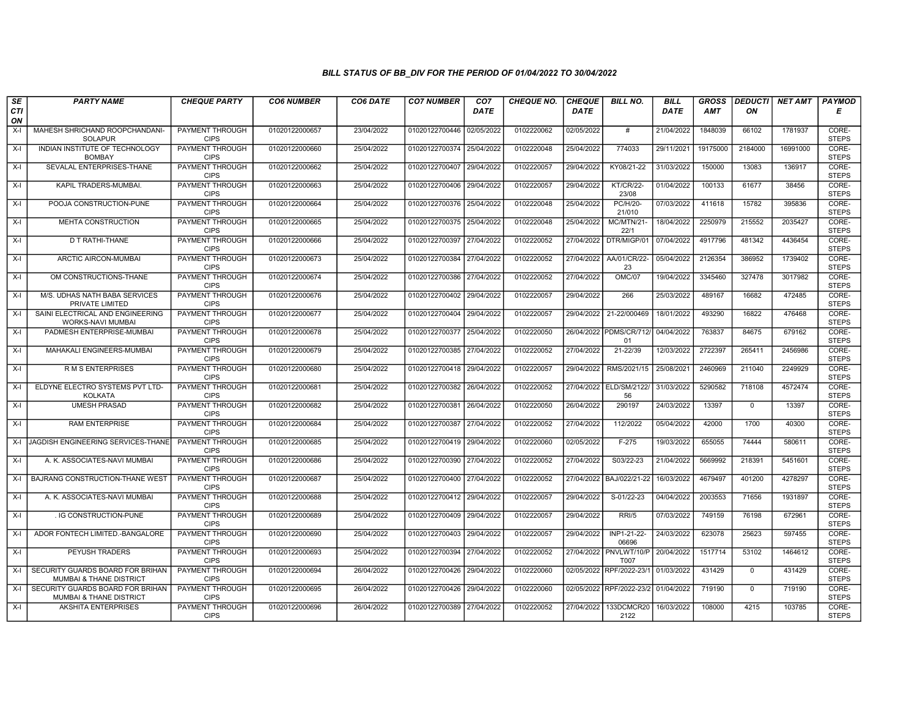# BILL STATUS OF BB_DIV FOR THE PERIOD OF 01/04/2022 TO 30/04/2022

| SECTION | PARTY NAME | CHEQUE PARTY | CO6 NUMBER | CO6 DATE | CO7 NUMBER | CO7 DATE | CHEQUE NO. | CHEQUE DATE | BILL NO. | BILL DATE | GROSS AMT | DEDUCTION | NET AMT | PAYMODE |
|---|---|---|---|---|---|---|---|---|---|---|---|---|---|---|
| X-I | MAHESH SHRICHAND ROOPCHANDANI-SOLAPUR | PAYMENT THROUGH CIPS | 01020122000657 | 23/04/2022 | 01020122700446 | 02/05/2022 | 0102220062 | 02/05/2022 | # | 21/04/2022 | 1848039 | 66102 | 1781937 | CORE-STEPS |
| X-I | INDIAN INSTITUTE OF TECHNOLOGY BOMBAY | PAYMENT THROUGH CIPS | 01020122000660 | 25/04/2022 | 01020122700374 | 25/04/2022 | 0102220048 | 25/04/2022 | 774033 | 29/11/2021 | 19175000 | 2184000 | 16991000 | CORE-STEPS |
| X-I | SEVALAL ENTERPRISES-THANE | PAYMENT THROUGH CIPS | 01020122000662 | 25/04/2022 | 01020122700407 | 29/04/2022 | 0102220057 | 29/04/2022 | KY08/21-22 | 31/03/2022 | 150000 | 13083 | 136917 | CORE-STEPS |
| X-I | KAPIL TRADERS-MUMBAI. | PAYMENT THROUGH CIPS | 01020122000663 | 25/04/2022 | 01020122700406 | 29/04/2022 | 0102220057 | 29/04/2022 | KT/CR/22-23/08 | 01/04/2022 | 100133 | 61677 | 38456 | CORE-STEPS |
| X-I | POOJA CONSTRUCTION-PUNE | PAYMENT THROUGH CIPS | 01020122000664 | 25/04/2022 | 01020122700376 | 25/04/2022 | 0102220048 | 25/04/2022 | PC/H/20-21/010 | 07/03/2022 | 411618 | 15782 | 395836 | CORE-STEPS |
| X-I | MEHTA CONSTRUCTION | PAYMENT THROUGH CIPS | 01020122000665 | 25/04/2022 | 01020122700375 | 25/04/2022 | 0102220048 | 25/04/2022 | MC/MTN/21-22/1 | 18/04/2022 | 2250979 | 215552 | 2035427 | CORE-STEPS |
| X-I | D T RATHI-THANE | PAYMENT THROUGH CIPS | 01020122000666 | 25/04/2022 | 01020122700397 | 27/04/2022 | 0102220052 | 27/04/2022 | DTR/MIGP/01 | 07/04/2022 | 4917796 | 481342 | 4436454 | CORE-STEPS |
| X-I | ARCTIC AIRCON-MUMBAI | PAYMENT THROUGH CIPS | 01020122000673 | 25/04/2022 | 01020122700384 | 27/04/2022 | 0102220052 | 27/04/2022 | AA/01/CR/22-23 | 05/04/2022 | 2126354 | 386952 | 1739402 | CORE-STEPS |
| X-I | OM CONSTRUCTIONS-THANE | PAYMENT THROUGH CIPS | 01020122000674 | 25/04/2022 | 01020122700386 | 27/04/2022 | 0102220052 | 27/04/2022 | OMC/07 | 19/04/2022 | 3345460 | 327478 | 3017982 | CORE-STEPS |
| X-I | M/S. UDHAS NATH BABA SERVICES PRIVATE LIMITED | PAYMENT THROUGH CIPS | 01020122000676 | 25/04/2022 | 01020122700402 | 29/04/2022 | 0102220057 | 29/04/2022 | 266 | 25/03/2022 | 489167 | 16682 | 472485 | CORE-STEPS |
| X-I | SAINI ELECTRICAL AND ENGINEERING WORKS-NAVI MUMBAI | PAYMENT THROUGH CIPS | 01020122000677 | 25/04/2022 | 01020122700404 | 29/04/2022 | 0102220057 | 29/04/2022 | 21-22/000469 | 18/01/2022 | 493290 | 16822 | 476468 | CORE-STEPS |
| X-I | PADMESH ENTERPRISE-MUMBAI | PAYMENT THROUGH CIPS | 01020122000678 | 25/04/2022 | 01020122700377 | 25/04/2022 | 0102220050 | 26/04/2022 | PDMS/CR/712/01 | 04/04/2022 | 763837 | 84675 | 679162 | CORE-STEPS |
| X-I | MAHAKALI ENGINEERS-MUMBAI | PAYMENT THROUGH CIPS | 01020122000679 | 25/04/2022 | 01020122700385 | 27/04/2022 | 0102220052 | 27/04/2022 | 21-22/39 | 12/03/2022 | 2722397 | 265411 | 2456986 | CORE-STEPS |
| X-I | R M S ENTERPRISES | PAYMENT THROUGH CIPS | 01020122000680 | 25/04/2022 | 01020122700418 | 29/04/2022 | 0102220057 | 29/04/2022 | RMS/2021/15 | 25/08/2021 | 2460969 | 211040 | 2249929 | CORE-STEPS |
| X-I | ELDYNE ELECTRO SYSTEMS PVT LTD-KOLKATA | PAYMENT THROUGH CIPS | 01020122000681 | 25/04/2022 | 01020122700382 | 26/04/2022 | 0102220052 | 27/04/2022 | ELD/SM/2122/56 | 31/03/2022 | 5290582 | 718108 | 4572474 | CORE-STEPS |
| X-I | UMESH PRASAD | PAYMENT THROUGH CIPS | 01020122000682 | 25/04/2022 | 01020122700381 | 26/04/2022 | 0102220050 | 26/04/2022 | 290197 | 24/03/2022 | 13397 | 0 | 13397 | CORE-STEPS |
| X-I | RAM ENTERPRISE | PAYMENT THROUGH CIPS | 01020122000684 | 25/04/2022 | 01020122700387 | 27/04/2022 | 0102220052 | 27/04/2022 | 112/2022 | 05/04/2022 | 42000 | 1700 | 40300 | CORE-STEPS |
| X-I | JAGDISH ENGINEERING SERVICES-THANE | PAYMENT THROUGH CIPS | 01020122000685 | 25/04/2022 | 01020122700419 | 29/04/2022 | 0102220060 | 02/05/2022 | F-275 | 19/03/2022 | 655055 | 74444 | 580611 | CORE-STEPS |
| X-I | A. K. ASSOCIATES-NAVI MUMBAI | PAYMENT THROUGH CIPS | 01020122000686 | 25/04/2022 | 01020122700390 | 27/04/2022 | 0102220052 | 27/04/2022 | S03/22-23 | 21/04/2022 | 5669992 | 218391 | 5451601 | CORE-STEPS |
| X-I | BAJRANG CONSTRUCTION-THANE WEST | PAYMENT THROUGH CIPS | 01020122000687 | 25/04/2022 | 01020122700400 | 27/04/2022 | 0102220052 | 27/04/2022 | BAJ/022/21-22 | 16/03/2022 | 4679497 | 401200 | 4278297 | CORE-STEPS |
| X-I | A. K. ASSOCIATES-NAVI MUMBAI | PAYMENT THROUGH CIPS | 01020122000688 | 25/04/2022 | 01020122700412 | 29/04/2022 | 0102220057 | 29/04/2022 | S-01/22-23 | 04/04/2022 | 2003553 | 71656 | 1931897 | CORE-STEPS |
| X-I | . IG CONSTRUCTION-PUNE | PAYMENT THROUGH CIPS | 01020122000689 | 25/04/2022 | 01020122700409 | 29/04/2022 | 0102220057 | 29/04/2022 | RRI/5 | 07/03/2022 | 749159 | 76198 | 672961 | CORE-STEPS |
| X-I | ADOR FONTECH LIMITED.-BANGALORE | PAYMENT THROUGH CIPS | 01020122000690 | 25/04/2022 | 01020122700403 | 29/04/2022 | 0102220057 | 29/04/2022 | INP1-21-22-06696 | 24/03/2022 | 623078 | 25623 | 597455 | CORE-STEPS |
| X-I | PEYUSH TRADERS | PAYMENT THROUGH CIPS | 01020122000693 | 25/04/2022 | 01020122700394 | 27/04/2022 | 0102220052 | 27/04/2022 | PNVLWT/10/PT007 | 20/04/2022 | 1517714 | 53102 | 1464612 | CORE-STEPS |
| X-I | SECURITY GUARDS BOARD FOR BRIHAN MUMBAI & THANE DISTRICT | PAYMENT THROUGH CIPS | 01020122000694 | 26/04/2022 | 01020122700426 | 29/04/2022 | 0102220060 | 02/05/2022 | RPF/2022-23/1 | 01/03/2022 | 431429 | 0 | 431429 | CORE-STEPS |
| X-I | SECURITY GUARDS BOARD FOR BRIHAN MUMBAI & THANE DISTRICT | PAYMENT THROUGH CIPS | 01020122000695 | 26/04/2022 | 01020122700426 | 29/04/2022 | 0102220060 | 02/05/2022 | RPF/2022-23/2 | 01/04/2022 | 719190 | 0 | 719190 | CORE-STEPS |
| X-I | AKSHITA ENTERPRISES | PAYMENT THROUGH CIPS | 01020122000696 | 26/04/2022 | 01020122700389 | 27/04/2022 | 0102220052 | 27/04/2022 | 133DCMCR202122 | 16/03/2022 | 108000 | 4215 | 103785 | CORE-STEPS |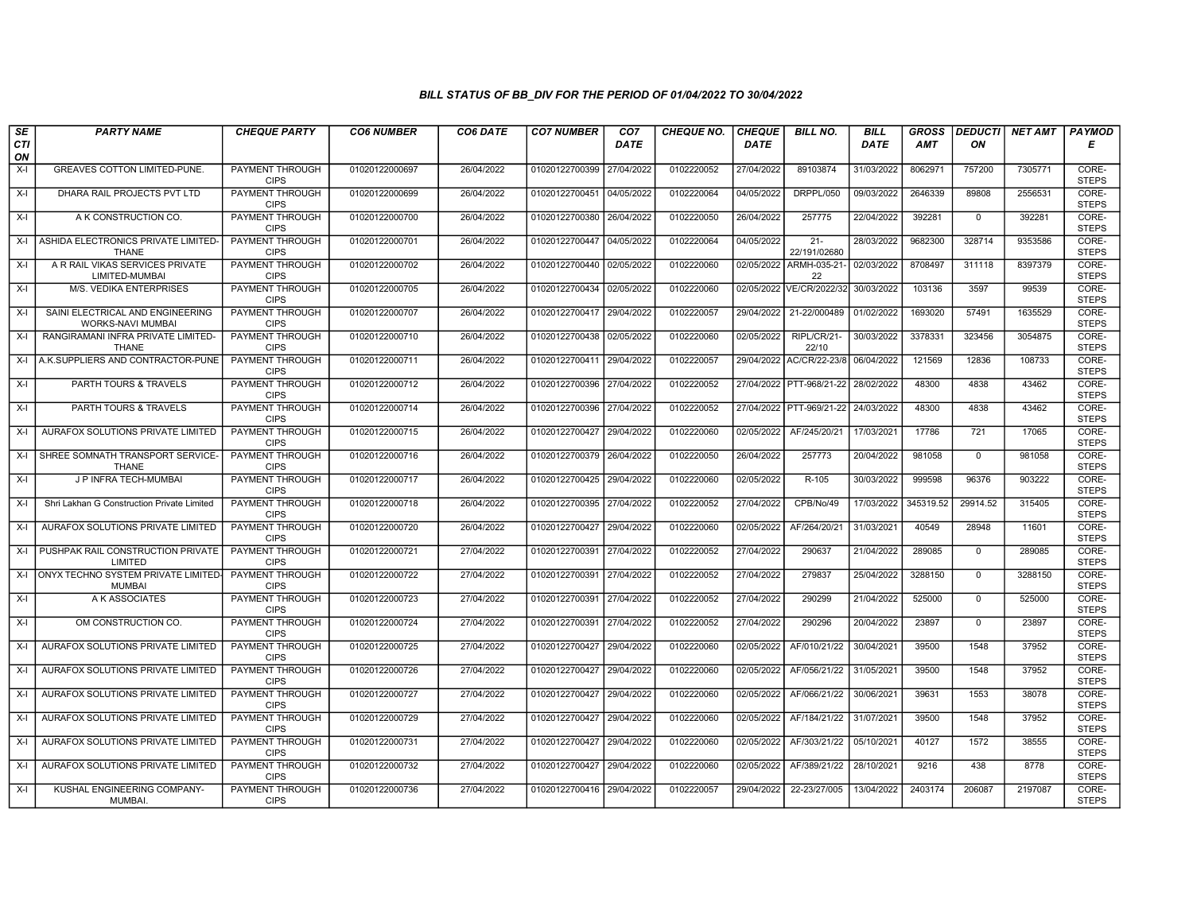### BILL STATUS OF BB_DIV FOR THE PERIOD OF 01/04/2022 TO 30/04/2022

| SECTION | PARTY NAME | CHEQUE PARTY | CO6 NUMBER | CO6 DATE | CO7 NUMBER | CO7 DATE | CHEQUE NO. | CHEQUE DATE | BILL NO. | BILL DATE | GROSS AMT | DEDUCTION | NET AMT | PAYMODE |
|---|---|---|---|---|---|---|---|---|---|---|---|---|---|---|
| X-I | GREAVES COTTON LIMITED-PUNE. | PAYMENT THROUGH CIPS | 01020122000697 | 26/04/2022 | 01020122700399 | 27/04/2022 | 0102220052 | 27/04/2022 | 89103874 | 31/03/2022 | 8062971 | 757200 | 7305771 | CORE-STEPS |
| X-I | DHARA RAIL PROJECTS PVT LTD | PAYMENT THROUGH CIPS | 01020122000699 | 26/04/2022 | 01020122700451 | 04/05/2022 | 0102220064 | 04/05/2022 | DRPPL/050 | 09/03/2022 | 2646339 | 89808 | 2556531 | CORE-STEPS |
| X-I | A K CONSTRUCTION CO. | PAYMENT THROUGH CIPS | 01020122000700 | 26/04/2022 | 01020122700380 | 26/04/2022 | 0102220050 | 26/04/2022 | 257775 | 22/04/2022 | 392281 | 0 | 392281 | CORE-STEPS |
| X-I | ASHIDA ELECTRONICS PRIVATE LIMITED-THANE | PAYMENT THROUGH CIPS | 01020122000701 | 26/04/2022 | 01020122700447 | 04/05/2022 | 0102220064 | 04/05/2022 | 21-22/191/02680 | 28/03/2022 | 9682300 | 328714 | 9353586 | CORE-STEPS |
| X-I | A R RAIL VIKAS SERVICES PRIVATE LIMITED-MUMBAI | PAYMENT THROUGH CIPS | 01020122000702 | 26/04/2022 | 01020122700440 | 02/05/2022 | 0102220060 | 02/05/2022 | ARMH-035-21-22 | 02/03/2022 | 8708497 | 311118 | 8397379 | CORE-STEPS |
| X-I | M/S. VEDIKA ENTERPRISES | PAYMENT THROUGH CIPS | 01020122000705 | 26/04/2022 | 01020122700434 | 02/05/2022 | 0102220060 | 02/05/2022 | VE/CR/2022/32 | 30/03/2022 | 103136 | 3597 | 99539 | CORE-STEPS |
| X-I | SAINI ELECTRICAL AND ENGINEERING WORKS-NAVI MUMBAI | PAYMENT THROUGH CIPS | 01020122000707 | 26/04/2022 | 01020122700417 | 29/04/2022 | 0102220057 | 29/04/2022 | 21-22/000489 | 01/02/2022 | 1693020 | 57491 | 1635529 | CORE-STEPS |
| X-I | RANGIRAMANI INFRA PRIVATE LIMITED-THANE | PAYMENT THROUGH CIPS | 01020122000710 | 26/04/2022 | 01020122700438 | 02/05/2022 | 0102220060 | 02/05/2022 | RIPL/CR/21-22/10 | 30/03/2022 | 3378331 | 323456 | 3054875 | CORE-STEPS |
| X-I | A.K.SUPPLIERS AND CONTRACTOR-PUNE | PAYMENT THROUGH CIPS | 01020122000711 | 26/04/2022 | 01020122700411 | 29/04/2022 | 0102220057 | 29/04/2022 | AC/CR/22-23/8 | 06/04/2022 | 121569 | 12836 | 108733 | CORE-STEPS |
| X-I | PARTH TOURS & TRAVELS | PAYMENT THROUGH CIPS | 01020122000712 | 26/04/2022 | 01020122700396 | 27/04/2022 | 0102220052 | 27/04/2022 | PTT-968/21-22 | 28/02/2022 | 48300 | 4838 | 43462 | CORE-STEPS |
| X-I | PARTH TOURS & TRAVELS | PAYMENT THROUGH CIPS | 01020122000714 | 26/04/2022 | 01020122700396 | 27/04/2022 | 0102220052 | 27/04/2022 | PTT-969/21-22 | 24/03/2022 | 48300 | 4838 | 43462 | CORE-STEPS |
| X-I | AURAFOX SOLUTIONS PRIVATE LIMITED | PAYMENT THROUGH CIPS | 01020122000715 | 26/04/2022 | 01020122700427 | 29/04/2022 | 0102220060 | 02/05/2022 | AF/245/20/21 | 17/03/2021 | 17786 | 721 | 17065 | CORE-STEPS |
| X-I | SHREE SOMNATH TRANSPORT SERVICE-THANE | PAYMENT THROUGH CIPS | 01020122000716 | 26/04/2022 | 01020122700379 | 26/04/2022 | 0102220050 | 26/04/2022 | 257773 | 20/04/2022 | 981058 | 0 | 981058 | CORE-STEPS |
| X-I | J P INFRA TECH-MUMBAI | PAYMENT THROUGH CIPS | 01020122000717 | 26/04/2022 | 01020122700425 | 29/04/2022 | 0102220060 | 02/05/2022 | R-105 | 30/03/2022 | 999598 | 96376 | 903222 | CORE-STEPS |
| X-I | Shri Lakhan G Construction Private Limited | PAYMENT THROUGH CIPS | 01020122000718 | 26/04/2022 | 01020122700395 | 27/04/2022 | 0102220052 | 27/04/2022 | CPB/No/49 | 17/03/2022 | 345319.52 | 29914.52 | 315405 | CORE-STEPS |
| X-I | AURAFOX SOLUTIONS PRIVATE LIMITED | PAYMENT THROUGH CIPS | 01020122000720 | 26/04/2022 | 01020122700427 | 29/04/2022 | 0102220060 | 02/05/2022 | AF/264/20/21 | 31/03/2021 | 40549 | 28948 | 11601 | CORE-STEPS |
| X-I | PUSHPAK RAIL CONSTRUCTION PRIVATE LIMITED | PAYMENT THROUGH CIPS | 01020122000721 | 27/04/2022 | 01020122700391 | 27/04/2022 | 0102220052 | 27/04/2022 | 290637 | 21/04/2022 | 289085 | 0 | 289085 | CORE-STEPS |
| X-I | ONYX TECHNO SYSTEM PRIVATE LIMITED-MUMBAI | PAYMENT THROUGH CIPS | 01020122000722 | 27/04/2022 | 01020122700391 | 27/04/2022 | 0102220052 | 27/04/2022 | 279837 | 25/04/2022 | 3288150 | 0 | 3288150 | CORE-STEPS |
| X-I | A K ASSOCIATES | PAYMENT THROUGH CIPS | 01020122000723 | 27/04/2022 | 01020122700391 | 27/04/2022 | 0102220052 | 27/04/2022 | 290299 | 21/04/2022 | 525000 | 0 | 525000 | CORE-STEPS |
| X-I | OM CONSTRUCTION CO. | PAYMENT THROUGH CIPS | 01020122000724 | 27/04/2022 | 01020122700391 | 27/04/2022 | 0102220052 | 27/04/2022 | 290296 | 20/04/2022 | 23897 | 0 | 23897 | CORE-STEPS |
| X-I | AURAFOX SOLUTIONS PRIVATE LIMITED | PAYMENT THROUGH CIPS | 01020122000725 | 27/04/2022 | 01020122700427 | 29/04/2022 | 0102220060 | 02/05/2022 | AF/010/21/22 | 30/04/2021 | 39500 | 1548 | 37952 | CORE-STEPS |
| X-I | AURAFOX SOLUTIONS PRIVATE LIMITED | PAYMENT THROUGH CIPS | 01020122000726 | 27/04/2022 | 01020122700427 | 29/04/2022 | 0102220060 | 02/05/2022 | AF/056/21/22 | 31/05/2021 | 39500 | 1548 | 37952 | CORE-STEPS |
| X-I | AURAFOX SOLUTIONS PRIVATE LIMITED | PAYMENT THROUGH CIPS | 01020122000727 | 27/04/2022 | 01020122700427 | 29/04/2022 | 0102220060 | 02/05/2022 | AF/066/21/22 | 30/06/2021 | 39631 | 1553 | 38078 | CORE-STEPS |
| X-I | AURAFOX SOLUTIONS PRIVATE LIMITED | PAYMENT THROUGH CIPS | 01020122000729 | 27/04/2022 | 01020122700427 | 29/04/2022 | 0102220060 | 02/05/2022 | AF/184/21/22 | 31/07/2021 | 39500 | 1548 | 37952 | CORE-STEPS |
| X-I | AURAFOX SOLUTIONS PRIVATE LIMITED | PAYMENT THROUGH CIPS | 01020122000731 | 27/04/2022 | 01020122700427 | 29/04/2022 | 0102220060 | 02/05/2022 | AF/303/21/22 | 05/10/2021 | 40127 | 1572 | 38555 | CORE-STEPS |
| X-I | AURAFOX SOLUTIONS PRIVATE LIMITED | PAYMENT THROUGH CIPS | 01020122000732 | 27/04/2022 | 01020122700427 | 29/04/2022 | 0102220060 | 02/05/2022 | AF/389/21/22 | 28/10/2021 | 9216 | 438 | 8778 | CORE-STEPS |
| X-I | KUSHAL ENGINEERING COMPANY-MUMBAI. | PAYMENT THROUGH CIPS | 01020122000736 | 27/04/2022 | 01020122700416 | 29/04/2022 | 0102220057 | 29/04/2022 | 22-23/27/005 | 13/04/2022 | 2403174 | 206087 | 2197087 | CORE-STEPS |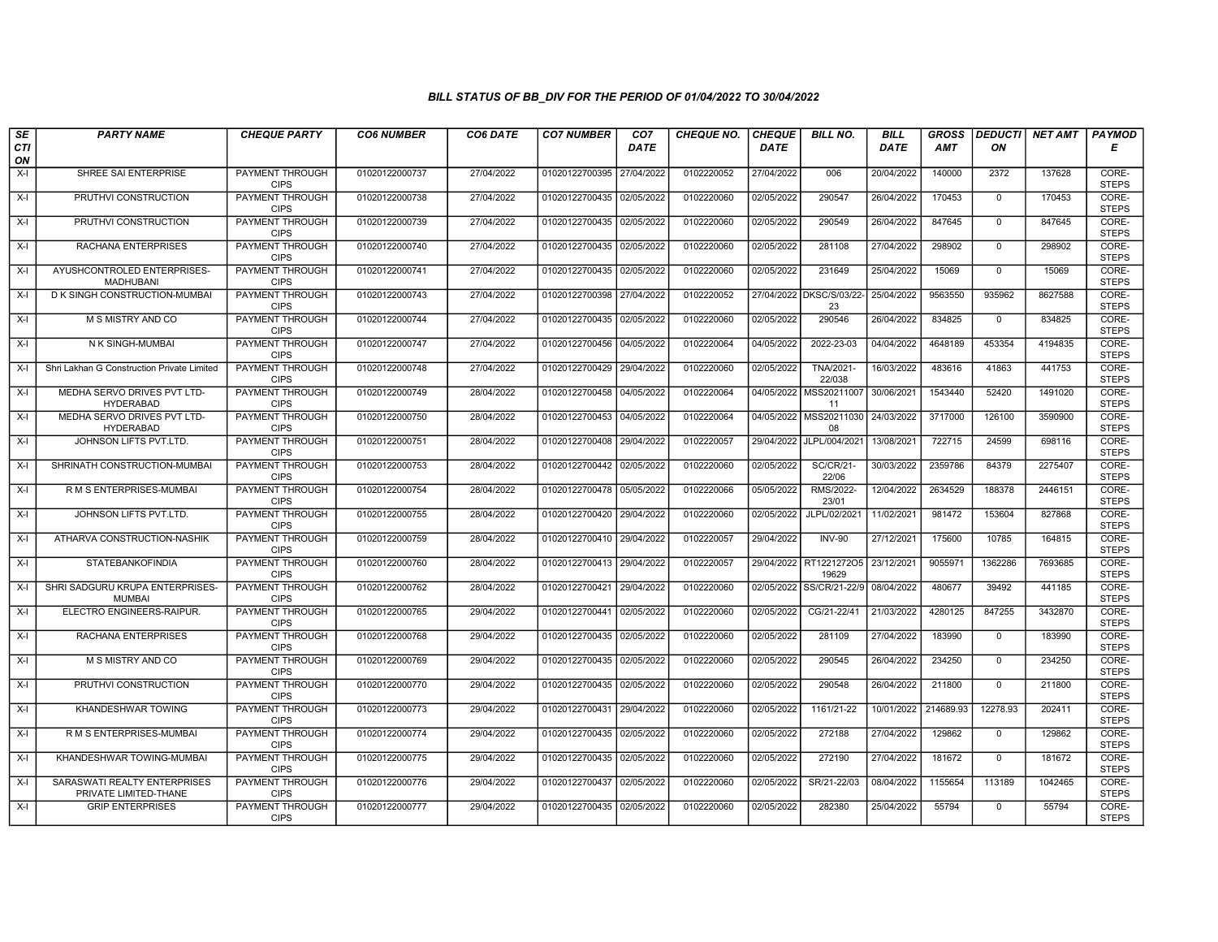## BILL STATUS OF BB_DIV FOR THE PERIOD OF 01/04/2022 TO 30/04/2022

| SECTION | PARTY NAME | CHEQUE PARTY | CO6 NUMBER | CO6 DATE | CO7 NUMBER | CO7 DATE | CHEQUE NO. | CHEQUE DATE | BILL NO. | BILL DATE | GROSS AMT | DEDUCTION | NET AMT | PAYMODE |
|---|---|---|---|---|---|---|---|---|---|---|---|---|---|---|
| X-I | SHREE SAI ENTERPRISE | PAYMENT THROUGH CIPS | 01020122000737 | 27/04/2022 | 01020122700395 | 27/04/2022 | 0102220052 | 27/04/2022 | 006 | 20/04/2022 | 140000 | 2372 | 137628 | CORE-STEPS |
| X-I | PRUTHVI CONSTRUCTION | PAYMENT THROUGH CIPS | 01020122000738 | 27/04/2022 | 01020122700435 | 02/05/2022 | 0102220060 | 02/05/2022 | 290547 | 26/04/2022 | 170453 | 0 | 170453 | CORE-STEPS |
| X-I | PRUTHVI CONSTRUCTION | PAYMENT THROUGH CIPS | 01020122000739 | 27/04/2022 | 01020122700435 | 02/05/2022 | 0102220060 | 02/05/2022 | 290549 | 26/04/2022 | 847645 | 0 | 847645 | CORE-STEPS |
| X-I | RACHANA ENTERPRISES | PAYMENT THROUGH CIPS | 01020122000740 | 27/04/2022 | 01020122700435 | 02/05/2022 | 0102220060 | 02/05/2022 | 281108 | 27/04/2022 | 298902 | 0 | 298902 | CORE-STEPS |
| X-I | AYUSHCONTROLED ENTERPRISES-MADHUBANI | PAYMENT THROUGH CIPS | 01020122000741 | 27/04/2022 | 01020122700435 | 02/05/2022 | 0102220060 | 02/05/2022 | 231649 | 25/04/2022 | 15069 | 0 | 15069 | CORE-STEPS |
| X-I | D K SINGH CONSTRUCTION-MUMBAI | PAYMENT THROUGH CIPS | 01020122000743 | 27/04/2022 | 01020122700398 | 27/04/2022 | 0102220052 | 27/04/2022 | DKSC/S/03/22-23 | 25/04/2022 | 9563550 | 935962 | 8627588 | CORE-STEPS |
| X-I | M S MISTRY AND CO | PAYMENT THROUGH CIPS | 01020122000744 | 27/04/2022 | 01020122700435 | 02/05/2022 | 0102220060 | 02/05/2022 | 290546 | 26/04/2022 | 834825 | 0 | 834825 | CORE-STEPS |
| X-I | N K SINGH-MUMBAI | PAYMENT THROUGH CIPS | 01020122000747 | 27/04/2022 | 01020122700456 | 04/05/2022 | 0102220064 | 04/05/2022 | 2022-23-03 | 04/04/2022 | 4648189 | 453354 | 4194835 | CORE-STEPS |
| X-I | Shri Lakhan G Construction Private Limited | PAYMENT THROUGH CIPS | 01020122000748 | 27/04/2022 | 01020122700429 | 29/04/2022 | 0102220060 | 02/05/2022 | TNA/2021-22/038 | 16/03/2022 | 483616 | 41863 | 441753 | CORE-STEPS |
| X-I | MEDHA SERVO DRIVES PVT LTD-HYDERABAD | PAYMENT THROUGH CIPS | 01020122000749 | 28/04/2022 | 01020122700458 | 04/05/2022 | 0102220064 | 04/05/2022 | MSS2021100711 | 30/06/2021 | 1543440 | 52420 | 1491020 | CORE-STEPS |
| X-I | MEDHA SERVO DRIVES PVT LTD-HYDERABAD | PAYMENT THROUGH CIPS | 01020122000750 | 28/04/2022 | 01020122700453 | 04/05/2022 | 0102220064 | 04/05/2022 | MSS2021103008 | 24/03/2022 | 3717000 | 126100 | 3590900 | CORE-STEPS |
| X-I | JOHNSON LIFTS PVT.LTD. | PAYMENT THROUGH CIPS | 01020122000751 | 28/04/2022 | 01020122700408 | 29/04/2022 | 0102220057 | 29/04/2022 | JLPL/004/2021 | 13/08/2021 | 722715 | 24599 | 698116 | CORE-STEPS |
| X-I | SHRINATH CONSTRUCTION-MUMBAI | PAYMENT THROUGH CIPS | 01020122000753 | 28/04/2022 | 01020122700442 | 02/05/2022 | 0102220060 | 02/05/2022 | SC/CR/21-22/06 | 30/03/2022 | 2359786 | 84379 | 2275407 | CORE-STEPS |
| X-I | R M S ENTERPRISES-MUMBAI | PAYMENT THROUGH CIPS | 01020122000754 | 28/04/2022 | 01020122700478 | 05/05/2022 | 0102220066 | 05/05/2022 | RMS/2022-23/01 | 12/04/2022 | 2634529 | 188378 | 2446151 | CORE-STEPS |
| X-I | JOHNSON LIFTS PVT.LTD. | PAYMENT THROUGH CIPS | 01020122000755 | 28/04/2022 | 01020122700420 | 29/04/2022 | 0102220060 | 02/05/2022 | JLPL/02/2021 | 11/02/2021 | 981472 | 153604 | 827868 | CORE-STEPS |
| X-I | ATHARVA CONSTRUCTION-NASHIK | PAYMENT THROUGH CIPS | 01020122000759 | 28/04/2022 | 01020122700410 | 29/04/2022 | 0102220057 | 29/04/2022 | INV-90 | 27/12/2021 | 175600 | 10785 | 164815 | CORE-STEPS |
| X-I | STATEBANKOFINDIA | PAYMENT THROUGH CIPS | 01020122000760 | 28/04/2022 | 01020122700413 | 29/04/2022 | 0102220057 | 29/04/2022 | RT1221272O519629 | 23/12/2021 | 9055971 | 1362286 | 7693685 | CORE-STEPS |
| X-I | SHRI SADGURU KRUPA ENTERPRISES-MUMBAI | PAYMENT THROUGH CIPS | 01020122000762 | 28/04/2022 | 01020122700421 | 29/04/2022 | 0102220060 | 02/05/2022 | SS/CR/21-22/9 | 08/04/2022 | 480677 | 39492 | 441185 | CORE-STEPS |
| X-I | ELECTRO ENGINEERS-RAIPUR. | PAYMENT THROUGH CIPS | 01020122000765 | 29/04/2022 | 01020122700441 | 02/05/2022 | 0102220060 | 02/05/2022 | CG/21-22/41 | 21/03/2022 | 4280125 | 847255 | 3432870 | CORE-STEPS |
| X-I | RACHANA ENTERPRISES | PAYMENT THROUGH CIPS | 01020122000768 | 29/04/2022 | 01020122700435 | 02/05/2022 | 0102220060 | 02/05/2022 | 281109 | 27/04/2022 | 183990 | 0 | 183990 | CORE-STEPS |
| X-I | M S MISTRY AND CO | PAYMENT THROUGH CIPS | 01020122000769 | 29/04/2022 | 01020122700435 | 02/05/2022 | 0102220060 | 02/05/2022 | 290545 | 26/04/2022 | 234250 | 0 | 234250 | CORE-STEPS |
| X-I | PRUTHVI CONSTRUCTION | PAYMENT THROUGH CIPS | 01020122000770 | 29/04/2022 | 01020122700435 | 02/05/2022 | 0102220060 | 02/05/2022 | 290548 | 26/04/2022 | 211800 | 0 | 211800 | CORE-STEPS |
| X-I | KHANDESHWAR TOWING | PAYMENT THROUGH CIPS | 01020122000773 | 29/04/2022 | 01020122700431 | 29/04/2022 | 0102220060 | 02/05/2022 | 1161/21-22 | 10/01/2022 | 214689.93 | 12278.93 | 202411 | CORE-STEPS |
| X-I | R M S ENTERPRISES-MUMBAI | PAYMENT THROUGH CIPS | 01020122000774 | 29/04/2022 | 01020122700435 | 02/05/2022 | 0102220060 | 02/05/2022 | 272188 | 27/04/2022 | 129862 | 0 | 129862 | CORE-STEPS |
| X-I | KHANDESHWAR TOWING-MUMBAI | PAYMENT THROUGH CIPS | 01020122000775 | 29/04/2022 | 01020122700435 | 02/05/2022 | 0102220060 | 02/05/2022 | 272190 | 27/04/2022 | 181672 | 0 | 181672 | CORE-STEPS |
| X-I | SARASWATI REALTY ENTERPRISES PRIVATE LIMITED-THANE | PAYMENT THROUGH CIPS | 01020122000776 | 29/04/2022 | 01020122700437 | 02/05/2022 | 0102220060 | 02/05/2022 | SR/21-22/03 | 08/04/2022 | 1155654 | 113189 | 1042465 | CORE-STEPS |
| X-I | GRIP ENTERPRISES | PAYMENT THROUGH CIPS | 01020122000777 | 29/04/2022 | 01020122700435 | 02/05/2022 | 0102220060 | 02/05/2022 | 282380 | 25/04/2022 | 55794 | 0 | 55794 | CORE-STEPS |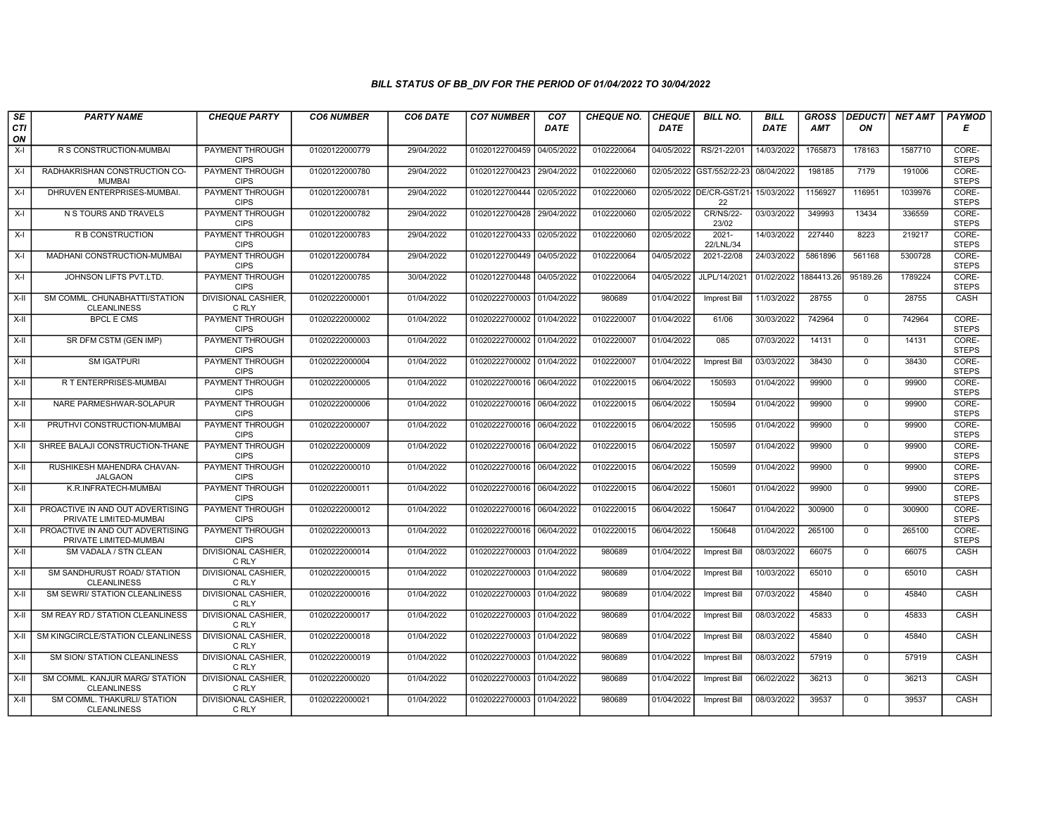### BILL STATUS OF BB_DIV FOR THE PERIOD OF 01/04/2022 TO 30/04/2022

| SECTION | PARTY NAME | CHEQUE PARTY | CO6 NUMBER | CO6 DATE | CO7 NUMBER | CO7 DATE | CHEQUE NO. | CHEQUE DATE | BILL NO. | BILL DATE | GROSS AMT | DEDUCTION | NET AMT | PAYMODE |
|---|---|---|---|---|---|---|---|---|---|---|---|---|---|---|
| X-I | R S CONSTRUCTION-MUMBAI | PAYMENT THROUGH CIPS | 01020122000779 | 29/04/2022 | 01020122700459 | 04/05/2022 | 0102220064 | 04/05/2022 | RS/21-22/01 | 14/03/2022 | 1765873 | 178163 | 1587710 | CORE-STEPS |
| X-I | RADHAKRISHAN CONSTRUCTION CO-MUMBAI | PAYMENT THROUGH CIPS | 01020122000780 | 29/04/2022 | 01020122700423 | 29/04/2022 | 0102220060 | 02/05/2022 | GST/552/22-23 | 08/04/2022 | 198185 | 7179 | 191006 | CORE-STEPS |
| X-I | DHRUVEN ENTERPRISES-MUMBAI. | PAYMENT THROUGH CIPS | 01020122000781 | 29/04/2022 | 01020122700444 | 02/05/2022 | 0102220060 | 02/05/2022 | DE/CR-GST/21-22 | 15/03/2022 | 1156927 | 116951 | 1039976 | CORE-STEPS |
| X-I | N S TOURS AND TRAVELS | PAYMENT THROUGH CIPS | 01020122000782 | 29/04/2022 | 01020122700428 | 29/04/2022 | 0102220060 | 02/05/2022 | CR/NS/22-23/02 | 03/03/2022 | 349993 | 13434 | 336559 | CORE-STEPS |
| X-I | R B CONSTRUCTION | PAYMENT THROUGH CIPS | 01020122000783 | 29/04/2022 | 01020122700433 | 02/05/2022 | 0102220060 | 02/05/2022 | 2021-22/LNL/34 | 14/03/2022 | 227440 | 8223 | 219217 | CORE-STEPS |
| X-I | MADHANI CONSTRUCTION-MUMBAI | PAYMENT THROUGH CIPS | 01020122000784 | 29/04/2022 | 01020122700449 | 04/05/2022 | 0102220064 | 04/05/2022 | 2021-22/08 | 24/03/2022 | 5861896 | 561168 | 5300728 | CORE-STEPS |
| X-I | JOHNSON LIFTS PVT.LTD. | PAYMENT THROUGH CIPS | 01020122000785 | 30/04/2022 | 01020122700448 | 04/05/2022 | 0102220064 | 04/05/2022 | JLPL/14/2021 | 01/02/2022 | 1884413.26 | 95189.26 | 1789224 | CORE-STEPS |
| X-II | SM COMML. CHUNABHATTI/STATION CLEANLINESS | DIVISIONAL CASHIER, C RLY | 01020222000001 | 01/04/2022 | 01020222700003 | 01/04/2022 | 980689 | 01/04/2022 | Imprest Bill | 11/03/2022 | 28755 | 0 | 28755 | CASH |
| X-II | BPCL E CMS | PAYMENT THROUGH CIPS | 01020222000002 | 01/04/2022 | 01020222700002 | 01/04/2022 | 0102220007 | 01/04/2022 | 61/06 | 30/03/2022 | 742964 | 0 | 742964 | CORE-STEPS |
| X-II | SR DFM CSTM (GEN IMP) | PAYMENT THROUGH CIPS | 01020222000003 | 01/04/2022 | 01020222700002 | 01/04/2022 | 0102220007 | 01/04/2022 | 085 | 07/03/2022 | 14131 | 0 | 14131 | CORE-STEPS |
| X-II | SM IGATPURI | PAYMENT THROUGH CIPS | 01020222000004 | 01/04/2022 | 01020222700002 | 01/04/2022 | 0102220007 | 01/04/2022 | Imprest Bill | 03/03/2022 | 38430 | 0 | 38430 | CORE-STEPS |
| X-II | R T ENTERPRISES-MUMBAI | PAYMENT THROUGH CIPS | 01020222000005 | 01/04/2022 | 01020222700016 | 06/04/2022 | 0102220015 | 06/04/2022 | 150593 | 01/04/2022 | 99900 | 0 | 99900 | CORE-STEPS |
| X-II | NARE PARMESHWAR-SOLAPUR | PAYMENT THROUGH CIPS | 01020222000006 | 01/04/2022 | 01020222700016 | 06/04/2022 | 0102220015 | 06/04/2022 | 150594 | 01/04/2022 | 99900 | 0 | 99900 | CORE-STEPS |
| X-II | PRUTHVI CONSTRUCTION-MUMBAI | PAYMENT THROUGH CIPS | 01020222000007 | 01/04/2022 | 01020222700016 | 06/04/2022 | 0102220015 | 06/04/2022 | 150595 | 01/04/2022 | 99900 | 0 | 99900 | CORE-STEPS |
| X-II | SHREE BALAJI CONSTRUCTION-THANE | PAYMENT THROUGH CIPS | 01020222000009 | 01/04/2022 | 01020222700016 | 06/04/2022 | 0102220015 | 06/04/2022 | 150597 | 01/04/2022 | 99900 | 0 | 99900 | CORE-STEPS |
| X-II | RUSHIKESH MAHENDRA CHAVAN-JALGAON | PAYMENT THROUGH CIPS | 01020222000010 | 01/04/2022 | 01020222700016 | 06/04/2022 | 0102220015 | 06/04/2022 | 150599 | 01/04/2022 | 99900 | 0 | 99900 | CORE-STEPS |
| X-II | K.R.INFRATECH-MUMBAI | PAYMENT THROUGH CIPS | 01020222000011 | 01/04/2022 | 01020222700016 | 06/04/2022 | 0102220015 | 06/04/2022 | 150601 | 01/04/2022 | 99900 | 0 | 99900 | CORE-STEPS |
| X-II | PROACTIVE IN AND OUT ADVERTISING PRIVATE LIMITED-MUMBAI | PAYMENT THROUGH CIPS | 01020222000012 | 01/04/2022 | 01020222700016 | 06/04/2022 | 0102220015 | 06/04/2022 | 150647 | 01/04/2022 | 300900 | 0 | 300900 | CORE-STEPS |
| X-II | PROACTIVE IN AND OUT ADVERTISING PRIVATE LIMITED-MUMBAI | PAYMENT THROUGH CIPS | 01020222000013 | 01/04/2022 | 01020222700016 | 06/04/2022 | 0102220015 | 06/04/2022 | 150648 | 01/04/2022 | 265100 | 0 | 265100 | CORE-STEPS |
| X-II | SM VADALA / STN CLEAN | DIVISIONAL CASHIER, C RLY | 01020222000014 | 01/04/2022 | 01020222700003 | 01/04/2022 | 980689 | 01/04/2022 | Imprest Bill | 08/03/2022 | 66075 | 0 | 66075 | CASH |
| X-II | SM SANDHURUST ROAD/ STATION CLEANLINESS | DIVISIONAL CASHIER, C RLY | 01020222000015 | 01/04/2022 | 01020222700003 | 01/04/2022 | 980689 | 01/04/2022 | Imprest Bill | 10/03/2022 | 65010 | 0 | 65010 | CASH |
| X-II | SM SEWRI/ STATION CLEANLINESS | DIVISIONAL CASHIER, C RLY | 01020222000016 | 01/04/2022 | 01020222700003 | 01/04/2022 | 980689 | 01/04/2022 | Imprest Bill | 07/03/2022 | 45840 | 0 | 45840 | CASH |
| X-II | SM REAY RD./ STATION CLEANLINESS | DIVISIONAL CASHIER, C RLY | 01020222000017 | 01/04/2022 | 01020222700003 | 01/04/2022 | 980689 | 01/04/2022 | Imprest Bill | 08/03/2022 | 45833 | 0 | 45833 | CASH |
| X-II | SM KINGCIRCLE/STATION CLEANLINESS | DIVISIONAL CASHIER, C RLY | 01020222000018 | 01/04/2022 | 01020222700003 | 01/04/2022 | 980689 | 01/04/2022 | Imprest Bill | 08/03/2022 | 45840 | 0 | 45840 | CASH |
| X-II | SM SION/ STATION CLEANLINESS | DIVISIONAL CASHIER, C RLY | 01020222000019 | 01/04/2022 | 01020222700003 | 01/04/2022 | 980689 | 01/04/2022 | Imprest Bill | 08/03/2022 | 57919 | 0 | 57919 | CASH |
| X-II | SM COMML. KANJUR MARG/ STATION CLEANLINESS | DIVISIONAL CASHIER, C RLY | 01020222000020 | 01/04/2022 | 01020222700003 | 01/04/2022 | 980689 | 01/04/2022 | Imprest Bill | 06/02/2022 | 36213 | 0 | 36213 | CASH |
| X-II | SM COMML. THAKURLI/ STATION CLEANLINESS | DIVISIONAL CASHIER, C RLY | 01020222000021 | 01/04/2022 | 01020222700003 | 01/04/2022 | 980689 | 01/04/2022 | Imprest Bill | 08/03/2022 | 39537 | 0 | 39537 | CASH |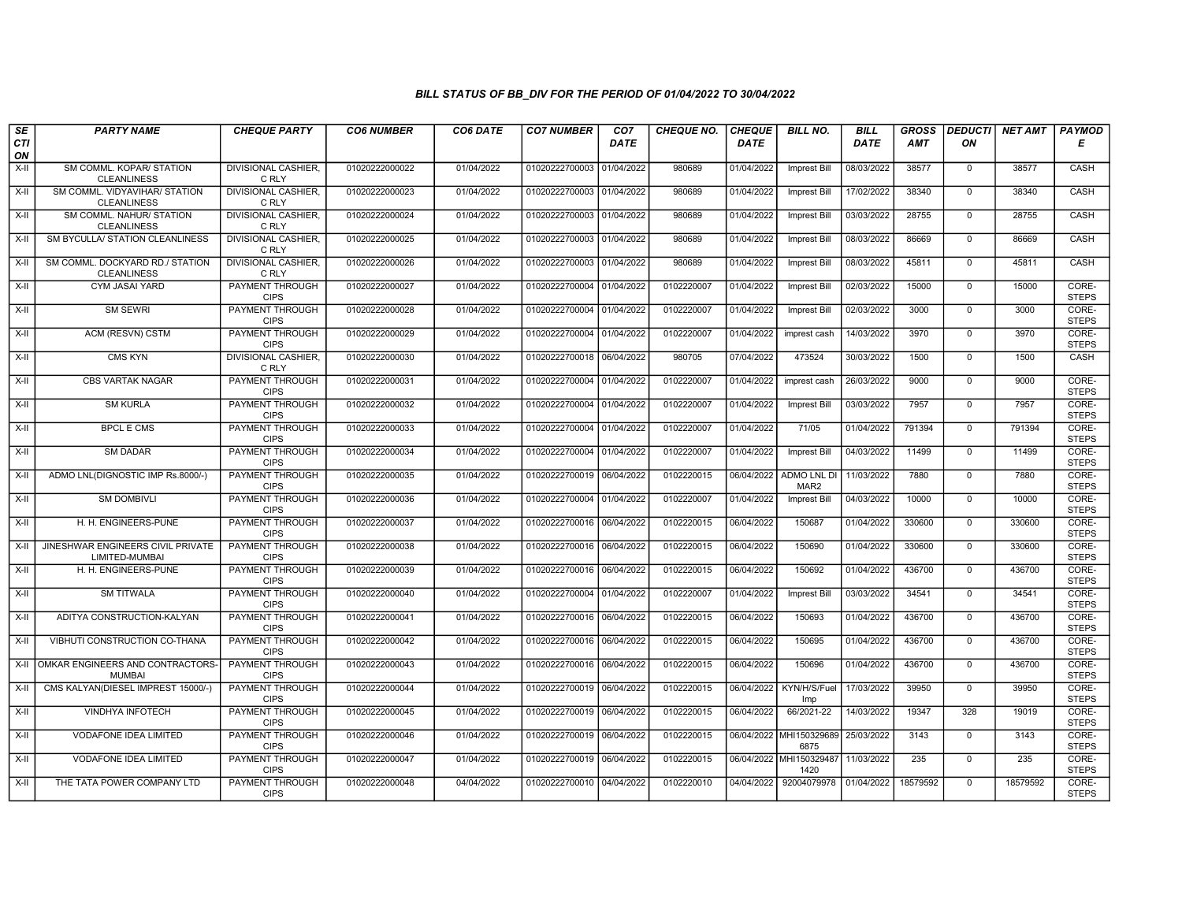## BILL STATUS OF BB_DIV FOR THE PERIOD OF 01/04/2022 TO 30/04/2022

| SECTION | PARTY NAME | CHEQUE PARTY | CO6 NUMBER | CO6 DATE | CO7 NUMBER | CO7 DATE | CHEQUE NO. | CHEQUE DATE | BILL NO. | BILL DATE | GROSS AMT | DEDUCTION | NET AMT | PAYMODE |
|---|---|---|---|---|---|---|---|---|---|---|---|---|---|---|
| X-II | SM COMML. KOPAR/ STATION CLEANLINESS | DIVISIONAL CASHIER, C RLY | 01020222000022 | 01/04/2022 | 01020222700003 | 01/04/2022 | 980689 | 01/04/2022 | Imprest Bill | 08/03/2022 | 38577 | 0 | 38577 | CASH |
| X-II | SM COMML. VIDYAVIHAR/ STATION CLEANLINESS | DIVISIONAL CASHIER, C RLY | 01020222000023 | 01/04/2022 | 01020222700003 | 01/04/2022 | 980689 | 01/04/2022 | Imprest Bill | 17/02/2022 | 38340 | 0 | 38340 | CASH |
| X-II | SM COMML. NAHUR/ STATION CLEANLINESS | DIVISIONAL CASHIER, C RLY | 01020222000024 | 01/04/2022 | 01020222700003 | 01/04/2022 | 980689 | 01/04/2022 | Imprest Bill | 03/03/2022 | 28755 | 0 | 28755 | CASH |
| X-II | SM BYCULLA/ STATION CLEANLINESS | DIVISIONAL CASHIER, C RLY | 01020222000025 | 01/04/2022 | 01020222700003 | 01/04/2022 | 980689 | 01/04/2022 | Imprest Bill | 08/03/2022 | 86669 | 0 | 86669 | CASH |
| X-II | SM COMML. DOCKYARD RD./ STATION CLEANLINESS | DIVISIONAL CASHIER, C RLY | 01020222000026 | 01/04/2022 | 01020222700003 | 01/04/2022 | 980689 | 01/04/2022 | Imprest Bill | 08/03/2022 | 45811 | 0 | 45811 | CASH |
| X-II | CYM JASAI YARD | PAYMENT THROUGH CIPS | 01020222000027 | 01/04/2022 | 01020222700004 | 01/04/2022 | 0102220007 | 01/04/2022 | Imprest Bill | 02/03/2022 | 15000 | 0 | 15000 | CORE-STEPS |
| X-II | SM SEWRI | PAYMENT THROUGH CIPS | 01020222000028 | 01/04/2022 | 01020222700004 | 01/04/2022 | 0102220007 | 01/04/2022 | Imprest Bill | 02/03/2022 | 3000 | 0 | 3000 | CORE-STEPS |
| X-II | ACM (RESVN) CSTM | PAYMENT THROUGH CIPS | 01020222000029 | 01/04/2022 | 01020222700004 | 01/04/2022 | 0102220007 | 01/04/2022 | imprest cash | 14/03/2022 | 3970 | 0 | 3970 | CORE-STEPS |
| X-II | CMS KYN | DIVISIONAL CASHIER, C RLY | 01020222000030 | 01/04/2022 | 01020222700018 | 06/04/2022 | 980705 | 07/04/2022 | 473524 | 30/03/2022 | 1500 | 0 | 1500 | CASH |
| X-II | CBS VARTAK NAGAR | PAYMENT THROUGH CIPS | 01020222000031 | 01/04/2022 | 01020222700004 | 01/04/2022 | 0102220007 | 01/04/2022 | imprest cash | 26/03/2022 | 9000 | 0 | 9000 | CORE-STEPS |
| X-II | SM KURLA | PAYMENT THROUGH CIPS | 01020222000032 | 01/04/2022 | 01020222700004 | 01/04/2022 | 0102220007 | 01/04/2022 | Imprest Bill | 03/03/2022 | 7957 | 0 | 7957 | CORE-STEPS |
| X-II | BPCL E CMS | PAYMENT THROUGH CIPS | 01020222000033 | 01/04/2022 | 01020222700004 | 01/04/2022 | 0102220007 | 01/04/2022 | 71/05 | 01/04/2022 | 791394 | 0 | 791394 | CORE-STEPS |
| X-II | SM DADAR | PAYMENT THROUGH CIPS | 01020222000034 | 01/04/2022 | 01020222700004 | 01/04/2022 | 0102220007 | 01/04/2022 | Imprest Bill | 04/03/2022 | 11499 | 0 | 11499 | CORE-STEPS |
| X-II | ADMO LNL(DIGNOSTIC IMP Rs.8000/-) | PAYMENT THROUGH CIPS | 01020222000035 | 01/04/2022 | 01020222700019 | 06/04/2022 | 0102220015 | 06/04/2022 | ADMO LNL DI MAR2 | 11/03/2022 | 7880 | 0 | 7880 | CORE-STEPS |
| X-II | SM DOMBIVLI | PAYMENT THROUGH CIPS | 01020222000036 | 01/04/2022 | 01020222700004 | 01/04/2022 | 0102220007 | 01/04/2022 | Imprest Bill | 04/03/2022 | 10000 | 0 | 10000 | CORE-STEPS |
| X-II | H. H. ENGINEERS-PUNE | PAYMENT THROUGH CIPS | 01020222000037 | 01/04/2022 | 01020222700016 | 06/04/2022 | 0102220015 | 06/04/2022 | 150687 | 01/04/2022 | 330600 | 0 | 330600 | CORE-STEPS |
| X-II | JINESHWAR ENGINEERS CIVIL PRIVATE LIMITED-MUMBAI | PAYMENT THROUGH CIPS | 01020222000038 | 01/04/2022 | 01020222700016 | 06/04/2022 | 0102220015 | 06/04/2022 | 150690 | 01/04/2022 | 330600 | 0 | 330600 | CORE-STEPS |
| X-II | H. H. ENGINEERS-PUNE | PAYMENT THROUGH CIPS | 01020222000039 | 01/04/2022 | 01020222700016 | 06/04/2022 | 0102220015 | 06/04/2022 | 150692 | 01/04/2022 | 436700 | 0 | 436700 | CORE-STEPS |
| X-II | SM TITWALA | PAYMENT THROUGH CIPS | 01020222000040 | 01/04/2022 | 01020222700004 | 01/04/2022 | 0102220007 | 01/04/2022 | Imprest Bill | 03/03/2022 | 34541 | 0 | 34541 | CORE-STEPS |
| X-II | ADITYA CONSTRUCTION-KALYAN | PAYMENT THROUGH CIPS | 01020222000041 | 01/04/2022 | 01020222700016 | 06/04/2022 | 0102220015 | 06/04/2022 | 150693 | 01/04/2022 | 436700 | 0 | 436700 | CORE-STEPS |
| X-II | VIBHUTI CONSTRUCTION CO-THANA | PAYMENT THROUGH CIPS | 01020222000042 | 01/04/2022 | 01020222700016 | 06/04/2022 | 0102220015 | 06/04/2022 | 150695 | 01/04/2022 | 436700 | 0 | 436700 | CORE-STEPS |
| X-II | OMKAR ENGINEERS AND CONTRACTORS-MUMBAI | PAYMENT THROUGH CIPS | 01020222000043 | 01/04/2022 | 01020222700016 | 06/04/2022 | 0102220015 | 06/04/2022 | 150696 | 01/04/2022 | 436700 | 0 | 436700 | CORE-STEPS |
| X-II | CMS KALYAN(DIESEL IMPREST 15000/-) | PAYMENT THROUGH CIPS | 01020222000044 | 01/04/2022 | 01020222700019 | 06/04/2022 | 0102220015 | 06/04/2022 | KYN/H/S/Fuel Imp | 17/03/2022 | 39950 | 0 | 39950 | CORE-STEPS |
| X-II | VINDHYA INFOTECH | PAYMENT THROUGH CIPS | 01020222000045 | 01/04/2022 | 01020222700019 | 06/04/2022 | 0102220015 | 06/04/2022 | 66/2021-22 | 14/03/2022 | 19347 | 328 | 19019 | CORE-STEPS |
| X-II | VODAFONE IDEA LIMITED | PAYMENT THROUGH CIPS | 01020222000046 | 01/04/2022 | 01020222700019 | 06/04/2022 | 0102220015 | 06/04/2022 | MHI150329689 6875 | 25/03/2022 | 3143 | 0 | 3143 | CORE-STEPS |
| X-II | VODAFONE IDEA LIMITED | PAYMENT THROUGH CIPS | 01020222000047 | 01/04/2022 | 01020222700019 | 06/04/2022 | 0102220015 | 06/04/2022 | MHI150329487 1420 | 11/03/2022 | 235 | 0 | 235 | CORE-STEPS |
| X-II | THE TATA POWER COMPANY LTD | PAYMENT THROUGH CIPS | 01020222000048 | 04/04/2022 | 01020222700010 | 04/04/2022 | 0102220010 | 04/04/2022 | 92004079978 | 01/04/2022 | 18579592 | 0 | 18579592 | CORE-STEPS |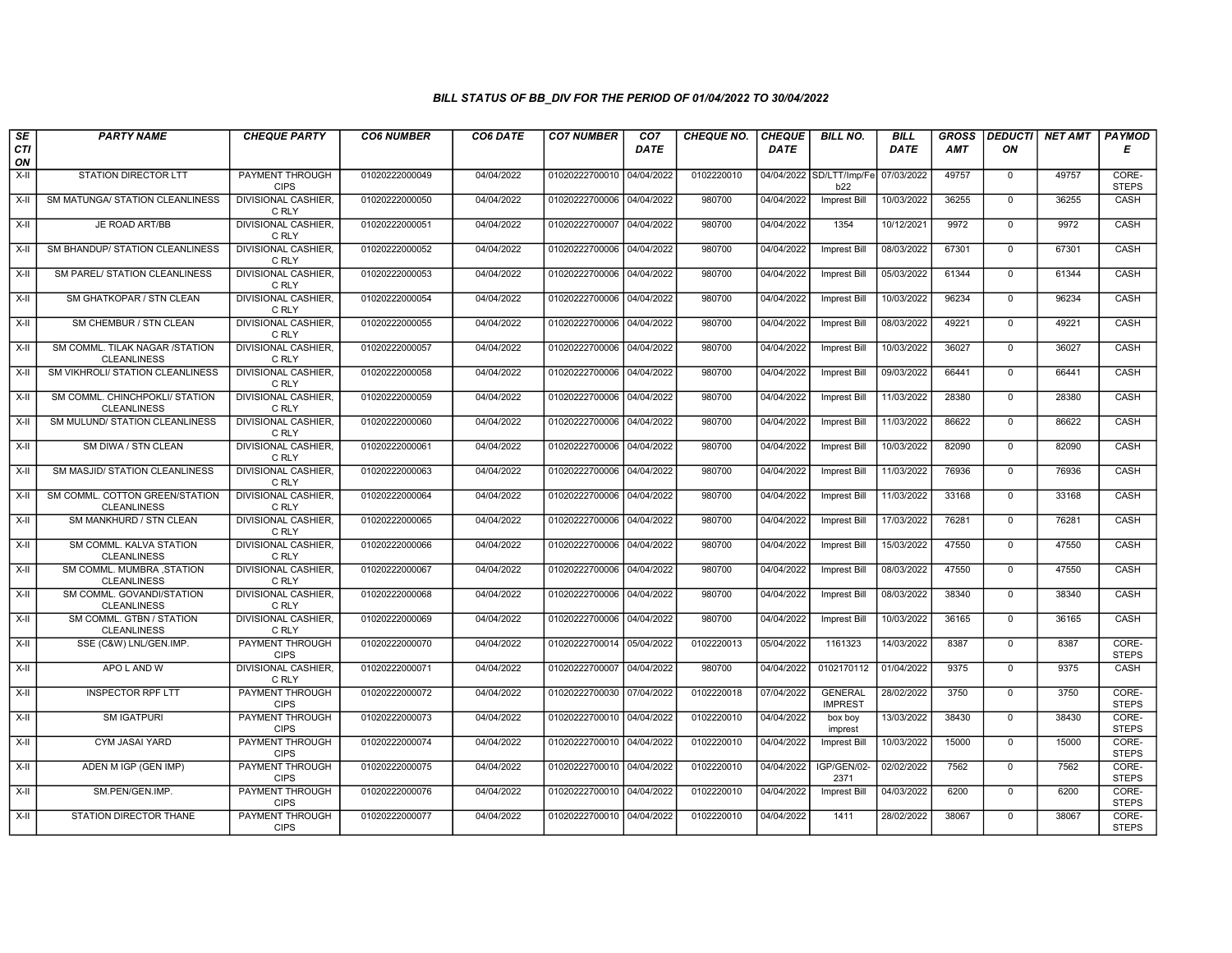## BILL STATUS OF BB_DIV FOR THE PERIOD OF 01/04/2022 TO 30/04/2022

| SECTION | PARTY NAME | CHEQUE PARTY | CO6 NUMBER | CO6 DATE | CO7 NUMBER | CO7 DATE | CHEQUE NO. | CHEQUE DATE | BILL NO. | BILL DATE | GROSS AMT | DEDUCTION | NET AMT | PAYMODE |
|---|---|---|---|---|---|---|---|---|---|---|---|---|---|---|
| X-II | STATION DIRECTOR LTT | PAYMENT THROUGH CIPS | 01020222000049 | 04/04/2022 | 01020222700010 | 04/04/2022 | 0102220010 | 04/04/2022 | SD/LTT/Imp/Feb22 | 07/03/2022 | 49757 | 0 | 49757 | CORE-STEPS |
| X-II | SM MATUNGA/ STATION CLEANLINESS | DIVISIONAL CASHIER, C RLY | 01020222000050 | 04/04/2022 | 01020222700006 | 04/04/2022 | 980700 | 04/04/2022 | Imprest Bill | 10/03/2022 | 36255 | 0 | 36255 | CASH |
| X-II | JE ROAD ART/BB | DIVISIONAL CASHIER, C RLY | 01020222000051 | 04/04/2022 | 01020222700007 | 04/04/2022 | 980700 | 04/04/2022 | 1354 | 10/12/2021 | 9972 | 0 | 9972 | CASH |
| X-II | SM BHANDUP/ STATION CLEANLINESS | DIVISIONAL CASHIER, C RLY | 01020222000052 | 04/04/2022 | 01020222700006 | 04/04/2022 | 980700 | 04/04/2022 | Imprest Bill | 08/03/2022 | 67301 | 0 | 67301 | CASH |
| X-II | SM PAREL/ STATION CLEANLINESS | DIVISIONAL CASHIER, C RLY | 01020222000053 | 04/04/2022 | 01020222700006 | 04/04/2022 | 980700 | 04/04/2022 | Imprest Bill | 05/03/2022 | 61344 | 0 | 61344 | CASH |
| X-II | SM GHATKOPAR / STN CLEAN | DIVISIONAL CASHIER, C RLY | 01020222000054 | 04/04/2022 | 01020222700006 | 04/04/2022 | 980700 | 04/04/2022 | Imprest Bill | 10/03/2022 | 96234 | 0 | 96234 | CASH |
| X-II | SM CHEMBUR / STN CLEAN | DIVISIONAL CASHIER, C RLY | 01020222000055 | 04/04/2022 | 01020222700006 | 04/04/2022 | 980700 | 04/04/2022 | Imprest Bill | 08/03/2022 | 49221 | 0 | 49221 | CASH |
| X-II | SM COMML. TILAK NAGAR /STATION CLEANLINESS | DIVISIONAL CASHIER, C RLY | 01020222000057 | 04/04/2022 | 01020222700006 | 04/04/2022 | 980700 | 04/04/2022 | Imprest Bill | 10/03/2022 | 36027 | 0 | 36027 | CASH |
| X-II | SM VIKHROLI/ STATION CLEANLINESS | DIVISIONAL CASHIER, C RLY | 01020222000058 | 04/04/2022 | 01020222700006 | 04/04/2022 | 980700 | 04/04/2022 | Imprest Bill | 09/03/2022 | 66441 | 0 | 66441 | CASH |
| X-II | SM COMML. CHINCHPOKLI/ STATION CLEANLINESS | DIVISIONAL CASHIER, C RLY | 01020222000059 | 04/04/2022 | 01020222700006 | 04/04/2022 | 980700 | 04/04/2022 | Imprest Bill | 11/03/2022 | 28380 | 0 | 28380 | CASH |
| X-II | SM MULUND/ STATION CLEANLINESS | DIVISIONAL CASHIER, C RLY | 01020222000060 | 04/04/2022 | 01020222700006 | 04/04/2022 | 980700 | 04/04/2022 | Imprest Bill | 11/03/2022 | 86622 | 0 | 86622 | CASH |
| X-II | SM DIWA / STN CLEAN | DIVISIONAL CASHIER, C RLY | 01020222000061 | 04/04/2022 | 01020222700006 | 04/04/2022 | 980700 | 04/04/2022 | Imprest Bill | 10/03/2022 | 82090 | 0 | 82090 | CASH |
| X-II | SM MASJID/ STATION CLEANLINESS | DIVISIONAL CASHIER, C RLY | 01020222000063 | 04/04/2022 | 01020222700006 | 04/04/2022 | 980700 | 04/04/2022 | Imprest Bill | 11/03/2022 | 76936 | 0 | 76936 | CASH |
| X-II | SM COMML. COTTON GREEN/STATION CLEANLINESS | DIVISIONAL CASHIER, C RLY | 01020222000064 | 04/04/2022 | 01020222700006 | 04/04/2022 | 980700 | 04/04/2022 | Imprest Bill | 11/03/2022 | 33168 | 0 | 33168 | CASH |
| X-II | SM MANKHURD / STN CLEAN | DIVISIONAL CASHIER, C RLY | 01020222000065 | 04/04/2022 | 01020222700006 | 04/04/2022 | 980700 | 04/04/2022 | Imprest Bill | 17/03/2022 | 76281 | 0 | 76281 | CASH |
| X-II | SM COMML. KALVA STATION CLEANLINESS | DIVISIONAL CASHIER, C RLY | 01020222000066 | 04/04/2022 | 01020222700006 | 04/04/2022 | 980700 | 04/04/2022 | Imprest Bill | 15/03/2022 | 47550 | 0 | 47550 | CASH |
| X-II | SM COMML. MUMBRA ,STATION CLEANLINESS | DIVISIONAL CASHIER, C RLY | 01020222000067 | 04/04/2022 | 01020222700006 | 04/04/2022 | 980700 | 04/04/2022 | Imprest Bill | 08/03/2022 | 47550 | 0 | 47550 | CASH |
| X-II | SM COMML. GOVANDI/STATION CLEANLINESS | DIVISIONAL CASHIER, C RLY | 01020222000068 | 04/04/2022 | 01020222700006 | 04/04/2022 | 980700 | 04/04/2022 | Imprest Bill | 08/03/2022 | 38340 | 0 | 38340 | CASH |
| X-II | SM COMML. GTBN / STATION CLEANLINESS | DIVISIONAL CASHIER, C RLY | 01020222000069 | 04/04/2022 | 01020222700006 | 04/04/2022 | 980700 | 04/04/2022 | Imprest Bill | 10/03/2022 | 36165 | 0 | 36165 | CASH |
| X-II | SSE (C&W) LNL/GEN.IMP. | PAYMENT THROUGH CIPS | 01020222000070 | 04/04/2022 | 01020222700014 | 05/04/2022 | 0102220013 | 05/04/2022 | 1161323 | 14/03/2022 | 8387 | 0 | 8387 | CORE-STEPS |
| X-II | APO L AND W | DIVISIONAL CASHIER, C RLY | 01020222000071 | 04/04/2022 | 01020222700007 | 04/04/2022 | 980700 | 04/04/2022 | 0102170112 | 01/04/2022 | 9375 | 0 | 9375 | CASH |
| X-II | INSPECTOR RPF LTT | PAYMENT THROUGH CIPS | 01020222000072 | 04/04/2022 | 01020222700030 | 07/04/2022 | 0102220018 | 07/04/2022 | GENERAL IMPREST | 28/02/2022 | 3750 | 0 | 3750 | CORE-STEPS |
| X-II | SM IGATPURI | PAYMENT THROUGH CIPS | 01020222000073 | 04/04/2022 | 01020222700010 | 04/04/2022 | 0102220010 | 04/04/2022 | box boy imprest | 13/03/2022 | 38430 | 0 | 38430 | CORE-STEPS |
| X-II | CYM JASAI YARD | PAYMENT THROUGH CIPS | 01020222000074 | 04/04/2022 | 01020222700010 | 04/04/2022 | 0102220010 | 04/04/2022 | Imprest Bill | 10/03/2022 | 15000 | 0 | 15000 | CORE-STEPS |
| X-II | ADEN M IGP (GEN IMP) | PAYMENT THROUGH CIPS | 01020222000075 | 04/04/2022 | 01020222700010 | 04/04/2022 | 0102220010 | 04/04/2022 | IGP/GEN/02-2371 | 02/02/2022 | 7562 | 0 | 7562 | CORE-STEPS |
| X-II | SM.PEN/GEN.IMP. | PAYMENT THROUGH CIPS | 01020222000076 | 04/04/2022 | 01020222700010 | 04/04/2022 | 0102220010 | 04/04/2022 | Imprest Bill | 04/03/2022 | 6200 | 0 | 6200 | CORE-STEPS |
| X-II | STATION DIRECTOR THANE | PAYMENT THROUGH CIPS | 01020222000077 | 04/04/2022 | 01020222700010 | 04/04/2022 | 0102220010 | 04/04/2022 | 1411 | 28/02/2022 | 38067 | 0 | 38067 | CORE-STEPS |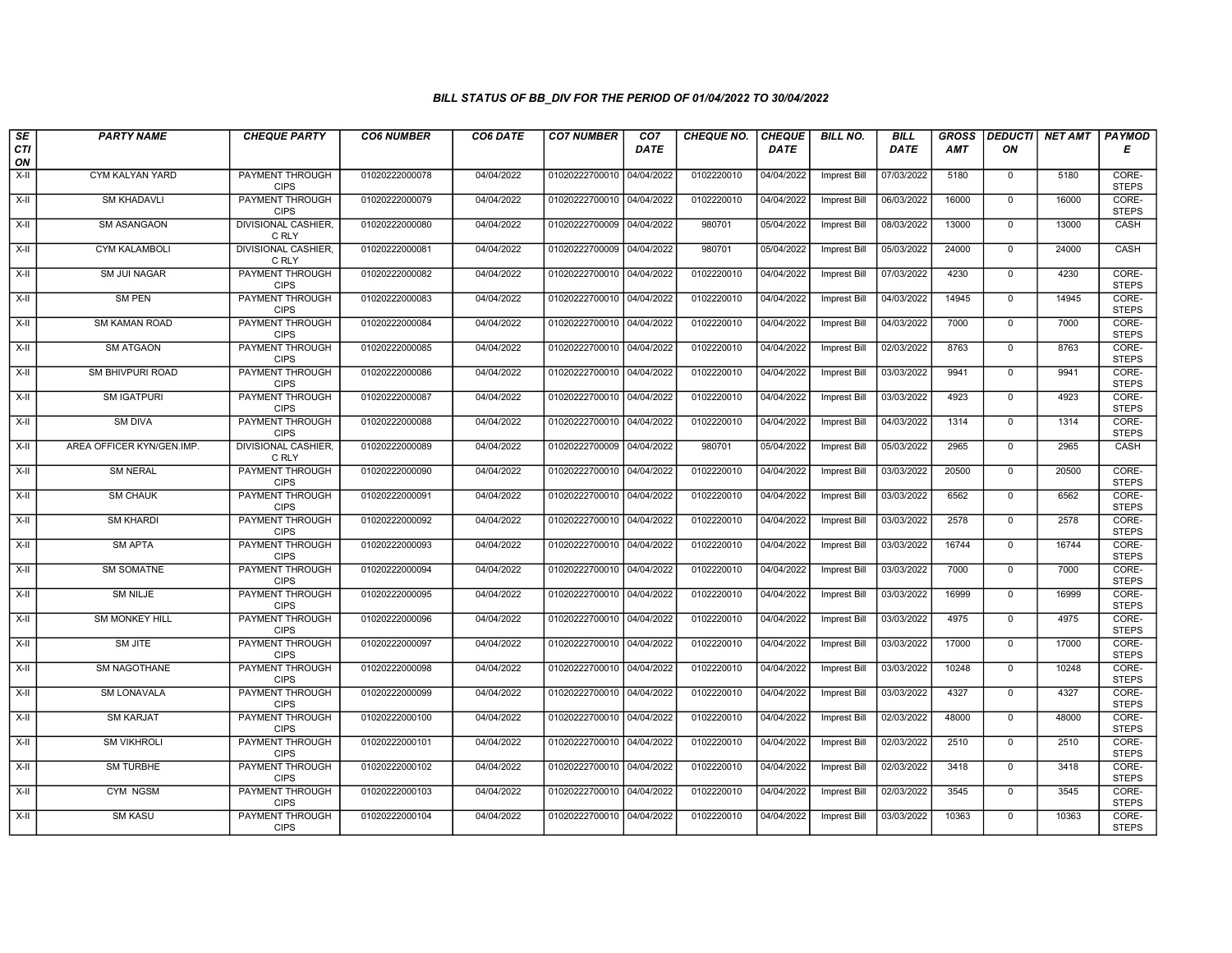# BILL STATUS OF BB_DIV FOR THE PERIOD OF 01/04/2022 TO 30/04/2022

| SECTION | PARTY NAME | CHEQUE PARTY | CO6 NUMBER | CO6 DATE | CO7 NUMBER | CO7 DATE | CHEQUE NO. | CHEQUE DATE | BILL NO. | BILL DATE | GROSS AMT | DEDUCTION | NET AMT | PAYMODE |
|---|---|---|---|---|---|---|---|---|---|---|---|---|---|---|
| X-II | CYM KALYAN YARD | PAYMENT THROUGH CIPS | 01020222000078 | 04/04/2022 | 01020222700010 | 04/04/2022 | 0102220010 | 04/04/2022 | Imprest Bill | 07/03/2022 | 5180 | 0 | 5180 | CORE-STEPS |
| X-II | SM KHADAVLI | PAYMENT THROUGH CIPS | 01020222000079 | 04/04/2022 | 01020222700010 | 04/04/2022 | 0102220010 | 04/04/2022 | Imprest Bill | 06/03/2022 | 16000 | 0 | 16000 | CORE-STEPS |
| X-II | SM ASANGAON | DIVISIONAL CASHIER, C RLY | 01020222000080 | 04/04/2022 | 01020222700009 | 04/04/2022 | 980701 | 05/04/2022 | Imprest Bill | 08/03/2022 | 13000 | 0 | 13000 | CASH |
| X-II | CYM KALAMBOLI | DIVISIONAL CASHIER, C RLY | 01020222000081 | 04/04/2022 | 01020222700009 | 04/04/2022 | 980701 | 05/04/2022 | Imprest Bill | 05/03/2022 | 24000 | 0 | 24000 | CASH |
| X-II | SM JUI NAGAR | PAYMENT THROUGH CIPS | 01020222000082 | 04/04/2022 | 01020222700010 | 04/04/2022 | 0102220010 | 04/04/2022 | Imprest Bill | 07/03/2022 | 4230 | 0 | 4230 | CORE-STEPS |
| X-II | SM PEN | PAYMENT THROUGH CIPS | 01020222000083 | 04/04/2022 | 01020222700010 | 04/04/2022 | 0102220010 | 04/04/2022 | Imprest Bill | 04/03/2022 | 14945 | 0 | 14945 | CORE-STEPS |
| X-II | SM KAMAN ROAD | PAYMENT THROUGH CIPS | 01020222000084 | 04/04/2022 | 01020222700010 | 04/04/2022 | 0102220010 | 04/04/2022 | Imprest Bill | 04/03/2022 | 7000 | 0 | 7000 | CORE-STEPS |
| X-II | SM ATGAON | PAYMENT THROUGH CIPS | 01020222000085 | 04/04/2022 | 01020222700010 | 04/04/2022 | 0102220010 | 04/04/2022 | Imprest Bill | 02/03/2022 | 8763 | 0 | 8763 | CORE-STEPS |
| X-II | SM BHIVPURI ROAD | PAYMENT THROUGH CIPS | 01020222000086 | 04/04/2022 | 01020222700010 | 04/04/2022 | 0102220010 | 04/04/2022 | Imprest Bill | 03/03/2022 | 9941 | 0 | 9941 | CORE-STEPS |
| X-II | SM IGATPURI | PAYMENT THROUGH CIPS | 01020222000087 | 04/04/2022 | 01020222700010 | 04/04/2022 | 0102220010 | 04/04/2022 | Imprest Bill | 03/03/2022 | 4923 | 0 | 4923 | CORE-STEPS |
| X-II | SM DIVA | PAYMENT THROUGH CIPS | 01020222000088 | 04/04/2022 | 01020222700010 | 04/04/2022 | 0102220010 | 04/04/2022 | Imprest Bill | 04/03/2022 | 1314 | 0 | 1314 | CORE-STEPS |
| X-II | AREA OFFICER KYN/GEN.IMP. | DIVISIONAL CASHIER, C RLY | 01020222000089 | 04/04/2022 | 01020222700009 | 04/04/2022 | 980701 | 05/04/2022 | Imprest Bill | 05/03/2022 | 2965 | 0 | 2965 | CASH |
| X-II | SM NERAL | PAYMENT THROUGH CIPS | 01020222000090 | 04/04/2022 | 01020222700010 | 04/04/2022 | 0102220010 | 04/04/2022 | Imprest Bill | 03/03/2022 | 20500 | 0 | 20500 | CORE-STEPS |
| X-II | SM CHAUK | PAYMENT THROUGH CIPS | 01020222000091 | 04/04/2022 | 01020222700010 | 04/04/2022 | 0102220010 | 04/04/2022 | Imprest Bill | 03/03/2022 | 6562 | 0 | 6562 | CORE-STEPS |
| X-II | SM KHARDI | PAYMENT THROUGH CIPS | 01020222000092 | 04/04/2022 | 01020222700010 | 04/04/2022 | 0102220010 | 04/04/2022 | Imprest Bill | 03/03/2022 | 2578 | 0 | 2578 | CORE-STEPS |
| X-II | SM APTA | PAYMENT THROUGH CIPS | 01020222000093 | 04/04/2022 | 01020222700010 | 04/04/2022 | 0102220010 | 04/04/2022 | Imprest Bill | 03/03/2022 | 16744 | 0 | 16744 | CORE-STEPS |
| X-II | SM SOMATNE | PAYMENT THROUGH CIPS | 01020222000094 | 04/04/2022 | 01020222700010 | 04/04/2022 | 0102220010 | 04/04/2022 | Imprest Bill | 03/03/2022 | 7000 | 0 | 7000 | CORE-STEPS |
| X-II | SM NILJE | PAYMENT THROUGH CIPS | 01020222000095 | 04/04/2022 | 01020222700010 | 04/04/2022 | 0102220010 | 04/04/2022 | Imprest Bill | 03/03/2022 | 16999 | 0 | 16999 | CORE-STEPS |
| X-II | SM MONKEY HILL | PAYMENT THROUGH CIPS | 01020222000096 | 04/04/2022 | 01020222700010 | 04/04/2022 | 0102220010 | 04/04/2022 | Imprest Bill | 03/03/2022 | 4975 | 0 | 4975 | CORE-STEPS |
| X-II | SM JITE | PAYMENT THROUGH CIPS | 01020222000097 | 04/04/2022 | 01020222700010 | 04/04/2022 | 0102220010 | 04/04/2022 | Imprest Bill | 03/03/2022 | 17000 | 0 | 17000 | CORE-STEPS |
| X-II | SM NAGOTHANE | PAYMENT THROUGH CIPS | 01020222000098 | 04/04/2022 | 01020222700010 | 04/04/2022 | 0102220010 | 04/04/2022 | Imprest Bill | 03/03/2022 | 10248 | 0 | 10248 | CORE-STEPS |
| X-II | SM LONAVALA | PAYMENT THROUGH CIPS | 01020222000099 | 04/04/2022 | 01020222700010 | 04/04/2022 | 0102220010 | 04/04/2022 | Imprest Bill | 03/03/2022 | 4327 | 0 | 4327 | CORE-STEPS |
| X-II | SM KARJAT | PAYMENT THROUGH CIPS | 01020222000100 | 04/04/2022 | 01020222700010 | 04/04/2022 | 0102220010 | 04/04/2022 | Imprest Bill | 02/03/2022 | 48000 | 0 | 48000 | CORE-STEPS |
| X-II | SM VIKHROLI | PAYMENT THROUGH CIPS | 01020222000101 | 04/04/2022 | 01020222700010 | 04/04/2022 | 0102220010 | 04/04/2022 | Imprest Bill | 02/03/2022 | 2510 | 0 | 2510 | CORE-STEPS |
| X-II | SM TURBHE | PAYMENT THROUGH CIPS | 01020222000102 | 04/04/2022 | 01020222700010 | 04/04/2022 | 0102220010 | 04/04/2022 | Imprest Bill | 02/03/2022 | 3418 | 0 | 3418 | CORE-STEPS |
| X-II | CYM NGSM | PAYMENT THROUGH CIPS | 01020222000103 | 04/04/2022 | 01020222700010 | 04/04/2022 | 0102220010 | 04/04/2022 | Imprest Bill | 02/03/2022 | 3545 | 0 | 3545 | CORE-STEPS |
| X-II | SM KASU | PAYMENT THROUGH CIPS | 01020222000104 | 04/04/2022 | 01020222700010 | 04/04/2022 | 0102220010 | 04/04/2022 | Imprest Bill | 03/03/2022 | 10363 | 0 | 10363 | CORE-STEPS |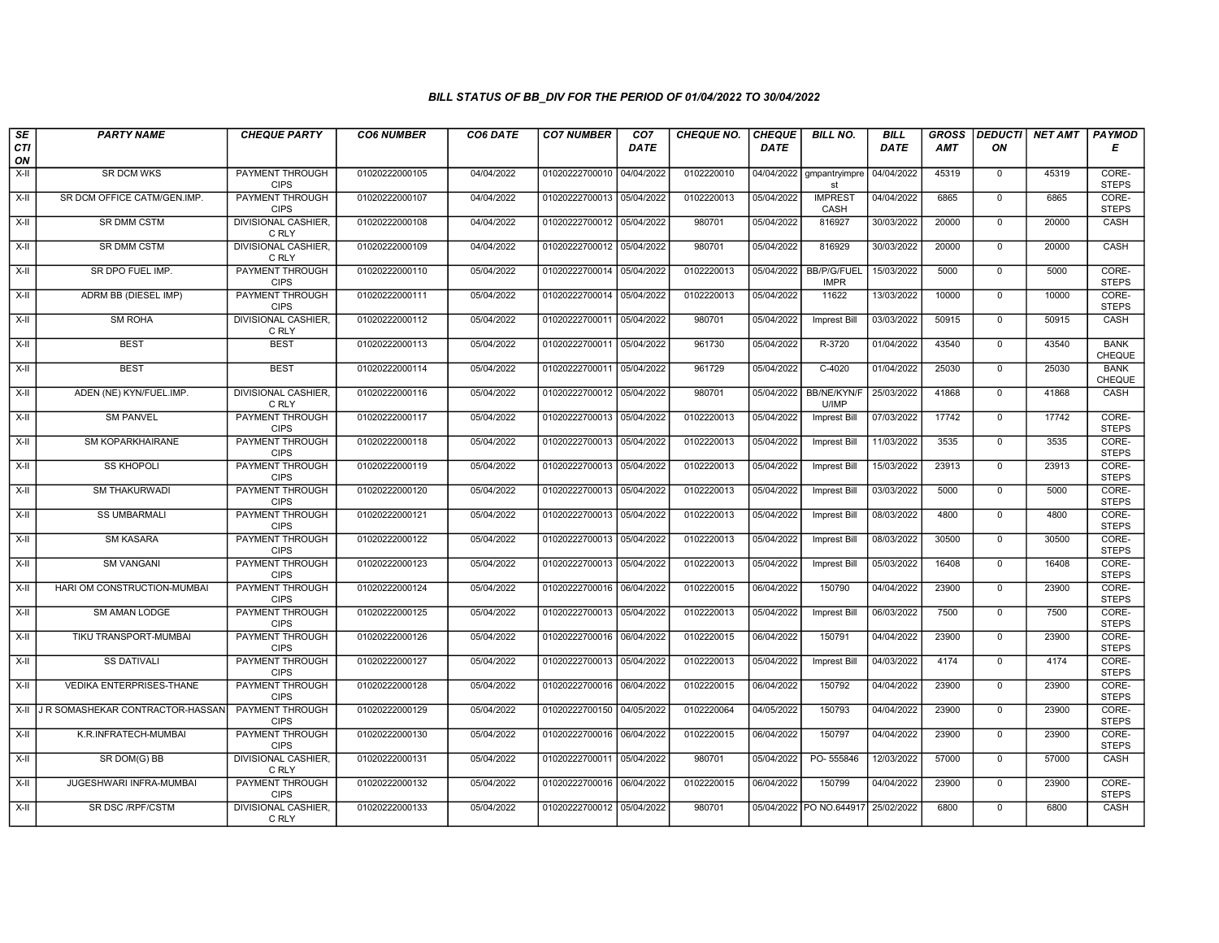### BILL STATUS OF BB_DIV FOR THE PERIOD OF 01/04/2022 TO 30/04/2022

| SECTION | PARTY NAME | CHEQUE PARTY | CO6 NUMBER | CO6 DATE | CO7 NUMBER | CO7 DATE | CHEQUE NO. | CHEQUE DATE | BILL NO. | BILL DATE | GROSS AMT | DEDUCTION | NET AMT | PAYMODE |
|---|---|---|---|---|---|---|---|---|---|---|---|---|---|---|
| X-II | SR DCM WKS | PAYMENT THROUGH CIPS | 01020222000105 | 04/04/2022 | 01020222700010 | 04/04/2022 | 0102220010 | 04/04/2022 | gmpantryimprest | 04/04/2022 | 45319 | 0 | 45319 | CORE-STEPS |
| X-II | SR DCM OFFICE CATM/GEN.IMP. | PAYMENT THROUGH CIPS | 01020222000107 | 04/04/2022 | 01020222700013 | 05/04/2022 | 0102220013 | 05/04/2022 | IMPREST CASH | 04/04/2022 | 6865 | 0 | 6865 | CORE-STEPS |
| X-II | SR DMM CSTM | DIVISIONAL CASHIER, C RLY | 01020222000108 | 04/04/2022 | 01020222700012 | 05/04/2022 | 980701 | 05/04/2022 | 816927 | 30/03/2022 | 20000 | 0 | 20000 | CASH |
| X-II | SR DMM CSTM | DIVISIONAL CASHIER, C RLY | 01020222000109 | 04/04/2022 | 01020222700012 | 05/04/2022 | 980701 | 05/04/2022 | 816929 | 30/03/2022 | 20000 | 0 | 20000 | CASH |
| X-II | SR DPO FUEL IMP. | PAYMENT THROUGH CIPS | 01020222000110 | 05/04/2022 | 01020222700014 | 05/04/2022 | 0102220013 | 05/04/2022 | BB/P/G/FUEL IMPR | 15/03/2022 | 5000 | 0 | 5000 | CORE-STEPS |
| X-II | ADRM BB (DIESEL IMP) | PAYMENT THROUGH CIPS | 01020222000111 | 05/04/2022 | 01020222700014 | 05/04/2022 | 0102220013 | 05/04/2022 | 11622 | 13/03/2022 | 10000 | 0 | 10000 | CORE-STEPS |
| X-II | SM ROHA | DIVISIONAL CASHIER, C RLY | 01020222000112 | 05/04/2022 | 01020222700011 | 05/04/2022 | 980701 | 05/04/2022 | Imprest Bill | 03/03/2022 | 50915 | 0 | 50915 | CASH |
| X-II | BEST | BEST | 01020222000113 | 05/04/2022 | 01020222700011 | 05/04/2022 | 961730 | 05/04/2022 | R-3720 | 01/04/2022 | 43540 | 0 | 43540 | BANK CHEQUE |
| X-II | BEST | BEST | 01020222000114 | 05/04/2022 | 01020222700011 | 05/04/2022 | 961729 | 05/04/2022 | C-4020 | 01/04/2022 | 25030 | 0 | 25030 | BANK CHEQUE |
| X-II | ADEN (NE) KYN/FUEL.IMP. | DIVISIONAL CASHIER, C RLY | 01020222000116 | 05/04/2022 | 01020222700012 | 05/04/2022 | 980701 | 05/04/2022 | BB/NE/KYN/FU/IMP | 25/03/2022 | 41868 | 0 | 41868 | CASH |
| X-II | SM PANVEL | PAYMENT THROUGH CIPS | 01020222000117 | 05/04/2022 | 01020222700013 | 05/04/2022 | 0102220013 | 05/04/2022 | Imprest Bill | 07/03/2022 | 17742 | 0 | 17742 | CORE-STEPS |
| X-II | SM KOPARKHAIRANE | PAYMENT THROUGH CIPS | 01020222000118 | 05/04/2022 | 01020222700013 | 05/04/2022 | 0102220013 | 05/04/2022 | Imprest Bill | 11/03/2022 | 3535 | 0 | 3535 | CORE-STEPS |
| X-II | SS KHOPOLI | PAYMENT THROUGH CIPS | 01020222000119 | 05/04/2022 | 01020222700013 | 05/04/2022 | 0102220013 | 05/04/2022 | Imprest Bill | 15/03/2022 | 23913 | 0 | 23913 | CORE-STEPS |
| X-II | SM THAKURWADI | PAYMENT THROUGH CIPS | 01020222000120 | 05/04/2022 | 01020222700013 | 05/04/2022 | 0102220013 | 05/04/2022 | Imprest Bill | 03/03/2022 | 5000 | 0 | 5000 | CORE-STEPS |
| X-II | SS UMBARMALI | PAYMENT THROUGH CIPS | 01020222000121 | 05/04/2022 | 01020222700013 | 05/04/2022 | 0102220013 | 05/04/2022 | Imprest Bill | 08/03/2022 | 4800 | 0 | 4800 | CORE-STEPS |
| X-II | SM KASARA | PAYMENT THROUGH CIPS | 01020222000122 | 05/04/2022 | 01020222700013 | 05/04/2022 | 0102220013 | 05/04/2022 | Imprest Bill | 08/03/2022 | 30500 | 0 | 30500 | CORE-STEPS |
| X-II | SM VANGANI | PAYMENT THROUGH CIPS | 01020222000123 | 05/04/2022 | 01020222700013 | 05/04/2022 | 0102220013 | 05/04/2022 | Imprest Bill | 05/03/2022 | 16408 | 0 | 16408 | CORE-STEPS |
| X-II | HARI OM CONSTRUCTION-MUMBAI | PAYMENT THROUGH CIPS | 01020222000124 | 05/04/2022 | 01020222700016 | 06/04/2022 | 0102220015 | 06/04/2022 | 150790 | 04/04/2022 | 23900 | 0 | 23900 | CORE-STEPS |
| X-II | SM AMAN LODGE | PAYMENT THROUGH CIPS | 01020222000125 | 05/04/2022 | 01020222700013 | 05/04/2022 | 0102220013 | 05/04/2022 | Imprest Bill | 06/03/2022 | 7500 | 0 | 7500 | CORE-STEPS |
| X-II | TIKU TRANSPORT-MUMBAI | PAYMENT THROUGH CIPS | 01020222000126 | 05/04/2022 | 01020222700016 | 06/04/2022 | 0102220015 | 06/04/2022 | 150791 | 04/04/2022 | 23900 | 0 | 23900 | CORE-STEPS |
| X-II | SS DATIVALI | PAYMENT THROUGH CIPS | 01020222000127 | 05/04/2022 | 01020222700013 | 05/04/2022 | 0102220013 | 05/04/2022 | Imprest Bill | 04/03/2022 | 4174 | 0 | 4174 | CORE-STEPS |
| X-II | VEDIKA ENTERPRISES-THANE | PAYMENT THROUGH CIPS | 01020222000128 | 05/04/2022 | 01020222700016 | 06/04/2022 | 0102220015 | 06/04/2022 | 150792 | 04/04/2022 | 23900 | 0 | 23900 | CORE-STEPS |
| X-II | J R SOMASHEKAR CONTRACTOR-HASSAN | PAYMENT THROUGH CIPS | 01020222000129 | 05/04/2022 | 01020222700150 | 04/05/2022 | 0102220064 | 04/05/2022 | 150793 | 04/04/2022 | 23900 | 0 | 23900 | CORE-STEPS |
| X-II | K.R.INFRATECH-MUMBAI | PAYMENT THROUGH CIPS | 01020222000130 | 05/04/2022 | 01020222700016 | 06/04/2022 | 0102220015 | 06/04/2022 | 150797 | 04/04/2022 | 23900 | 0 | 23900 | CORE-STEPS |
| X-II | SR DOM(G) BB | DIVISIONAL CASHIER, C RLY | 01020222000131 | 05/04/2022 | 01020222700011 | 05/04/2022 | 980701 | 05/04/2022 | PO- 555846 | 12/03/2022 | 57000 | 0 | 57000 | CASH |
| X-II | JUGESHWARI INFRA-MUMBAI | PAYMENT THROUGH CIPS | 01020222000132 | 05/04/2022 | 01020222700016 | 06/04/2022 | 0102220015 | 06/04/2022 | 150799 | 04/04/2022 | 23900 | 0 | 23900 | CORE-STEPS |
| X-II | SR DSC /RPF/CSTM | DIVISIONAL CASHIER, C RLY | 01020222000133 | 05/04/2022 | 01020222700012 | 05/04/2022 | 980701 | 05/04/2022 | PO NO.644917 | 25/02/2022 | 6800 | 0 | 6800 | CASH |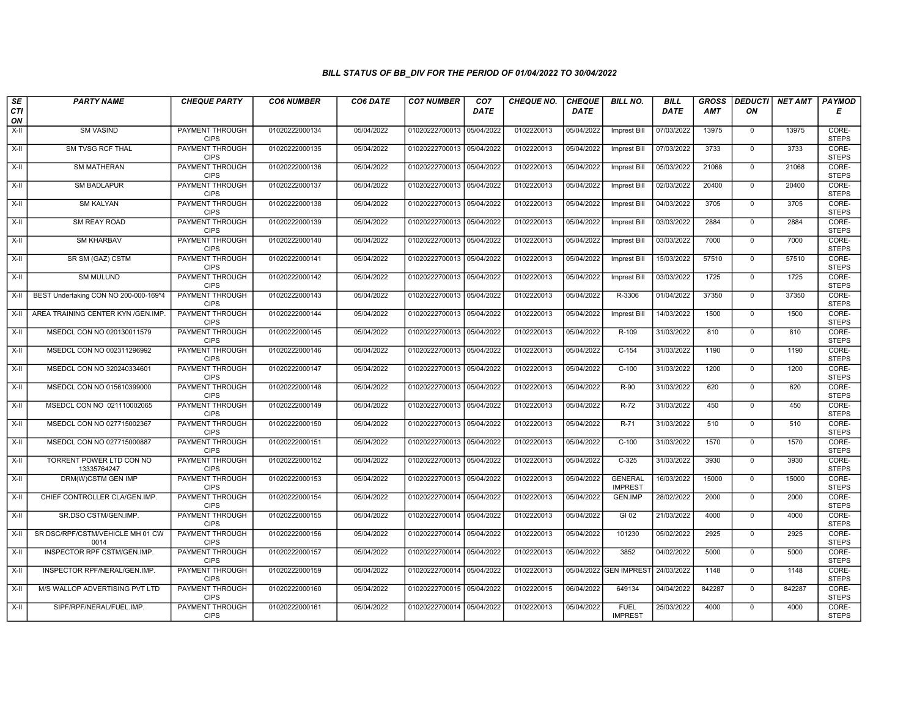# BILL STATUS OF BB_DIV FOR THE PERIOD OF 01/04/2022 TO 30/04/2022

| SECTION | PARTY NAME | CHEQUE PARTY | CO6 NUMBER | CO6 DATE | CO7 NUMBER | CO7 DATE | CHEQUE NO. | CHEQUE DATE | BILL NO. | BILL DATE | GROSS AMT | DEDUCTION | NET AMT | PAYMODE |
|---|---|---|---|---|---|---|---|---|---|---|---|---|---|---|
| X-II | SM VASIND | PAYMENT THROUGH CIPS | 01020222000134 | 05/04/2022 | 01020222700013 | 05/04/2022 | 0102220013 | 05/04/2022 | Imprest Bill | 07/03/2022 | 13975 | 0 | 13975 | CORE-STEPS |
| X-II | SM TVSG RCF THAL | PAYMENT THROUGH CIPS | 01020222000135 | 05/04/2022 | 01020222700013 | 05/04/2022 | 0102220013 | 05/04/2022 | Imprest Bill | 07/03/2022 | 3733 | 0 | 3733 | CORE-STEPS |
| X-II | SM MATHERAN | PAYMENT THROUGH CIPS | 01020222000136 | 05/04/2022 | 01020222700013 | 05/04/2022 | 0102220013 | 05/04/2022 | Imprest Bill | 05/03/2022 | 21068 | 0 | 21068 | CORE-STEPS |
| X-II | SM BADLAPUR | PAYMENT THROUGH CIPS | 01020222000137 | 05/04/2022 | 01020222700013 | 05/04/2022 | 0102220013 | 05/04/2022 | Imprest Bill | 02/03/2022 | 20400 | 0 | 20400 | CORE-STEPS |
| X-II | SM KALYAN | PAYMENT THROUGH CIPS | 01020222000138 | 05/04/2022 | 01020222700013 | 05/04/2022 | 0102220013 | 05/04/2022 | Imprest Bill | 04/03/2022 | 3705 | 0 | 3705 | CORE-STEPS |
| X-II | SM REAY ROAD | PAYMENT THROUGH CIPS | 01020222000139 | 05/04/2022 | 01020222700013 | 05/04/2022 | 0102220013 | 05/04/2022 | Imprest Bill | 03/03/2022 | 2884 | 0 | 2884 | CORE-STEPS |
| X-II | SM KHARBAV | PAYMENT THROUGH CIPS | 01020222000140 | 05/04/2022 | 01020222700013 | 05/04/2022 | 0102220013 | 05/04/2022 | Imprest Bill | 03/03/2022 | 7000 | 0 | 7000 | CORE-STEPS |
| X-II | SR SM (GAZ) CSTM | PAYMENT THROUGH CIPS | 01020222000141 | 05/04/2022 | 01020222700013 | 05/04/2022 | 0102220013 | 05/04/2022 | Imprest Bill | 15/03/2022 | 57510 | 0 | 57510 | CORE-STEPS |
| X-II | SM MULUND | PAYMENT THROUGH CIPS | 01020222000142 | 05/04/2022 | 01020222700013 | 05/04/2022 | 0102220013 | 05/04/2022 | Imprest Bill | 03/03/2022 | 1725 | 0 | 1725 | CORE-STEPS |
| X-II | BEST Undertaking CON NO 200-000-169*4 | PAYMENT THROUGH CIPS | 01020222000143 | 05/04/2022 | 01020222700013 | 05/04/2022 | 0102220013 | 05/04/2022 | R-3306 | 01/04/2022 | 37350 | 0 | 37350 | CORE-STEPS |
| X-II | AREA TRAINING CENTER KYN /GEN.IMP. | PAYMENT THROUGH CIPS | 01020222000144 | 05/04/2022 | 01020222700013 | 05/04/2022 | 0102220013 | 05/04/2022 | Imprest Bill | 14/03/2022 | 1500 | 0 | 1500 | CORE-STEPS |
| X-II | MSEDCL CON NO 020130011579 | PAYMENT THROUGH CIPS | 01020222000145 | 05/04/2022 | 01020222700013 | 05/04/2022 | 0102220013 | 05/04/2022 | R-109 | 31/03/2022 | 810 | 0 | 810 | CORE-STEPS |
| X-II | MSEDCL CON NO 002311296992 | PAYMENT THROUGH CIPS | 01020222000146 | 05/04/2022 | 01020222700013 | 05/04/2022 | 0102220013 | 05/04/2022 | C-154 | 31/03/2022 | 1190 | 0 | 1190 | CORE-STEPS |
| X-II | MSEDCL CON NO 320240334601 | PAYMENT THROUGH CIPS | 01020222000147 | 05/04/2022 | 01020222700013 | 05/04/2022 | 0102220013 | 05/04/2022 | C-100 | 31/03/2022 | 1200 | 0 | 1200 | CORE-STEPS |
| X-II | MSEDCL CON NO 015610399000 | PAYMENT THROUGH CIPS | 01020222000148 | 05/04/2022 | 01020222700013 | 05/04/2022 | 0102220013 | 05/04/2022 | R-90 | 31/03/2022 | 620 | 0 | 620 | CORE-STEPS |
| X-II | MSEDCL CON NO 021110002065 | PAYMENT THROUGH CIPS | 01020222000149 | 05/04/2022 | 01020222700013 | 05/04/2022 | 0102220013 | 05/04/2022 | R-72 | 31/03/2022 | 450 | 0 | 450 | CORE-STEPS |
| X-II | MSEDCL CON NO 027715002367 | PAYMENT THROUGH CIPS | 01020222000150 | 05/04/2022 | 01020222700013 | 05/04/2022 | 0102220013 | 05/04/2022 | R-71 | 31/03/2022 | 510 | 0 | 510 | CORE-STEPS |
| X-II | MSEDCL CON NO 027715000887 | PAYMENT THROUGH CIPS | 01020222000151 | 05/04/2022 | 01020222700013 | 05/04/2022 | 0102220013 | 05/04/2022 | C-100 | 31/03/2022 | 1570 | 0 | 1570 | CORE-STEPS |
| X-II | TORRENT POWER LTD CON NO 13335764247 | PAYMENT THROUGH CIPS | 01020222000152 | 05/04/2022 | 01020222700013 | 05/04/2022 | 0102220013 | 05/04/2022 | C-325 | 31/03/2022 | 3930 | 0 | 3930 | CORE-STEPS |
| X-II | DRM(W)CSTM GEN IMP | PAYMENT THROUGH CIPS | 01020222000153 | 05/04/2022 | 01020222700013 | 05/04/2022 | 0102220013 | 05/04/2022 | GENERAL IMPREST | 16/03/2022 | 15000 | 0 | 15000 | CORE-STEPS |
| X-II | CHIEF CONTROLLER CLA/GEN.IMP. | PAYMENT THROUGH CIPS | 01020222000154 | 05/04/2022 | 01020222700014 | 05/04/2022 | 0102220013 | 05/04/2022 | GEN.IMP | 28/02/2022 | 2000 | 0 | 2000 | CORE-STEPS |
| X-II | SR.DSO CSTM/GEN.IMP. | PAYMENT THROUGH CIPS | 01020222000155 | 05/04/2022 | 01020222700014 | 05/04/2022 | 0102220013 | 05/04/2022 | GI 02 | 21/03/2022 | 4000 | 0 | 4000 | CORE-STEPS |
| X-II | SR DSC/RPF/CSTM/VEHICLE MH 01 CW 0014 | PAYMENT THROUGH CIPS | 01020222000156 | 05/04/2022 | 01020222700014 | 05/04/2022 | 0102220013 | 05/04/2022 | 101230 | 05/02/2022 | 2925 | 0 | 2925 | CORE-STEPS |
| X-II | INSPECTOR RPF CSTM/GEN.IMP. | PAYMENT THROUGH CIPS | 01020222000157 | 05/04/2022 | 01020222700014 | 05/04/2022 | 0102220013 | 05/04/2022 | 3852 | 04/02/2022 | 5000 | 0 | 5000 | CORE-STEPS |
| X-II | INSPECTOR RPF/NERAL/GEN.IMP. | PAYMENT THROUGH CIPS | 01020222000159 | 05/04/2022 | 01020222700014 | 05/04/2022 | 0102220013 | 05/04/2022 | GEN IMPREST | 24/03/2022 | 1148 | 0 | 1148 | CORE-STEPS |
| X-II | M/S WALLOP ADVERTISING PVT LTD | PAYMENT THROUGH CIPS | 01020222000160 | 05/04/2022 | 01020222700015 | 05/04/2022 | 0102220015 | 06/04/2022 | 649134 | 04/04/2022 | 842287 | 0 | 842287 | CORE-STEPS |
| X-II | SIPF/RPF/NERAL/FUEL.IMP. | PAYMENT THROUGH CIPS | 01020222000161 | 05/04/2022 | 01020222700014 | 05/04/2022 | 0102220013 | 05/04/2022 | FUEL IMPREST | 25/03/2022 | 4000 | 0 | 4000 | CORE-STEPS |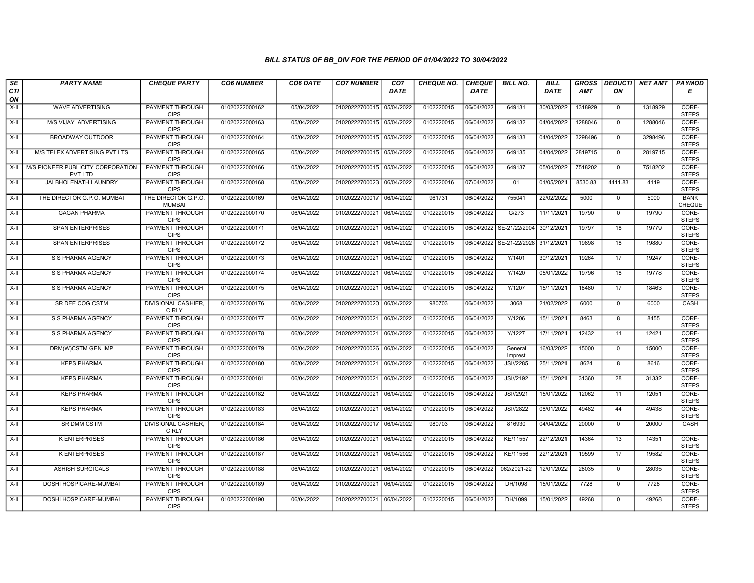### BILL STATUS OF BB_DIV FOR THE PERIOD OF 01/04/2022 TO 30/04/2022

| SECTION | PARTY NAME | CHEQUE PARTY | CO6 NUMBER | CO6 DATE | CO7 NUMBER | CO7 DATE | CHEQUE NO. | CHEQUE DATE | BILL NO. | BILL DATE | GROSS AMT | DEDUCTION | NET AMT | PAYMODE |
|---|---|---|---|---|---|---|---|---|---|---|---|---|---|---|
| X-II | WAVE ADVERTISING | PAYMENT THROUGH CIPS | 01020222000162 | 05/04/2022 | 01020222700015 | 05/04/2022 | 0102220015 | 06/04/2022 | 649131 | 30/03/2022 | 1318929 | 0 | 1318929 | CORE-STEPS |
| X-II | M/S VIJAY ADVERTISING | PAYMENT THROUGH CIPS | 01020222000163 | 05/04/2022 | 01020222700015 | 05/04/2022 | 0102220015 | 06/04/2022 | 649132 | 04/04/2022 | 1288046 | 0 | 1288046 | CORE-STEPS |
| X-II | BROADWAY OUTDOOR | PAYMENT THROUGH CIPS | 01020222000164 | 05/04/2022 | 01020222700015 | 05/04/2022 | 0102220015 | 06/04/2022 | 649133 | 04/04/2022 | 3298496 | 0 | 3298496 | CORE-STEPS |
| X-II | M/S TELEX ADVERTISING PVT LTS | PAYMENT THROUGH CIPS | 01020222000165 | 05/04/2022 | 01020222700015 | 05/04/2022 | 0102220015 | 06/04/2022 | 649135 | 04/04/2022 | 2819715 | 0 | 2819715 | CORE-STEPS |
| X-II | M/S PIONEER PUBLICITY CORPORATION PVT LTD | PAYMENT THROUGH CIPS | 01020222000166 | 05/04/2022 | 01020222700015 | 05/04/2022 | 0102220015 | 06/04/2022 | 649137 | 05/04/2022 | 7518202 | 0 | 7518202 | CORE-STEPS |
| X-II | JAI BHOLENATH LAUNDRY | PAYMENT THROUGH CIPS | 01020222000168 | 05/04/2022 | 01020222700023 | 06/04/2022 | 0102220016 | 07/04/2022 | 01 | 01/05/2021 | 8530.83 | 4411.83 | 4119 | CORE-STEPS |
| X-II | THE DIRECTOR G.P.O. MUMBAI | THE DIRECTOR G.P.O. MUMBAI | 01020222000169 | 06/04/2022 | 01020222700017 | 06/04/2022 | 961731 | 06/04/2022 | 755041 | 22/02/2022 | 5000 | 0 | 5000 | BANK CHEQUE |
| X-II | GAGAN PHARMA | PAYMENT THROUGH CIPS | 01020222000170 | 06/04/2022 | 01020222700021 | 06/04/2022 | 0102220015 | 06/04/2022 | G/273 | 11/11/2021 | 19790 | 0 | 19790 | CORE-STEPS |
| X-II | SPAN ENTERPRISES | PAYMENT THROUGH CIPS | 01020222000171 | 06/04/2022 | 01020222700021 | 06/04/2022 | 0102220015 | 06/04/2022 | SE-21/22/2904 | 30/12/2021 | 19797 | 18 | 19779 | CORE-STEPS |
| X-II | SPAN ENTERPRISES | PAYMENT THROUGH CIPS | 01020222000172 | 06/04/2022 | 01020222700021 | 06/04/2022 | 0102220015 | 06/04/2022 | SE-21-22/2928 | 31/12/2021 | 19898 | 18 | 19880 | CORE-STEPS |
| X-II | S S PHARMA AGENCY | PAYMENT THROUGH CIPS | 01020222000173 | 06/04/2022 | 01020222700021 | 06/04/2022 | 0102220015 | 06/04/2022 | Y/1401 | 30/12/2021 | 19264 | 17 | 19247 | CORE-STEPS |
| X-II | S S PHARMA AGENCY | PAYMENT THROUGH CIPS | 01020222000174 | 06/04/2022 | 01020222700021 | 06/04/2022 | 0102220015 | 06/04/2022 | Y/1420 | 05/01/2022 | 19796 | 18 | 19778 | CORE-STEPS |
| X-II | S S PHARMA AGENCY | PAYMENT THROUGH CIPS | 01020222000175 | 06/04/2022 | 01020222700021 | 06/04/2022 | 0102220015 | 06/04/2022 | Y/1207 | 15/11/2021 | 18480 | 17 | 18463 | CORE-STEPS |
| X-II | SR DEE COG CSTM | DIVISIONAL CASHIER, C RLY | 01020222000176 | 06/04/2022 | 01020222700020 | 06/04/2022 | 980703 | 06/04/2022 | 3068 | 21/02/2022 | 6000 | 0 | 6000 | CASH |
| X-II | S S PHARMA AGENCY | PAYMENT THROUGH CIPS | 01020222000177 | 06/04/2022 | 01020222700021 | 06/04/2022 | 0102220015 | 06/04/2022 | Y/1206 | 15/11/2021 | 8463 | 8 | 8455 | CORE-STEPS |
| X-II | S S PHARMA AGENCY | PAYMENT THROUGH CIPS | 01020222000178 | 06/04/2022 | 01020222700021 | 06/04/2022 | 0102220015 | 06/04/2022 | Y/1227 | 17/11/2021 | 12432 | 11 | 12421 | CORE-STEPS |
| X-II | DRM(W)CSTM GEN IMP | PAYMENT THROUGH CIPS | 01020222000179 | 06/04/2022 | 01020222700026 | 06/04/2022 | 0102220015 | 06/04/2022 | General Imprest | 16/03/2022 | 15000 | 0 | 15000 | CORE-STEPS |
| X-II | KEPS PHARMA | PAYMENT THROUGH CIPS | 01020222000180 | 06/04/2022 | 01020222700021 | 06/04/2022 | 0102220015 | 06/04/2022 | JSI//2285 | 25/11/2021 | 8624 | 8 | 8616 | CORE-STEPS |
| X-II | KEPS PHARMA | PAYMENT THROUGH CIPS | 01020222000181 | 06/04/2022 | 01020222700021 | 06/04/2022 | 0102220015 | 06/04/2022 | JSI//2192 | 15/11/2021 | 31360 | 28 | 31332 | CORE-STEPS |
| X-II | KEPS PHARMA | PAYMENT THROUGH CIPS | 01020222000182 | 06/04/2022 | 01020222700021 | 06/04/2022 | 0102220015 | 06/04/2022 | JSI//2921 | 15/01/2022 | 12062 | 11 | 12051 | CORE-STEPS |
| X-II | KEPS PHARMA | PAYMENT THROUGH CIPS | 01020222000183 | 06/04/2022 | 01020222700021 | 06/04/2022 | 0102220015 | 06/04/2022 | JSI//2822 | 08/01/2022 | 49482 | 44 | 49438 | CORE-STEPS |
| X-II | SR DMM CSTM | DIVISIONAL CASHIER, C RLY | 01020222000184 | 06/04/2022 | 01020222700017 | 06/04/2022 | 980703 | 06/04/2022 | 816930 | 04/04/2022 | 20000 | 0 | 20000 | CASH |
| X-II | K ENTERPRISES | PAYMENT THROUGH CIPS | 01020222000186 | 06/04/2022 | 01020222700021 | 06/04/2022 | 0102220015 | 06/04/2022 | KE/11557 | 22/12/2021 | 14364 | 13 | 14351 | CORE-STEPS |
| X-II | K ENTERPRISES | PAYMENT THROUGH CIPS | 01020222000187 | 06/04/2022 | 01020222700021 | 06/04/2022 | 0102220015 | 06/04/2022 | KE/11556 | 22/12/2021 | 19599 | 17 | 19582 | CORE-STEPS |
| X-II | ASHISH SURGICALS | PAYMENT THROUGH CIPS | 01020222000188 | 06/04/2022 | 01020222700021 | 06/04/2022 | 0102220015 | 06/04/2022 | 062/2021-22 | 12/01/2022 | 28035 | 0 | 28035 | CORE-STEPS |
| X-II | DOSHI HOSPICARE-MUMBAI | PAYMENT THROUGH CIPS | 01020222000189 | 06/04/2022 | 01020222700021 | 06/04/2022 | 0102220015 | 06/04/2022 | DH/1098 | 15/01/2022 | 7728 | 0 | 7728 | CORE-STEPS |
| X-II | DOSHI HOSPICARE-MUMBAI | PAYMENT THROUGH CIPS | 01020222000190 | 06/04/2022 | 01020222700021 | 06/04/2022 | 0102220015 | 06/04/2022 | DH/1099 | 15/01/2022 | 49268 | 0 | 49268 | CORE-STEPS |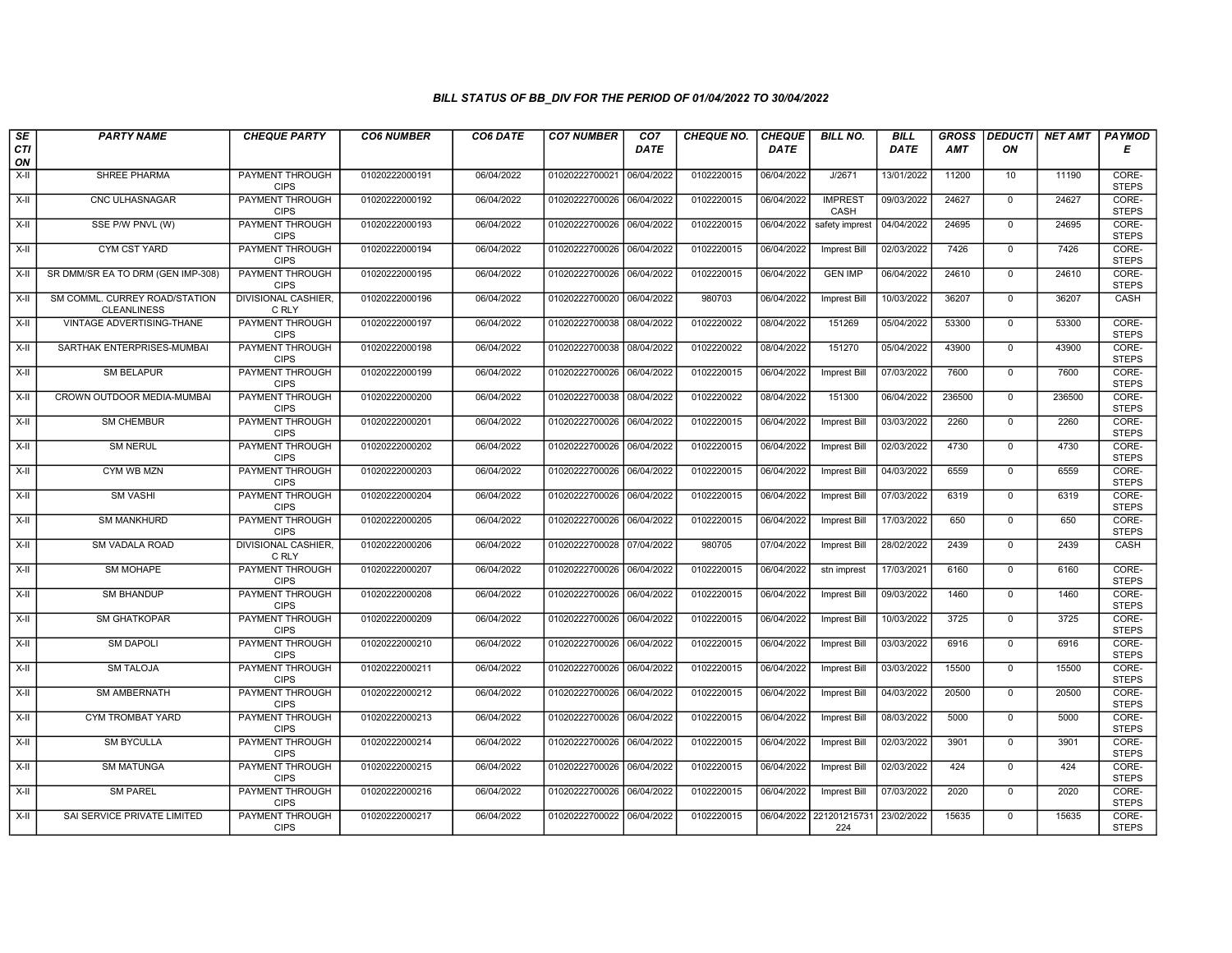### BILL STATUS OF BB_DIV FOR THE PERIOD OF 01/04/2022 TO 30/04/2022

| SECTION | PARTY NAME | CHEQUE PARTY | CO6 NUMBER | CO6 DATE | CO7 NUMBER | CO7 DATE | CHEQUE NO. | CHEQUE DATE | BILL NO. | BILL DATE | GROSS AMT | DEDUCTION | NET AMT | PAYMODE |
|---|---|---|---|---|---|---|---|---|---|---|---|---|---|---|
| X-II | SHREE PHARMA | PAYMENT THROUGH CIPS | 01020222000191 | 06/04/2022 | 01020222700021 | 06/04/2022 | 0102220015 | 06/04/2022 | J/2671 | 13/01/2022 | 11200 | 10 | 11190 | CORE-STEPS |
| X-II | CNC ULHASNAGAR | PAYMENT THROUGH CIPS | 01020222000192 | 06/04/2022 | 01020222700026 | 06/04/2022 | 0102220015 | 06/04/2022 | IMPREST CASH | 09/03/2022 | 24627 | 0 | 24627 | CORE-STEPS |
| X-II | SSE P/W PNVL (W) | PAYMENT THROUGH CIPS | 01020222000193 | 06/04/2022 | 01020222700026 | 06/04/2022 | 0102220015 | 06/04/2022 | safety imprest | 04/04/2022 | 24695 | 0 | 24695 | CORE-STEPS |
| X-II | CYM CST YARD | PAYMENT THROUGH CIPS | 01020222000194 | 06/04/2022 | 01020222700026 | 06/04/2022 | 0102220015 | 06/04/2022 | Imprest Bill | 02/03/2022 | 7426 | 0 | 7426 | CORE-STEPS |
| X-II | SR DMM/SR EA TO DRM (GEN IMP-308) | PAYMENT THROUGH CIPS | 01020222000195 | 06/04/2022 | 01020222700026 | 06/04/2022 | 0102220015 | 06/04/2022 | GEN IMP | 06/04/2022 | 24610 | 0 | 24610 | CORE-STEPS |
| X-II | SM COMML. CURREY ROAD/STATION CLEANLINESS | DIVISIONAL CASHIER, C RLY | 01020222000196 | 06/04/2022 | 01020222700020 | 06/04/2022 | 980703 | 06/04/2022 | Imprest Bill | 10/03/2022 | 36207 | 0 | 36207 | CASH |
| X-II | VINTAGE ADVERTISING-THANE | PAYMENT THROUGH CIPS | 01020222000197 | 06/04/2022 | 01020222700038 | 08/04/2022 | 0102220022 | 08/04/2022 | 151269 | 05/04/2022 | 53300 | 0 | 53300 | CORE-STEPS |
| X-II | SARTHAK ENTERPRISES-MUMBAI | PAYMENT THROUGH CIPS | 01020222000198 | 06/04/2022 | 01020222700038 | 08/04/2022 | 0102220022 | 08/04/2022 | 151270 | 05/04/2022 | 43900 | 0 | 43900 | CORE-STEPS |
| X-II | SM BELAPUR | PAYMENT THROUGH CIPS | 01020222000199 | 06/04/2022 | 01020222700026 | 06/04/2022 | 0102220015 | 06/04/2022 | Imprest Bill | 07/03/2022 | 7600 | 0 | 7600 | CORE-STEPS |
| X-II | CROWN OUTDOOR MEDIA-MUMBAI | PAYMENT THROUGH CIPS | 01020222000200 | 06/04/2022 | 01020222700038 | 08/04/2022 | 0102220022 | 08/04/2022 | 151300 | 06/04/2022 | 236500 | 0 | 236500 | CORE-STEPS |
| X-II | SM CHEMBUR | PAYMENT THROUGH CIPS | 01020222000201 | 06/04/2022 | 01020222700026 | 06/04/2022 | 0102220015 | 06/04/2022 | Imprest Bill | 03/03/2022 | 2260 | 0 | 2260 | CORE-STEPS |
| X-II | SM NERUL | PAYMENT THROUGH CIPS | 01020222000202 | 06/04/2022 | 01020222700026 | 06/04/2022 | 0102220015 | 06/04/2022 | Imprest Bill | 02/03/2022 | 4730 | 0 | 4730 | CORE-STEPS |
| X-II | CYM WB MZN | PAYMENT THROUGH CIPS | 01020222000203 | 06/04/2022 | 01020222700026 | 06/04/2022 | 0102220015 | 06/04/2022 | Imprest Bill | 04/03/2022 | 6559 | 0 | 6559 | CORE-STEPS |
| X-II | SM VASHI | PAYMENT THROUGH CIPS | 01020222000204 | 06/04/2022 | 01020222700026 | 06/04/2022 | 0102220015 | 06/04/2022 | Imprest Bill | 07/03/2022 | 6319 | 0 | 6319 | CORE-STEPS |
| X-II | SM MANKHURD | PAYMENT THROUGH CIPS | 01020222000205 | 06/04/2022 | 01020222700026 | 06/04/2022 | 0102220015 | 06/04/2022 | Imprest Bill | 17/03/2022 | 650 | 0 | 650 | CORE-STEPS |
| X-II | SM VADALA ROAD | DIVISIONAL CASHIER, C RLY | 01020222000206 | 06/04/2022 | 01020222700028 | 07/04/2022 | 980705 | 07/04/2022 | Imprest Bill | 28/02/2022 | 2439 | 0 | 2439 | CASH |
| X-II | SM MOHAPE | PAYMENT THROUGH CIPS | 01020222000207 | 06/04/2022 | 01020222700026 | 06/04/2022 | 0102220015 | 06/04/2022 | stn imprest | 17/03/2021 | 6160 | 0 | 6160 | CORE-STEPS |
| X-II | SM BHANDUP | PAYMENT THROUGH CIPS | 01020222000208 | 06/04/2022 | 01020222700026 | 06/04/2022 | 0102220015 | 06/04/2022 | Imprest Bill | 09/03/2022 | 1460 | 0 | 1460 | CORE-STEPS |
| X-II | SM GHATKOPAR | PAYMENT THROUGH CIPS | 01020222000209 | 06/04/2022 | 01020222700026 | 06/04/2022 | 0102220015 | 06/04/2022 | Imprest Bill | 10/03/2022 | 3725 | 0 | 3725 | CORE-STEPS |
| X-II | SM DAPOLI | PAYMENT THROUGH CIPS | 01020222000210 | 06/04/2022 | 01020222700026 | 06/04/2022 | 0102220015 | 06/04/2022 | Imprest Bill | 03/03/2022 | 6916 | 0 | 6916 | CORE-STEPS |
| X-II | SM TALOJA | PAYMENT THROUGH CIPS | 01020222000211 | 06/04/2022 | 01020222700026 | 06/04/2022 | 0102220015 | 06/04/2022 | Imprest Bill | 03/03/2022 | 15500 | 0 | 15500 | CORE-STEPS |
| X-II | SM AMBERNATH | PAYMENT THROUGH CIPS | 01020222000212 | 06/04/2022 | 01020222700026 | 06/04/2022 | 0102220015 | 06/04/2022 | Imprest Bill | 04/03/2022 | 20500 | 0 | 20500 | CORE-STEPS |
| X-II | CYM TROMBAT YARD | PAYMENT THROUGH CIPS | 01020222000213 | 06/04/2022 | 01020222700026 | 06/04/2022 | 0102220015 | 06/04/2022 | Imprest Bill | 08/03/2022 | 5000 | 0 | 5000 | CORE-STEPS |
| X-II | SM BYCULLA | PAYMENT THROUGH CIPS | 01020222000214 | 06/04/2022 | 01020222700026 | 06/04/2022 | 0102220015 | 06/04/2022 | Imprest Bill | 02/03/2022 | 3901 | 0 | 3901 | CORE-STEPS |
| X-II | SM MATUNGA | PAYMENT THROUGH CIPS | 01020222000215 | 06/04/2022 | 01020222700026 | 06/04/2022 | 0102220015 | 06/04/2022 | Imprest Bill | 02/03/2022 | 424 | 0 | 424 | CORE-STEPS |
| X-II | SM PAREL | PAYMENT THROUGH CIPS | 01020222000216 | 06/04/2022 | 01020222700026 | 06/04/2022 | 0102220015 | 06/04/2022 | Imprest Bill | 07/03/2022 | 2020 | 0 | 2020 | CORE-STEPS |
| X-II | SAI SERVICE PRIVATE LIMITED | PAYMENT THROUGH CIPS | 01020222000217 | 06/04/2022 | 01020222700022 | 06/04/2022 | 0102220015 | 06/04/2022 | 221201215731224 | 23/02/2022 | 15635 | 0 | 15635 | CORE-STEPS |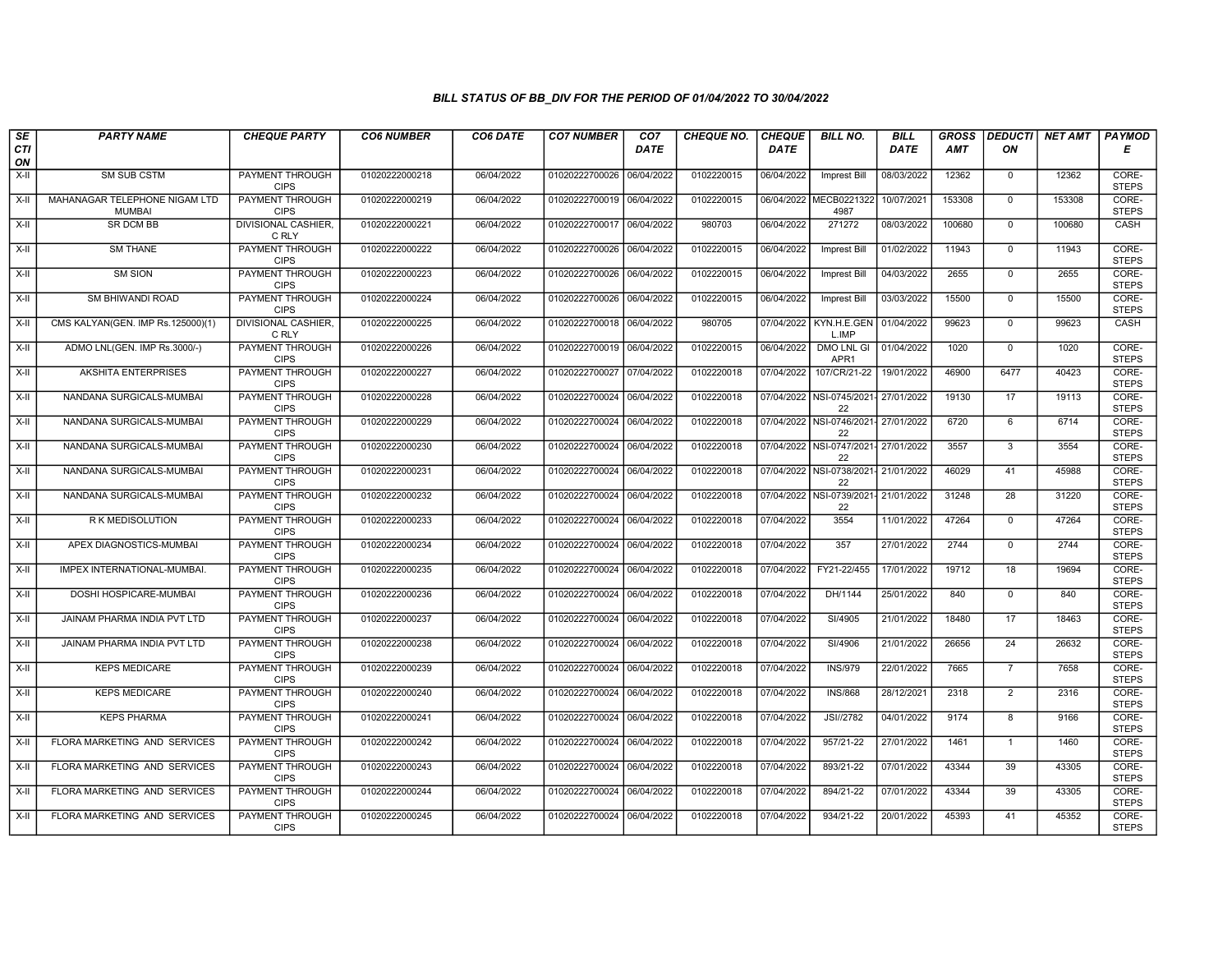## BILL STATUS OF BB_DIV FOR THE PERIOD OF 01/04/2022 TO 30/04/2022

| SECTION | PARTY NAME | CHEQUE PARTY | CO6 NUMBER | CO6 DATE | CO7 NUMBER | CO7 DATE | CHEQUE NO. | CHEQUE DATE | BILL NO. | BILL DATE | GROSS AMT | DEDUCTION | NET AMT | PAYMODE |
|---|---|---|---|---|---|---|---|---|---|---|---|---|---|---|
| X-II | SM SUB CSTM | PAYMENT THROUGH CIPS | 01020222000218 | 06/04/2022 | 01020222700026 | 06/04/2022 | 0102220015 | 06/04/2022 | Imprest Bill | 08/03/2022 | 12362 | 0 | 12362 | CORE-STEPS |
| X-II | MAHANAGAR TELEPHONE NIGAM LTD MUMBAI | PAYMENT THROUGH CIPS | 01020222000219 | 06/04/2022 | 01020222700019 | 06/04/2022 | 0102220015 | 06/04/2022 | MECB02213224987 | 10/07/2021 | 153308 | 0 | 153308 | CORE-STEPS |
| X-II | SR DCM BB | DIVISIONAL CASHIER, C RLY | 01020222000221 | 06/04/2022 | 01020222700017 | 06/04/2022 | 980703 | 06/04/2022 | 271272 | 08/03/2022 | 100680 | 0 | 100680 | CASH |
| X-II | SM THANE | PAYMENT THROUGH CIPS | 01020222000222 | 06/04/2022 | 01020222700026 | 06/04/2022 | 0102220015 | 06/04/2022 | Imprest Bill | 01/02/2022 | 11943 | 0 | 11943 | CORE-STEPS |
| X-II | SM SION | PAYMENT THROUGH CIPS | 01020222000223 | 06/04/2022 | 01020222700026 | 06/04/2022 | 0102220015 | 06/04/2022 | Imprest Bill | 04/03/2022 | 2655 | 0 | 2655 | CORE-STEPS |
| X-II | SM BHIWANDI ROAD | PAYMENT THROUGH CIPS | 01020222000224 | 06/04/2022 | 01020222700026 | 06/04/2022 | 0102220015 | 06/04/2022 | Imprest Bill | 03/03/2022 | 15500 | 0 | 15500 | CORE-STEPS |
| X-II | CMS KALYAN(GEN. IMP Rs.125000)(1) | DIVISIONAL CASHIER, C RLY | 01020222000225 | 06/04/2022 | 01020222700018 | 06/04/2022 | 980705 | 07/04/2022 | KYN.H.E.GEN L.IMP | 01/04/2022 | 99623 | 0 | 99623 | CASH |
| X-II | ADMO LNL(GEN. IMP Rs.3000/-) | PAYMENT THROUGH CIPS | 01020222000226 | 06/04/2022 | 01020222700019 | 06/04/2022 | 0102220015 | 06/04/2022 | DMO LNL GI APR1 | 01/04/2022 | 1020 | 0 | 1020 | CORE-STEPS |
| X-II | AKSHITA ENTERPRISES | PAYMENT THROUGH CIPS | 01020222000227 | 06/04/2022 | 01020222700027 | 07/04/2022 | 0102220018 | 07/04/2022 | 107/CR/21-22 | 19/01/2022 | 46900 | 6477 | 40423 | CORE-STEPS |
| X-II | NANDANA SURGICALS-MUMBAI | PAYMENT THROUGH CIPS | 01020222000228 | 06/04/2022 | 01020222700024 | 06/04/2022 | 0102220018 | 07/04/2022 | NSI-0745/2021-22 | 27/01/2022 | 19130 | 17 | 19113 | CORE-STEPS |
| X-II | NANDANA SURGICALS-MUMBAI | PAYMENT THROUGH CIPS | 01020222000229 | 06/04/2022 | 01020222700024 | 06/04/2022 | 0102220018 | 07/04/2022 | NSI-0746/2021-22 | 27/01/2022 | 6720 | 6 | 6714 | CORE-STEPS |
| X-II | NANDANA SURGICALS-MUMBAI | PAYMENT THROUGH CIPS | 01020222000230 | 06/04/2022 | 01020222700024 | 06/04/2022 | 0102220018 | 07/04/2022 | NSI-0747/2021-22 | 27/01/2022 | 3557 | 3 | 3554 | CORE-STEPS |
| X-II | NANDANA SURGICALS-MUMBAI | PAYMENT THROUGH CIPS | 01020222000231 | 06/04/2022 | 01020222700024 | 06/04/2022 | 0102220018 | 07/04/2022 | NSI-0738/2021-22 | 21/01/2022 | 46029 | 41 | 45988 | CORE-STEPS |
| X-II | NANDANA SURGICALS-MUMBAI | PAYMENT THROUGH CIPS | 01020222000232 | 06/04/2022 | 01020222700024 | 06/04/2022 | 0102220018 | 07/04/2022 | NSI-0739/2021-22 | 21/01/2022 | 31248 | 28 | 31220 | CORE-STEPS |
| X-II | R K MEDISOLUTION | PAYMENT THROUGH CIPS | 01020222000233 | 06/04/2022 | 01020222700024 | 06/04/2022 | 0102220018 | 07/04/2022 | 3554 | 11/01/2022 | 47264 | 0 | 47264 | CORE-STEPS |
| X-II | APEX DIAGNOSTICS-MUMBAI | PAYMENT THROUGH CIPS | 01020222000234 | 06/04/2022 | 01020222700024 | 06/04/2022 | 0102220018 | 07/04/2022 | 357 | 27/01/2022 | 2744 | 0 | 2744 | CORE-STEPS |
| X-II | IMPEX INTERNATIONAL-MUMBAI. | PAYMENT THROUGH CIPS | 01020222000235 | 06/04/2022 | 01020222700024 | 06/04/2022 | 0102220018 | 07/04/2022 | FY21-22/455 | 17/01/2022 | 19712 | 18 | 19694 | CORE-STEPS |
| X-II | DOSHI HOSPICARE-MUMBAI | PAYMENT THROUGH CIPS | 01020222000236 | 06/04/2022 | 01020222700024 | 06/04/2022 | 0102220018 | 07/04/2022 | DH/1144 | 25/01/2022 | 840 | 0 | 840 | CORE-STEPS |
| X-II | JAINAM PHARMA INDIA PVT LTD | PAYMENT THROUGH CIPS | 01020222000237 | 06/04/2022 | 01020222700024 | 06/04/2022 | 0102220018 | 07/04/2022 | SI/4905 | 21/01/2022 | 18480 | 17 | 18463 | CORE-STEPS |
| X-II | JAINAM PHARMA INDIA PVT LTD | PAYMENT THROUGH CIPS | 01020222000238 | 06/04/2022 | 01020222700024 | 06/04/2022 | 0102220018 | 07/04/2022 | SI/4906 | 21/01/2022 | 26656 | 24 | 26632 | CORE-STEPS |
| X-II | KEPS MEDICARE | PAYMENT THROUGH CIPS | 01020222000239 | 06/04/2022 | 01020222700024 | 06/04/2022 | 0102220018 | 07/04/2022 | /INS/979 | 22/01/2022 | 7665 | 7 | 7658 | CORE-STEPS |
| X-II | KEPS MEDICARE | PAYMENT THROUGH CIPS | 01020222000240 | 06/04/2022 | 01020222700024 | 06/04/2022 | 0102220018 | 07/04/2022 | /INS/868 | 28/12/2021 | 2318 | 2 | 2316 | CORE-STEPS |
| X-II | KEPS PHARMA | PAYMENT THROUGH CIPS | 01020222000241 | 06/04/2022 | 01020222700024 | 06/04/2022 | 0102220018 | 07/04/2022 | JSI//2782 | 04/01/2022 | 9174 | 8 | 9166 | CORE-STEPS |
| X-II | FLORA MARKETING AND SERVICES | PAYMENT THROUGH CIPS | 01020222000242 | 06/04/2022 | 01020222700024 | 06/04/2022 | 0102220018 | 07/04/2022 | 957/21-22 | 27/01/2022 | 1461 | 1 | 1460 | CORE-STEPS |
| X-II | FLORA MARKETING AND SERVICES | PAYMENT THROUGH CIPS | 01020222000243 | 06/04/2022 | 01020222700024 | 06/04/2022 | 0102220018 | 07/04/2022 | 893/21-22 | 07/01/2022 | 43344 | 39 | 43305 | CORE-STEPS |
| X-II | FLORA MARKETING AND SERVICES | PAYMENT THROUGH CIPS | 01020222000244 | 06/04/2022 | 01020222700024 | 06/04/2022 | 0102220018 | 07/04/2022 | 894/21-22 | 07/01/2022 | 43344 | 39 | 43305 | CORE-STEPS |
| X-II | FLORA MARKETING AND SERVICES | PAYMENT THROUGH CIPS | 01020222000245 | 06/04/2022 | 01020222700024 | 06/04/2022 | 0102220018 | 07/04/2022 | 934/21-22 | 20/01/2022 | 45393 | 41 | 45352 | CORE-STEPS |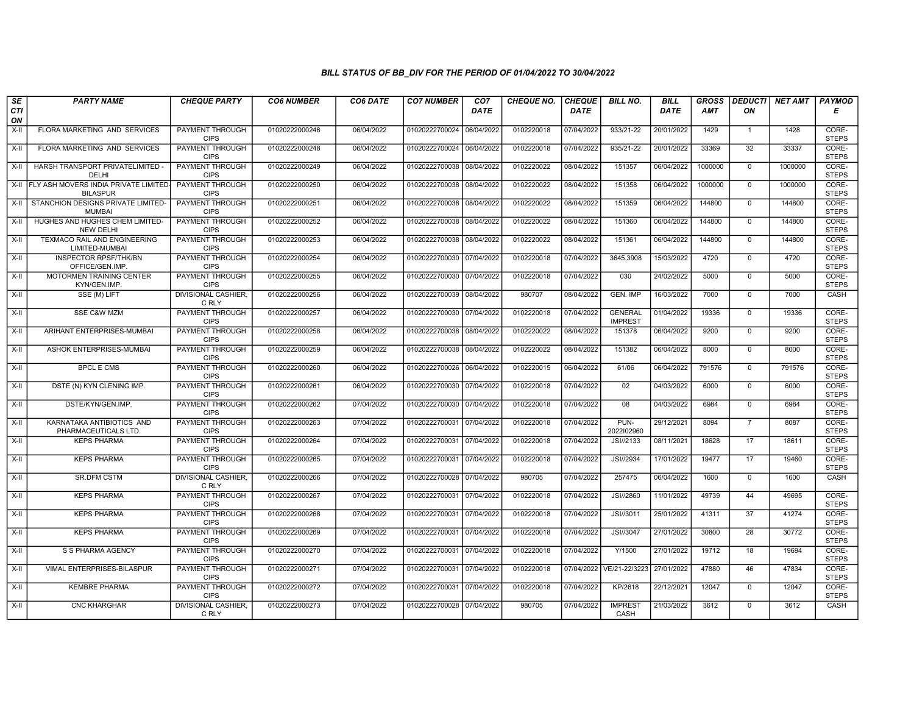### BILL STATUS OF BB_DIV FOR THE PERIOD OF 01/04/2022 TO 30/04/2022

| SECTION | PARTY NAME | CHEQUE PARTY | CO6 NUMBER | CO6 DATE | CO7 NUMBER | CO7 DATE | CHEQUE NO. | CHEQUE DATE | BILL NO. | BILL DATE | GROSS AMT | DEDUCTION | NET AMT | PAYMODE |
|---|---|---|---|---|---|---|---|---|---|---|---|---|---|---|
| X-II | FLORA MARKETING AND SERVICES | PAYMENT THROUGH CIPS | 01020222000246 | 06/04/2022 | 01020222700024 | 06/04/2022 | 0102220018 | 07/04/2022 | 933/21-22 | 20/01/2022 | 1429 | 1 | 1428 | CORE-STEPS |
| X-II | FLORA MARKETING AND SERVICES | PAYMENT THROUGH CIPS | 01020222000248 | 06/04/2022 | 01020222700024 | 06/04/2022 | 0102220018 | 07/04/2022 | 935/21-22 | 20/01/2022 | 33369 | 32 | 33337 | CORE-STEPS |
| X-II | HARSH TRANSPORT PRIVATELIMITED - DELHI | PAYMENT THROUGH CIPS | 01020222000249 | 06/04/2022 | 01020222700038 | 08/04/2022 | 0102220022 | 08/04/2022 | 151357 | 06/04/2022 | 1000000 | 0 | 1000000 | CORE-STEPS |
| X-II | FLY ASH MOVERS INDIA PRIVATE LIMITED-BILASPUR | PAYMENT THROUGH CIPS | 01020222000250 | 06/04/2022 | 01020222700038 | 08/04/2022 | 0102220022 | 08/04/2022 | 151358 | 06/04/2022 | 1000000 | 0 | 1000000 | CORE-STEPS |
| X-II | STANCHION DESIGNS PRIVATE LIMITED-MUMBAI | PAYMENT THROUGH CIPS | 01020222000251 | 06/04/2022 | 01020222700038 | 08/04/2022 | 0102220022 | 08/04/2022 | 151359 | 06/04/2022 | 144800 | 0 | 144800 | CORE-STEPS |
| X-II | HUGHES AND HUGHES CHEM LIMITED-NEW DELHI | PAYMENT THROUGH CIPS | 01020222000252 | 06/04/2022 | 01020222700038 | 08/04/2022 | 0102220022 | 08/04/2022 | 151360 | 06/04/2022 | 144800 | 0 | 144800 | CORE-STEPS |
| X-II | TEXMACO RAIL AND ENGINEERING LIMITED-MUMBAI | PAYMENT THROUGH CIPS | 01020222000253 | 06/04/2022 | 01020222700038 | 08/04/2022 | 0102220022 | 08/04/2022 | 151361 | 06/04/2022 | 144800 | 0 | 144800 | CORE-STEPS |
| X-II | INSPECTOR RPSF/THK/BN OFFICE/GEN.IMP. | PAYMENT THROUGH CIPS | 01020222000254 | 06/04/2022 | 01020222700030 | 07/04/2022 | 0102220018 | 07/04/2022 | 3645,3908 | 15/03/2022 | 4720 | 0 | 4720 | CORE-STEPS |
| X-II | MOTORMEN TRAINING CENTER KYN/GEN.IMP. | PAYMENT THROUGH CIPS | 01020222000255 | 06/04/2022 | 01020222700030 | 07/04/2022 | 0102220018 | 07/04/2022 | 030 | 24/02/2022 | 5000 | 0 | 5000 | CORE-STEPS |
| X-II | SSE (M) LIFT | DIVISIONAL CASHIER, C RLY | 01020222000256 | 06/04/2022 | 01020222700039 | 08/04/2022 | 980707 | 08/04/2022 | GEN. IMP | 16/03/2022 | 7000 | 0 | 7000 | CASH |
| X-II | SSE C&W MZM | PAYMENT THROUGH CIPS | 01020222000257 | 06/04/2022 | 01020222700030 | 07/04/2022 | 0102220018 | 07/04/2022 | GENERAL IMPREST | 01/04/2022 | 19336 | 0 | 19336 | CORE-STEPS |
| X-II | ARIHANT ENTERPRISES-MUMBAI | PAYMENT THROUGH CIPS | 01020222000258 | 06/04/2022 | 01020222700038 | 08/04/2022 | 0102220022 | 08/04/2022 | 151378 | 06/04/2022 | 9200 | 0 | 9200 | CORE-STEPS |
| X-II | ASHOK ENTERPRISES-MUMBAI | PAYMENT THROUGH CIPS | 01020222000259 | 06/04/2022 | 01020222700038 | 08/04/2022 | 0102220022 | 08/04/2022 | 151382 | 06/04/2022 | 8000 | 0 | 8000 | CORE-STEPS |
| X-II | BPCL E CMS | PAYMENT THROUGH CIPS | 01020222000260 | 06/04/2022 | 01020222700026 | 06/04/2022 | 0102220015 | 06/04/2022 | 61/06 | 06/04/2022 | 791576 | 0 | 791576 | CORE-STEPS |
| X-II | DSTE (N) KYN CLENING IMP. | PAYMENT THROUGH CIPS | 01020222000261 | 06/04/2022 | 01020222700030 | 07/04/2022 | 0102220018 | 07/04/2022 | 02 | 04/03/2022 | 6000 | 0 | 6000 | CORE-STEPS |
| X-II | DSTE/KYN/GEN.IMP. | PAYMENT THROUGH CIPS | 01020222000262 | 07/04/2022 | 01020222700030 | 07/04/2022 | 0102220018 | 07/04/2022 | 08 | 04/03/2022 | 6984 | 0 | 6984 | CORE-STEPS |
| X-II | KARNATAKA ANTIBIOTICS AND PHARMACEUTICALS LTD. | PAYMENT THROUGH CIPS | 01020222000263 | 07/04/2022 | 01020222700031 | 07/04/2022 | 0102220018 | 07/04/2022 | PUN-2022I02960 | 29/12/2021 | 8094 | 7 | 8087 | CORE-STEPS |
| X-II | KEPS PHARMA | PAYMENT THROUGH CIPS | 01020222000264 | 07/04/2022 | 01020222700031 | 07/04/2022 | 0102220018 | 07/04/2022 | JSI//2133 | 08/11/2021 | 18628 | 17 | 18611 | CORE-STEPS |
| X-II | KEPS PHARMA | PAYMENT THROUGH CIPS | 01020222000265 | 07/04/2022 | 01020222700031 | 07/04/2022 | 0102220018 | 07/04/2022 | JSI//2934 | 17/01/2022 | 19477 | 17 | 19460 | CORE-STEPS |
| X-II | SR.DFM CSTM | DIVISIONAL CASHIER, C RLY | 01020222000266 | 07/04/2022 | 01020222700028 | 07/04/2022 | 980705 | 07/04/2022 | 257475 | 06/04/2022 | 1600 | 0 | 1600 | CASH |
| X-II | KEPS PHARMA | PAYMENT THROUGH CIPS | 01020222000267 | 07/04/2022 | 01020222700031 | 07/04/2022 | 0102220018 | 07/04/2022 | JSI//2860 | 11/01/2022 | 49739 | 44 | 49695 | CORE-STEPS |
| X-II | KEPS PHARMA | PAYMENT THROUGH CIPS | 01020222000268 | 07/04/2022 | 01020222700031 | 07/04/2022 | 0102220018 | 07/04/2022 | JSI//3011 | 25/01/2022 | 41311 | 37 | 41274 | CORE-STEPS |
| X-II | KEPS PHARMA | PAYMENT THROUGH CIPS | 01020222000269 | 07/04/2022 | 01020222700031 | 07/04/2022 | 0102220018 | 07/04/2022 | JSI//3047 | 27/01/2022 | 30800 | 28 | 30772 | CORE-STEPS |
| X-II | S S PHARMA AGENCY | PAYMENT THROUGH CIPS | 01020222000270 | 07/04/2022 | 01020222700031 | 07/04/2022 | 0102220018 | 07/04/2022 | Y/1500 | 27/01/2022 | 19712 | 18 | 19694 | CORE-STEPS |
| X-II | VIMAL ENTERPRISES-BILASPUR | PAYMENT THROUGH CIPS | 01020222000271 | 07/04/2022 | 01020222700031 | 07/04/2022 | 0102220018 | 07/04/2022 | VE/21-22/3223 | 27/01/2022 | 47880 | 46 | 47834 | CORE-STEPS |
| X-II | KEMBRE PHARMA | PAYMENT THROUGH CIPS | 01020222000272 | 07/04/2022 | 01020222700031 | 07/04/2022 | 0102220018 | 07/04/2022 | KP/2618 | 22/12/2021 | 12047 | 0 | 12047 | CORE-STEPS |
| X-II | CNC KHARGHAR | DIVISIONAL CASHIER, C RLY | 01020222000273 | 07/04/2022 | 01020222700028 | 07/04/2022 | 980705 | 07/04/2022 | IMPREST CASH | 21/03/2022 | 3612 | 0 | 3612 | CASH |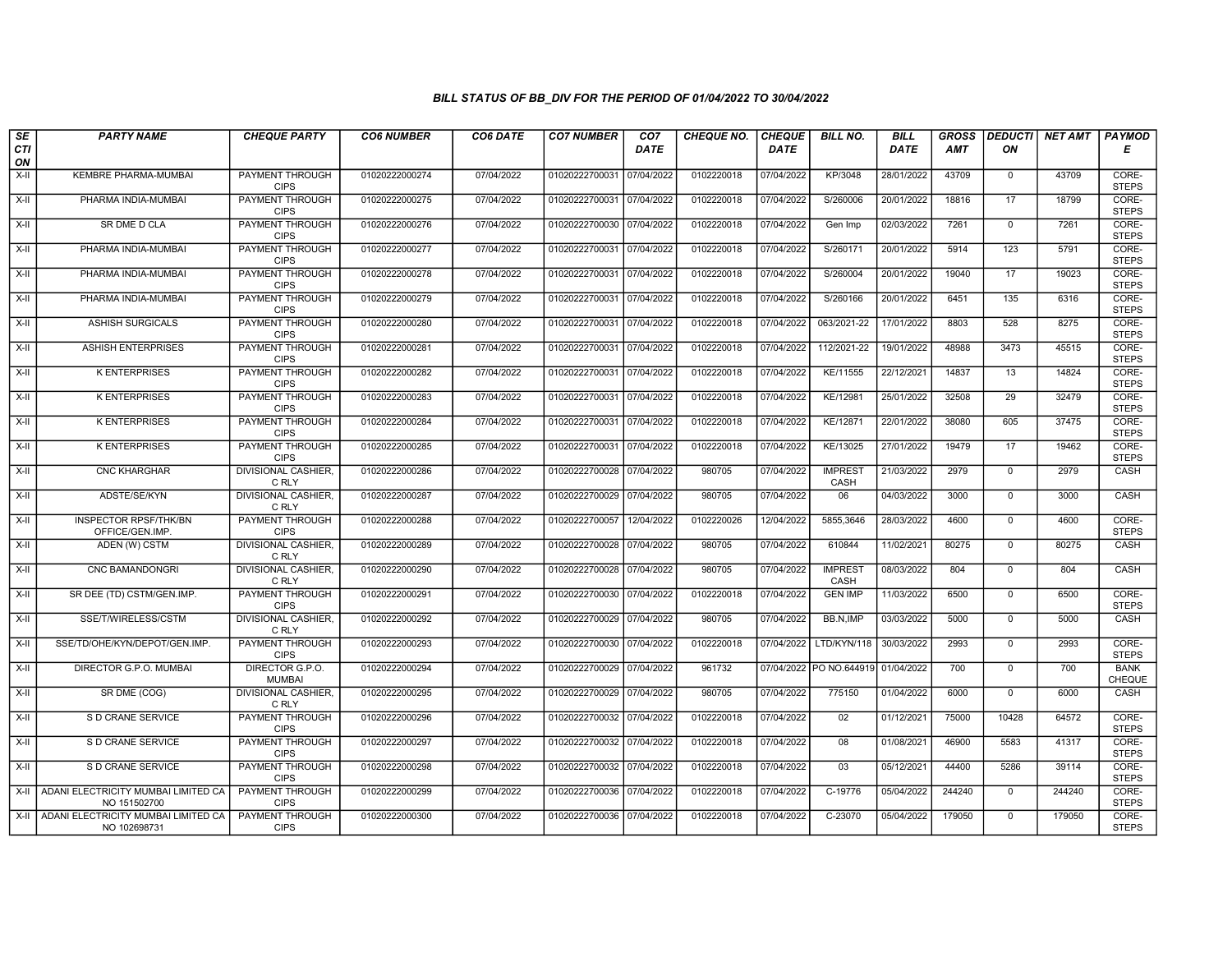### BILL STATUS OF BB_DIV FOR THE PERIOD OF 01/04/2022 TO 30/04/2022

| SECTION | PARTY NAME | CHEQUE PARTY | CO6 NUMBER | CO6 DATE | CO7 NUMBER | CO7 DATE | CHEQUE NO. | CHEQUE DATE | BILL NO. | BILL DATE | GROSS AMT | DEDUCTION | NET AMT | PAYMODE |
|---|---|---|---|---|---|---|---|---|---|---|---|---|---|---|
| X-II | KEMBRE PHARMA-MUMBAI | PAYMENT THROUGH CIPS | 01020222000274 | 07/04/2022 | 01020222700031 | 07/04/2022 | 0102220018 | 07/04/2022 | KP/3048 | 28/01/2022 | 43709 | 0 | 43709 | CORE-STEPS |
| X-II | PHARMA INDIA-MUMBAI | PAYMENT THROUGH CIPS | 01020222000275 | 07/04/2022 | 01020222700031 | 07/04/2022 | 0102220018 | 07/04/2022 | S/260006 | 20/01/2022 | 18816 | 17 | 18799 | CORE-STEPS |
| X-II | SR DME D CLA | PAYMENT THROUGH CIPS | 01020222000276 | 07/04/2022 | 01020222700030 | 07/04/2022 | 0102220018 | 07/04/2022 | Gen Imp | 02/03/2022 | 7261 | 0 | 7261 | CORE-STEPS |
| X-II | PHARMA INDIA-MUMBAI | PAYMENT THROUGH CIPS | 01020222000277 | 07/04/2022 | 01020222700031 | 07/04/2022 | 0102220018 | 07/04/2022 | S/260171 | 20/01/2022 | 5914 | 123 | 5791 | CORE-STEPS |
| X-II | PHARMA INDIA-MUMBAI | PAYMENT THROUGH CIPS | 01020222000278 | 07/04/2022 | 01020222700031 | 07/04/2022 | 0102220018 | 07/04/2022 | S/260004 | 20/01/2022 | 19040 | 17 | 19023 | CORE-STEPS |
| X-II | PHARMA INDIA-MUMBAI | PAYMENT THROUGH CIPS | 01020222000279 | 07/04/2022 | 01020222700031 | 07/04/2022 | 0102220018 | 07/04/2022 | S/260166 | 20/01/2022 | 6451 | 135 | 6316 | CORE-STEPS |
| X-II | ASHISH SURGICALS | PAYMENT THROUGH CIPS | 01020222000280 | 07/04/2022 | 01020222700031 | 07/04/2022 | 0102220018 | 07/04/2022 | 063/2021-22 | 17/01/2022 | 8803 | 528 | 8275 | CORE-STEPS |
| X-II | ASHISH ENTERPRISES | PAYMENT THROUGH CIPS | 01020222000281 | 07/04/2022 | 01020222700031 | 07/04/2022 | 0102220018 | 07/04/2022 | 112/2021-22 | 19/01/2022 | 48988 | 3473 | 45515 | CORE-STEPS |
| X-II | K ENTERPRISES | PAYMENT THROUGH CIPS | 01020222000282 | 07/04/2022 | 01020222700031 | 07/04/2022 | 0102220018 | 07/04/2022 | KE/11555 | 22/12/2021 | 14837 | 13 | 14824 | CORE-STEPS |
| X-II | K ENTERPRISES | PAYMENT THROUGH CIPS | 01020222000283 | 07/04/2022 | 01020222700031 | 07/04/2022 | 0102220018 | 07/04/2022 | KE/12981 | 25/01/2022 | 32508 | 29 | 32479 | CORE-STEPS |
| X-II | K ENTERPRISES | PAYMENT THROUGH CIPS | 01020222000284 | 07/04/2022 | 01020222700031 | 07/04/2022 | 0102220018 | 07/04/2022 | KE/12871 | 22/01/2022 | 38080 | 605 | 37475 | CORE-STEPS |
| X-II | K ENTERPRISES | PAYMENT THROUGH CIPS | 01020222000285 | 07/04/2022 | 01020222700031 | 07/04/2022 | 0102220018 | 07/04/2022 | KE/13025 | 27/01/2022 | 19479 | 17 | 19462 | CORE-STEPS |
| X-II | CNC KHARGHAR | DIVISIONAL CASHIER, C RLY | 01020222000286 | 07/04/2022 | 01020222700028 | 07/04/2022 | 980705 | 07/04/2022 | IMPREST CASH | 21/03/2022 | 2979 | 0 | 2979 | CASH |
| X-II | ADSTE/SE/KYN | DIVISIONAL CASHIER, C RLY | 01020222000287 | 07/04/2022 | 01020222700029 | 07/04/2022 | 980705 | 07/04/2022 | 06 | 04/03/2022 | 3000 | 0 | 3000 | CASH |
| X-II | INSPECTOR RPSF/THK/BN OFFICE/GEN.IMP. | PAYMENT THROUGH CIPS | 01020222000288 | 07/04/2022 | 01020222700057 | 12/04/2022 | 0102220026 | 12/04/2022 | 5855,3646 | 28/03/2022 | 4600 | 0 | 4600 | CORE-STEPS |
| X-II | ADEN (W) CSTM | DIVISIONAL CASHIER, C RLY | 01020222000289 | 07/04/2022 | 01020222700028 | 07/04/2022 | 980705 | 07/04/2022 | 610844 | 11/02/2021 | 80275 | 0 | 80275 | CASH |
| X-II | CNC BAMANDONGRI | DIVISIONAL CASHIER, C RLY | 01020222000290 | 07/04/2022 | 01020222700028 | 07/04/2022 | 980705 | 07/04/2022 | IMPREST CASH | 08/03/2022 | 804 | 0 | 804 | CASH |
| X-II | SR DEE (TD) CSTM/GEN.IMP. | PAYMENT THROUGH CIPS | 01020222000291 | 07/04/2022 | 01020222700030 | 07/04/2022 | 0102220018 | 07/04/2022 | GEN IMP | 11/03/2022 | 6500 | 0 | 6500 | CORE-STEPS |
| X-II | SSE/T/WIRELESS/CSTM | DIVISIONAL CASHIER, C RLY | 01020222000292 | 07/04/2022 | 01020222700029 | 07/04/2022 | 980705 | 07/04/2022 | BB.N,IMP | 03/03/2022 | 5000 | 0 | 5000 | CASH |
| X-II | SSE/TD/OHE/KYN/DEPOT/GEN.IMP. | PAYMENT THROUGH CIPS | 01020222000293 | 07/04/2022 | 01020222700030 | 07/04/2022 | 0102220018 | 07/04/2022 | LTD/KYN/118 | 30/03/2022 | 2993 | 0 | 2993 | CORE-STEPS |
| X-II | DIRECTOR G.P.O. MUMBAI | DIRECTOR G.P.O. MUMBAI | 01020222000294 | 07/04/2022 | 01020222700029 | 07/04/2022 | 961732 | 07/04/2022 | PO NO.644919 | 01/04/2022 | 700 | 0 | 700 | BANK CHEQUE |
| X-II | SR DME (COG) | DIVISIONAL CASHIER, C RLY | 01020222000295 | 07/04/2022 | 01020222700029 | 07/04/2022 | 980705 | 07/04/2022 | 775150 | 01/04/2022 | 6000 | 0 | 6000 | CASH |
| X-II | S D CRANE SERVICE | PAYMENT THROUGH CIPS | 01020222000296 | 07/04/2022 | 01020222700032 | 07/04/2022 | 0102220018 | 07/04/2022 | 02 | 01/12/2021 | 75000 | 10428 | 64572 | CORE-STEPS |
| X-II | S D CRANE SERVICE | PAYMENT THROUGH CIPS | 01020222000297 | 07/04/2022 | 01020222700032 | 07/04/2022 | 0102220018 | 07/04/2022 | 08 | 01/08/2021 | 46900 | 5583 | 41317 | CORE-STEPS |
| X-II | S D CRANE SERVICE | PAYMENT THROUGH CIPS | 01020222000298 | 07/04/2022 | 01020222700032 | 07/04/2022 | 0102220018 | 07/04/2022 | 03 | 05/12/2021 | 44400 | 5286 | 39114 | CORE-STEPS |
| X-II | ADANI ELECTRICITY MUMBAI LIMITED CA NO 151502700 | PAYMENT THROUGH CIPS | 01020222000299 | 07/04/2022 | 01020222700036 | 07/04/2022 | 0102220018 | 07/04/2022 | C-19776 | 05/04/2022 | 244240 | 0 | 244240 | CORE-STEPS |
| X-II | ADANI ELECTRICITY MUMBAI LIMITED CA NO 102698731 | PAYMENT THROUGH CIPS | 01020222000300 | 07/04/2022 | 01020222700036 | 07/04/2022 | 0102220018 | 07/04/2022 | C-23070 | 05/04/2022 | 179050 | 0 | 179050 | CORE-STEPS |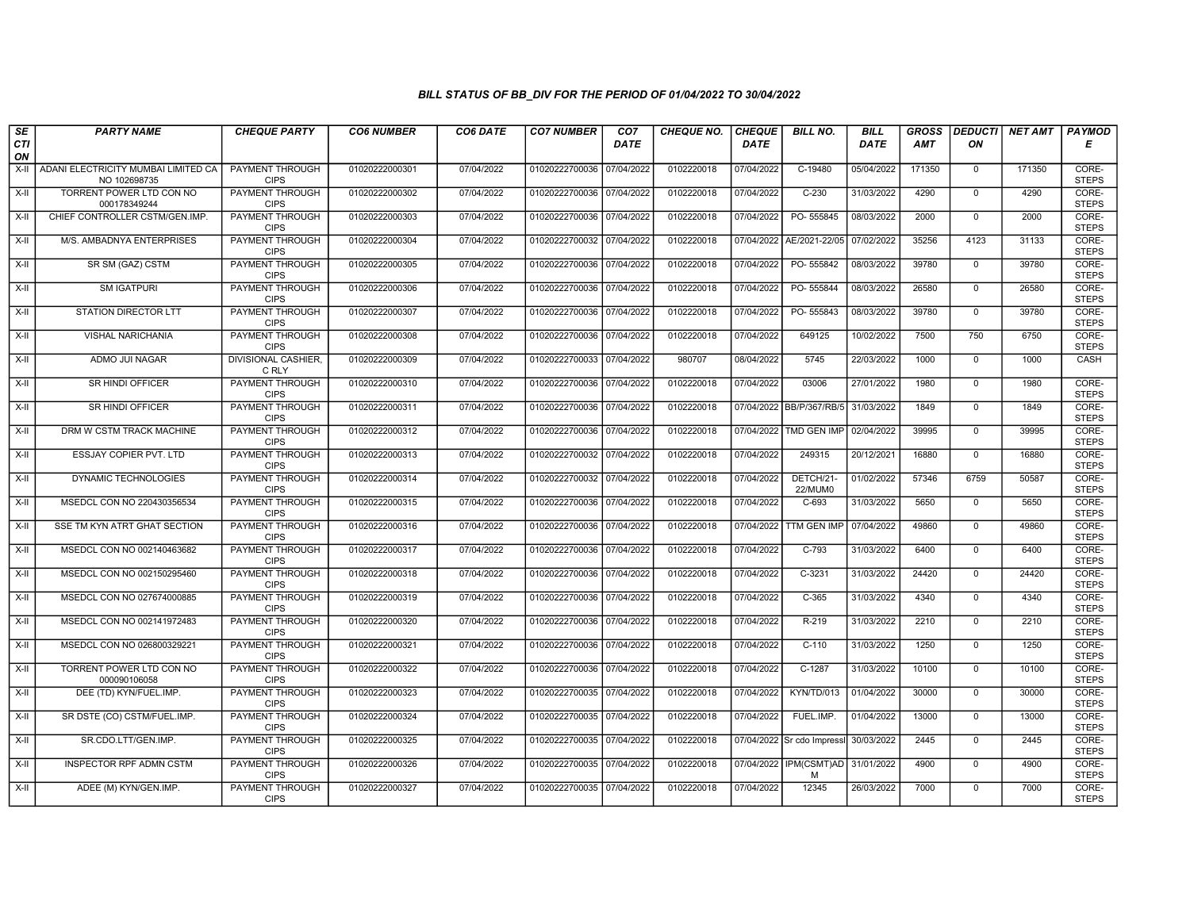### BILL STATUS OF BB_DIV FOR THE PERIOD OF 01/04/2022 TO 30/04/2022

| SECTION | PARTY NAME | CHEQUE PARTY | CO6 NUMBER | CO6 DATE | CO7 NUMBER | CO7 DATE | CHEQUE NO. | CHEQUE DATE | BILL NO. | BILL DATE | GROSS AMT | DEDUCTION | NET AMT | PAYMODE |
|---|---|---|---|---|---|---|---|---|---|---|---|---|---|---|
| X-II | ADANI ELECTRICITY MUMBAI LIMITED CA NO 102698735 | PAYMENT THROUGH CIPS | 01020222000301 | 07/04/2022 | 01020222700036 | 07/04/2022 | 0102220018 | 07/04/2022 | C-19480 | 05/04/2022 | 171350 | 0 | 171350 | CORE-STEPS |
| X-II | TORRENT POWER LTD CON NO 000178349244 | PAYMENT THROUGH CIPS | 01020222000302 | 07/04/2022 | 01020222700036 | 07/04/2022 | 0102220018 | 07/04/2022 | C-230 | 31/03/2022 | 4290 | 0 | 4290 | CORE-STEPS |
| X-II | CHIEF CONTROLLER CSTM/GEN.IMP. | PAYMENT THROUGH CIPS | 01020222000303 | 07/04/2022 | 01020222700036 | 07/04/2022 | 0102220018 | 07/04/2022 | PO- 555845 | 08/03/2022 | 2000 | 0 | 2000 | CORE-STEPS |
| X-II | M/S. AMBADNYA ENTERPRISES | PAYMENT THROUGH CIPS | 01020222000304 | 07/04/2022 | 01020222700032 | 07/04/2022 | 0102220018 | 07/04/2022 | AE/2021-22/05 | 07/02/2022 | 35256 | 4123 | 31133 | CORE-STEPS |
| X-II | SR SM (GAZ) CSTM | PAYMENT THROUGH CIPS | 01020222000305 | 07/04/2022 | 01020222700036 | 07/04/2022 | 0102220018 | 07/04/2022 | PO- 555842 | 08/03/2022 | 39780 | 0 | 39780 | CORE-STEPS |
| X-II | SM IGATPURI | PAYMENT THROUGH CIPS | 01020222000306 | 07/04/2022 | 01020222700036 | 07/04/2022 | 0102220018 | 07/04/2022 | PO- 555844 | 08/03/2022 | 26580 | 0 | 26580 | CORE-STEPS |
| X-II | STATION DIRECTOR LTT | PAYMENT THROUGH CIPS | 01020222000307 | 07/04/2022 | 01020222700036 | 07/04/2022 | 0102220018 | 07/04/2022 | PO- 555843 | 08/03/2022 | 39780 | 0 | 39780 | CORE-STEPS |
| X-II | VISHAL NARICHANIA | PAYMENT THROUGH CIPS | 01020222000308 | 07/04/2022 | 01020222700036 | 07/04/2022 | 0102220018 | 07/04/2022 | 649125 | 10/02/2022 | 7500 | 750 | 6750 | CORE-STEPS |
| X-II | ADMO JUI NAGAR | DIVISIONAL CASHIER, C RLY | 01020222000309 | 07/04/2022 | 01020222700033 | 07/04/2022 | 980707 | 08/04/2022 | 5745 | 22/03/2022 | 1000 | 0 | 1000 | CASH |
| X-II | SR HINDI OFFICER | PAYMENT THROUGH CIPS | 01020222000310 | 07/04/2022 | 01020222700036 | 07/04/2022 | 0102220018 | 07/04/2022 | 03006 | 27/01/2022 | 1980 | 0 | 1980 | CORE-STEPS |
| X-II | SR HINDI OFFICER | PAYMENT THROUGH CIPS | 01020222000311 | 07/04/2022 | 01020222700036 | 07/04/2022 | 0102220018 | 07/04/2022 | BB/P/367/RB/5 | 31/03/2022 | 1849 | 0 | 1849 | CORE-STEPS |
| X-II | DRM W CSTM TRACK MACHINE | PAYMENT THROUGH CIPS | 01020222000312 | 07/04/2022 | 01020222700036 | 07/04/2022 | 0102220018 | 07/04/2022 | TMD GEN IMP | 02/04/2022 | 39995 | 0 | 39995 | CORE-STEPS |
| X-II | ESSJAY COPIER PVT. LTD | PAYMENT THROUGH CIPS | 01020222000313 | 07/04/2022 | 01020222700032 | 07/04/2022 | 0102220018 | 07/04/2022 | 249315 | 20/12/2021 | 16880 | 0 | 16880 | CORE-STEPS |
| X-II | DYNAMIC TECHNOLOGIES | PAYMENT THROUGH CIPS | 01020222000314 | 07/04/2022 | 01020222700032 | 07/04/2022 | 0102220018 | 07/04/2022 | DETCH/21-22/MUM0 | 01/02/2022 | 57346 | 6759 | 50587 | CORE-STEPS |
| X-II | MSEDCL CON NO 220430356534 | PAYMENT THROUGH CIPS | 01020222000315 | 07/04/2022 | 01020222700036 | 07/04/2022 | 0102220018 | 07/04/2022 | C-693 | 31/03/2022 | 5650 | 0 | 5650 | CORE-STEPS |
| X-II | SSE TM KYN ATRT GHAT SECTION | PAYMENT THROUGH CIPS | 01020222000316 | 07/04/2022 | 01020222700036 | 07/04/2022 | 0102220018 | 07/04/2022 | TTM GEN IMP | 07/04/2022 | 49860 | 0 | 49860 | CORE-STEPS |
| X-II | MSEDCL CON NO 002140463682 | PAYMENT THROUGH CIPS | 01020222000317 | 07/04/2022 | 01020222700036 | 07/04/2022 | 0102220018 | 07/04/2022 | C-793 | 31/03/2022 | 6400 | 0 | 6400 | CORE-STEPS |
| X-II | MSEDCL CON NO 002150295460 | PAYMENT THROUGH CIPS | 01020222000318 | 07/04/2022 | 01020222700036 | 07/04/2022 | 0102220018 | 07/04/2022 | C-3231 | 31/03/2022 | 24420 | 0 | 24420 | CORE-STEPS |
| X-II | MSEDCL CON NO 027674000885 | PAYMENT THROUGH CIPS | 01020222000319 | 07/04/2022 | 01020222700036 | 07/04/2022 | 0102220018 | 07/04/2022 | C-365 | 31/03/2022 | 4340 | 0 | 4340 | CORE-STEPS |
| X-II | MSEDCL CON NO 002141972483 | PAYMENT THROUGH CIPS | 01020222000320 | 07/04/2022 | 01020222700036 | 07/04/2022 | 0102220018 | 07/04/2022 | R-219 | 31/03/2022 | 2210 | 0 | 2210 | CORE-STEPS |
| X-II | MSEDCL CON NO 026800329221 | PAYMENT THROUGH CIPS | 01020222000321 | 07/04/2022 | 01020222700036 | 07/04/2022 | 0102220018 | 07/04/2022 | C-110 | 31/03/2022 | 1250 | 0 | 1250 | CORE-STEPS |
| X-II | TORRENT POWER LTD CON NO 000090106058 | PAYMENT THROUGH CIPS | 01020222000322 | 07/04/2022 | 01020222700036 | 07/04/2022 | 0102220018 | 07/04/2022 | C-1287 | 31/03/2022 | 10100 | 0 | 10100 | CORE-STEPS |
| X-II | DEE (TD) KYN/FUEL.IMP. | PAYMENT THROUGH CIPS | 01020222000323 | 07/04/2022 | 01020222700035 | 07/04/2022 | 0102220018 | 07/04/2022 | KYN/TD/013 | 01/04/2022 | 30000 | 0 | 30000 | CORE-STEPS |
| X-II | SR DSTE (CO) CSTM/FUEL.IMP. | PAYMENT THROUGH CIPS | 01020222000324 | 07/04/2022 | 01020222700035 | 07/04/2022 | 0102220018 | 07/04/2022 | FUEL.IMP. | 01/04/2022 | 13000 | 0 | 13000 | CORE-STEPS |
| X-II | SR.CDO.LTT/GEN.IMP. | PAYMENT THROUGH CIPS | 01020222000325 | 07/04/2022 | 01020222700035 | 07/04/2022 | 0102220018 | 07/04/2022 | Sr cdo Impressl | 30/03/2022 | 2445 | 0 | 2445 | CORE-STEPS |
| X-II | INSPECTOR RPF ADMN CSTM | PAYMENT THROUGH CIPS | 01020222000326 | 07/04/2022 | 01020222700035 | 07/04/2022 | 0102220018 | 07/04/2022 | IPM(CSMT)ADM | 31/01/2022 | 4900 | 0 | 4900 | CORE-STEPS |
| X-II | ADEE (M) KYN/GEN.IMP. | PAYMENT THROUGH CIPS | 01020222000327 | 07/04/2022 | 01020222700035 | 07/04/2022 | 0102220018 | 07/04/2022 | 12345 | 26/03/2022 | 7000 | 0 | 7000 | CORE-STEPS |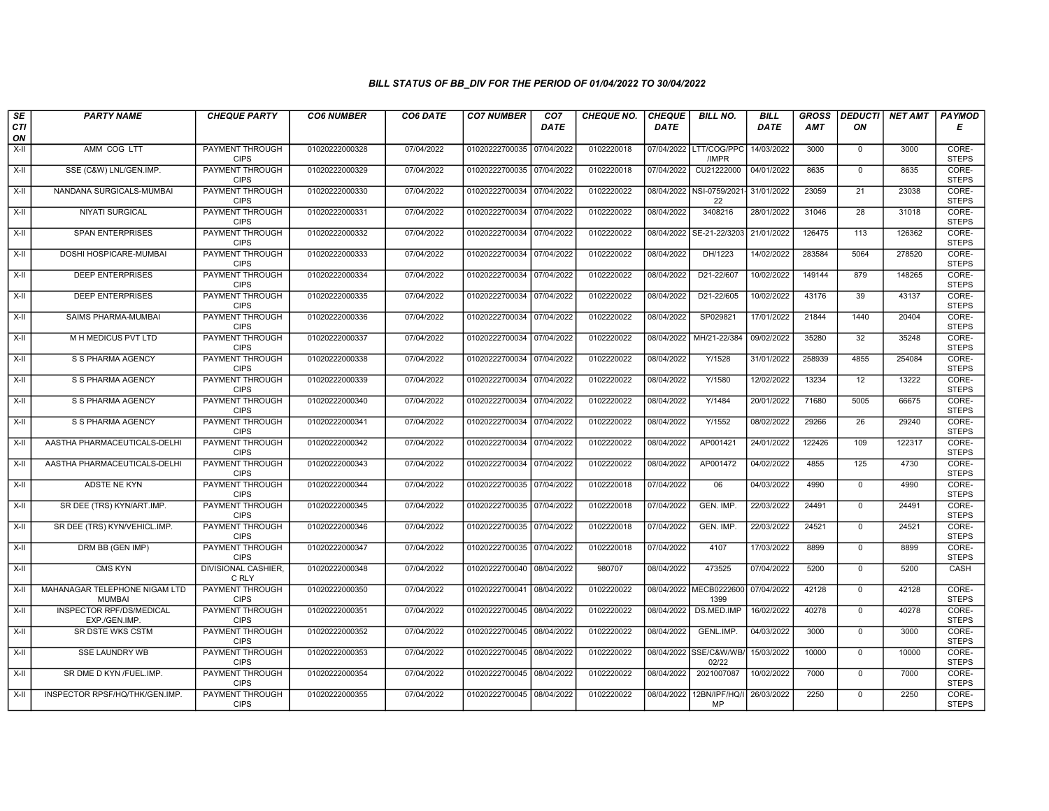### BILL STATUS OF BB_DIV FOR THE PERIOD OF 01/04/2022 TO 30/04/2022

| SECTION | PARTY NAME | CHEQUE PARTY | CO6 NUMBER | CO6 DATE | CO7 NUMBER | CO7 DATE | CHEQUE NO. | CHEQUE DATE | BILL NO. | BILL DATE | GROSS AMT | DEDUCTION | NET AMT | PAYMODE |
|---|---|---|---|---|---|---|---|---|---|---|---|---|---|---|
| X-II | AMM COG LTT | PAYMENT THROUGH CIPS | 01020222000328 | 07/04/2022 | 01020222700035 | 07/04/2022 | 0102220018 | 07/04/2022 | LTT/COG/PPC/IMPR | 14/03/2022 | 3000 | 0 | 3000 | CORE-STEPS |
| X-II | SSE (C&W) LNL/GEN.IMP. | PAYMENT THROUGH CIPS | 01020222000329 | 07/04/2022 | 01020222700035 | 07/04/2022 | 0102220018 | 07/04/2022 | CU21222000 | 04/01/2022 | 8635 | 0 | 8635 | CORE-STEPS |
| X-II | NANDANA SURGICALS-MUMBAI | PAYMENT THROUGH CIPS | 01020222000330 | 07/04/2022 | 01020222700034 | 07/04/2022 | 0102220022 | 08/04/2022 | NSI-0759/2021-22 | 31/01/2022 | 23059 | 21 | 23038 | CORE-STEPS |
| X-II | NIYATI SURGICAL | PAYMENT THROUGH CIPS | 01020222000331 | 07/04/2022 | 01020222700034 | 07/04/2022 | 0102220022 | 08/04/2022 | 3408216 | 28/01/2022 | 31046 | 28 | 31018 | CORE-STEPS |
| X-II | SPAN ENTERPRISES | PAYMENT THROUGH CIPS | 01020222000332 | 07/04/2022 | 01020222700034 | 07/04/2022 | 0102220022 | 08/04/2022 | SE-21-22/3203 | 21/01/2022 | 126475 | 113 | 126362 | CORE-STEPS |
| X-II | DOSHI HOSPICARE-MUMBAI | PAYMENT THROUGH CIPS | 01020222000333 | 07/04/2022 | 01020222700034 | 07/04/2022 | 0102220022 | 08/04/2022 | DH/1223 | 14/02/2022 | 283584 | 5064 | 278520 | CORE-STEPS |
| X-II | DEEP ENTERPRISES | PAYMENT THROUGH CIPS | 01020222000334 | 07/04/2022 | 01020222700034 | 07/04/2022 | 0102220022 | 08/04/2022 | D21-22/607 | 10/02/2022 | 149144 | 879 | 148265 | CORE-STEPS |
| X-II | DEEP ENTERPRISES | PAYMENT THROUGH CIPS | 01020222000335 | 07/04/2022 | 01020222700034 | 07/04/2022 | 0102220022 | 08/04/2022 | D21-22/605 | 10/02/2022 | 43176 | 39 | 43137 | CORE-STEPS |
| X-II | SAIMS PHARMA-MUMBAI | PAYMENT THROUGH CIPS | 01020222000336 | 07/04/2022 | 01020222700034 | 07/04/2022 | 0102220022 | 08/04/2022 | SP029821 | 17/01/2022 | 21844 | 1440 | 20404 | CORE-STEPS |
| X-II | M H MEDICUS PVT LTD | PAYMENT THROUGH CIPS | 01020222000337 | 07/04/2022 | 01020222700034 | 07/04/2022 | 0102220022 | 08/04/2022 | MH/21-22/384 | 09/02/2022 | 35280 | 32 | 35248 | CORE-STEPS |
| X-II | S S PHARMA AGENCY | PAYMENT THROUGH CIPS | 01020222000338 | 07/04/2022 | 01020222700034 | 07/04/2022 | 0102220022 | 08/04/2022 | Y/1528 | 31/01/2022 | 258939 | 4855 | 254084 | CORE-STEPS |
| X-II | S S PHARMA AGENCY | PAYMENT THROUGH CIPS | 01020222000339 | 07/04/2022 | 01020222700034 | 07/04/2022 | 0102220022 | 08/04/2022 | Y/1580 | 12/02/2022 | 13234 | 12 | 13222 | CORE-STEPS |
| X-II | S S PHARMA AGENCY | PAYMENT THROUGH CIPS | 01020222000340 | 07/04/2022 | 01020222700034 | 07/04/2022 | 0102220022 | 08/04/2022 | Y/1484 | 20/01/2022 | 71680 | 5005 | 66675 | CORE-STEPS |
| X-II | S S PHARMA AGENCY | PAYMENT THROUGH CIPS | 01020222000341 | 07/04/2022 | 01020222700034 | 07/04/2022 | 0102220022 | 08/04/2022 | Y/1552 | 08/02/2022 | 29266 | 26 | 29240 | CORE-STEPS |
| X-II | AASTHA PHARMACEUTICALS-DELHI | PAYMENT THROUGH CIPS | 01020222000342 | 07/04/2022 | 01020222700034 | 07/04/2022 | 0102220022 | 08/04/2022 | AP001421 | 24/01/2022 | 122426 | 109 | 122317 | CORE-STEPS |
| X-II | AASTHA PHARMACEUTICALS-DELHI | PAYMENT THROUGH CIPS | 01020222000343 | 07/04/2022 | 01020222700034 | 07/04/2022 | 0102220022 | 08/04/2022 | AP001472 | 04/02/2022 | 4855 | 125 | 4730 | CORE-STEPS |
| X-II | ADSTE NE KYN | PAYMENT THROUGH CIPS | 01020222000344 | 07/04/2022 | 01020222700035 | 07/04/2022 | 0102220018 | 07/04/2022 | 06 | 04/03/2022 | 4990 | 0 | 4990 | CORE-STEPS |
| X-II | SR DEE (TRS) KYN/ART.IMP. | PAYMENT THROUGH CIPS | 01020222000345 | 07/04/2022 | 01020222700035 | 07/04/2022 | 0102220018 | 07/04/2022 | GEN. IMP. | 22/03/2022 | 24491 | 0 | 24491 | CORE-STEPS |
| X-II | SR DEE (TRS) KYN/VEHICL.IMP. | PAYMENT THROUGH CIPS | 01020222000346 | 07/04/2022 | 01020222700035 | 07/04/2022 | 0102220018 | 07/04/2022 | GEN. IMP. | 22/03/2022 | 24521 | 0 | 24521 | CORE-STEPS |
| X-II | DRM BB (GEN IMP) | PAYMENT THROUGH CIPS | 01020222000347 | 07/04/2022 | 01020222700035 | 07/04/2022 | 0102220018 | 07/04/2022 | 4107 | 17/03/2022 | 8899 | 0 | 8899 | CORE-STEPS |
| X-II | CMS KYN | DIVISIONAL CASHIER, C RLY | 01020222000348 | 07/04/2022 | 01020222700040 | 08/04/2022 | 980707 | 08/04/2022 | 473525 | 07/04/2022 | 5200 | 0 | 5200 | CASH |
| X-II | MAHANAGAR TELEPHONE NIGAM LTD MUMBAI | PAYMENT THROUGH CIPS | 01020222000350 | 07/04/2022 | 01020222700041 | 08/04/2022 | 0102220022 | 08/04/2022 | MECB02226001399 | 07/04/2022 | 42128 | 0 | 42128 | CORE-STEPS |
| X-II | INSPECTOR RPF/DS/MEDICAL EXP./GEN.IMP. | PAYMENT THROUGH CIPS | 01020222000351 | 07/04/2022 | 01020222700045 | 08/04/2022 | 0102220022 | 08/04/2022 | DS.MED.IMP | 16/02/2022 | 40278 | 0 | 40278 | CORE-STEPS |
| X-II | SR DSTE WKS CSTM | PAYMENT THROUGH CIPS | 01020222000352 | 07/04/2022 | 01020222700045 | 08/04/2022 | 0102220022 | 08/04/2022 | GENL.IMP. | 04/03/2022 | 3000 | 0 | 3000 | CORE-STEPS |
| X-II | SSE LAUNDRY WB | PAYMENT THROUGH CIPS | 01020222000353 | 07/04/2022 | 01020222700045 | 08/04/2022 | 0102220022 | 08/04/2022 | SSE/C&W/WB/02/22 | 15/03/2022 | 10000 | 0 | 10000 | CORE-STEPS |
| X-II | SR DME D KYN /FUEL.IMP. | PAYMENT THROUGH CIPS | 01020222000354 | 07/04/2022 | 01020222700045 | 08/04/2022 | 0102220022 | 08/04/2022 | 2021007087 | 10/02/2022 | 7000 | 0 | 7000 | CORE-STEPS |
| X-II | INSPECTOR RPSF/HQ/THK/GEN.IMP. | PAYMENT THROUGH CIPS | 01020222000355 | 07/04/2022 | 01020222700045 | 08/04/2022 | 0102220022 | 08/04/2022 | 12BN/IPF/HQ/IMP | 26/03/2022 | 2250 | 0 | 2250 | CORE-STEPS |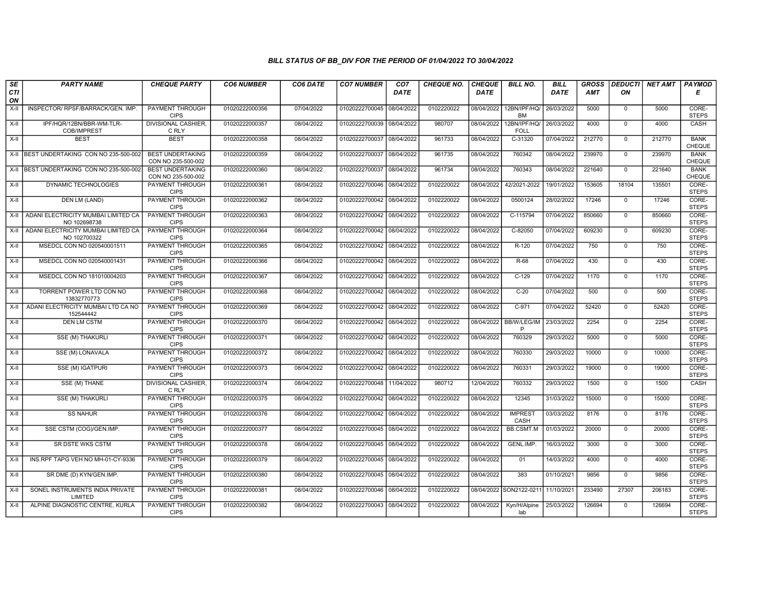### BILL STATUS OF BB_DIV FOR THE PERIOD OF 01/04/2022 TO 30/04/2022

| SECTION | PARTY NAME | CHEQUE PARTY | CO6 NUMBER | CO6 DATE | CO7 NUMBER | CO7 DATE | CHEQUE NO. | CHEQUE DATE | BILL NO. | BILL DATE | GROSS AMT | DEDUCTION | NET AMT | PAYMODE |
|---|---|---|---|---|---|---|---|---|---|---|---|---|---|---|
| X-II | INSPECTOR/ RPSF/BARRACK/GEN. IMP. | PAYMENT THROUGH CIPS | 01020222000356 | 07/04/2022 | 01020222700045 | 08/04/2022 | 0102220022 | 08/04/2022 | 12BN/IPF/HQ/BM | 26/03/2022 | 5000 | 0 | 5000 | CORE-STEPS |
| X-II | IPF/HQR/12BN/BBR-WM-TLR-COB/IMPREST | DIVISIONAL CASHIER, C RLY | 01020222000357 | 08/04/2022 | 01020222700039 | 08/04/2022 | 980707 | 08/04/2022 | 12BN/IPF/HQ/FOLL | 26/03/2022 | 4000 | 0 | 4000 | CASH |
| X-II | BEST | BEST | 01020222000358 | 08/04/2022 | 01020222700037 | 08/04/2022 | 961733 | 08/04/2022 | C-31320 | 07/04/2022 | 212770 | 0 | 212770 | BANK CHEQUE |
| X-II | BEST UNDERTAKING CON NO 235-500-002 | BEST UNDERTAKING CON NO 235-500-002 | 01020222000359 | 08/04/2022 | 01020222700037 | 08/04/2022 | 961735 | 08/04/2022 | 760342 | 08/04/2022 | 239970 | 0 | 239970 | BANK CHEQUE |
| X-II | BEST UNDERTAKING CON NO 235-500-002 | BEST UNDERTAKING CON NO 235-500-002 | 01020222000360 | 08/04/2022 | 01020222700037 | 08/04/2022 | 961734 | 08/04/2022 | 760343 | 08/04/2022 | 221640 | 0 | 221640 | BANK CHEQUE |
| X-II | DYNAMIC TECHNOLOGIES | PAYMENT THROUGH CIPS | 01020222000361 | 08/04/2022 | 01020222700046 | 08/04/2022 | 0102220022 | 08/04/2022 | 42/2021-2022 | 19/01/2022 | 153605 | 18104 | 135501 | CORE-STEPS |
| X-II | DEN LM (LAND) | PAYMENT THROUGH CIPS | 01020222000362 | 08/04/2022 | 01020222700042 | 08/04/2022 | 0102220022 | 08/04/2022 | 0500124 | 28/02/2022 | 17246 | 0 | 17246 | CORE-STEPS |
| X-II | ADANI ELECTRICITY MUMBAI LIMITED CA NO 102698738 | PAYMENT THROUGH CIPS | 01020222000363 | 08/04/2022 | 01020222700042 | 08/04/2022 | 0102220022 | 08/04/2022 | C-115794 | 07/04/2022 | 850660 | 0 | 850660 | CORE-STEPS |
| X-II | ADANI ELECTRICITY MUMBAI LIMITED CA NO 102700322 | PAYMENT THROUGH CIPS | 01020222000364 | 08/04/2022 | 01020222700042 | 08/04/2022 | 0102220022 | 08/04/2022 | C-82050 | 07/04/2022 | 609230 | 0 | 609230 | CORE-STEPS |
| X-II | MSEDCL CON NO 020540001511 | PAYMENT THROUGH CIPS | 01020222000365 | 08/04/2022 | 01020222700042 | 08/04/2022 | 0102220022 | 08/04/2022 | R-120 | 07/04/2022 | 750 | 0 | 750 | CORE-STEPS |
| X-II | MSEDCL CON NO 020540001431 | PAYMENT THROUGH CIPS | 01020222000366 | 08/04/2022 | 01020222700042 | 08/04/2022 | 0102220022 | 08/04/2022 | R-68 | 07/04/2022 | 430 | 0 | 430 | CORE-STEPS |
| X-II | MSEDCL CON NO 181010004203 | PAYMENT THROUGH CIPS | 01020222000367 | 08/04/2022 | 01020222700042 | 08/04/2022 | 0102220022 | 08/04/2022 | C-129 | 07/04/2022 | 1170 | 0 | 1170 | CORE-STEPS |
| X-II | TORRENT POWER LTD CON NO 13832770773 | PAYMENT THROUGH CIPS | 01020222000368 | 08/04/2022 | 01020222700042 | 08/04/2022 | 0102220022 | 08/04/2022 | C-20 | 07/04/2022 | 500 | 0 | 500 | CORE-STEPS |
| X-II | ADANI ELECTRICITY MUMBAI LTD CA NO 152544442 | PAYMENT THROUGH CIPS | 01020222000369 | 08/04/2022 | 01020222700042 | 08/04/2022 | 0102220022 | 08/04/2022 | C-971 | 07/04/2022 | 52420 | 0 | 52420 | CORE-STEPS |
| X-II | DEN LM CSTM | PAYMENT THROUGH CIPS | 01020222000370 | 08/04/2022 | 01020222700042 | 08/04/2022 | 0102220022 | 08/04/2022 | BB/W/LEG/IMP | 23/03/2022 | 2254 | 0 | 2254 | CORE-STEPS |
| X-II | SSE (M) THAKURLI | PAYMENT THROUGH CIPS | 01020222000371 | 08/04/2022 | 01020222700042 | 08/04/2022 | 0102220022 | 08/04/2022 | 760329 | 29/03/2022 | 5000 | 0 | 5000 | CORE-STEPS |
| X-II | SSE (M) LONAVALA | PAYMENT THROUGH CIPS | 01020222000372 | 08/04/2022 | 01020222700042 | 08/04/2022 | 0102220022 | 08/04/2022 | 760330 | 29/03/2022 | 10000 | 0 | 10000 | CORE-STEPS |
| X-II | SSE (M) IGATPURI | PAYMENT THROUGH CIPS | 01020222000373 | 08/04/2022 | 01020222700042 | 08/04/2022 | 0102220022 | 08/04/2022 | 760331 | 29/03/2022 | 19000 | 0 | 19000 | CORE-STEPS |
| X-II | SSE (M) THANE | DIVISIONAL CASHIER, C RLY | 01020222000374 | 08/04/2022 | 01020222700048 | 11/04/2022 | 980712 | 12/04/2022 | 760332 | 29/03/2022 | 1500 | 0 | 1500 | CASH |
| X-II | SSE (M) THAKURLI | PAYMENT THROUGH CIPS | 01020222000375 | 08/04/2022 | 01020222700042 | 08/04/2022 | 0102220022 | 08/04/2022 | 12345 | 31/03/2022 | 15000 | 0 | 15000 | CORE-STEPS |
| X-II | SS NAHUR | PAYMENT THROUGH CIPS | 01020222000376 | 08/04/2022 | 01020222700042 | 08/04/2022 | 0102220022 | 08/04/2022 | IMPREST CASH | 03/03/2022 | 8176 | 0 | 8176 | CORE-STEPS |
| X-II | SSE CSTM (COG)/GEN.IMP. | PAYMENT THROUGH CIPS | 01020222000377 | 08/04/2022 | 01020222700045 | 08/04/2022 | 0102220022 | 08/04/2022 | BB.CSMT.M | 01/03/2022 | 20000 | 0 | 20000 | CORE-STEPS |
| X-II | SR DSTE WKS CSTM | PAYMENT THROUGH CIPS | 01020222000378 | 08/04/2022 | 01020222700045 | 08/04/2022 | 0102220022 | 08/04/2022 | GENL.IMP. | 16/03/2022 | 3000 | 0 | 3000 | CORE-STEPS |
| X-II | INS.RPF TAPG VEH NO MH-01-CY-9336 | PAYMENT THROUGH CIPS | 01020222000379 | 08/04/2022 | 01020222700045 | 08/04/2022 | 0102220022 | 08/04/2022 | 01 | 14/03/2022 | 4000 | 0 | 4000 | CORE-STEPS |
| X-II | SR DME (D) KYN/GEN.IMP. | PAYMENT THROUGH CIPS | 01020222000380 | 08/04/2022 | 01020222700045 | 08/04/2022 | 0102220022 | 08/04/2022 | 383 | 01/10/2021 | 9856 | 0 | 9856 | CORE-STEPS |
| X-II | SONEL INSTRUMENTS INDIA PRIVATE LIMITED | PAYMENT THROUGH CIPS | 01020222000381 | 08/04/2022 | 01020222700046 | 08/04/2022 | 0102220022 | 08/04/2022 | SON2122-0211 | 11/10/2021 | 233490 | 27307 | 206183 | CORE-STEPS |
| X-II | ALPINE DIAGNOSTIC CENTRE, KURLA | PAYMENT THROUGH CIPS | 01020222000382 | 08/04/2022 | 01020222700043 | 08/04/2022 | 0102220022 | 08/04/2022 | Kyn/H/Alpine lab | 25/03/2022 | 126694 | 0 | 126694 | CORE-STEPS |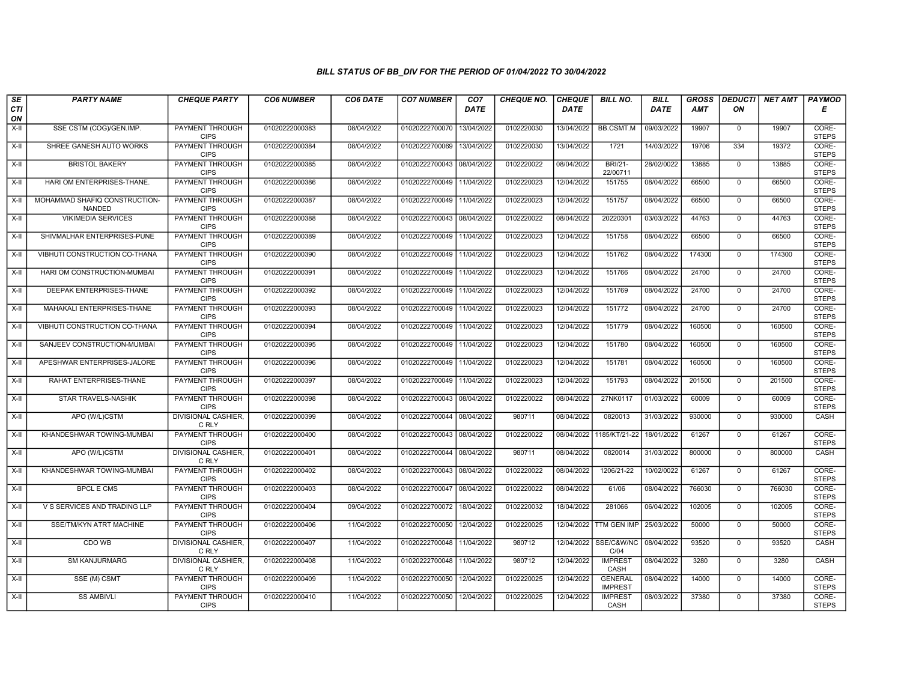## BILL STATUS OF BB_DIV FOR THE PERIOD OF 01/04/2022 TO 30/04/2022

| SECTION | PARTY NAME | CHEQUE PARTY | CO6 NUMBER | CO6 DATE | CO7 NUMBER | CO7 DATE | CHEQUE NO. | CHEQUE DATE | BILL NO. | BILL DATE | GROSS AMT | DEDUCTION | NET AMT | PAYMODE |
|---|---|---|---|---|---|---|---|---|---|---|---|---|---|---|
| X-II | SSE CSTM (COG)/GEN.IMP. | PAYMENT THROUGH CIPS | 01020222000383 | 08/04/2022 | 01020222700070 | 13/04/2022 | 0102220030 | 13/04/2022 | BB.CSMT.M | 09/03/2022 | 19907 | 0 | 19907 | CORE-STEPS |
| X-II | SHREE GANESH AUTO WORKS | PAYMENT THROUGH CIPS | 01020222000384 | 08/04/2022 | 01020222700069 | 13/04/2022 | 0102220030 | 13/04/2022 | 1721 | 14/03/2022 | 19706 | 334 | 19372 | CORE-STEPS |
| X-II | BRISTOL BAKERY | PAYMENT THROUGH CIPS | 01020222000385 | 08/04/2022 | 01020222700043 | 08/04/2022 | 0102220022 | 08/04/2022 | BRI/21-22/00711 | 28/02/0022 | 13885 | 0 | 13885 | CORE-STEPS |
| X-II | HARI OM ENTERPRISES-THANE. | PAYMENT THROUGH CIPS | 01020222000386 | 08/04/2022 | 01020222700049 | 11/04/2022 | 0102220023 | 12/04/2022 | 151755 | 08/04/2022 | 66500 | 0 | 66500 | CORE-STEPS |
| X-II | MOHAMMAD SHAFIQ CONSTRUCTION-NANDED | PAYMENT THROUGH CIPS | 01020222000387 | 08/04/2022 | 01020222700049 | 11/04/2022 | 0102220023 | 12/04/2022 | 151757 | 08/04/2022 | 66500 | 0 | 66500 | CORE-STEPS |
| X-II | VIKIMEDIA SERVICES | PAYMENT THROUGH CIPS | 01020222000388 | 08/04/2022 | 01020222700043 | 08/04/2022 | 0102220022 | 08/04/2022 | 20220301 | 03/03/2022 | 44763 | 0 | 44763 | CORE-STEPS |
| X-II | SHIVMALHAR ENTERPRISES-PUNE | PAYMENT THROUGH CIPS | 01020222000389 | 08/04/2022 | 01020222700049 | 11/04/2022 | 0102220023 | 12/04/2022 | 151758 | 08/04/2022 | 66500 | 0 | 66500 | CORE-STEPS |
| X-II | VIBHUTI CONSTRUCTION CO-THANA | PAYMENT THROUGH CIPS | 01020222000390 | 08/04/2022 | 01020222700049 | 11/04/2022 | 0102220023 | 12/04/2022 | 151762 | 08/04/2022 | 174300 | 0 | 174300 | CORE-STEPS |
| X-II | HARI OM CONSTRUCTION-MUMBAI | PAYMENT THROUGH CIPS | 01020222000391 | 08/04/2022 | 01020222700049 | 11/04/2022 | 0102220023 | 12/04/2022 | 151766 | 08/04/2022 | 24700 | 0 | 24700 | CORE-STEPS |
| X-II | DEEPAK ENTERPRISES-THANE | PAYMENT THROUGH CIPS | 01020222000392 | 08/04/2022 | 01020222700049 | 11/04/2022 | 0102220023 | 12/04/2022 | 151769 | 08/04/2022 | 24700 | 0 | 24700 | CORE-STEPS |
| X-II | MAHAKALI ENTERPRISES-THANE | PAYMENT THROUGH CIPS | 01020222000393 | 08/04/2022 | 01020222700049 | 11/04/2022 | 0102220023 | 12/04/2022 | 151772 | 08/04/2022 | 24700 | 0 | 24700 | CORE-STEPS |
| X-II | VIBHUTI CONSTRUCTION CO-THANA | PAYMENT THROUGH CIPS | 01020222000394 | 08/04/2022 | 01020222700049 | 11/04/2022 | 0102220023 | 12/04/2022 | 151779 | 08/04/2022 | 160500 | 0 | 160500 | CORE-STEPS |
| X-II | SANJEEV CONSTRUCTION-MUMBAI | PAYMENT THROUGH CIPS | 01020222000395 | 08/04/2022 | 01020222700049 | 11/04/2022 | 0102220023 | 12/04/2022 | 151780 | 08/04/2022 | 160500 | 0 | 160500 | CORE-STEPS |
| X-II | APESHWAR ENTERPRISES-JALORE | PAYMENT THROUGH CIPS | 01020222000396 | 08/04/2022 | 01020222700049 | 11/04/2022 | 0102220023 | 12/04/2022 | 151781 | 08/04/2022 | 160500 | 0 | 160500 | CORE-STEPS |
| X-II | RAHAT ENTERPRISES-THANE | PAYMENT THROUGH CIPS | 01020222000397 | 08/04/2022 | 01020222700049 | 11/04/2022 | 0102220023 | 12/04/2022 | 151793 | 08/04/2022 | 201500 | 0 | 201500 | CORE-STEPS |
| X-II | STAR TRAVELS-NASHIK | PAYMENT THROUGH CIPS | 01020222000398 | 08/04/2022 | 01020222700043 | 08/04/2022 | 0102220022 | 08/04/2022 | 27NK0117 | 01/03/2022 | 60009 | 0 | 60009 | CORE-STEPS |
| X-II | APO (W/L)CSTM | DIVISIONAL CASHIER, C RLY | 01020222000399 | 08/04/2022 | 01020222700044 | 08/04/2022 | 980711 | 08/04/2022 | 0820013 | 31/03/2022 | 930000 | 0 | 930000 | CASH |
| X-II | KHANDESHWAR TOWING-MUMBAI | PAYMENT THROUGH CIPS | 01020222000400 | 08/04/2022 | 01020222700043 | 08/04/2022 | 0102220022 | 08/04/2022 | 1185/KT/21-22 | 18/01/2022 | 61267 | 0 | 61267 | CORE-STEPS |
| X-II | APO (W/L)CSTM | DIVISIONAL CASHIER, C RLY | 01020222000401 | 08/04/2022 | 01020222700044 | 08/04/2022 | 980711 | 08/04/2022 | 0820014 | 31/03/2022 | 800000 | 0 | 800000 | CASH |
| X-II | KHANDESHWAR TOWING-MUMBAI | PAYMENT THROUGH CIPS | 01020222000402 | 08/04/2022 | 01020222700043 | 08/04/2022 | 0102220022 | 08/04/2022 | 1206/21-22 | 10/02/0022 | 61267 | 0 | 61267 | CORE-STEPS |
| X-II | BPCL E CMS | PAYMENT THROUGH CIPS | 01020222000403 | 08/04/2022 | 01020222700047 | 08/04/2022 | 0102220022 | 08/04/2022 | 61/06 | 08/04/2022 | 766030 | 0 | 766030 | CORE-STEPS |
| X-II | V S SERVICES AND TRADING LLP | PAYMENT THROUGH CIPS | 01020222000404 | 09/04/2022 | 01020222700072 | 18/04/2022 | 0102220032 | 18/04/2022 | 281066 | 06/04/2022 | 102005 | 0 | 102005 | CORE-STEPS |
| X-II | SSE/TM/KYN ATRT MACHINE | PAYMENT THROUGH CIPS | 01020222000406 | 11/04/2022 | 01020222700050 | 12/04/2022 | 0102220025 | 12/04/2022 | TTM GEN IMP | 25/03/2022 | 50000 | 0 | 50000 | CORE-STEPS |
| X-II | CDO WB | DIVISIONAL CASHIER, C RLY | 01020222000407 | 11/04/2022 | 01020222700048 | 11/04/2022 | 980712 | 12/04/2022 | SSE/C&W/NC C/04 | 08/04/2022 | 93520 | 0 | 93520 | CASH |
| X-II | SM KANJURMARG | DIVISIONAL CASHIER, C RLY | 01020222000408 | 11/04/2022 | 01020222700048 | 11/04/2022 | 980712 | 12/04/2022 | IMPREST CASH | 08/04/2022 | 3280 | 0 | 3280 | CASH |
| X-II | SSE (M) CSMT | PAYMENT THROUGH CIPS | 01020222000409 | 11/04/2022 | 01020222700050 | 12/04/2022 | 0102220025 | 12/04/2022 | GENERAL IMPREST | 08/04/2022 | 14000 | 0 | 14000 | CORE-STEPS |
| X-II | SS AMBIVLI | PAYMENT THROUGH CIPS | 01020222000410 | 11/04/2022 | 01020222700050 | 12/04/2022 | 0102220025 | 12/04/2022 | IMPREST CASH | 08/03/2022 | 37380 | 0 | 37380 | CORE-STEPS |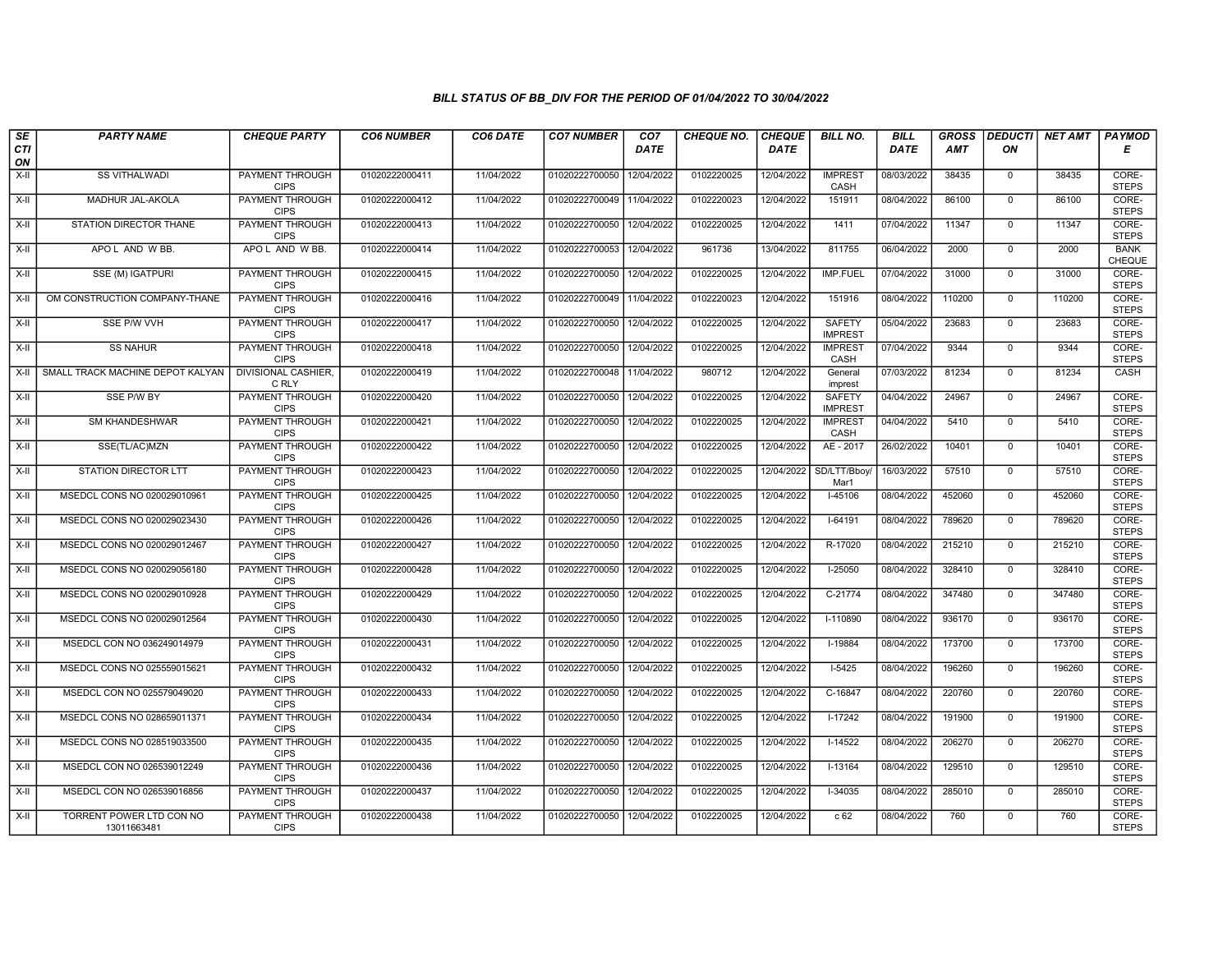# BILL STATUS OF BB_DIV FOR THE PERIOD OF 01/04/2022 TO 30/04/2022

| SECTION | PARTY NAME | CHEQUE PARTY | CO6 NUMBER | CO6 DATE | CO7 NUMBER | CO7 DATE | CHEQUE NO. | CHEQUE DATE | BILL NO. | BILL DATE | GROSS AMT | DEDUCTION | NET AMT | PAYMODE |
|---|---|---|---|---|---|---|---|---|---|---|---|---|---|---|
| X-II | SS VITHALWADI | PAYMENT THROUGH CIPS | 01020222000411 | 11/04/2022 | 01020222700050 | 12/04/2022 | 0102220025 | 12/04/2022 | IMPREST CASH | 08/03/2022 | 38435 | 0 | 38435 | CORE-STEPS |
| X-II | MADHUR JAL-AKOLA | PAYMENT THROUGH CIPS | 01020222000412 | 11/04/2022 | 01020222700049 | 11/04/2022 | 0102220023 | 12/04/2022 | 151911 | 08/04/2022 | 86100 | 0 | 86100 | CORE-STEPS |
| X-II | STATION DIRECTOR THANE | PAYMENT THROUGH CIPS | 01020222000413 | 11/04/2022 | 01020222700050 | 12/04/2022 | 0102220025 | 12/04/2022 | 1411 | 07/04/2022 | 11347 | 0 | 11347 | CORE-STEPS |
| X-II | APO L AND W BB. | APO L AND W BB. | 01020222000414 | 11/04/2022 | 01020222700053 | 12/04/2022 | 961736 | 13/04/2022 | 811755 | 06/04/2022 | 2000 | 0 | 2000 | BANK CHEQUE |
| X-II | SSE (M) IGATPURI | PAYMENT THROUGH CIPS | 01020222000415 | 11/04/2022 | 01020222700050 | 12/04/2022 | 0102220025 | 12/04/2022 | IMP.FUEL | 07/04/2022 | 31000 | 0 | 31000 | CORE-STEPS |
| X-II | OM CONSTRUCTION COMPANY-THANE | PAYMENT THROUGH CIPS | 01020222000416 | 11/04/2022 | 01020222700049 | 11/04/2022 | 0102220023 | 12/04/2022 | 151916 | 08/04/2022 | 110200 | 0 | 110200 | CORE-STEPS |
| X-II | SSE P/W VVH | PAYMENT THROUGH CIPS | 01020222000417 | 11/04/2022 | 01020222700050 | 12/04/2022 | 0102220025 | 12/04/2022 | SAFETY IMPREST | 05/04/2022 | 23683 | 0 | 23683 | CORE-STEPS |
| X-II | SS NAHUR | PAYMENT THROUGH CIPS | 01020222000418 | 11/04/2022 | 01020222700050 | 12/04/2022 | 0102220025 | 12/04/2022 | IMPREST CASH | 07/04/2022 | 9344 | 0 | 9344 | CORE-STEPS |
| X-II | SMALL TRACK MACHINE DEPOT KALYAN | DIVISIONAL CASHIER, C RLY | 01020222000419 | 11/04/2022 | 01020222700048 | 11/04/2022 | 980712 | 12/04/2022 | General imprest | 07/03/2022 | 81234 | 0 | 81234 | CASH |
| X-II | SSE P/W BY | PAYMENT THROUGH CIPS | 01020222000420 | 11/04/2022 | 01020222700050 | 12/04/2022 | 0102220025 | 12/04/2022 | SAFETY IMPREST | 04/04/2022 | 24967 | 0 | 24967 | CORE-STEPS |
| X-II | SM KHANDESHWAR | PAYMENT THROUGH CIPS | 01020222000421 | 11/04/2022 | 01020222700050 | 12/04/2022 | 0102220025 | 12/04/2022 | IMPREST CASH | 04/04/2022 | 5410 | 0 | 5410 | CORE-STEPS |
| X-II | SSE(TL/AC)MZN | PAYMENT THROUGH CIPS | 01020222000422 | 11/04/2022 | 01020222700050 | 12/04/2022 | 0102220025 | 12/04/2022 | AE - 2017 | 26/02/2022 | 10401 | 0 | 10401 | CORE-STEPS |
| X-II | STATION DIRECTOR LTT | PAYMENT THROUGH CIPS | 01020222000423 | 11/04/2022 | 01020222700050 | 12/04/2022 | 0102220025 | 12/04/2022 | SD/LTT/Bboy/Mar1 | 16/03/2022 | 57510 | 0 | 57510 | CORE-STEPS |
| X-II | MSEDCL CONS NO 020029010961 | PAYMENT THROUGH CIPS | 01020222000425 | 11/04/2022 | 01020222700050 | 12/04/2022 | 0102220025 | 12/04/2022 | I-45106 | 08/04/2022 | 452060 | 0 | 452060 | CORE-STEPS |
| X-II | MSEDCL CONS NO 020029023430 | PAYMENT THROUGH CIPS | 01020222000426 | 11/04/2022 | 01020222700050 | 12/04/2022 | 0102220025 | 12/04/2022 | I-64191 | 08/04/2022 | 789620 | 0 | 789620 | CORE-STEPS |
| X-II | MSEDCL CONS NO 020029012467 | PAYMENT THROUGH CIPS | 01020222000427 | 11/04/2022 | 01020222700050 | 12/04/2022 | 0102220025 | 12/04/2022 | R-17020 | 08/04/2022 | 215210 | 0 | 215210 | CORE-STEPS |
| X-II | MSEDCL CONS NO 020029056180 | PAYMENT THROUGH CIPS | 01020222000428 | 11/04/2022 | 01020222700050 | 12/04/2022 | 0102220025 | 12/04/2022 | I-25050 | 08/04/2022 | 328410 | 0 | 328410 | CORE-STEPS |
| X-II | MSEDCL CONS NO 020029010928 | PAYMENT THROUGH CIPS | 01020222000429 | 11/04/2022 | 01020222700050 | 12/04/2022 | 0102220025 | 12/04/2022 | C-21774 | 08/04/2022 | 347480 | 0 | 347480 | CORE-STEPS |
| X-II | MSEDCL CONS NO 020029012564 | PAYMENT THROUGH CIPS | 01020222000430 | 11/04/2022 | 01020222700050 | 12/04/2022 | 0102220025 | 12/04/2022 | I-110890 | 08/04/2022 | 936170 | 0 | 936170 | CORE-STEPS |
| X-II | MSEDCL CON NO 036249014979 | PAYMENT THROUGH CIPS | 01020222000431 | 11/04/2022 | 01020222700050 | 12/04/2022 | 0102220025 | 12/04/2022 | I-19884 | 08/04/2022 | 173700 | 0 | 173700 | CORE-STEPS |
| X-II | MSEDCL CONS NO 025559015621 | PAYMENT THROUGH CIPS | 01020222000432 | 11/04/2022 | 01020222700050 | 12/04/2022 | 0102220025 | 12/04/2022 | I-5425 | 08/04/2022 | 196260 | 0 | 196260 | CORE-STEPS |
| X-II | MSEDCL CON NO 025579049020 | PAYMENT THROUGH CIPS | 01020222000433 | 11/04/2022 | 01020222700050 | 12/04/2022 | 0102220025 | 12/04/2022 | C-16847 | 08/04/2022 | 220760 | 0 | 220760 | CORE-STEPS |
| X-II | MSEDCL CONS NO 028659011371 | PAYMENT THROUGH CIPS | 01020222000434 | 11/04/2022 | 01020222700050 | 12/04/2022 | 0102220025 | 12/04/2022 | I-17242 | 08/04/2022 | 191900 | 0 | 191900 | CORE-STEPS |
| X-II | MSEDCL CONS NO 028519033500 | PAYMENT THROUGH CIPS | 01020222000435 | 11/04/2022 | 01020222700050 | 12/04/2022 | 0102220025 | 12/04/2022 | I-14522 | 08/04/2022 | 206270 | 0 | 206270 | CORE-STEPS |
| X-II | MSEDCL CON NO 026539012249 | PAYMENT THROUGH CIPS | 01020222000436 | 11/04/2022 | 01020222700050 | 12/04/2022 | 0102220025 | 12/04/2022 | I-13164 | 08/04/2022 | 129510 | 0 | 129510 | CORE-STEPS |
| X-II | MSEDCL CON NO 026539016856 | PAYMENT THROUGH CIPS | 01020222000437 | 11/04/2022 | 01020222700050 | 12/04/2022 | 0102220025 | 12/04/2022 | I-34035 | 08/04/2022 | 285010 | 0 | 285010 | CORE-STEPS |
| X-II | TORRENT POWER LTD CON NO 13011663481 | PAYMENT THROUGH CIPS | 01020222000438 | 11/04/2022 | 01020222700050 | 12/04/2022 | 0102220025 | 12/04/2022 | c 62 | 08/04/2022 | 760 | 0 | 760 | CORE-STEPS |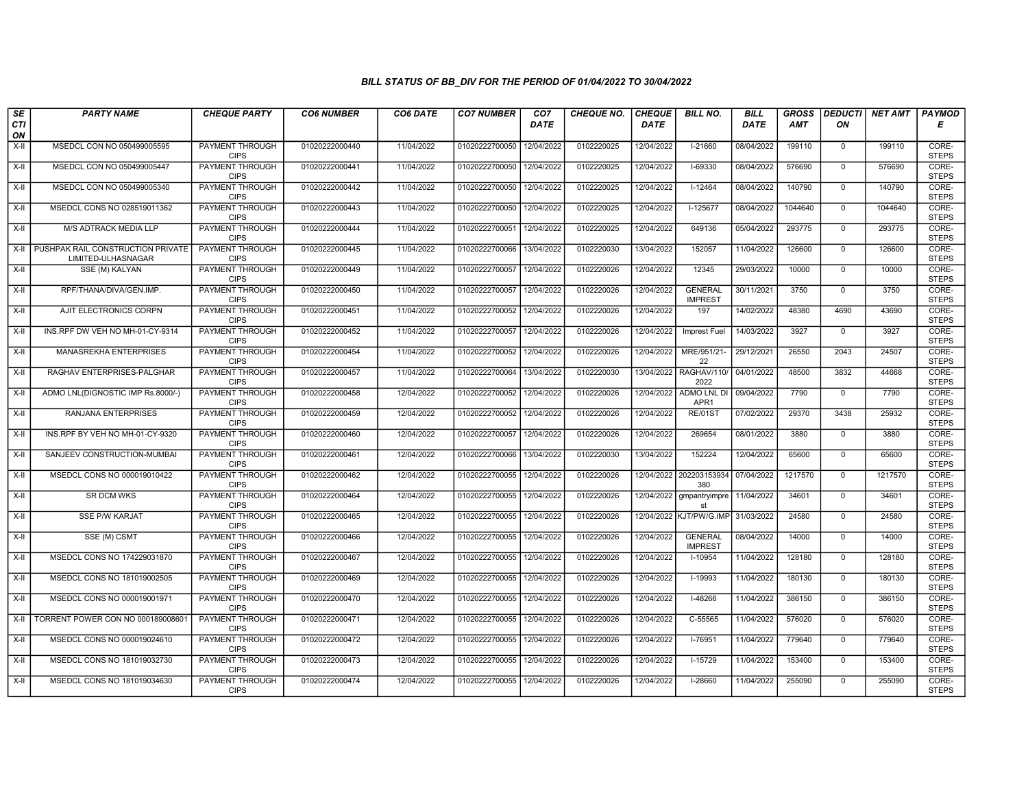### BILL STATUS OF BB_DIV FOR THE PERIOD OF 01/04/2022 TO 30/04/2022

| SECTION | PARTY NAME | CHEQUE PARTY | CO6 NUMBER | CO6 DATE | CO7 NUMBER | CO7 DATE | CHEQUE NO. | CHEQUE DATE | BILL NO. | BILL DATE | GROSS AMT | DEDUCTION | NET AMT | PAYMODE |
|---|---|---|---|---|---|---|---|---|---|---|---|---|---|---|
| X-II | MSEDCL CON NO 050499005595 | PAYMENT THROUGH CIPS | 01020222000440 | 11/04/2022 | 01020222700050 | 12/04/2022 | 0102220025 | 12/04/2022 | I-21660 | 08/04/2022 | 199110 | 0 | 199110 | CORE-STEPS |
| X-II | MSEDCL CON NO 050499005447 | PAYMENT THROUGH CIPS | 01020222000441 | 11/04/2022 | 01020222700050 | 12/04/2022 | 0102220025 | 12/04/2022 | I-69330 | 08/04/2022 | 576690 | 0 | 576690 | CORE-STEPS |
| X-II | MSEDCL CON NO 050499005340 | PAYMENT THROUGH CIPS | 01020222000442 | 11/04/2022 | 01020222700050 | 12/04/2022 | 0102220025 | 12/04/2022 | I-12464 | 08/04/2022 | 140790 | 0 | 140790 | CORE-STEPS |
| X-II | MSEDCL CONS NO 028519011362 | PAYMENT THROUGH CIPS | 01020222000443 | 11/04/2022 | 01020222700050 | 12/04/2022 | 0102220025 | 12/04/2022 | I-125677 | 08/04/2022 | 1044640 | 0 | 1044640 | CORE-STEPS |
| X-II | M/S ADTRACK MEDIA LLP | PAYMENT THROUGH CIPS | 01020222000444 | 11/04/2022 | 01020222700051 | 12/04/2022 | 0102220025 | 12/04/2022 | 649136 | 05/04/2022 | 293775 | 0 | 293775 | CORE-STEPS |
| X-II | PUSHPAK RAIL CONSTRUCTION PRIVATE LIMITED-ULHASNAGAR | PAYMENT THROUGH CIPS | 01020222000445 | 11/04/2022 | 01020222700066 | 13/04/2022 | 0102220030 | 13/04/2022 | 152057 | 11/04/2022 | 126600 | 0 | 126600 | CORE-STEPS |
| X-II | SSE (M) KALYAN | PAYMENT THROUGH CIPS | 01020222000449 | 11/04/2022 | 01020222700057 | 12/04/2022 | 0102220026 | 12/04/2022 | 12345 | 29/03/2022 | 10000 | 0 | 10000 | CORE-STEPS |
| X-II | RPF/THANA/DIVA/GEN.IMP. | PAYMENT THROUGH CIPS | 01020222000450 | 11/04/2022 | 01020222700057 | 12/04/2022 | 0102220026 | 12/04/2022 | GENERAL IMPREST | 30/11/2021 | 3750 | 0 | 3750 | CORE-STEPS |
| X-II | AJIT ELECTRONICS CORPN | PAYMENT THROUGH CIPS | 01020222000451 | 11/04/2022 | 01020222700052 | 12/04/2022 | 0102220026 | 12/04/2022 | 197 | 14/02/2022 | 48380 | 4690 | 43690 | CORE-STEPS |
| X-II | INS.RPF DW VEH NO MH-01-CY-9314 | PAYMENT THROUGH CIPS | 01020222000452 | 11/04/2022 | 01020222700057 | 12/04/2022 | 0102220026 | 12/04/2022 | Imprest Fuel | 14/03/2022 | 3927 | 0 | 3927 | CORE-STEPS |
| X-II | MANASREKHA ENTERPRISES | PAYMENT THROUGH CIPS | 01020222000454 | 11/04/2022 | 01020222700052 | 12/04/2022 | 0102220026 | 12/04/2022 | MRE/951/21-22 | 29/12/2021 | 26550 | 2043 | 24507 | CORE-STEPS |
| X-II | RAGHAV ENTERPRISES-PALGHAR | PAYMENT THROUGH CIPS | 01020222000457 | 11/04/2022 | 01020222700064 | 13/04/2022 | 0102220030 | 13/04/2022 | RAGHAV/110/2022 | 04/01/2022 | 48500 | 3832 | 44668 | CORE-STEPS |
| X-II | ADMO LNL(DIGNOSTIC IMP Rs.8000/-) | PAYMENT THROUGH CIPS | 01020222000458 | 12/04/2022 | 01020222700052 | 12/04/2022 | 0102220026 | 12/04/2022 | ADMO LNL DI APR1 | 09/04/2022 | 7790 | 0 | 7790 | CORE-STEPS |
| X-II | RANJANA ENTERPRISES | PAYMENT THROUGH CIPS | 01020222000459 | 12/04/2022 | 01020222700052 | 12/04/2022 | 0102220026 | 12/04/2022 | RE/01ST | 07/02/2022 | 29370 | 3438 | 25932 | CORE-STEPS |
| X-II | INS.RPF BY VEH NO MH-01-CY-9320 | PAYMENT THROUGH CIPS | 01020222000460 | 12/04/2022 | 01020222700057 | 12/04/2022 | 0102220026 | 12/04/2022 | 269654 | 08/01/2022 | 3880 | 0 | 3880 | CORE-STEPS |
| X-II | SANJEEV CONSTRUCTION-MUMBAI | PAYMENT THROUGH CIPS | 01020222000461 | 12/04/2022 | 01020222700066 | 13/04/2022 | 0102220030 | 13/04/2022 | 152224 | 12/04/2022 | 65600 | 0 | 65600 | CORE-STEPS |
| X-II | MSEDCL CONS NO 000019010422 | PAYMENT THROUGH CIPS | 01020222000462 | 12/04/2022 | 01020222700055 | 12/04/2022 | 0102220026 | 12/04/2022 | 202203153934380 | 07/04/2022 | 1217570 | 0 | 1217570 | CORE-STEPS |
| X-II | SR DCM WKS | PAYMENT THROUGH CIPS | 01020222000464 | 12/04/2022 | 01020222700055 | 12/04/2022 | 0102220026 | 12/04/2022 | gmpantryimprest | 11/04/2022 | 34601 | 0 | 34601 | CORE-STEPS |
| X-II | SSE P/W KARJAT | PAYMENT THROUGH CIPS | 01020222000465 | 12/04/2022 | 01020222700055 | 12/04/2022 | 0102220026 | 12/04/2022 | KJT/PW/G.IMP | 31/03/2022 | 24580 | 0 | 24580 | CORE-STEPS |
| X-II | SSE (M) CSMT | PAYMENT THROUGH CIPS | 01020222000466 | 12/04/2022 | 01020222700055 | 12/04/2022 | 0102220026 | 12/04/2022 | GENERAL IMPREST | 08/04/2022 | 14000 | 0 | 14000 | CORE-STEPS |
| X-II | MSEDCL CONS NO 174229031870 | PAYMENT THROUGH CIPS | 01020222000467 | 12/04/2022 | 01020222700055 | 12/04/2022 | 0102220026 | 12/04/2022 | I-10954 | 11/04/2022 | 128180 | 0 | 128180 | CORE-STEPS |
| X-II | MSEDCL CONS NO 181019002505 | PAYMENT THROUGH CIPS | 01020222000469 | 12/04/2022 | 01020222700055 | 12/04/2022 | 0102220026 | 12/04/2022 | I-19993 | 11/04/2022 | 180130 | 0 | 180130 | CORE-STEPS |
| X-II | MSEDCL CONS NO 000019001971 | PAYMENT THROUGH CIPS | 01020222000470 | 12/04/2022 | 01020222700055 | 12/04/2022 | 0102220026 | 12/04/2022 | I-48266 | 11/04/2022 | 386150 | 0 | 386150 | CORE-STEPS |
| X-II | TORRENT POWER CON NO 000189008601 | PAYMENT THROUGH CIPS | 01020222000471 | 12/04/2022 | 01020222700055 | 12/04/2022 | 0102220026 | 12/04/2022 | C-55565 | 11/04/2022 | 576020 | 0 | 576020 | CORE-STEPS |
| X-II | MSEDCL CONS NO 000019024610 | PAYMENT THROUGH CIPS | 01020222000472 | 12/04/2022 | 01020222700055 | 12/04/2022 | 0102220026 | 12/04/2022 | I-76951 | 11/04/2022 | 779640 | 0 | 779640 | CORE-STEPS |
| X-II | MSEDCL CONS NO 181019032730 | PAYMENT THROUGH CIPS | 01020222000473 | 12/04/2022 | 01020222700055 | 12/04/2022 | 0102220026 | 12/04/2022 | I-15729 | 11/04/2022 | 153400 | 0 | 153400 | CORE-STEPS |
| X-II | MSEDCL CONS NO 181019034630 | PAYMENT THROUGH CIPS | 01020222000474 | 12/04/2022 | 01020222700055 | 12/04/2022 | 0102220026 | 12/04/2022 | I-28660 | 11/04/2022 | 255090 | 0 | 255090 | CORE-STEPS |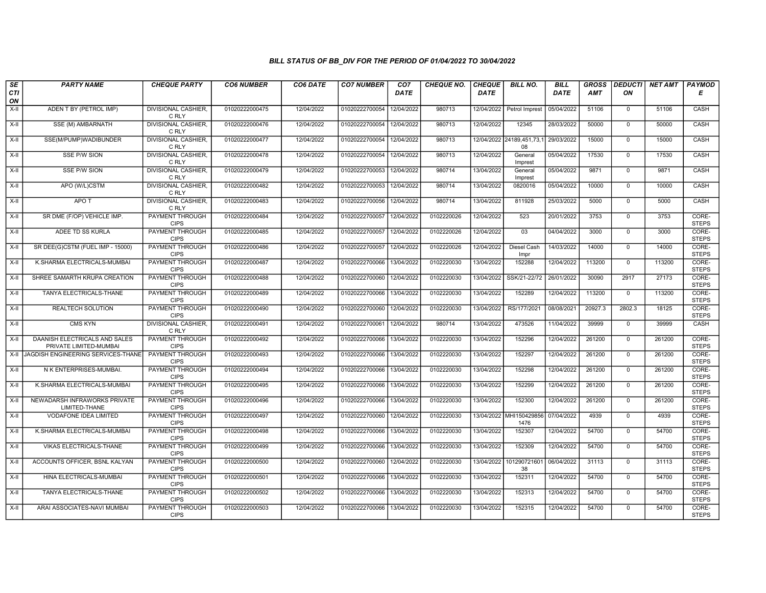## BILL STATUS OF BB_DIV FOR THE PERIOD OF 01/04/2022 TO 30/04/2022

| SECTION | PARTY NAME | CHEQUE PARTY | CO6 NUMBER | CO6 DATE | CO7 NUMBER | CO7 DATE | CHEQUE NO. | CHEQUE DATE | BILL NO. | BILL DATE | GROSS AMT | DEDUCTION | NET AMT | PAYMODE |
|---|---|---|---|---|---|---|---|---|---|---|---|---|---|---|
| X-II | ADEN T BY (PETROL IMP) | DIVISIONAL CASHIER, C RLY | 01020222000475 | 12/04/2022 | 01020222700054 | 12/04/2022 | 980713 | 12/04/2022 | Petrol Imprest | 05/04/2022 | 51106 | 0 | 51106 | CASH |
| X-II | SSE (M) AMBARNATH | DIVISIONAL CASHIER, C RLY | 01020222000476 | 12/04/2022 | 01020222700054 | 12/04/2022 | 980713 | 12/04/2022 | 12345 | 28/03/2022 | 50000 | 0 | 50000 | CASH |
| X-II | SSE(M/PUMP)WADIBUNDER | DIVISIONAL CASHIER, C RLY | 01020222000477 | 12/04/2022 | 01020222700054 | 12/04/2022 | 980713 | 12/04/2022 | 24189,451,73,108 | 29/03/2022 | 15000 | 0 | 15000 | CASH |
| X-II | SSE P/W SION | DIVISIONAL CASHIER, C RLY | 01020222000478 | 12/04/2022 | 01020222700054 | 12/04/2022 | 980713 | 12/04/2022 | General Imprest | 05/04/2022 | 17530 | 0 | 17530 | CASH |
| X-II | SSE P/W SION | DIVISIONAL CASHIER, C RLY | 01020222000479 | 12/04/2022 | 01020222700053 | 12/04/2022 | 980714 | 13/04/2022 | General Imprest | 05/04/2022 | 9871 | 0 | 9871 | CASH |
| X-II | APO (W/L)CSTM | DIVISIONAL CASHIER, C RLY | 01020222000482 | 12/04/2022 | 01020222700053 | 12/04/2022 | 980714 | 13/04/2022 | 0820016 | 05/04/2022 | 10000 | 0 | 10000 | CASH |
| X-II | APO T | DIVISIONAL CASHIER, C RLY | 01020222000483 | 12/04/2022 | 01020222700056 | 12/04/2022 | 980714 | 13/04/2022 | 811928 | 25/03/2022 | 5000 | 0 | 5000 | CASH |
| X-II | SR DME (F/OP) VEHICLE IMP. | PAYMENT THROUGH CIPS | 01020222000484 | 12/04/2022 | 01020222700057 | 12/04/2022 | 0102220026 | 12/04/2022 | 523 | 20/01/2022 | 3753 | 0 | 3753 | CORE-STEPS |
| X-II | ADEE TD SS KURLA | PAYMENT THROUGH CIPS | 01020222000485 | 12/04/2022 | 01020222700057 | 12/04/2022 | 0102220026 | 12/04/2022 | 03 | 04/04/2022 | 3000 | 0 | 3000 | CORE-STEPS |
| X-II | SR DEE(G)CSTM (FUEL IMP - 15000) | PAYMENT THROUGH CIPS | 01020222000486 | 12/04/2022 | 01020222700057 | 12/04/2022 | 0102220026 | 12/04/2022 | Diesel Cash Impr | 14/03/2022 | 14000 | 0 | 14000 | CORE-STEPS |
| X-II | K.SHARMA ELECTRICALS-MUMBAI | PAYMENT THROUGH CIPS | 01020222000487 | 12/04/2022 | 01020222700066 | 13/04/2022 | 0102220030 | 13/04/2022 | 152288 | 12/04/2022 | 113200 | 0 | 113200 | CORE-STEPS |
| X-II | SHREE SAMARTH KRUPA CREATION | PAYMENT THROUGH CIPS | 01020222000488 | 12/04/2022 | 01020222700060 | 12/04/2022 | 0102220030 | 13/04/2022 | SSK/21-22/72 | 26/01/2022 | 30090 | 2917 | 27173 | CORE-STEPS |
| X-II | TANYA ELECTRICALS-THANE | PAYMENT THROUGH CIPS | 01020222000489 | 12/04/2022 | 01020222700066 | 13/04/2022 | 0102220030 | 13/04/2022 | 152289 | 12/04/2022 | 113200 | 0 | 113200 | CORE-STEPS |
| X-II | REALTECH SOLUTION | PAYMENT THROUGH CIPS | 01020222000490 | 12/04/2022 | 01020222700060 | 12/04/2022 | 0102220030 | 13/04/2022 | RS/177/2021 | 08/08/2021 | 20927.3 | 2802.3 | 18125 | CORE-STEPS |
| X-II | CMS KYN | DIVISIONAL CASHIER, C RLY | 01020222000491 | 12/04/2022 | 01020222700061 | 12/04/2022 | 980714 | 13/04/2022 | 473526 | 11/04/2022 | 39999 | 0 | 39999 | CASH |
| X-II | DAANISH ELECTRICALS AND SALES PRIVATE LIMITED-MUMBAI | PAYMENT THROUGH CIPS | 01020222000492 | 12/04/2022 | 01020222700066 | 13/04/2022 | 0102220030 | 13/04/2022 | 152296 | 12/04/2022 | 261200 | 0 | 261200 | CORE-STEPS |
| X-II | JAGDISH ENGINEERING SERVICES-THANE | PAYMENT THROUGH CIPS | 01020222000493 | 12/04/2022 | 01020222700066 | 13/04/2022 | 0102220030 | 13/04/2022 | 152297 | 12/04/2022 | 261200 | 0 | 261200 | CORE-STEPS |
| X-II | N K ENTERPRISES-MUMBAI. | PAYMENT THROUGH CIPS | 01020222000494 | 12/04/2022 | 01020222700066 | 13/04/2022 | 0102220030 | 13/04/2022 | 152298 | 12/04/2022 | 261200 | 0 | 261200 | CORE-STEPS |
| X-II | K.SHARMA ELECTRICALS-MUMBAI | PAYMENT THROUGH CIPS | 01020222000495 | 12/04/2022 | 01020222700066 | 13/04/2022 | 0102220030 | 13/04/2022 | 152299 | 12/04/2022 | 261200 | 0 | 261200 | CORE-STEPS |
| X-II | NEWADARSH INFRAWORKS PRIVATE LIMITED-THANE | PAYMENT THROUGH CIPS | 01020222000496 | 12/04/2022 | 01020222700066 | 13/04/2022 | 0102220030 | 13/04/2022 | 152300 | 12/04/2022 | 261200 | 0 | 261200 | CORE-STEPS |
| X-II | VODAFONE IDEA LIMITED | PAYMENT THROUGH CIPS | 01020222000497 | 12/04/2022 | 01020222700060 | 12/04/2022 | 0102220030 | 13/04/2022 | MHI1504298561476 | 07/04/2022 | 4939 | 0 | 4939 | CORE-STEPS |
| X-II | K.SHARMA ELECTRICALS-MUMBAI | PAYMENT THROUGH CIPS | 01020222000498 | 12/04/2022 | 01020222700066 | 13/04/2022 | 0102220030 | 13/04/2022 | 152307 | 12/04/2022 | 54700 | 0 | 54700 | CORE-STEPS |
| X-II | VIKAS ELECTRICALS-THANE | PAYMENT THROUGH CIPS | 01020222000499 | 12/04/2022 | 01020222700066 | 13/04/2022 | 0102220030 | 13/04/2022 | 152309 | 12/04/2022 | 54700 | 0 | 54700 | CORE-STEPS |
| X-II | ACCOUNTS OFFICER, BSNL KALYAN | PAYMENT THROUGH CIPS | 01020222000500 | 12/04/2022 | 01020222700060 | 12/04/2022 | 0102220030 | 13/04/2022 | 10129072160138 | 06/04/2022 | 31113 | 0 | 31113 | CORE-STEPS |
| X-II | HINA ELECTRICALS-MUMBAI | PAYMENT THROUGH CIPS | 01020222000501 | 12/04/2022 | 01020222700066 | 13/04/2022 | 0102220030 | 13/04/2022 | 152311 | 12/04/2022 | 54700 | 0 | 54700 | CORE-STEPS |
| X-II | TANYA ELECTRICALS-THANE | PAYMENT THROUGH CIPS | 01020222000502 | 12/04/2022 | 01020222700066 | 13/04/2022 | 0102220030 | 13/04/2022 | 152313 | 12/04/2022 | 54700 | 0 | 54700 | CORE-STEPS |
| X-II | ARAI ASSOCIATES-NAVI MUMBAI | PAYMENT THROUGH CIPS | 01020222000503 | 12/04/2022 | 01020222700066 | 13/04/2022 | 0102220030 | 13/04/2022 | 152315 | 12/04/2022 | 54700 | 0 | 54700 | CORE-STEPS |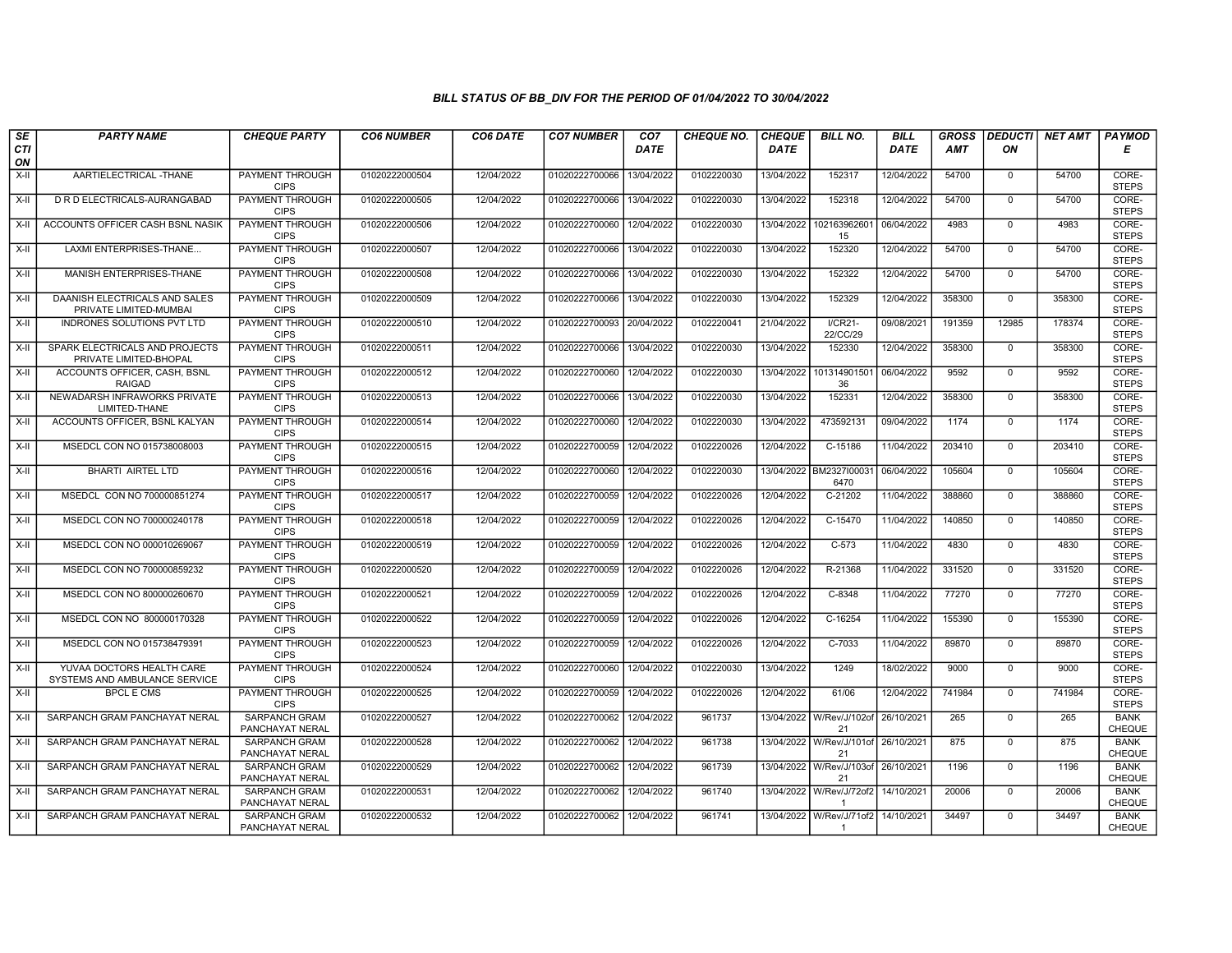# BILL STATUS OF BB_DIV FOR THE PERIOD OF 01/04/2022 TO 30/04/2022

| SECTION | PARTY NAME | CHEQUE PARTY | CO6 NUMBER | CO6 DATE | CO7 NUMBER | CO7 DATE | CHEQUE NO. | CHEQUE DATE | BILL NO. | BILL DATE | GROSS AMT | DEDUCTION | NET AMT | PAYMODE |
|---|---|---|---|---|---|---|---|---|---|---|---|---|---|---|
| X-II | AARTIELECTRICAL -THANE | PAYMENT THROUGH CIPS | 01020222000504 | 12/04/2022 | 01020222700066 | 13/04/2022 | 0102220030 | 13/04/2022 | 152317 | 12/04/2022 | 54700 | 0 | 54700 | CORE-STEPS |
| X-II | D R D ELECTRICALS-AURANGABAD | PAYMENT THROUGH CIPS | 01020222000505 | 12/04/2022 | 01020222700066 | 13/04/2022 | 0102220030 | 13/04/2022 | 152318 | 12/04/2022 | 54700 | 0 | 54700 | CORE-STEPS |
| X-II | ACCOUNTS OFFICER CASH BSNL NASIK | PAYMENT THROUGH CIPS | 01020222000506 | 12/04/2022 | 01020222700060 | 12/04/2022 | 0102220030 | 13/04/2022 | 10216396260115 | 06/04/2022 | 4983 | 0 | 4983 | CORE-STEPS |
| X-II | LAXMI ENTERPRISES-THANE... | PAYMENT THROUGH CIPS | 01020222000507 | 12/04/2022 | 01020222700066 | 13/04/2022 | 0102220030 | 13/04/2022 | 152320 | 12/04/2022 | 54700 | 0 | 54700 | CORE-STEPS |
| X-II | MANISH ENTERPRISES-THANE | PAYMENT THROUGH CIPS | 01020222000508 | 12/04/2022 | 01020222700066 | 13/04/2022 | 0102220030 | 13/04/2022 | 152322 | 12/04/2022 | 54700 | 0 | 54700 | CORE-STEPS |
| X-II | DAANISH ELECTRICALS AND SALES PRIVATE LIMITED-MUMBAI | PAYMENT THROUGH CIPS | 01020222000509 | 12/04/2022 | 01020222700066 | 13/04/2022 | 0102220030 | 13/04/2022 | 152329 | 12/04/2022 | 358300 | 0 | 358300 | CORE-STEPS |
| X-II | INDRONES SOLUTIONS PVT LTD | PAYMENT THROUGH CIPS | 01020222000510 | 12/04/2022 | 01020222700093 | 20/04/2022 | 0102220041 | 21/04/2022 | I/CR21-22/CC/29 | 09/08/2021 | 191359 | 12985 | 178374 | CORE-STEPS |
| X-II | SPARK ELECTRICALS AND PROJECTS PRIVATE LIMITED-BHOPAL | PAYMENT THROUGH CIPS | 01020222000511 | 12/04/2022 | 01020222700066 | 13/04/2022 | 0102220030 | 13/04/2022 | 152330 | 12/04/2022 | 358300 | 0 | 358300 | CORE-STEPS |
| X-II | ACCOUNTS OFFICER, CASH, BSNL RAIGAD | PAYMENT THROUGH CIPS | 01020222000512 | 12/04/2022 | 01020222700060 | 12/04/2022 | 0102220030 | 13/04/2022 | 10131490150136 | 06/04/2022 | 9592 | 0 | 9592 | CORE-STEPS |
| X-II | NEWADARSH INFRAWORKS PRIVATE LIMITED-THANE | PAYMENT THROUGH CIPS | 01020222000513 | 12/04/2022 | 01020222700066 | 13/04/2022 | 0102220030 | 13/04/2022 | 152331 | 12/04/2022 | 358300 | 0 | 358300 | CORE-STEPS |
| X-II | ACCOUNTS OFFICER, BSNL KALYAN | PAYMENT THROUGH CIPS | 01020222000514 | 12/04/2022 | 01020222700060 | 12/04/2022 | 0102220030 | 13/04/2022 | 473592131 | 09/04/2022 | 1174 | 0 | 1174 | CORE-STEPS |
| X-II | MSEDCL CON NO 015738008003 | PAYMENT THROUGH CIPS | 01020222000515 | 12/04/2022 | 01020222700059 | 12/04/2022 | 0102220026 | 12/04/2022 | C-15186 | 11/04/2022 | 203410 | 0 | 203410 | CORE-STEPS |
| X-II | BHARTI AIRTEL LTD | PAYMENT THROUGH CIPS | 01020222000516 | 12/04/2022 | 01020222700060 | 12/04/2022 | 0102220030 | 13/04/2022 | BM2327I000316470 | 06/04/2022 | 105604 | 0 | 105604 | CORE-STEPS |
| X-II | MSEDCL CON NO 700000851274 | PAYMENT THROUGH CIPS | 01020222000517 | 12/04/2022 | 01020222700059 | 12/04/2022 | 0102220026 | 12/04/2022 | C-21202 | 11/04/2022 | 388860 | 0 | 388860 | CORE-STEPS |
| X-II | MSEDCL CON NO 700000240178 | PAYMENT THROUGH CIPS | 01020222000518 | 12/04/2022 | 01020222700059 | 12/04/2022 | 0102220026 | 12/04/2022 | C-15470 | 11/04/2022 | 140850 | 0 | 140850 | CORE-STEPS |
| X-II | MSEDCL CON NO 000010269067 | PAYMENT THROUGH CIPS | 01020222000519 | 12/04/2022 | 01020222700059 | 12/04/2022 | 0102220026 | 12/04/2022 | C-573 | 11/04/2022 | 4830 | 0 | 4830 | CORE-STEPS |
| X-II | MSEDCL CON NO 700000859232 | PAYMENT THROUGH CIPS | 01020222000520 | 12/04/2022 | 01020222700059 | 12/04/2022 | 0102220026 | 12/04/2022 | R-21368 | 11/04/2022 | 331520 | 0 | 331520 | CORE-STEPS |
| X-II | MSEDCL CON NO 800000260670 | PAYMENT THROUGH CIPS | 01020222000521 | 12/04/2022 | 01020222700059 | 12/04/2022 | 0102220026 | 12/04/2022 | C-8348 | 11/04/2022 | 77270 | 0 | 77270 | CORE-STEPS |
| X-II | MSEDCL CON NO 800000170328 | PAYMENT THROUGH CIPS | 01020222000522 | 12/04/2022 | 01020222700059 | 12/04/2022 | 0102220026 | 12/04/2022 | C-16254 | 11/04/2022 | 155390 | 0 | 155390 | CORE-STEPS |
| X-II | MSEDCL CON NO 015738479391 | PAYMENT THROUGH CIPS | 01020222000523 | 12/04/2022 | 01020222700059 | 12/04/2022 | 0102220026 | 12/04/2022 | C-7033 | 11/04/2022 | 89870 | 0 | 89870 | CORE-STEPS |
| X-II | YUVAA DOCTORS HEALTH CARE SYSTEMS AND AMBULANCE SERVICE | PAYMENT THROUGH CIPS | 01020222000524 | 12/04/2022 | 01020222700060 | 12/04/2022 | 0102220030 | 13/04/2022 | 1249 | 18/02/2022 | 9000 | 0 | 9000 | CORE-STEPS |
| X-II | BPCL E CMS | PAYMENT THROUGH CIPS | 01020222000525 | 12/04/2022 | 01020222700059 | 12/04/2022 | 0102220026 | 12/04/2022 | 61/06 | 12/04/2022 | 741984 | 0 | 741984 | CORE-STEPS |
| X-II | SARPANCH GRAM PANCHAYAT NERAL | SARPANCH GRAM PANCHAYAT NERAL | 01020222000527 | 12/04/2022 | 01020222700062 | 12/04/2022 | 961737 | 13/04/2022 | W/Rev/J/102of21 | 26/10/2021 | 265 | 0 | 265 | BANK CHEQUE |
| X-II | SARPANCH GRAM PANCHAYAT NERAL | SARPANCH GRAM PANCHAYAT NERAL | 01020222000528 | 12/04/2022 | 01020222700062 | 12/04/2022 | 961738 | 13/04/2022 | W/Rev/J/101of21 | 26/10/2021 | 875 | 0 | 875 | BANK CHEQUE |
| X-II | SARPANCH GRAM PANCHAYAT NERAL | SARPANCH GRAM PANCHAYAT NERAL | 01020222000529 | 12/04/2022 | 01020222700062 | 12/04/2022 | 961739 | 13/04/2022 | W/Rev/J/103of21 | 26/10/2021 | 1196 | 0 | 1196 | BANK CHEQUE |
| X-II | SARPANCH GRAM PANCHAYAT NERAL | SARPANCH GRAM PANCHAYAT NERAL | 01020222000531 | 12/04/2022 | 01020222700062 | 12/04/2022 | 961740 | 13/04/2022 | W/Rev/J/72of21 | 14/10/2021 | 20006 | 0 | 20006 | BANK CHEQUE |
| X-II | SARPANCH GRAM PANCHAYAT NERAL | SARPANCH GRAM PANCHAYAT NERAL | 01020222000532 | 12/04/2022 | 01020222700062 | 12/04/2022 | 961741 | 13/04/2022 | W/Rev/J/71of21 | 14/10/2021 | 34497 | 0 | 34497 | BANK CHEQUE |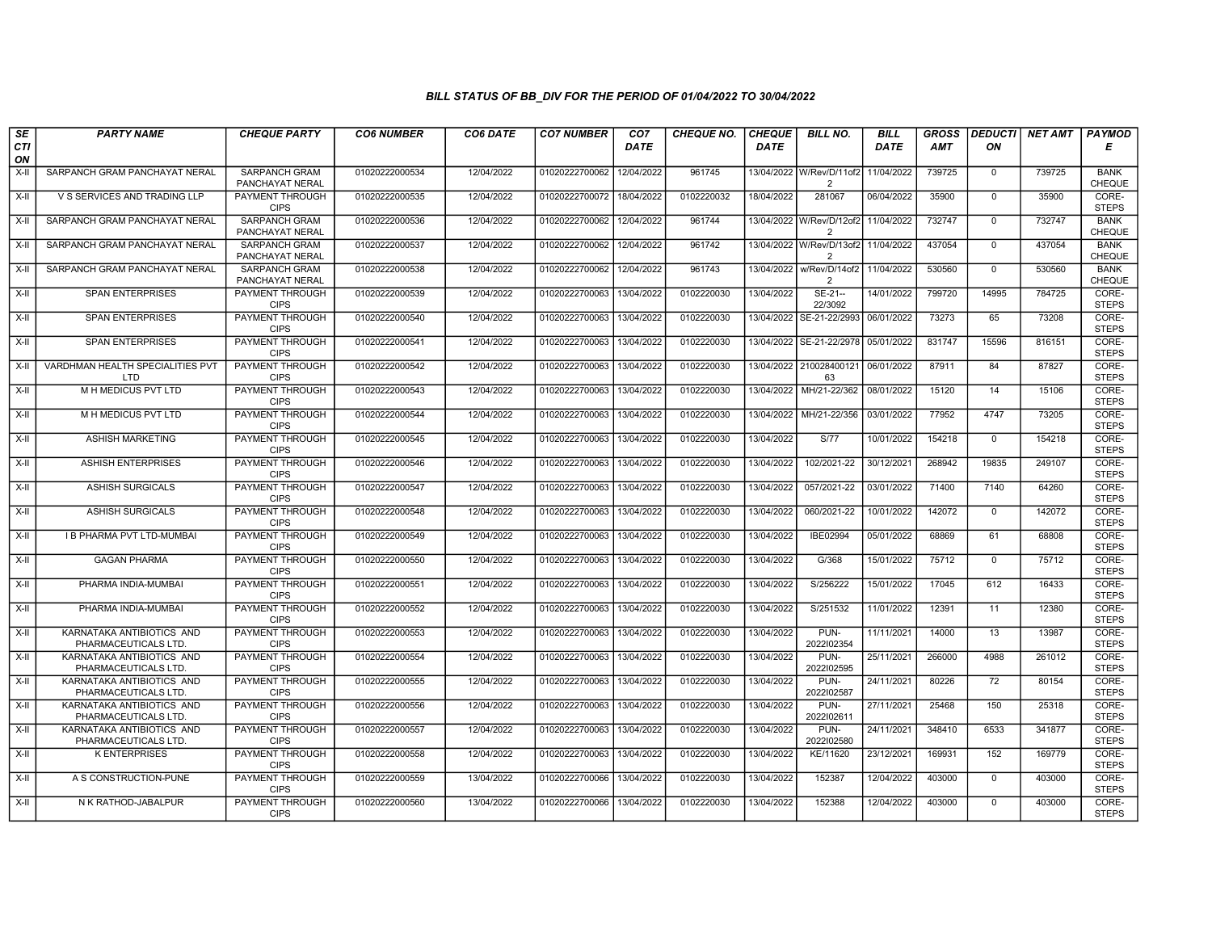## BILL STATUS OF BB_DIV FOR THE PERIOD OF 01/04/2022 TO 30/04/2022

| SECTION | PARTY NAME | CHEQUE PARTY | CO6 NUMBER | CO6 DATE | CO7 NUMBER | CO7 DATE | CHEQUE NO. | CHEQUE DATE | BILL NO. | BILL DATE | GROSS AMT | DEDUCTION | NET AMT | PAYMODE |
|---|---|---|---|---|---|---|---|---|---|---|---|---|---|---|
| X-II | SARPANCH GRAM PANCHAYAT NERAL | SARPANCH GRAM PANCHAYAT NERAL | 01020222000534 | 12/04/2022 | 01020222700062 | 12/04/2022 | 961745 | 13/04/2022 | W/Rev/D/11of2 2 | 11/04/2022 | 739725 | 0 | 739725 | BANK CHEQUE |
| X-II | V S SERVICES AND TRADING LLP | PAYMENT THROUGH CIPS | 01020222000535 | 12/04/2022 | 01020222700072 | 18/04/2022 | 0102220032 | 18/04/2022 | 281067 | 06/04/2022 | 35900 | 0 | 35900 | CORE-STEPS |
| X-II | SARPANCH GRAM PANCHAYAT NERAL | SARPANCH GRAM PANCHAYAT NERAL | 01020222000536 | 12/04/2022 | 01020222700062 | 12/04/2022 | 961744 | 13/04/2022 | W/Rev/D/12of2 2 | 11/04/2022 | 732747 | 0 | 732747 | BANK CHEQUE |
| X-II | SARPANCH GRAM PANCHAYAT NERAL | SARPANCH GRAM PANCHAYAT NERAL | 01020222000537 | 12/04/2022 | 01020222700062 | 12/04/2022 | 961742 | 13/04/2022 | W/Rev/D/13of2 2 | 11/04/2022 | 437054 | 0 | 437054 | BANK CHEQUE |
| X-II | SARPANCH GRAM PANCHAYAT NERAL | SARPANCH GRAM PANCHAYAT NERAL | 01020222000538 | 12/04/2022 | 01020222700062 | 12/04/2022 | 961743 | 13/04/2022 | w/Rev/D/14of2 2 | 11/04/2022 | 530560 | 0 | 530560 | BANK CHEQUE |
| X-II | SPAN ENTERPRISES | PAYMENT THROUGH CIPS | 01020222000539 | 12/04/2022 | 01020222700063 | 13/04/2022 | 0102220030 | 13/04/2022 | SE-21--22/3092 | 14/01/2022 | 799720 | 14995 | 784725 | CORE-STEPS |
| X-II | SPAN ENTERPRISES | PAYMENT THROUGH CIPS | 01020222000540 | 12/04/2022 | 01020222700063 | 13/04/2022 | 0102220030 | 13/04/2022 | SE-21-22/2993 | 06/01/2022 | 73273 | 65 | 73208 | CORE-STEPS |
| X-II | SPAN ENTERPRISES | PAYMENT THROUGH CIPS | 01020222000541 | 12/04/2022 | 01020222700063 | 13/04/2022 | 0102220030 | 13/04/2022 | SE-21-22/2978 | 05/01/2022 | 831747 | 15596 | 816151 | CORE-STEPS |
| X-II | VARDHMAN HEALTH SPECIALITIES PVT LTD | PAYMENT THROUGH CIPS | 01020222000542 | 12/04/2022 | 01020222700063 | 13/04/2022 | 0102220030 | 13/04/2022 | 210028400121 63 | 06/01/2022 | 87911 | 84 | 87827 | CORE-STEPS |
| X-II | M H MEDICUS PVT LTD | PAYMENT THROUGH CIPS | 01020222000543 | 12/04/2022 | 01020222700063 | 13/04/2022 | 0102220030 | 13/04/2022 | MH/21-22/362 | 08/01/2022 | 15120 | 14 | 15106 | CORE-STEPS |
| X-II | M H MEDICUS PVT LTD | PAYMENT THROUGH CIPS | 01020222000544 | 12/04/2022 | 01020222700063 | 13/04/2022 | 0102220030 | 13/04/2022 | MH/21-22/356 | 03/01/2022 | 77952 | 4747 | 73205 | CORE-STEPS |
| X-II | ASHISH MARKETING | PAYMENT THROUGH CIPS | 01020222000545 | 12/04/2022 | 01020222700063 | 13/04/2022 | 0102220030 | 13/04/2022 | S/77 | 10/01/2022 | 154218 | 0 | 154218 | CORE-STEPS |
| X-II | ASHISH ENTERPRISES | PAYMENT THROUGH CIPS | 01020222000546 | 12/04/2022 | 01020222700063 | 13/04/2022 | 0102220030 | 13/04/2022 | 102/2021-22 | 30/12/2021 | 268942 | 19835 | 249107 | CORE-STEPS |
| X-II | ASHISH SURGICALS | PAYMENT THROUGH CIPS | 01020222000547 | 12/04/2022 | 01020222700063 | 13/04/2022 | 0102220030 | 13/04/2022 | 057/2021-22 | 03/01/2022 | 71400 | 7140 | 64260 | CORE-STEPS |
| X-II | ASHISH SURGICALS | PAYMENT THROUGH CIPS | 01020222000548 | 12/04/2022 | 01020222700063 | 13/04/2022 | 0102220030 | 13/04/2022 | 060/2021-22 | 10/01/2022 | 142072 | 0 | 142072 | CORE-STEPS |
| X-II | I B PHARMA PVT LTD-MUMBAI | PAYMENT THROUGH CIPS | 01020222000549 | 12/04/2022 | 01020222700063 | 13/04/2022 | 0102220030 | 13/04/2022 | IBE02994 | 05/01/2022 | 68869 | 61 | 68808 | CORE-STEPS |
| X-II | GAGAN PHARMA | PAYMENT THROUGH CIPS | 01020222000550 | 12/04/2022 | 01020222700063 | 13/04/2022 | 0102220030 | 13/04/2022 | G/368 | 15/01/2022 | 75712 | 0 | 75712 | CORE-STEPS |
| X-II | PHARMA INDIA-MUMBAI | PAYMENT THROUGH CIPS | 01020222000551 | 12/04/2022 | 01020222700063 | 13/04/2022 | 0102220030 | 13/04/2022 | S/256222 | 15/01/2022 | 17045 | 612 | 16433 | CORE-STEPS |
| X-II | PHARMA INDIA-MUMBAI | PAYMENT THROUGH CIPS | 01020222000552 | 12/04/2022 | 01020222700063 | 13/04/2022 | 0102220030 | 13/04/2022 | S/251532 | 11/01/2022 | 12391 | 11 | 12380 | CORE-STEPS |
| X-II | KARNATAKA ANTIBIOTICS AND PHARMACEUTICALS LTD. | PAYMENT THROUGH CIPS | 01020222000553 | 12/04/2022 | 01020222700063 | 13/04/2022 | 0102220030 | 13/04/2022 | PUN-2022I02354 | 11/11/2021 | 14000 | 13 | 13987 | CORE-STEPS |
| X-II | KARNATAKA ANTIBIOTICS AND PHARMACEUTICALS LTD. | PAYMENT THROUGH CIPS | 01020222000554 | 12/04/2022 | 01020222700063 | 13/04/2022 | 0102220030 | 13/04/2022 | PUN-2022I02595 | 25/11/2021 | 266000 | 4988 | 261012 | CORE-STEPS |
| X-II | KARNATAKA ANTIBIOTICS AND PHARMACEUTICALS LTD. | PAYMENT THROUGH CIPS | 01020222000555 | 12/04/2022 | 01020222700063 | 13/04/2022 | 0102220030 | 13/04/2022 | PUN-2022I02587 | 24/11/2021 | 80226 | 72 | 80154 | CORE-STEPS |
| X-II | KARNATAKA ANTIBIOTICS AND PHARMACEUTICALS LTD. | PAYMENT THROUGH CIPS | 01020222000556 | 12/04/2022 | 01020222700063 | 13/04/2022 | 0102220030 | 13/04/2022 | PUN-2022I02611 | 27/11/2021 | 25468 | 150 | 25318 | CORE-STEPS |
| X-II | KARNATAKA ANTIBIOTICS AND PHARMACEUTICALS LTD. | PAYMENT THROUGH CIPS | 01020222000557 | 12/04/2022 | 01020222700063 | 13/04/2022 | 0102220030 | 13/04/2022 | PUN-2022I02580 | 24/11/2021 | 348410 | 6533 | 341877 | CORE-STEPS |
| X-II | K ENTERPRISES | PAYMENT THROUGH CIPS | 01020222000558 | 12/04/2022 | 01020222700063 | 13/04/2022 | 0102220030 | 13/04/2022 | KE/11620 | 23/12/2021 | 169931 | 152 | 169779 | CORE-STEPS |
| X-II | A S CONSTRUCTION-PUNE | PAYMENT THROUGH CIPS | 01020222000559 | 13/04/2022 | 01020222700066 | 13/04/2022 | 0102220030 | 13/04/2022 | 152387 | 12/04/2022 | 403000 | 0 | 403000 | CORE-STEPS |
| X-II | N K RATHOD-JABALPUR | PAYMENT THROUGH CIPS | 01020222000560 | 13/04/2022 | 01020222700066 | 13/04/2022 | 0102220030 | 13/04/2022 | 152388 | 12/04/2022 | 403000 | 0 | 403000 | CORE-STEPS |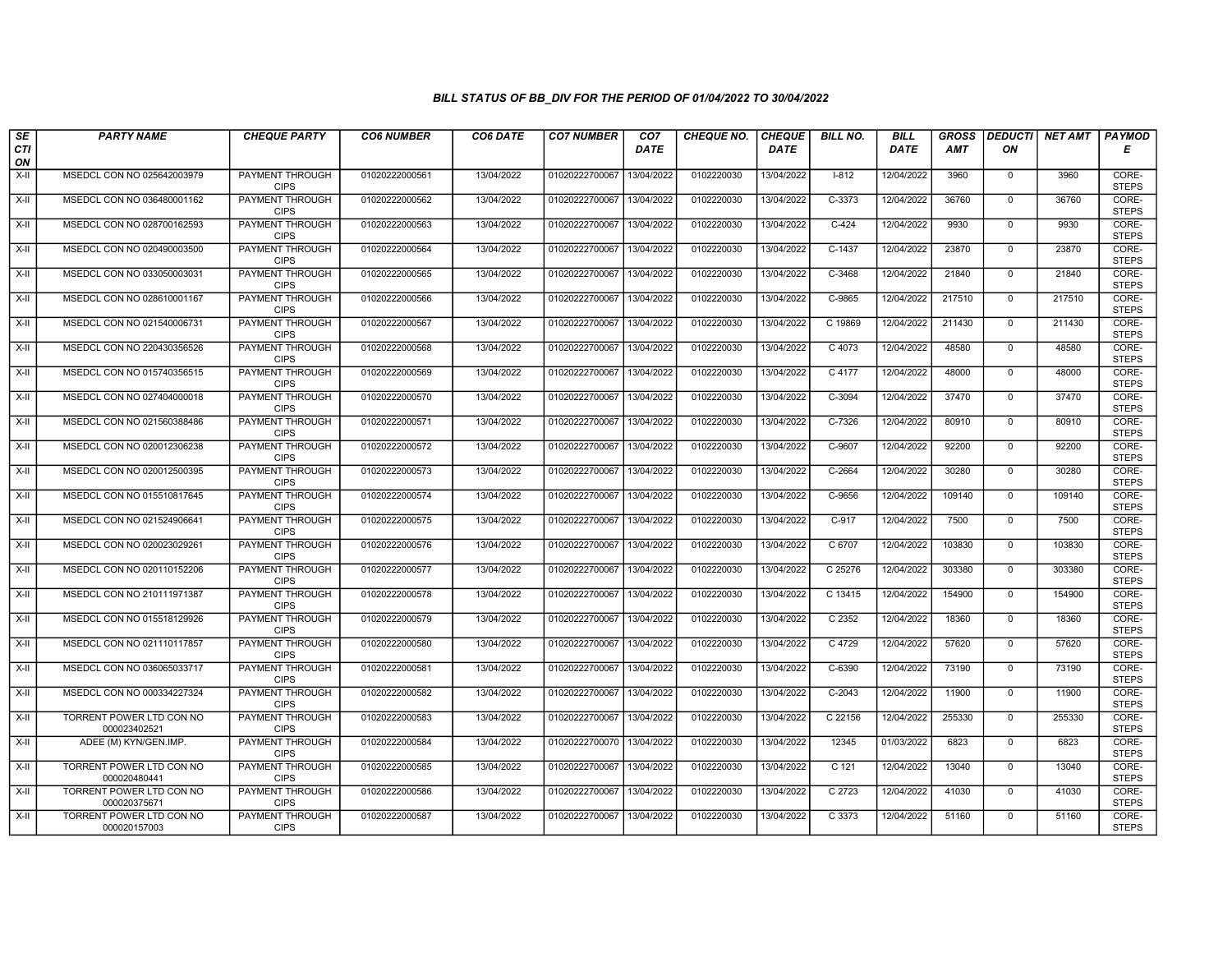### BILL STATUS OF BB_DIV FOR THE PERIOD OF 01/04/2022 TO 30/04/2022

| SECTION | PARTY NAME | CHEQUE PARTY | CO6 NUMBER | CO6 DATE | CO7 NUMBER | CO7 DATE | CHEQUE NO. | CHEQUE DATE | BILL NO. | BILL DATE | GROSS AMT | DEDUCTION | NET AMT | PAYMODE |
|---|---|---|---|---|---|---|---|---|---|---|---|---|---|---|
| X-II | MSEDCL CON NO 025642003979 | PAYMENT THROUGH CIPS | 01020222000561 | 13/04/2022 | 01020222700067 | 13/04/2022 | 0102220030 | 13/04/2022 | I-812 | 12/04/2022 | 3960 | 0 | 3960 | CORE-STEPS |
| X-II | MSEDCL CON NO 036480001162 | PAYMENT THROUGH CIPS | 01020222000562 | 13/04/2022 | 01020222700067 | 13/04/2022 | 0102220030 | 13/04/2022 | C-3373 | 12/04/2022 | 36760 | 0 | 36760 | CORE-STEPS |
| X-II | MSEDCL CON NO 028700162593 | PAYMENT THROUGH CIPS | 01020222000563 | 13/04/2022 | 01020222700067 | 13/04/2022 | 0102220030 | 13/04/2022 | C-424 | 12/04/2022 | 9930 | 0 | 9930 | CORE-STEPS |
| X-II | MSEDCL CON NO 020490003500 | PAYMENT THROUGH CIPS | 01020222000564 | 13/04/2022 | 01020222700067 | 13/04/2022 | 0102220030 | 13/04/2022 | C-1437 | 12/04/2022 | 23870 | 0 | 23870 | CORE-STEPS |
| X-II | MSEDCL CON NO 033050003031 | PAYMENT THROUGH CIPS | 01020222000565 | 13/04/2022 | 01020222700067 | 13/04/2022 | 0102220030 | 13/04/2022 | C-3468 | 12/04/2022 | 21840 | 0 | 21840 | CORE-STEPS |
| X-II | MSEDCL CON NO 028610001167 | PAYMENT THROUGH CIPS | 01020222000566 | 13/04/2022 | 01020222700067 | 13/04/2022 | 0102220030 | 13/04/2022 | C-9865 | 12/04/2022 | 217510 | 0 | 217510 | CORE-STEPS |
| X-II | MSEDCL CON NO 021540006731 | PAYMENT THROUGH CIPS | 01020222000567 | 13/04/2022 | 01020222700067 | 13/04/2022 | 0102220030 | 13/04/2022 | C 19869 | 12/04/2022 | 211430 | 0 | 211430 | CORE-STEPS |
| X-II | MSEDCL CON NO 220430356526 | PAYMENT THROUGH CIPS | 01020222000568 | 13/04/2022 | 01020222700067 | 13/04/2022 | 0102220030 | 13/04/2022 | C 4073 | 12/04/2022 | 48580 | 0 | 48580 | CORE-STEPS |
| X-II | MSEDCL CON NO 015740356515 | PAYMENT THROUGH CIPS | 01020222000569 | 13/04/2022 | 01020222700067 | 13/04/2022 | 0102220030 | 13/04/2022 | C 4177 | 12/04/2022 | 48000 | 0 | 48000 | CORE-STEPS |
| X-II | MSEDCL CON NO 027404000018 | PAYMENT THROUGH CIPS | 01020222000570 | 13/04/2022 | 01020222700067 | 13/04/2022 | 0102220030 | 13/04/2022 | C-3094 | 12/04/2022 | 37470 | 0 | 37470 | CORE-STEPS |
| X-II | MSEDCL CON NO 021560388486 | PAYMENT THROUGH CIPS | 01020222000571 | 13/04/2022 | 01020222700067 | 13/04/2022 | 0102220030 | 13/04/2022 | C-7326 | 12/04/2022 | 80910 | 0 | 80910 | CORE-STEPS |
| X-II | MSEDCL CON NO 020012306238 | PAYMENT THROUGH CIPS | 01020222000572 | 13/04/2022 | 01020222700067 | 13/04/2022 | 0102220030 | 13/04/2022 | C-9607 | 12/04/2022 | 92200 | 0 | 92200 | CORE-STEPS |
| X-II | MSEDCL CON NO 020012500395 | PAYMENT THROUGH CIPS | 01020222000573 | 13/04/2022 | 01020222700067 | 13/04/2022 | 0102220030 | 13/04/2022 | C-2664 | 12/04/2022 | 30280 | 0 | 30280 | CORE-STEPS |
| X-II | MSEDCL CON NO 015510817645 | PAYMENT THROUGH CIPS | 01020222000574 | 13/04/2022 | 01020222700067 | 13/04/2022 | 0102220030 | 13/04/2022 | C-9656 | 12/04/2022 | 109140 | 0 | 109140 | CORE-STEPS |
| X-II | MSEDCL CON NO 021524906641 | PAYMENT THROUGH CIPS | 01020222000575 | 13/04/2022 | 01020222700067 | 13/04/2022 | 0102220030 | 13/04/2022 | C-917 | 12/04/2022 | 7500 | 0 | 7500 | CORE-STEPS |
| X-II | MSEDCL CON NO 020023029261 | PAYMENT THROUGH CIPS | 01020222000576 | 13/04/2022 | 01020222700067 | 13/04/2022 | 0102220030 | 13/04/2022 | C 6707 | 12/04/2022 | 103830 | 0 | 103830 | CORE-STEPS |
| X-II | MSEDCL CON NO 020110152206 | PAYMENT THROUGH CIPS | 01020222000577 | 13/04/2022 | 01020222700067 | 13/04/2022 | 0102220030 | 13/04/2022 | C 25276 | 12/04/2022 | 303380 | 0 | 303380 | CORE-STEPS |
| X-II | MSEDCL CON NO 210111971387 | PAYMENT THROUGH CIPS | 01020222000578 | 13/04/2022 | 01020222700067 | 13/04/2022 | 0102220030 | 13/04/2022 | C 13415 | 12/04/2022 | 154900 | 0 | 154900 | CORE-STEPS |
| X-II | MSEDCL CON NO 015518129926 | PAYMENT THROUGH CIPS | 01020222000579 | 13/04/2022 | 01020222700067 | 13/04/2022 | 0102220030 | 13/04/2022 | C 2352 | 12/04/2022 | 18360 | 0 | 18360 | CORE-STEPS |
| X-II | MSEDCL CON NO 021110117857 | PAYMENT THROUGH CIPS | 01020222000580 | 13/04/2022 | 01020222700067 | 13/04/2022 | 0102220030 | 13/04/2022 | C 4729 | 12/04/2022 | 57620 | 0 | 57620 | CORE-STEPS |
| X-II | MSEDCL CON NO 036065033717 | PAYMENT THROUGH CIPS | 01020222000581 | 13/04/2022 | 01020222700067 | 13/04/2022 | 0102220030 | 13/04/2022 | C-6390 | 12/04/2022 | 73190 | 0 | 73190 | CORE-STEPS |
| X-II | MSEDCL CON NO 000334227324 | PAYMENT THROUGH CIPS | 01020222000582 | 13/04/2022 | 01020222700067 | 13/04/2022 | 0102220030 | 13/04/2022 | C-2043 | 12/04/2022 | 11900 | 0 | 11900 | CORE-STEPS |
| X-II | TORRENT POWER LTD CON NO 000023402521 | PAYMENT THROUGH CIPS | 01020222000583 | 13/04/2022 | 01020222700067 | 13/04/2022 | 0102220030 | 13/04/2022 | C 22156 | 12/04/2022 | 255330 | 0 | 255330 | CORE-STEPS |
| X-II | ADEE (M) KYN/GEN.IMP. | PAYMENT THROUGH CIPS | 01020222000584 | 13/04/2022 | 01020222700070 | 13/04/2022 | 0102220030 | 13/04/2022 | 12345 | 01/03/2022 | 6823 | 0 | 6823 | CORE-STEPS |
| X-II | TORRENT POWER LTD CON NO 000020480441 | PAYMENT THROUGH CIPS | 01020222000585 | 13/04/2022 | 01020222700067 | 13/04/2022 | 0102220030 | 13/04/2022 | C 121 | 12/04/2022 | 13040 | 0 | 13040 | CORE-STEPS |
| X-II | TORRENT POWER LTD CON NO 000020375671 | PAYMENT THROUGH CIPS | 01020222000586 | 13/04/2022 | 01020222700067 | 13/04/2022 | 0102220030 | 13/04/2022 | C 2723 | 12/04/2022 | 41030 | 0 | 41030 | CORE-STEPS |
| X-II | TORRENT POWER LTD CON NO 000020157003 | PAYMENT THROUGH CIPS | 01020222000587 | 13/04/2022 | 01020222700067 | 13/04/2022 | 0102220030 | 13/04/2022 | C 3373 | 12/04/2022 | 51160 | 0 | 51160 | CORE-STEPS |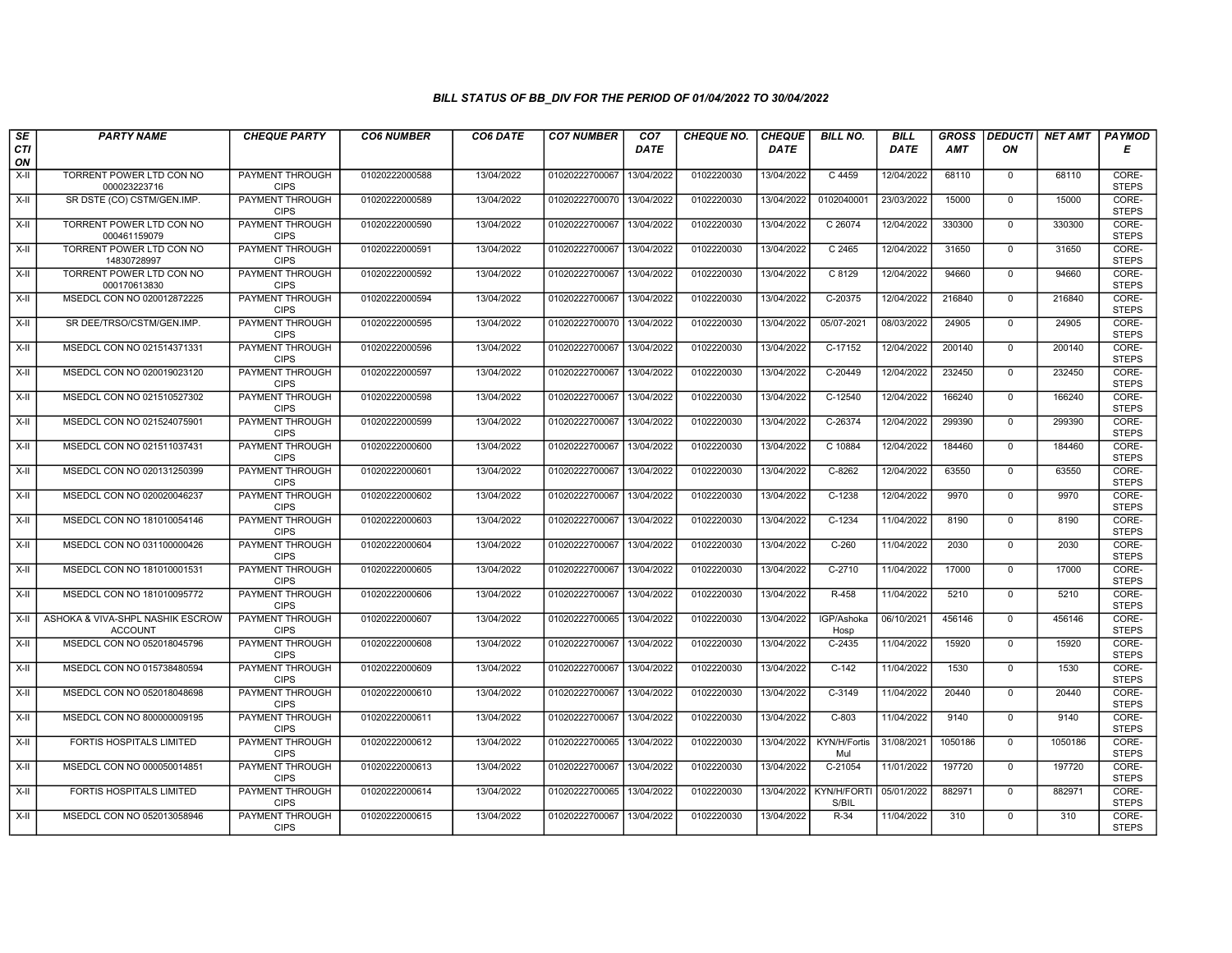### BILL STATUS OF BB_DIV FOR THE PERIOD OF 01/04/2022 TO 30/04/2022

| SECTION | PARTY NAME | CHEQUE PARTY | CO6 NUMBER | CO6 DATE | CO7 NUMBER | CO7 DATE | CHEQUE NO. | CHEQUE DATE | BILL NO. | BILL DATE | GROSS AMT | DEDUCTION | NET AMT | PAYMODE |
|---|---|---|---|---|---|---|---|---|---|---|---|---|---|---|
| X-II | TORRENT POWER LTD CON NO 000023223716 | PAYMENT THROUGH CIPS | 01020222000588 | 13/04/2022 | 01020222700067 | 13/04/2022 | 0102220030 | 13/04/2022 | C 4459 | 12/04/2022 | 68110 | 0 | 68110 | CORE-STEPS |
| X-II | SR DSTE (CO) CSTM/GEN.IMP. | PAYMENT THROUGH CIPS | 01020222000589 | 13/04/2022 | 01020222700070 | 13/04/2022 | 0102220030 | 13/04/2022 | 0102040001 | 23/03/2022 | 15000 | 0 | 15000 | CORE-STEPS |
| X-II | TORRENT POWER LTD CON NO 000461159079 | PAYMENT THROUGH CIPS | 01020222000590 | 13/04/2022 | 01020222700067 | 13/04/2022 | 0102220030 | 13/04/2022 | C 26074 | 12/04/2022 | 330300 | 0 | 330300 | CORE-STEPS |
| X-II | TORRENT POWER LTD CON NO 14830728997 | PAYMENT THROUGH CIPS | 01020222000591 | 13/04/2022 | 01020222700067 | 13/04/2022 | 0102220030 | 13/04/2022 | C 2465 | 12/04/2022 | 31650 | 0 | 31650 | CORE-STEPS |
| X-II | TORRENT POWER LTD CON NO 000170613830 | PAYMENT THROUGH CIPS | 01020222000592 | 13/04/2022 | 01020222700067 | 13/04/2022 | 0102220030 | 13/04/2022 | C 8129 | 12/04/2022 | 94660 | 0 | 94660 | CORE-STEPS |
| X-II | MSEDCL CON NO 020012872225 | PAYMENT THROUGH CIPS | 01020222000594 | 13/04/2022 | 01020222700067 | 13/04/2022 | 0102220030 | 13/04/2022 | C-20375 | 12/04/2022 | 216840 | 0 | 216840 | CORE-STEPS |
| X-II | SR DEE/TRSO/CSTM/GEN.IMP. | PAYMENT THROUGH CIPS | 01020222000595 | 13/04/2022 | 01020222700070 | 13/04/2022 | 0102220030 | 13/04/2022 | 05/07-2021 | 08/03/2022 | 24905 | 0 | 24905 | CORE-STEPS |
| X-II | MSEDCL CON NO 021514371331 | PAYMENT THROUGH CIPS | 01020222000596 | 13/04/2022 | 01020222700067 | 13/04/2022 | 0102220030 | 13/04/2022 | C-17152 | 12/04/2022 | 200140 | 0 | 200140 | CORE-STEPS |
| X-II | MSEDCL CON NO 020019023120 | PAYMENT THROUGH CIPS | 01020222000597 | 13/04/2022 | 01020222700067 | 13/04/2022 | 0102220030 | 13/04/2022 | C-20449 | 12/04/2022 | 232450 | 0 | 232450 | CORE-STEPS |
| X-II | MSEDCL CON NO 021510527302 | PAYMENT THROUGH CIPS | 01020222000598 | 13/04/2022 | 01020222700067 | 13/04/2022 | 0102220030 | 13/04/2022 | C-12540 | 12/04/2022 | 166240 | 0 | 166240 | CORE-STEPS |
| X-II | MSEDCL CON NO 021524075901 | PAYMENT THROUGH CIPS | 01020222000599 | 13/04/2022 | 01020222700067 | 13/04/2022 | 0102220030 | 13/04/2022 | C-26374 | 12/04/2022 | 299390 | 0 | 299390 | CORE-STEPS |
| X-II | MSEDCL CON NO 021511037431 | PAYMENT THROUGH CIPS | 01020222000600 | 13/04/2022 | 01020222700067 | 13/04/2022 | 0102220030 | 13/04/2022 | C 10884 | 12/04/2022 | 184460 | 0 | 184460 | CORE-STEPS |
| X-II | MSEDCL CON NO 020131250399 | PAYMENT THROUGH CIPS | 01020222000601 | 13/04/2022 | 01020222700067 | 13/04/2022 | 0102220030 | 13/04/2022 | C-8262 | 12/04/2022 | 63550 | 0 | 63550 | CORE-STEPS |
| X-II | MSEDCL CON NO 020020046237 | PAYMENT THROUGH CIPS | 01020222000602 | 13/04/2022 | 01020222700067 | 13/04/2022 | 0102220030 | 13/04/2022 | C-1238 | 12/04/2022 | 9970 | 0 | 9970 | CORE-STEPS |
| X-II | MSEDCL CON NO 181010054146 | PAYMENT THROUGH CIPS | 01020222000603 | 13/04/2022 | 01020222700067 | 13/04/2022 | 0102220030 | 13/04/2022 | C-1234 | 11/04/2022 | 8190 | 0 | 8190 | CORE-STEPS |
| X-II | MSEDCL CON NO 031100000426 | PAYMENT THROUGH CIPS | 01020222000604 | 13/04/2022 | 01020222700067 | 13/04/2022 | 0102220030 | 13/04/2022 | C-260 | 11/04/2022 | 2030 | 0 | 2030 | CORE-STEPS |
| X-II | MSEDCL CON NO 181010001531 | PAYMENT THROUGH CIPS | 01020222000605 | 13/04/2022 | 01020222700067 | 13/04/2022 | 0102220030 | 13/04/2022 | C-2710 | 11/04/2022 | 17000 | 0 | 17000 | CORE-STEPS |
| X-II | MSEDCL CON NO 181010095772 | PAYMENT THROUGH CIPS | 01020222000606 | 13/04/2022 | 01020222700067 | 13/04/2022 | 0102220030 | 13/04/2022 | R-458 | 11/04/2022 | 5210 | 0 | 5210 | CORE-STEPS |
| X-II | ASHOKA & VIVA-SHPL NASHIK ESCROW ACCOUNT | PAYMENT THROUGH CIPS | 01020222000607 | 13/04/2022 | 01020222700065 | 13/04/2022 | 0102220030 | 13/04/2022 | IGP/Ashoka Hosp | 06/10/2021 | 456146 | 0 | 456146 | CORE-STEPS |
| X-II | MSEDCL CON NO 052018045796 | PAYMENT THROUGH CIPS | 01020222000608 | 13/04/2022 | 01020222700067 | 13/04/2022 | 0102220030 | 13/04/2022 | C-2435 | 11/04/2022 | 15920 | 0 | 15920 | CORE-STEPS |
| X-II | MSEDCL CON NO 015738480594 | PAYMENT THROUGH CIPS | 01020222000609 | 13/04/2022 | 01020222700067 | 13/04/2022 | 0102220030 | 13/04/2022 | C-142 | 11/04/2022 | 1530 | 0 | 1530 | CORE-STEPS |
| X-II | MSEDCL CON NO 052018048698 | PAYMENT THROUGH CIPS | 01020222000610 | 13/04/2022 | 01020222700067 | 13/04/2022 | 0102220030 | 13/04/2022 | C-3149 | 11/04/2022 | 20440 | 0 | 20440 | CORE-STEPS |
| X-II | MSEDCL CON NO 800000009195 | PAYMENT THROUGH CIPS | 01020222000611 | 13/04/2022 | 01020222700067 | 13/04/2022 | 0102220030 | 13/04/2022 | C-803 | 11/04/2022 | 9140 | 0 | 9140 | CORE-STEPS |
| X-II | FORTIS HOSPITALS LIMITED | PAYMENT THROUGH CIPS | 01020222000612 | 13/04/2022 | 01020222700065 | 13/04/2022 | 0102220030 | 13/04/2022 | KYN/H/Fortis Mul | 31/08/2021 | 1050186 | 0 | 1050186 | CORE-STEPS |
| X-II | MSEDCL CON NO 000050014851 | PAYMENT THROUGH CIPS | 01020222000613 | 13/04/2022 | 01020222700067 | 13/04/2022 | 0102220030 | 13/04/2022 | C-21054 | 11/01/2022 | 197720 | 0 | 197720 | CORE-STEPS |
| X-II | FORTIS HOSPITALS LIMITED | PAYMENT THROUGH CIPS | 01020222000614 | 13/04/2022 | 01020222700065 | 13/04/2022 | 0102220030 | 13/04/2022 | KYN/H/FORTI S/BIL | 05/01/2022 | 882971 | 0 | 882971 | CORE-STEPS |
| X-II | MSEDCL CON NO 052013058946 | PAYMENT THROUGH CIPS | 01020222000615 | 13/04/2022 | 01020222700067 | 13/04/2022 | 0102220030 | 13/04/2022 | R-34 | 11/04/2022 | 310 | 0 | 310 | CORE-STEPS |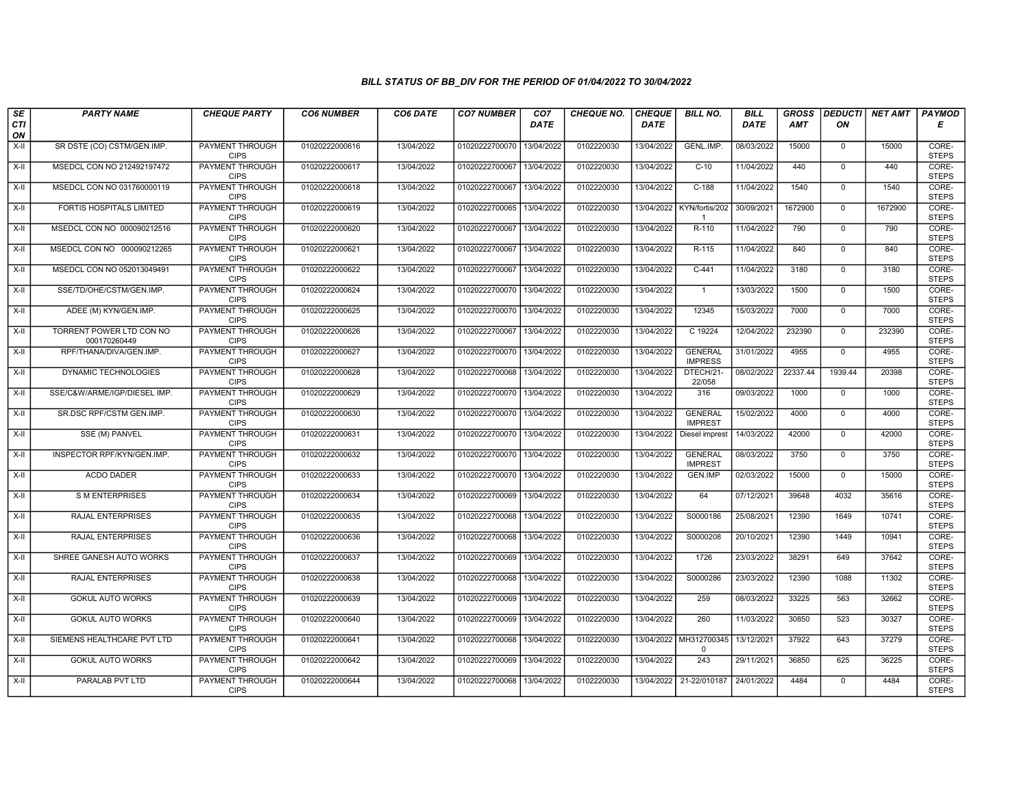## BILL STATUS OF BB_DIV FOR THE PERIOD OF 01/04/2022 TO 30/04/2022

| SECTION | PARTY NAME | CHEQUE PARTY | CO6 NUMBER | CO6 DATE | CO7 NUMBER | CO7 DATE | CHEQUE NO. | CHEQUE DATE | BILL NO. | BILL DATE | GROSS AMT | DEDUCTION | NET AMT | PAYMODE |
|---|---|---|---|---|---|---|---|---|---|---|---|---|---|---|
| X-II | SR DSTE (CO) CSTM/GEN.IMP. | PAYMENT THROUGH CIPS | 01020222000616 | 13/04/2022 | 01020222700070 | 13/04/2022 | 0102220030 | 13/04/2022 | GENL.IMP. | 08/03/2022 | 15000 | 0 | 15000 | CORE-STEPS |
| X-II | MSEDCL CON NO 212492197472 | PAYMENT THROUGH CIPS | 01020222000617 | 13/04/2022 | 01020222700067 | 13/04/2022 | 0102220030 | 13/04/2022 | C-10 | 11/04/2022 | 440 | 0 | 440 | CORE-STEPS |
| X-II | MSEDCL CON NO 031760000119 | PAYMENT THROUGH CIPS | 01020222000618 | 13/04/2022 | 01020222700067 | 13/04/2022 | 0102220030 | 13/04/2022 | C-188 | 11/04/2022 | 1540 | 0 | 1540 | CORE-STEPS |
| X-II | FORTIS HOSPITALS LIMITED | PAYMENT THROUGH CIPS | 01020222000619 | 13/04/2022 | 01020222700065 | 13/04/2022 | 0102220030 | 13/04/2022 | KYN/fortis/2021 | 30/09/2021 | 1672900 | 0 | 1672900 | CORE-STEPS |
| X-II | MSEDCL CON NO 000090212516 | PAYMENT THROUGH CIPS | 01020222000620 | 13/04/2022 | 01020222700067 | 13/04/2022 | 0102220030 | 13/04/2022 | R-110 | 11/04/2022 | 790 | 0 | 790 | CORE-STEPS |
| X-II | MSEDCL CON NO 000090212265 | PAYMENT THROUGH CIPS | 01020222000621 | 13/04/2022 | 01020222700067 | 13/04/2022 | 0102220030 | 13/04/2022 | R-115 | 11/04/2022 | 840 | 0 | 840 | CORE-STEPS |
| X-II | MSEDCL CON NO 052013049491 | PAYMENT THROUGH CIPS | 01020222000622 | 13/04/2022 | 01020222700067 | 13/04/2022 | 0102220030 | 13/04/2022 | C-441 | 11/04/2022 | 3180 | 0 | 3180 | CORE-STEPS |
| X-II | SSE/TD/OHE/CSTM/GEN.IMP. | PAYMENT THROUGH CIPS | 01020222000624 | 13/04/2022 | 01020222700070 | 13/04/2022 | 0102220030 | 13/04/2022 | 1 | 13/03/2022 | 1500 | 0 | 1500 | CORE-STEPS |
| X-II | ADEE (M) KYN/GEN.IMP. | PAYMENT THROUGH CIPS | 01020222000625 | 13/04/2022 | 01020222700070 | 13/04/2022 | 0102220030 | 13/04/2022 | 12345 | 15/03/2022 | 7000 | 0 | 7000 | CORE-STEPS |
| X-II | TORRENT POWER LTD CON NO 000170260449 | PAYMENT THROUGH CIPS | 01020222000626 | 13/04/2022 | 01020222700067 | 13/04/2022 | 0102220030 | 13/04/2022 | C 19224 | 12/04/2022 | 232390 | 0 | 232390 | CORE-STEPS |
| X-II | RPF/THANA/DIVA/GEN.IMP. | PAYMENT THROUGH CIPS | 01020222000627 | 13/04/2022 | 01020222700070 | 13/04/2022 | 0102220030 | 13/04/2022 | GENERAL IMPRESS | 31/01/2022 | 4955 | 0 | 4955 | CORE-STEPS |
| X-II | DYNAMIC TECHNOLOGIES | PAYMENT THROUGH CIPS | 01020222000628 | 13/04/2022 | 01020222700068 | 13/04/2022 | 0102220030 | 13/04/2022 | DTECH/21-22/058 | 08/02/2022 | 22337.44 | 1939.44 | 20398 | CORE-STEPS |
| X-II | SSE/C&W/ARME/IGP/DIESEL IMP. | PAYMENT THROUGH CIPS | 01020222000629 | 13/04/2022 | 01020222700070 | 13/04/2022 | 0102220030 | 13/04/2022 | 316 | 09/03/2022 | 1000 | 0 | 1000 | CORE-STEPS |
| X-II | SR.DSC RPF/CSTM GEN.IMP. | PAYMENT THROUGH CIPS | 01020222000630 | 13/04/2022 | 01020222700070 | 13/04/2022 | 0102220030 | 13/04/2022 | GENERAL IMPREST | 15/02/2022 | 4000 | 0 | 4000 | CORE-STEPS |
| X-II | SSE (M) PANVEL | PAYMENT THROUGH CIPS | 01020222000631 | 13/04/2022 | 01020222700070 | 13/04/2022 | 0102220030 | 13/04/2022 | Diesel imprest | 14/03/2022 | 42000 | 0 | 42000 | CORE-STEPS |
| X-II | INSPECTOR RPF/KYN/GEN.IMP. | PAYMENT THROUGH CIPS | 01020222000632 | 13/04/2022 | 01020222700070 | 13/04/2022 | 0102220030 | 13/04/2022 | GENERAL IMPREST | 08/03/2022 | 3750 | 0 | 3750 | CORE-STEPS |
| X-II | ACDO DADER | PAYMENT THROUGH CIPS | 01020222000633 | 13/04/2022 | 01020222700070 | 13/04/2022 | 0102220030 | 13/04/2022 | GEN.IMP | 02/03/2022 | 15000 | 0 | 15000 | CORE-STEPS |
| X-II | S M ENTERPRISES | PAYMENT THROUGH CIPS | 01020222000634 | 13/04/2022 | 01020222700069 | 13/04/2022 | 0102220030 | 13/04/2022 | 64 | 07/12/2021 | 39648 | 4032 | 35616 | CORE-STEPS |
| X-II | RAJAL ENTERPRISES | PAYMENT THROUGH CIPS | 01020222000635 | 13/04/2022 | 01020222700068 | 13/04/2022 | 0102220030 | 13/04/2022 | S0000186 | 25/08/2021 | 12390 | 1649 | 10741 | CORE-STEPS |
| X-II | RAJAL ENTERPRISES | PAYMENT THROUGH CIPS | 01020222000636 | 13/04/2022 | 01020222700068 | 13/04/2022 | 0102220030 | 13/04/2022 | S0000208 | 20/10/2021 | 12390 | 1449 | 10941 | CORE-STEPS |
| X-II | SHREE GANESH AUTO WORKS | PAYMENT THROUGH CIPS | 01020222000637 | 13/04/2022 | 01020222700069 | 13/04/2022 | 0102220030 | 13/04/2022 | 1726 | 23/03/2022 | 38291 | 649 | 37642 | CORE-STEPS |
| X-II | RAJAL ENTERPRISES | PAYMENT THROUGH CIPS | 01020222000638 | 13/04/2022 | 01020222700068 | 13/04/2022 | 0102220030 | 13/04/2022 | S0000286 | 23/03/2022 | 12390 | 1088 | 11302 | CORE-STEPS |
| X-II | GOKUL AUTO WORKS | PAYMENT THROUGH CIPS | 01020222000639 | 13/04/2022 | 01020222700069 | 13/04/2022 | 0102220030 | 13/04/2022 | 259 | 08/03/2022 | 33225 | 563 | 32662 | CORE-STEPS |
| X-II | GOKUL AUTO WORKS | PAYMENT THROUGH CIPS | 01020222000640 | 13/04/2022 | 01020222700069 | 13/04/2022 | 0102220030 | 13/04/2022 | 260 | 11/03/2022 | 30850 | 523 | 30327 | CORE-STEPS |
| X-II | SIEMENS HEALTHCARE PVT LTD | PAYMENT THROUGH CIPS | 01020222000641 | 13/04/2022 | 01020222700068 | 13/04/2022 | 0102220030 | 13/04/2022 | MH3127003450 | 13/12/2021 | 37922 | 643 | 37279 | CORE-STEPS |
| X-II | GOKUL AUTO WORKS | PAYMENT THROUGH CIPS | 01020222000642 | 13/04/2022 | 01020222700069 | 13/04/2022 | 0102220030 | 13/04/2022 | 243 | 29/11/2021 | 36850 | 625 | 36225 | CORE-STEPS |
| X-II | PARALAB PVT LTD | PAYMENT THROUGH CIPS | 01020222000644 | 13/04/2022 | 01020222700068 | 13/04/2022 | 0102220030 | 13/04/2022 | 21-22/010187 | 24/01/2022 | 4484 | 0 | 4484 | CORE-STEPS |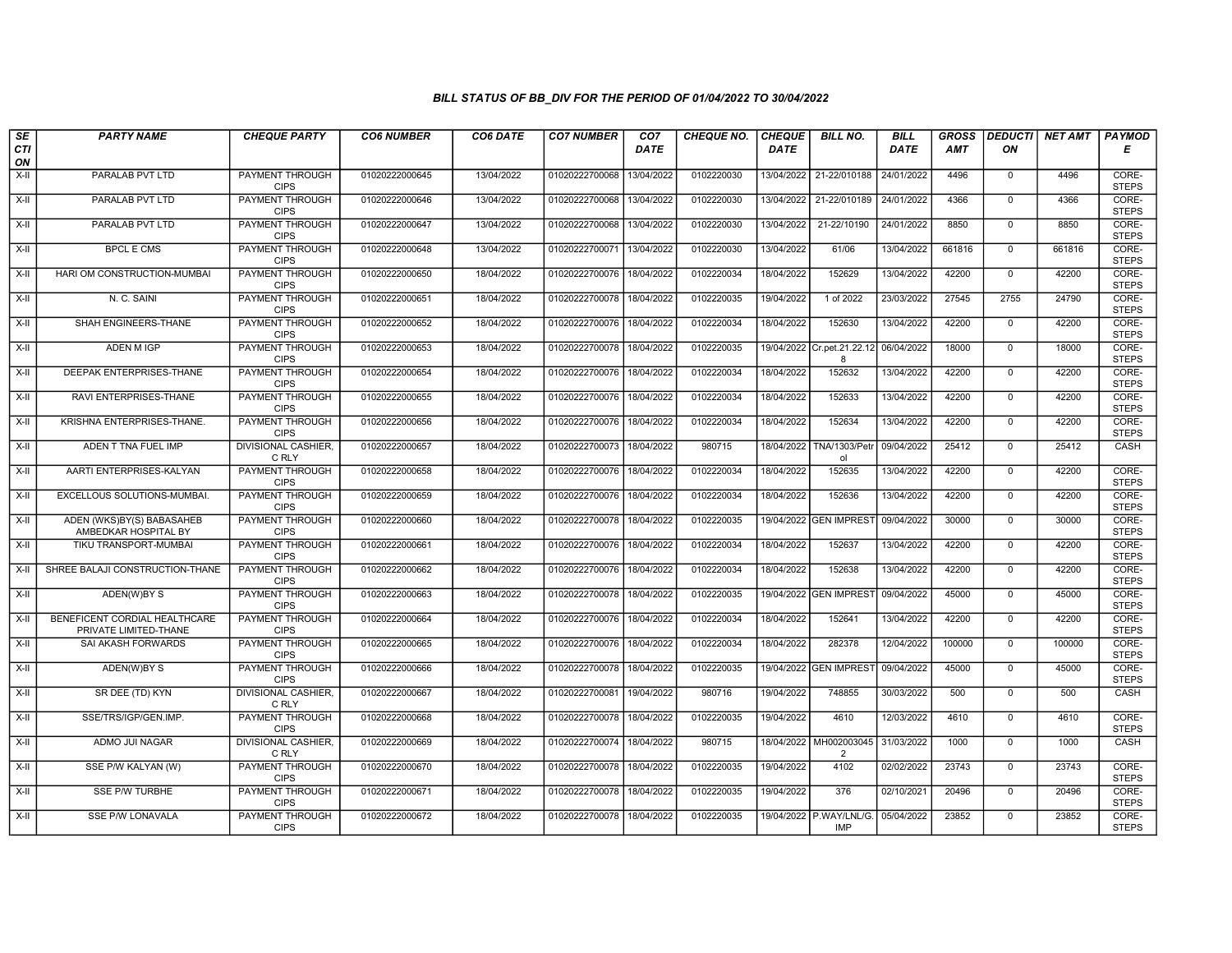#### *BILL STATUS OF BB_DIV FOR THE PERIOD OF 01/04/2022 TO 30/04/2022*

| SECTION | PARTY NAME | CHEQUE PARTY | CO6 NUMBER | CO6 DATE | CO7 NUMBER | CO7 DATE | CHEQUE NO. | CHEQUE DATE | BILL NO. | BILL DATE | GROSS AMT | DEDUCTION | NET AMT | PAYMODE |
|---|---|---|---|---|---|---|---|---|---|---|---|---|---|---|
| X-II | PARALAB PVT LTD | PAYMENT THROUGH CIPS | 01020222000645 | 13/04/2022 | 01020222700068 | 13/04/2022 | 0102220030 | 13/04/2022 | 21-22/010188 | 24/01/2022 | 4496 | 0 | 4496 | CORE-STEPS |
| X-II | PARALAB PVT LTD | PAYMENT THROUGH CIPS | 01020222000646 | 13/04/2022 | 01020222700068 | 13/04/2022 | 0102220030 | 13/04/2022 | 21-22/010189 | 24/01/2022 | 4366 | 0 | 4366 | CORE-STEPS |
| X-II | PARALAB PVT LTD | PAYMENT THROUGH CIPS | 01020222000647 | 13/04/2022 | 01020222700068 | 13/04/2022 | 0102220030 | 13/04/2022 | 21-22/10190 | 24/01/2022 | 8850 | 0 | 8850 | CORE-STEPS |
| X-II | BPCL E CMS | PAYMENT THROUGH CIPS | 01020222000648 | 13/04/2022 | 01020222700071 | 13/04/2022 | 0102220030 | 13/04/2022 | 61/06 | 13/04/2022 | 661816 | 0 | 661816 | CORE-STEPS |
| X-II | HARI OM CONSTRUCTION-MUMBAI | PAYMENT THROUGH CIPS | 01020222000650 | 18/04/2022 | 01020222700076 | 18/04/2022 | 0102220034 | 18/04/2022 | 152629 | 13/04/2022 | 42200 | 0 | 42200 | CORE-STEPS |
| X-II | N. C. SAINI | PAYMENT THROUGH CIPS | 01020222000651 | 18/04/2022 | 01020222700078 | 18/04/2022 | 0102220035 | 19/04/2022 | 1 of 2022 | 23/03/2022 | 27545 | 2755 | 24790 | CORE-STEPS |
| X-II | SHAH ENGINEERS-THANE | PAYMENT THROUGH CIPS | 01020222000652 | 18/04/2022 | 01020222700076 | 18/04/2022 | 0102220034 | 18/04/2022 | 152630 | 13/04/2022 | 42200 | 0 | 42200 | CORE-STEPS |
| X-II | ADEN M IGP | PAYMENT THROUGH CIPS | 01020222000653 | 18/04/2022 | 01020222700078 | 18/04/2022 | 0102220035 | 19/04/2022 | Cr.pet.21.22.128 | 06/04/2022 | 18000 | 0 | 18000 | CORE-STEPS |
| X-II | DEEPAK ENTERPRISES-THANE | PAYMENT THROUGH CIPS | 01020222000654 | 18/04/2022 | 01020222700076 | 18/04/2022 | 0102220034 | 18/04/2022 | 152632 | 13/04/2022 | 42200 | 0 | 42200 | CORE-STEPS |
| X-II | RAVI ENTERPRISES-THANE | PAYMENT THROUGH CIPS | 01020222000655 | 18/04/2022 | 01020222700076 | 18/04/2022 | 0102220034 | 18/04/2022 | 152633 | 13/04/2022 | 42200 | 0 | 42200 | CORE-STEPS |
| X-II | KRISHNA ENTERPRISES-THANE. | PAYMENT THROUGH CIPS | 01020222000656 | 18/04/2022 | 01020222700076 | 18/04/2022 | 0102220034 | 18/04/2022 | 152634 | 13/04/2022 | 42200 | 0 | 42200 | CORE-STEPS |
| X-II | ADEN T TNA FUEL IMP | DIVISIONAL CASHIER, C RLY | 01020222000657 | 18/04/2022 | 01020222700073 | 18/04/2022 | 980715 | 18/04/2022 | TNA/1303/Petrol | 09/04/2022 | 25412 | 0 | 25412 | CASH |
| X-II | AARTI ENTERPRISES-KALYAN | PAYMENT THROUGH CIPS | 01020222000658 | 18/04/2022 | 01020222700076 | 18/04/2022 | 0102220034 | 18/04/2022 | 152635 | 13/04/2022 | 42200 | 0 | 42200 | CORE-STEPS |
| X-II | EXCELLOUS SOLUTIONS-MUMBAI. | PAYMENT THROUGH CIPS | 01020222000659 | 18/04/2022 | 01020222700076 | 18/04/2022 | 0102220034 | 18/04/2022 | 152636 | 13/04/2022 | 42200 | 0 | 42200 | CORE-STEPS |
| X-II | ADEN (WKS)BY(S) BABASAHEB AMBEDKAR HOSPITAL BY | PAYMENT THROUGH CIPS | 01020222000660 | 18/04/2022 | 01020222700078 | 18/04/2022 | 0102220035 | 19/04/2022 | GEN IMPREST | 09/04/2022 | 30000 | 0 | 30000 | CORE-STEPS |
| X-II | TIKU TRANSPORT-MUMBAI | PAYMENT THROUGH CIPS | 01020222000661 | 18/04/2022 | 01020222700076 | 18/04/2022 | 0102220034 | 18/04/2022 | 152637 | 13/04/2022 | 42200 | 0 | 42200 | CORE-STEPS |
| X-II | SHREE BALAJI CONSTRUCTION-THANE | PAYMENT THROUGH CIPS | 01020222000662 | 18/04/2022 | 01020222700076 | 18/04/2022 | 0102220034 | 18/04/2022 | 152638 | 13/04/2022 | 42200 | 0 | 42200 | CORE-STEPS |
| X-II | ADEN(W)BY S | PAYMENT THROUGH CIPS | 01020222000663 | 18/04/2022 | 01020222700078 | 18/04/2022 | 0102220035 | 19/04/2022 | GEN IMPREST | 09/04/2022 | 45000 | 0 | 45000 | CORE-STEPS |
| X-II | BENEFICENT CORDIAL HEALTHCARE PRIVATE LIMITED-THANE | PAYMENT THROUGH CIPS | 01020222000664 | 18/04/2022 | 01020222700076 | 18/04/2022 | 0102220034 | 18/04/2022 | 152641 | 13/04/2022 | 42200 | 0 | 42200 | CORE-STEPS |
| X-II | SAI AKASH FORWARDS | PAYMENT THROUGH CIPS | 01020222000665 | 18/04/2022 | 01020222700076 | 18/04/2022 | 0102220034 | 18/04/2022 | 282378 | 12/04/2022 | 100000 | 0 | 100000 | CORE-STEPS |
| X-II | ADEN(W)BY S | PAYMENT THROUGH CIPS | 01020222000666 | 18/04/2022 | 01020222700078 | 18/04/2022 | 0102220035 | 19/04/2022 | GEN IMPREST | 09/04/2022 | 45000 | 0 | 45000 | CORE-STEPS |
| X-II | SR DEE (TD) KYN | DIVISIONAL CASHIER, C RLY | 01020222000667 | 18/04/2022 | 01020222700081 | 19/04/2022 | 980716 | 19/04/2022 | 748855 | 30/03/2022 | 500 | 0 | 500 | CASH |
| X-II | SSE/TRS/IGP/GEN.IMP. | PAYMENT THROUGH CIPS | 01020222000668 | 18/04/2022 | 01020222700078 | 18/04/2022 | 0102220035 | 19/04/2022 | 4610 | 12/03/2022 | 4610 | 0 | 4610 | CORE-STEPS |
| X-II | ADMO JUI NAGAR | DIVISIONAL CASHIER, C RLY | 01020222000669 | 18/04/2022 | 01020222700074 | 18/04/2022 | 980715 | 18/04/2022 | MH0020030452 | 31/03/2022 | 1000 | 0 | 1000 | CASH |
| X-II | SSE P/W KALYAN (W) | PAYMENT THROUGH CIPS | 01020222000670 | 18/04/2022 | 01020222700078 | 18/04/2022 | 0102220035 | 19/04/2022 | 4102 | 02/02/2022 | 23743 | 0 | 23743 | CORE-STEPS |
| X-II | SSE P/W TURBHE | PAYMENT THROUGH CIPS | 01020222000671 | 18/04/2022 | 01020222700078 | 18/04/2022 | 0102220035 | 19/04/2022 | 376 | 02/10/2021 | 20496 | 0 | 20496 | CORE-STEPS |
| X-II | SSE P/W LONAVALA | PAYMENT THROUGH CIPS | 01020222000672 | 18/04/2022 | 01020222700078 | 18/04/2022 | 0102220035 | 19/04/2022 | P.WAY/LNL/G.IMP | 05/04/2022 | 23852 | 0 | 23852 | CORE-STEPS |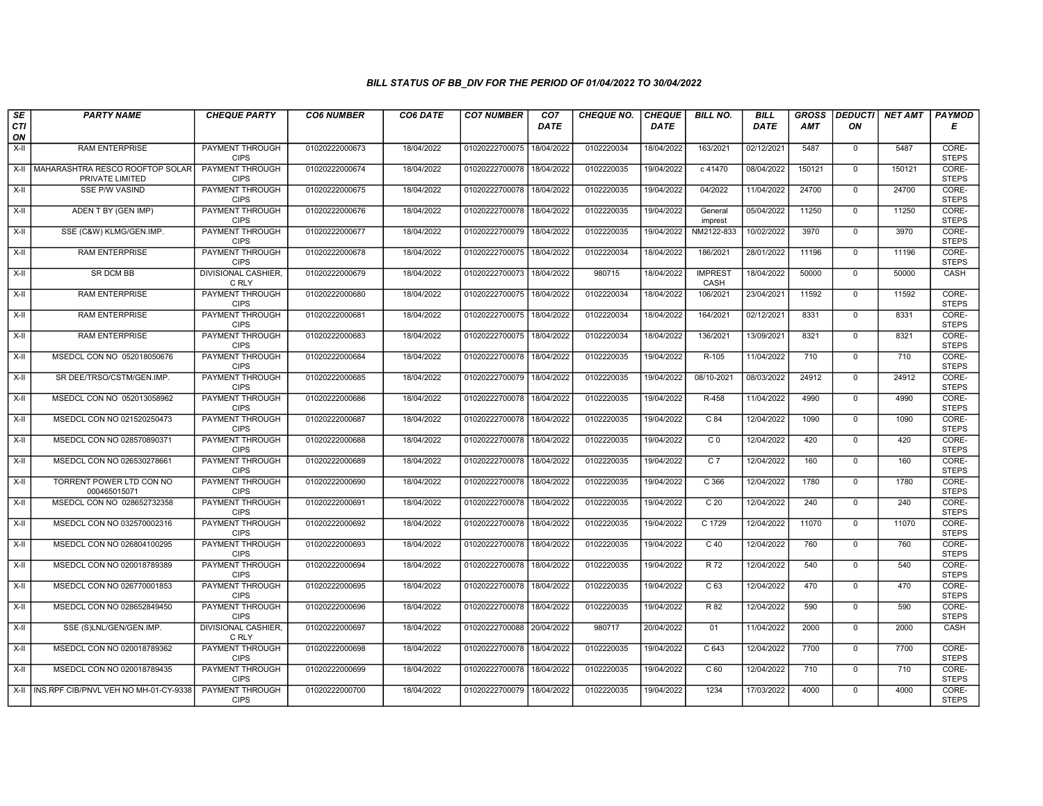### BILL STATUS OF BB_DIV FOR THE PERIOD OF 01/04/2022 TO 30/04/2022

| SECTION | PARTY NAME | CHEQUE PARTY | CO6 NUMBER | CO6 DATE | CO7 NUMBER | CO7 DATE | CHEQUE NO. | CHEQUE DATE | BILL NO. | BILL DATE | GROSS AMT | DEDUCTION | NET AMT | PAYMODE |
|---|---|---|---|---|---|---|---|---|---|---|---|---|---|---|
| X-II | RAM ENTERPRISE | PAYMENT THROUGH CIPS | 01020222000673 | 18/04/2022 | 01020222700075 | 18/04/2022 | 0102220034 | 18/04/2022 | 163/2021 | 02/12/2021 | 5487 | 0 | 5487 | CORE-STEPS |
| X-II | MAHARASHTRA RESCO ROOFTOP SOLAR PRIVATE LIMITED | PAYMENT THROUGH CIPS | 01020222000674 | 18/04/2022 | 01020222700078 | 18/04/2022 | 0102220035 | 19/04/2022 | c 41470 | 08/04/2022 | 150121 | 0 | 150121 | CORE-STEPS |
| X-II | SSE P/W VASIND | PAYMENT THROUGH CIPS | 01020222000675 | 18/04/2022 | 01020222700078 | 18/04/2022 | 0102220035 | 19/04/2022 | 04/2022 | 11/04/2022 | 24700 | 0 | 24700 | CORE-STEPS |
| X-II | ADEN T BY (GEN IMP) | PAYMENT THROUGH CIPS | 01020222000676 | 18/04/2022 | 01020222700078 | 18/04/2022 | 0102220035 | 19/04/2022 | General imprest | 05/04/2022 | 11250 | 0 | 11250 | CORE-STEPS |
| X-II | SSE (C&W) KLMG/GEN.IMP. | PAYMENT THROUGH CIPS | 01020222000677 | 18/04/2022 | 01020222700079 | 18/04/2022 | 0102220035 | 19/04/2022 | NM2122-833 | 10/02/2022 | 3970 | 0 | 3970 | CORE-STEPS |
| X-II | RAM ENTERPRISE | PAYMENT THROUGH CIPS | 01020222000678 | 18/04/2022 | 01020222700075 | 18/04/2022 | 0102220034 | 18/04/2022 | 186/2021 | 28/01/2022 | 11196 | 0 | 11196 | CORE-STEPS |
| X-II | SR DCM BB | DIVISIONAL CASHIER, C RLY | 01020222000679 | 18/04/2022 | 01020222700073 | 18/04/2022 | 980715 | 18/04/2022 | IMPREST CASH | 18/04/2022 | 50000 | 0 | 50000 | CASH |
| X-II | RAM ENTERPRISE | PAYMENT THROUGH CIPS | 01020222000680 | 18/04/2022 | 01020222700075 | 18/04/2022 | 0102220034 | 18/04/2022 | 106/2021 | 23/04/2021 | 11592 | 0 | 11592 | CORE-STEPS |
| X-II | RAM ENTERPRISE | PAYMENT THROUGH CIPS | 01020222000681 | 18/04/2022 | 01020222700075 | 18/04/2022 | 0102220034 | 18/04/2022 | 164/2021 | 02/12/2021 | 8331 | 0 | 8331 | CORE-STEPS |
| X-II | RAM ENTERPRISE | PAYMENT THROUGH CIPS | 01020222000683 | 18/04/2022 | 01020222700075 | 18/04/2022 | 0102220034 | 18/04/2022 | 136/2021 | 13/09/2021 | 8321 | 0 | 8321 | CORE-STEPS |
| X-II | MSEDCL CON NO 052018050676 | PAYMENT THROUGH CIPS | 01020222000684 | 18/04/2022 | 01020222700078 | 18/04/2022 | 0102220035 | 19/04/2022 | R-105 | 11/04/2022 | 710 | 0 | 710 | CORE-STEPS |
| X-II | SR DEE/TRSO/CSTM/GEN.IMP. | PAYMENT THROUGH CIPS | 01020222000685 | 18/04/2022 | 01020222700079 | 18/04/2022 | 0102220035 | 19/04/2022 | 08/10-2021 | 08/03/2022 | 24912 | 0 | 24912 | CORE-STEPS |
| X-II | MSEDCL CON NO 052013058962 | PAYMENT THROUGH CIPS | 01020222000686 | 18/04/2022 | 01020222700078 | 18/04/2022 | 0102220035 | 19/04/2022 | R-458 | 11/04/2022 | 4990 | 0 | 4990 | CORE-STEPS |
| X-II | MSEDCL CON NO 021520250473 | PAYMENT THROUGH CIPS | 01020222000687 | 18/04/2022 | 01020222700078 | 18/04/2022 | 0102220035 | 19/04/2022 | C 84 | 12/04/2022 | 1090 | 0 | 1090 | CORE-STEPS |
| X-II | MSEDCL CON NO 028570890371 | PAYMENT THROUGH CIPS | 01020222000688 | 18/04/2022 | 01020222700078 | 18/04/2022 | 0102220035 | 19/04/2022 | C 0 | 12/04/2022 | 420 | 0 | 420 | CORE-STEPS |
| X-II | MSEDCL CON NO 026530278661 | PAYMENT THROUGH CIPS | 01020222000689 | 18/04/2022 | 01020222700078 | 18/04/2022 | 0102220035 | 19/04/2022 | C 7 | 12/04/2022 | 160 | 0 | 160 | CORE-STEPS |
| X-II | TORRENT POWER LTD CON NO 000465015071 | PAYMENT THROUGH CIPS | 01020222000690 | 18/04/2022 | 01020222700078 | 18/04/2022 | 0102220035 | 19/04/2022 | C 366 | 12/04/2022 | 1780 | 0 | 1780 | CORE-STEPS |
| X-II | MSEDCL CON NO 028652732358 | PAYMENT THROUGH CIPS | 01020222000691 | 18/04/2022 | 01020222700078 | 18/04/2022 | 0102220035 | 19/04/2022 | C 20 | 12/04/2022 | 240 | 0 | 240 | CORE-STEPS |
| X-II | MSEDCL CON NO 032570002316 | PAYMENT THROUGH CIPS | 01020222000692 | 18/04/2022 | 01020222700078 | 18/04/2022 | 0102220035 | 19/04/2022 | C 1729 | 12/04/2022 | 11070 | 0 | 11070 | CORE-STEPS |
| X-II | MSEDCL CON NO 026804100295 | PAYMENT THROUGH CIPS | 01020222000693 | 18/04/2022 | 01020222700078 | 18/04/2022 | 0102220035 | 19/04/2022 | C 40 | 12/04/2022 | 760 | 0 | 760 | CORE-STEPS |
| X-II | MSEDCL CON NO 020018789389 | PAYMENT THROUGH CIPS | 01020222000694 | 18/04/2022 | 01020222700078 | 18/04/2022 | 0102220035 | 19/04/2022 | R 72 | 12/04/2022 | 540 | 0 | 540 | CORE-STEPS |
| X-II | MSEDCL CON NO 026770001853 | PAYMENT THROUGH CIPS | 01020222000695 | 18/04/2022 | 01020222700078 | 18/04/2022 | 0102220035 | 19/04/2022 | C 63 | 12/04/2022 | 470 | 0 | 470 | CORE-STEPS |
| X-II | MSEDCL CON NO 028652849450 | PAYMENT THROUGH CIPS | 01020222000696 | 18/04/2022 | 01020222700078 | 18/04/2022 | 0102220035 | 19/04/2022 | R 82 | 12/04/2022 | 590 | 0 | 590 | CORE-STEPS |
| X-II | SSE (S)LNL/GEN/GEN.IMP. | DIVISIONAL CASHIER, C RLY | 01020222000697 | 18/04/2022 | 01020222700088 | 20/04/2022 | 980717 | 20/04/2022 | 01 | 11/04/2022 | 2000 | 0 | 2000 | CASH |
| X-II | MSEDCL CON NO 020018789362 | PAYMENT THROUGH CIPS | 01020222000698 | 18/04/2022 | 01020222700078 | 18/04/2022 | 0102220035 | 19/04/2022 | C 643 | 12/04/2022 | 7700 | 0 | 7700 | CORE-STEPS |
| X-II | MSEDCL CON NO 020018789435 | PAYMENT THROUGH CIPS | 01020222000699 | 18/04/2022 | 01020222700078 | 18/04/2022 | 0102220035 | 19/04/2022 | C 60 | 12/04/2022 | 710 | 0 | 710 | CORE-STEPS |
| X-II | INS.RPF CIB/PNVL VEH NO MH-01-CY-9338 | PAYMENT THROUGH CIPS | 01020222000700 | 18/04/2022 | 01020222700079 | 18/04/2022 | 0102220035 | 19/04/2022 | 1234 | 17/03/2022 | 4000 | 0 | 4000 | CORE-STEPS |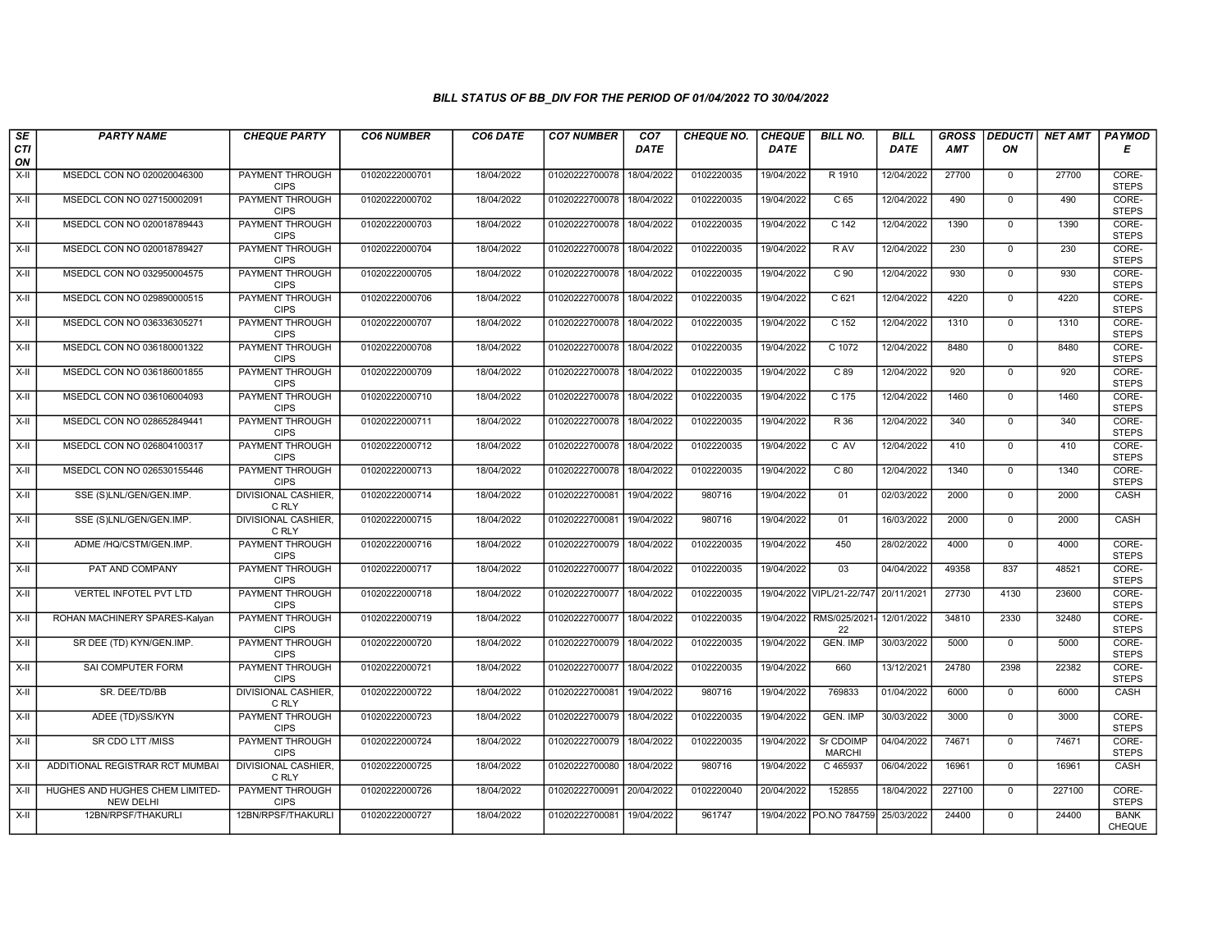### BILL STATUS OF BB_DIV FOR THE PERIOD OF 01/04/2022 TO 30/04/2022

| SECTION | PARTY NAME | CHEQUE PARTY | CO6 NUMBER | CO6 DATE | CO7 NUMBER | CO7 DATE | CHEQUE NO. | CHEQUE DATE | BILL NO. | BILL DATE | GROSS AMT | DEDUCTION | NET AMT | PAYMODE |
|---|---|---|---|---|---|---|---|---|---|---|---|---|---|---|
| X-II | MSEDCL CON NO 020020046300 | PAYMENT THROUGH CIPS | 01020222000701 | 18/04/2022 | 01020222700078 | 18/04/2022 | 0102220035 | 19/04/2022 | R 1910 | 12/04/2022 | 27700 | 0 | 27700 | CORE-STEPS |
| X-II | MSEDCL CON NO 027150002091 | PAYMENT THROUGH CIPS | 01020222000702 | 18/04/2022 | 01020222700078 | 18/04/2022 | 0102220035 | 19/04/2022 | C 65 | 12/04/2022 | 490 | 0 | 490 | CORE-STEPS |
| X-II | MSEDCL CON NO 020018789443 | PAYMENT THROUGH CIPS | 01020222000703 | 18/04/2022 | 01020222700078 | 18/04/2022 | 0102220035 | 19/04/2022 | C 142 | 12/04/2022 | 1390 | 0 | 1390 | CORE-STEPS |
| X-II | MSEDCL CON NO 020018789427 | PAYMENT THROUGH CIPS | 01020222000704 | 18/04/2022 | 01020222700078 | 18/04/2022 | 0102220035 | 19/04/2022 | R AV | 12/04/2022 | 230 | 0 | 230 | CORE-STEPS |
| X-II | MSEDCL CON NO 032950004575 | PAYMENT THROUGH CIPS | 01020222000705 | 18/04/2022 | 01020222700078 | 18/04/2022 | 0102220035 | 19/04/2022 | C 90 | 12/04/2022 | 930 | 0 | 930 | CORE-STEPS |
| X-II | MSEDCL CON NO 029890000515 | PAYMENT THROUGH CIPS | 01020222000706 | 18/04/2022 | 01020222700078 | 18/04/2022 | 0102220035 | 19/04/2022 | C 621 | 12/04/2022 | 4220 | 0 | 4220 | CORE-STEPS |
| X-II | MSEDCL CON NO 036336305271 | PAYMENT THROUGH CIPS | 01020222000707 | 18/04/2022 | 01020222700078 | 18/04/2022 | 0102220035 | 19/04/2022 | C 152 | 12/04/2022 | 1310 | 0 | 1310 | CORE-STEPS |
| X-II | MSEDCL CON NO 036180001322 | PAYMENT THROUGH CIPS | 01020222000708 | 18/04/2022 | 01020222700078 | 18/04/2022 | 0102220035 | 19/04/2022 | C 1072 | 12/04/2022 | 8480 | 0 | 8480 | CORE-STEPS |
| X-II | MSEDCL CON NO 036186001855 | PAYMENT THROUGH CIPS | 01020222000709 | 18/04/2022 | 01020222700078 | 18/04/2022 | 0102220035 | 19/04/2022 | C 89 | 12/04/2022 | 920 | 0 | 920 | CORE-STEPS |
| X-II | MSEDCL CON NO 036106004093 | PAYMENT THROUGH CIPS | 01020222000710 | 18/04/2022 | 01020222700078 | 18/04/2022 | 0102220035 | 19/04/2022 | C 175 | 12/04/2022 | 1460 | 0 | 1460 | CORE-STEPS |
| X-II | MSEDCL CON NO 028652849441 | PAYMENT THROUGH CIPS | 01020222000711 | 18/04/2022 | 01020222700078 | 18/04/2022 | 0102220035 | 19/04/2022 | R 36 | 12/04/2022 | 340 | 0 | 340 | CORE-STEPS |
| X-II | MSEDCL CON NO 026804100317 | PAYMENT THROUGH CIPS | 01020222000712 | 18/04/2022 | 01020222700078 | 18/04/2022 | 0102220035 | 19/04/2022 | C AV | 12/04/2022 | 410 | 0 | 410 | CORE-STEPS |
| X-II | MSEDCL CON NO 026530155446 | PAYMENT THROUGH CIPS | 01020222000713 | 18/04/2022 | 01020222700078 | 18/04/2022 | 0102220035 | 19/04/2022 | C 80 | 12/04/2022 | 1340 | 0 | 1340 | CORE-STEPS |
| X-II | SSE (S)LNL/GEN/GEN.IMP. | DIVISIONAL CASHIER, C RLY | 01020222000714 | 18/04/2022 | 01020222700081 | 19/04/2022 | 980716 | 19/04/2022 | 01 | 02/03/2022 | 2000 | 0 | 2000 | CASH |
| X-II | SSE (S)LNL/GEN/GEN.IMP. | DIVISIONAL CASHIER, C RLY | 01020222000715 | 18/04/2022 | 01020222700081 | 19/04/2022 | 980716 | 19/04/2022 | 01 | 16/03/2022 | 2000 | 0 | 2000 | CASH |
| X-II | ADME /HQ/CSTM/GEN.IMP. | PAYMENT THROUGH CIPS | 01020222000716 | 18/04/2022 | 01020222700079 | 18/04/2022 | 0102220035 | 19/04/2022 | 450 | 28/02/2022 | 4000 | 0 | 4000 | CORE-STEPS |
| X-II | PAT AND COMPANY | PAYMENT THROUGH CIPS | 01020222000717 | 18/04/2022 | 01020222700077 | 18/04/2022 | 0102220035 | 19/04/2022 | 03 | 04/04/2022 | 49358 | 837 | 48521 | CORE-STEPS |
| X-II | VERTEL INFOTEL PVT LTD | PAYMENT THROUGH CIPS | 01020222000718 | 18/04/2022 | 01020222700077 | 18/04/2022 | 0102220035 | 19/04/2022 | VIPL/21-22/747 | 20/11/2021 | 27730 | 4130 | 23600 | CORE-STEPS |
| X-II | ROHAN MACHINERY SPARES-Kalyan | PAYMENT THROUGH CIPS | 01020222000719 | 18/04/2022 | 01020222700077 | 18/04/2022 | 0102220035 | 19/04/2022 | RMS/025/2021-22 | 12/01/2022 | 34810 | 2330 | 32480 | CORE-STEPS |
| X-II | SR DEE (TD) KYN/GEN.IMP. | PAYMENT THROUGH CIPS | 01020222000720 | 18/04/2022 | 01020222700079 | 18/04/2022 | 0102220035 | 19/04/2022 | GEN. IMP | 30/03/2022 | 5000 | 0 | 5000 | CORE-STEPS |
| X-II | SAI COMPUTER FORM | PAYMENT THROUGH CIPS | 01020222000721 | 18/04/2022 | 01020222700077 | 18/04/2022 | 0102220035 | 19/04/2022 | 660 | 13/12/2021 | 24780 | 2398 | 22382 | CORE-STEPS |
| X-II | SR. DEE/TD/BB | DIVISIONAL CASHIER, C RLY | 01020222000722 | 18/04/2022 | 01020222700081 | 19/04/2022 | 980716 | 19/04/2022 | 769833 | 01/04/2022 | 6000 | 0 | 6000 | CASH |
| X-II | ADEE (TD)/SS/KYN | PAYMENT THROUGH CIPS | 01020222000723 | 18/04/2022 | 01020222700079 | 18/04/2022 | 0102220035 | 19/04/2022 | GEN. IMP | 30/03/2022 | 3000 | 0 | 3000 | CORE-STEPS |
| X-II | SR CDO LTT /MISS | PAYMENT THROUGH CIPS | 01020222000724 | 18/04/2022 | 01020222700079 | 18/04/2022 | 0102220035 | 19/04/2022 | Sr CDOIMP MARCHI | 04/04/2022 | 74671 | 0 | 74671 | CORE-STEPS |
| X-II | ADDITIONAL REGISTRAR RCT MUMBAI | DIVISIONAL CASHIER, C RLY | 01020222000725 | 18/04/2022 | 01020222700080 | 18/04/2022 | 980716 | 19/04/2022 | C 465937 | 06/04/2022 | 16961 | 0 | 16961 | CASH |
| X-II | HUGHES AND HUGHES CHEM LIMITED-NEW DELHI | PAYMENT THROUGH CIPS | 01020222000726 | 18/04/2022 | 01020222700091 | 20/04/2022 | 0102220040 | 20/04/2022 | 152855 | 18/04/2022 | 227100 | 0 | 227100 | CORE-STEPS |
| X-II | 12BN/RPSF/THAKURLI | 12BN/RPSF/THAKURLI | 01020222000727 | 18/04/2022 | 01020222700081 | 19/04/2022 | 961747 | 19/04/2022 | PO.NO 784759 | 25/03/2022 | 24400 | 0 | 24400 | BANK CHEQUE |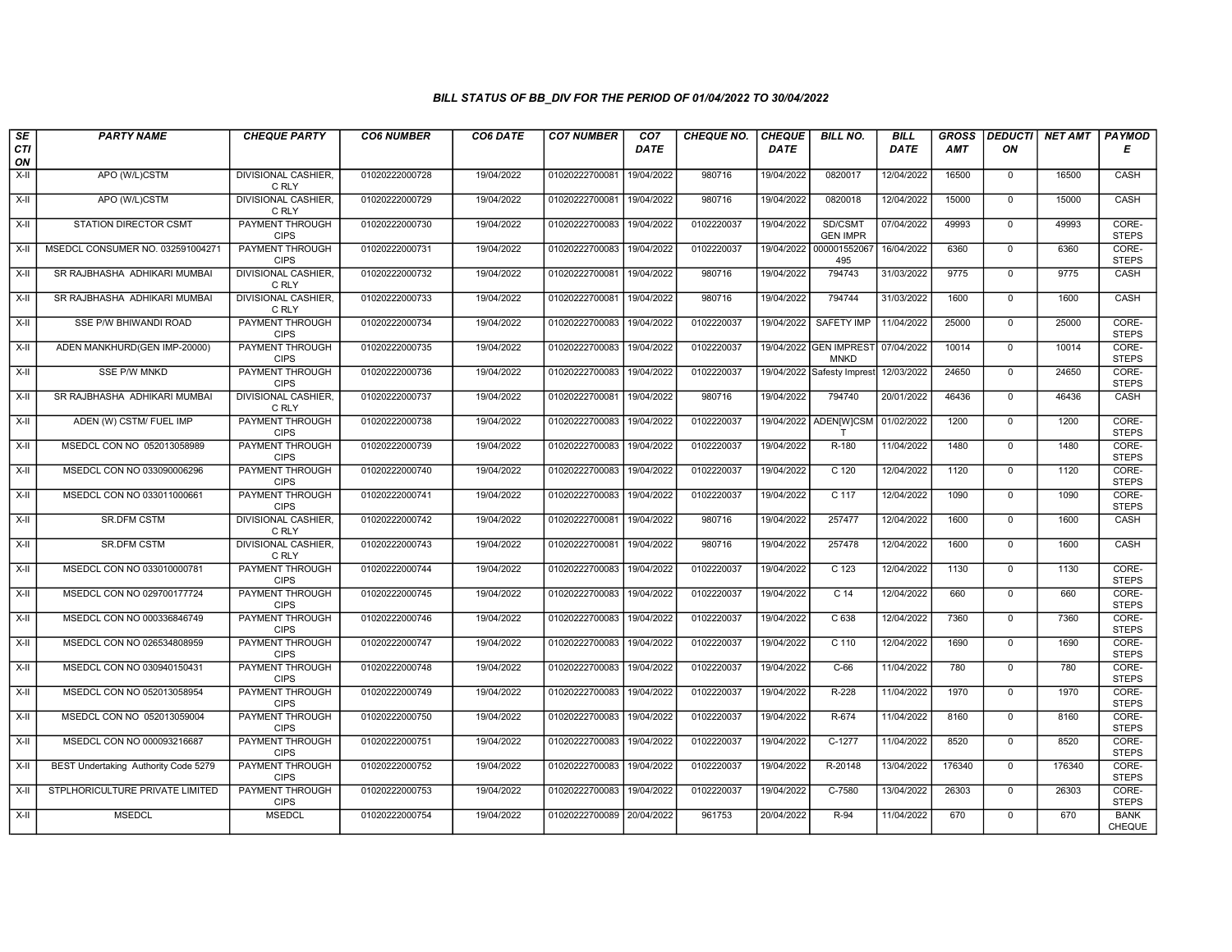## BILL STATUS OF BB_DIV FOR THE PERIOD OF 01/04/2022 TO 30/04/2022

| SECTION | PARTY NAME | CHEQUE PARTY | CO6 NUMBER | CO6 DATE | CO7 NUMBER | CO7 DATE | CHEQUE NO. | CHEQUE DATE | BILL NO. | BILL DATE | GROSS AMT | DEDUCTION | NET AMT | PAYMODE |
|---|---|---|---|---|---|---|---|---|---|---|---|---|---|---|
| X-II | APO (W/L)CSTM | DIVISIONAL CASHIER, C RLY | 01020222000728 | 19/04/2022 | 01020222700081 | 19/04/2022 | 980716 | 19/04/2022 | 0820017 | 12/04/2022 | 16500 | 0 | 16500 | CASH |
| X-II | APO (W/L)CSTM | DIVISIONAL CASHIER, C RLY | 01020222000729 | 19/04/2022 | 01020222700081 | 19/04/2022 | 980716 | 19/04/2022 | 0820018 | 12/04/2022 | 15000 | 0 | 15000 | CASH |
| X-II | STATION DIRECTOR CSMT | PAYMENT THROUGH CIPS | 01020222000730 | 19/04/2022 | 01020222700083 | 19/04/2022 | 0102220037 | 19/04/2022 | SD/CSMT GEN IMPR | 07/04/2022 | 49993 | 0 | 49993 | CORE-STEPS |
| X-II | MSEDCL CONSUMER NO. 032591004271 | PAYMENT THROUGH CIPS | 01020222000731 | 19/04/2022 | 01020222700083 | 19/04/2022 | 0102220037 | 19/04/2022 | 000001552067495 | 16/04/2022 | 6360 | 0 | 6360 | CORE-STEPS |
| X-II | SR RAJBHASHA ADHIKARI MUMBAI | DIVISIONAL CASHIER, C RLY | 01020222000732 | 19/04/2022 | 01020222700081 | 19/04/2022 | 980716 | 19/04/2022 | 794743 | 31/03/2022 | 9775 | 0 | 9775 | CASH |
| X-II | SR RAJBHASHA ADHIKARI MUMBAI | DIVISIONAL CASHIER, C RLY | 01020222000733 | 19/04/2022 | 01020222700081 | 19/04/2022 | 980716 | 19/04/2022 | 794744 | 31/03/2022 | 1600 | 0 | 1600 | CASH |
| X-II | SSE P/W BHIWANDI ROAD | PAYMENT THROUGH CIPS | 01020222000734 | 19/04/2022 | 01020222700083 | 19/04/2022 | 0102220037 | 19/04/2022 | SAFETY IMP | 11/04/2022 | 25000 | 0 | 25000 | CORE-STEPS |
| X-II | ADEN MANKHURD(GEN IMP-20000) | PAYMENT THROUGH CIPS | 01020222000735 | 19/04/2022 | 01020222700083 | 19/04/2022 | 0102220037 | 19/04/2022 | GEN IMPREST MNKD | 07/04/2022 | 10014 | 0 | 10014 | CORE-STEPS |
| X-II | SSE P/W MNKD | PAYMENT THROUGH CIPS | 01020222000736 | 19/04/2022 | 01020222700083 | 19/04/2022 | 0102220037 | 19/04/2022 | Safesty Imprest | 12/03/2022 | 24650 | 0 | 24650 | CORE-STEPS |
| X-II | SR RAJBHASHA ADHIKARI MUMBAI | DIVISIONAL CASHIER, C RLY | 01020222000737 | 19/04/2022 | 01020222700081 | 19/04/2022 | 980716 | 19/04/2022 | 794740 | 20/01/2022 | 46436 | 0 | 46436 | CASH |
| X-II | ADEN (W) CSTM/ FUEL IMP | PAYMENT THROUGH CIPS | 01020222000738 | 19/04/2022 | 01020222700083 | 19/04/2022 | 0102220037 | 19/04/2022 | ADEN[W]CSMT | 01/02/2022 | 1200 | 0 | 1200 | CORE-STEPS |
| X-II | MSEDCL CON NO 052013058989 | PAYMENT THROUGH CIPS | 01020222000739 | 19/04/2022 | 01020222700083 | 19/04/2022 | 0102220037 | 19/04/2022 | R-180 | 11/04/2022 | 1480 | 0 | 1480 | CORE-STEPS |
| X-II | MSEDCL CON NO 033090006296 | PAYMENT THROUGH CIPS | 01020222000740 | 19/04/2022 | 01020222700083 | 19/04/2022 | 0102220037 | 19/04/2022 | C 120 | 12/04/2022 | 1120 | 0 | 1120 | CORE-STEPS |
| X-II | MSEDCL CON NO 033011000661 | PAYMENT THROUGH CIPS | 01020222000741 | 19/04/2022 | 01020222700083 | 19/04/2022 | 0102220037 | 19/04/2022 | C 117 | 12/04/2022 | 1090 | 0 | 1090 | CORE-STEPS |
| X-II | SR.DFM CSTM | DIVISIONAL CASHIER, C RLY | 01020222000742 | 19/04/2022 | 01020222700081 | 19/04/2022 | 980716 | 19/04/2022 | 257477 | 12/04/2022 | 1600 | 0 | 1600 | CASH |
| X-II | SR.DFM CSTM | DIVISIONAL CASHIER, C RLY | 01020222000743 | 19/04/2022 | 01020222700081 | 19/04/2022 | 980716 | 19/04/2022 | 257478 | 12/04/2022 | 1600 | 0 | 1600 | CASH |
| X-II | MSEDCL CON NO 033010000781 | PAYMENT THROUGH CIPS | 01020222000744 | 19/04/2022 | 01020222700083 | 19/04/2022 | 0102220037 | 19/04/2022 | C 123 | 12/04/2022 | 1130 | 0 | 1130 | CORE-STEPS |
| X-II | MSEDCL CON NO 029700177724 | PAYMENT THROUGH CIPS | 01020222000745 | 19/04/2022 | 01020222700083 | 19/04/2022 | 0102220037 | 19/04/2022 | C 14 | 12/04/2022 | 660 | 0 | 660 | CORE-STEPS |
| X-II | MSEDCL CON NO 000336846749 | PAYMENT THROUGH CIPS | 01020222000746 | 19/04/2022 | 01020222700083 | 19/04/2022 | 0102220037 | 19/04/2022 | C 638 | 12/04/2022 | 7360 | 0 | 7360 | CORE-STEPS |
| X-II | MSEDCL CON NO 026534808959 | PAYMENT THROUGH CIPS | 01020222000747 | 19/04/2022 | 01020222700083 | 19/04/2022 | 0102220037 | 19/04/2022 | C 110 | 12/04/2022 | 1690 | 0 | 1690 | CORE-STEPS |
| X-II | MSEDCL CON NO 030940150431 | PAYMENT THROUGH CIPS | 01020222000748 | 19/04/2022 | 01020222700083 | 19/04/2022 | 0102220037 | 19/04/2022 | C-66 | 11/04/2022 | 780 | 0 | 780 | CORE-STEPS |
| X-II | MSEDCL CON NO 052013058954 | PAYMENT THROUGH CIPS | 01020222000749 | 19/04/2022 | 01020222700083 | 19/04/2022 | 0102220037 | 19/04/2022 | R-228 | 11/04/2022 | 1970 | 0 | 1970 | CORE-STEPS |
| X-II | MSEDCL CON NO 052013059004 | PAYMENT THROUGH CIPS | 01020222000750 | 19/04/2022 | 01020222700083 | 19/04/2022 | 0102220037 | 19/04/2022 | R-674 | 11/04/2022 | 8160 | 0 | 8160 | CORE-STEPS |
| X-II | MSEDCL CON NO 000093216687 | PAYMENT THROUGH CIPS | 01020222000751 | 19/04/2022 | 01020222700083 | 19/04/2022 | 0102220037 | 19/04/2022 | C-1277 | 11/04/2022 | 8520 | 0 | 8520 | CORE-STEPS |
| X-II | BEST Undertaking Authority Code 5279 | PAYMENT THROUGH CIPS | 01020222000752 | 19/04/2022 | 01020222700083 | 19/04/2022 | 0102220037 | 19/04/2022 | R-20148 | 13/04/2022 | 176340 | 0 | 176340 | CORE-STEPS |
| X-II | STPLHORICULTURE PRIVATE LIMITED | PAYMENT THROUGH CIPS | 01020222000753 | 19/04/2022 | 01020222700083 | 19/04/2022 | 0102220037 | 19/04/2022 | C-7580 | 13/04/2022 | 26303 | 0 | 26303 | CORE-STEPS |
| X-II | MSEDCL | MSEDCL | 01020222000754 | 19/04/2022 | 01020222700089 | 20/04/2022 | 961753 | 20/04/2022 | R-94 | 11/04/2022 | 670 | 0 | 670 | BANK CHEQUE |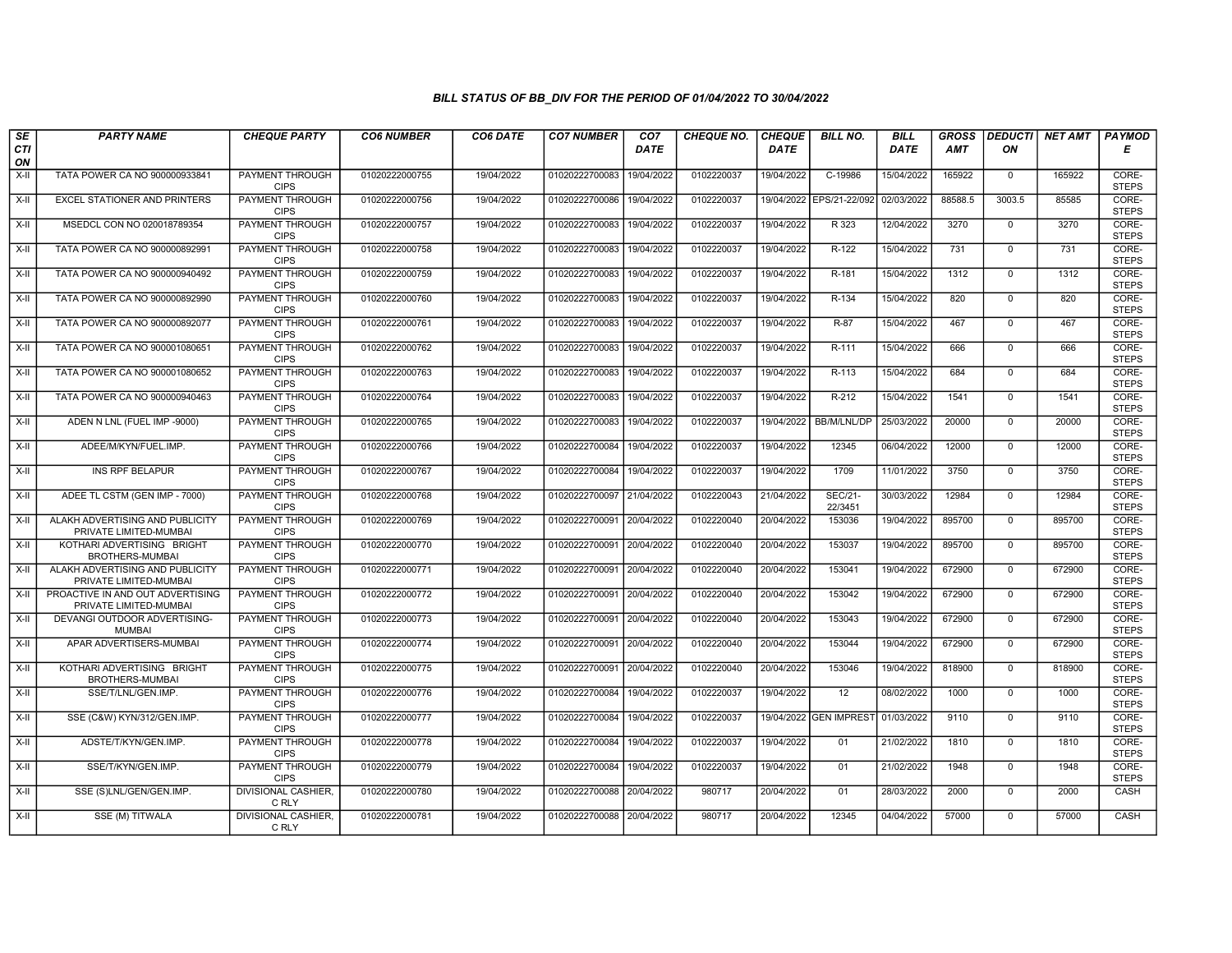### BILL STATUS OF BB_DIV FOR THE PERIOD OF 01/04/2022 TO 30/04/2022

| SECTION | PARTY NAME | CHEQUE PARTY | CO6 NUMBER | CO6 DATE | CO7 NUMBER | CO7 DATE | CHEQUE NO. | CHEQUE DATE | BILL NO. | BILL DATE | GROSS AMT | DEDUCTION | NET AMT | PAYMODE |
|---|---|---|---|---|---|---|---|---|---|---|---|---|---|---|
| X-II | TATA POWER CA NO 900000933841 | PAYMENT THROUGH CIPS | 01020222000755 | 19/04/2022 | 01020222700083 | 19/04/2022 | 0102220037 | 19/04/2022 | C-19986 | 15/04/2022 | 165922 | 0 | 165922 | CORE-STEPS |
| X-II | EXCEL STATIONER AND PRINTERS | PAYMENT THROUGH CIPS | 01020222000756 | 19/04/2022 | 01020222700086 | 19/04/2022 | 0102220037 | 19/04/2022 | EPS/21-22/092 | 02/03/2022 | 88588.5 | 3003.5 | 85585 | CORE-STEPS |
| X-II | MSEDCL CON NO 020018789354 | PAYMENT THROUGH CIPS | 01020222000757 | 19/04/2022 | 01020222700083 | 19/04/2022 | 0102220037 | 19/04/2022 | R 323 | 12/04/2022 | 3270 | 0 | 3270 | CORE-STEPS |
| X-II | TATA POWER CA NO 900000892991 | PAYMENT THROUGH CIPS | 01020222000758 | 19/04/2022 | 01020222700083 | 19/04/2022 | 0102220037 | 19/04/2022 | R-122 | 15/04/2022 | 731 | 0 | 731 | CORE-STEPS |
| X-II | TATA POWER CA NO 900000940492 | PAYMENT THROUGH CIPS | 01020222000759 | 19/04/2022 | 01020222700083 | 19/04/2022 | 0102220037 | 19/04/2022 | R-181 | 15/04/2022 | 1312 | 0 | 1312 | CORE-STEPS |
| X-II | TATA POWER CA NO 900000892990 | PAYMENT THROUGH CIPS | 01020222000760 | 19/04/2022 | 01020222700083 | 19/04/2022 | 0102220037 | 19/04/2022 | R-134 | 15/04/2022 | 820 | 0 | 820 | CORE-STEPS |
| X-II | TATA POWER CA NO 900000892077 | PAYMENT THROUGH CIPS | 01020222000761 | 19/04/2022 | 01020222700083 | 19/04/2022 | 0102220037 | 19/04/2022 | R-87 | 15/04/2022 | 467 | 0 | 467 | CORE-STEPS |
| X-II | TATA POWER CA NO 900001080651 | PAYMENT THROUGH CIPS | 01020222000762 | 19/04/2022 | 01020222700083 | 19/04/2022 | 0102220037 | 19/04/2022 | R-111 | 15/04/2022 | 666 | 0 | 666 | CORE-STEPS |
| X-II | TATA POWER CA NO 900001080652 | PAYMENT THROUGH CIPS | 01020222000763 | 19/04/2022 | 01020222700083 | 19/04/2022 | 0102220037 | 19/04/2022 | R-113 | 15/04/2022 | 684 | 0 | 684 | CORE-STEPS |
| X-II | TATA POWER CA NO 900000940463 | PAYMENT THROUGH CIPS | 01020222000764 | 19/04/2022 | 01020222700083 | 19/04/2022 | 0102220037 | 19/04/2022 | R-212 | 15/04/2022 | 1541 | 0 | 1541 | CORE-STEPS |
| X-II | ADEN N LNL (FUEL IMP -9000) | PAYMENT THROUGH CIPS | 01020222000765 | 19/04/2022 | 01020222700083 | 19/04/2022 | 0102220037 | 19/04/2022 | BB/M/LNL/DP | 25/03/2022 | 20000 | 0 | 20000 | CORE-STEPS |
| X-II | ADEE/M/KYN/FUEL.IMP. | PAYMENT THROUGH CIPS | 01020222000766 | 19/04/2022 | 01020222700084 | 19/04/2022 | 0102220037 | 19/04/2022 | 12345 | 06/04/2022 | 12000 | 0 | 12000 | CORE-STEPS |
| X-II | INS RPF BELAPUR | PAYMENT THROUGH CIPS | 01020222000767 | 19/04/2022 | 01020222700084 | 19/04/2022 | 0102220037 | 19/04/2022 | 1709 | 11/01/2022 | 3750 | 0 | 3750 | CORE-STEPS |
| X-II | ADEE TL CSTM (GEN IMP - 7000) | PAYMENT THROUGH CIPS | 01020222000768 | 19/04/2022 | 01020222700097 | 21/04/2022 | 0102220043 | 21/04/2022 | SEC/21-22/3451 | 30/03/2022 | 12984 | 0 | 12984 | CORE-STEPS |
| X-II | ALAKH ADVERTISING AND PUBLICITY PRIVATE LIMITED-MUMBAI | PAYMENT THROUGH CIPS | 01020222000769 | 19/04/2022 | 01020222700091 | 20/04/2022 | 0102220040 | 20/04/2022 | 153036 | 19/04/2022 | 895700 | 0 | 895700 | CORE-STEPS |
| X-II | KOTHARI ADVERTISING BRIGHT BROTHERS-MUMBAI | PAYMENT THROUGH CIPS | 01020222000770 | 19/04/2022 | 01020222700091 | 20/04/2022 | 0102220040 | 20/04/2022 | 153037 | 19/04/2022 | 895700 | 0 | 895700 | CORE-STEPS |
| X-II | ALAKH ADVERTISING AND PUBLICITY PRIVATE LIMITED-MUMBAI | PAYMENT THROUGH CIPS | 01020222000771 | 19/04/2022 | 01020222700091 | 20/04/2022 | 0102220040 | 20/04/2022 | 153041 | 19/04/2022 | 672900 | 0 | 672900 | CORE-STEPS |
| X-II | PROACTIVE IN AND OUT ADVERTISING PRIVATE LIMITED-MUMBAI | PAYMENT THROUGH CIPS | 01020222000772 | 19/04/2022 | 01020222700091 | 20/04/2022 | 0102220040 | 20/04/2022 | 153042 | 19/04/2022 | 672900 | 0 | 672900 | CORE-STEPS |
| X-II | DEVANGI OUTDOOR ADVERTISING-MUMBAI | PAYMENT THROUGH CIPS | 01020222000773 | 19/04/2022 | 01020222700091 | 20/04/2022 | 0102220040 | 20/04/2022 | 153043 | 19/04/2022 | 672900 | 0 | 672900 | CORE-STEPS |
| X-II | APAR ADVERTISERS-MUMBAI | PAYMENT THROUGH CIPS | 01020222000774 | 19/04/2022 | 01020222700091 | 20/04/2022 | 0102220040 | 20/04/2022 | 153044 | 19/04/2022 | 672900 | 0 | 672900 | CORE-STEPS |
| X-II | KOTHARI ADVERTISING BRIGHT BROTHERS-MUMBAI | PAYMENT THROUGH CIPS | 01020222000775 | 19/04/2022 | 01020222700091 | 20/04/2022 | 0102220040 | 20/04/2022 | 153046 | 19/04/2022 | 818900 | 0 | 818900 | CORE-STEPS |
| X-II | SSE/T/LNL/GEN.IMP. | PAYMENT THROUGH CIPS | 01020222000776 | 19/04/2022 | 01020222700084 | 19/04/2022 | 0102220037 | 19/04/2022 | 12 | 08/02/2022 | 1000 | 0 | 1000 | CORE-STEPS |
| X-II | SSE (C&W) KYN/312/GEN.IMP. | PAYMENT THROUGH CIPS | 01020222000777 | 19/04/2022 | 01020222700084 | 19/04/2022 | 0102220037 | 19/04/2022 | GEN IMPREST | 01/03/2022 | 9110 | 0 | 9110 | CORE-STEPS |
| X-II | ADSTE/T/KYN/GEN.IMP. | PAYMENT THROUGH CIPS | 01020222000778 | 19/04/2022 | 01020222700084 | 19/04/2022 | 0102220037 | 19/04/2022 | 01 | 21/02/2022 | 1810 | 0 | 1810 | CORE-STEPS |
| X-II | SSE/T/KYN/GEN.IMP. | PAYMENT THROUGH CIPS | 01020222000779 | 19/04/2022 | 01020222700084 | 19/04/2022 | 0102220037 | 19/04/2022 | 01 | 21/02/2022 | 1948 | 0 | 1948 | CORE-STEPS |
| X-II | SSE (S)LNL/GEN/GEN.IMP. | DIVISIONAL CASHIER, C RLY | 01020222000780 | 19/04/2022 | 01020222700088 | 20/04/2022 | 980717 | 20/04/2022 | 01 | 28/03/2022 | 2000 | 0 | 2000 | CASH |
| X-II | SSE (M) TITWALA | DIVISIONAL CASHIER, C RLY | 01020222000781 | 19/04/2022 | 01020222700088 | 20/04/2022 | 980717 | 20/04/2022 | 12345 | 04/04/2022 | 57000 | 0 | 57000 | CASH |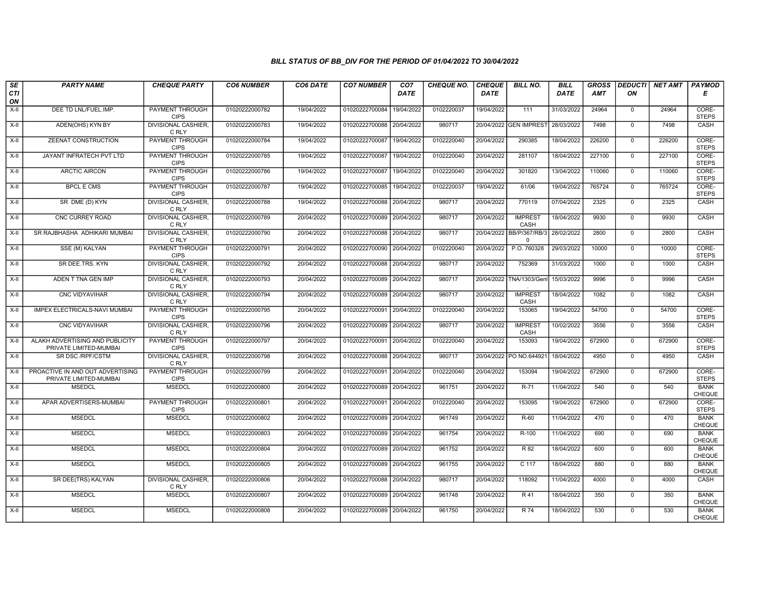## BILL STATUS OF BB_DIV FOR THE PERIOD OF 01/04/2022 TO 30/04/2022

| SECTION | PARTY NAME | CHEQUE PARTY | CO6 NUMBER | CO6 DATE | CO7 NUMBER | CO7 DATE | CHEQUE NO. | CHEQUE DATE | BILL NO. | BILL DATE | GROSS AMT | DEDUCTION | NET AMT | PAYMODE |
|---|---|---|---|---|---|---|---|---|---|---|---|---|---|---|
| X-II | DEE TD LNL/FUEL.IMP. | PAYMENT THROUGH CIPS | 01020222000782 | 19/04/2022 | 01020222700084 | 19/04/2022 | 0102220037 | 19/04/2022 | 111 | 31/03/2022 | 24964 | 0 | 24964 | CORE-STEPS |
| X-II | ADEN(OHS) KYN BY | DIVISIONAL CASHIER, C RLY | 01020222000783 | 19/04/2022 | 01020222700088 | 20/04/2022 | 980717 | 20/04/2022 | GEN IMPREST | 28/03/2022 | 7498 | 0 | 7498 | CASH |
| X-II | ZEENAT CONSTRUCTION | PAYMENT THROUGH CIPS | 01020222000784 | 19/04/2022 | 01020222700087 | 19/04/2022 | 0102220040 | 20/04/2022 | 290385 | 18/04/2022 | 226200 | 0 | 226200 | CORE-STEPS |
| X-II | JAYANT INFRATECH PVT LTD | PAYMENT THROUGH CIPS | 01020222000785 | 19/04/2022 | 01020222700087 | 19/04/2022 | 0102220040 | 20/04/2022 | 281107 | 18/04/2022 | 227100 | 0 | 227100 | CORE-STEPS |
| X-II | ARCTIC AIRCON | PAYMENT THROUGH CIPS | 01020222000786 | 19/04/2022 | 01020222700087 | 19/04/2022 | 0102220040 | 20/04/2022 | 301820 | 13/04/2022 | 110060 | 0 | 110060 | CORE-STEPS |
| X-II | BPCL E CMS | PAYMENT THROUGH CIPS | 01020222000787 | 19/04/2022 | 01020222700085 | 19/04/2022 | 0102220037 | 19/04/2022 | 61/06 | 19/04/2022 | 765724 | 0 | 765724 | CORE-STEPS |
| X-II | SR DME (D) KYN | DIVISIONAL CASHIER, C RLY | 01020222000788 | 19/04/2022 | 01020222700088 | 20/04/2022 | 980717 | 20/04/2022 | 770119 | 07/04/2022 | 2325 | 0 | 2325 | CASH |
| X-II | CNC CURREY ROAD | DIVISIONAL CASHIER, C RLY | 01020222000789 | 20/04/2022 | 01020222700089 | 20/04/2022 | 980717 | 20/04/2022 | IMPREST CASH | 18/04/2022 | 9930 | 0 | 9930 | CASH |
| X-II | SR RAJBHASHA ADHIKARI MUMBAI | DIVISIONAL CASHIER, C RLY | 01020222000790 | 20/04/2022 | 01020222700088 | 20/04/2022 | 980717 | 20/04/2022 | BB/P/367/RB/30 | 28/02/2022 | 2800 | 0 | 2800 | CASH |
| X-II | SSE (M) KALYAN | PAYMENT THROUGH CIPS | 01020222000791 | 20/04/2022 | 01020222700090 | 20/04/2022 | 0102220040 | 20/04/2022 | P.O. 760328 | 29/03/2022 | 10000 | 0 | 10000 | CORE-STEPS |
| X-II | SR DEE.TRS. KYN | DIVISIONAL CASHIER, C RLY | 01020222000792 | 20/04/2022 | 01020222700088 | 20/04/2022 | 980717 | 20/04/2022 | 752369 | 31/03/2022 | 1000 | 0 | 1000 | CASH |
| X-II | ADEN T TNA GEN IMP | DIVISIONAL CASHIER, C RLY | 01020222000793 | 20/04/2022 | 01020222700089 | 20/04/2022 | 980717 | 20/04/2022 | TNA/1303/Genl. | 15/03/2022 | 9996 | 0 | 9996 | CASH |
| X-II | CNC VIDYAVIHAR | DIVISIONAL CASHIER, C RLY | 01020222000794 | 20/04/2022 | 01020222700089 | 20/04/2022 | 980717 | 20/04/2022 | IMPREST CASH | 18/04/2022 | 1082 | 0 | 1082 | CASH |
| X-II | IMPEX ELECTRICALS-NAVI MUMBAI | PAYMENT THROUGH CIPS | 01020222000795 | 20/04/2022 | 01020222700091 | 20/04/2022 | 0102220040 | 20/04/2022 | 153065 | 19/04/2022 | 54700 | 0 | 54700 | CORE-STEPS |
| X-II | CNC VIDYAVIHAR | DIVISIONAL CASHIER, C RLY | 01020222000796 | 20/04/2022 | 01020222700089 | 20/04/2022 | 980717 | 20/04/2022 | IMPREST CASH | 10/02/2022 | 3556 | 0 | 3556 | CASH |
| X-II | ALAKH ADVERTISING AND PUBLICITY PRIVATE LIMITED-MUMBAI | PAYMENT THROUGH CIPS | 01020222000797 | 20/04/2022 | 01020222700091 | 20/04/2022 | 0102220040 | 20/04/2022 | 153093 | 19/04/2022 | 672900 | 0 | 672900 | CORE-STEPS |
| X-II | SR DSC /RPF/CSTM | DIVISIONAL CASHIER, C RLY | 01020222000798 | 20/04/2022 | 01020222700088 | 20/04/2022 | 980717 | 20/04/2022 | PO NO.644921 | 18/04/2022 | 4950 | 0 | 4950 | CASH |
| X-II | PROACTIVE IN AND OUT ADVERTISING PRIVATE LIMITED-MUMBAI | PAYMENT THROUGH CIPS | 01020222000799 | 20/04/2022 | 01020222700091 | 20/04/2022 | 0102220040 | 20/04/2022 | 153094 | 19/04/2022 | 672900 | 0 | 672900 | CORE-STEPS |
| X-II | MSEDCL | MSEDCL | 01020222000800 | 20/04/2022 | 01020222700089 | 20/04/2022 | 961751 | 20/04/2022 | R-71 | 11/04/2022 | 540 | 0 | 540 | BANK CHEQUE |
| X-II | APAR ADVERTISERS-MUMBAI | PAYMENT THROUGH CIPS | 01020222000801 | 20/04/2022 | 01020222700091 | 20/04/2022 | 0102220040 | 20/04/2022 | 153095 | 19/04/2022 | 672900 | 0 | 672900 | CORE-STEPS |
| X-II | MSEDCL | MSEDCL | 01020222000802 | 20/04/2022 | 01020222700089 | 20/04/2022 | 961749 | 20/04/2022 | R-60 | 11/04/2022 | 470 | 0 | 470 | BANK CHEQUE |
| X-II | MSEDCL | MSEDCL | 01020222000803 | 20/04/2022 | 01020222700089 | 20/04/2022 | 961754 | 20/04/2022 | R-100 | 11/04/2022 | 690 | 0 | 690 | BANK CHEQUE |
| X-II | MSEDCL | MSEDCL | 01020222000804 | 20/04/2022 | 01020222700089 | 20/04/2022 | 961752 | 20/04/2022 | R 82 | 18/04/2022 | 600 | 0 | 600 | BANK CHEQUE |
| X-II | MSEDCL | MSEDCL | 01020222000805 | 20/04/2022 | 01020222700089 | 20/04/2022 | 961755 | 20/04/2022 | C 117 | 18/04/2022 | 880 | 0 | 880 | BANK CHEQUE |
| X-II | SR DEE(TRS) KALYAN | DIVISIONAL CASHIER, C RLY | 01020222000806 | 20/04/2022 | 01020222700088 | 20/04/2022 | 980717 | 20/04/2022 | 118092 | 11/04/2022 | 4000 | 0 | 4000 | CASH |
| X-II | MSEDCL | MSEDCL | 01020222000807 | 20/04/2022 | 01020222700089 | 20/04/2022 | 961748 | 20/04/2022 | R 41 | 18/04/2022 | 350 | 0 | 350 | BANK CHEQUE |
| X-II | MSEDCL | MSEDCL | 01020222000808 | 20/04/2022 | 01020222700089 | 20/04/2022 | 961750 | 20/04/2022 | R 74 | 18/04/2022 | 530 | 0 | 530 | BANK CHEQUE |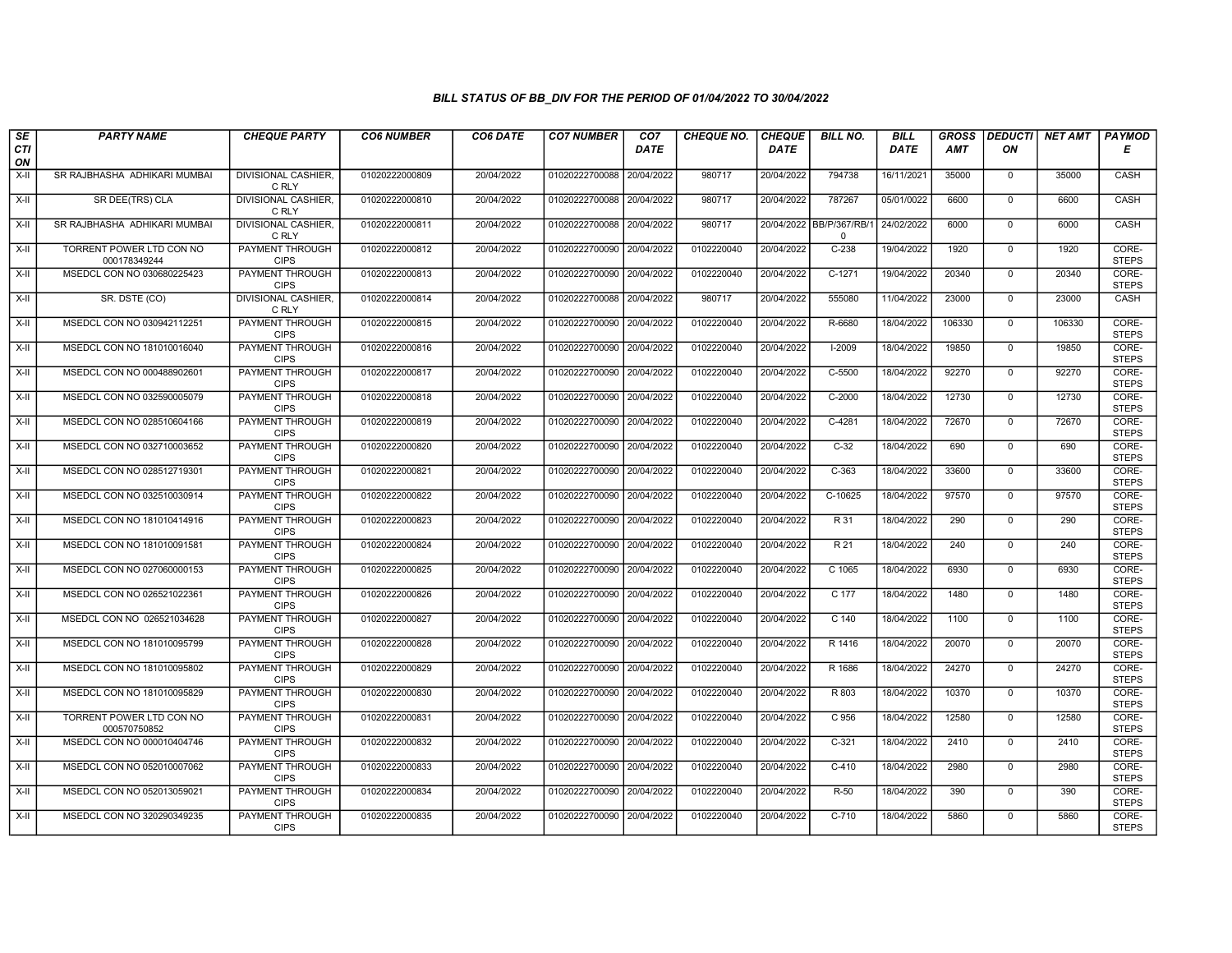*BILL STATUS OF BB_DIV FOR THE PERIOD OF 01/04/2022 TO 30/04/2022*

| SECTION | PARTY NAME | CHEQUE PARTY | CO6 NUMBER | CO6 DATE | CO7 NUMBER | CO7 DATE | CHEQUE NO. | CHEQUE DATE | BILL NO. | BILL DATE | GROSS AMT | DEDUCTION | NET AMT | PAYMODE |
|---|---|---|---|---|---|---|---|---|---|---|---|---|---|---|
| X-II | SR RAJBHASHA ADHIKARI MUMBAI | DIVISIONAL CASHIER, C RLY | 01020222000809 | 20/04/2022 | 01020222700088 | 20/04/2022 | 980717 | 20/04/2022 | 794738 | 16/11/2021 | 35000 | 0 | 35000 | CASH |
| X-II | SR DEE(TRS) CLA | DIVISIONAL CASHIER, C RLY | 01020222000810 | 20/04/2022 | 01020222700088 | 20/04/2022 | 980717 | 20/04/2022 | 787267 | 05/01/0022 | 6600 | 0 | 6600 | CASH |
| X-II | SR RAJBHASHA ADHIKARI MUMBAI | DIVISIONAL CASHIER, C RLY | 01020222000811 | 20/04/2022 | 01020222700088 | 20/04/2022 | 980717 | 20/04/2022 | BB/P/367/RB/10 | 24/02/2022 | 6000 | 0 | 6000 | CASH |
| X-II | TORRENT POWER LTD CON NO 000178349244 | PAYMENT THROUGH CIPS | 01020222000812 | 20/04/2022 | 01020222700090 | 20/04/2022 | 0102220040 | 20/04/2022 | C-238 | 19/04/2022 | 1920 | 0 | 1920 | CORE-STEPS |
| X-II | MSEDCL CON NO 030680225423 | PAYMENT THROUGH CIPS | 01020222000813 | 20/04/2022 | 01020222700090 | 20/04/2022 | 0102220040 | 20/04/2022 | C-1271 | 19/04/2022 | 20340 | 0 | 20340 | CORE-STEPS |
| X-II | SR. DSTE (CO) | DIVISIONAL CASHIER, C RLY | 01020222000814 | 20/04/2022 | 01020222700088 | 20/04/2022 | 980717 | 20/04/2022 | 555080 | 11/04/2022 | 23000 | 0 | 23000 | CASH |
| X-II | MSEDCL CON NO 030942112251 | PAYMENT THROUGH CIPS | 01020222000815 | 20/04/2022 | 01020222700090 | 20/04/2022 | 0102220040 | 20/04/2022 | R-6680 | 18/04/2022 | 106330 | 0 | 106330 | CORE-STEPS |
| X-II | MSEDCL CON NO 181010016040 | PAYMENT THROUGH CIPS | 01020222000816 | 20/04/2022 | 01020222700090 | 20/04/2022 | 0102220040 | 20/04/2022 | I-2009 | 18/04/2022 | 19850 | 0 | 19850 | CORE-STEPS |
| X-II | MSEDCL CON NO 000488902601 | PAYMENT THROUGH CIPS | 01020222000817 | 20/04/2022 | 01020222700090 | 20/04/2022 | 0102220040 | 20/04/2022 | C-5500 | 18/04/2022 | 92270 | 0 | 92270 | CORE-STEPS |
| X-II | MSEDCL CON NO 032590005079 | PAYMENT THROUGH CIPS | 01020222000818 | 20/04/2022 | 01020222700090 | 20/04/2022 | 0102220040 | 20/04/2022 | C-2000 | 18/04/2022 | 12730 | 0 | 12730 | CORE-STEPS |
| X-II | MSEDCL CON NO 028510604166 | PAYMENT THROUGH CIPS | 01020222000819 | 20/04/2022 | 01020222700090 | 20/04/2022 | 0102220040 | 20/04/2022 | C-4281 | 18/04/2022 | 72670 | 0 | 72670 | CORE-STEPS |
| X-II | MSEDCL CON NO 032710003652 | PAYMENT THROUGH CIPS | 01020222000820 | 20/04/2022 | 01020222700090 | 20/04/2022 | 0102220040 | 20/04/2022 | C-32 | 18/04/2022 | 690 | 0 | 690 | CORE-STEPS |
| X-II | MSEDCL CON NO 028512719301 | PAYMENT THROUGH CIPS | 01020222000821 | 20/04/2022 | 01020222700090 | 20/04/2022 | 0102220040 | 20/04/2022 | C-363 | 18/04/2022 | 33600 | 0 | 33600 | CORE-STEPS |
| X-II | MSEDCL CON NO 032510030914 | PAYMENT THROUGH CIPS | 01020222000822 | 20/04/2022 | 01020222700090 | 20/04/2022 | 0102220040 | 20/04/2022 | C-10625 | 18/04/2022 | 97570 | 0 | 97570 | CORE-STEPS |
| X-II | MSEDCL CON NO 181010414916 | PAYMENT THROUGH CIPS | 01020222000823 | 20/04/2022 | 01020222700090 | 20/04/2022 | 0102220040 | 20/04/2022 | R 31 | 18/04/2022 | 290 | 0 | 290 | CORE-STEPS |
| X-II | MSEDCL CON NO 181010091581 | PAYMENT THROUGH CIPS | 01020222000824 | 20/04/2022 | 01020222700090 | 20/04/2022 | 0102220040 | 20/04/2022 | R 21 | 18/04/2022 | 240 | 0 | 240 | CORE-STEPS |
| X-II | MSEDCL CON NO 027060000153 | PAYMENT THROUGH CIPS | 01020222000825 | 20/04/2022 | 01020222700090 | 20/04/2022 | 0102220040 | 20/04/2022 | C 1065 | 18/04/2022 | 6930 | 0 | 6930 | CORE-STEPS |
| X-II | MSEDCL CON NO 026521022361 | PAYMENT THROUGH CIPS | 01020222000826 | 20/04/2022 | 01020222700090 | 20/04/2022 | 0102220040 | 20/04/2022 | C 177 | 18/04/2022 | 1480 | 0 | 1480 | CORE-STEPS |
| X-II | MSEDCL CON NO 026521034628 | PAYMENT THROUGH CIPS | 01020222000827 | 20/04/2022 | 01020222700090 | 20/04/2022 | 0102220040 | 20/04/2022 | C 140 | 18/04/2022 | 1100 | 0 | 1100 | CORE-STEPS |
| X-II | MSEDCL CON NO 181010095799 | PAYMENT THROUGH CIPS | 01020222000828 | 20/04/2022 | 01020222700090 | 20/04/2022 | 0102220040 | 20/04/2022 | R 1416 | 18/04/2022 | 20070 | 0 | 20070 | CORE-STEPS |
| X-II | MSEDCL CON NO 181010095802 | PAYMENT THROUGH CIPS | 01020222000829 | 20/04/2022 | 01020222700090 | 20/04/2022 | 0102220040 | 20/04/2022 | R 1686 | 18/04/2022 | 24270 | 0 | 24270 | CORE-STEPS |
| X-II | MSEDCL CON NO 181010095829 | PAYMENT THROUGH CIPS | 01020222000830 | 20/04/2022 | 01020222700090 | 20/04/2022 | 0102220040 | 20/04/2022 | R 803 | 18/04/2022 | 10370 | 0 | 10370 | CORE-STEPS |
| X-II | TORRENT POWER LTD CON NO 000570750852 | PAYMENT THROUGH CIPS | 01020222000831 | 20/04/2022 | 01020222700090 | 20/04/2022 | 0102220040 | 20/04/2022 | C 956 | 18/04/2022 | 12580 | 0 | 12580 | CORE-STEPS |
| X-II | MSEDCL CON NO 000010404746 | PAYMENT THROUGH CIPS | 01020222000832 | 20/04/2022 | 01020222700090 | 20/04/2022 | 0102220040 | 20/04/2022 | C-321 | 18/04/2022 | 2410 | 0 | 2410 | CORE-STEPS |
| X-II | MSEDCL CON NO 052010007062 | PAYMENT THROUGH CIPS | 01020222000833 | 20/04/2022 | 01020222700090 | 20/04/2022 | 0102220040 | 20/04/2022 | C-410 | 18/04/2022 | 2980 | 0 | 2980 | CORE-STEPS |
| X-II | MSEDCL CON NO 052013059021 | PAYMENT THROUGH CIPS | 01020222000834 | 20/04/2022 | 01020222700090 | 20/04/2022 | 0102220040 | 20/04/2022 | R-50 | 18/04/2022 | 390 | 0 | 390 | CORE-STEPS |
| X-II | MSEDCL CON NO 320290349235 | PAYMENT THROUGH CIPS | 01020222000835 | 20/04/2022 | 01020222700090 | 20/04/2022 | 0102220040 | 20/04/2022 | C-710 | 18/04/2022 | 5860 | 0 | 5860 | CORE-STEPS |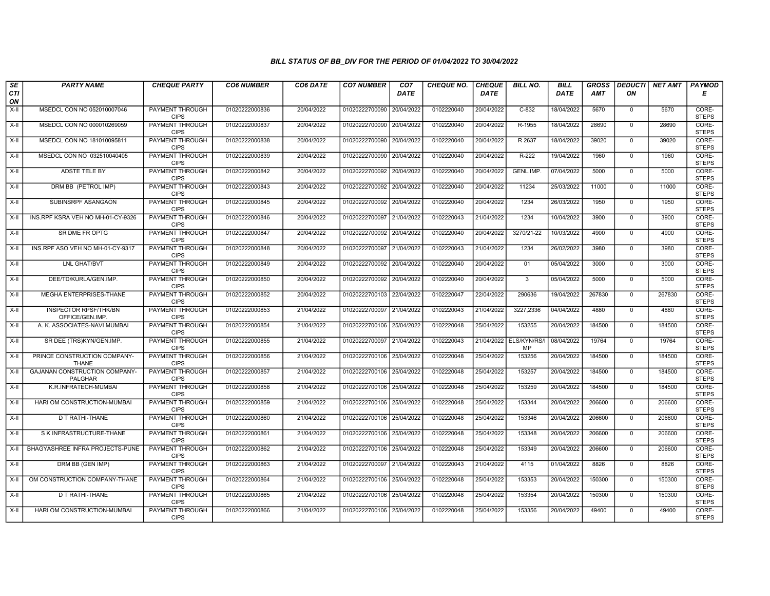BILL STATUS OF BB_DIV FOR THE PERIOD OF 01/04/2022 TO 30/04/2022

| SECTION | PARTY NAME | CHEQUE PARTY | CO6 NUMBER | CO6 DATE | CO7 NUMBER | CO7 DATE | CHEQUE NO. | CHEQUE DATE | BILL NO. | BILL DATE | GROSS AMT | DEDUCTION | NET AMT | PAYMODE |
|---|---|---|---|---|---|---|---|---|---|---|---|---|---|---|
| X-II | MSEDCL CON NO 052010007046 | PAYMENT THROUGH CIPS | 01020222000836 | 20/04/2022 | 01020222700090 | 20/04/2022 | 0102220040 | 20/04/2022 | C-832 | 18/04/2022 | 5670 | 0 | 5670 | CORE-STEPS |
| X-II | MSEDCL CON NO 000010269059 | PAYMENT THROUGH CIPS | 01020222000837 | 20/04/2022 | 01020222700090 | 20/04/2022 | 0102220040 | 20/04/2022 | R-1955 | 18/04/2022 | 28690 | 0 | 28690 | CORE-STEPS |
| X-II | MSEDCL CON NO 181010095811 | PAYMENT THROUGH CIPS | 01020222000838 | 20/04/2022 | 01020222700090 | 20/04/2022 | 0102220040 | 20/04/2022 | R 2637 | 18/04/2022 | 39020 | 0 | 39020 | CORE-STEPS |
| X-II | MSEDCL CON NO 032510040405 | PAYMENT THROUGH CIPS | 01020222000839 | 20/04/2022 | 01020222700090 | 20/04/2022 | 0102220040 | 20/04/2022 | R-222 | 19/04/2022 | 1960 | 0 | 1960 | CORE-STEPS |
| X-II | ADSTE TELE BY | PAYMENT THROUGH CIPS | 01020222000842 | 20/04/2022 | 01020222700092 | 20/04/2022 | 0102220040 | 20/04/2022 | GENL.IMP. | 07/04/2022 | 5000 | 0 | 5000 | CORE-STEPS |
| X-II | DRM BB (PETROL IMP) | PAYMENT THROUGH CIPS | 01020222000843 | 20/04/2022 | 01020222700092 | 20/04/2022 | 0102220040 | 20/04/2022 | 11234 | 25/03/2022 | 11000 | 0 | 11000 | CORE-STEPS |
| X-II | SUBINSRPF ASANGAON | PAYMENT THROUGH CIPS | 01020222000845 | 20/04/2022 | 01020222700092 | 20/04/2022 | 0102220040 | 20/04/2022 | 1234 | 26/03/2022 | 1950 | 0 | 1950 | CORE-STEPS |
| X-II | INS.RPF KSRA VEH NO MH-01-CY-9326 | PAYMENT THROUGH CIPS | 01020222000846 | 20/04/2022 | 01020222700097 | 21/04/2022 | 0102220043 | 21/04/2022 | 1234 | 10/04/2022 | 3900 | 0 | 3900 | CORE-STEPS |
| X-II | SR DME FR OPTG | PAYMENT THROUGH CIPS | 01020222000847 | 20/04/2022 | 01020222700092 | 20/04/2022 | 0102220040 | 20/04/2022 | 3270/21-22 | 10/03/2022 | 4900 | 0 | 4900 | CORE-STEPS |
| X-II | INS.RPF ASO VEH NO MH-01-CY-9317 | PAYMENT THROUGH CIPS | 01020222000848 | 20/04/2022 | 01020222700097 | 21/04/2022 | 0102220043 | 21/04/2022 | 1234 | 26/02/2022 | 3980 | 0 | 3980 | CORE-STEPS |
| X-II | LNL GHAT/BVT | PAYMENT THROUGH CIPS | 01020222000849 | 20/04/2022 | 01020222700092 | 20/04/2022 | 0102220040 | 20/04/2022 | 01 | 05/04/2022 | 3000 | 0 | 3000 | CORE-STEPS |
| X-II | DEE/TD/KURLA/GEN.IMP. | PAYMENT THROUGH CIPS | 01020222000850 | 20/04/2022 | 01020222700092 | 20/04/2022 | 0102220040 | 20/04/2022 | 3 | 05/04/2022 | 5000 | 0 | 5000 | CORE-STEPS |
| X-II | MEGHA ENTERPRISES-THANE | PAYMENT THROUGH CIPS | 01020222000852 | 20/04/2022 | 01020222700103 | 22/04/2022 | 0102220047 | 22/04/2022 | 290636 | 19/04/2022 | 267830 | 0 | 267830 | CORE-STEPS |
| X-II | INSPECTOR RPSF/THK/BN OFFICE/GEN.IMP. | PAYMENT THROUGH CIPS | 01020222000853 | 21/04/2022 | 01020222700097 | 21/04/2022 | 0102220043 | 21/04/2022 | 3227,2336 | 04/04/2022 | 4880 | 0 | 4880 | CORE-STEPS |
| X-II | A. K. ASSOCIATES-NAVI MUMBAI | PAYMENT THROUGH CIPS | 01020222000854 | 21/04/2022 | 01020222700106 | 25/04/2022 | 0102220048 | 25/04/2022 | 153255 | 20/04/2022 | 184500 | 0 | 184500 | CORE-STEPS |
| X-II | SR DEE (TRS)KYN/GEN.IMP. | PAYMENT THROUGH CIPS | 01020222000855 | 21/04/2022 | 01020222700097 | 21/04/2022 | 0102220043 | 21/04/2022 | ELS/KYN/RS/IMP | 08/04/2022 | 19764 | 0 | 19764 | CORE-STEPS |
| X-II | PRINCE CONSTRUCTION COMPANY-THANE | PAYMENT THROUGH CIPS | 01020222000856 | 21/04/2022 | 01020222700106 | 25/04/2022 | 0102220048 | 25/04/2022 | 153256 | 20/04/2022 | 184500 | 0 | 184500 | CORE-STEPS |
| X-II | GAJANAN CONSTRUCTION COMPANY-PALGHAR | PAYMENT THROUGH CIPS | 01020222000857 | 21/04/2022 | 01020222700106 | 25/04/2022 | 0102220048 | 25/04/2022 | 153257 | 20/04/2022 | 184500 | 0 | 184500 | CORE-STEPS |
| X-II | K.R.INFRATECH-MUMBAI | PAYMENT THROUGH CIPS | 01020222000858 | 21/04/2022 | 01020222700106 | 25/04/2022 | 0102220048 | 25/04/2022 | 153259 | 20/04/2022 | 184500 | 0 | 184500 | CORE-STEPS |
| X-II | HARI OM CONSTRUCTION-MUMBAI | PAYMENT THROUGH CIPS | 01020222000859 | 21/04/2022 | 01020222700106 | 25/04/2022 | 0102220048 | 25/04/2022 | 153344 | 20/04/2022 | 206600 | 0 | 206600 | CORE-STEPS |
| X-II | D T RATHI-THANE | PAYMENT THROUGH CIPS | 01020222000860 | 21/04/2022 | 01020222700106 | 25/04/2022 | 0102220048 | 25/04/2022 | 153346 | 20/04/2022 | 206600 | 0 | 206600 | CORE-STEPS |
| X-II | S K INFRASTRUCTURE-THANE | PAYMENT THROUGH CIPS | 01020222000861 | 21/04/2022 | 01020222700106 | 25/04/2022 | 0102220048 | 25/04/2022 | 153348 | 20/04/2022 | 206600 | 0 | 206600 | CORE-STEPS |
| X-II | BHAGYASHREE INFRA PROJECTS-PUNE | PAYMENT THROUGH CIPS | 01020222000862 | 21/04/2022 | 01020222700106 | 25/04/2022 | 0102220048 | 25/04/2022 | 153349 | 20/04/2022 | 206600 | 0 | 206600 | CORE-STEPS |
| X-II | DRM BB (GEN IMP) | PAYMENT THROUGH CIPS | 01020222000863 | 21/04/2022 | 01020222700097 | 21/04/2022 | 0102220043 | 21/04/2022 | 4115 | 01/04/2022 | 8826 | 0 | 8826 | CORE-STEPS |
| X-II | OM CONSTRUCTION COMPANY-THANE | PAYMENT THROUGH CIPS | 01020222000864 | 21/04/2022 | 01020222700106 | 25/04/2022 | 0102220048 | 25/04/2022 | 153353 | 20/04/2022 | 150300 | 0 | 150300 | CORE-STEPS |
| X-II | D T RATHI-THANE | PAYMENT THROUGH CIPS | 01020222000865 | 21/04/2022 | 01020222700106 | 25/04/2022 | 0102220048 | 25/04/2022 | 153354 | 20/04/2022 | 150300 | 0 | 150300 | CORE-STEPS |
| X-II | HARI OM CONSTRUCTION-MUMBAI | PAYMENT THROUGH CIPS | 01020222000866 | 21/04/2022 | 01020222700106 | 25/04/2022 | 0102220048 | 25/04/2022 | 153356 | 20/04/2022 | 49400 | 0 | 49400 | CORE-STEPS |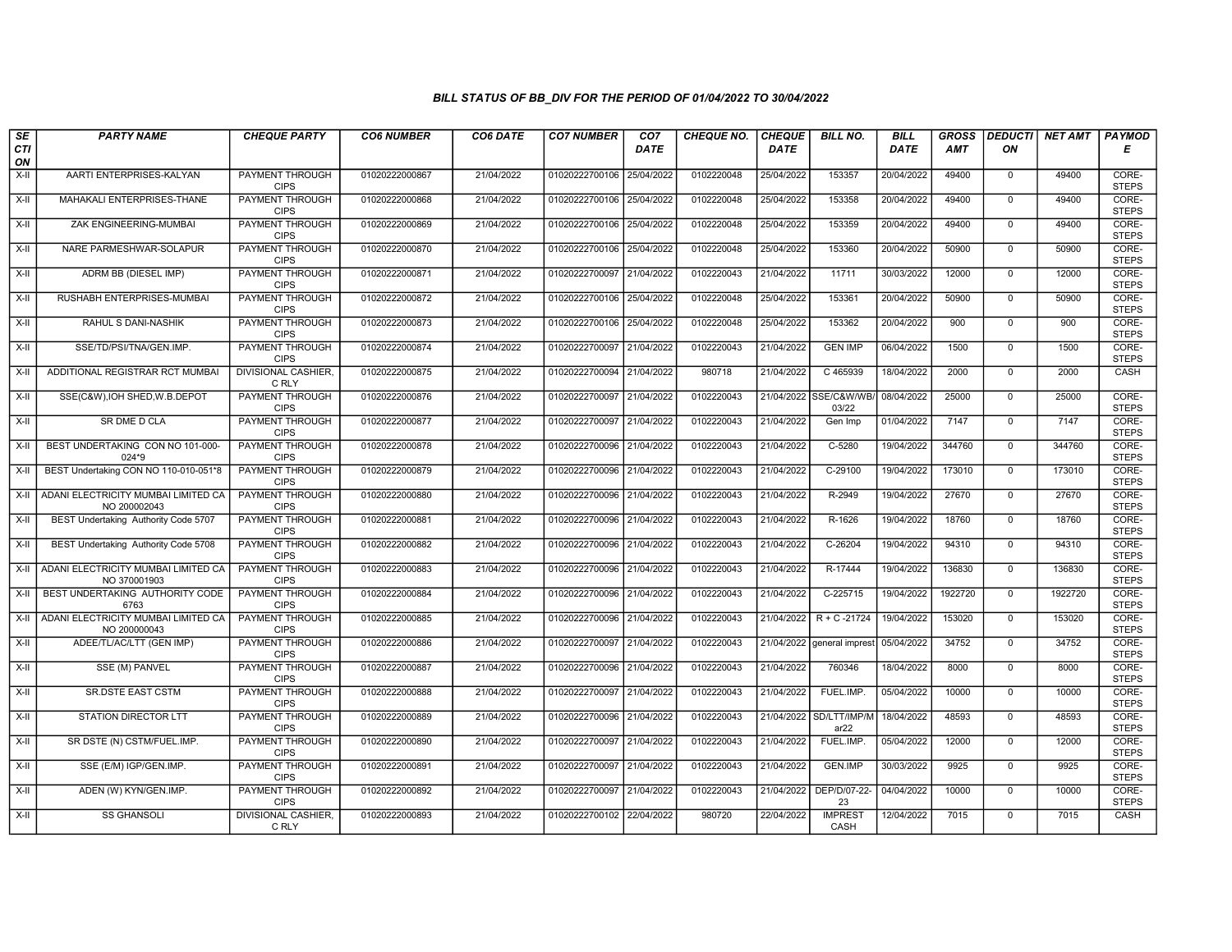### BILL STATUS OF BB_DIV FOR THE PERIOD OF 01/04/2022 TO 30/04/2022

| SECTION | PARTY NAME | CHEQUE PARTY | CO6 NUMBER | CO6 DATE | CO7 NUMBER | CO7 DATE | CHEQUE NO. | CHEQUE DATE | BILL NO. | BILL DATE | GROSS AMT | DEDUCTION | NET AMT | PAYMODE |
|---|---|---|---|---|---|---|---|---|---|---|---|---|---|---|
| X-II | AARTI ENTERPRISES-KALYAN | PAYMENT THROUGH CIPS | 01020222000867 | 21/04/2022 | 01020222700106 | 25/04/2022 | 0102220048 | 25/04/2022 | 153357 | 20/04/2022 | 49400 | 0 | 49400 | CORE-STEPS |
| X-II | MAHAKALI ENTERPRISES-THANE | PAYMENT THROUGH CIPS | 01020222000868 | 21/04/2022 | 01020222700106 | 25/04/2022 | 0102220048 | 25/04/2022 | 153358 | 20/04/2022 | 49400 | 0 | 49400 | CORE-STEPS |
| X-II | ZAK ENGINEERING-MUMBAI | PAYMENT THROUGH CIPS | 01020222000869 | 21/04/2022 | 01020222700106 | 25/04/2022 | 0102220048 | 25/04/2022 | 153359 | 20/04/2022 | 49400 | 0 | 49400 | CORE-STEPS |
| X-II | NARE PARMESHWAR-SOLAPUR | PAYMENT THROUGH CIPS | 01020222000870 | 21/04/2022 | 01020222700106 | 25/04/2022 | 0102220048 | 25/04/2022 | 153360 | 20/04/2022 | 50900 | 0 | 50900 | CORE-STEPS |
| X-II | ADRM BB (DIESEL IMP) | PAYMENT THROUGH CIPS | 01020222000871 | 21/04/2022 | 01020222700097 | 21/04/2022 | 0102220043 | 21/04/2022 | 11711 | 30/03/2022 | 12000 | 0 | 12000 | CORE-STEPS |
| X-II | RUSHABH ENTERPRISES-MUMBAI | PAYMENT THROUGH CIPS | 01020222000872 | 21/04/2022 | 01020222700106 | 25/04/2022 | 0102220048 | 25/04/2022 | 153361 | 20/04/2022 | 50900 | 0 | 50900 | CORE-STEPS |
| X-II | RAHUL S DANI-NASHIK | PAYMENT THROUGH CIPS | 01020222000873 | 21/04/2022 | 01020222700106 | 25/04/2022 | 0102220048 | 25/04/2022 | 153362 | 20/04/2022 | 900 | 0 | 900 | CORE-STEPS |
| X-II | SSE/TD/PSI/TNA/GEN.IMP. | PAYMENT THROUGH CIPS | 01020222000874 | 21/04/2022 | 01020222700097 | 21/04/2022 | 0102220043 | 21/04/2022 | GEN IMP | 06/04/2022 | 1500 | 0 | 1500 | CORE-STEPS |
| X-II | ADDITIONAL REGISTRAR RCT MUMBAI | DIVISIONAL CASHIER, C RLY | 01020222000875 | 21/04/2022 | 01020222700094 | 21/04/2022 | 980718 | 21/04/2022 | C 465939 | 18/04/2022 | 2000 | 0 | 2000 | CASH |
| X-II | SSE(C&W),IOH SHED,W.B.DEPOT | PAYMENT THROUGH CIPS | 01020222000876 | 21/04/2022 | 01020222700097 | 21/04/2022 | 0102220043 | 21/04/2022 | SSE/C&W/WB/03/22 | 08/04/2022 | 25000 | 0 | 25000 | CORE-STEPS |
| X-II | SR DME D CLA | PAYMENT THROUGH CIPS | 01020222000877 | 21/04/2022 | 01020222700097 | 21/04/2022 | 0102220043 | 21/04/2022 | Gen Imp | 01/04/2022 | 7147 | 0 | 7147 | CORE-STEPS |
| X-II | BEST UNDERTAKING CON NO 101-000-024*9 | PAYMENT THROUGH CIPS | 01020222000878 | 21/04/2022 | 01020222700096 | 21/04/2022 | 0102220043 | 21/04/2022 | C-5280 | 19/04/2022 | 344760 | 0 | 344760 | CORE-STEPS |
| X-II | BEST Undertaking CON NO 110-010-051*8 | PAYMENT THROUGH CIPS | 01020222000879 | 21/04/2022 | 01020222700096 | 21/04/2022 | 0102220043 | 21/04/2022 | C-29100 | 19/04/2022 | 173010 | 0 | 173010 | CORE-STEPS |
| X-II | ADANI ELECTRICITY MUMBAI LIMITED CA NO 200002043 | PAYMENT THROUGH CIPS | 01020222000880 | 21/04/2022 | 01020222700096 | 21/04/2022 | 0102220043 | 21/04/2022 | R-2949 | 19/04/2022 | 27670 | 0 | 27670 | CORE-STEPS |
| X-II | BEST Undertaking Authority Code 5707 | PAYMENT THROUGH CIPS | 01020222000881 | 21/04/2022 | 01020222700096 | 21/04/2022 | 0102220043 | 21/04/2022 | R-1626 | 19/04/2022 | 18760 | 0 | 18760 | CORE-STEPS |
| X-II | BEST Undertaking Authority Code 5708 | PAYMENT THROUGH CIPS | 01020222000882 | 21/04/2022 | 01020222700096 | 21/04/2022 | 0102220043 | 21/04/2022 | C-26204 | 19/04/2022 | 94310 | 0 | 94310 | CORE-STEPS |
| X-II | ADANI ELECTRICITY MUMBAI LIMITED CA NO 370001903 | PAYMENT THROUGH CIPS | 01020222000883 | 21/04/2022 | 01020222700096 | 21/04/2022 | 0102220043 | 21/04/2022 | R-17444 | 19/04/2022 | 136830 | 0 | 136830 | CORE-STEPS |
| X-II | BEST UNDERTAKING AUTHORITY CODE 6763 | PAYMENT THROUGH CIPS | 01020222000884 | 21/04/2022 | 01020222700096 | 21/04/2022 | 0102220043 | 21/04/2022 | C-225715 | 19/04/2022 | 1922720 | 0 | 1922720 | CORE-STEPS |
| X-II | ADANI ELECTRICITY MUMBAI LIMITED CA NO 200000043 | PAYMENT THROUGH CIPS | 01020222000885 | 21/04/2022 | 01020222700096 | 21/04/2022 | 0102220043 | 21/04/2022 | R + C -21724 | 19/04/2022 | 153020 | 0 | 153020 | CORE-STEPS |
| X-II | ADEE/TL/AC/LTT (GEN IMP) | PAYMENT THROUGH CIPS | 01020222000886 | 21/04/2022 | 01020222700097 | 21/04/2022 | 0102220043 | 21/04/2022 | general imprest | 05/04/2022 | 34752 | 0 | 34752 | CORE-STEPS |
| X-II | SSE (M) PANVEL | PAYMENT THROUGH CIPS | 01020222000887 | 21/04/2022 | 01020222700096 | 21/04/2022 | 0102220043 | 21/04/2022 | 760346 | 18/04/2022 | 8000 | 0 | 8000 | CORE-STEPS |
| X-II | SR.DSTE EAST CSTM | PAYMENT THROUGH CIPS | 01020222000888 | 21/04/2022 | 01020222700097 | 21/04/2022 | 0102220043 | 21/04/2022 | FUEL.IMP. | 05/04/2022 | 10000 | 0 | 10000 | CORE-STEPS |
| X-II | STATION DIRECTOR LTT | PAYMENT THROUGH CIPS | 01020222000889 | 21/04/2022 | 01020222700096 | 21/04/2022 | 0102220043 | 21/04/2022 | SD/LTT/IMP/Mar22 | 18/04/2022 | 48593 | 0 | 48593 | CORE-STEPS |
| X-II | SR DSTE (N) CSTM/FUEL.IMP. | PAYMENT THROUGH CIPS | 01020222000890 | 21/04/2022 | 01020222700097 | 21/04/2022 | 0102220043 | 21/04/2022 | FUEL.IMP. | 05/04/2022 | 12000 | 0 | 12000 | CORE-STEPS |
| X-II | SSE (E/M) IGP/GEN.IMP. | PAYMENT THROUGH CIPS | 01020222000891 | 21/04/2022 | 01020222700097 | 21/04/2022 | 0102220043 | 21/04/2022 | GEN.IMP | 30/03/2022 | 9925 | 0 | 9925 | CORE-STEPS |
| X-II | ADEN (W) KYN/GEN.IMP. | PAYMENT THROUGH CIPS | 01020222000892 | 21/04/2022 | 01020222700097 | 21/04/2022 | 0102220043 | 21/04/2022 | DEP/D/07-22-23 | 04/04/2022 | 10000 | 0 | 10000 | CORE-STEPS |
| X-II | SS GHANSOLI | DIVISIONAL CASHIER, C RLY | 01020222000893 | 21/04/2022 | 01020222700102 | 22/04/2022 | 980720 | 22/04/2022 | IMPREST CASH | 12/04/2022 | 7015 | 0 | 7015 | CASH |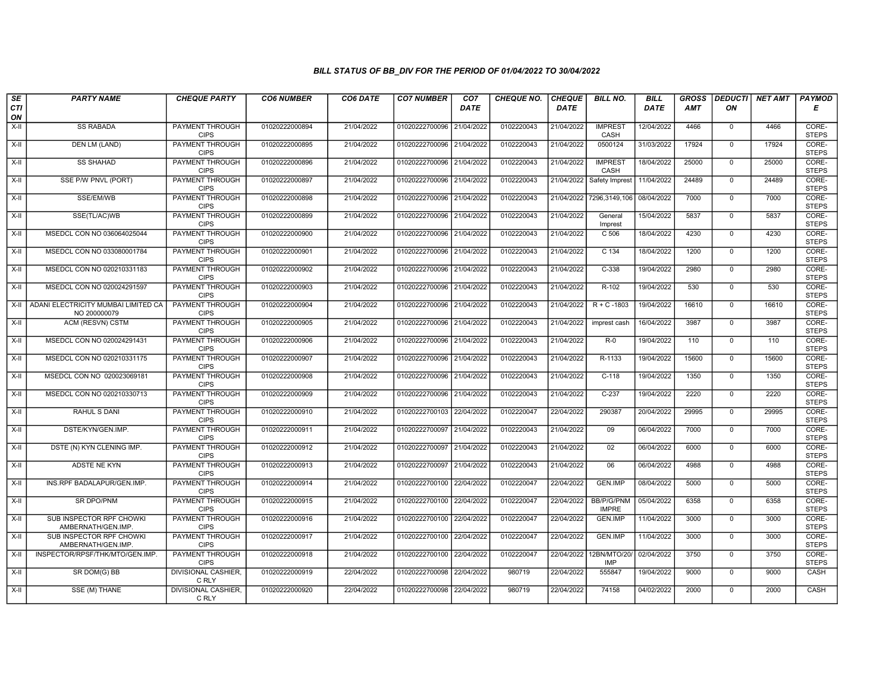### BILL STATUS OF BB_DIV FOR THE PERIOD OF 01/04/2022 TO 30/04/2022

| SECTION | PARTY NAME | CHEQUE PARTY | CO6 NUMBER | CO6 DATE | CO7 NUMBER | CO7 DATE | CHEQUE NO. | CHEQUE DATE | BILL NO. | BILL DATE | GROSS AMT | DEDUCTION | NET AMT | PAYMODE |
|---|---|---|---|---|---|---|---|---|---|---|---|---|---|---|
| X-II | SS RABADA | PAYMENT THROUGH CIPS | 01020222000894 | 21/04/2022 | 01020222700096 | 21/04/2022 | 0102220043 | 21/04/2022 | IMPREST CASH | 12/04/2022 | 4466 | 0 | 4466 | CORE-STEPS |
| X-II | DEN LM (LAND) | PAYMENT THROUGH CIPS | 01020222000895 | 21/04/2022 | 01020222700096 | 21/04/2022 | 0102220043 | 21/04/2022 | 0500124 | 31/03/2022 | 17924 | 0 | 17924 | CORE-STEPS |
| X-II | SS SHAHAD | PAYMENT THROUGH CIPS | 01020222000896 | 21/04/2022 | 01020222700096 | 21/04/2022 | 0102220043 | 21/04/2022 | IMPREST CASH | 18/04/2022 | 25000 | 0 | 25000 | CORE-STEPS |
| X-II | SSE P/W PNVL (PORT) | PAYMENT THROUGH CIPS | 01020222000897 | 21/04/2022 | 01020222700096 | 21/04/2022 | 0102220043 | 21/04/2022 | Safety Imprest | 11/04/2022 | 24489 | 0 | 24489 | CORE-STEPS |
| X-II | SSE/EM/WB | PAYMENT THROUGH CIPS | 01020222000898 | 21/04/2022 | 01020222700096 | 21/04/2022 | 0102220043 | 21/04/2022 | 7296,3149,106 | 08/04/2022 | 7000 | 0 | 7000 | CORE-STEPS |
| X-II | SSE(TL/AC)WB | PAYMENT THROUGH CIPS | 01020222000899 | 21/04/2022 | 01020222700096 | 21/04/2022 | 0102220043 | 21/04/2022 | General Imprest | 15/04/2022 | 5837 | 0 | 5837 | CORE-STEPS |
| X-II | MSEDCL CON NO 036064025044 | PAYMENT THROUGH CIPS | 01020222000900 | 21/04/2022 | 01020222700096 | 21/04/2022 | 0102220043 | 21/04/2022 | C 506 | 18/04/2022 | 4230 | 0 | 4230 | CORE-STEPS |
| X-II | MSEDCL CON NO 033080001784 | PAYMENT THROUGH CIPS | 01020222000901 | 21/04/2022 | 01020222700096 | 21/04/2022 | 0102220043 | 21/04/2022 | C 134 | 18/04/2022 | 1200 | 0 | 1200 | CORE-STEPS |
| X-II | MSEDCL CON NO 020210331183 | PAYMENT THROUGH CIPS | 01020222000902 | 21/04/2022 | 01020222700096 | 21/04/2022 | 0102220043 | 21/04/2022 | C-338 | 19/04/2022 | 2980 | 0 | 2980 | CORE-STEPS |
| X-II | MSEDCL CON NO 020024291597 | PAYMENT THROUGH CIPS | 01020222000903 | 21/04/2022 | 01020222700096 | 21/04/2022 | 0102220043 | 21/04/2022 | R-102 | 19/04/2022 | 530 | 0 | 530 | CORE-STEPS |
| X-II | ADANI ELECTRICITY MUMBAI LIMITED CA NO 200000079 | PAYMENT THROUGH CIPS | 01020222000904 | 21/04/2022 | 01020222700096 | 21/04/2022 | 0102220043 | 21/04/2022 | R + C -1803 | 19/04/2022 | 16610 | 0 | 16610 | CORE-STEPS |
| X-II | ACM (RESVN) CSTM | PAYMENT THROUGH CIPS | 01020222000905 | 21/04/2022 | 01020222700096 | 21/04/2022 | 0102220043 | 21/04/2022 | imprest cash | 16/04/2022 | 3987 | 0 | 3987 | CORE-STEPS |
| X-II | MSEDCL CON NO 020024291431 | PAYMENT THROUGH CIPS | 01020222000906 | 21/04/2022 | 01020222700096 | 21/04/2022 | 0102220043 | 21/04/2022 | R-0 | 19/04/2022 | 110 | 0 | 110 | CORE-STEPS |
| X-II | MSEDCL CON NO 020210331175 | PAYMENT THROUGH CIPS | 01020222000907 | 21/04/2022 | 01020222700096 | 21/04/2022 | 0102220043 | 21/04/2022 | R-1133 | 19/04/2022 | 15600 | 0 | 15600 | CORE-STEPS |
| X-II | MSEDCL CON NO 020023069181 | PAYMENT THROUGH CIPS | 01020222000908 | 21/04/2022 | 01020222700096 | 21/04/2022 | 0102220043 | 21/04/2022 | C-118 | 19/04/2022 | 1350 | 0 | 1350 | CORE-STEPS |
| X-II | MSEDCL CON NO 020210330713 | PAYMENT THROUGH CIPS | 01020222000909 | 21/04/2022 | 01020222700096 | 21/04/2022 | 0102220043 | 21/04/2022 | C-237 | 19/04/2022 | 2220 | 0 | 2220 | CORE-STEPS |
| X-II | RAHUL S DANI | PAYMENT THROUGH CIPS | 01020222000910 | 21/04/2022 | 01020222700103 | 22/04/2022 | 0102220047 | 22/04/2022 | 290387 | 20/04/2022 | 29995 | 0 | 29995 | CORE-STEPS |
| X-II | DSTE/KYN/GEN.IMP. | PAYMENT THROUGH CIPS | 01020222000911 | 21/04/2022 | 01020222700097 | 21/04/2022 | 0102220043 | 21/04/2022 | 09 | 06/04/2022 | 7000 | 0 | 7000 | CORE-STEPS |
| X-II | DSTE (N) KYN CLENING IMP. | PAYMENT THROUGH CIPS | 01020222000912 | 21/04/2022 | 01020222700097 | 21/04/2022 | 0102220043 | 21/04/2022 | 02 | 06/04/2022 | 6000 | 0 | 6000 | CORE-STEPS |
| X-II | ADSTE NE KYN | PAYMENT THROUGH CIPS | 01020222000913 | 21/04/2022 | 01020222700097 | 21/04/2022 | 0102220043 | 21/04/2022 | 06 | 06/04/2022 | 4988 | 0 | 4988 | CORE-STEPS |
| X-II | INS.RPF BADALAPUR/GEN.IMP. | PAYMENT THROUGH CIPS | 01020222000914 | 21/04/2022 | 01020222700100 | 22/04/2022 | 0102220047 | 22/04/2022 | GEN.IMP | 08/04/2022 | 5000 | 0 | 5000 | CORE-STEPS |
| X-II | SR DPO/PNM | PAYMENT THROUGH CIPS | 01020222000915 | 21/04/2022 | 01020222700100 | 22/04/2022 | 0102220047 | 22/04/2022 | BB/P/G/PNM IMPRE | 05/04/2022 | 6358 | 0 | 6358 | CORE-STEPS |
| X-II | SUB INSPECTOR RPF CHOWKI AMBERNATH/GEN.IMP. | PAYMENT THROUGH CIPS | 01020222000916 | 21/04/2022 | 01020222700100 | 22/04/2022 | 0102220047 | 22/04/2022 | GEN.IMP | 11/04/2022 | 3000 | 0 | 3000 | CORE-STEPS |
| X-II | SUB INSPECTOR RPF CHOWKI AMBERNATH/GEN.IMP. | PAYMENT THROUGH CIPS | 01020222000917 | 21/04/2022 | 01020222700100 | 22/04/2022 | 0102220047 | 22/04/2022 | GEN.IMP | 11/04/2022 | 3000 | 0 | 3000 | CORE-STEPS |
| X-II | INSPECTOR/RPSF/THK/MTO/GEN.IMP. | PAYMENT THROUGH CIPS | 01020222000918 | 21/04/2022 | 01020222700100 | 22/04/2022 | 0102220047 | 22/04/2022 | 12BN/MTO/20/ IMP | 02/04/2022 | 3750 | 0 | 3750 | CORE-STEPS |
| X-II | SR DOM(G) BB | DIVISIONAL CASHIER, C RLY | 01020222000919 | 22/04/2022 | 01020222700098 | 22/04/2022 | 980719 | 22/04/2022 | 555847 | 19/04/2022 | 9000 | 0 | 9000 | CASH |
| X-II | SSE (M) THANE | DIVISIONAL CASHIER, C RLY | 01020222000920 | 22/04/2022 | 01020222700098 | 22/04/2022 | 980719 | 22/04/2022 | 74158 | 04/02/2022 | 2000 | 0 | 2000 | CASH |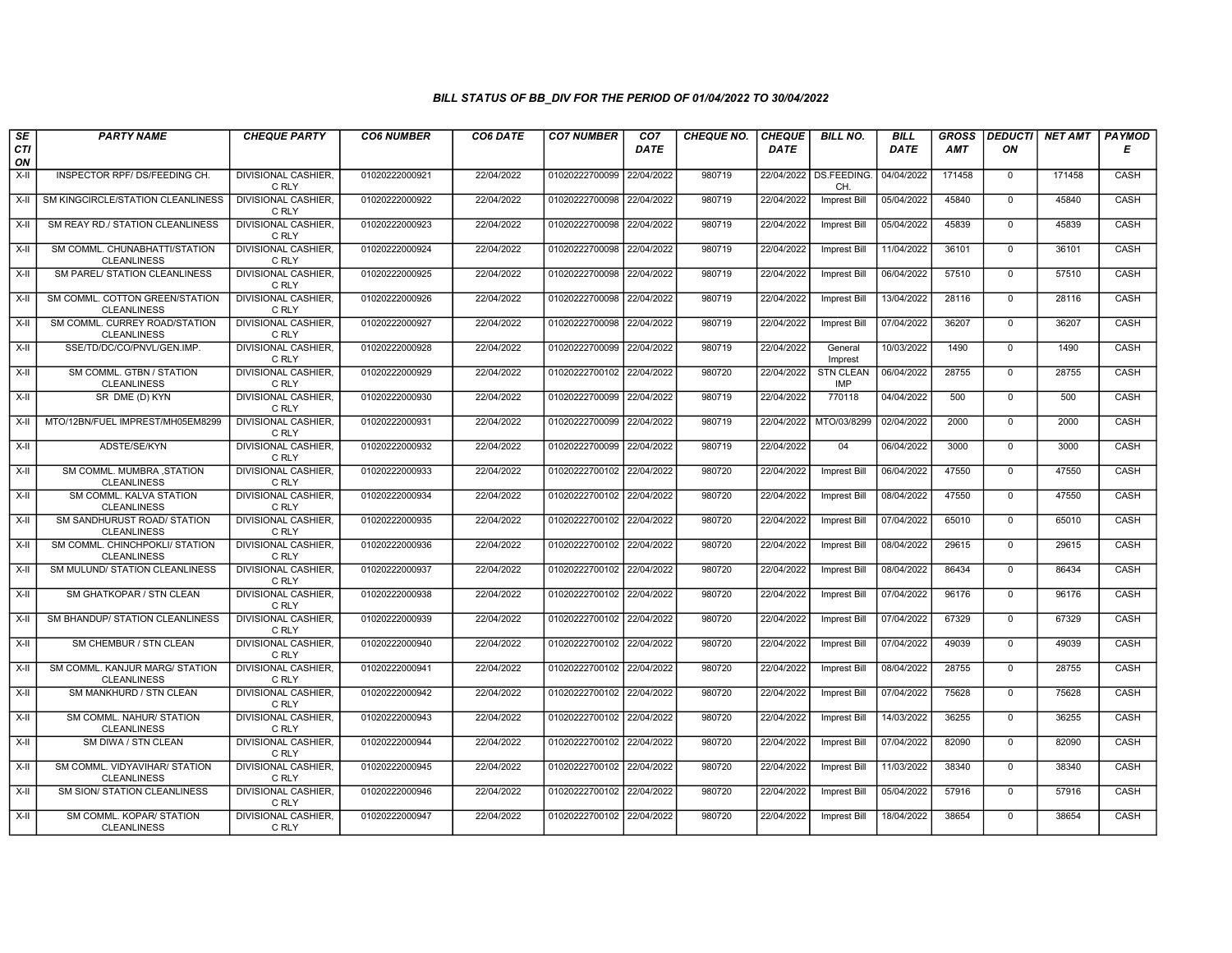### BILL STATUS OF BB_DIV FOR THE PERIOD OF 01/04/2022 TO 30/04/2022

| SECTION | PARTY NAME | CHEQUE PARTY | CO6 NUMBER | CO6 DATE | CO7 NUMBER | CO7 DATE | CHEQUE NO. | CHEQUE DATE | BILL NO. | BILL DATE | GROSS AMT | DEDUCTION | NET AMT | PAYMODE |
|---|---|---|---|---|---|---|---|---|---|---|---|---|---|---|
| X-II | INSPECTOR RPF/ DS/FEEDING CH. | DIVISIONAL CASHIER, C RLY | 01020222000921 | 22/04/2022 | 01020222700099 | 22/04/2022 | 980719 | 22/04/2022 | DS.FEEDING. CH. | 04/04/2022 | 171458 | 0 | 171458 | CASH |
| X-II | SM KINGCIRCLE/STATION CLEANLINESS | DIVISIONAL CASHIER, C RLY | 01020222000922 | 22/04/2022 | 01020222700098 | 22/04/2022 | 980719 | 22/04/2022 | Imprest Bill | 05/04/2022 | 45840 | 0 | 45840 | CASH |
| X-II | SM REAY RD./ STATION CLEANLINESS | DIVISIONAL CASHIER, C RLY | 01020222000923 | 22/04/2022 | 01020222700098 | 22/04/2022 | 980719 | 22/04/2022 | Imprest Bill | 05/04/2022 | 45839 | 0 | 45839 | CASH |
| X-II | SM COMML. CHUNABHATTI/STATION CLEANLINESS | DIVISIONAL CASHIER, C RLY | 01020222000924 | 22/04/2022 | 01020222700098 | 22/04/2022 | 980719 | 22/04/2022 | Imprest Bill | 11/04/2022 | 36101 | 0 | 36101 | CASH |
| X-II | SM PAREL/ STATION CLEANLINESS | DIVISIONAL CASHIER, C RLY | 01020222000925 | 22/04/2022 | 01020222700098 | 22/04/2022 | 980719 | 22/04/2022 | Imprest Bill | 06/04/2022 | 57510 | 0 | 57510 | CASH |
| X-II | SM COMML. COTTON GREEN/STATION CLEANLINESS | DIVISIONAL CASHIER, C RLY | 01020222000926 | 22/04/2022 | 01020222700098 | 22/04/2022 | 980719 | 22/04/2022 | Imprest Bill | 13/04/2022 | 28116 | 0 | 28116 | CASH |
| X-II | SM COMML. CURREY ROAD/STATION CLEANLINESS | DIVISIONAL CASHIER, C RLY | 01020222000927 | 22/04/2022 | 01020222700098 | 22/04/2022 | 980719 | 22/04/2022 | Imprest Bill | 07/04/2022 | 36207 | 0 | 36207 | CASH |
| X-II | SSE/TD/DC/CO/PNVL/GEN.IMP. | DIVISIONAL CASHIER, C RLY | 01020222000928 | 22/04/2022 | 01020222700099 | 22/04/2022 | 980719 | 22/04/2022 | General Imprest | 10/03/2022 | 1490 | 0 | 1490 | CASH |
| X-II | SM COMML. GTBN / STATION CLEANLINESS | DIVISIONAL CASHIER, C RLY | 01020222000929 | 22/04/2022 | 01020222700102 | 22/04/2022 | 980720 | 22/04/2022 | STN CLEAN IMP | 06/04/2022 | 28755 | 0 | 28755 | CASH |
| X-II | SR DME (D) KYN | DIVISIONAL CASHIER, C RLY | 01020222000930 | 22/04/2022 | 01020222700099 | 22/04/2022 | 980719 | 22/04/2022 | 770118 | 04/04/2022 | 500 | 0 | 500 | CASH |
| X-II | MTO/12BN/FUEL IMPREST/MH05EM8299 | DIVISIONAL CASHIER, C RLY | 01020222000931 | 22/04/2022 | 01020222700099 | 22/04/2022 | 980719 | 22/04/2022 | MTO/03/8299 | 02/04/2022 | 2000 | 0 | 2000 | CASH |
| X-II | ADSTE/SE/KYN | DIVISIONAL CASHIER, C RLY | 01020222000932 | 22/04/2022 | 01020222700099 | 22/04/2022 | 980719 | 22/04/2022 | 04 | 06/04/2022 | 3000 | 0 | 3000 | CASH |
| X-II | SM COMML. MUMBRA ,STATION CLEANLINESS | DIVISIONAL CASHIER, C RLY | 01020222000933 | 22/04/2022 | 01020222700102 | 22/04/2022 | 980720 | 22/04/2022 | Imprest Bill | 06/04/2022 | 47550 | 0 | 47550 | CASH |
| X-II | SM COMML. KALVA STATION CLEANLINESS | DIVISIONAL CASHIER, C RLY | 01020222000934 | 22/04/2022 | 01020222700102 | 22/04/2022 | 980720 | 22/04/2022 | Imprest Bill | 08/04/2022 | 47550 | 0 | 47550 | CASH |
| X-II | SM SANDHURUST ROAD/ STATION CLEANLINESS | DIVISIONAL CASHIER, C RLY | 01020222000935 | 22/04/2022 | 01020222700102 | 22/04/2022 | 980720 | 22/04/2022 | Imprest Bill | 07/04/2022 | 65010 | 0 | 65010 | CASH |
| X-II | SM COMML. CHINCHPOKLI/ STATION CLEANLINESS | DIVISIONAL CASHIER, C RLY | 01020222000936 | 22/04/2022 | 01020222700102 | 22/04/2022 | 980720 | 22/04/2022 | Imprest Bill | 08/04/2022 | 29615 | 0 | 29615 | CASH |
| X-II | SM MULUND/ STATION CLEANLINESS | DIVISIONAL CASHIER, C RLY | 01020222000937 | 22/04/2022 | 01020222700102 | 22/04/2022 | 980720 | 22/04/2022 | Imprest Bill | 08/04/2022 | 86434 | 0 | 86434 | CASH |
| X-II | SM GHATKOPAR / STN CLEAN | DIVISIONAL CASHIER, C RLY | 01020222000938 | 22/04/2022 | 01020222700102 | 22/04/2022 | 980720 | 22/04/2022 | Imprest Bill | 07/04/2022 | 96176 | 0 | 96176 | CASH |
| X-II | SM BHANDUP/ STATION CLEANLINESS | DIVISIONAL CASHIER, C RLY | 01020222000939 | 22/04/2022 | 01020222700102 | 22/04/2022 | 980720 | 22/04/2022 | Imprest Bill | 07/04/2022 | 67329 | 0 | 67329 | CASH |
| X-II | SM CHEMBUR / STN CLEAN | DIVISIONAL CASHIER, C RLY | 01020222000940 | 22/04/2022 | 01020222700102 | 22/04/2022 | 980720 | 22/04/2022 | Imprest Bill | 07/04/2022 | 49039 | 0 | 49039 | CASH |
| X-II | SM COMML. KANJUR MARG/ STATION CLEANLINESS | DIVISIONAL CASHIER, C RLY | 01020222000941 | 22/04/2022 | 01020222700102 | 22/04/2022 | 980720 | 22/04/2022 | Imprest Bill | 08/04/2022 | 28755 | 0 | 28755 | CASH |
| X-II | SM MANKHURD / STN CLEAN | DIVISIONAL CASHIER, C RLY | 01020222000942 | 22/04/2022 | 01020222700102 | 22/04/2022 | 980720 | 22/04/2022 | Imprest Bill | 07/04/2022 | 75628 | 0 | 75628 | CASH |
| X-II | SM COMML. NAHUR/ STATION CLEANLINESS | DIVISIONAL CASHIER, C RLY | 01020222000943 | 22/04/2022 | 01020222700102 | 22/04/2022 | 980720 | 22/04/2022 | Imprest Bill | 14/03/2022 | 36255 | 0 | 36255 | CASH |
| X-II | SM DIWA / STN CLEAN | DIVISIONAL CASHIER, C RLY | 01020222000944 | 22/04/2022 | 01020222700102 | 22/04/2022 | 980720 | 22/04/2022 | Imprest Bill | 07/04/2022 | 82090 | 0 | 82090 | CASH |
| X-II | SM COMML. VIDYAVIHAR/ STATION CLEANLINESS | DIVISIONAL CASHIER, C RLY | 01020222000945 | 22/04/2022 | 01020222700102 | 22/04/2022 | 980720 | 22/04/2022 | Imprest Bill | 11/03/2022 | 38340 | 0 | 38340 | CASH |
| X-II | SM SION/ STATION CLEANLINESS | DIVISIONAL CASHIER, C RLY | 01020222000946 | 22/04/2022 | 01020222700102 | 22/04/2022 | 980720 | 22/04/2022 | Imprest Bill | 05/04/2022 | 57916 | 0 | 57916 | CASH |
| X-II | SM COMML. KOPAR/ STATION CLEANLINESS | DIVISIONAL CASHIER, C RLY | 01020222000947 | 22/04/2022 | 01020222700102 | 22/04/2022 | 980720 | 22/04/2022 | Imprest Bill | 18/04/2022 | 38654 | 0 | 38654 | CASH |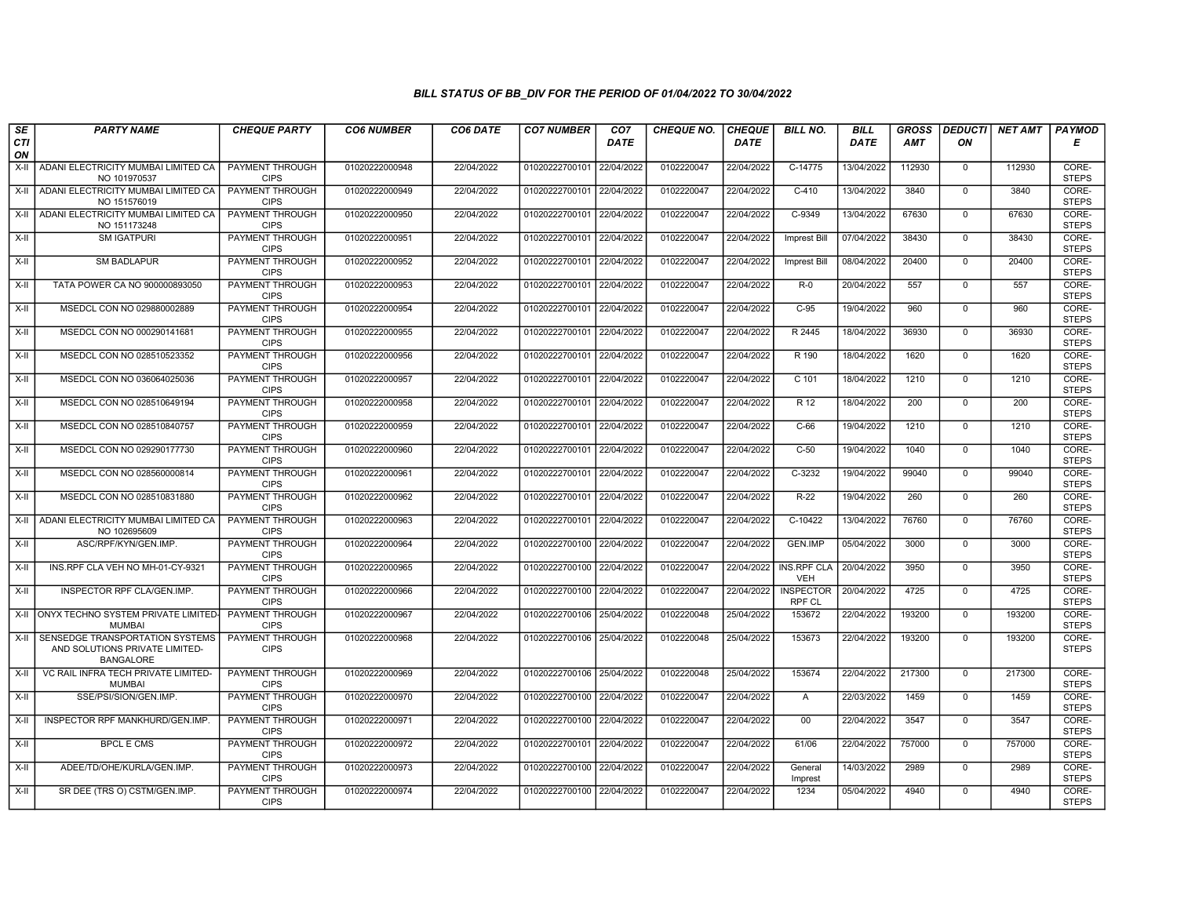# BILL STATUS OF BB_DIV FOR THE PERIOD OF 01/04/2022 TO 30/04/2022

| SECTION | PARTY NAME | CHEQUE PARTY | CO6 NUMBER | CO6 DATE | CO7 NUMBER | CO7 DATE | CHEQUE NO. | CHEQUE DATE | BILL NO. | BILL DATE | GROSS AMT | DEDUCTION | NET AMT | PAYMODE |
|---|---|---|---|---|---|---|---|---|---|---|---|---|---|---|
| X-II | ADANI ELECTRICITY MUMBAI LIMITED CA NO 101970537 | PAYMENT THROUGH CIPS | 01020222000948 | 22/04/2022 | 01020222700101 | 22/04/2022 | 0102220047 | 22/04/2022 | C-14775 | 13/04/2022 | 112930 | 0 | 112930 | CORE-STEPS |
| X-II | ADANI ELECTRICITY MUMBAI LIMITED CA NO 151576019 | PAYMENT THROUGH CIPS | 01020222000949 | 22/04/2022 | 01020222700101 | 22/04/2022 | 0102220047 | 22/04/2022 | C-410 | 13/04/2022 | 3840 | 0 | 3840 | CORE-STEPS |
| X-II | ADANI ELECTRICITY MUMBAI LIMITED CA NO 151173248 | PAYMENT THROUGH CIPS | 01020222000950 | 22/04/2022 | 01020222700101 | 22/04/2022 | 0102220047 | 22/04/2022 | C-9349 | 13/04/2022 | 67630 | 0 | 67630 | CORE-STEPS |
| X-II | SM IGATPURI | PAYMENT THROUGH CIPS | 01020222000951 | 22/04/2022 | 01020222700101 | 22/04/2022 | 0102220047 | 22/04/2022 | Imprest Bill | 07/04/2022 | 38430 | 0 | 38430 | CORE-STEPS |
| X-II | SM BADLAPUR | PAYMENT THROUGH CIPS | 01020222000952 | 22/04/2022 | 01020222700101 | 22/04/2022 | 0102220047 | 22/04/2022 | Imprest Bill | 08/04/2022 | 20400 | 0 | 20400 | CORE-STEPS |
| X-II | TATA POWER CA NO 900000893050 | PAYMENT THROUGH CIPS | 01020222000953 | 22/04/2022 | 01020222700101 | 22/04/2022 | 0102220047 | 22/04/2022 | R-0 | 20/04/2022 | 557 | 0 | 557 | CORE-STEPS |
| X-II | MSEDCL CON NO 029880002889 | PAYMENT THROUGH CIPS | 01020222000954 | 22/04/2022 | 01020222700101 | 22/04/2022 | 0102220047 | 22/04/2022 | C-95 | 19/04/2022 | 960 | 0 | 960 | CORE-STEPS |
| X-II | MSEDCL CON NO 000290141681 | PAYMENT THROUGH CIPS | 01020222000955 | 22/04/2022 | 01020222700101 | 22/04/2022 | 0102220047 | 22/04/2022 | R 2445 | 18/04/2022 | 36930 | 0 | 36930 | CORE-STEPS |
| X-II | MSEDCL CON NO 028510523352 | PAYMENT THROUGH CIPS | 01020222000956 | 22/04/2022 | 01020222700101 | 22/04/2022 | 0102220047 | 22/04/2022 | R 190 | 18/04/2022 | 1620 | 0 | 1620 | CORE-STEPS |
| X-II | MSEDCL CON NO 036064025036 | PAYMENT THROUGH CIPS | 01020222000957 | 22/04/2022 | 01020222700101 | 22/04/2022 | 0102220047 | 22/04/2022 | C 101 | 18/04/2022 | 1210 | 0 | 1210 | CORE-STEPS |
| X-II | MSEDCL CON NO 028510649194 | PAYMENT THROUGH CIPS | 01020222000958 | 22/04/2022 | 01020222700101 | 22/04/2022 | 0102220047 | 22/04/2022 | R 12 | 18/04/2022 | 200 | 0 | 200 | CORE-STEPS |
| X-II | MSEDCL CON NO 028510840757 | PAYMENT THROUGH CIPS | 01020222000959 | 22/04/2022 | 01020222700101 | 22/04/2022 | 0102220047 | 22/04/2022 | C-66 | 19/04/2022 | 1210 | 0 | 1210 | CORE-STEPS |
| X-II | MSEDCL CON NO 029290177730 | PAYMENT THROUGH CIPS | 01020222000960 | 22/04/2022 | 01020222700101 | 22/04/2022 | 0102220047 | 22/04/2022 | C-50 | 19/04/2022 | 1040 | 0 | 1040 | CORE-STEPS |
| X-II | MSEDCL CON NO 028560000814 | PAYMENT THROUGH CIPS | 01020222000961 | 22/04/2022 | 01020222700101 | 22/04/2022 | 0102220047 | 22/04/2022 | C-3232 | 19/04/2022 | 99040 | 0 | 99040 | CORE-STEPS |
| X-II | MSEDCL CON NO 028510831880 | PAYMENT THROUGH CIPS | 01020222000962 | 22/04/2022 | 01020222700101 | 22/04/2022 | 0102220047 | 22/04/2022 | R-22 | 19/04/2022 | 260 | 0 | 260 | CORE-STEPS |
| X-II | ADANI ELECTRICITY MUMBAI LIMITED CA NO 102695609 | PAYMENT THROUGH CIPS | 01020222000963 | 22/04/2022 | 01020222700101 | 22/04/2022 | 0102220047 | 22/04/2022 | C-10422 | 13/04/2022 | 76760 | 0 | 76760 | CORE-STEPS |
| X-II | ASC/RPF/KYN/GEN.IMP. | PAYMENT THROUGH CIPS | 01020222000964 | 22/04/2022 | 01020222700100 | 22/04/2022 | 0102220047 | 22/04/2022 | GEN.IMP | 05/04/2022 | 3000 | 0 | 3000 | CORE-STEPS |
| X-II | INS.RPF CLA VEH NO MH-01-CY-9321 | PAYMENT THROUGH CIPS | 01020222000965 | 22/04/2022 | 01020222700100 | 22/04/2022 | 0102220047 | 22/04/2022 | INS.RPF CLA VEH | 20/04/2022 | 3950 | 0 | 3950 | CORE-STEPS |
| X-II | INSPECTOR RPF CLA/GEN.IMP. | PAYMENT THROUGH CIPS | 01020222000966 | 22/04/2022 | 01020222700100 | 22/04/2022 | 0102220047 | 22/04/2022 | INSPECTOR RPF CL | 20/04/2022 | 4725 | 0 | 4725 | CORE-STEPS |
| X-II | ONYX TECHNO SYSTEM PRIVATE LIMITED-MUMBAI | PAYMENT THROUGH CIPS | 01020222000967 | 22/04/2022 | 01020222700106 | 25/04/2022 | 0102220048 | 25/04/2022 | 153672 | 22/04/2022 | 193200 | 0 | 193200 | CORE-STEPS |
| X-II | SENSEDGE TRANSPORTATION SYSTEMS AND SOLUTIONS PRIVATE LIMITED-BANGALORE | PAYMENT THROUGH CIPS | 01020222000968 | 22/04/2022 | 01020222700106 | 25/04/2022 | 0102220048 | 25/04/2022 | 153673 | 22/04/2022 | 193200 | 0 | 193200 | CORE-STEPS |
| X-II | VC RAIL INFRA TECH PRIVATE LIMITED-MUMBAI | PAYMENT THROUGH CIPS | 01020222000969 | 22/04/2022 | 01020222700106 | 25/04/2022 | 0102220048 | 25/04/2022 | 153674 | 22/04/2022 | 217300 | 0 | 217300 | CORE-STEPS |
| X-II | SSE/PSI/SION/GEN.IMP. | PAYMENT THROUGH CIPS | 01020222000970 | 22/04/2022 | 01020222700100 | 22/04/2022 | 0102220047 | 22/04/2022 | A | 22/03/2022 | 1459 | 0 | 1459 | CORE-STEPS |
| X-II | INSPECTOR RPF MANKHURD/GEN.IMP. | PAYMENT THROUGH CIPS | 01020222000971 | 22/04/2022 | 01020222700100 | 22/04/2022 | 0102220047 | 22/04/2022 | 00 | 22/04/2022 | 3547 | 0 | 3547 | CORE-STEPS |
| X-II | BPCL E CMS | PAYMENT THROUGH CIPS | 01020222000972 | 22/04/2022 | 01020222700101 | 22/04/2022 | 0102220047 | 22/04/2022 | 61/06 | 22/04/2022 | 757000 | 0 | 757000 | CORE-STEPS |
| X-II | ADEE/TD/OHE/KURLA/GEN.IMP. | PAYMENT THROUGH CIPS | 01020222000973 | 22/04/2022 | 01020222700100 | 22/04/2022 | 0102220047 | 22/04/2022 | General Imprest | 14/03/2022 | 2989 | 0 | 2989 | CORE-STEPS |
| X-II | SR DEE (TRS O) CSTM/GEN.IMP. | PAYMENT THROUGH CIPS | 01020222000974 | 22/04/2022 | 01020222700100 | 22/04/2022 | 0102220047 | 22/04/2022 | 1234 | 05/04/2022 | 4940 | 0 | 4940 | CORE-STEPS |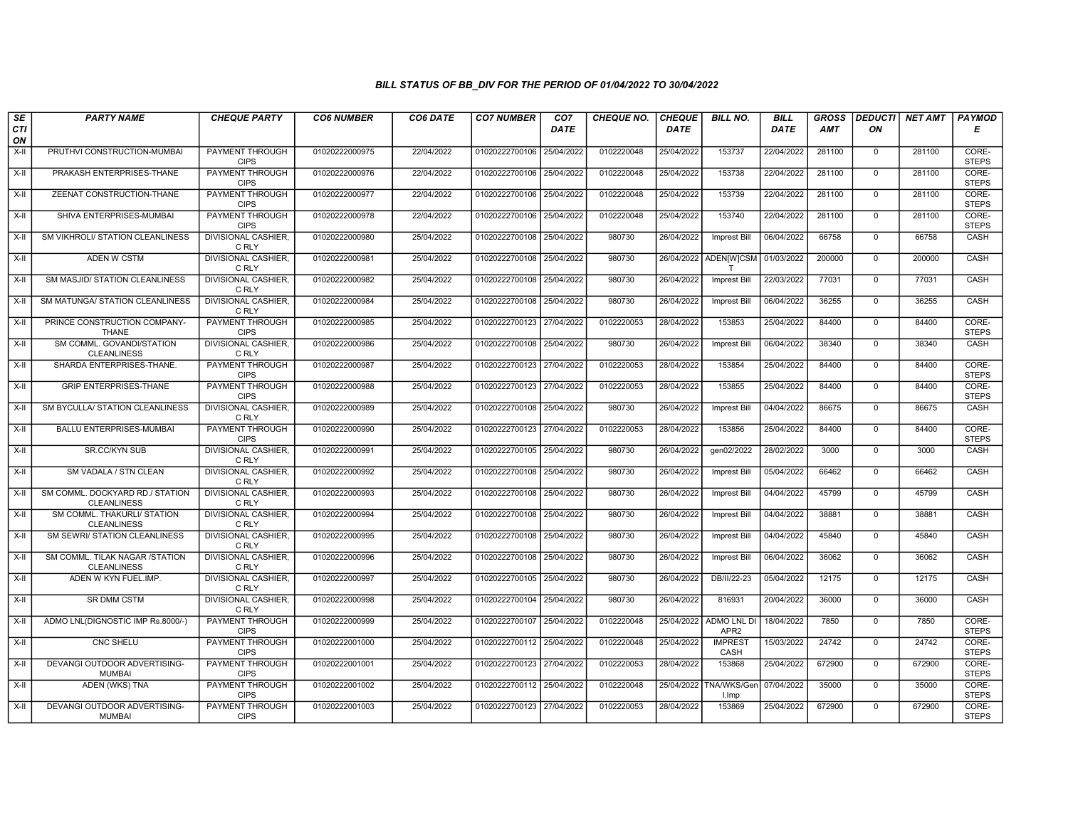### BILL STATUS OF BB_DIV FOR THE PERIOD OF 01/04/2022 TO 30/04/2022

| SECTION | PARTY NAME | CHEQUE PARTY | CO6 NUMBER | CO6 DATE | CO7 NUMBER | CO7 DATE | CHEQUE NO. | CHEQUE DATE | BILL NO. | BILL DATE | GROSS AMT | DEDUCTION | NET AMT | PAYMODE |
|---|---|---|---|---|---|---|---|---|---|---|---|---|---|---|
| X-II | PRUTHVI CONSTRUCTION-MUMBAI | PAYMENT THROUGH CIPS | 01020222000975 | 22/04/2022 | 01020222700106 | 25/04/2022 | 0102220048 | 25/04/2022 | 153737 | 22/04/2022 | 281100 | 0 | 281100 | CORE-STEPS |
| X-II | PRAKASH ENTERPRISES-THANE | PAYMENT THROUGH CIPS | 01020222000976 | 22/04/2022 | 01020222700106 | 25/04/2022 | 0102220048 | 25/04/2022 | 153738 | 22/04/2022 | 281100 | 0 | 281100 | CORE-STEPS |
| X-II | ZEENAT CONSTRUCTION-THANE | PAYMENT THROUGH CIPS | 01020222000977 | 22/04/2022 | 01020222700106 | 25/04/2022 | 0102220048 | 25/04/2022 | 153739 | 22/04/2022 | 281100 | 0 | 281100 | CORE-STEPS |
| X-II | SHIVA ENTERPRISES-MUMBAI | PAYMENT THROUGH CIPS | 01020222000978 | 22/04/2022 | 01020222700106 | 25/04/2022 | 0102220048 | 25/04/2022 | 153740 | 22/04/2022 | 281100 | 0 | 281100 | CORE-STEPS |
| X-II | SM VIKHROLI/ STATION CLEANLINESS | DIVISIONAL CASHIER, C RLY | 01020222000980 | 25/04/2022 | 01020222700108 | 25/04/2022 | 980730 | 26/04/2022 | Imprest Bill | 06/04/2022 | 66758 | 0 | 66758 | CASH |
| X-II | ADEN W CSTM | DIVISIONAL CASHIER, C RLY | 01020222000981 | 25/04/2022 | 01020222700108 | 25/04/2022 | 980730 | 26/04/2022 | ADEN[W]CSMT | 01/03/2022 | 200000 | 0 | 200000 | CASH |
| X-II | SM MASJID/ STATION CLEANLINESS | DIVISIONAL CASHIER, C RLY | 01020222000982 | 25/04/2022 | 01020222700108 | 25/04/2022 | 980730 | 26/04/2022 | Imprest Bill | 22/03/2022 | 77031 | 0 | 77031 | CASH |
| X-II | SM MATUNGA/ STATION CLEANLINESS | DIVISIONAL CASHIER, C RLY | 01020222000984 | 25/04/2022 | 01020222700108 | 25/04/2022 | 980730 | 26/04/2022 | Imprest Bill | 06/04/2022 | 36255 | 0 | 36255 | CASH |
| X-II | PRINCE CONSTRUCTION COMPANY-THANE | PAYMENT THROUGH CIPS | 01020222000985 | 25/04/2022 | 01020222700123 | 27/04/2022 | 0102220053 | 28/04/2022 | 153853 | 25/04/2022 | 84400 | 0 | 84400 | CORE-STEPS |
| X-II | SM COMML. GOVANDI/STATION CLEANLINESS | DIVISIONAL CASHIER, C RLY | 01020222000986 | 25/04/2022 | 01020222700108 | 25/04/2022 | 980730 | 26/04/2022 | Imprest Bill | 06/04/2022 | 38340 | 0 | 38340 | CASH |
| X-II | SHARDA ENTERPRISES-THANE. | PAYMENT THROUGH CIPS | 01020222000987 | 25/04/2022 | 01020222700123 | 27/04/2022 | 0102220053 | 28/04/2022 | 153854 | 25/04/2022 | 84400 | 0 | 84400 | CORE-STEPS |
| X-II | GRIP ENTERPRISES-THANE | PAYMENT THROUGH CIPS | 01020222000988 | 25/04/2022 | 01020222700123 | 27/04/2022 | 0102220053 | 28/04/2022 | 153855 | 25/04/2022 | 84400 | 0 | 84400 | CORE-STEPS |
| X-II | SM BYCULLA/ STATION CLEANLINESS | DIVISIONAL CASHIER, C RLY | 01020222000989 | 25/04/2022 | 01020222700108 | 25/04/2022 | 980730 | 26/04/2022 | Imprest Bill | 04/04/2022 | 86675 | 0 | 86675 | CASH |
| X-II | BALLU ENTERPRISES-MUMBAI | PAYMENT THROUGH CIPS | 01020222000990 | 25/04/2022 | 01020222700123 | 27/04/2022 | 0102220053 | 28/04/2022 | 153856 | 25/04/2022 | 84400 | 0 | 84400 | CORE-STEPS |
| X-II | SR.CC/KYN SUB | DIVISIONAL CASHIER, C RLY | 01020222000991 | 25/04/2022 | 01020222700105 | 25/04/2022 | 980730 | 26/04/2022 | gen02/2022 | 28/02/2022 | 3000 | 0 | 3000 | CASH |
| X-II | SM VADALA / STN CLEAN | DIVISIONAL CASHIER, C RLY | 01020222000992 | 25/04/2022 | 01020222700108 | 25/04/2022 | 980730 | 26/04/2022 | Imprest Bill | 05/04/2022 | 66462 | 0 | 66462 | CASH |
| X-II | SM COMML. DOCKYARD RD./ STATION CLEANLINESS | DIVISIONAL CASHIER, C RLY | 01020222000993 | 25/04/2022 | 01020222700108 | 25/04/2022 | 980730 | 26/04/2022 | Imprest Bill | 04/04/2022 | 45799 | 0 | 45799 | CASH |
| X-II | SM COMML. THAKURLI/ STATION CLEANLINESS | DIVISIONAL CASHIER, C RLY | 01020222000994 | 25/04/2022 | 01020222700108 | 25/04/2022 | 980730 | 26/04/2022 | Imprest Bill | 04/04/2022 | 38881 | 0 | 38881 | CASH |
| X-II | SM SEWRI/ STATION CLEANLINESS | DIVISIONAL CASHIER, C RLY | 01020222000995 | 25/04/2022 | 01020222700108 | 25/04/2022 | 980730 | 26/04/2022 | Imprest Bill | 04/04/2022 | 45840 | 0 | 45840 | CASH |
| X-II | SM COMML. TILAK NAGAR /STATION CLEANLINESS | DIVISIONAL CASHIER, C RLY | 01020222000996 | 25/04/2022 | 01020222700108 | 25/04/2022 | 980730 | 26/04/2022 | Imprest Bill | 06/04/2022 | 36062 | 0 | 36062 | CASH |
| X-II | ADEN W KYN FUEL.IMP. | DIVISIONAL CASHIER, C RLY | 01020222000997 | 25/04/2022 | 01020222700105 | 25/04/2022 | 980730 | 26/04/2022 | DB/II/22-23 | 05/04/2022 | 12175 | 0 | 12175 | CASH |
| X-II | SR DMM CSTM | DIVISIONAL CASHIER, C RLY | 01020222000998 | 25/04/2022 | 01020222700104 | 25/04/2022 | 980730 | 26/04/2022 | 816931 | 20/04/2022 | 36000 | 0 | 36000 | CASH |
| X-II | ADMO LNL(DIGNOSTIC IMP Rs.8000/-) | PAYMENT THROUGH CIPS | 01020222000999 | 25/04/2022 | 01020222700107 | 25/04/2022 | 0102220048 | 25/04/2022 | ADMO LNL DI APR2 | 18/04/2022 | 7850 | 0 | 7850 | CORE-STEPS |
| X-II | CNC SHELU | PAYMENT THROUGH CIPS | 01020222001000 | 25/04/2022 | 01020222700112 | 25/04/2022 | 0102220048 | 25/04/2022 | IMPREST CASH | 15/03/2022 | 24742 | 0 | 24742 | CORE-STEPS |
| X-II | DEVANGI OUTDOOR ADVERTISING-MUMBAI | PAYMENT THROUGH CIPS | 01020222001001 | 25/04/2022 | 01020222700123 | 27/04/2022 | 0102220053 | 28/04/2022 | 153868 | 25/04/2022 | 672900 | 0 | 672900 | CORE-STEPS |
| X-II | ADEN (WKS) TNA | PAYMENT THROUGH CIPS | 01020222001002 | 25/04/2022 | 01020222700112 | 25/04/2022 | 0102220048 | 25/04/2022 | TNA/WKS/Genl.Imp | 07/04/2022 | 35000 | 0 | 35000 | CORE-STEPS |
| X-II | DEVANGI OUTDOOR ADVERTISING-MUMBAI | PAYMENT THROUGH CIPS | 01020222001003 | 25/04/2022 | 01020222700123 | 27/04/2022 | 0102220053 | 28/04/2022 | 153869 | 25/04/2022 | 672900 | 0 | 672900 | CORE-STEPS |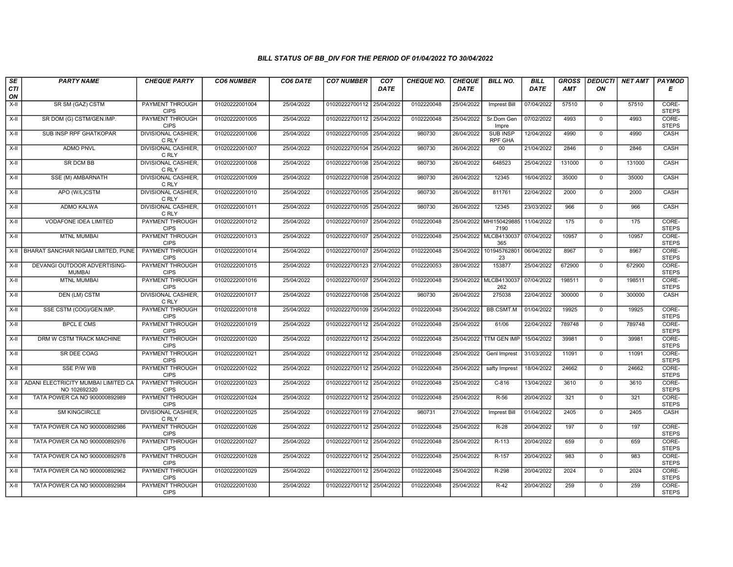### BILL STATUS OF BB_DIV FOR THE PERIOD OF 01/04/2022 TO 30/04/2022

| SECTION | PARTY NAME | CHEQUE PARTY | CO6 NUMBER | CO6 DATE | CO7 NUMBER | CO7 DATE | CHEQUE NO. | CHEQUE DATE | BILL NO. | BILL DATE | GROSS AMT | DEDUCTION | NET AMT | PAYMODE |
|---|---|---|---|---|---|---|---|---|---|---|---|---|---|---|
| X-II | SR SM (GAZ) CSTM | PAYMENT THROUGH CIPS | 01020222001004 | 25/04/2022 | 01020222700112 | 25/04/2022 | 0102220048 | 25/04/2022 | Imprest Bill | 07/04/2022 | 57510 | 0 | 57510 | CORE-STEPS |
| X-II | SR DOM (G) CSTM/GEN.IMP. | PAYMENT THROUGH CIPS | 01020222001005 | 25/04/2022 | 01020222700112 | 25/04/2022 | 0102220048 | 25/04/2022 | Sr.Dom Gen Impre | 07/02/2022 | 4993 | 0 | 4993 | CORE-STEPS |
| X-II | SUB INSP RPF GHATKOPAR | DIVISIONAL CASHIER, C RLY | 01020222001006 | 25/04/2022 | 01020222700105 | 25/04/2022 | 980730 | 26/04/2022 | SUB INSP RPF GHA | 12/04/2022 | 4990 | 0 | 4990 | CASH |
| X-II | ADMO PNVL | DIVISIONAL CASHIER, C RLY | 01020222001007 | 25/04/2022 | 01020222700104 | 25/04/2022 | 980730 | 26/04/2022 | 00 | 21/04/2022 | 2846 | 0 | 2846 | CASH |
| X-II | SR DCM BB | DIVISIONAL CASHIER, C RLY | 01020222001008 | 25/04/2022 | 01020222700108 | 25/04/2022 | 980730 | 26/04/2022 | 648523 | 25/04/2022 | 131000 | 0 | 131000 | CASH |
| X-II | SSE (M) AMBARNATH | DIVISIONAL CASHIER, C RLY | 01020222001009 | 25/04/2022 | 01020222700108 | 25/04/2022 | 980730 | 26/04/2022 | 12345 | 16/04/2022 | 35000 | 0 | 35000 | CASH |
| X-II | APO (W/L)CSTM | DIVISIONAL CASHIER, C RLY | 01020222001010 | 25/04/2022 | 01020222700105 | 25/04/2022 | 980730 | 26/04/2022 | 811761 | 22/04/2022 | 2000 | 0 | 2000 | CASH |
| X-II | ADMO KALWA | DIVISIONAL CASHIER, C RLY | 01020222001011 | 25/04/2022 | 01020222700105 | 25/04/2022 | 980730 | 26/04/2022 | 12345 | 23/03/2022 | 966 | 0 | 966 | CASH |
| X-II | VODAFONE IDEA LIMITED | PAYMENT THROUGH CIPS | 01020222001012 | 25/04/2022 | 01020222700107 | 25/04/2022 | 0102220048 | 25/04/2022 | MHI1504298857190 | 11/04/2022 | 175 | 0 | 175 | CORE-STEPS |
| X-II | MTNL MUMBAI | PAYMENT THROUGH CIPS | 01020222001013 | 25/04/2022 | 01020222700107 | 25/04/2022 | 0102220048 | 25/04/2022 | MLCB4130037365 | 07/04/2022 | 10957 | 0 | 10957 | CORE-STEPS |
| X-II | BHARAT SANCHAR NIGAM LIMITED, PUNE | PAYMENT THROUGH CIPS | 01020222001014 | 25/04/2022 | 01020222700107 | 25/04/2022 | 0102220048 | 25/04/2022 | 10194576280123 | 06/04/2022 | 8967 | 0 | 8967 | CORE-STEPS |
| X-II | DEVANGI OUTDOOR ADVERTISING-MUMBAI | PAYMENT THROUGH CIPS | 01020222001015 | 25/04/2022 | 01020222700123 | 27/04/2022 | 0102220053 | 28/04/2022 | 153877 | 25/04/2022 | 672900 | 0 | 672900 | CORE-STEPS |
| X-II | MTNL MUMBAI | PAYMENT THROUGH CIPS | 01020222001016 | 25/04/2022 | 01020222700107 | 25/04/2022 | 0102220048 | 25/04/2022 | MLCB4130037262 | 07/04/2022 | 198511 | 0 | 198511 | CORE-STEPS |
| X-II | DEN (LM) CSTM | DIVISIONAL CASHIER, C RLY | 01020222001017 | 25/04/2022 | 01020222700108 | 25/04/2022 | 980730 | 26/04/2022 | 275038 | 22/04/2022 | 300000 | 0 | 300000 | CASH |
| X-II | SSE CSTM (COG)/GEN.IMP. | PAYMENT THROUGH CIPS | 01020222001018 | 25/04/2022 | 01020222700109 | 25/04/2022 | 0102220048 | 25/04/2022 | BB.CSMT.M | 01/04/2022 | 19925 | 0 | 19925 | CORE-STEPS |
| X-II | BPCL E CMS | PAYMENT THROUGH CIPS | 01020222001019 | 25/04/2022 | 01020222700112 | 25/04/2022 | 0102220048 | 25/04/2022 | 61/06 | 22/04/2022 | 789748 | 0 | 789748 | CORE-STEPS |
| X-II | DRM W CSTM TRACK MACHINE | PAYMENT THROUGH CIPS | 01020222001020 | 25/04/2022 | 01020222700112 | 25/04/2022 | 0102220048 | 25/04/2022 | TTM GEN IMP | 15/04/2022 | 39981 | 0 | 39981 | CORE-STEPS |
| X-II | SR DEE COAG | PAYMENT THROUGH CIPS | 01020222001021 | 25/04/2022 | 01020222700112 | 25/04/2022 | 0102220048 | 25/04/2022 | Genl Imprest | 31/03/2022 | 11091 | 0 | 11091 | CORE-STEPS |
| X-II | SSE P/W WB | PAYMENT THROUGH CIPS | 01020222001022 | 25/04/2022 | 01020222700112 | 25/04/2022 | 0102220048 | 25/04/2022 | safty Imprest | 18/04/2022 | 24662 | 0 | 24662 | CORE-STEPS |
| X-II | ADANI ELECTRICITY MUMBAI LIMITED CA NO 102692320 | PAYMENT THROUGH CIPS | 01020222001023 | 25/04/2022 | 01020222700112 | 25/04/2022 | 0102220048 | 25/04/2022 | C-816 | 13/04/2022 | 3610 | 0 | 3610 | CORE-STEPS |
| X-II | TATA POWER CA NO 900000892989 | PAYMENT THROUGH CIPS | 01020222001024 | 25/04/2022 | 01020222700112 | 25/04/2022 | 0102220048 | 25/04/2022 | R-56 | 20/04/2022 | 321 | 0 | 321 | CORE-STEPS |
| X-II | SM KINGCIRCLE | DIVISIONAL CASHIER, C RLY | 01020222001025 | 25/04/2022 | 01020222700119 | 27/04/2022 | 980731 | 27/04/2022 | Imprest Bill | 01/04/2022 | 2405 | 0 | 2405 | CASH |
| X-II | TATA POWER CA NO 900000892986 | PAYMENT THROUGH CIPS | 01020222001026 | 25/04/2022 | 01020222700112 | 25/04/2022 | 0102220048 | 25/04/2022 | R-28 | 20/04/2022 | 197 | 0 | 197 | CORE-STEPS |
| X-II | TATA POWER CA NO 900000892976 | PAYMENT THROUGH CIPS | 01020222001027 | 25/04/2022 | 01020222700112 | 25/04/2022 | 0102220048 | 25/04/2022 | R-113 | 20/04/2022 | 659 | 0 | 659 | CORE-STEPS |
| X-II | TATA POWER CA NO 900000892978 | PAYMENT THROUGH CIPS | 01020222001028 | 25/04/2022 | 01020222700112 | 25/04/2022 | 0102220048 | 25/04/2022 | R-157 | 20/04/2022 | 983 | 0 | 983 | CORE-STEPS |
| X-II | TATA POWER CA NO 900000892962 | PAYMENT THROUGH CIPS | 01020222001029 | 25/04/2022 | 01020222700112 | 25/04/2022 | 0102220048 | 25/04/2022 | R-298 | 20/04/2022 | 2024 | 0 | 2024 | CORE-STEPS |
| X-II | TATA POWER CA NO 900000892984 | PAYMENT THROUGH CIPS | 01020222001030 | 25/04/2022 | 01020222700112 | 25/04/2022 | 0102220048 | 25/04/2022 | R-42 | 20/04/2022 | 259 | 0 | 259 | CORE-STEPS |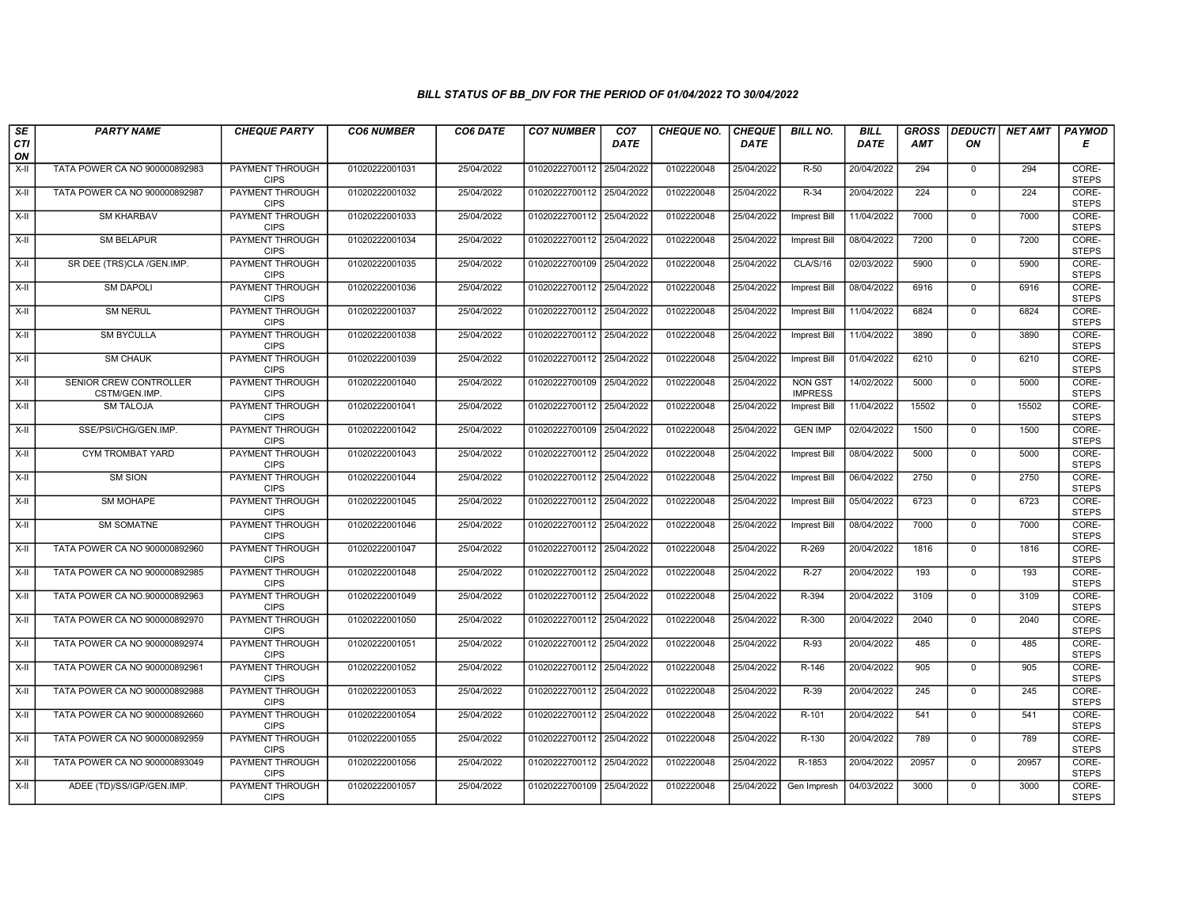# BILL STATUS OF BB_DIV FOR THE PERIOD OF 01/04/2022 TO 30/04/2022

| SECTION | PARTY NAME | CHEQUE PARTY | CO6 NUMBER | CO6 DATE | CO7 NUMBER | CO7 DATE | CHEQUE NO. | CHEQUE DATE | BILL NO. | BILL DATE | GROSS AMT | DEDUCTION | NET AMT | PAYMODE |
|---|---|---|---|---|---|---|---|---|---|---|---|---|---|---|
| X-II | TATA POWER CA NO 900000892983 | PAYMENT THROUGH CIPS | 01020222001031 | 25/04/2022 | 01020222700112 | 25/04/2022 | 0102220048 | 25/04/2022 | R-50 | 20/04/2022 | 294 | 0 | 294 | CORE-STEPS |
| X-II | TATA POWER CA NO 900000892987 | PAYMENT THROUGH CIPS | 01020222001032 | 25/04/2022 | 01020222700112 | 25/04/2022 | 0102220048 | 25/04/2022 | R-34 | 20/04/2022 | 224 | 0 | 224 | CORE-STEPS |
| X-II | SM KHARBAV | PAYMENT THROUGH CIPS | 01020222001033 | 25/04/2022 | 01020222700112 | 25/04/2022 | 0102220048 | 25/04/2022 | Imprest Bill | 11/04/2022 | 7000 | 0 | 7000 | CORE-STEPS |
| X-II | SM BELAPUR | PAYMENT THROUGH CIPS | 01020222001034 | 25/04/2022 | 01020222700112 | 25/04/2022 | 0102220048 | 25/04/2022 | Imprest Bill | 08/04/2022 | 7200 | 0 | 7200 | CORE-STEPS |
| X-II | SR DEE (TRS)CLA /GEN.IMP. | PAYMENT THROUGH CIPS | 01020222001035 | 25/04/2022 | 01020222700109 | 25/04/2022 | 0102220048 | 25/04/2022 | CLA/S/16 | 02/03/2022 | 5900 | 0 | 5900 | CORE-STEPS |
| X-II | SM DAPOLI | PAYMENT THROUGH CIPS | 01020222001036 | 25/04/2022 | 01020222700112 | 25/04/2022 | 0102220048 | 25/04/2022 | Imprest Bill | 08/04/2022 | 6916 | 0 | 6916 | CORE-STEPS |
| X-II | SM NERUL | PAYMENT THROUGH CIPS | 01020222001037 | 25/04/2022 | 01020222700112 | 25/04/2022 | 0102220048 | 25/04/2022 | Imprest Bill | 11/04/2022 | 6824 | 0 | 6824 | CORE-STEPS |
| X-II | SM BYCULLA | PAYMENT THROUGH CIPS | 01020222001038 | 25/04/2022 | 01020222700112 | 25/04/2022 | 0102220048 | 25/04/2022 | Imprest Bill | 11/04/2022 | 3890 | 0 | 3890 | CORE-STEPS |
| X-II | SM CHAUK | PAYMENT THROUGH CIPS | 01020222001039 | 25/04/2022 | 01020222700112 | 25/04/2022 | 0102220048 | 25/04/2022 | Imprest Bill | 01/04/2022 | 6210 | 0 | 6210 | CORE-STEPS |
| X-II | SENIOR CREW CONTROLLER CSTM/GEN.IMP. | PAYMENT THROUGH CIPS | 01020222001040 | 25/04/2022 | 01020222700109 | 25/04/2022 | 0102220048 | 25/04/2022 | NON GST IMPRESS | 14/02/2022 | 5000 | 0 | 5000 | CORE-STEPS |
| X-II | SM TALOJA | PAYMENT THROUGH CIPS | 01020222001041 | 25/04/2022 | 01020222700112 | 25/04/2022 | 0102220048 | 25/04/2022 | Imprest Bill | 11/04/2022 | 15502 | 0 | 15502 | CORE-STEPS |
| X-II | SSE/PSI/CHG/GEN.IMP. | PAYMENT THROUGH CIPS | 01020222001042 | 25/04/2022 | 01020222700109 | 25/04/2022 | 0102220048 | 25/04/2022 | GEN IMP | 02/04/2022 | 1500 | 0 | 1500 | CORE-STEPS |
| X-II | CYM TROMBAT YARD | PAYMENT THROUGH CIPS | 01020222001043 | 25/04/2022 | 01020222700112 | 25/04/2022 | 0102220048 | 25/04/2022 | Imprest Bill | 08/04/2022 | 5000 | 0 | 5000 | CORE-STEPS |
| X-II | SM SION | PAYMENT THROUGH CIPS | 01020222001044 | 25/04/2022 | 01020222700112 | 25/04/2022 | 0102220048 | 25/04/2022 | Imprest Bill | 06/04/2022 | 2750 | 0 | 2750 | CORE-STEPS |
| X-II | SM MOHAPE | PAYMENT THROUGH CIPS | 01020222001045 | 25/04/2022 | 01020222700112 | 25/04/2022 | 0102220048 | 25/04/2022 | Imprest Bill | 05/04/2022 | 6723 | 0 | 6723 | CORE-STEPS |
| X-II | SM SOMATNE | PAYMENT THROUGH CIPS | 01020222001046 | 25/04/2022 | 01020222700112 | 25/04/2022 | 0102220048 | 25/04/2022 | Imprest Bill | 08/04/2022 | 7000 | 0 | 7000 | CORE-STEPS |
| X-II | TATA POWER CA NO 900000892960 | PAYMENT THROUGH CIPS | 01020222001047 | 25/04/2022 | 01020222700112 | 25/04/2022 | 0102220048 | 25/04/2022 | R-269 | 20/04/2022 | 1816 | 0 | 1816 | CORE-STEPS |
| X-II | TATA POWER CA NO 900000892985 | PAYMENT THROUGH CIPS | 01020222001048 | 25/04/2022 | 01020222700112 | 25/04/2022 | 0102220048 | 25/04/2022 | R-27 | 20/04/2022 | 193 | 0 | 193 | CORE-STEPS |
| X-II | TATA POWER CA NO.900000892963 | PAYMENT THROUGH CIPS | 01020222001049 | 25/04/2022 | 01020222700112 | 25/04/2022 | 0102220048 | 25/04/2022 | R-394 | 20/04/2022 | 3109 | 0 | 3109 | CORE-STEPS |
| X-II | TATA POWER CA NO 900000892970 | PAYMENT THROUGH CIPS | 01020222001050 | 25/04/2022 | 01020222700112 | 25/04/2022 | 0102220048 | 25/04/2022 | R-300 | 20/04/2022 | 2040 | 0 | 2040 | CORE-STEPS |
| X-II | TATA POWER CA NO 900000892974 | PAYMENT THROUGH CIPS | 01020222001051 | 25/04/2022 | 01020222700112 | 25/04/2022 | 0102220048 | 25/04/2022 | R-93 | 20/04/2022 | 485 | 0 | 485 | CORE-STEPS |
| X-II | TATA POWER CA NO 900000892961 | PAYMENT THROUGH CIPS | 01020222001052 | 25/04/2022 | 01020222700112 | 25/04/2022 | 0102220048 | 25/04/2022 | R-146 | 20/04/2022 | 905 | 0 | 905 | CORE-STEPS |
| X-II | TATA POWER CA NO 900000892988 | PAYMENT THROUGH CIPS | 01020222001053 | 25/04/2022 | 01020222700112 | 25/04/2022 | 0102220048 | 25/04/2022 | R-39 | 20/04/2022 | 245 | 0 | 245 | CORE-STEPS |
| X-II | TATA POWER CA NO 900000892660 | PAYMENT THROUGH CIPS | 01020222001054 | 25/04/2022 | 01020222700112 | 25/04/2022 | 0102220048 | 25/04/2022 | R-101 | 20/04/2022 | 541 | 0 | 541 | CORE-STEPS |
| X-II | TATA POWER CA NO 900000892959 | PAYMENT THROUGH CIPS | 01020222001055 | 25/04/2022 | 01020222700112 | 25/04/2022 | 0102220048 | 25/04/2022 | R-130 | 20/04/2022 | 789 | 0 | 789 | CORE-STEPS |
| X-II | TATA POWER CA NO 900000893049 | PAYMENT THROUGH CIPS | 01020222001056 | 25/04/2022 | 01020222700112 | 25/04/2022 | 0102220048 | 25/04/2022 | R-1853 | 20/04/2022 | 20957 | 0 | 20957 | CORE-STEPS |
| X-II | ADEE (TD)/SS/IGP/GEN.IMP. | PAYMENT THROUGH CIPS | 01020222001057 | 25/04/2022 | 01020222700109 | 25/04/2022 | 0102220048 | 25/04/2022 | Gen Impresh | 04/03/2022 | 3000 | 0 | 3000 | CORE-STEPS |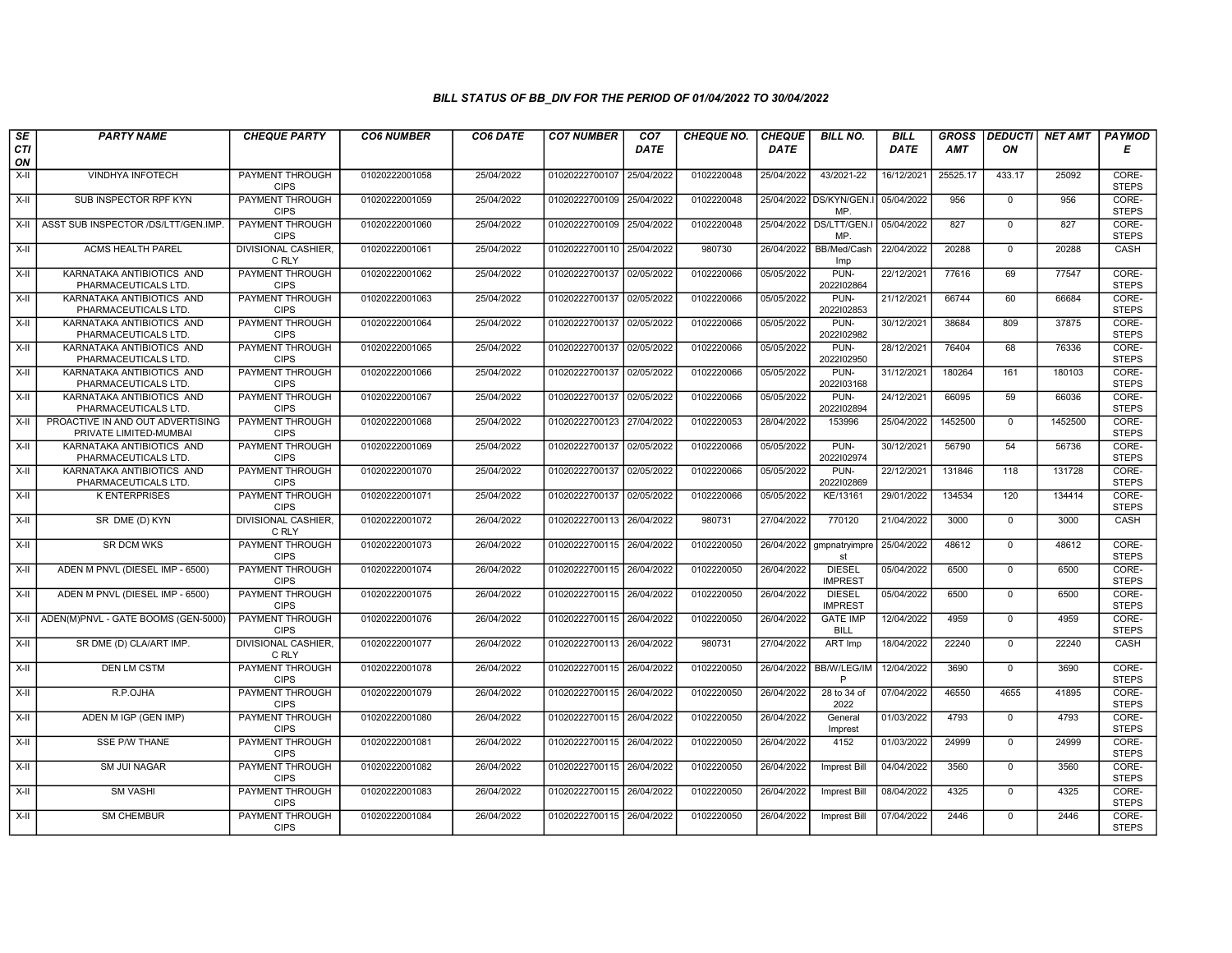### BILL STATUS OF BB_DIV FOR THE PERIOD OF 01/04/2022 TO 30/04/2022

| SECTION | PARTY NAME | CHEQUE PARTY | CO6 NUMBER | CO6 DATE | CO7 NUMBER | CO7 DATE | CHEQUE NO. | CHEQUE DATE | BILL NO. | BILL DATE | GROSS AMT | DEDUCTION | NET AMT | PAYMODE |
|---|---|---|---|---|---|---|---|---|---|---|---|---|---|---|
| X-II | VINDHYA INFOTECH | PAYMENT THROUGH CIPS | 01020222001058 | 25/04/2022 | 01020222700107 | 25/04/2022 | 0102220048 | 25/04/2022 | 43/2021-22 | 16/12/2021 | 25525.17 | 433.17 | 25092 | CORE-STEPS |
| X-II | SUB INSPECTOR RPF KYN | PAYMENT THROUGH CIPS | 01020222001059 | 25/04/2022 | 01020222700109 | 25/04/2022 | 0102220048 | 25/04/2022 | DS/KYN/GEN.IMP. | 05/04/2022 | 956 | 0 | 956 | CORE-STEPS |
| X-II | ASST SUB INSPECTOR /DS/LTT/GEN.IMP. | PAYMENT THROUGH CIPS | 01020222001060 | 25/04/2022 | 01020222700109 | 25/04/2022 | 0102220048 | 25/04/2022 | DS/LTT/GEN.IMP. | 05/04/2022 | 827 | 0 | 827 | CORE-STEPS |
| X-II | ACMS HEALTH PAREL | DIVISIONAL CASHIER, C RLY | 01020222001061 | 25/04/2022 | 01020222700110 | 25/04/2022 | 980730 | 26/04/2022 | BB/Med/Cash Imp | 22/04/2022 | 20288 | 0 | 20288 | CASH |
| X-II | KARNATAKA ANTIBIOTICS AND PHARMACEUTICALS LTD. | PAYMENT THROUGH CIPS | 01020222001062 | 25/04/2022 | 01020222700137 | 02/05/2022 | 0102220066 | 05/05/2022 | PUN-2022I02864 | 22/12/2021 | 77616 | 69 | 77547 | CORE-STEPS |
| X-II | KARNATAKA ANTIBIOTICS AND PHARMACEUTICALS LTD. | PAYMENT THROUGH CIPS | 01020222001063 | 25/04/2022 | 01020222700137 | 02/05/2022 | 0102220066 | 05/05/2022 | PUN-2022I02853 | 21/12/2021 | 66744 | 60 | 66684 | CORE-STEPS |
| X-II | KARNATAKA ANTIBIOTICS AND PHARMACEUTICALS LTD. | PAYMENT THROUGH CIPS | 01020222001064 | 25/04/2022 | 01020222700137 | 02/05/2022 | 0102220066 | 05/05/2022 | PUN-2022I02982 | 30/12/2021 | 38684 | 809 | 37875 | CORE-STEPS |
| X-II | KARNATAKA ANTIBIOTICS AND PHARMACEUTICALS LTD. | PAYMENT THROUGH CIPS | 01020222001065 | 25/04/2022 | 01020222700137 | 02/05/2022 | 0102220066 | 05/05/2022 | PUN-2022I02950 | 28/12/2021 | 76404 | 68 | 76336 | CORE-STEPS |
| X-II | KARNATAKA ANTIBIOTICS AND PHARMACEUTICALS LTD. | PAYMENT THROUGH CIPS | 01020222001066 | 25/04/2022 | 01020222700137 | 02/05/2022 | 0102220066 | 05/05/2022 | PUN-2022I03168 | 31/12/2021 | 180264 | 161 | 180103 | CORE-STEPS |
| X-II | KARNATAKA ANTIBIOTICS AND PHARMACEUTICALS LTD. | PAYMENT THROUGH CIPS | 01020222001067 | 25/04/2022 | 01020222700137 | 02/05/2022 | 0102220066 | 05/05/2022 | PUN-2022I02894 | 24/12/2021 | 66095 | 59 | 66036 | CORE-STEPS |
| X-II | PROACTIVE IN AND OUT ADVERTISING PRIVATE LIMITED-MUMBAI | PAYMENT THROUGH CIPS | 01020222001068 | 25/04/2022 | 01020222700123 | 27/04/2022 | 0102220053 | 28/04/2022 | 153996 | 25/04/2022 | 1452500 | 0 | 1452500 | CORE-STEPS |
| X-II | KARNATAKA ANTIBIOTICS AND PHARMACEUTICALS LTD. | PAYMENT THROUGH CIPS | 01020222001069 | 25/04/2022 | 01020222700137 | 02/05/2022 | 0102220066 | 05/05/2022 | PUN-2022I02974 | 30/12/2021 | 56790 | 54 | 56736 | CORE-STEPS |
| X-II | KARNATAKA ANTIBIOTICS AND PHARMACEUTICALS LTD. | PAYMENT THROUGH CIPS | 01020222001070 | 25/04/2022 | 01020222700137 | 02/05/2022 | 0102220066 | 05/05/2022 | PUN-2022I02869 | 22/12/2021 | 131846 | 118 | 131728 | CORE-STEPS |
| X-II | K ENTERPRISES | PAYMENT THROUGH CIPS | 01020222001071 | 25/04/2022 | 01020222700137 | 02/05/2022 | 0102220066 | 05/05/2022 | KE/13161 | 29/01/2022 | 134534 | 120 | 134414 | CORE-STEPS |
| X-II | SR DME (D) KYN | DIVISIONAL CASHIER, C RLY | 01020222001072 | 26/04/2022 | 01020222700113 | 26/04/2022 | 980731 | 27/04/2022 | 770120 | 21/04/2022 | 3000 | 0 | 3000 | CASH |
| X-II | SR DCM WKS | PAYMENT THROUGH CIPS | 01020222001073 | 26/04/2022 | 01020222700115 | 26/04/2022 | 0102220050 | 26/04/2022 | gmpnatryimprest | 25/04/2022 | 48612 | 0 | 48612 | CORE-STEPS |
| X-II | ADEN M PNVL (DIESEL IMP - 6500) | PAYMENT THROUGH CIPS | 01020222001074 | 26/04/2022 | 01020222700115 | 26/04/2022 | 0102220050 | 26/04/2022 | DIESEL IMPREST | 05/04/2022 | 6500 | 0 | 6500 | CORE-STEPS |
| X-II | ADEN M PNVL (DIESEL IMP - 6500) | PAYMENT THROUGH CIPS | 01020222001075 | 26/04/2022 | 01020222700115 | 26/04/2022 | 0102220050 | 26/04/2022 | DIESEL IMPREST | 05/04/2022 | 6500 | 0 | 6500 | CORE-STEPS |
| X-II | ADEN(M)PNVL - GATE BOOMS (GEN-5000) | PAYMENT THROUGH CIPS | 01020222001076 | 26/04/2022 | 01020222700115 | 26/04/2022 | 0102220050 | 26/04/2022 | GATE IMP BILL | 12/04/2022 | 4959 | 0 | 4959 | CORE-STEPS |
| X-II | SR DME (D) CLA/ART IMP. | DIVISIONAL CASHIER, C RLY | 01020222001077 | 26/04/2022 | 01020222700113 | 26/04/2022 | 980731 | 27/04/2022 | ART Imp | 18/04/2022 | 22240 | 0 | 22240 | CASH |
| X-II | DEN LM CSTM | PAYMENT THROUGH CIPS | 01020222001078 | 26/04/2022 | 01020222700115 | 26/04/2022 | 0102220050 | 26/04/2022 | BB/W/LEG/IMP | 12/04/2022 | 3690 | 0 | 3690 | CORE-STEPS |
| X-II | R.P.OJHA | PAYMENT THROUGH CIPS | 01020222001079 | 26/04/2022 | 01020222700115 | 26/04/2022 | 0102220050 | 26/04/2022 | 28 to 34 of 2022 | 07/04/2022 | 46550 | 4655 | 41895 | CORE-STEPS |
| X-II | ADEN M IGP (GEN IMP) | PAYMENT THROUGH CIPS | 01020222001080 | 26/04/2022 | 01020222700115 | 26/04/2022 | 0102220050 | 26/04/2022 | General Imprest | 01/03/2022 | 4793 | 0 | 4793 | CORE-STEPS |
| X-II | SSE P/W THANE | PAYMENT THROUGH CIPS | 01020222001081 | 26/04/2022 | 01020222700115 | 26/04/2022 | 0102220050 | 26/04/2022 | 4152 | 01/03/2022 | 24999 | 0 | 24999 | CORE-STEPS |
| X-II | SM JUI NAGAR | PAYMENT THROUGH CIPS | 01020222001082 | 26/04/2022 | 01020222700115 | 26/04/2022 | 0102220050 | 26/04/2022 | Imprest Bill | 04/04/2022 | 3560 | 0 | 3560 | CORE-STEPS |
| X-II | SM VASHI | PAYMENT THROUGH CIPS | 01020222001083 | 26/04/2022 | 01020222700115 | 26/04/2022 | 0102220050 | 26/04/2022 | Imprest Bill | 08/04/2022 | 4325 | 0 | 4325 | CORE-STEPS |
| X-II | SM CHEMBUR | PAYMENT THROUGH CIPS | 01020222001084 | 26/04/2022 | 01020222700115 | 26/04/2022 | 0102220050 | 26/04/2022 | Imprest Bill | 07/04/2022 | 2446 | 0 | 2446 | CORE-STEPS |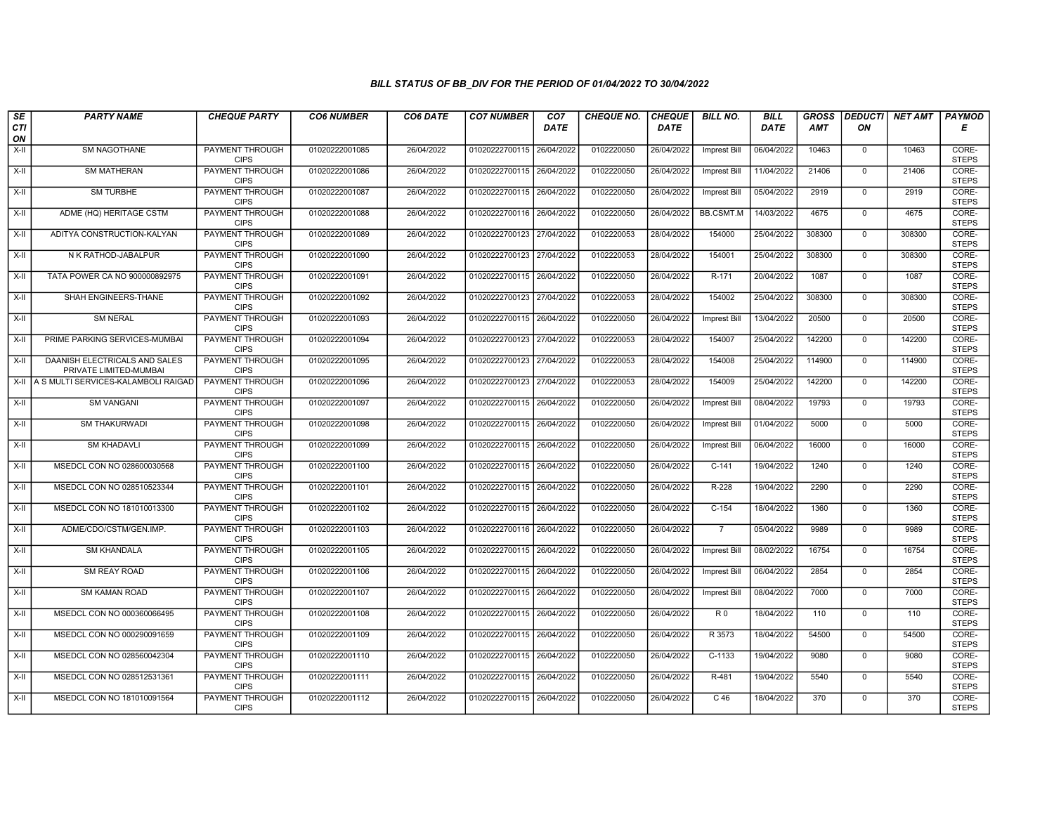### BILL STATUS OF BB_DIV FOR THE PERIOD OF 01/04/2022 TO 30/04/2022

| SECTION | PARTY NAME | CHEQUE PARTY | CO6 NUMBER | CO6 DATE | CO7 NUMBER | CO7 DATE | CHEQUE NO. | CHEQUE DATE | BILL NO. | BILL DATE | GROSS AMT | DEDUCTION | NET AMT | PAYMODE |
|---|---|---|---|---|---|---|---|---|---|---|---|---|---|---|
| X-II | SM NAGOTHANE | PAYMENT THROUGH CIPS | 01020222001085 | 26/04/2022 | 01020222700115 | 26/04/2022 | 0102220050 | 26/04/2022 | Imprest Bill | 06/04/2022 | 10463 | 0 | 10463 | CORE-STEPS |
| X-II | SM MATHERAN | PAYMENT THROUGH CIPS | 01020222001086 | 26/04/2022 | 01020222700115 | 26/04/2022 | 0102220050 | 26/04/2022 | Imprest Bill | 11/04/2022 | 21406 | 0 | 21406 | CORE-STEPS |
| X-II | SM TURBHE | PAYMENT THROUGH CIPS | 01020222001087 | 26/04/2022 | 01020222700115 | 26/04/2022 | 0102220050 | 26/04/2022 | Imprest Bill | 05/04/2022 | 2919 | 0 | 2919 | CORE-STEPS |
| X-II | ADME (HQ) HERITAGE CSTM | PAYMENT THROUGH CIPS | 01020222001088 | 26/04/2022 | 01020222700116 | 26/04/2022 | 0102220050 | 26/04/2022 | BB.CSMT.M | 14/03/2022 | 4675 | 0 | 4675 | CORE-STEPS |
| X-II | ADITYA CONSTRUCTION-KALYAN | PAYMENT THROUGH CIPS | 01020222001089 | 26/04/2022 | 01020222700123 | 27/04/2022 | 0102220053 | 28/04/2022 | 154000 | 25/04/2022 | 308300 | 0 | 308300 | CORE-STEPS |
| X-II | N K RATHOD-JABALPUR | PAYMENT THROUGH CIPS | 01020222001090 | 26/04/2022 | 01020222700123 | 27/04/2022 | 0102220053 | 28/04/2022 | 154001 | 25/04/2022 | 308300 | 0 | 308300 | CORE-STEPS |
| X-II | TATA POWER CA NO 900000892975 | PAYMENT THROUGH CIPS | 01020222001091 | 26/04/2022 | 01020222700115 | 26/04/2022 | 0102220050 | 26/04/2022 | R-171 | 20/04/2022 | 1087 | 0 | 1087 | CORE-STEPS |
| X-II | SHAH ENGINEERS-THANE | PAYMENT THROUGH CIPS | 01020222001092 | 26/04/2022 | 01020222700123 | 27/04/2022 | 0102220053 | 28/04/2022 | 154002 | 25/04/2022 | 308300 | 0 | 308300 | CORE-STEPS |
| X-II | SM NERAL | PAYMENT THROUGH CIPS | 01020222001093 | 26/04/2022 | 01020222700115 | 26/04/2022 | 0102220050 | 26/04/2022 | Imprest Bill | 13/04/2022 | 20500 | 0 | 20500 | CORE-STEPS |
| X-II | PRIME PARKING SERVICES-MUMBAI | PAYMENT THROUGH CIPS | 01020222001094 | 26/04/2022 | 01020222700123 | 27/04/2022 | 0102220053 | 28/04/2022 | 154007 | 25/04/2022 | 142200 | 0 | 142200 | CORE-STEPS |
| X-II | DAANISH ELECTRICALS AND SALES PRIVATE LIMITED-MUMBAI | PAYMENT THROUGH CIPS | 01020222001095 | 26/04/2022 | 01020222700123 | 27/04/2022 | 0102220053 | 28/04/2022 | 154008 | 25/04/2022 | 114900 | 0 | 114900 | CORE-STEPS |
| X-II | A S MULTI SERVICES-KALAMBOLI RAIGAD | PAYMENT THROUGH CIPS | 01020222001096 | 26/04/2022 | 01020222700123 | 27/04/2022 | 0102220053 | 28/04/2022 | 154009 | 25/04/2022 | 142200 | 0 | 142200 | CORE-STEPS |
| X-II | SM VANGANI | PAYMENT THROUGH CIPS | 01020222001097 | 26/04/2022 | 01020222700115 | 26/04/2022 | 0102220050 | 26/04/2022 | Imprest Bill | 08/04/2022 | 19793 | 0 | 19793 | CORE-STEPS |
| X-II | SM THAKURWADI | PAYMENT THROUGH CIPS | 01020222001098 | 26/04/2022 | 01020222700115 | 26/04/2022 | 0102220050 | 26/04/2022 | Imprest Bill | 01/04/2022 | 5000 | 0 | 5000 | CORE-STEPS |
| X-II | SM KHADAVLI | PAYMENT THROUGH CIPS | 01020222001099 | 26/04/2022 | 01020222700115 | 26/04/2022 | 0102220050 | 26/04/2022 | Imprest Bill | 06/04/2022 | 16000 | 0 | 16000 | CORE-STEPS |
| X-II | MSEDCL CON NO 028600030568 | PAYMENT THROUGH CIPS | 01020222001100 | 26/04/2022 | 01020222700115 | 26/04/2022 | 0102220050 | 26/04/2022 | C-141 | 19/04/2022 | 1240 | 0 | 1240 | CORE-STEPS |
| X-II | MSEDCL CON NO 028510523344 | PAYMENT THROUGH CIPS | 01020222001101 | 26/04/2022 | 01020222700115 | 26/04/2022 | 0102220050 | 26/04/2022 | R-228 | 19/04/2022 | 2290 | 0 | 2290 | CORE-STEPS |
| X-II | MSEDCL CON NO 181010013300 | PAYMENT THROUGH CIPS | 01020222001102 | 26/04/2022 | 01020222700115 | 26/04/2022 | 0102220050 | 26/04/2022 | C-154 | 18/04/2022 | 1360 | 0 | 1360 | CORE-STEPS |
| X-II | ADME/CDO/CSTM/GEN.IMP. | PAYMENT THROUGH CIPS | 01020222001103 | 26/04/2022 | 01020222700116 | 26/04/2022 | 0102220050 | 26/04/2022 | 7 | 05/04/2022 | 9989 | 0 | 9989 | CORE-STEPS |
| X-II | SM KHANDALA | PAYMENT THROUGH CIPS | 01020222001105 | 26/04/2022 | 01020222700115 | 26/04/2022 | 0102220050 | 26/04/2022 | Imprest Bill | 08/02/2022 | 16754 | 0 | 16754 | CORE-STEPS |
| X-II | SM REAY ROAD | PAYMENT THROUGH CIPS | 01020222001106 | 26/04/2022 | 01020222700115 | 26/04/2022 | 0102220050 | 26/04/2022 | Imprest Bill | 06/04/2022 | 2854 | 0 | 2854 | CORE-STEPS |
| X-II | SM KAMAN ROAD | PAYMENT THROUGH CIPS | 01020222001107 | 26/04/2022 | 01020222700115 | 26/04/2022 | 0102220050 | 26/04/2022 | Imprest Bill | 08/04/2022 | 7000 | 0 | 7000 | CORE-STEPS |
| X-II | MSEDCL CON NO 000360066495 | PAYMENT THROUGH CIPS | 01020222001108 | 26/04/2022 | 01020222700115 | 26/04/2022 | 0102220050 | 26/04/2022 | R 0 | 18/04/2022 | 110 | 0 | 110 | CORE-STEPS |
| X-II | MSEDCL CON NO 000290091659 | PAYMENT THROUGH CIPS | 01020222001109 | 26/04/2022 | 01020222700115 | 26/04/2022 | 0102220050 | 26/04/2022 | R 3573 | 18/04/2022 | 54500 | 0 | 54500 | CORE-STEPS |
| X-II | MSEDCL CON NO 028560042304 | PAYMENT THROUGH CIPS | 01020222001110 | 26/04/2022 | 01020222700115 | 26/04/2022 | 0102220050 | 26/04/2022 | C-1133 | 19/04/2022 | 9080 | 0 | 9080 | CORE-STEPS |
| X-II | MSEDCL CON NO 028512531361 | PAYMENT THROUGH CIPS | 01020222001111 | 26/04/2022 | 01020222700115 | 26/04/2022 | 0102220050 | 26/04/2022 | R-481 | 19/04/2022 | 5540 | 0 | 5540 | CORE-STEPS |
| X-II | MSEDCL CON NO 181010091564 | PAYMENT THROUGH CIPS | 01020222001112 | 26/04/2022 | 01020222700115 | 26/04/2022 | 0102220050 | 26/04/2022 | C 46 | 18/04/2022 | 370 | 0 | 370 | CORE-STEPS |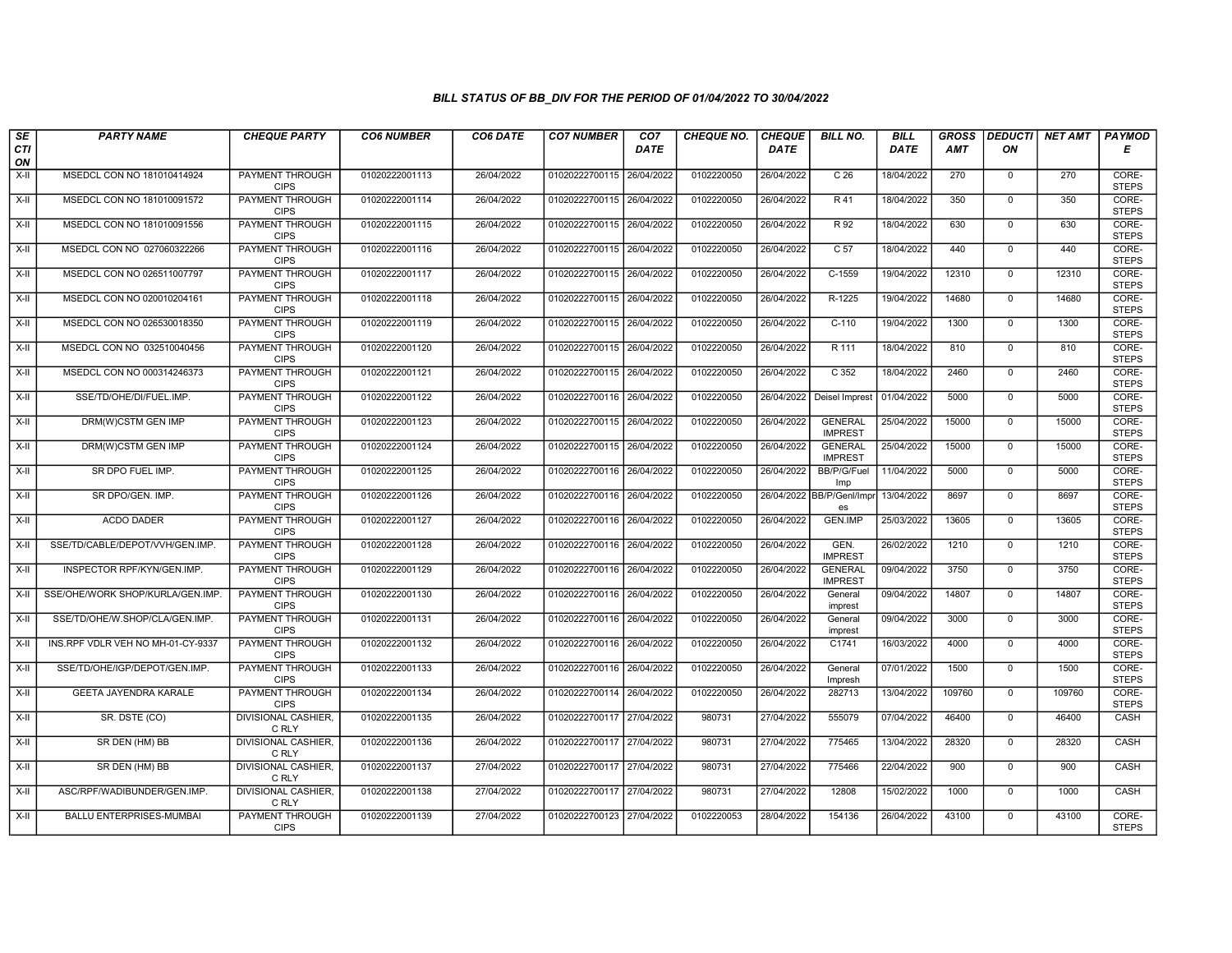### BILL STATUS OF BB_DIV FOR THE PERIOD OF 01/04/2022 TO 30/04/2022

| SECTION | PARTY NAME | CHEQUE PARTY | CO6 NUMBER | CO6 DATE | CO7 NUMBER | CO7 DATE | CHEQUE NO. | CHEQUE DATE | BILL NO. | BILL DATE | GROSS AMT | DEDUCTION | NET AMT | PAYMODE |
|---|---|---|---|---|---|---|---|---|---|---|---|---|---|---|
| X-II | MSEDCL CON NO 181010414924 | PAYMENT THROUGH CIPS | 01020222001113 | 26/04/2022 | 01020222700115 | 26/04/2022 | 0102220050 | 26/04/2022 | C 26 | 18/04/2022 | 270 | 0 | 270 | CORE-STEPS |
| X-II | MSEDCL CON NO 181010091572 | PAYMENT THROUGH CIPS | 01020222001114 | 26/04/2022 | 01020222700115 | 26/04/2022 | 0102220050 | 26/04/2022 | R 41 | 18/04/2022 | 350 | 0 | 350 | CORE-STEPS |
| X-II | MSEDCL CON NO 181010091556 | PAYMENT THROUGH CIPS | 01020222001115 | 26/04/2022 | 01020222700115 | 26/04/2022 | 0102220050 | 26/04/2022 | R 92 | 18/04/2022 | 630 | 0 | 630 | CORE-STEPS |
| X-II | MSEDCL CON NO 027060322266 | PAYMENT THROUGH CIPS | 01020222001116 | 26/04/2022 | 01020222700115 | 26/04/2022 | 0102220050 | 26/04/2022 | C 57 | 18/04/2022 | 440 | 0 | 440 | CORE-STEPS |
| X-II | MSEDCL CON NO 026511007797 | PAYMENT THROUGH CIPS | 01020222001117 | 26/04/2022 | 01020222700115 | 26/04/2022 | 0102220050 | 26/04/2022 | C-1559 | 19/04/2022 | 12310 | 0 | 12310 | CORE-STEPS |
| X-II | MSEDCL CON NO 020010204161 | PAYMENT THROUGH CIPS | 01020222001118 | 26/04/2022 | 01020222700115 | 26/04/2022 | 0102220050 | 26/04/2022 | R-1225 | 19/04/2022 | 14680 | 0 | 14680 | CORE-STEPS |
| X-II | MSEDCL CON NO 026530018350 | PAYMENT THROUGH CIPS | 01020222001119 | 26/04/2022 | 01020222700115 | 26/04/2022 | 0102220050 | 26/04/2022 | C-110 | 19/04/2022 | 1300 | 0 | 1300 | CORE-STEPS |
| X-II | MSEDCL CON NO 032510040456 | PAYMENT THROUGH CIPS | 01020222001120 | 26/04/2022 | 01020222700115 | 26/04/2022 | 0102220050 | 26/04/2022 | R 111 | 18/04/2022 | 810 | 0 | 810 | CORE-STEPS |
| X-II | MSEDCL CON NO 000314246373 | PAYMENT THROUGH CIPS | 01020222001121 | 26/04/2022 | 01020222700115 | 26/04/2022 | 0102220050 | 26/04/2022 | C 352 | 18/04/2022 | 2460 | 0 | 2460 | CORE-STEPS |
| X-II | SSE/TD/OHE/DI/FUEL.IMP. | PAYMENT THROUGH CIPS | 01020222001122 | 26/04/2022 | 01020222700116 | 26/04/2022 | 0102220050 | 26/04/2022 | Deisel Imprest | 01/04/2022 | 5000 | 0 | 5000 | CORE-STEPS |
| X-II | DRM(W)CSTM GEN IMP | PAYMENT THROUGH CIPS | 01020222001123 | 26/04/2022 | 01020222700115 | 26/04/2022 | 0102220050 | 26/04/2022 | GENERAL IMPREST | 25/04/2022 | 15000 | 0 | 15000 | CORE-STEPS |
| X-II | DRM(W)CSTM GEN IMP | PAYMENT THROUGH CIPS | 01020222001124 | 26/04/2022 | 01020222700115 | 26/04/2022 | 0102220050 | 26/04/2022 | GENERAL IMPREST | 25/04/2022 | 15000 | 0 | 15000 | CORE-STEPS |
| X-II | SR DPO FUEL IMP. | PAYMENT THROUGH CIPS | 01020222001125 | 26/04/2022 | 01020222700116 | 26/04/2022 | 0102220050 | 26/04/2022 | BB/P/G/Fuel Imp | 11/04/2022 | 5000 | 0 | 5000 | CORE-STEPS |
| X-II | SR DPO/GEN. IMP. | PAYMENT THROUGH CIPS | 01020222001126 | 26/04/2022 | 01020222700116 | 26/04/2022 | 0102220050 | 26/04/2022 | BB/P/Genl/Impres | 13/04/2022 | 8697 | 0 | 8697 | CORE-STEPS |
| X-II | ACDO DADER | PAYMENT THROUGH CIPS | 01020222001127 | 26/04/2022 | 01020222700116 | 26/04/2022 | 0102220050 | 26/04/2022 | GEN.IMP | 25/03/2022 | 13605 | 0 | 13605 | CORE-STEPS |
| X-II | SSE/TD/CABLE/DEPOT/VVH/GEN.IMP. | PAYMENT THROUGH CIPS | 01020222001128 | 26/04/2022 | 01020222700116 | 26/04/2022 | 0102220050 | 26/04/2022 | GEN. IMPREST | 26/02/2022 | 1210 | 0 | 1210 | CORE-STEPS |
| X-II | INSPECTOR RPF/KYN/GEN.IMP. | PAYMENT THROUGH CIPS | 01020222001129 | 26/04/2022 | 01020222700116 | 26/04/2022 | 0102220050 | 26/04/2022 | GENERAL IMPREST | 09/04/2022 | 3750 | 0 | 3750 | CORE-STEPS |
| X-II | SSE/OHE/WORK SHOP/KURLA/GEN.IMP. | PAYMENT THROUGH CIPS | 01020222001130 | 26/04/2022 | 01020222700116 | 26/04/2022 | 0102220050 | 26/04/2022 | General imprest | 09/04/2022 | 14807 | 0 | 14807 | CORE-STEPS |
| X-II | SSE/TD/OHE/W.SHOP/CLA/GEN.IMP. | PAYMENT THROUGH CIPS | 01020222001131 | 26/04/2022 | 01020222700116 | 26/04/2022 | 0102220050 | 26/04/2022 | General imprest | 09/04/2022 | 3000 | 0 | 3000 | CORE-STEPS |
| X-II | INS.RPF VDLR VEH NO MH-01-CY-9337 | PAYMENT THROUGH CIPS | 01020222001132 | 26/04/2022 | 01020222700116 | 26/04/2022 | 0102220050 | 26/04/2022 | C1741 | 16/03/2022 | 4000 | 0 | 4000 | CORE-STEPS |
| X-II | SSE/TD/OHE/IGP/DEPOT/GEN.IMP. | PAYMENT THROUGH CIPS | 01020222001133 | 26/04/2022 | 01020222700116 | 26/04/2022 | 0102220050 | 26/04/2022 | General Impresh | 07/01/2022 | 1500 | 0 | 1500 | CORE-STEPS |
| X-II | GEETA JAYENDRA KARALE | PAYMENT THROUGH CIPS | 01020222001134 | 26/04/2022 | 01020222700114 | 26/04/2022 | 0102220050 | 26/04/2022 | 282713 | 13/04/2022 | 109760 | 0 | 109760 | CORE-STEPS |
| X-II | SR. DSTE (CO) | DIVISIONAL CASHIER, C RLY | 01020222001135 | 26/04/2022 | 01020222700117 | 27/04/2022 | 980731 | 27/04/2022 | 555079 | 07/04/2022 | 46400 | 0 | 46400 | CASH |
| X-II | SR DEN (HM) BB | DIVISIONAL CASHIER, C RLY | 01020222001136 | 26/04/2022 | 01020222700117 | 27/04/2022 | 980731 | 27/04/2022 | 775465 | 13/04/2022 | 28320 | 0 | 28320 | CASH |
| X-II | SR DEN (HM) BB | DIVISIONAL CASHIER, C RLY | 01020222001137 | 27/04/2022 | 01020222700117 | 27/04/2022 | 980731 | 27/04/2022 | 775466 | 22/04/2022 | 900 | 0 | 900 | CASH |
| X-II | ASC/RPF/WADIBUNDER/GEN.IMP. | DIVISIONAL CASHIER, C RLY | 01020222001138 | 27/04/2022 | 01020222700117 | 27/04/2022 | 980731 | 27/04/2022 | 12808 | 15/02/2022 | 1000 | 0 | 1000 | CASH |
| X-II | BALLU ENTERPRISES-MUMBAI | PAYMENT THROUGH CIPS | 01020222001139 | 27/04/2022 | 01020222700123 | 27/04/2022 | 0102220053 | 28/04/2022 | 154136 | 26/04/2022 | 43100 | 0 | 43100 | CORE-STEPS |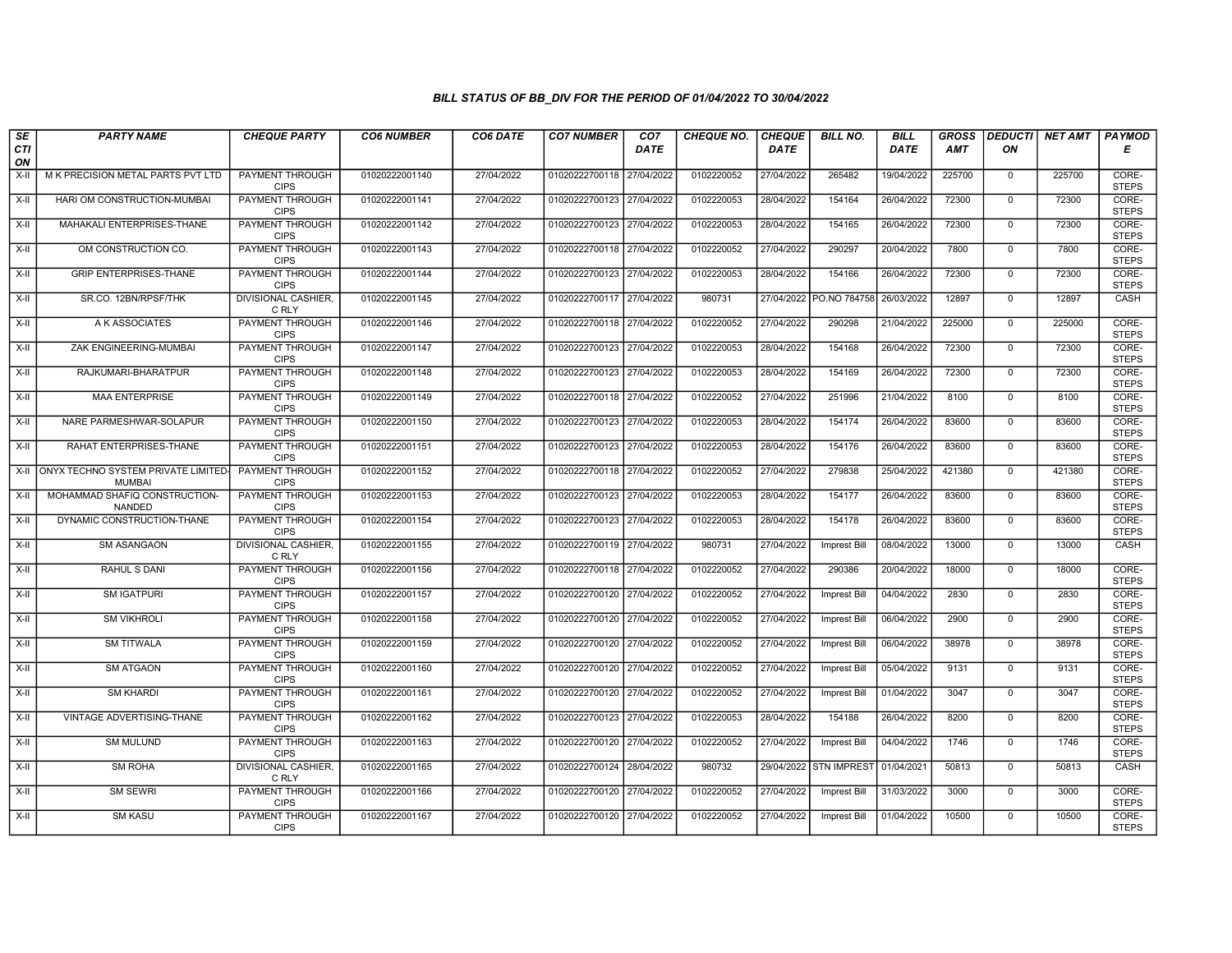# BILL STATUS OF BB_DIV FOR THE PERIOD OF 01/04/2022 TO 30/04/2022

| SECTION | PARTY NAME | CHEQUE PARTY | CO6 NUMBER | CO6 DATE | CO7 NUMBER | CO7 DATE | CHEQUE NO. | CHEQUE DATE | BILL NO. | BILL DATE | GROSS AMT | DEDUCTION | NET AMT | PAYMODE |
|---|---|---|---|---|---|---|---|---|---|---|---|---|---|---|
| X-II | M K PRECISION METAL PARTS PVT LTD | PAYMENT THROUGH CIPS | 01020222001140 | 27/04/2022 | 01020222700118 | 27/04/2022 | 0102220052 | 27/04/2022 | 265482 | 19/04/2022 | 225700 | 0 | 225700 | CORE-STEPS |
| X-II | HARI OM CONSTRUCTION-MUMBAI | PAYMENT THROUGH CIPS | 01020222001141 | 27/04/2022 | 01020222700123 | 27/04/2022 | 0102220053 | 28/04/2022 | 154164 | 26/04/2022 | 72300 | 0 | 72300 | CORE-STEPS |
| X-II | MAHAKALI ENTERPRISES-THANE | PAYMENT THROUGH CIPS | 01020222001142 | 27/04/2022 | 01020222700123 | 27/04/2022 | 0102220053 | 28/04/2022 | 154165 | 26/04/2022 | 72300 | 0 | 72300 | CORE-STEPS |
| X-II | OM CONSTRUCTION CO. | PAYMENT THROUGH CIPS | 01020222001143 | 27/04/2022 | 01020222700118 | 27/04/2022 | 0102220052 | 27/04/2022 | 290297 | 20/04/2022 | 7800 | 0 | 7800 | CORE-STEPS |
| X-II | GRIP ENTERPRISES-THANE | PAYMENT THROUGH CIPS | 01020222001144 | 27/04/2022 | 01020222700123 | 27/04/2022 | 0102220053 | 28/04/2022 | 154166 | 26/04/2022 | 72300 | 0 | 72300 | CORE-STEPS |
| X-II | SR.CO. 12BN/RPSF/THK | DIVISIONAL CASHIER, C RLY | 01020222001145 | 27/04/2022 | 01020222700117 | 27/04/2022 | 980731 | 27/04/2022 | PO.NO 784758 | 26/03/2022 | 12897 | 0 | 12897 | CASH |
| X-II | A K ASSOCIATES | PAYMENT THROUGH CIPS | 01020222001146 | 27/04/2022 | 01020222700118 | 27/04/2022 | 0102220052 | 27/04/2022 | 290298 | 21/04/2022 | 225000 | 0 | 225000 | CORE-STEPS |
| X-II | ZAK ENGINEERING-MUMBAI | PAYMENT THROUGH CIPS | 01020222001147 | 27/04/2022 | 01020222700123 | 27/04/2022 | 0102220053 | 28/04/2022 | 154168 | 26/04/2022 | 72300 | 0 | 72300 | CORE-STEPS |
| X-II | RAJKUMARI-BHARATPUR | PAYMENT THROUGH CIPS | 01020222001148 | 27/04/2022 | 01020222700123 | 27/04/2022 | 0102220053 | 28/04/2022 | 154169 | 26/04/2022 | 72300 | 0 | 72300 | CORE-STEPS |
| X-II | MAA ENTERPRISE | PAYMENT THROUGH CIPS | 01020222001149 | 27/04/2022 | 01020222700118 | 27/04/2022 | 0102220052 | 27/04/2022 | 251996 | 21/04/2022 | 8100 | 0 | 8100 | CORE-STEPS |
| X-II | NARE PARMESHWAR-SOLAPUR | PAYMENT THROUGH CIPS | 01020222001150 | 27/04/2022 | 01020222700123 | 27/04/2022 | 0102220053 | 28/04/2022 | 154174 | 26/04/2022 | 83600 | 0 | 83600 | CORE-STEPS |
| X-II | RAHAT ENTERPRISES-THANE | PAYMENT THROUGH CIPS | 01020222001151 | 27/04/2022 | 01020222700123 | 27/04/2022 | 0102220053 | 28/04/2022 | 154176 | 26/04/2022 | 83600 | 0 | 83600 | CORE-STEPS |
| X-II | ONYX TECHNO SYSTEM PRIVATE LIMITED-MUMBAI | PAYMENT THROUGH CIPS | 01020222001152 | 27/04/2022 | 01020222700118 | 27/04/2022 | 0102220052 | 27/04/2022 | 279838 | 25/04/2022 | 421380 | 0 | 421380 | CORE-STEPS |
| X-II | MOHAMMAD SHAFIQ CONSTRUCTION-NANDED | PAYMENT THROUGH CIPS | 01020222001153 | 27/04/2022 | 01020222700123 | 27/04/2022 | 0102220053 | 28/04/2022 | 154177 | 26/04/2022 | 83600 | 0 | 83600 | CORE-STEPS |
| X-II | DYNAMIC CONSTRUCTION-THANE | PAYMENT THROUGH CIPS | 01020222001154 | 27/04/2022 | 01020222700123 | 27/04/2022 | 0102220053 | 28/04/2022 | 154178 | 26/04/2022 | 83600 | 0 | 83600 | CORE-STEPS |
| X-II | SM ASANGAON | DIVISIONAL CASHIER, C RLY | 01020222001155 | 27/04/2022 | 01020222700119 | 27/04/2022 | 980731 | 27/04/2022 | Imprest Bill | 08/04/2022 | 13000 | 0 | 13000 | CASH |
| X-II | RAHUL S DANI | PAYMENT THROUGH CIPS | 01020222001156 | 27/04/2022 | 01020222700118 | 27/04/2022 | 0102220052 | 27/04/2022 | 290386 | 20/04/2022 | 18000 | 0 | 18000 | CORE-STEPS |
| X-II | SM IGATPURI | PAYMENT THROUGH CIPS | 01020222001157 | 27/04/2022 | 01020222700120 | 27/04/2022 | 0102220052 | 27/04/2022 | Imprest Bill | 04/04/2022 | 2830 | 0 | 2830 | CORE-STEPS |
| X-II | SM VIKHROLI | PAYMENT THROUGH CIPS | 01020222001158 | 27/04/2022 | 01020222700120 | 27/04/2022 | 0102220052 | 27/04/2022 | Imprest Bill | 06/04/2022 | 2900 | 0 | 2900 | CORE-STEPS |
| X-II | SM TITWALA | PAYMENT THROUGH CIPS | 01020222001159 | 27/04/2022 | 01020222700120 | 27/04/2022 | 0102220052 | 27/04/2022 | Imprest Bill | 06/04/2022 | 38978 | 0 | 38978 | CORE-STEPS |
| X-II | SM ATGAON | PAYMENT THROUGH CIPS | 01020222001160 | 27/04/2022 | 01020222700120 | 27/04/2022 | 0102220052 | 27/04/2022 | Imprest Bill | 05/04/2022 | 9131 | 0 | 9131 | CORE-STEPS |
| X-II | SM KHARDI | PAYMENT THROUGH CIPS | 01020222001161 | 27/04/2022 | 01020222700120 | 27/04/2022 | 0102220052 | 27/04/2022 | Imprest Bill | 01/04/2022 | 3047 | 0 | 3047 | CORE-STEPS |
| X-II | VINTAGE ADVERTISING-THANE | PAYMENT THROUGH CIPS | 01020222001162 | 27/04/2022 | 01020222700123 | 27/04/2022 | 0102220053 | 28/04/2022 | 154188 | 26/04/2022 | 8200 | 0 | 8200 | CORE-STEPS |
| X-II | SM MULUND | PAYMENT THROUGH CIPS | 01020222001163 | 27/04/2022 | 01020222700120 | 27/04/2022 | 0102220052 | 27/04/2022 | Imprest Bill | 04/04/2022 | 1746 | 0 | 1746 | CORE-STEPS |
| X-II | SM ROHA | DIVISIONAL CASHIER, C RLY | 01020222001165 | 27/04/2022 | 01020222700124 | 28/04/2022 | 980732 | 29/04/2022 | STN IMPREST | 01/04/2021 | 50813 | 0 | 50813 | CASH |
| X-II | SM SEWRI | PAYMENT THROUGH CIPS | 01020222001166 | 27/04/2022 | 01020222700120 | 27/04/2022 | 0102220052 | 27/04/2022 | Imprest Bill | 31/03/2022 | 3000 | 0 | 3000 | CORE-STEPS |
| X-II | SM KASU | PAYMENT THROUGH CIPS | 01020222001167 | 27/04/2022 | 01020222700120 | 27/04/2022 | 0102220052 | 27/04/2022 | Imprest Bill | 01/04/2022 | 10500 | 0 | 10500 | CORE-STEPS |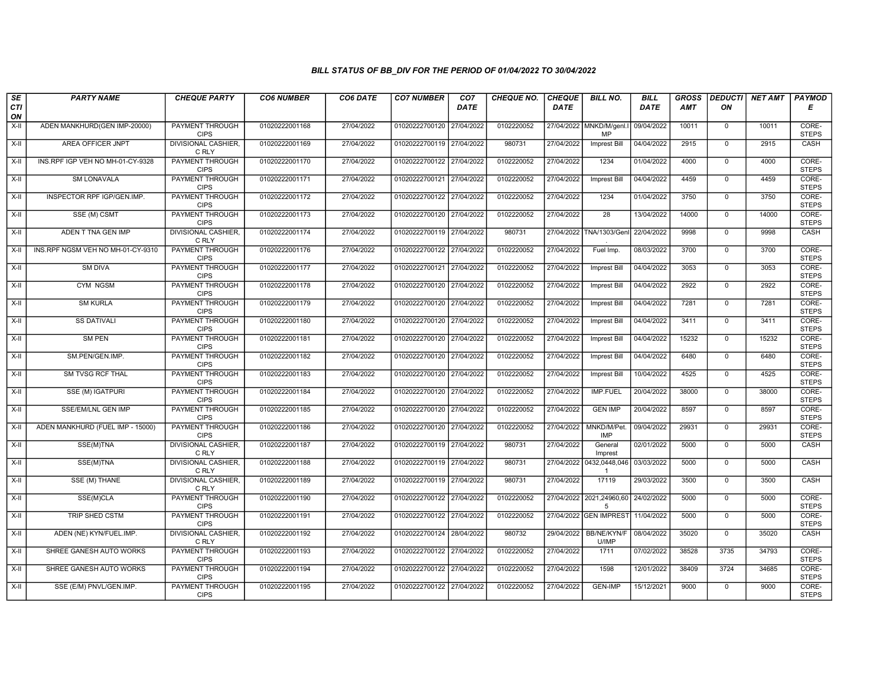### BILL STATUS OF BB_DIV FOR THE PERIOD OF 01/04/2022 TO 30/04/2022

| SECTION | PARTY NAME | CHEQUE PARTY | CO6 NUMBER | CO6 DATE | CO7 NUMBER | CO7 DATE | CHEQUE NO. | CHEQUE DATE | BILL NO. | BILL DATE | GROSS AMT | DEDUCTION | NET AMT | PAYMODE |
|---|---|---|---|---|---|---|---|---|---|---|---|---|---|---|
| X-II | ADEN MANKHURD(GEN IMP-20000) | PAYMENT THROUGH CIPS | 01020222001168 | 27/04/2022 | 01020222700120 | 27/04/2022 | 0102220052 | 27/04/2022 | MNKD/M/genl.IMP | 09/04/2022 | 10011 | 0 | 10011 | CORE-STEPS |
| X-II | AREA OFFICER JNPT | DIVISIONAL CASHIER, C RLY | 01020222001169 | 27/04/2022 | 01020222700119 | 27/04/2022 | 980731 | 27/04/2022 | Imprest Bill | 04/04/2022 | 2915 | 0 | 2915 | CASH |
| X-II | INS.RPF IGP VEH NO MH-01-CY-9328 | PAYMENT THROUGH CIPS | 01020222001170 | 27/04/2022 | 01020222700122 | 27/04/2022 | 0102220052 | 27/04/2022 | 1234 | 01/04/2022 | 4000 | 0 | 4000 | CORE-STEPS |
| X-II | SM LONAVALA | PAYMENT THROUGH CIPS | 01020222001171 | 27/04/2022 | 01020222700121 | 27/04/2022 | 0102220052 | 27/04/2022 | Imprest Bill | 04/04/2022 | 4459 | 0 | 4459 | CORE-STEPS |
| X-II | INSPECTOR RPF IGP/GEN.IMP. | PAYMENT THROUGH CIPS | 01020222001172 | 27/04/2022 | 01020222700122 | 27/04/2022 | 0102220052 | 27/04/2022 | 1234 | 01/04/2022 | 3750 | 0 | 3750 | CORE-STEPS |
| X-II | SSE (M) CSMT | PAYMENT THROUGH CIPS | 01020222001173 | 27/04/2022 | 01020222700120 | 27/04/2022 | 0102220052 | 27/04/2022 | 28 | 13/04/2022 | 14000 | 0 | 14000 | CORE-STEPS |
| X-II | ADEN T TNA GEN IMP | DIVISIONAL CASHIER, C RLY | 01020222001174 | 27/04/2022 | 01020222700119 | 27/04/2022 | 980731 | 27/04/2022 | TNA/1303/Genl. | 22/04/2022 | 9998 | 0 | 9998 | CASH |
| X-II | INS.RPF NGSM VEH NO MH-01-CY-9310 | PAYMENT THROUGH CIPS | 01020222001176 | 27/04/2022 | 01020222700122 | 27/04/2022 | 0102220052 | 27/04/2022 | Fuel Imp. | 08/03/2022 | 3700 | 0 | 3700 | CORE-STEPS |
| X-II | SM DIVA | PAYMENT THROUGH CIPS | 01020222001177 | 27/04/2022 | 01020222700121 | 27/04/2022 | 0102220052 | 27/04/2022 | Imprest Bill | 04/04/2022 | 3053 | 0 | 3053 | CORE-STEPS |
| X-II | CYM NGSM | PAYMENT THROUGH CIPS | 01020222001178 | 27/04/2022 | 01020222700120 | 27/04/2022 | 0102220052 | 27/04/2022 | Imprest Bill | 04/04/2022 | 2922 | 0 | 2922 | CORE-STEPS |
| X-II | SM KURLA | PAYMENT THROUGH CIPS | 01020222001179 | 27/04/2022 | 01020222700120 | 27/04/2022 | 0102220052 | 27/04/2022 | Imprest Bill | 04/04/2022 | 7281 | 0 | 7281 | CORE-STEPS |
| X-II | SS DATIVALI | PAYMENT THROUGH CIPS | 01020222001180 | 27/04/2022 | 01020222700120 | 27/04/2022 | 0102220052 | 27/04/2022 | Imprest Bill | 04/04/2022 | 3411 | 0 | 3411 | CORE-STEPS |
| X-II | SM PEN | PAYMENT THROUGH CIPS | 01020222001181 | 27/04/2022 | 01020222700120 | 27/04/2022 | 0102220052 | 27/04/2022 | Imprest Bill | 04/04/2022 | 15232 | 0 | 15232 | CORE-STEPS |
| X-II | SM.PEN/GEN.IMP. | PAYMENT THROUGH CIPS | 01020222001182 | 27/04/2022 | 01020222700120 | 27/04/2022 | 0102220052 | 27/04/2022 | Imprest Bill | 04/04/2022 | 6480 | 0 | 6480 | CORE-STEPS |
| X-II | SM TVSG RCF THAL | PAYMENT THROUGH CIPS | 01020222001183 | 27/04/2022 | 01020222700120 | 27/04/2022 | 0102220052 | 27/04/2022 | Imprest Bill | 10/04/2022 | 4525 | 0 | 4525 | CORE-STEPS |
| X-II | SSE (M) IGATPURI | PAYMENT THROUGH CIPS | 01020222001184 | 27/04/2022 | 01020222700120 | 27/04/2022 | 0102220052 | 27/04/2022 | IMP.FUEL | 20/04/2022 | 38000 | 0 | 38000 | CORE-STEPS |
| X-II | SSE/EM/LNL GEN IMP | PAYMENT THROUGH CIPS | 01020222001185 | 27/04/2022 | 01020222700120 | 27/04/2022 | 0102220052 | 27/04/2022 | GEN IMP | 20/04/2022 | 8597 | 0 | 8597 | CORE-STEPS |
| X-II | ADEN MANKHURD (FUEL IMP - 15000) | PAYMENT THROUGH CIPS | 01020222001186 | 27/04/2022 | 01020222700120 | 27/04/2022 | 0102220052 | 27/04/2022 | MNKD/M/Pet. IMP | 09/04/2022 | 29931 | 0 | 29931 | CORE-STEPS |
| X-II | SSE(M)TNA | DIVISIONAL CASHIER, C RLY | 01020222001187 | 27/04/2022 | 01020222700119 | 27/04/2022 | 980731 | 27/04/2022 | General Imprest | 02/01/2022 | 5000 | 0 | 5000 | CASH |
| X-II | SSE(M)TNA | DIVISIONAL CASHIER, C RLY | 01020222001188 | 27/04/2022 | 01020222700119 | 27/04/2022 | 980731 | 27/04/2022 | 0432,0448,0461 | 03/03/2022 | 5000 | 0 | 5000 | CASH |
| X-II | SSE (M) THANE | DIVISIONAL CASHIER, C RLY | 01020222001189 | 27/04/2022 | 01020222700119 | 27/04/2022 | 980731 | 27/04/2022 | 17119 | 29/03/2022 | 3500 | 0 | 3500 | CASH |
| X-II | SSE(M)CLA | PAYMENT THROUGH CIPS | 01020222001190 | 27/04/2022 | 01020222700122 | 27/04/2022 | 0102220052 | 27/04/2022 | 2021,24960,605 | 24/02/2022 | 5000 | 0 | 5000 | CORE-STEPS |
| X-II | TRIP SHED CSTM | PAYMENT THROUGH CIPS | 01020222001191 | 27/04/2022 | 01020222700122 | 27/04/2022 | 0102220052 | 27/04/2022 | GEN IMPREST | 11/04/2022 | 5000 | 0 | 5000 | CORE-STEPS |
| X-II | ADEN (NE) KYN/FUEL.IMP. | DIVISIONAL CASHIER, C RLY | 01020222001192 | 27/04/2022 | 01020222700124 | 28/04/2022 | 980732 | 29/04/2022 | BB/NE/KYN/FU/IMP | 08/04/2022 | 35020 | 0 | 35020 | CASH |
| X-II | SHREE GANESH AUTO WORKS | PAYMENT THROUGH CIPS | 01020222001193 | 27/04/2022 | 01020222700122 | 27/04/2022 | 0102220052 | 27/04/2022 | 1711 | 07/02/2022 | 38528 | 3735 | 34793 | CORE-STEPS |
| X-II | SHREE GANESH AUTO WORKS | PAYMENT THROUGH CIPS | 01020222001194 | 27/04/2022 | 01020222700122 | 27/04/2022 | 0102220052 | 27/04/2022 | 1598 | 12/01/2022 | 38409 | 3724 | 34685 | CORE-STEPS |
| X-II | SSE (E/M) PNVL/GEN.IMP. | PAYMENT THROUGH CIPS | 01020222001195 | 27/04/2022 | 01020222700122 | 27/04/2022 | 0102220052 | 27/04/2022 | GEN-IMP | 15/12/2021 | 9000 | 0 | 9000 | CORE-STEPS |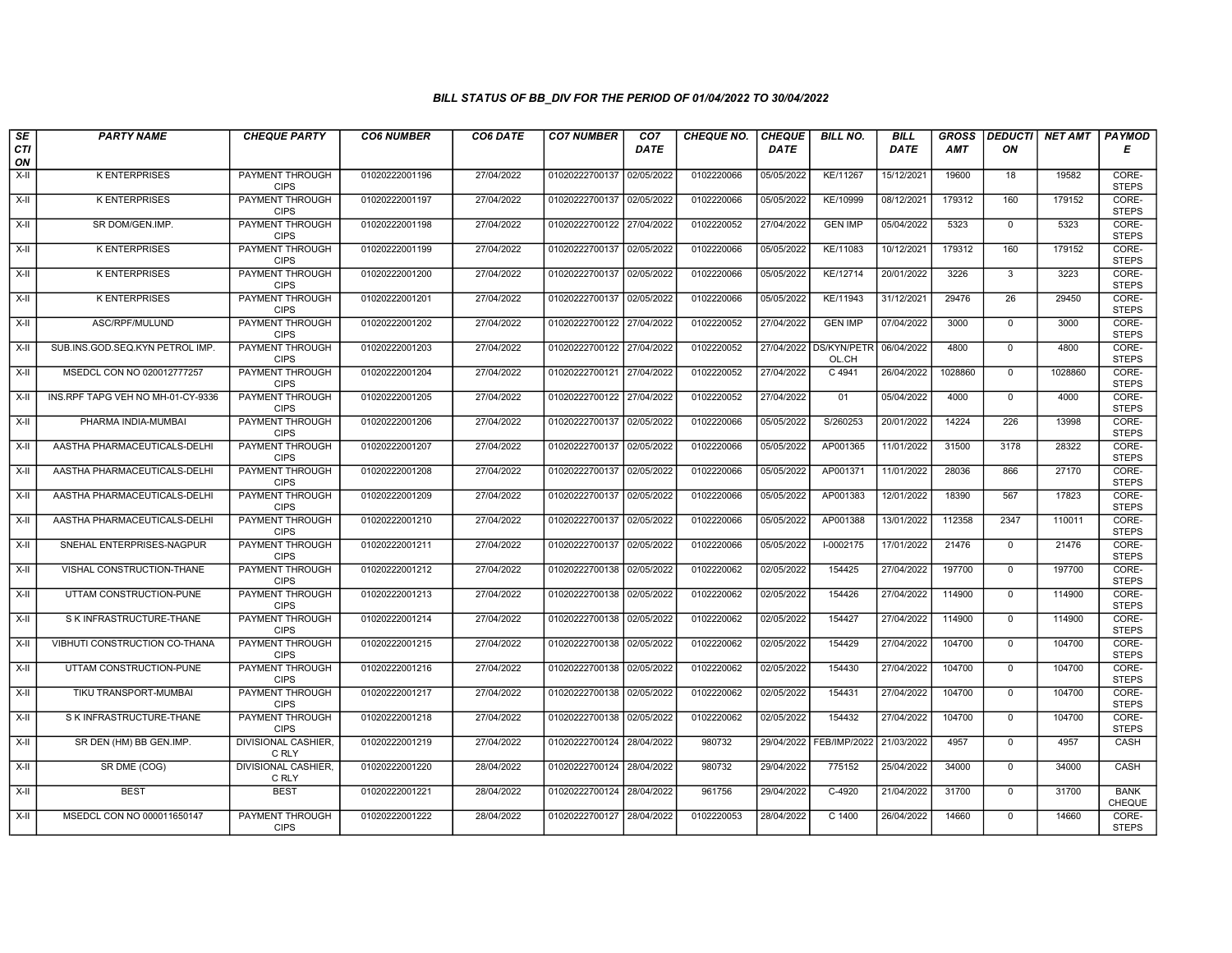### BILL STATUS OF BB_DIV FOR THE PERIOD OF 01/04/2022 TO 30/04/2022

| SECTION | PARTY NAME | CHEQUE PARTY | CO6 NUMBER | CO6 DATE | CO7 NUMBER | CO7 DATE | CHEQUE NO. | CHEQUE DATE | BILL NO. | BILL DATE | GROSS AMT | DEDUCTION | NET AMT | PAYMODE |
|---|---|---|---|---|---|---|---|---|---|---|---|---|---|---|
| X-II | K ENTERPRISES | PAYMENT THROUGH CIPS | 01020222001196 | 27/04/2022 | 01020222700137 | 02/05/2022 | 0102220066 | 05/05/2022 | KE/11267 | 15/12/2021 | 19600 | 18 | 19582 | CORE-STEPS |
| X-II | K ENTERPRISES | PAYMENT THROUGH CIPS | 01020222001197 | 27/04/2022 | 01020222700137 | 02/05/2022 | 0102220066 | 05/05/2022 | KE/10999 | 08/12/2021 | 179312 | 160 | 179152 | CORE-STEPS |
| X-II | SR DOM/GEN.IMP. | PAYMENT THROUGH CIPS | 01020222001198 | 27/04/2022 | 01020222700122 | 27/04/2022 | 0102220052 | 27/04/2022 | GEN IMP | 05/04/2022 | 5323 | 0 | 5323 | CORE-STEPS |
| X-II | K ENTERPRISES | PAYMENT THROUGH CIPS | 01020222001199 | 27/04/2022 | 01020222700137 | 02/05/2022 | 0102220066 | 05/05/2022 | KE/11083 | 10/12/2021 | 179312 | 160 | 179152 | CORE-STEPS |
| X-II | K ENTERPRISES | PAYMENT THROUGH CIPS | 01020222001200 | 27/04/2022 | 01020222700137 | 02/05/2022 | 0102220066 | 05/05/2022 | KE/12714 | 20/01/2022 | 3226 | 3 | 3223 | CORE-STEPS |
| X-II | K ENTERPRISES | PAYMENT THROUGH CIPS | 01020222001201 | 27/04/2022 | 01020222700137 | 02/05/2022 | 0102220066 | 05/05/2022 | KE/11943 | 31/12/2021 | 29476 | 26 | 29450 | CORE-STEPS |
| X-II | ASC/RPF/MULUND | PAYMENT THROUGH CIPS | 01020222001202 | 27/04/2022 | 01020222700122 | 27/04/2022 | 0102220052 | 27/04/2022 | GEN IMP | 07/04/2022 | 3000 | 0 | 3000 | CORE-STEPS |
| X-II | SUB.INS.GOD.SEQ.KYN PETROL IMP. | PAYMENT THROUGH CIPS | 01020222001203 | 27/04/2022 | 01020222700122 | 27/04/2022 | 0102220052 | 27/04/2022 | DS/KYN/PETROL.CH | 06/04/2022 | 4800 | 0 | 4800 | CORE-STEPS |
| X-II | MSEDCL CON NO 020012777257 | PAYMENT THROUGH CIPS | 01020222001204 | 27/04/2022 | 01020222700121 | 27/04/2022 | 0102220052 | 27/04/2022 | C 4941 | 26/04/2022 | 1028860 | 0 | 1028860 | CORE-STEPS |
| X-II | INS.RPF TAPG VEH NO MH-01-CY-9336 | PAYMENT THROUGH CIPS | 01020222001205 | 27/04/2022 | 01020222700122 | 27/04/2022 | 0102220052 | 27/04/2022 | 01 | 05/04/2022 | 4000 | 0 | 4000 | CORE-STEPS |
| X-II | PHARMA INDIA-MUMBAI | PAYMENT THROUGH CIPS | 01020222001206 | 27/04/2022 | 01020222700137 | 02/05/2022 | 0102220066 | 05/05/2022 | S/260253 | 20/01/2022 | 14224 | 226 | 13998 | CORE-STEPS |
| X-II | AASTHA PHARMACEUTICALS-DELHI | PAYMENT THROUGH CIPS | 01020222001207 | 27/04/2022 | 01020222700137 | 02/05/2022 | 0102220066 | 05/05/2022 | AP001365 | 11/01/2022 | 31500 | 3178 | 28322 | CORE-STEPS |
| X-II | AASTHA PHARMACEUTICALS-DELHI | PAYMENT THROUGH CIPS | 01020222001208 | 27/04/2022 | 01020222700137 | 02/05/2022 | 0102220066 | 05/05/2022 | AP001371 | 11/01/2022 | 28036 | 866 | 27170 | CORE-STEPS |
| X-II | AASTHA PHARMACEUTICALS-DELHI | PAYMENT THROUGH CIPS | 01020222001209 | 27/04/2022 | 01020222700137 | 02/05/2022 | 0102220066 | 05/05/2022 | AP001383 | 12/01/2022 | 18390 | 567 | 17823 | CORE-STEPS |
| X-II | AASTHA PHARMACEUTICALS-DELHI | PAYMENT THROUGH CIPS | 01020222001210 | 27/04/2022 | 01020222700137 | 02/05/2022 | 0102220066 | 05/05/2022 | AP001388 | 13/01/2022 | 112358 | 2347 | 110011 | CORE-STEPS |
| X-II | SNEHAL ENTERPRISES-NAGPUR | PAYMENT THROUGH CIPS | 01020222001211 | 27/04/2022 | 01020222700137 | 02/05/2022 | 0102220066 | 05/05/2022 | I-0002175 | 17/01/2022 | 21476 | 0 | 21476 | CORE-STEPS |
| X-II | VISHAL CONSTRUCTION-THANE | PAYMENT THROUGH CIPS | 01020222001212 | 27/04/2022 | 01020222700138 | 02/05/2022 | 0102220062 | 02/05/2022 | 154425 | 27/04/2022 | 197700 | 0 | 197700 | CORE-STEPS |
| X-II | UTTAM CONSTRUCTION-PUNE | PAYMENT THROUGH CIPS | 01020222001213 | 27/04/2022 | 01020222700138 | 02/05/2022 | 0102220062 | 02/05/2022 | 154426 | 27/04/2022 | 114900 | 0 | 114900 | CORE-STEPS |
| X-II | S K INFRASTRUCTURE-THANE | PAYMENT THROUGH CIPS | 01020222001214 | 27/04/2022 | 01020222700138 | 02/05/2022 | 0102220062 | 02/05/2022 | 154427 | 27/04/2022 | 114900 | 0 | 114900 | CORE-STEPS |
| X-II | VIBHUTI CONSTRUCTION CO-THANA | PAYMENT THROUGH CIPS | 01020222001215 | 27/04/2022 | 01020222700138 | 02/05/2022 | 0102220062 | 02/05/2022 | 154429 | 27/04/2022 | 104700 | 0 | 104700 | CORE-STEPS |
| X-II | UTTAM CONSTRUCTION-PUNE | PAYMENT THROUGH CIPS | 01020222001216 | 27/04/2022 | 01020222700138 | 02/05/2022 | 0102220062 | 02/05/2022 | 154430 | 27/04/2022 | 104700 | 0 | 104700 | CORE-STEPS |
| X-II | TIKU TRANSPORT-MUMBAI | PAYMENT THROUGH CIPS | 01020222001217 | 27/04/2022 | 01020222700138 | 02/05/2022 | 0102220062 | 02/05/2022 | 154431 | 27/04/2022 | 104700 | 0 | 104700 | CORE-STEPS |
| X-II | S K INFRASTRUCTURE-THANE | PAYMENT THROUGH CIPS | 01020222001218 | 27/04/2022 | 01020222700138 | 02/05/2022 | 0102220062 | 02/05/2022 | 154432 | 27/04/2022 | 104700 | 0 | 104700 | CORE-STEPS |
| X-II | SR DEN (HM) BB GEN.IMP. | DIVISIONAL CASHIER, C RLY | 01020222001219 | 27/04/2022 | 01020222700124 | 28/04/2022 | 980732 | 29/04/2022 | FEB/IMP/2022 | 21/03/2022 | 4957 | 0 | 4957 | CASH |
| X-II | SR DME (COG) | DIVISIONAL CASHIER, C RLY | 01020222001220 | 28/04/2022 | 01020222700124 | 28/04/2022 | 980732 | 29/04/2022 | 775152 | 25/04/2022 | 34000 | 0 | 34000 | CASH |
| X-II | BEST | BEST | 01020222001221 | 28/04/2022 | 01020222700124 | 28/04/2022 | 961756 | 29/04/2022 | C-4920 | 21/04/2022 | 31700 | 0 | 31700 | BANK CHEQUE |
| X-II | MSEDCL CON NO 000011650147 | PAYMENT THROUGH CIPS | 01020222001222 | 28/04/2022 | 01020222700127 | 28/04/2022 | 0102220053 | 28/04/2022 | C 1400 | 26/04/2022 | 14660 | 0 | 14660 | CORE-STEPS |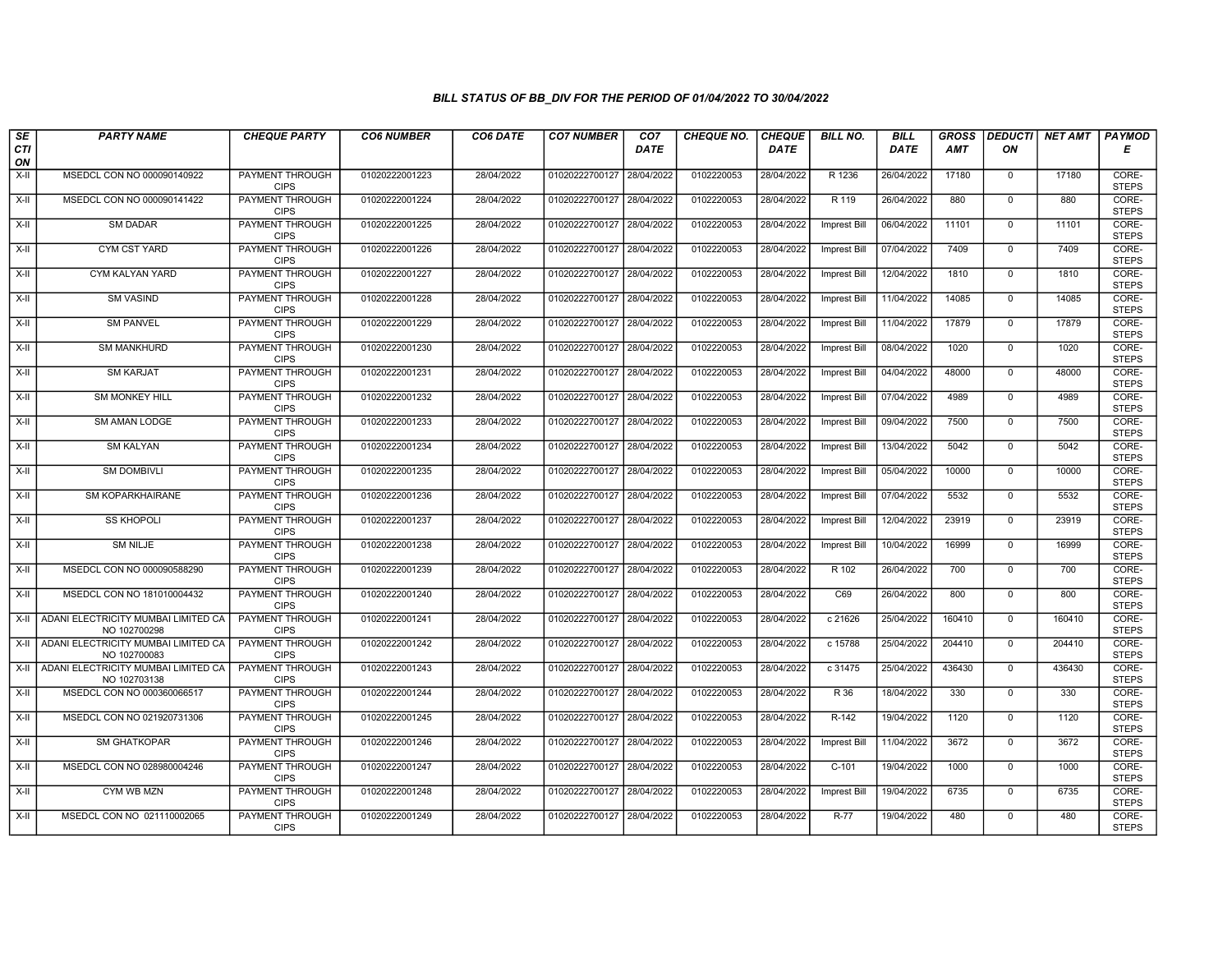### BILL STATUS OF BB_DIV FOR THE PERIOD OF 01/04/2022 TO 30/04/2022

| SECTION | PARTY NAME | CHEQUE PARTY | CO6 NUMBER | CO6 DATE | CO7 NUMBER | CO7 DATE | CHEQUE NO. | CHEQUE DATE | BILL NO. | BILL DATE | GROSS AMT | DEDUCTION | NET AMT | PAYMODE |
|---|---|---|---|---|---|---|---|---|---|---|---|---|---|---|
| X-II | MSEDCL CON NO 000090140922 | PAYMENT THROUGH CIPS | 01020222001223 | 28/04/2022 | 01020222700127 | 28/04/2022 | 0102220053 | 28/04/2022 | R 1236 | 26/04/2022 | 17180 | 0 | 17180 | CORE-STEPS |
| X-II | MSEDCL CON NO 000090141422 | PAYMENT THROUGH CIPS | 01020222001224 | 28/04/2022 | 01020222700127 | 28/04/2022 | 0102220053 | 28/04/2022 | R 119 | 26/04/2022 | 880 | 0 | 880 | CORE-STEPS |
| X-II | SM DADAR | PAYMENT THROUGH CIPS | 01020222001225 | 28/04/2022 | 01020222700127 | 28/04/2022 | 0102220053 | 28/04/2022 | Imprest Bill | 06/04/2022 | 11101 | 0 | 11101 | CORE-STEPS |
| X-II | CYM CST YARD | PAYMENT THROUGH CIPS | 01020222001226 | 28/04/2022 | 01020222700127 | 28/04/2022 | 0102220053 | 28/04/2022 | Imprest Bill | 07/04/2022 | 7409 | 0 | 7409 | CORE-STEPS |
| X-II | CYM KALYAN YARD | PAYMENT THROUGH CIPS | 01020222001227 | 28/04/2022 | 01020222700127 | 28/04/2022 | 0102220053 | 28/04/2022 | Imprest Bill | 12/04/2022 | 1810 | 0 | 1810 | CORE-STEPS |
| X-II | SM VASIND | PAYMENT THROUGH CIPS | 01020222001228 | 28/04/2022 | 01020222700127 | 28/04/2022 | 0102220053 | 28/04/2022 | Imprest Bill | 11/04/2022 | 14085 | 0 | 14085 | CORE-STEPS |
| X-II | SM PANVEL | PAYMENT THROUGH CIPS | 01020222001229 | 28/04/2022 | 01020222700127 | 28/04/2022 | 0102220053 | 28/04/2022 | Imprest Bill | 11/04/2022 | 17879 | 0 | 17879 | CORE-STEPS |
| X-II | SM MANKHURD | PAYMENT THROUGH CIPS | 01020222001230 | 28/04/2022 | 01020222700127 | 28/04/2022 | 0102220053 | 28/04/2022 | Imprest Bill | 08/04/2022 | 1020 | 0 | 1020 | CORE-STEPS |
| X-II | SM KARJAT | PAYMENT THROUGH CIPS | 01020222001231 | 28/04/2022 | 01020222700127 | 28/04/2022 | 0102220053 | 28/04/2022 | Imprest Bill | 04/04/2022 | 48000 | 0 | 48000 | CORE-STEPS |
| X-II | SM MONKEY HILL | PAYMENT THROUGH CIPS | 01020222001232 | 28/04/2022 | 01020222700127 | 28/04/2022 | 0102220053 | 28/04/2022 | Imprest Bill | 07/04/2022 | 4989 | 0 | 4989 | CORE-STEPS |
| X-II | SM AMAN LODGE | PAYMENT THROUGH CIPS | 01020222001233 | 28/04/2022 | 01020222700127 | 28/04/2022 | 0102220053 | 28/04/2022 | Imprest Bill | 09/04/2022 | 7500 | 0 | 7500 | CORE-STEPS |
| X-II | SM KALYAN | PAYMENT THROUGH CIPS | 01020222001234 | 28/04/2022 | 01020222700127 | 28/04/2022 | 0102220053 | 28/04/2022 | Imprest Bill | 13/04/2022 | 5042 | 0 | 5042 | CORE-STEPS |
| X-II | SM DOMBIVLI | PAYMENT THROUGH CIPS | 01020222001235 | 28/04/2022 | 01020222700127 | 28/04/2022 | 0102220053 | 28/04/2022 | Imprest Bill | 05/04/2022 | 10000 | 0 | 10000 | CORE-STEPS |
| X-II | SM KOPARKHAIRANE | PAYMENT THROUGH CIPS | 01020222001236 | 28/04/2022 | 01020222700127 | 28/04/2022 | 0102220053 | 28/04/2022 | Imprest Bill | 07/04/2022 | 5532 | 0 | 5532 | CORE-STEPS |
| X-II | SS KHOPOLI | PAYMENT THROUGH CIPS | 01020222001237 | 28/04/2022 | 01020222700127 | 28/04/2022 | 0102220053 | 28/04/2022 | Imprest Bill | 12/04/2022 | 23919 | 0 | 23919 | CORE-STEPS |
| X-II | SM NILJE | PAYMENT THROUGH CIPS | 01020222001238 | 28/04/2022 | 01020222700127 | 28/04/2022 | 0102220053 | 28/04/2022 | Imprest Bill | 10/04/2022 | 16999 | 0 | 16999 | CORE-STEPS |
| X-II | MSEDCL CON NO 000090588290 | PAYMENT THROUGH CIPS | 01020222001239 | 28/04/2022 | 01020222700127 | 28/04/2022 | 0102220053 | 28/04/2022 | R 102 | 26/04/2022 | 700 | 0 | 700 | CORE-STEPS |
| X-II | MSEDCL CON NO 181010004432 | PAYMENT THROUGH CIPS | 01020222001240 | 28/04/2022 | 01020222700127 | 28/04/2022 | 0102220053 | 28/04/2022 | C69 | 26/04/2022 | 800 | 0 | 800 | CORE-STEPS |
| X-II | ADANI ELECTRICITY MUMBAI LIMITED CA NO 102700298 | PAYMENT THROUGH CIPS | 01020222001241 | 28/04/2022 | 01020222700127 | 28/04/2022 | 0102220053 | 28/04/2022 | c 21626 | 25/04/2022 | 160410 | 0 | 160410 | CORE-STEPS |
| X-II | ADANI ELECTRICITY MUMBAI LIMITED CA NO 102700083 | PAYMENT THROUGH CIPS | 01020222001242 | 28/04/2022 | 01020222700127 | 28/04/2022 | 0102220053 | 28/04/2022 | c 15788 | 25/04/2022 | 204410 | 0 | 204410 | CORE-STEPS |
| X-II | ADANI ELECTRICITY MUMBAI LIMITED CA NO 102703138 | PAYMENT THROUGH CIPS | 01020222001243 | 28/04/2022 | 01020222700127 | 28/04/2022 | 0102220053 | 28/04/2022 | c 31475 | 25/04/2022 | 436430 | 0 | 436430 | CORE-STEPS |
| X-II | MSEDCL CON NO 000360066517 | PAYMENT THROUGH CIPS | 01020222001244 | 28/04/2022 | 01020222700127 | 28/04/2022 | 0102220053 | 28/04/2022 | R 36 | 18/04/2022 | 330 | 0 | 330 | CORE-STEPS |
| X-II | MSEDCL CON NO 021920731306 | PAYMENT THROUGH CIPS | 01020222001245 | 28/04/2022 | 01020222700127 | 28/04/2022 | 0102220053 | 28/04/2022 | R-142 | 19/04/2022 | 1120 | 0 | 1120 | CORE-STEPS |
| X-II | SM GHATKOPAR | PAYMENT THROUGH CIPS | 01020222001246 | 28/04/2022 | 01020222700127 | 28/04/2022 | 0102220053 | 28/04/2022 | Imprest Bill | 11/04/2022 | 3672 | 0 | 3672 | CORE-STEPS |
| X-II | MSEDCL CON NO 028980004246 | PAYMENT THROUGH CIPS | 01020222001247 | 28/04/2022 | 01020222700127 | 28/04/2022 | 0102220053 | 28/04/2022 | C-101 | 19/04/2022 | 1000 | 0 | 1000 | CORE-STEPS |
| X-II | CYM WB MZN | PAYMENT THROUGH CIPS | 01020222001248 | 28/04/2022 | 01020222700127 | 28/04/2022 | 0102220053 | 28/04/2022 | Imprest Bill | 19/04/2022 | 6735 | 0 | 6735 | CORE-STEPS |
| X-II | MSEDCL CON NO 021110002065 | PAYMENT THROUGH CIPS | 01020222001249 | 28/04/2022 | 01020222700127 | 28/04/2022 | 0102220053 | 28/04/2022 | R-77 | 19/04/2022 | 480 | 0 | 480 | CORE-STEPS |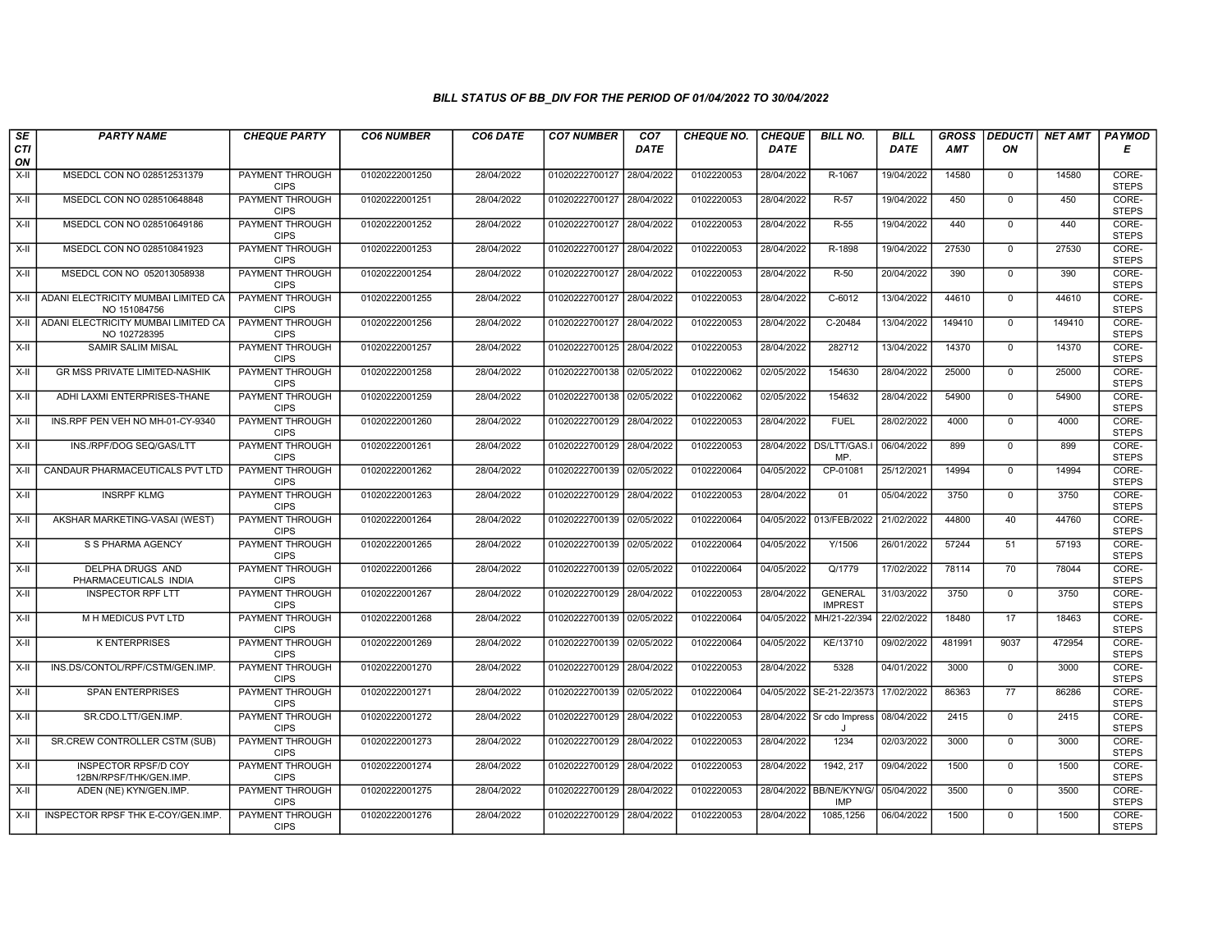### BILL STATUS OF BB_DIV FOR THE PERIOD OF 01/04/2022 TO 30/04/2022

| SECTION | PARTY NAME | CHEQUE PARTY | CO6 NUMBER | CO6 DATE | CO7 NUMBER | CO7 DATE | CHEQUE NO. | CHEQUE DATE | BILL NO. | BILL DATE | GROSS AMT | DEDUCTION | NET AMT | PAYMODE |
|---|---|---|---|---|---|---|---|---|---|---|---|---|---|---|
| X-II | MSEDCL CON NO 028512531379 | PAYMENT THROUGH CIPS | 01020222001250 | 28/04/2022 | 01020222700127 | 28/04/2022 | 0102220053 | 28/04/2022 | R-1067 | 19/04/2022 | 14580 | 0 | 14580 | CORE-STEPS |
| X-II | MSEDCL CON NO 028510648848 | PAYMENT THROUGH CIPS | 01020222001251 | 28/04/2022 | 01020222700127 | 28/04/2022 | 0102220053 | 28/04/2022 | R-57 | 19/04/2022 | 450 | 0 | 450 | CORE-STEPS |
| X-II | MSEDCL CON NO 028510649186 | PAYMENT THROUGH CIPS | 01020222001252 | 28/04/2022 | 01020222700127 | 28/04/2022 | 0102220053 | 28/04/2022 | R-55 | 19/04/2022 | 440 | 0 | 440 | CORE-STEPS |
| X-II | MSEDCL CON NO 028510841923 | PAYMENT THROUGH CIPS | 01020222001253 | 28/04/2022 | 01020222700127 | 28/04/2022 | 0102220053 | 28/04/2022 | R-1898 | 19/04/2022 | 27530 | 0 | 27530 | CORE-STEPS |
| X-II | MSEDCL CON NO 052013058938 | PAYMENT THROUGH CIPS | 01020222001254 | 28/04/2022 | 01020222700127 | 28/04/2022 | 0102220053 | 28/04/2022 | R-50 | 20/04/2022 | 390 | 0 | 390 | CORE-STEPS |
| X-II | ADANI ELECTRICITY MUMBAI LIMITED CA NO 151084756 | PAYMENT THROUGH CIPS | 01020222001255 | 28/04/2022 | 01020222700127 | 28/04/2022 | 0102220053 | 28/04/2022 | C-6012 | 13/04/2022 | 44610 | 0 | 44610 | CORE-STEPS |
| X-II | ADANI ELECTRICITY MUMBAI LIMITED CA NO 102728395 | PAYMENT THROUGH CIPS | 01020222001256 | 28/04/2022 | 01020222700127 | 28/04/2022 | 0102220053 | 28/04/2022 | C-20484 | 13/04/2022 | 149410 | 0 | 149410 | CORE-STEPS |
| X-II | SAMIR SALIM MISAL | PAYMENT THROUGH CIPS | 01020222001257 | 28/04/2022 | 01020222700125 | 28/04/2022 | 0102220053 | 28/04/2022 | 282712 | 13/04/2022 | 14370 | 0 | 14370 | CORE-STEPS |
| X-II | GR MSS PRIVATE LIMITED-NASHIK | PAYMENT THROUGH CIPS | 01020222001258 | 28/04/2022 | 01020222700138 | 02/05/2022 | 0102220062 | 02/05/2022 | 154630 | 28/04/2022 | 25000 | 0 | 25000 | CORE-STEPS |
| X-II | ADHI LAXMI ENTERPRISES-THANE | PAYMENT THROUGH CIPS | 01020222001259 | 28/04/2022 | 01020222700138 | 02/05/2022 | 0102220062 | 02/05/2022 | 154632 | 28/04/2022 | 54900 | 0 | 54900 | CORE-STEPS |
| X-II | INS.RPF PEN VEH NO MH-01-CY-9340 | PAYMENT THROUGH CIPS | 01020222001260 | 28/04/2022 | 01020222700129 | 28/04/2022 | 0102220053 | 28/04/2022 | FUEL | 28/02/2022 | 4000 | 0 | 4000 | CORE-STEPS |
| X-II | INS./RPF/DOG SEQ/GAS/LTT | PAYMENT THROUGH CIPS | 01020222001261 | 28/04/2022 | 01020222700129 | 28/04/2022 | 0102220053 | 28/04/2022 | DS/LTT/GAS.IMP. | 06/04/2022 | 899 | 0 | 899 | CORE-STEPS |
| X-II | CANDAUR PHARMACEUTICALS PVT LTD | PAYMENT THROUGH CIPS | 01020222001262 | 28/04/2022 | 01020222700139 | 02/05/2022 | 0102220064 | 04/05/2022 | CP-01081 | 25/12/2021 | 14994 | 0 | 14994 | CORE-STEPS |
| X-II | INSRPF KLMG | PAYMENT THROUGH CIPS | 01020222001263 | 28/04/2022 | 01020222700129 | 28/04/2022 | 0102220053 | 28/04/2022 | 01 | 05/04/2022 | 3750 | 0 | 3750 | CORE-STEPS |
| X-II | AKSHAR MARKETING-VASAI (WEST) | PAYMENT THROUGH CIPS | 01020222001264 | 28/04/2022 | 01020222700139 | 02/05/2022 | 0102220064 | 04/05/2022 | 013/FEB/2022 | 21/02/2022 | 44800 | 40 | 44760 | CORE-STEPS |
| X-II | S S PHARMA AGENCY | PAYMENT THROUGH CIPS | 01020222001265 | 28/04/2022 | 01020222700139 | 02/05/2022 | 0102220064 | 04/05/2022 | Y/1506 | 26/01/2022 | 57244 | 51 | 57193 | CORE-STEPS |
| X-II | DELPHA DRUGS AND PHARMACEUTICALS INDIA | PAYMENT THROUGH CIPS | 01020222001266 | 28/04/2022 | 01020222700139 | 02/05/2022 | 0102220064 | 04/05/2022 | Q/1779 | 17/02/2022 | 78114 | 70 | 78044 | CORE-STEPS |
| X-II | INSPECTOR RPF LTT | PAYMENT THROUGH CIPS | 01020222001267 | 28/04/2022 | 01020222700129 | 28/04/2022 | 0102220053 | 28/04/2022 | GENERAL IMPREST | 31/03/2022 | 3750 | 0 | 3750 | CORE-STEPS |
| X-II | M H MEDICUS PVT LTD | PAYMENT THROUGH CIPS | 01020222001268 | 28/04/2022 | 01020222700139 | 02/05/2022 | 0102220064 | 04/05/2022 | MH/21-22/394 | 22/02/2022 | 18480 | 17 | 18463 | CORE-STEPS |
| X-II | K ENTERPRISES | PAYMENT THROUGH CIPS | 01020222001269 | 28/04/2022 | 01020222700139 | 02/05/2022 | 0102220064 | 04/05/2022 | KE/13710 | 09/02/2022 | 481991 | 9037 | 472954 | CORE-STEPS |
| X-II | INS.DS/CONTOL/RPF/CSTM/GEN.IMP. | PAYMENT THROUGH CIPS | 01020222001270 | 28/04/2022 | 01020222700129 | 28/04/2022 | 0102220053 | 28/04/2022 | 5328 | 04/01/2022 | 3000 | 0 | 3000 | CORE-STEPS |
| X-II | SPAN ENTERPRISES | PAYMENT THROUGH CIPS | 01020222001271 | 28/04/2022 | 01020222700139 | 02/05/2022 | 0102220064 | 04/05/2022 | SE-21-22/3573 | 17/02/2022 | 86363 | 77 | 86286 | CORE-STEPS |
| X-II | SR.CDO.LTT/GEN.IMP. | PAYMENT THROUGH CIPS | 01020222001272 | 28/04/2022 | 01020222700129 | 28/04/2022 | 0102220053 | 28/04/2022 | Sr cdo Impress J | 08/04/2022 | 2415 | 0 | 2415 | CORE-STEPS |
| X-II | SR.CREW CONTROLLER CSTM (SUB) | PAYMENT THROUGH CIPS | 01020222001273 | 28/04/2022 | 01020222700129 | 28/04/2022 | 0102220053 | 28/04/2022 | 1234 | 02/03/2022 | 3000 | 0 | 3000 | CORE-STEPS |
| X-II | INSPECTOR RPSF/D COY 12BN/RPSF/THK/GEN.IMP. | PAYMENT THROUGH CIPS | 01020222001274 | 28/04/2022 | 01020222700129 | 28/04/2022 | 0102220053 | 28/04/2022 | 1942, 217 | 09/04/2022 | 1500 | 0 | 1500 | CORE-STEPS |
| X-II | ADEN (NE) KYN/GEN.IMP. | PAYMENT THROUGH CIPS | 01020222001275 | 28/04/2022 | 01020222700129 | 28/04/2022 | 0102220053 | 28/04/2022 | BB/NE/KYN/G/IMP | 05/04/2022 | 3500 | 0 | 3500 | CORE-STEPS |
| X-II | INSPECTOR RPSF THK E-COY/GEN.IMP. | PAYMENT THROUGH CIPS | 01020222001276 | 28/04/2022 | 01020222700129 | 28/04/2022 | 0102220053 | 28/04/2022 | 1085,1256 | 06/04/2022 | 1500 | 0 | 1500 | CORE-STEPS |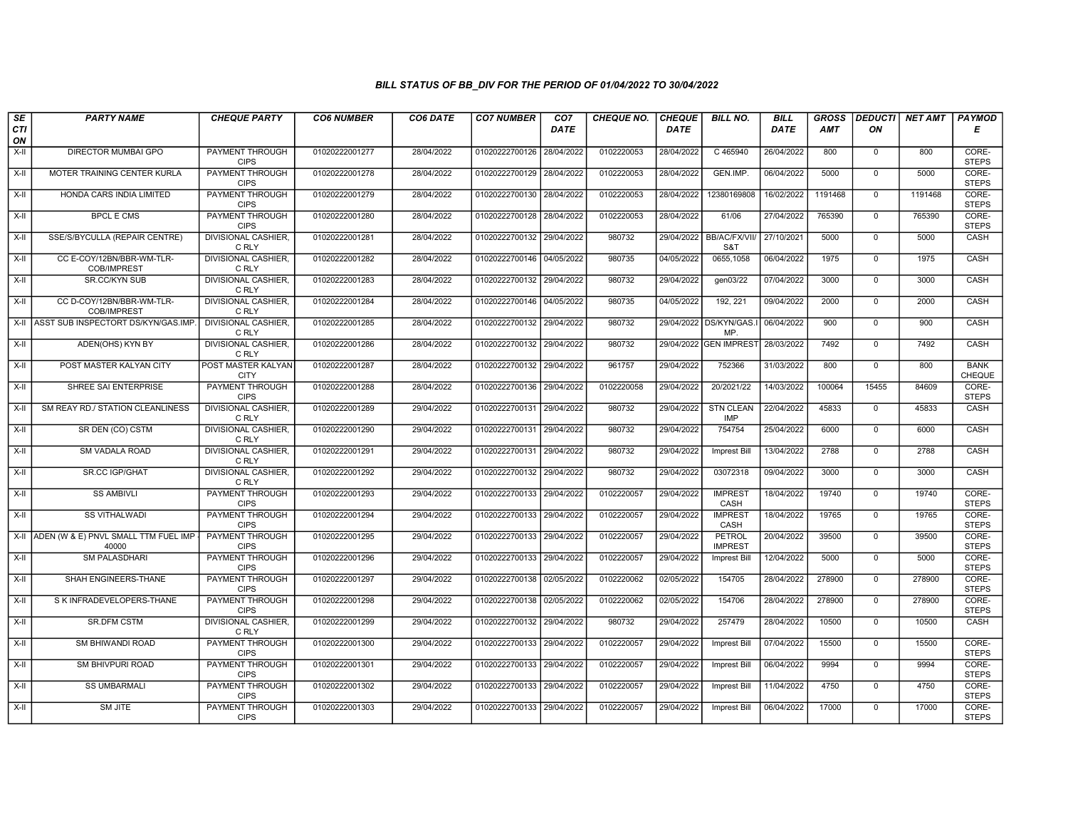*BILL STATUS OF BB_DIV FOR THE PERIOD OF 01/04/2022 TO 30/04/2022*

| SECTION | PARTY NAME | CHEQUE PARTY | CO6 NUMBER | CO6 DATE | CO7 NUMBER | CO7 DATE | CHEQUE NO. | CHEQUE DATE | BILL NO. | BILL DATE | GROSS AMT | DEDUCTION | NET AMT | PAYMODE |
|---|---|---|---|---|---|---|---|---|---|---|---|---|---|---|
| X-II | DIRECTOR MUMBAI GPO | PAYMENT THROUGH CIPS | 01020222001277 | 28/04/2022 | 01020222700126 | 28/04/2022 | 0102220053 | 28/04/2022 | C 465940 | 26/04/2022 | 800 | 0 | 800 | CORE-STEPS |
| X-II | MOTER TRAINING CENTER KURLA | PAYMENT THROUGH CIPS | 01020222001278 | 28/04/2022 | 01020222700129 | 28/04/2022 | 0102220053 | 28/04/2022 | GEN.IMP. | 06/04/2022 | 5000 | 0 | 5000 | CORE-STEPS |
| X-II | HONDA CARS INDIA LIMITED | PAYMENT THROUGH CIPS | 01020222001279 | 28/04/2022 | 01020222700130 | 28/04/2022 | 0102220053 | 28/04/2022 | 12380169808 | 16/02/2022 | 1191468 | 0 | 1191468 | CORE-STEPS |
| X-II | BPCL E CMS | PAYMENT THROUGH CIPS | 01020222001280 | 28/04/2022 | 01020222700128 | 28/04/2022 | 0102220053 | 28/04/2022 | 61/06 | 27/04/2022 | 765390 | 0 | 765390 | CORE-STEPS |
| X-II | SSE/S/BYCULLA (REPAIR CENTRE) | DIVISIONAL CASHIER, C RLY | 01020222001281 | 28/04/2022 | 01020222700132 | 29/04/2022 | 980732 | 29/04/2022 | BB/AC/FX/VII/S&T | 27/10/2021 | 5000 | 0 | 5000 | CASH |
| X-II | CC E-COY/12BN/BBR-WM-TLR-COB/IMPREST | DIVISIONAL CASHIER, C RLY | 01020222001282 | 28/04/2022 | 01020222700146 | 04/05/2022 | 980735 | 04/05/2022 | 0655,1058 | 06/04/2022 | 1975 | 0 | 1975 | CASH |
| X-II | SR.CC/KYN SUB | DIVISIONAL CASHIER, C RLY | 01020222001283 | 28/04/2022 | 01020222700132 | 29/04/2022 | 980732 | 29/04/2022 | gen03/22 | 07/04/2022 | 3000 | 0 | 3000 | CASH |
| X-II | CC D-COY/12BN/BBR-WM-TLR-COB/IMPREST | DIVISIONAL CASHIER, C RLY | 01020222001284 | 28/04/2022 | 01020222700146 | 04/05/2022 | 980735 | 04/05/2022 | 192, 221 | 09/04/2022 | 2000 | 0 | 2000 | CASH |
| X-II | ASST SUB INSPECTORT DS/KYN/GAS.IMP. | DIVISIONAL CASHIER, C RLY | 01020222001285 | 28/04/2022 | 01020222700132 | 29/04/2022 | 980732 | 29/04/2022 | DS/KYN/GAS.IMP. | 06/04/2022 | 900 | 0 | 900 | CASH |
| X-II | ADEN(OHS) KYN BY | DIVISIONAL CASHIER, C RLY | 01020222001286 | 28/04/2022 | 01020222700132 | 29/04/2022 | 980732 | 29/04/2022 | GEN IMPREST | 28/03/2022 | 7492 | 0 | 7492 | CASH |
| X-II | POST MASTER KALYAN CITY | POST MASTER KALYAN CITY | 01020222001287 | 28/04/2022 | 01020222700132 | 29/04/2022 | 961757 | 29/04/2022 | 752366 | 31/03/2022 | 800 | 0 | 800 | BANK CHEQUE |
| X-II | SHREE SAI ENTERPRISE | PAYMENT THROUGH CIPS | 01020222001288 | 28/04/2022 | 01020222700136 | 29/04/2022 | 0102220058 | 29/04/2022 | 20/2021/22 | 14/03/2022 | 100064 | 15455 | 84609 | CORE-STEPS |
| X-II | SM REAY RD./ STATION CLEANLINESS | DIVISIONAL CASHIER, C RLY | 01020222001289 | 29/04/2022 | 01020222700131 | 29/04/2022 | 980732 | 29/04/2022 | STN CLEAN IMP | 22/04/2022 | 45833 | 0 | 45833 | CASH |
| X-II | SR DEN (CO) CSTM | DIVISIONAL CASHIER, C RLY | 01020222001290 | 29/04/2022 | 01020222700131 | 29/04/2022 | 980732 | 29/04/2022 | 754754 | 25/04/2022 | 6000 | 0 | 6000 | CASH |
| X-II | SM VADALA ROAD | DIVISIONAL CASHIER, C RLY | 01020222001291 | 29/04/2022 | 01020222700131 | 29/04/2022 | 980732 | 29/04/2022 | Imprest Bill | 13/04/2022 | 2788 | 0 | 2788 | CASH |
| X-II | SR.CC IGP/GHAT | DIVISIONAL CASHIER, C RLY | 01020222001292 | 29/04/2022 | 01020222700132 | 29/04/2022 | 980732 | 29/04/2022 | 03072318 | 09/04/2022 | 3000 | 0 | 3000 | CASH |
| X-II | SS AMBIVLI | PAYMENT THROUGH CIPS | 01020222001293 | 29/04/2022 | 01020222700133 | 29/04/2022 | 0102220057 | 29/04/2022 | IMPREST CASH | 18/04/2022 | 19740 | 0 | 19740 | CORE-STEPS |
| X-II | SS VITHALWADI | PAYMENT THROUGH CIPS | 01020222001294 | 29/04/2022 | 01020222700133 | 29/04/2022 | 0102220057 | 29/04/2022 | IMPREST CASH | 18/04/2022 | 19765 | 0 | 19765 | CORE-STEPS |
| X-II | ADEN (W & E) PNVL SMALL TTM FUEL IMP - 40000 | PAYMENT THROUGH CIPS | 01020222001295 | 29/04/2022 | 01020222700133 | 29/04/2022 | 0102220057 | 29/04/2022 | PETROL IMPREST | 20/04/2022 | 39500 | 0 | 39500 | CORE-STEPS |
| X-II | SM PALASDHARI | PAYMENT THROUGH CIPS | 01020222001296 | 29/04/2022 | 01020222700133 | 29/04/2022 | 0102220057 | 29/04/2022 | Imprest Bill | 12/04/2022 | 5000 | 0 | 5000 | CORE-STEPS |
| X-II | SHAH ENGINEERS-THANE | PAYMENT THROUGH CIPS | 01020222001297 | 29/04/2022 | 01020222700138 | 02/05/2022 | 0102220062 | 02/05/2022 | 154705 | 28/04/2022 | 278900 | 0 | 278900 | CORE-STEPS |
| X-II | S K INFRADEVELOPERS-THANE | PAYMENT THROUGH CIPS | 01020222001298 | 29/04/2022 | 01020222700138 | 02/05/2022 | 0102220062 | 02/05/2022 | 154706 | 28/04/2022 | 278900 | 0 | 278900 | CORE-STEPS |
| X-II | SR.DFM CSTM | DIVISIONAL CASHIER, C RLY | 01020222001299 | 29/04/2022 | 01020222700132 | 29/04/2022 | 980732 | 29/04/2022 | 257479 | 28/04/2022 | 10500 | 0 | 10500 | CASH |
| X-II | SM BHIWANDI ROAD | PAYMENT THROUGH CIPS | 01020222001300 | 29/04/2022 | 01020222700133 | 29/04/2022 | 0102220057 | 29/04/2022 | Imprest Bill | 07/04/2022 | 15500 | 0 | 15500 | CORE-STEPS |
| X-II | SM BHIVPURI ROAD | PAYMENT THROUGH CIPS | 01020222001301 | 29/04/2022 | 01020222700133 | 29/04/2022 | 0102220057 | 29/04/2022 | Imprest Bill | 06/04/2022 | 9994 | 0 | 9994 | CORE-STEPS |
| X-II | SS UMBARMALI | PAYMENT THROUGH CIPS | 01020222001302 | 29/04/2022 | 01020222700133 | 29/04/2022 | 0102220057 | 29/04/2022 | Imprest Bill | 11/04/2022 | 4750 | 0 | 4750 | CORE-STEPS |
| X-II | SM JITE | PAYMENT THROUGH CIPS | 01020222001303 | 29/04/2022 | 01020222700133 | 29/04/2022 | 0102220057 | 29/04/2022 | Imprest Bill | 06/04/2022 | 17000 | 0 | 17000 | CORE-STEPS |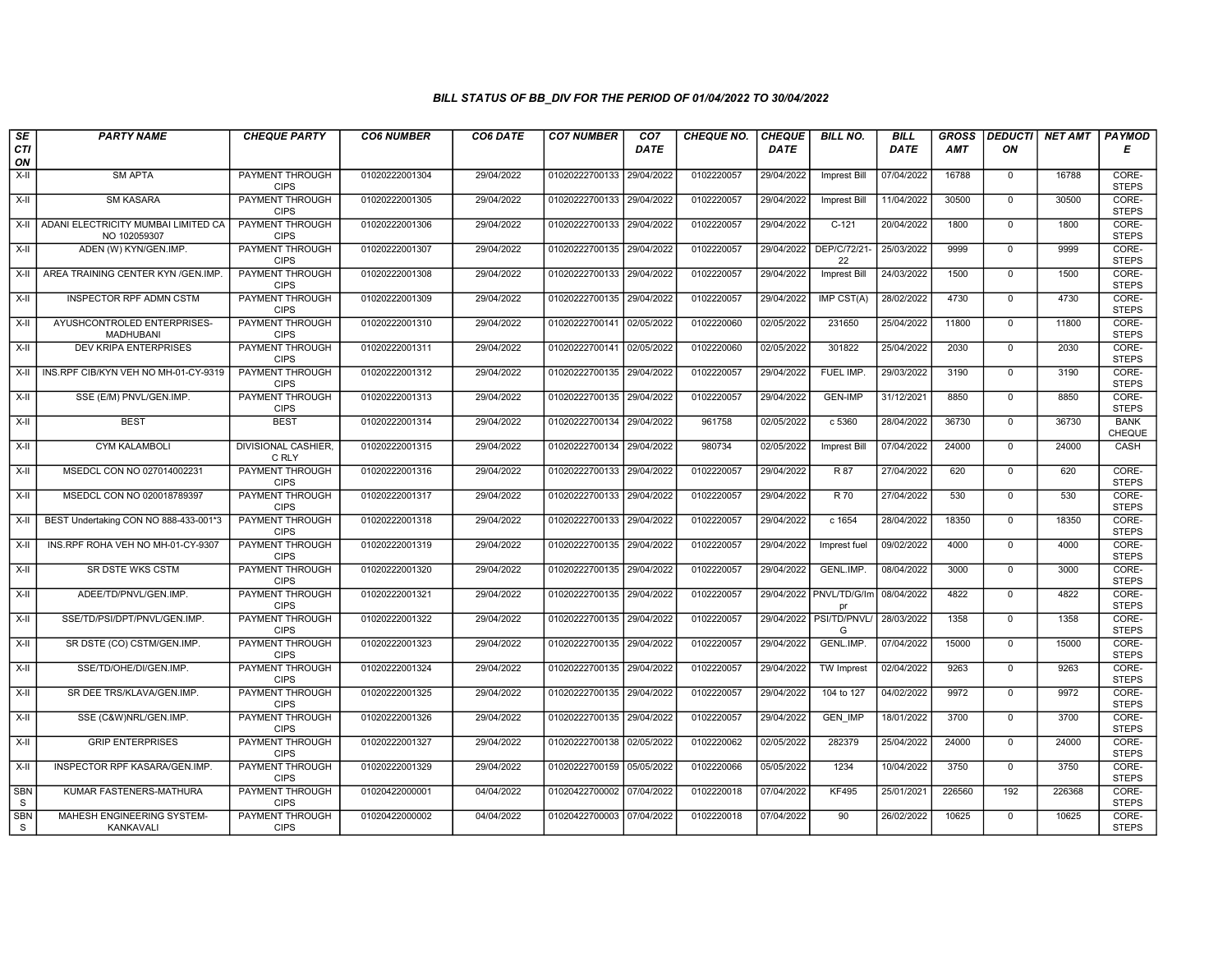### BILL STATUS OF BB_DIV FOR THE PERIOD OF 01/04/2022 TO 30/04/2022

| SECTION | PARTY NAME | CHEQUE PARTY | CO6 NUMBER | CO6 DATE | CO7 NUMBER | CO7 DATE | CHEQUE NO. | CHEQUE DATE | BILL NO. | BILL DATE | GROSS AMT | DEDUCTION | NET AMT | PAYMODE |
|---|---|---|---|---|---|---|---|---|---|---|---|---|---|---|
| X-II | SM APTA | PAYMENT THROUGH CIPS | 01020222001304 | 29/04/2022 | 01020222700133 | 29/04/2022 | 0102220057 | 29/04/2022 | Imprest Bill | 07/04/2022 | 16788 | 0 | 16788 | CORE-STEPS |
| X-II | SM KASARA | PAYMENT THROUGH CIPS | 01020222001305 | 29/04/2022 | 01020222700133 | 29/04/2022 | 0102220057 | 29/04/2022 | Imprest Bill | 11/04/2022 | 30500 | 0 | 30500 | CORE-STEPS |
| X-II | ADANI ELECTRICITY MUMBAI LIMITED CA NO 102059307 | PAYMENT THROUGH CIPS | 01020222001306 | 29/04/2022 | 01020222700133 | 29/04/2022 | 0102220057 | 29/04/2022 | C-121 | 20/04/2022 | 1800 | 0 | 1800 | CORE-STEPS |
| X-II | ADEN (W) KYN/GEN.IMP. | PAYMENT THROUGH CIPS | 01020222001307 | 29/04/2022 | 01020222700135 | 29/04/2022 | 0102220057 | 29/04/2022 | DEP/C/72/21-22 | 25/03/2022 | 9999 | 0 | 9999 | CORE-STEPS |
| X-II | AREA TRAINING CENTER KYN /GEN.IMP. | PAYMENT THROUGH CIPS | 01020222001308 | 29/04/2022 | 01020222700133 | 29/04/2022 | 0102220057 | 29/04/2022 | Imprest Bill | 24/03/2022 | 1500 | 0 | 1500 | CORE-STEPS |
| X-II | INSPECTOR RPF ADMN CSTM | PAYMENT THROUGH CIPS | 01020222001309 | 29/04/2022 | 01020222700135 | 29/04/2022 | 0102220057 | 29/04/2022 | IMP CST(A) | 28/02/2022 | 4730 | 0 | 4730 | CORE-STEPS |
| X-II | AYUSHCONTROLED ENTERPRISES-MADHUBANI | PAYMENT THROUGH CIPS | 01020222001310 | 29/04/2022 | 01020222700141 | 02/05/2022 | 0102220060 | 02/05/2022 | 231650 | 25/04/2022 | 11800 | 0 | 11800 | CORE-STEPS |
| X-II | DEV KRIPA ENTERPRISES | PAYMENT THROUGH CIPS | 01020222001311 | 29/04/2022 | 01020222700141 | 02/05/2022 | 0102220060 | 02/05/2022 | 301822 | 25/04/2022 | 2030 | 0 | 2030 | CORE-STEPS |
| X-II | INS.RPF CIB/KYN VEH NO MH-01-CY-9319 | PAYMENT THROUGH CIPS | 01020222001312 | 29/04/2022 | 01020222700135 | 29/04/2022 | 0102220057 | 29/04/2022 | FUEL IMP. | 29/03/2022 | 3190 | 0 | 3190 | CORE-STEPS |
| X-II | SSE (E/M) PNVL/GEN.IMP. | PAYMENT THROUGH CIPS | 01020222001313 | 29/04/2022 | 01020222700135 | 29/04/2022 | 0102220057 | 29/04/2022 | GEN-IMP | 31/12/2021 | 8850 | 0 | 8850 | CORE-STEPS |
| X-II | BEST | BEST | 01020222001314 | 29/04/2022 | 01020222700134 | 29/04/2022 | 961758 | 02/05/2022 | c 5360 | 28/04/2022 | 36730 | 0 | 36730 | BANK CHEQUE |
| X-II | CYM KALAMBOLI | DIVISIONAL CASHIER, C RLY | 01020222001315 | 29/04/2022 | 01020222700134 | 29/04/2022 | 980734 | 02/05/2022 | Imprest Bill | 07/04/2022 | 24000 | 0 | 24000 | CASH |
| X-II | MSEDCL CON NO 027014002231 | PAYMENT THROUGH CIPS | 01020222001316 | 29/04/2022 | 01020222700133 | 29/04/2022 | 0102220057 | 29/04/2022 | R 87 | 27/04/2022 | 620 | 0 | 620 | CORE-STEPS |
| X-II | MSEDCL CON NO 020018789397 | PAYMENT THROUGH CIPS | 01020222001317 | 29/04/2022 | 01020222700133 | 29/04/2022 | 0102220057 | 29/04/2022 | R 70 | 27/04/2022 | 530 | 0 | 530 | CORE-STEPS |
| X-II | BEST Undertaking CON NO 888-433-001*3 | PAYMENT THROUGH CIPS | 01020222001318 | 29/04/2022 | 01020222700133 | 29/04/2022 | 0102220057 | 29/04/2022 | c 1654 | 28/04/2022 | 18350 | 0 | 18350 | CORE-STEPS |
| X-II | INS.RPF ROHA VEH NO MH-01-CY-9307 | PAYMENT THROUGH CIPS | 01020222001319 | 29/04/2022 | 01020222700135 | 29/04/2022 | 0102220057 | 29/04/2022 | Imprest fuel | 09/02/2022 | 4000 | 0 | 4000 | CORE-STEPS |
| X-II | SR DSTE WKS CSTM | PAYMENT THROUGH CIPS | 01020222001320 | 29/04/2022 | 01020222700135 | 29/04/2022 | 0102220057 | 29/04/2022 | GENL.IMP. | 08/04/2022 | 3000 | 0 | 3000 | CORE-STEPS |
| X-II | ADEE/TD/PNVL/GEN.IMP. | PAYMENT THROUGH CIPS | 01020222001321 | 29/04/2022 | 01020222700135 | 29/04/2022 | 0102220057 | 29/04/2022 | PNVL/TD/G/Impr | 08/04/2022 | 4822 | 0 | 4822 | CORE-STEPS |
| X-II | SSE/TD/PSI/DPT/PNVL/GEN.IMP. | PAYMENT THROUGH CIPS | 01020222001322 | 29/04/2022 | 01020222700135 | 29/04/2022 | 0102220057 | 29/04/2022 | PSI/TD/PNVL/G | 28/03/2022 | 1358 | 0 | 1358 | CORE-STEPS |
| X-II | SR DSTE (CO) CSTM/GEN.IMP. | PAYMENT THROUGH CIPS | 01020222001323 | 29/04/2022 | 01020222700135 | 29/04/2022 | 0102220057 | 29/04/2022 | GENL.IMP. | 07/04/2022 | 15000 | 0 | 15000 | CORE-STEPS |
| X-II | SSE/TD/OHE/DI/GEN.IMP. | PAYMENT THROUGH CIPS | 01020222001324 | 29/04/2022 | 01020222700135 | 29/04/2022 | 0102220057 | 29/04/2022 | TW Imprest | 02/04/2022 | 9263 | 0 | 9263 | CORE-STEPS |
| X-II | SR DEE TRS/KLAVA/GEN.IMP. | PAYMENT THROUGH CIPS | 01020222001325 | 29/04/2022 | 01020222700135 | 29/04/2022 | 0102220057 | 29/04/2022 | 104 to 127 | 04/02/2022 | 9972 | 0 | 9972 | CORE-STEPS |
| X-II | SSE (C&W)NRL/GEN.IMP. | PAYMENT THROUGH CIPS | 01020222001326 | 29/04/2022 | 01020222700135 | 29/04/2022 | 0102220057 | 29/04/2022 | GEN_IMP | 18/01/2022 | 3700 | 0 | 3700 | CORE-STEPS |
| X-II | GRIP ENTERPRISES | PAYMENT THROUGH CIPS | 01020222001327 | 29/04/2022 | 01020222700138 | 02/05/2022 | 0102220062 | 02/05/2022 | 282379 | 25/04/2022 | 24000 | 0 | 24000 | CORE-STEPS |
| X-II | INSPECTOR RPF KASARA/GEN.IMP. | PAYMENT THROUGH CIPS | 01020222001329 | 29/04/2022 | 01020222700159 | 05/05/2022 | 0102220066 | 05/05/2022 | 1234 | 10/04/2022 | 3750 | 0 | 3750 | CORE-STEPS |
| SBNS | KUMAR FASTENERS-MATHURA | PAYMENT THROUGH CIPS | 01020422000001 | 04/04/2022 | 01020422700002 | 07/04/2022 | 0102220018 | 07/04/2022 | KF495 | 25/01/2021 | 226560 | 192 | 226368 | CORE-STEPS |
| SBNS | MAHESH ENGINEERING SYSTEM-KANKAVALI | PAYMENT THROUGH CIPS | 01020422000002 | 04/04/2022 | 01020422700003 | 07/04/2022 | 0102220018 | 07/04/2022 | 90 | 26/02/2022 | 10625 | 0 | 10625 | CORE-STEPS |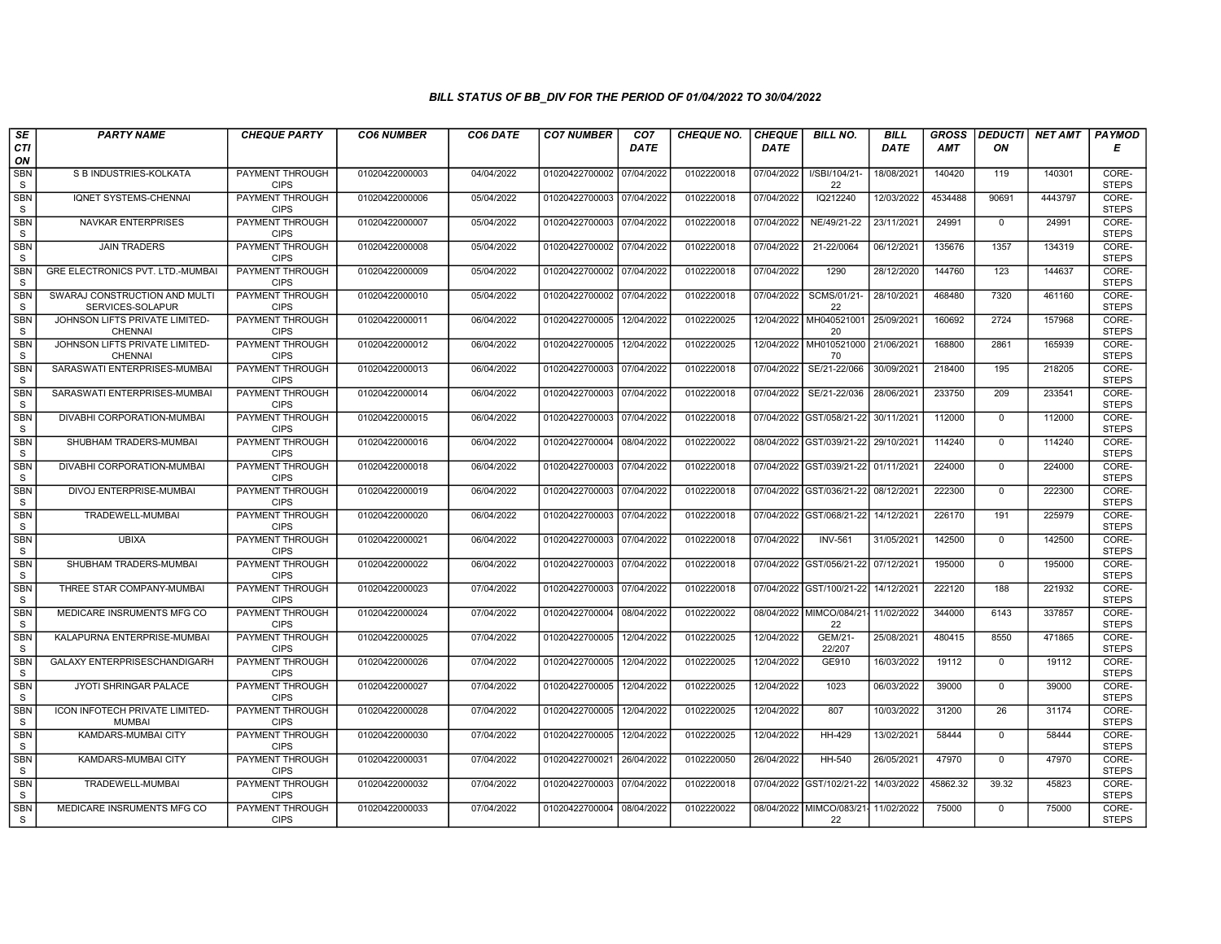*BILL STATUS OF BB_DIV FOR THE PERIOD OF 01/04/2022 TO 30/04/2022*

| SECTION | PARTY NAME | CHEQUE PARTY | CO6 NUMBER | CO6 DATE | CO7 NUMBER | CO7 DATE | CHEQUE NO. | CHEQUE DATE | BILL NO. | BILL DATE | GROSS AMT | DEDUCTION | NET AMT | PAYMODE |
|---|---|---|---|---|---|---|---|---|---|---|---|---|---|---|
| SBNS | S B INDUSTRIES-KOLKATA | PAYMENT THROUGH CIPS | 01020422000003 | 04/04/2022 | 01020422700002 | 07/04/2022 | 0102220018 | 07/04/2022 | I/SBI/104/21-22 | 18/08/2021 | 140420 | 119 | 140301 | CORE-STEPS |
| SBNS | IQNET SYSTEMS-CHENNAI | PAYMENT THROUGH CIPS | 01020422000006 | 05/04/2022 | 01020422700003 | 07/04/2022 | 0102220018 | 07/04/2022 | IQ212240 | 12/03/2022 | 4534488 | 90691 | 4443797 | CORE-STEPS |
| SBNS | NAVKAR ENTERPRISES | PAYMENT THROUGH CIPS | 01020422000007 | 05/04/2022 | 01020422700003 | 07/04/2022 | 0102220018 | 07/04/2022 | NE/49/21-22 | 23/11/2021 | 24991 | 0 | 24991 | CORE-STEPS |
| SBNS | JAIN TRADERS | PAYMENT THROUGH CIPS | 01020422000008 | 05/04/2022 | 01020422700002 | 07/04/2022 | 0102220018 | 07/04/2022 | 21-22/0064 | 06/12/2021 | 135676 | 1357 | 134319 | CORE-STEPS |
| SBNS | GRE ELECTRONICS PVT. LTD.-MUMBAI | PAYMENT THROUGH CIPS | 01020422000009 | 05/04/2022 | 01020422700002 | 07/04/2022 | 0102220018 | 07/04/2022 | 1290 | 28/12/2020 | 144760 | 123 | 144637 | CORE-STEPS |
| SBNS | SWARAJ CONSTRUCTION AND MULTI SERVICES-SOLAPUR | PAYMENT THROUGH CIPS | 01020422000010 | 05/04/2022 | 01020422700002 | 07/04/2022 | 0102220018 | 07/04/2022 | SCMS/01/21-22 | 28/10/2021 | 468480 | 7320 | 461160 | CORE-STEPS |
| SBNS | JOHNSON LIFTS PRIVATE LIMITED-CHENNAI | PAYMENT THROUGH CIPS | 01020422000011 | 06/04/2022 | 01020422700005 | 12/04/2022 | 0102220025 | 12/04/2022 | MH04052100120 | 25/09/2021 | 160692 | 2724 | 157968 | CORE-STEPS |
| SBNS | JOHNSON LIFTS PRIVATE LIMITED-CHENNAI | PAYMENT THROUGH CIPS | 01020422000012 | 06/04/2022 | 01020422700005 | 12/04/2022 | 0102220025 | 12/04/2022 | MH01052100070 | 21/06/2021 | 168800 | 2861 | 165939 | CORE-STEPS |
| SBNS | SARASWATI ENTERPRISES-MUMBAI | PAYMENT THROUGH CIPS | 01020422000013 | 06/04/2022 | 01020422700003 | 07/04/2022 | 0102220018 | 07/04/2022 | SE/21-22/066 | 30/09/2021 | 218400 | 195 | 218205 | CORE-STEPS |
| SBNS | SARASWATI ENTERPRISES-MUMBAI | PAYMENT THROUGH CIPS | 01020422000014 | 06/04/2022 | 01020422700003 | 07/04/2022 | 0102220018 | 07/04/2022 | SE/21-22/036 | 28/06/2021 | 233750 | 209 | 233541 | CORE-STEPS |
| SBNS | DIVABHI CORPORATION-MUMBAI | PAYMENT THROUGH CIPS | 01020422000015 | 06/04/2022 | 01020422700003 | 07/04/2022 | 0102220018 | 07/04/2022 | GST/058/21-22 | 30/11/2021 | 112000 | 0 | 112000 | CORE-STEPS |
| SBNS | SHUBHAM TRADERS-MUMBAI | PAYMENT THROUGH CIPS | 01020422000016 | 06/04/2022 | 01020422700004 | 08/04/2022 | 0102220022 | 08/04/2022 | GST/039/21-22 | 29/10/2021 | 114240 | 0 | 114240 | CORE-STEPS |
| SBNS | DIVABHI CORPORATION-MUMBAI | PAYMENT THROUGH CIPS | 01020422000018 | 06/04/2022 | 01020422700003 | 07/04/2022 | 0102220018 | 07/04/2022 | GST/039/21-22 | 01/11/2021 | 224000 | 0 | 224000 | CORE-STEPS |
| SBNS | DIVOJ ENTERPRISE-MUMBAI | PAYMENT THROUGH CIPS | 01020422000019 | 06/04/2022 | 01020422700003 | 07/04/2022 | 0102220018 | 07/04/2022 | GST/036/21-22 | 08/12/2021 | 222300 | 0 | 222300 | CORE-STEPS |
| SBNS | TRADEWELL-MUMBAI | PAYMENT THROUGH CIPS | 01020422000020 | 06/04/2022 | 01020422700003 | 07/04/2022 | 0102220018 | 07/04/2022 | GST/068/21-22 | 14/12/2021 | 226170 | 191 | 225979 | CORE-STEPS |
| SBNS | UBIXA | PAYMENT THROUGH CIPS | 01020422000021 | 06/04/2022 | 01020422700003 | 07/04/2022 | 0102220018 | 07/04/2022 | INV-561 | 31/05/2021 | 142500 | 0 | 142500 | CORE-STEPS |
| SBNS | SHUBHAM TRADERS-MUMBAI | PAYMENT THROUGH CIPS | 01020422000022 | 06/04/2022 | 01020422700003 | 07/04/2022 | 0102220018 | 07/04/2022 | GST/056/21-22 | 07/12/2021 | 195000 | 0 | 195000 | CORE-STEPS |
| SBNS | THREE STAR COMPANY-MUMBAI | PAYMENT THROUGH CIPS | 01020422000023 | 07/04/2022 | 01020422700003 | 07/04/2022 | 0102220018 | 07/04/2022 | GST/100/21-22 | 14/12/2021 | 222120 | 188 | 221932 | CORE-STEPS |
| SBNS | MEDICARE INSRUMENTS MFG CO | PAYMENT THROUGH CIPS | 01020422000024 | 07/04/2022 | 01020422700004 | 08/04/2022 | 0102220022 | 08/04/2022 | MIMCO/084/21-22 | 11/02/2022 | 344000 | 6143 | 337857 | CORE-STEPS |
| SBNS | KALAPURNA ENTERPRISE-MUMBAI | PAYMENT THROUGH CIPS | 01020422000025 | 07/04/2022 | 01020422700005 | 12/04/2022 | 0102220025 | 12/04/2022 | GEM/21-22/207 | 25/08/2021 | 480415 | 8550 | 471865 | CORE-STEPS |
| SBNS | GALAXY ENTERPRISESCHANDIGARH | PAYMENT THROUGH CIPS | 01020422000026 | 07/04/2022 | 01020422700005 | 12/04/2022 | 0102220025 | 12/04/2022 | GE910 | 16/03/2022 | 19112 | 0 | 19112 | CORE-STEPS |
| SBNS | JYOTI SHRINGAR PALACE | PAYMENT THROUGH CIPS | 01020422000027 | 07/04/2022 | 01020422700005 | 12/04/2022 | 0102220025 | 12/04/2022 | 1023 | 06/03/2022 | 39000 | 0 | 39000 | CORE-STEPS |
| SBNS | ICON INFOTECH PRIVATE LIMITED-MUMBAI | PAYMENT THROUGH CIPS | 01020422000028 | 07/04/2022 | 01020422700005 | 12/04/2022 | 0102220025 | 12/04/2022 | 807 | 10/03/2022 | 31200 | 26 | 31174 | CORE-STEPS |
| SBNS | KAMDARS-MUMBAI CITY | PAYMENT THROUGH CIPS | 01020422000030 | 07/04/2022 | 01020422700005 | 12/04/2022 | 0102220025 | 12/04/2022 | HH-429 | 13/02/2021 | 58444 | 0 | 58444 | CORE-STEPS |
| SBNS | KAMDARS-MUMBAI CITY | PAYMENT THROUGH CIPS | 01020422000031 | 07/04/2022 | 01020422700021 | 26/04/2022 | 0102220050 | 26/04/2022 | HH-540 | 26/05/2021 | 47970 | 0 | 47970 | CORE-STEPS |
| SBNS | TRADEWELL-MUMBAI | PAYMENT THROUGH CIPS | 01020422000032 | 07/04/2022 | 01020422700003 | 07/04/2022 | 0102220018 | 07/04/2022 | GST/102/21-22 | 14/03/2022 | 45862.32 | 39.32 | 45823 | CORE-STEPS |
| SBNS | MEDICARE INSRUMENTS MFG CO | PAYMENT THROUGH CIPS | 01020422000033 | 07/04/2022 | 01020422700004 | 08/04/2022 | 0102220022 | 08/04/2022 | MIMCO/083/21-22 | 11/02/2022 | 75000 | 0 | 75000 | CORE-STEPS |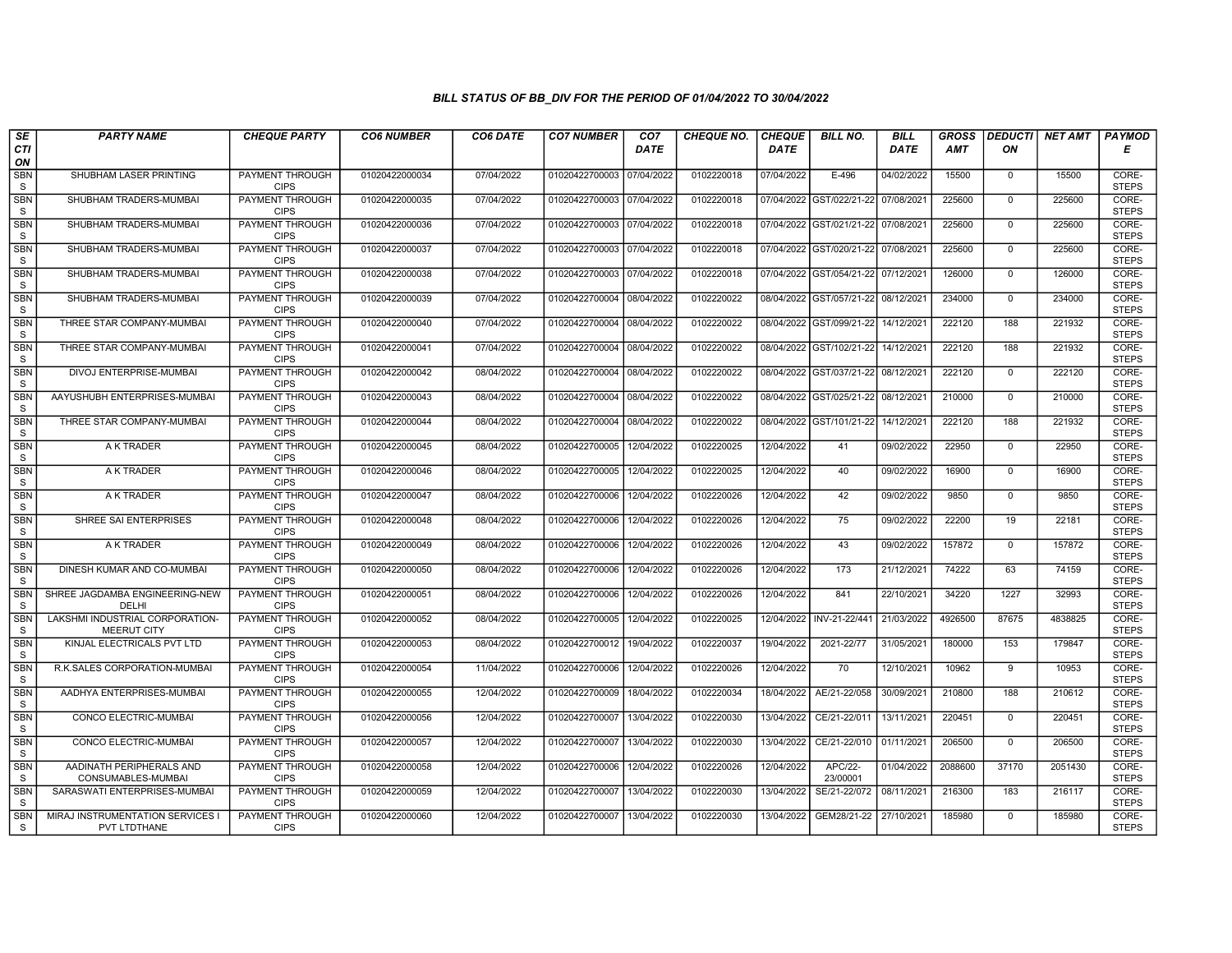### BILL STATUS OF BB_DIV FOR THE PERIOD OF 01/04/2022 TO 30/04/2022

| SECTION | PARTY NAME | CHEQUE PARTY | CO6 NUMBER | CO6 DATE | CO7 NUMBER | CO7 DATE | CHEQUE NO. | CHEQUE DATE | BILL NO. | BILL DATE | GROSS AMT | DEDUCTION | NET AMT | PAYMODE |
|---|---|---|---|---|---|---|---|---|---|---|---|---|---|---|
| SBNS | SHUBHAM LASER PRINTING | PAYMENT THROUGH CIPS | 01020422000034 | 07/04/2022 | 01020422700003 | 07/04/2022 | 0102220018 | 07/04/2022 | E-496 | 04/02/2022 | 15500 | 0 | 15500 | CORE-STEPS |
| SBNS | SHUBHAM TRADERS-MUMBAI | PAYMENT THROUGH CIPS | 01020422000035 | 07/04/2022 | 01020422700003 | 07/04/2022 | 0102220018 | 07/04/2022 | GST/022/21-22 | 07/08/2021 | 225600 | 0 | 225600 | CORE-STEPS |
| SBNS | SHUBHAM TRADERS-MUMBAI | PAYMENT THROUGH CIPS | 01020422000036 | 07/04/2022 | 01020422700003 | 07/04/2022 | 0102220018 | 07/04/2022 | GST/021/21-22 | 07/08/2021 | 225600 | 0 | 225600 | CORE-STEPS |
| SBNS | SHUBHAM TRADERS-MUMBAI | PAYMENT THROUGH CIPS | 01020422000037 | 07/04/2022 | 01020422700003 | 07/04/2022 | 0102220018 | 07/04/2022 | GST/020/21-22 | 07/08/2021 | 225600 | 0 | 225600 | CORE-STEPS |
| SBNS | SHUBHAM TRADERS-MUMBAI | PAYMENT THROUGH CIPS | 01020422000038 | 07/04/2022 | 01020422700003 | 07/04/2022 | 0102220018 | 07/04/2022 | GST/054/21-22 | 07/12/2021 | 126000 | 0 | 126000 | CORE-STEPS |
| SBNS | SHUBHAM TRADERS-MUMBAI | PAYMENT THROUGH CIPS | 01020422000039 | 07/04/2022 | 01020422700004 | 08/04/2022 | 0102220022 | 08/04/2022 | GST/057/21-22 | 08/12/2021 | 234000 | 0 | 234000 | CORE-STEPS |
| SBNS | THREE STAR COMPANY-MUMBAI | PAYMENT THROUGH CIPS | 01020422000040 | 07/04/2022 | 01020422700004 | 08/04/2022 | 0102220022 | 08/04/2022 | GST/099/21-22 | 14/12/2021 | 222120 | 188 | 221932 | CORE-STEPS |
| SBNS | THREE STAR COMPANY-MUMBAI | PAYMENT THROUGH CIPS | 01020422000041 | 07/04/2022 | 01020422700004 | 08/04/2022 | 0102220022 | 08/04/2022 | GST/102/21-22 | 14/12/2021 | 222120 | 188 | 221932 | CORE-STEPS |
| SBNS | DIVOJ ENTERPRISE-MUMBAI | PAYMENT THROUGH CIPS | 01020422000042 | 08/04/2022 | 01020422700004 | 08/04/2022 | 0102220022 | 08/04/2022 | GST/037/21-22 | 08/12/2021 | 222120 | 0 | 222120 | CORE-STEPS |
| SBNS | AAYUSHUBH ENTERPRISES-MUMBAI | PAYMENT THROUGH CIPS | 01020422000043 | 08/04/2022 | 01020422700004 | 08/04/2022 | 0102220022 | 08/04/2022 | GST/025/21-22 | 08/12/2021 | 210000 | 0 | 210000 | CORE-STEPS |
| SBNS | THREE STAR COMPANY-MUMBAI | PAYMENT THROUGH CIPS | 01020422000044 | 08/04/2022 | 01020422700004 | 08/04/2022 | 0102220022 | 08/04/2022 | GST/101/21-22 | 14/12/2021 | 222120 | 188 | 221932 | CORE-STEPS |
| SBNS | A K TRADER | PAYMENT THROUGH CIPS | 01020422000045 | 08/04/2022 | 01020422700005 | 12/04/2022 | 0102220025 | 12/04/2022 | 41 | 09/02/2022 | 22950 | 0 | 22950 | CORE-STEPS |
| SBNS | A K TRADER | PAYMENT THROUGH CIPS | 01020422000046 | 08/04/2022 | 01020422700005 | 12/04/2022 | 0102220025 | 12/04/2022 | 40 | 09/02/2022 | 16900 | 0 | 16900 | CORE-STEPS |
| SBNS | A K TRADER | PAYMENT THROUGH CIPS | 01020422000047 | 08/04/2022 | 01020422700006 | 12/04/2022 | 0102220026 | 12/04/2022 | 42 | 09/02/2022 | 9850 | 0 | 9850 | CORE-STEPS |
| SBNS | SHREE SAI ENTERPRISES | PAYMENT THROUGH CIPS | 01020422000048 | 08/04/2022 | 01020422700006 | 12/04/2022 | 0102220026 | 12/04/2022 | 75 | 09/02/2022 | 22200 | 19 | 22181 | CORE-STEPS |
| SBNS | A K TRADER | PAYMENT THROUGH CIPS | 01020422000049 | 08/04/2022 | 01020422700006 | 12/04/2022 | 0102220026 | 12/04/2022 | 43 | 09/02/2022 | 157872 | 0 | 157872 | CORE-STEPS |
| SBNS | DINESH KUMAR AND CO-MUMBAI | PAYMENT THROUGH CIPS | 01020422000050 | 08/04/2022 | 01020422700006 | 12/04/2022 | 0102220026 | 12/04/2022 | 173 | 21/12/2021 | 74222 | 63 | 74159 | CORE-STEPS |
| SBNS | SHREE JAGDAMBA ENGINEERING-NEW DELHI | PAYMENT THROUGH CIPS | 01020422000051 | 08/04/2022 | 01020422700006 | 12/04/2022 | 0102220026 | 12/04/2022 | 841 | 22/10/2021 | 34220 | 1227 | 32993 | CORE-STEPS |
| SBNS | LAKSHMI INDUSTRIAL CORPORATION-MEERUT CITY | PAYMENT THROUGH CIPS | 01020422000052 | 08/04/2022 | 01020422700005 | 12/04/2022 | 0102220025 | 12/04/2022 | INV-21-22/441 | 21/03/2022 | 4926500 | 87675 | 4838825 | CORE-STEPS |
| SBNS | KINJAL ELECTRICALS PVT LTD | PAYMENT THROUGH CIPS | 01020422000053 | 08/04/2022 | 01020422700012 | 19/04/2022 | 0102220037 | 19/04/2022 | 2021-22/77 | 31/05/2021 | 180000 | 153 | 179847 | CORE-STEPS |
| SBNS | R.K.SALES CORPORATION-MUMBAI | PAYMENT THROUGH CIPS | 01020422000054 | 11/04/2022 | 01020422700006 | 12/04/2022 | 0102220026 | 12/04/2022 | 70 | 12/10/2021 | 10962 | 9 | 10953 | CORE-STEPS |
| SBNS | AADHYA ENTERPRISES-MUMBAI | PAYMENT THROUGH CIPS | 01020422000055 | 12/04/2022 | 01020422700009 | 18/04/2022 | 0102220034 | 18/04/2022 | AE/21-22/058 | 30/09/2021 | 210800 | 188 | 210612 | CORE-STEPS |
| SBNS | CONCO ELECTRIC-MUMBAI | PAYMENT THROUGH CIPS | 01020422000056 | 12/04/2022 | 01020422700007 | 13/04/2022 | 0102220030 | 13/04/2022 | CE/21-22/011 | 13/11/2021 | 220451 | 0 | 220451 | CORE-STEPS |
| SBNS | CONCO ELECTRIC-MUMBAI | PAYMENT THROUGH CIPS | 01020422000057 | 12/04/2022 | 01020422700007 | 13/04/2022 | 0102220030 | 13/04/2022 | CE/21-22/010 | 01/11/2021 | 206500 | 0 | 206500 | CORE-STEPS |
| SBNS | AADINATH PERIPHERALS AND CONSUMABLES-MUMBAI | PAYMENT THROUGH CIPS | 01020422000058 | 12/04/2022 | 01020422700006 | 12/04/2022 | 0102220026 | 12/04/2022 | APC/22-23/00001 | 01/04/2022 | 2088600 | 37170 | 2051430 | CORE-STEPS |
| SBNS | SARASWATI ENTERPRISES-MUMBAI | PAYMENT THROUGH CIPS | 01020422000059 | 12/04/2022 | 01020422700007 | 13/04/2022 | 0102220030 | 13/04/2022 | SE/21-22/072 | 08/11/2021 | 216300 | 183 | 216117 | CORE-STEPS |
| SBNS | MIRAJ INSTRUMENTATION SERVICES I PVT LTDTHANE | PAYMENT THROUGH CIPS | 01020422000060 | 12/04/2022 | 01020422700007 | 13/04/2022 | 0102220030 | 13/04/2022 | GEM28/21-22 | 27/10/2021 | 185980 | 0 | 185980 | CORE-STEPS |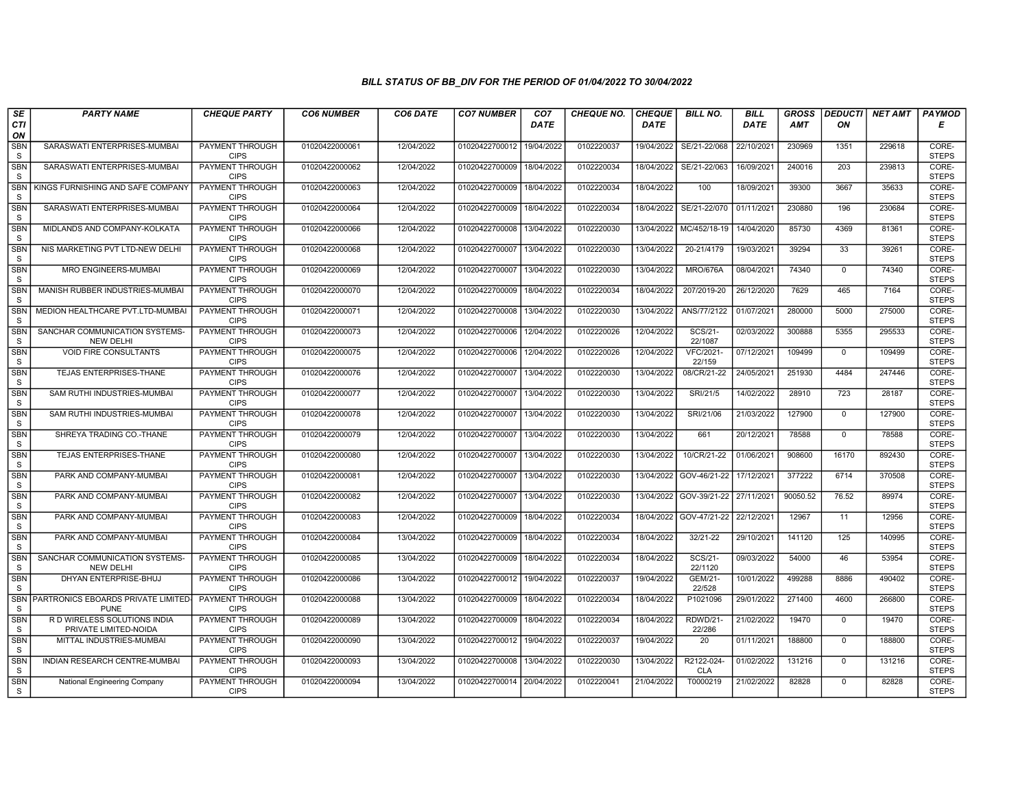## BILL STATUS OF BB_DIV FOR THE PERIOD OF 01/04/2022 TO 30/04/2022

| SECTION | PARTY NAME | CHEQUE PARTY | CO6 NUMBER | CO6 DATE | CO7 NUMBER | CO7 DATE | CHEQUE NO. | CHEQUE DATE | BILL NO. | BILL DATE | GROSS AMT | DEDUCTION | NET AMT | PAYMODE |
|---|---|---|---|---|---|---|---|---|---|---|---|---|---|---|
| SBNS | SARASWATI ENTERPRISES-MUMBAI | PAYMENT THROUGH CIPS | 01020422000061 | 12/04/2022 | 01020422700012 | 19/04/2022 | 0102220037 | 19/04/2022 | SE/21-22/068 | 22/10/2021 | 230969 | 1351 | 229618 | CORE-STEPS |
| SBNS | SARASWATI ENTERPRISES-MUMBAI | PAYMENT THROUGH CIPS | 01020422000062 | 12/04/2022 | 01020422700009 | 18/04/2022 | 0102220034 | 18/04/2022 | SE/21-22/063 | 16/09/2021 | 240016 | 203 | 239813 | CORE-STEPS |
| SBNS | KINGS FURNISHING AND SAFE COMPANY | PAYMENT THROUGH CIPS | 01020422000063 | 12/04/2022 | 01020422700009 | 18/04/2022 | 0102220034 | 18/04/2022 | 100 | 18/09/2021 | 39300 | 3667 | 35633 | CORE-STEPS |
| SBNS | SARASWATI ENTERPRISES-MUMBAI | PAYMENT THROUGH CIPS | 01020422000064 | 12/04/2022 | 01020422700009 | 18/04/2022 | 0102220034 | 18/04/2022 | SE/21-22/070 | 01/11/2021 | 230880 | 196 | 230684 | CORE-STEPS |
| SBNS | MIDLANDS AND COMPANY-KOLKATA | PAYMENT THROUGH CIPS | 01020422000066 | 12/04/2022 | 01020422700008 | 13/04/2022 | 0102220030 | 13/04/2022 | MC/452/18-19 | 14/04/2020 | 85730 | 4369 | 81361 | CORE-STEPS |
| SBNS | NIS MARKETING PVT LTD-NEW DELHI | PAYMENT THROUGH CIPS | 01020422000068 | 12/04/2022 | 01020422700007 | 13/04/2022 | 0102220030 | 13/04/2022 | 20-21/4179 | 19/03/2021 | 39294 | 33 | 39261 | CORE-STEPS |
| SBNS | MRO ENGINEERS-MUMBAI | PAYMENT THROUGH CIPS | 01020422000069 | 12/04/2022 | 01020422700007 | 13/04/2022 | 0102220030 | 13/04/2022 | MRO/676A | 08/04/2021 | 74340 | 0 | 74340 | CORE-STEPS |
| SBNS | MANISH RUBBER INDUSTRIES-MUMBAI | PAYMENT THROUGH CIPS | 01020422000070 | 12/04/2022 | 01020422700009 | 18/04/2022 | 0102220034 | 18/04/2022 | 207/2019-20 | 26/12/2020 | 7629 | 465 | 7164 | CORE-STEPS |
| SBNS | MEDION HEALTHCARE PVT.LTD-MUMBAI | PAYMENT THROUGH CIPS | 01020422000071 | 12/04/2022 | 01020422700008 | 13/04/2022 | 0102220030 | 13/04/2022 | ANS/77/2122 | 01/07/2021 | 280000 | 5000 | 275000 | CORE-STEPS |
| SBNS | SANCHAR COMMUNICATION SYSTEMS-NEW DELHI | PAYMENT THROUGH CIPS | 01020422000073 | 12/04/2022 | 01020422700006 | 12/04/2022 | 0102220026 | 12/04/2022 | SCS/21-22/1087 | 02/03/2022 | 300888 | 5355 | 295533 | CORE-STEPS |
| SBNS | VOID FIRE CONSULTANTS | PAYMENT THROUGH CIPS | 01020422000075 | 12/04/2022 | 01020422700006 | 12/04/2022 | 0102220026 | 12/04/2022 | VFC/2021-22/159 | 07/12/2021 | 109499 | 0 | 109499 | CORE-STEPS |
| SBNS | TEJAS ENTERPRISES-THANE | PAYMENT THROUGH CIPS | 01020422000076 | 12/04/2022 | 01020422700007 | 13/04/2022 | 0102220030 | 13/04/2022 | 08/CR/21-22 | 24/05/2021 | 251930 | 4484 | 247446 | CORE-STEPS |
| SBNS | SAM RUTHI INDUSTRIES-MUMBAI | PAYMENT THROUGH CIPS | 01020422000077 | 12/04/2022 | 01020422700007 | 13/04/2022 | 0102220030 | 13/04/2022 | SRI/21/5 | 14/02/2022 | 28910 | 723 | 28187 | CORE-STEPS |
| SBNS | SAM RUTHI INDUSTRIES-MUMBAI | PAYMENT THROUGH CIPS | 01020422000078 | 12/04/2022 | 01020422700007 | 13/04/2022 | 0102220030 | 13/04/2022 | SRI/21/06 | 21/03/2022 | 127900 | 0 | 127900 | CORE-STEPS |
| SBNS | SHREYA TRADING CO.-THANE | PAYMENT THROUGH CIPS | 01020422000079 | 12/04/2022 | 01020422700007 | 13/04/2022 | 0102220030 | 13/04/2022 | 661 | 20/12/2021 | 78588 | 0 | 78588 | CORE-STEPS |
| SBNS | TEJAS ENTERPRISES-THANE | PAYMENT THROUGH CIPS | 01020422000080 | 12/04/2022 | 01020422700007 | 13/04/2022 | 0102220030 | 13/04/2022 | 10/CR/21-22 | 01/06/2021 | 908600 | 16170 | 892430 | CORE-STEPS |
| SBNS | PARK AND COMPANY-MUMBAI | PAYMENT THROUGH CIPS | 01020422000081 | 12/04/2022 | 01020422700007 | 13/04/2022 | 0102220030 | 13/04/2022 | GOV-46/21-22 | 17/12/2021 | 377222 | 6714 | 370508 | CORE-STEPS |
| SBNS | PARK AND COMPANY-MUMBAI | PAYMENT THROUGH CIPS | 01020422000082 | 12/04/2022 | 01020422700007 | 13/04/2022 | 0102220030 | 13/04/2022 | GOV-39/21-22 | 27/11/2021 | 90050.52 | 76.52 | 89974 | CORE-STEPS |
| SBNS | PARK AND COMPANY-MUMBAI | PAYMENT THROUGH CIPS | 01020422000083 | 12/04/2022 | 01020422700009 | 18/04/2022 | 0102220034 | 18/04/2022 | GOV-47/21-22 | 22/12/2021 | 12967 | 11 | 12956 | CORE-STEPS |
| SBNS | PARK AND COMPANY-MUMBAI | PAYMENT THROUGH CIPS | 01020422000084 | 13/04/2022 | 01020422700009 | 18/04/2022 | 0102220034 | 18/04/2022 | 32/21-22 | 29/10/2021 | 141120 | 125 | 140995 | CORE-STEPS |
| SBNS | SANCHAR COMMUNICATION SYSTEMS-NEW DELHI | PAYMENT THROUGH CIPS | 01020422000085 | 13/04/2022 | 01020422700009 | 18/04/2022 | 0102220034 | 18/04/2022 | SCS/21-22/1120 | 09/03/2022 | 54000 | 46 | 53954 | CORE-STEPS |
| SBNS | DHYAN ENTERPRISE-BHUJ | PAYMENT THROUGH CIPS | 01020422000086 | 13/04/2022 | 01020422700012 | 19/04/2022 | 0102220037 | 19/04/2022 | GEM/21-22/528 | 10/01/2022 | 499288 | 8886 | 490402 | CORE-STEPS |
| SBNS | PARTRONICS EBOARDS PRIVATE LIMITED-PUNE | PAYMENT THROUGH CIPS | 01020422000088 | 13/04/2022 | 01020422700009 | 18/04/2022 | 0102220034 | 18/04/2022 | P1021096 | 29/01/2022 | 271400 | 4600 | 266800 | CORE-STEPS |
| SBNS | R D WIRELESS SOLUTIONS INDIA PRIVATE LIMITED-NOIDA | PAYMENT THROUGH CIPS | 01020422000089 | 13/04/2022 | 01020422700009 | 18/04/2022 | 0102220034 | 18/04/2022 | RDWD/21-22/286 | 21/02/2022 | 19470 | 0 | 19470 | CORE-STEPS |
| SBNS | MITTAL INDUSTRIES-MUMBAI | PAYMENT THROUGH CIPS | 01020422000090 | 13/04/2022 | 01020422700012 | 19/04/2022 | 0102220037 | 19/04/2022 | 20 | 01/11/2021 | 188800 | 0 | 188800 | CORE-STEPS |
| SBNS | INDIAN RESEARCH CENTRE-MUMBAI | PAYMENT THROUGH CIPS | 01020422000093 | 13/04/2022 | 01020422700008 | 13/04/2022 | 0102220030 | 13/04/2022 | R2122-024-CLA | 01/02/2022 | 131216 | 0 | 131216 | CORE-STEPS |
| SBNS | National Engineering Company | PAYMENT THROUGH CIPS | 01020422000094 | 13/04/2022 | 01020422700014 | 20/04/2022 | 0102220041 | 21/04/2022 | T0000219 | 21/02/2022 | 82828 | 0 | 82828 | CORE-STEPS |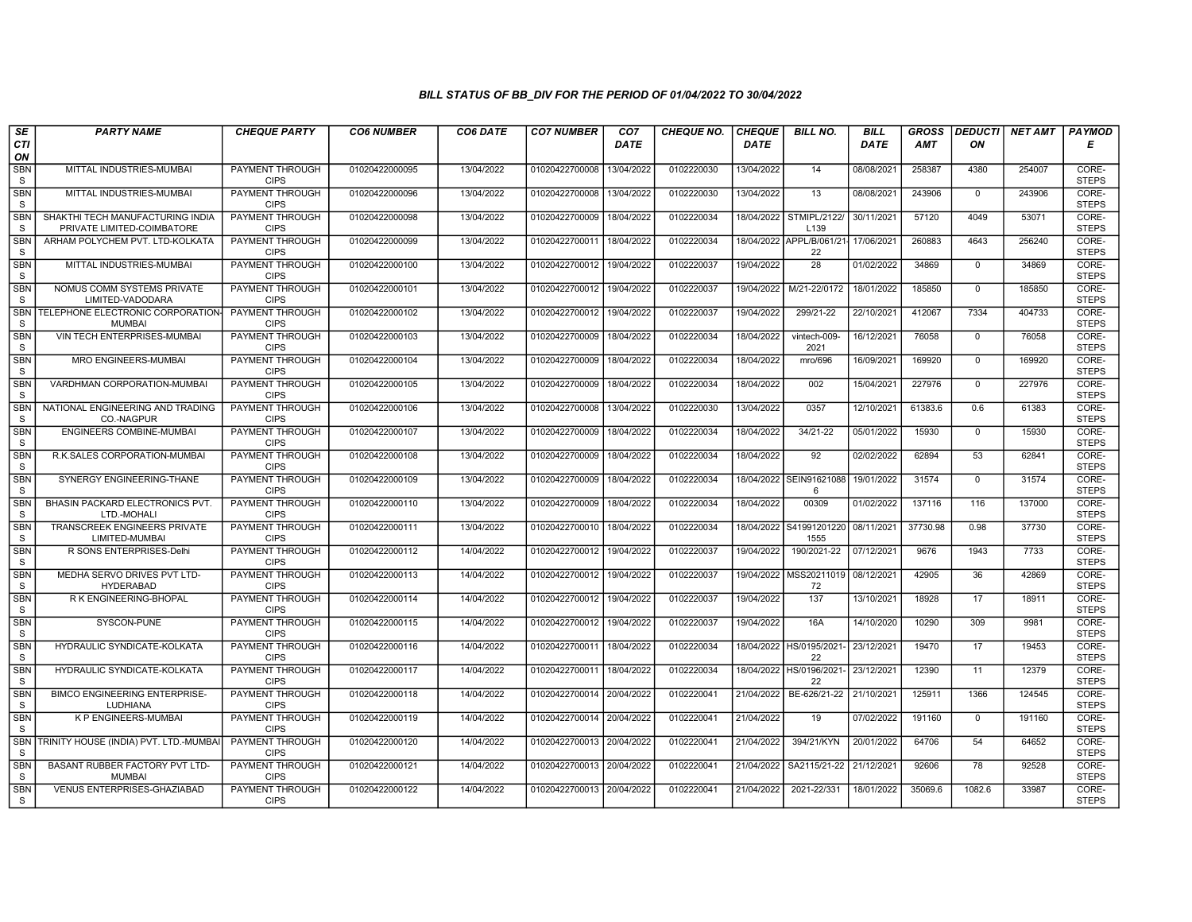# BILL STATUS OF BB_DIV FOR THE PERIOD OF 01/04/2022 TO 30/04/2022

| SECTION | PARTY NAME | CHEQUE PARTY | CO6 NUMBER | CO6 DATE | CO7 NUMBER | CO7 DATE | CHEQUE NO. | CHEQUE DATE | BILL NO. | BILL DATE | GROSS AMT | DEDUCTION | NET AMT | PAYMODE |
|---|---|---|---|---|---|---|---|---|---|---|---|---|---|---|
| SBNS | MITTAL INDUSTRIES-MUMBAI | PAYMENT THROUGH CIPS | 01020422000095 | 13/04/2022 | 01020422700008 | 13/04/2022 | 0102220030 | 13/04/2022 | 14 | 08/08/2021 | 258387 | 4380 | 254007 | CORE-STEPS |
| SBNS | MITTAL INDUSTRIES-MUMBAI | PAYMENT THROUGH CIPS | 01020422000096 | 13/04/2022 | 01020422700008 | 13/04/2022 | 0102220030 | 13/04/2022 | 13 | 08/08/2021 | 243906 | 0 | 243906 | CORE-STEPS |
| SBNS | SHAKTHI TECH MANUFACTURING INDIA PRIVATE LIMITED-COIMBATORE | PAYMENT THROUGH CIPS | 01020422000098 | 13/04/2022 | 01020422700009 | 18/04/2022 | 0102220034 | 18/04/2022 | STMIPL/2122/L139 | 30/11/2021 | 57120 | 4049 | 53071 | CORE-STEPS |
| SBNS | ARHAM POLYCHEM PVT. LTD-KOLKATA | PAYMENT THROUGH CIPS | 01020422000099 | 13/04/2022 | 01020422700011 | 18/04/2022 | 0102220034 | 18/04/2022 | APPL/B/061/21-22 | 17/06/2021 | 260883 | 4643 | 256240 | CORE-STEPS |
| SBNS | MITTAL INDUSTRIES-MUMBAI | PAYMENT THROUGH CIPS | 01020422000100 | 13/04/2022 | 01020422700012 | 19/04/2022 | 0102220037 | 19/04/2022 | 28 | 01/02/2022 | 34869 | 0 | 34869 | CORE-STEPS |
| SBNS | NOMUS COMM SYSTEMS PRIVATE LIMITED-VADODARA | PAYMENT THROUGH CIPS | 01020422000101 | 13/04/2022 | 01020422700012 | 19/04/2022 | 0102220037 | 19/04/2022 | M/21-22/0172 | 18/01/2022 | 185850 | 0 | 185850 | CORE-STEPS |
| SBNS | TELEPHONE ELECTRONIC CORPORATION-MUMBAI | PAYMENT THROUGH CIPS | 01020422000102 | 13/04/2022 | 01020422700012 | 19/04/2022 | 0102220037 | 19/04/2022 | 299/21-22 | 22/10/2021 | 412067 | 7334 | 404733 | CORE-STEPS |
| SBNS | VIN TECH ENTERPRISES-MUMBAI | PAYMENT THROUGH CIPS | 01020422000103 | 13/04/2022 | 01020422700009 | 18/04/2022 | 0102220034 | 18/04/2022 | vintech-009-2021 | 16/12/2021 | 76058 | 0 | 76058 | CORE-STEPS |
| SBNS | MRO ENGINEERS-MUMBAI | PAYMENT THROUGH CIPS | 01020422000104 | 13/04/2022 | 01020422700009 | 18/04/2022 | 0102220034 | 18/04/2022 | mro/696 | 16/09/2021 | 169920 | 0 | 169920 | CORE-STEPS |
| SBNS | VARDHMAN CORPORATION-MUMBAI | PAYMENT THROUGH CIPS | 01020422000105 | 13/04/2022 | 01020422700009 | 18/04/2022 | 0102220034 | 18/04/2022 | 002 | 15/04/2021 | 227976 | 0 | 227976 | CORE-STEPS |
| SBNS | NATIONAL ENGINEERING AND TRADING CO.-NAGPUR | PAYMENT THROUGH CIPS | 01020422000106 | 13/04/2022 | 01020422700008 | 13/04/2022 | 0102220030 | 13/04/2022 | 0357 | 12/10/2021 | 61383.6 | 0.6 | 61383 | CORE-STEPS |
| SBNS | ENGINEERS COMBINE-MUMBAI | PAYMENT THROUGH CIPS | 01020422000107 | 13/04/2022 | 01020422700009 | 18/04/2022 | 0102220034 | 18/04/2022 | 34/21-22 | 05/01/2022 | 15930 | 0 | 15930 | CORE-STEPS |
| SBNS | R.K.SALES CORPORATION-MUMBAI | PAYMENT THROUGH CIPS | 01020422000108 | 13/04/2022 | 01020422700009 | 18/04/2022 | 0102220034 | 18/04/2022 | 92 | 02/02/2022 | 62894 | 53 | 62841 | CORE-STEPS |
| SBNS | SYNERGY ENGINEERING-THANE | PAYMENT THROUGH CIPS | 01020422000109 | 13/04/2022 | 01020422700009 | 18/04/2022 | 0102220034 | 18/04/2022 | SEIN916210886 | 19/01/2022 | 31574 | 0 | 31574 | CORE-STEPS |
| SBNS | BHASIN PACKARD ELECTRONICS PVT. LTD.-MOHALI | PAYMENT THROUGH CIPS | 01020422000110 | 13/04/2022 | 01020422700009 | 18/04/2022 | 0102220034 | 18/04/2022 | 00309 | 01/02/2022 | 137116 | 116 | 137000 | CORE-STEPS |
| SBNS | TRANSCREEK ENGINEERS PRIVATE LIMITED-MUMBAI | PAYMENT THROUGH CIPS | 01020422000111 | 13/04/2022 | 01020422700010 | 18/04/2022 | 0102220034 | 18/04/2022 | S419912012201555 | 08/11/2021 | 37730.98 | 0.98 | 37730 | CORE-STEPS |
| SBNS | R SONS ENTERPRISES-Delhi | PAYMENT THROUGH CIPS | 01020422000112 | 14/04/2022 | 01020422700012 | 19/04/2022 | 0102220037 | 19/04/2022 | 190/2021-22 | 07/12/2021 | 9676 | 1943 | 7733 | CORE-STEPS |
| SBNS | MEDHA SERVO DRIVES PVT LTD-HYDERABAD | PAYMENT THROUGH CIPS | 01020422000113 | 14/04/2022 | 01020422700012 | 19/04/2022 | 0102220037 | 19/04/2022 | MSS2021101972 | 08/12/2021 | 42905 | 36 | 42869 | CORE-STEPS |
| SBNS | R K ENGINEERING-BHOPAL | PAYMENT THROUGH CIPS | 01020422000114 | 14/04/2022 | 01020422700012 | 19/04/2022 | 0102220037 | 19/04/2022 | 137 | 13/10/2021 | 18928 | 17 | 18911 | CORE-STEPS |
| SBNS | SYSCON-PUNE | PAYMENT THROUGH CIPS | 01020422000115 | 14/04/2022 | 01020422700012 | 19/04/2022 | 0102220037 | 19/04/2022 | 16A | 14/10/2020 | 10290 | 309 | 9981 | CORE-STEPS |
| SBNS | HYDRAULIC SYNDICATE-KOLKATA | PAYMENT THROUGH CIPS | 01020422000116 | 14/04/2022 | 01020422700011 | 18/04/2022 | 0102220034 | 18/04/2022 | HS/0195/2021-22 | 23/12/2021 | 19470 | 17 | 19453 | CORE-STEPS |
| SBNS | HYDRAULIC SYNDICATE-KOLKATA | PAYMENT THROUGH CIPS | 01020422000117 | 14/04/2022 | 01020422700011 | 18/04/2022 | 0102220034 | 18/04/2022 | HS/0196/2021-22 | 23/12/2021 | 12390 | 11 | 12379 | CORE-STEPS |
| SBNS | BIMCO ENGINEERING ENTERPRISE-LUDHIANA | PAYMENT THROUGH CIPS | 01020422000118 | 14/04/2022 | 01020422700014 | 20/04/2022 | 0102220041 | 21/04/2022 | BE-626/21-22 | 21/10/2021 | 125911 | 1366 | 124545 | CORE-STEPS |
| SBNS | K P ENGINEERS-MUMBAI | PAYMENT THROUGH CIPS | 01020422000119 | 14/04/2022 | 01020422700014 | 20/04/2022 | 0102220041 | 21/04/2022 | 19 | 07/02/2022 | 191160 | 0 | 191160 | CORE-STEPS |
| SBNS | TRINITY HOUSE (INDIA) PVT. LTD.-MUMBAI | PAYMENT THROUGH CIPS | 01020422000120 | 14/04/2022 | 01020422700013 | 20/04/2022 | 0102220041 | 21/04/2022 | 394/21/KYN | 20/01/2022 | 64706 | 54 | 64652 | CORE-STEPS |
| SBNS | BASANT RUBBER FACTORY PVT LTD-MUMBAI | PAYMENT THROUGH CIPS | 01020422000121 | 14/04/2022 | 01020422700013 | 20/04/2022 | 0102220041 | 21/04/2022 | SA2115/21-22 | 21/12/2021 | 92606 | 78 | 92528 | CORE-STEPS |
| SBNS | VENUS ENTERPRISES-GHAZIABAD | PAYMENT THROUGH CIPS | 01020422000122 | 14/04/2022 | 01020422700013 | 20/04/2022 | 0102220041 | 21/04/2022 | 2021-22/331 | 18/01/2022 | 35069.6 | 1082.6 | 33987 | CORE-STEPS |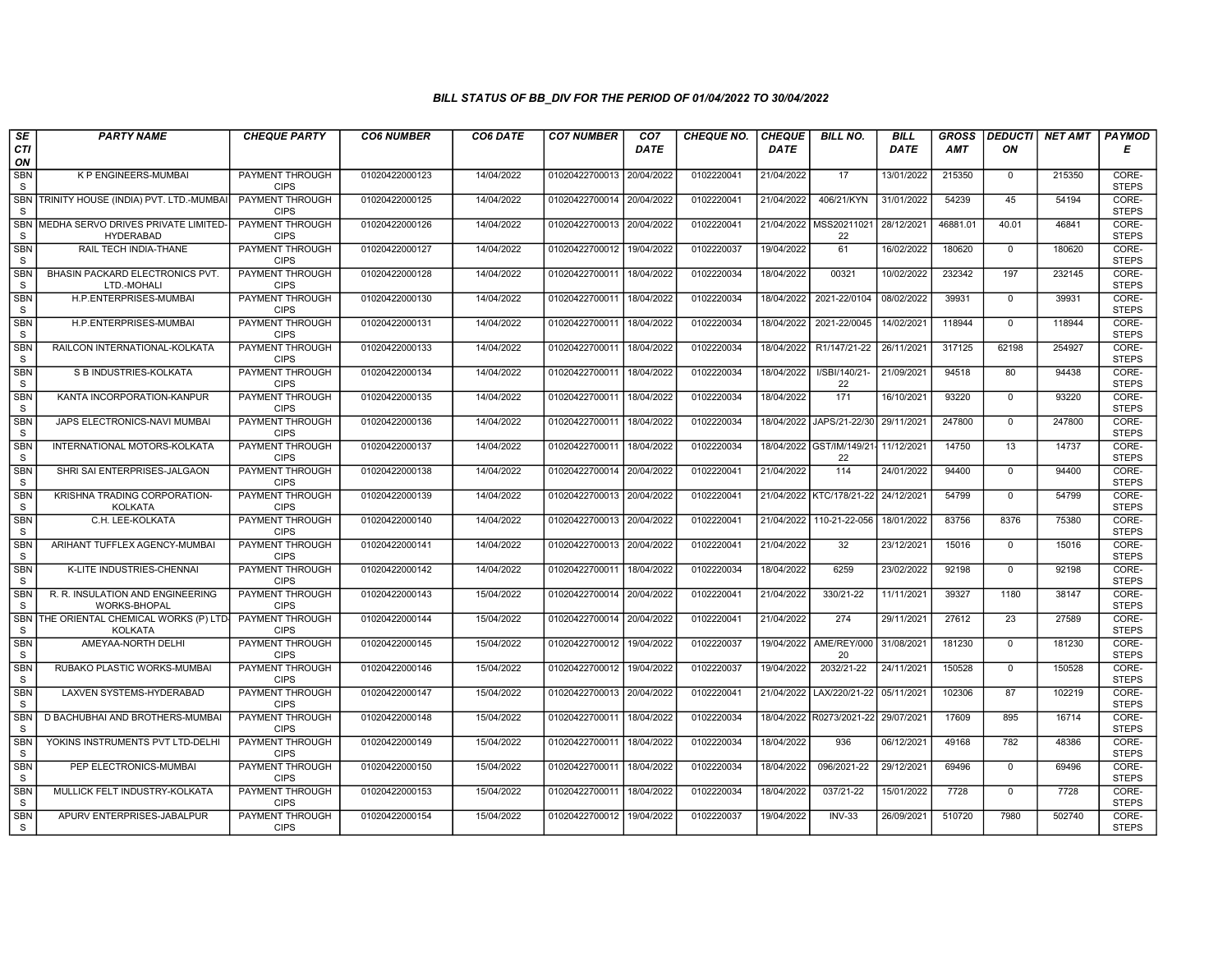## *BILL STATUS OF BB_DIV FOR THE PERIOD OF 01/04/2022 TO 30/04/2022*

| SECTION | PARTY NAME | CHEQUE PARTY | CO6 NUMBER | CO6 DATE | CO7 NUMBER | CO7 DATE | CHEQUE NO. | CHEQUE DATE | BILL NO. | BILL DATE | GROSS AMT | DEDUCTION | NET AMT | PAYMODE |
|---|---|---|---|---|---|---|---|---|---|---|---|---|---|---|
| SBNS | K P ENGINEERS-MUMBAI | PAYMENT THROUGH CIPS | 01020422000123 | 14/04/2022 | 01020422700013 | 20/04/2022 | 0102220041 | 21/04/2022 | 17 | 13/01/2022 | 215350 | 0 | 215350 | CORE-STEPS |
| SBNS | TRINITY HOUSE (INDIA) PVT. LTD.-MUMBAI | PAYMENT THROUGH CIPS | 01020422000125 | 14/04/2022 | 01020422700014 | 20/04/2022 | 0102220041 | 21/04/2022 | 406/21/KYN | 31/01/2022 | 54239 | 45 | 54194 | CORE-STEPS |
| SBNS | MEDHA SERVO DRIVES PRIVATE LIMITED-HYDERABAD | PAYMENT THROUGH CIPS | 01020422000126 | 14/04/2022 | 01020422700013 | 20/04/2022 | 0102220041 | 21/04/2022 | MSS2021102122 | 28/12/2021 | 46881.01 | 40.01 | 46841 | CORE-STEPS |
| SBNS | RAIL TECH INDIA-THANE | PAYMENT THROUGH CIPS | 01020422000127 | 14/04/2022 | 01020422700012 | 19/04/2022 | 0102220037 | 19/04/2022 | 61 | 16/02/2022 | 180620 | 0 | 180620 | CORE-STEPS |
| SBNS | BHASIN PACKARD ELECTRONICS PVT. LTD.-MOHALI | PAYMENT THROUGH CIPS | 01020422000128 | 14/04/2022 | 01020422700011 | 18/04/2022 | 0102220034 | 18/04/2022 | 00321 | 10/02/2022 | 232342 | 197 | 232145 | CORE-STEPS |
| SBNS | H.P.ENTERPRISES-MUMBAI | PAYMENT THROUGH CIPS | 01020422000130 | 14/04/2022 | 01020422700011 | 18/04/2022 | 0102220034 | 18/04/2022 | 2021-22/0104 | 08/02/2022 | 39931 | 0 | 39931 | CORE-STEPS |
| SBNS | H.P.ENTERPRISES-MUMBAI | PAYMENT THROUGH CIPS | 01020422000131 | 14/04/2022 | 01020422700011 | 18/04/2022 | 0102220034 | 18/04/2022 | 2021-22/0045 | 14/02/2021 | 118944 | 0 | 118944 | CORE-STEPS |
| SBNS | RAILCON INTERNATIONAL-KOLKATA | PAYMENT THROUGH CIPS | 01020422000133 | 14/04/2022 | 01020422700011 | 18/04/2022 | 0102220034 | 18/04/2022 | R1/147/21-22 | 26/11/2021 | 317125 | 62198 | 254927 | CORE-STEPS |
| SBNS | S B INDUSTRIES-KOLKATA | PAYMENT THROUGH CIPS | 01020422000134 | 14/04/2022 | 01020422700011 | 18/04/2022 | 0102220034 | 18/04/2022 | I/SBI/140/21-22 | 21/09/2021 | 94518 | 80 | 94438 | CORE-STEPS |
| SBNS | KANTA INCORPORATION-KANPUR | PAYMENT THROUGH CIPS | 01020422000135 | 14/04/2022 | 01020422700011 | 18/04/2022 | 0102220034 | 18/04/2022 | 171 | 16/10/2021 | 93220 | 0 | 93220 | CORE-STEPS |
| SBNS | JAPS ELECTRONICS-NAVI MUMBAI | PAYMENT THROUGH CIPS | 01020422000136 | 14/04/2022 | 01020422700011 | 18/04/2022 | 0102220034 | 18/04/2022 | JAPS/21-22/30 | 29/11/2021 | 247800 | 0 | 247800 | CORE-STEPS |
| SBNS | INTERNATIONAL MOTORS-KOLKATA | PAYMENT THROUGH CIPS | 01020422000137 | 14/04/2022 | 01020422700011 | 18/04/2022 | 0102220034 | 18/04/2022 | GST/IM/149/21-22 | 11/12/2021 | 14750 | 13 | 14737 | CORE-STEPS |
| SBNS | SHRI SAI ENTERPRISES-JALGAON | PAYMENT THROUGH CIPS | 01020422000138 | 14/04/2022 | 01020422700014 | 20/04/2022 | 0102220041 | 21/04/2022 | 114 | 24/01/2022 | 94400 | 0 | 94400 | CORE-STEPS |
| SBNS | KRISHNA TRADING CORPORATION-KOLKATA | PAYMENT THROUGH CIPS | 01020422000139 | 14/04/2022 | 01020422700013 | 20/04/2022 | 0102220041 | 21/04/2022 | KTC/178/21-22 | 24/12/2021 | 54799 | 0 | 54799 | CORE-STEPS |
| SBNS | C.H. LEE-KOLKATA | PAYMENT THROUGH CIPS | 01020422000140 | 14/04/2022 | 01020422700013 | 20/04/2022 | 0102220041 | 21/04/2022 | 110-21-22-056 | 18/01/2022 | 83756 | 8376 | 75380 | CORE-STEPS |
| SBNS | ARIHANT TUFFLEX AGENCY-MUMBAI | PAYMENT THROUGH CIPS | 01020422000141 | 14/04/2022 | 01020422700013 | 20/04/2022 | 0102220041 | 21/04/2022 | 32 | 23/12/2021 | 15016 | 0 | 15016 | CORE-STEPS |
| SBNS | K-LITE INDUSTRIES-CHENNAI | PAYMENT THROUGH CIPS | 01020422000142 | 14/04/2022 | 01020422700011 | 18/04/2022 | 0102220034 | 18/04/2022 | 6259 | 23/02/2022 | 92198 | 0 | 92198 | CORE-STEPS |
| SBNS | R. R. INSULATION AND ENGINEERING WORKS-BHOPAL | PAYMENT THROUGH CIPS | 01020422000143 | 15/04/2022 | 01020422700014 | 20/04/2022 | 0102220041 | 21/04/2022 | 330/21-22 | 11/11/2021 | 39327 | 1180 | 38147 | CORE-STEPS |
| SBNS | THE ORIENTAL CHEMICAL WORKS (P) LTD-KOLKATA | PAYMENT THROUGH CIPS | 01020422000144 | 15/04/2022 | 01020422700014 | 20/04/2022 | 0102220041 | 21/04/2022 | 274 | 29/11/2021 | 27612 | 23 | 27589 | CORE-STEPS |
| SBNS | AMEYAA-NORTH DELHI | PAYMENT THROUGH CIPS | 01020422000145 | 15/04/2022 | 01020422700012 | 19/04/2022 | 0102220037 | 19/04/2022 | AME/REY/00020 | 31/08/2021 | 181230 | 0 | 181230 | CORE-STEPS |
| SBNS | RUBAKO PLASTIC WORKS-MUMBAI | PAYMENT THROUGH CIPS | 01020422000146 | 15/04/2022 | 01020422700012 | 19/04/2022 | 0102220037 | 19/04/2022 | 2032/21-22 | 24/11/2021 | 150528 | 0 | 150528 | CORE-STEPS |
| SBNS | LAXVEN SYSTEMS-HYDERABAD | PAYMENT THROUGH CIPS | 01020422000147 | 15/04/2022 | 01020422700013 | 20/04/2022 | 0102220041 | 21/04/2022 | LAX/220/21-22 | 05/11/2021 | 102306 | 87 | 102219 | CORE-STEPS |
| SBNS | D BACHUBHAI AND BROTHERS-MUMBAI | PAYMENT THROUGH CIPS | 01020422000148 | 15/04/2022 | 01020422700011 | 18/04/2022 | 0102220034 | 18/04/2022 | R0273/2021-22 | 29/07/2021 | 17609 | 895 | 16714 | CORE-STEPS |
| SBNS | YOKINS INSTRUMENTS PVT LTD-DELHI | PAYMENT THROUGH CIPS | 01020422000149 | 15/04/2022 | 01020422700011 | 18/04/2022 | 0102220034 | 18/04/2022 | 936 | 06/12/2021 | 49168 | 782 | 48386 | CORE-STEPS |
| SBNS | PEP ELECTRONICS-MUMBAI | PAYMENT THROUGH CIPS | 01020422000150 | 15/04/2022 | 01020422700011 | 18/04/2022 | 0102220034 | 18/04/2022 | 096/2021-22 | 29/12/2021 | 69496 | 0 | 69496 | CORE-STEPS |
| SBNS | MULLICK FELT INDUSTRY-KOLKATA | PAYMENT THROUGH CIPS | 01020422000153 | 15/04/2022 | 01020422700011 | 18/04/2022 | 0102220034 | 18/04/2022 | 037/21-22 | 15/01/2022 | 7728 | 0 | 7728 | CORE-STEPS |
| SBNS | APURV ENTERPRISES-JABALPUR | PAYMENT THROUGH CIPS | 01020422000154 | 15/04/2022 | 01020422700012 | 19/04/2022 | 0102220037 | 19/04/2022 | INV-33 | 26/09/2021 | 510720 | 7980 | 502740 | CORE-STEPS |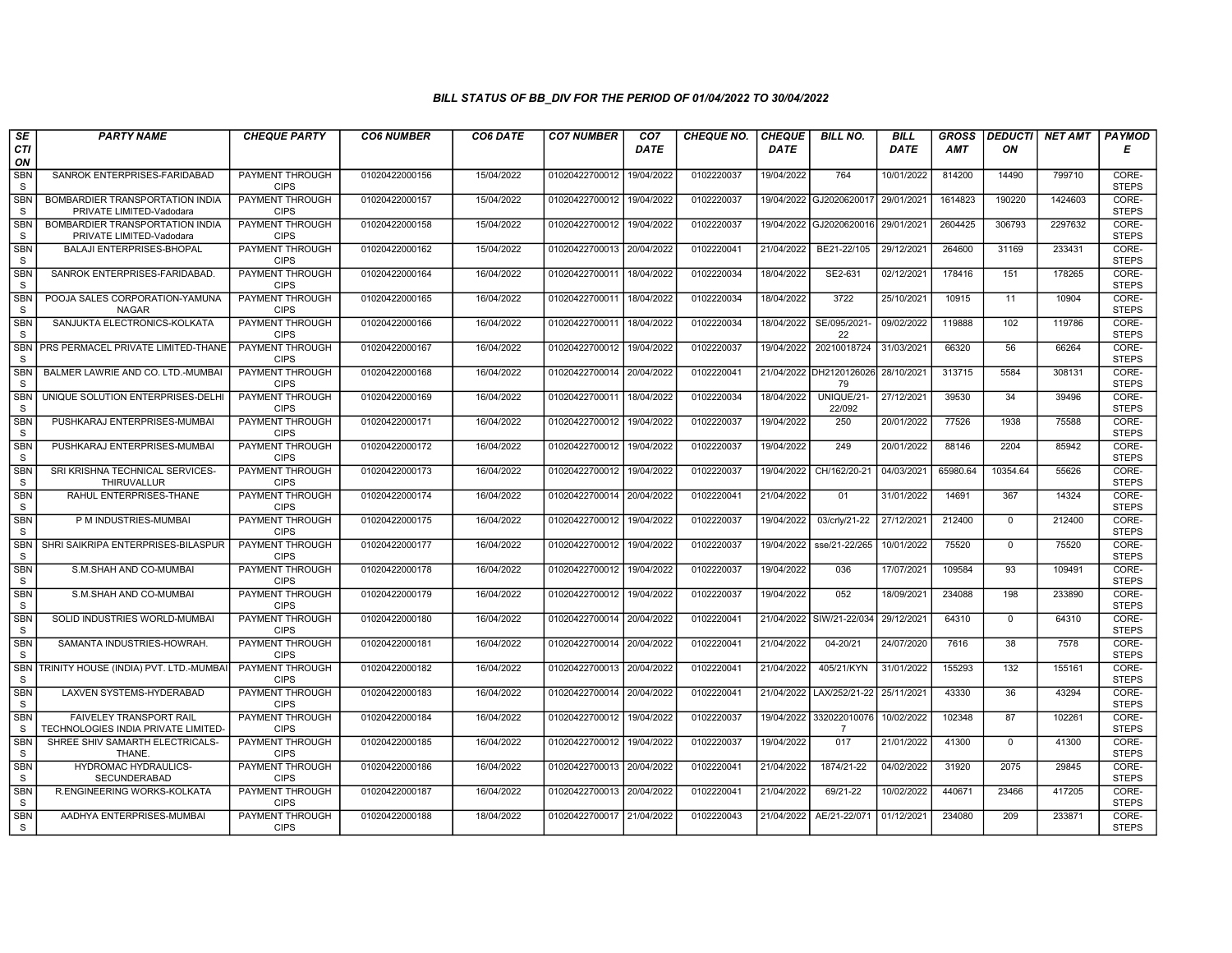# BILL STATUS OF BB_DIV FOR THE PERIOD OF 01/04/2022 TO 30/04/2022

| SECTION | PARTY NAME | CHEQUE PARTY | CO6 NUMBER | CO6 DATE | CO7 NUMBER | CO7 DATE | CHEQUE NO. | CHEQUE DATE | BILL NO. | BILL DATE | GROSS AMT | DEDUCTION | NET AMT | PAYMODE |
|---|---|---|---|---|---|---|---|---|---|---|---|---|---|---|
| SBNS | SANROK ENTERPRISES-FARIDABAD | PAYMENT THROUGH CIPS | 01020422000156 | 15/04/2022 | 01020422700012 | 19/04/2022 | 0102220037 | 19/04/2022 | 764 | 10/01/2022 | 814200 | 14490 | 799710 | CORE-STEPS |
| SBNS | BOMBARDIER TRANSPORTATION INDIA PRIVATE LIMITED-Vadodara | PAYMENT THROUGH CIPS | 01020422000157 | 15/04/2022 | 01020422700012 | 19/04/2022 | 0102220037 | 19/04/2022 | GJ2020620017 | 29/01/2021 | 1614823 | 190220 | 1424603 | CORE-STEPS |
| SBNS | BOMBARDIER TRANSPORTATION INDIA PRIVATE LIMITED-Vadodara | PAYMENT THROUGH CIPS | 01020422000158 | 15/04/2022 | 01020422700012 | 19/04/2022 | 0102220037 | 19/04/2022 | GJ2020620016 | 29/01/2021 | 2604425 | 306793 | 2297632 | CORE-STEPS |
| SBNS | BALAJI ENTERPRISES-BHOPAL | PAYMENT THROUGH CIPS | 01020422000162 | 15/04/2022 | 01020422700013 | 20/04/2022 | 0102220041 | 21/04/2022 | BE21-22/105 | 29/12/2021 | 264600 | 31169 | 233431 | CORE-STEPS |
| SBNS | SANROK ENTERPRISES-FARIDABAD. | PAYMENT THROUGH CIPS | 01020422000164 | 16/04/2022 | 01020422700011 | 18/04/2022 | 0102220034 | 18/04/2022 | SE2-631 | 02/12/2021 | 178416 | 151 | 178265 | CORE-STEPS |
| SBNS | POOJA SALES CORPORATION-YAMUNA NAGAR | PAYMENT THROUGH CIPS | 01020422000165 | 16/04/2022 | 01020422700011 | 18/04/2022 | 0102220034 | 18/04/2022 | 3722 | 25/10/2021 | 10915 | 11 | 10904 | CORE-STEPS |
| SBNS | SANJUKTA ELECTRONICS-KOLKATA | PAYMENT THROUGH CIPS | 01020422000166 | 16/04/2022 | 01020422700011 | 18/04/2022 | 0102220034 | 18/04/2022 | SE/095/2021-22 | 09/02/2022 | 119888 | 102 | 119786 | CORE-STEPS |
| SBNS | PRS PERMACEL PRIVATE LIMITED-THANE | PAYMENT THROUGH CIPS | 01020422000167 | 16/04/2022 | 01020422700012 | 19/04/2022 | 0102220037 | 19/04/2022 | 20210018724 | 31/03/2021 | 66320 | 56 | 66264 | CORE-STEPS |
| SBNS | BALMER LAWRIE AND CO. LTD.-MUMBAI | PAYMENT THROUGH CIPS | 01020422000168 | 16/04/2022 | 01020422700014 | 20/04/2022 | 0102220041 | 21/04/2022 | DH212012602679 | 28/10/2021 | 313715 | 5584 | 308131 | CORE-STEPS |
| SBNS | UNIQUE SOLUTION ENTERPRISES-DELHI | PAYMENT THROUGH CIPS | 01020422000169 | 16/04/2022 | 01020422700011 | 18/04/2022 | 0102220034 | 18/04/2022 | UNIQUE/21-22/092 | 27/12/2021 | 39530 | 34 | 39496 | CORE-STEPS |
| SBNS | PUSHKARAJ ENTERPRISES-MUMBAI | PAYMENT THROUGH CIPS | 01020422000171 | 16/04/2022 | 01020422700012 | 19/04/2022 | 0102220037 | 19/04/2022 | 250 | 20/01/2022 | 77526 | 1938 | 75588 | CORE-STEPS |
| SBNS | PUSHKARAJ ENTERPRISES-MUMBAI | PAYMENT THROUGH CIPS | 01020422000172 | 16/04/2022 | 01020422700012 | 19/04/2022 | 0102220037 | 19/04/2022 | 249 | 20/01/2022 | 88146 | 2204 | 85942 | CORE-STEPS |
| SBNS | SRI KRISHNA TECHNICAL SERVICES-THIRUVALLUR | PAYMENT THROUGH CIPS | 01020422000173 | 16/04/2022 | 01020422700012 | 19/04/2022 | 0102220037 | 19/04/2022 | CH/162/20-21 | 04/03/2021 | 65980.64 | 10354.64 | 55626 | CORE-STEPS |
| SBNS | RAHUL ENTERPRISES-THANE | PAYMENT THROUGH CIPS | 01020422000174 | 16/04/2022 | 01020422700014 | 20/04/2022 | 0102220041 | 21/04/2022 | 01 | 31/01/2022 | 14691 | 367 | 14324 | CORE-STEPS |
| SBNS | P M INDUSTRIES-MUMBAI | PAYMENT THROUGH CIPS | 01020422000175 | 16/04/2022 | 01020422700012 | 19/04/2022 | 0102220037 | 19/04/2022 | 03/crly/21-22 | 27/12/2021 | 212400 | 0 | 212400 | CORE-STEPS |
| SBNS | SHRI SAIKRIPA ENTERPRISES-BILASPUR | PAYMENT THROUGH CIPS | 01020422000177 | 16/04/2022 | 01020422700012 | 19/04/2022 | 0102220037 | 19/04/2022 | sse/21-22/265 | 10/01/2022 | 75520 | 0 | 75520 | CORE-STEPS |
| SBNS | S.M.SHAH AND CO-MUMBAI | PAYMENT THROUGH CIPS | 01020422000178 | 16/04/2022 | 01020422700012 | 19/04/2022 | 0102220037 | 19/04/2022 | 036 | 17/07/2021 | 109584 | 93 | 109491 | CORE-STEPS |
| SBNS | S.M.SHAH AND CO-MUMBAI | PAYMENT THROUGH CIPS | 01020422000179 | 16/04/2022 | 01020422700012 | 19/04/2022 | 0102220037 | 19/04/2022 | 052 | 18/09/2021 | 234088 | 198 | 233890 | CORE-STEPS |
| SBNS | SOLID INDUSTRIES WORLD-MUMBAI | PAYMENT THROUGH CIPS | 01020422000180 | 16/04/2022 | 01020422700014 | 20/04/2022 | 0102220041 | 21/04/2022 | SIW/21-22/034 | 29/12/2021 | 64310 | 0 | 64310 | CORE-STEPS |
| SBNS | SAMANTA INDUSTRIES-HOWRAH. | PAYMENT THROUGH CIPS | 01020422000181 | 16/04/2022 | 01020422700014 | 20/04/2022 | 0102220041 | 21/04/2022 | 04-20/21 | 24/07/2020 | 7616 | 38 | 7578 | CORE-STEPS |
| SBNS | TRINITY HOUSE (INDIA) PVT. LTD.-MUMBAI | PAYMENT THROUGH CIPS | 01020422000182 | 16/04/2022 | 01020422700013 | 20/04/2022 | 0102220041 | 21/04/2022 | 405/21/KYN | 31/01/2022 | 155293 | 132 | 155161 | CORE-STEPS |
| SBNS | LAXVEN SYSTEMS-HYDERABAD | PAYMENT THROUGH CIPS | 01020422000183 | 16/04/2022 | 01020422700014 | 20/04/2022 | 0102220041 | 21/04/2022 | LAX/252/21-22 | 25/11/2021 | 43330 | 36 | 43294 | CORE-STEPS |
| SBNS | FAIVELEY TRANSPORT RAIL TECHNOLOGIES INDIA PRIVATE LIMITED- | PAYMENT THROUGH CIPS | 01020422000184 | 16/04/2022 | 01020422700012 | 19/04/2022 | 0102220037 | 19/04/2022 | 3320220100767 | 10/02/2022 | 102348 | 87 | 102261 | CORE-STEPS |
| SBNS | SHREE SHIV SAMARTH ELECTRICALS-THANE. | PAYMENT THROUGH CIPS | 01020422000185 | 16/04/2022 | 01020422700012 | 19/04/2022 | 0102220037 | 19/04/2022 | 017 | 21/01/2022 | 41300 | 0 | 41300 | CORE-STEPS |
| SBNS | HYDROMAC HYDRAULICS-SECUNDERABAD | PAYMENT THROUGH CIPS | 01020422000186 | 16/04/2022 | 01020422700013 | 20/04/2022 | 0102220041 | 21/04/2022 | 1874/21-22 | 04/02/2022 | 31920 | 2075 | 29845 | CORE-STEPS |
| SBNS | R.ENGINEERING WORKS-KOLKATA | PAYMENT THROUGH CIPS | 01020422000187 | 16/04/2022 | 01020422700013 | 20/04/2022 | 0102220041 | 21/04/2022 | 69/21-22 | 10/02/2022 | 440671 | 23466 | 417205 | CORE-STEPS |
| SBNS | AADHYA ENTERPRISES-MUMBAI | PAYMENT THROUGH CIPS | 01020422000188 | 18/04/2022 | 01020422700017 | 21/04/2022 | 0102220043 | 21/04/2022 | AE/21-22/071 | 01/12/2021 | 234080 | 209 | 233871 | CORE-STEPS |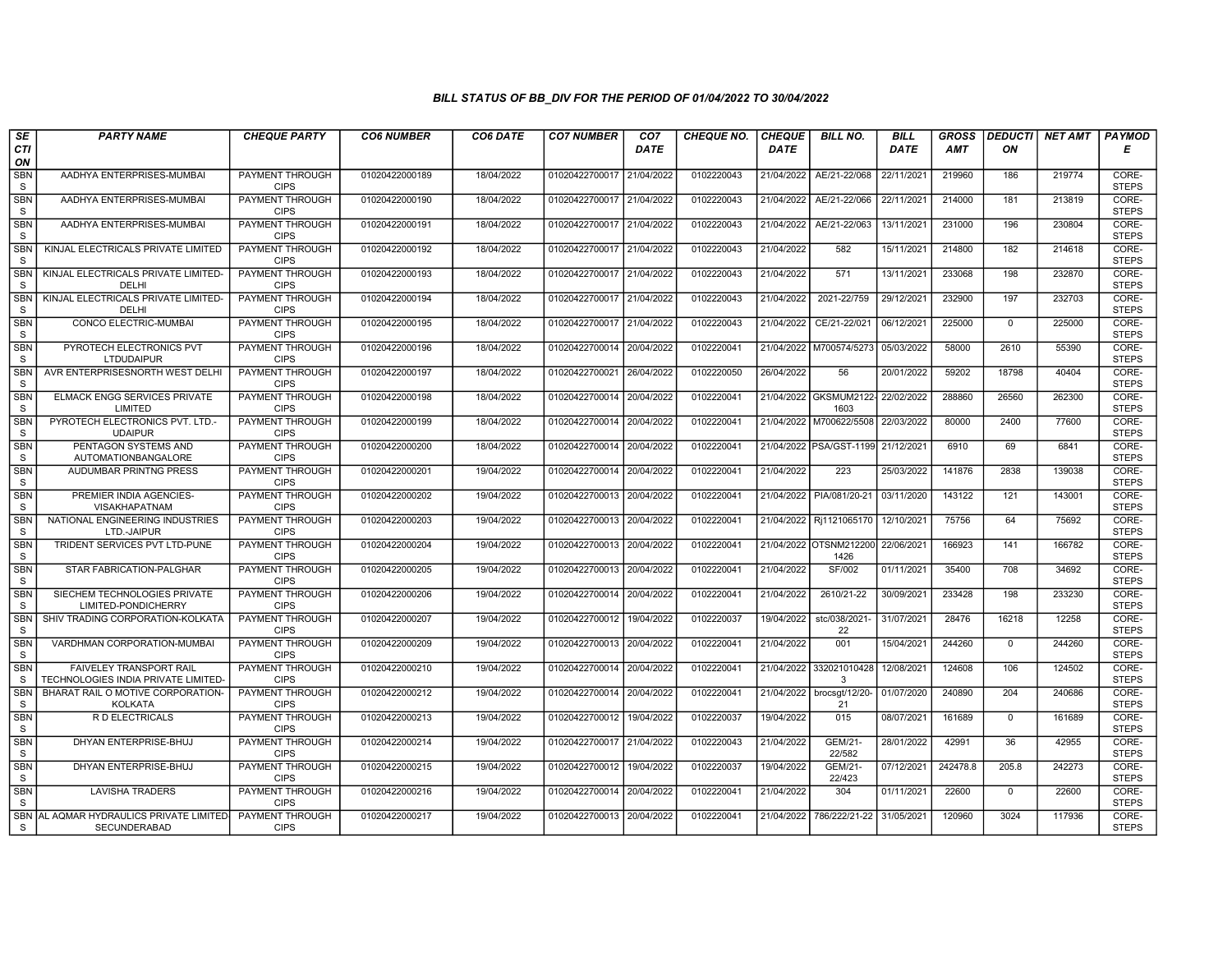## BILL STATUS OF BB_DIV FOR THE PERIOD OF 01/04/2022 TO 30/04/2022

| SECTION | PARTY NAME | CHEQUE PARTY | CO6 NUMBER | CO6 DATE | CO7 NUMBER | CO7 DATE | CHEQUE NO. | CHEQUE DATE | BILL NO. | BILL DATE | GROSS AMT | DEDUCTION | NET AMT | PAYMODE |
|---|---|---|---|---|---|---|---|---|---|---|---|---|---|---|
| SBNS | AADHYA ENTERPRISES-MUMBAI | PAYMENT THROUGH CIPS | 01020422000189 | 18/04/2022 | 01020422700017 | 21/04/2022 | 0102220043 | 21/04/2022 | AE/21-22/068 | 22/11/2021 | 219960 | 186 | 219774 | CORE-STEPS |
| SBNS | AADHYA ENTERPRISES-MUMBAI | PAYMENT THROUGH CIPS | 01020422000190 | 18/04/2022 | 01020422700017 | 21/04/2022 | 0102220043 | 21/04/2022 | AE/21-22/066 | 22/11/2021 | 214000 | 181 | 213819 | CORE-STEPS |
| SBNS | AADHYA ENTERPRISES-MUMBAI | PAYMENT THROUGH CIPS | 01020422000191 | 18/04/2022 | 01020422700017 | 21/04/2022 | 0102220043 | 21/04/2022 | AE/21-22/063 | 13/11/2021 | 231000 | 196 | 230804 | CORE-STEPS |
| SBNS | KINJAL ELECTRICALS PRIVATE LIMITED | PAYMENT THROUGH CIPS | 01020422000192 | 18/04/2022 | 01020422700017 | 21/04/2022 | 0102220043 | 21/04/2022 | 582 | 15/11/2021 | 214800 | 182 | 214618 | CORE-STEPS |
| SBNS | KINJAL ELECTRICALS PRIVATE LIMITED-DELHI | PAYMENT THROUGH CIPS | 01020422000193 | 18/04/2022 | 01020422700017 | 21/04/2022 | 0102220043 | 21/04/2022 | 571 | 13/11/2021 | 233068 | 198 | 232870 | CORE-STEPS |
| SBNS | KINJAL ELECTRICALS PRIVATE LIMITED-DELHI | PAYMENT THROUGH CIPS | 01020422000194 | 18/04/2022 | 01020422700017 | 21/04/2022 | 0102220043 | 21/04/2022 | 2021-22/759 | 29/12/2021 | 232900 | 197 | 232703 | CORE-STEPS |
| SBNS | CONCO ELECTRIC-MUMBAI | PAYMENT THROUGH CIPS | 01020422000195 | 18/04/2022 | 01020422700017 | 21/04/2022 | 0102220043 | 21/04/2022 | CE/21-22/021 | 06/12/2021 | 225000 | 0 | 225000 | CORE-STEPS |
| SBNS | PYROTECH ELECTRONICS PVT LTDUDAIPUR | PAYMENT THROUGH CIPS | 01020422000196 | 18/04/2022 | 01020422700014 | 20/04/2022 | 0102220041 | 21/04/2022 | M700574/5273 | 05/03/2022 | 58000 | 2610 | 55390 | CORE-STEPS |
| SBNS | AVR ENTERPRISESNORTH WEST DELHI | PAYMENT THROUGH CIPS | 01020422000197 | 18/04/2022 | 01020422700021 | 26/04/2022 | 0102220050 | 26/04/2022 | 56 | 20/01/2022 | 59202 | 18798 | 40404 | CORE-STEPS |
| SBNS | ELMACK ENGG SERVICES PRIVATE LIMITED | PAYMENT THROUGH CIPS | 01020422000198 | 18/04/2022 | 01020422700014 | 20/04/2022 | 0102220041 | 21/04/2022 | GKSMUM2122-1603 | 22/02/2022 | 288860 | 26560 | 262300 | CORE-STEPS |
| SBNS | PYROTECH ELECTRONICS PVT. LTD.-UDAIPUR | PAYMENT THROUGH CIPS | 01020422000199 | 18/04/2022 | 01020422700014 | 20/04/2022 | 0102220041 | 21/04/2022 | M700622/5508 | 22/03/2022 | 80000 | 2400 | 77600 | CORE-STEPS |
| SBNS | PENTAGON SYSTEMS AND AUTOMATIONBANGALORE | PAYMENT THROUGH CIPS | 01020422000200 | 18/04/2022 | 01020422700014 | 20/04/2022 | 0102220041 | 21/04/2022 | PSA/GST-1199 | 21/12/2021 | 6910 | 69 | 6841 | CORE-STEPS |
| SBNS | AUDUMBAR PRINTNG PRESS | PAYMENT THROUGH CIPS | 01020422000201 | 19/04/2022 | 01020422700014 | 20/04/2022 | 0102220041 | 21/04/2022 | 223 | 25/03/2022 | 141876 | 2838 | 139038 | CORE-STEPS |
| SBNS | PREMIER INDIA AGENCIES-VISAKHAPATNAM | PAYMENT THROUGH CIPS | 01020422000202 | 19/04/2022 | 01020422700013 | 20/04/2022 | 0102220041 | 21/04/2022 | PIA/081/20-21 | 03/11/2020 | 143122 | 121 | 143001 | CORE-STEPS |
| SBNS | NATIONAL ENGINEERING INDUSTRIES LTD.-JAIPUR | PAYMENT THROUGH CIPS | 01020422000203 | 19/04/2022 | 01020422700013 | 20/04/2022 | 0102220041 | 21/04/2022 | Rj1121065170 | 12/10/2021 | 75756 | 64 | 75692 | CORE-STEPS |
| SBNS | TRIDENT SERVICES PVT LTD-PUNE | PAYMENT THROUGH CIPS | 01020422000204 | 19/04/2022 | 01020422700013 | 20/04/2022 | 0102220041 | 21/04/2022 | OTSNM212200 1426 | 22/06/2021 | 166923 | 141 | 166782 | CORE-STEPS |
| SBNS | STAR FABRICATION-PALGHAR | PAYMENT THROUGH CIPS | 01020422000205 | 19/04/2022 | 01020422700013 | 20/04/2022 | 0102220041 | 21/04/2022 | SF/002 | 01/11/2021 | 35400 | 708 | 34692 | CORE-STEPS |
| SBNS | SIECHEM TECHNOLOGIES PRIVATE LIMITED-PONDICHERRY | PAYMENT THROUGH CIPS | 01020422000206 | 19/04/2022 | 01020422700014 | 20/04/2022 | 0102220041 | 21/04/2022 | 2610/21-22 | 30/09/2021 | 233428 | 198 | 233230 | CORE-STEPS |
| SBNS | SHIV TRADING CORPORATION-KOLKATA | PAYMENT THROUGH CIPS | 01020422000207 | 19/04/2022 | 01020422700012 | 19/04/2022 | 0102220037 | 19/04/2022 | stc/038/2021-22 | 31/07/2021 | 28476 | 16218 | 12258 | CORE-STEPS |
| SBNS | VARDHMAN CORPORATION-MUMBAI | PAYMENT THROUGH CIPS | 01020422000209 | 19/04/2022 | 01020422700013 | 20/04/2022 | 0102220041 | 21/04/2022 | 001 | 15/04/2021 | 244260 | 0 | 244260 | CORE-STEPS |
| SBNS | FAIVELEY TRANSPORT RAIL TECHNOLOGIES INDIA PRIVATE LIMITED- | PAYMENT THROUGH CIPS | 01020422000210 | 19/04/2022 | 01020422700014 | 20/04/2022 | 0102220041 | 21/04/2022 | 332021010428 3 | 12/08/2021 | 124608 | 106 | 124502 | CORE-STEPS |
| SBNS | BHARAT RAIL O MOTIVE CORPORATION-KOLKATA | PAYMENT THROUGH CIPS | 01020422000212 | 19/04/2022 | 01020422700014 | 20/04/2022 | 0102220041 | 21/04/2022 | brocsgt/12/20-21 | 01/07/2020 | 240890 | 204 | 240686 | CORE-STEPS |
| SBNS | R D ELECTRICALS | PAYMENT THROUGH CIPS | 01020422000213 | 19/04/2022 | 01020422700012 | 19/04/2022 | 0102220037 | 19/04/2022 | 015 | 08/07/2021 | 161689 | 0 | 161689 | CORE-STEPS |
| SBNS | DHYAN ENTERPRISE-BHUJ | PAYMENT THROUGH CIPS | 01020422000214 | 19/04/2022 | 01020422700017 | 21/04/2022 | 0102220043 | 21/04/2022 | GEM/21-22/582 | 28/01/2022 | 42991 | 36 | 42955 | CORE-STEPS |
| SBNS | DHYAN ENTERPRISE-BHUJ | PAYMENT THROUGH CIPS | 01020422000215 | 19/04/2022 | 01020422700012 | 19/04/2022 | 0102220037 | 19/04/2022 | GEM/21-22/423 | 07/12/2021 | 242478.8 | 205.8 | 242273 | CORE-STEPS |
| SBNS | LAVISHA TRADERS | PAYMENT THROUGH CIPS | 01020422000216 | 19/04/2022 | 01020422700014 | 20/04/2022 | 0102220041 | 21/04/2022 | 304 | 01/11/2021 | 22600 | 0 | 22600 | CORE-STEPS |
| SBNS | AL AQMAR HYDRAULICS PRIVATE LIMITED-SECUNDERABAD | PAYMENT THROUGH CIPS | 01020422000217 | 19/04/2022 | 01020422700013 | 20/04/2022 | 0102220041 | 21/04/2022 | 786/222/21-22 | 31/05/2021 | 120960 | 3024 | 117936 | CORE-STEPS |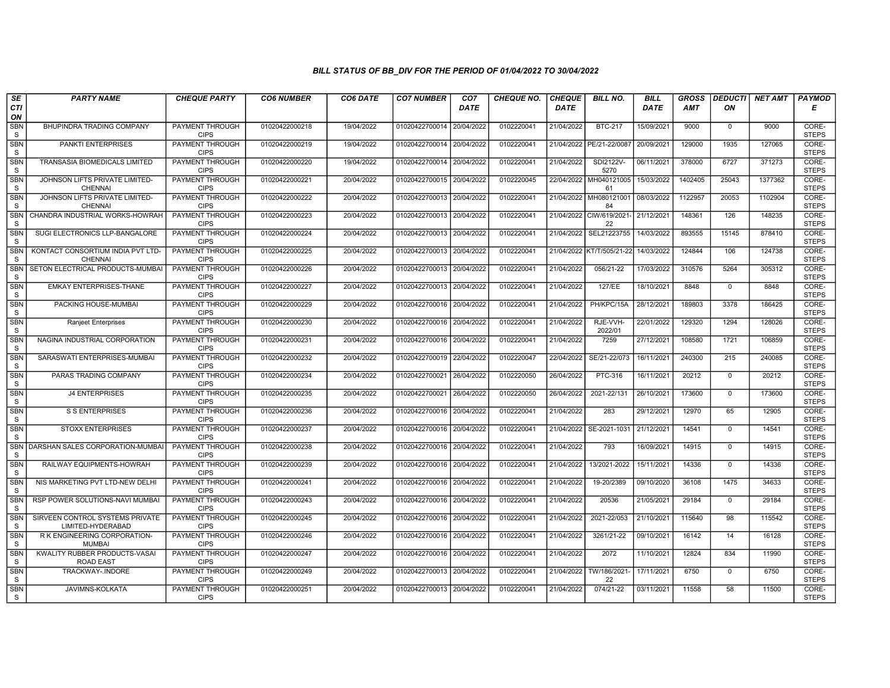# BILL STATUS OF BB_DIV FOR THE PERIOD OF 01/04/2022 TO 30/04/2022

| SECTION | PARTY NAME | CHEQUE PARTY | CO6 NUMBER | CO6 DATE | CO7 NUMBER | CO7 DATE | CHEQUE NO. | CHEQUE DATE | BILL NO. | BILL DATE | GROSS AMT | DEDUCTION | NET AMT | PAYMODE |
|---|---|---|---|---|---|---|---|---|---|---|---|---|---|---|
| SBNS | BHUPINDRA TRADING COMPANY | PAYMENT THROUGH CIPS | 01020422000218 | 19/04/2022 | 01020422700014 | 20/04/2022 | 0102220041 | 21/04/2022 | BTC-217 | 15/09/2021 | 9000 | 0 | 9000 | CORE-STEPS |
| SBNS | PANKTI ENTERPRISES | PAYMENT THROUGH CIPS | 01020422000219 | 19/04/2022 | 01020422700014 | 20/04/2022 | 0102220041 | 21/04/2022 | PE/21-22/0087 | 20/09/2021 | 129000 | 1935 | 127065 | CORE-STEPS |
| SBNS | TRANSASIA BIOMEDICALS LIMITED | PAYMENT THROUGH CIPS | 01020422000220 | 19/04/2022 | 01020422700014 | 20/04/2022 | 0102220041 | 21/04/2022 | SDI2122V-5270 | 06/11/2021 | 378000 | 6727 | 371273 | CORE-STEPS |
| SBNS | JOHNSON LIFTS PRIVATE LIMITED-CHENNAI | PAYMENT THROUGH CIPS | 01020422000221 | 20/04/2022 | 01020422700015 | 20/04/2022 | 0102220045 | 22/04/2022 | MH04012100561 | 15/03/2022 | 1402405 | 25043 | 1377362 | CORE-STEPS |
| SBNS | JOHNSON LIFTS PRIVATE LIMITED-CHENNAI | PAYMENT THROUGH CIPS | 01020422000222 | 20/04/2022 | 01020422700013 | 20/04/2022 | 0102220041 | 21/04/2022 | MH08012100184 | 08/03/2022 | 1122957 | 20053 | 1102904 | CORE-STEPS |
| SBNS | CHANDRA INDUSTRIAL WORKS-HOWRAH | PAYMENT THROUGH CIPS | 01020422000223 | 20/04/2022 | 01020422700013 | 20/04/2022 | 0102220041 | 21/04/2022 | CIW/619/2021-22 | 21/12/2021 | 148361 | 126 | 148235 | CORE-STEPS |
| SBNS | SUGI ELECTRONICS LLP-BANGALORE | PAYMENT THROUGH CIPS | 01020422000224 | 20/04/2022 | 01020422700013 | 20/04/2022 | 0102220041 | 21/04/2022 | SEL21223755 | 14/03/2022 | 893555 | 15145 | 878410 | CORE-STEPS |
| SBNS | KONTACT CONSORTIUM INDIA PVT LTD-CHENNAI | PAYMENT THROUGH CIPS | 01020422000225 | 20/04/2022 | 01020422700013 | 20/04/2022 | 0102220041 | 21/04/2022 | KT/T/505/21-22 | 14/03/2022 | 124844 | 106 | 124738 | CORE-STEPS |
| SBNS | SETON ELECTRICAL PRODUCTS-MUMBAI | PAYMENT THROUGH CIPS | 01020422000226 | 20/04/2022 | 01020422700013 | 20/04/2022 | 0102220041 | 21/04/2022 | 056/21-22 | 17/03/2022 | 310576 | 5264 | 305312 | CORE-STEPS |
| SBNS | EMKAY ENTERPRISES-THANE | PAYMENT THROUGH CIPS | 01020422000227 | 20/04/2022 | 01020422700013 | 20/04/2022 | 0102220041 | 21/04/2022 | 127/EE | 18/10/2021 | 8848 | 0 | 8848 | CORE-STEPS |
| SBNS | PACKING HOUSE-MUMBAI | PAYMENT THROUGH CIPS | 01020422000229 | 20/04/2022 | 01020422700016 | 20/04/2022 | 0102220041 | 21/04/2022 | PH/KPC/15A | 28/12/2021 | 189803 | 3378 | 186425 | CORE-STEPS |
| SBNS | Ranjeet Enterprises | PAYMENT THROUGH CIPS | 01020422000230 | 20/04/2022 | 01020422700016 | 20/04/2022 | 0102220041 | 21/04/2022 | RJE-VVH-2022/01 | 22/01/2022 | 129320 | 1294 | 128026 | CORE-STEPS |
| SBNS | NAGINA INDUSTRIAL CORPORATION | PAYMENT THROUGH CIPS | 01020422000231 | 20/04/2022 | 01020422700016 | 20/04/2022 | 0102220041 | 21/04/2022 | 7259 | 27/12/2021 | 108580 | 1721 | 106859 | CORE-STEPS |
| SBNS | SARASWATI ENTERPRISES-MUMBAI | PAYMENT THROUGH CIPS | 01020422000232 | 20/04/2022 | 01020422700019 | 22/04/2022 | 0102220047 | 22/04/2022 | SE/21-22/073 | 16/11/2021 | 240300 | 215 | 240085 | CORE-STEPS |
| SBNS | PARAS TRADING COMPANY | PAYMENT THROUGH CIPS | 01020422000234 | 20/04/2022 | 01020422700021 | 26/04/2022 | 0102220050 | 26/04/2022 | PTC-316 | 16/11/2021 | 20212 | 0 | 20212 | CORE-STEPS |
| SBNS | J4 ENTERPRISES | PAYMENT THROUGH CIPS | 01020422000235 | 20/04/2022 | 01020422700021 | 26/04/2022 | 0102220050 | 26/04/2022 | 2021-22/131 | 26/10/2021 | 173600 | 0 | 173600 | CORE-STEPS |
| SBNS | S S ENTERPRISES | PAYMENT THROUGH CIPS | 01020422000236 | 20/04/2022 | 01020422700016 | 20/04/2022 | 0102220041 | 21/04/2022 | 283 | 29/12/2021 | 12970 | 65 | 12905 | CORE-STEPS |
| SBNS | STOXX ENTERPRISES | PAYMENT THROUGH CIPS | 01020422000237 | 20/04/2022 | 01020422700016 | 20/04/2022 | 0102220041 | 21/04/2022 | SE-2021-1031 | 21/12/2021 | 14541 | 0 | 14541 | CORE-STEPS |
| SBNS | DARSHAN SALES CORPORATION-MUMBAI | PAYMENT THROUGH CIPS | 01020422000238 | 20/04/2022 | 01020422700016 | 20/04/2022 | 0102220041 | 21/04/2022 | 793 | 16/09/2021 | 14915 | 0 | 14915 | CORE-STEPS |
| SBNS | RAILWAY EQUIPMENTS-HOWRAH | PAYMENT THROUGH CIPS | 01020422000239 | 20/04/2022 | 01020422700016 | 20/04/2022 | 0102220041 | 21/04/2022 | 13/2021-2022 | 15/11/2021 | 14336 | 0 | 14336 | CORE-STEPS |
| SBNS | NIS MARKETING PVT LTD-NEW DELHI | PAYMENT THROUGH CIPS | 01020422000241 | 20/04/2022 | 01020422700016 | 20/04/2022 | 0102220041 | 21/04/2022 | 19-20/2389 | 09/10/2020 | 36108 | 1475 | 34633 | CORE-STEPS |
| SBNS | RSP POWER SOLUTIONS-NAVI MUMBAI | PAYMENT THROUGH CIPS | 01020422000243 | 20/04/2022 | 01020422700016 | 20/04/2022 | 0102220041 | 21/04/2022 | 20536 | 21/05/2021 | 29184 | 0 | 29184 | CORE-STEPS |
| SBNS | SIRVEEN CONTROL SYSTEMS PRIVATE LIMITED-HYDERABAD | PAYMENT THROUGH CIPS | 01020422000245 | 20/04/2022 | 01020422700016 | 20/04/2022 | 0102220041 | 21/04/2022 | 2021-22/053 | 21/10/2021 | 115640 | 98 | 115542 | CORE-STEPS |
| SBNS | R K ENGINEERING CORPORATION-MUMBAI | PAYMENT THROUGH CIPS | 01020422000246 | 20/04/2022 | 01020422700016 | 20/04/2022 | 0102220041 | 21/04/2022 | 3261/21-22 | 09/10/2021 | 16142 | 14 | 16128 | CORE-STEPS |
| SBNS | KWALITY RUBBER PRODUCTS-VASAI ROAD EAST | PAYMENT THROUGH CIPS | 01020422000247 | 20/04/2022 | 01020422700016 | 20/04/2022 | 0102220041 | 21/04/2022 | 2072 | 11/10/2021 | 12824 | 834 | 11990 | CORE-STEPS |
| SBNS | TRACKWAY-.INDORE | PAYMENT THROUGH CIPS | 01020422000249 | 20/04/2022 | 01020422700013 | 20/04/2022 | 0102220041 | 21/04/2022 | TW/186/2021-22 | 17/11/2021 | 6750 | 0 | 6750 | CORE-STEPS |
| SBNS | JAVIMNS-KOLKATA | PAYMENT THROUGH CIPS | 01020422000251 | 20/04/2022 | 01020422700013 | 20/04/2022 | 0102220041 | 21/04/2022 | 074/21-22 | 03/11/2021 | 11558 | 58 | 11500 | CORE-STEPS |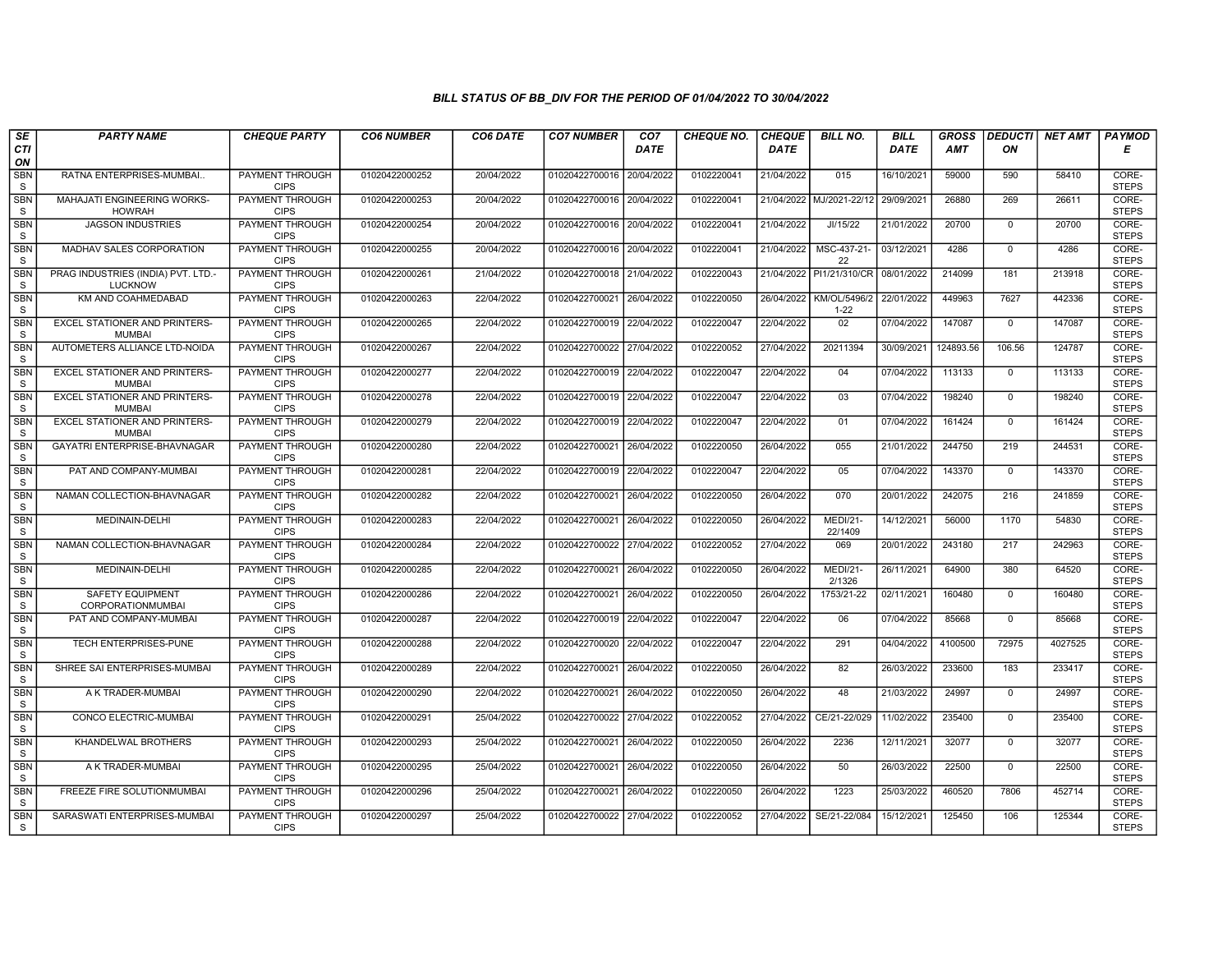## BILL STATUS OF BB_DIV FOR THE PERIOD OF 01/04/2022 TO 30/04/2022

| SECTION | PARTY NAME | CHEQUE PARTY | CO6 NUMBER | CO6 DATE | CO7 NUMBER | CO7 DATE | CHEQUE NO. | CHEQUE DATE | BILL NO. | BILL DATE | GROSS AMT | DEDUCTION | NET AMT | PAYMODE |
|---|---|---|---|---|---|---|---|---|---|---|---|---|---|---|
| SBNS | RATNA ENTERPRISES-MUMBAI.. | PAYMENT THROUGH CIPS | 01020422000252 | 20/04/2022 | 01020422700016 | 20/04/2022 | 0102220041 | 21/04/2022 | 015 | 16/10/2021 | 59000 | 590 | 58410 | CORE-STEPS |
| SBNS | MAHAJATI ENGINEERING WORKS-HOWRAH | PAYMENT THROUGH CIPS | 01020422000253 | 20/04/2022 | 01020422700016 | 20/04/2022 | 0102220041 | 21/04/2022 | MJ/2021-22/12 | 29/09/2021 | 26880 | 269 | 26611 | CORE-STEPS |
| SBNS | JAGSON INDUSTRIES | PAYMENT THROUGH CIPS | 01020422000254 | 20/04/2022 | 01020422700016 | 20/04/2022 | 0102220041 | 21/04/2022 | JI/15/22 | 21/01/2022 | 20700 | 0 | 20700 | CORE-STEPS |
| SBNS | MADHAV SALES CORPORATION | PAYMENT THROUGH CIPS | 01020422000255 | 20/04/2022 | 01020422700016 | 20/04/2022 | 0102220041 | 21/04/2022 | MSC-437-21-22 | 03/12/2021 | 4286 | 0 | 4286 | CORE-STEPS |
| SBNS | PRAG INDUSTRIES (INDIA) PVT. LTD.-LUCKNOW | PAYMENT THROUGH CIPS | 01020422000261 | 21/04/2022 | 01020422700018 | 21/04/2022 | 0102220043 | 21/04/2022 | PI1/21/310/CR | 08/01/2022 | 214099 | 181 | 213918 | CORE-STEPS |
| SBNS | KM AND COAHMEDABAD | PAYMENT THROUGH CIPS | 01020422000263 | 22/04/2022 | 01020422700021 | 26/04/2022 | 0102220050 | 26/04/2022 | KM/OL/5496/21-22 | 22/01/2022 | 449963 | 7627 | 442336 | CORE-STEPS |
| SBNS | EXCEL STATIONER AND PRINTERS-MUMBAI | PAYMENT THROUGH CIPS | 01020422000265 | 22/04/2022 | 01020422700019 | 22/04/2022 | 0102220047 | 22/04/2022 | 02 | 07/04/2022 | 147087 | 0 | 147087 | CORE-STEPS |
| SBNS | AUTOMETERS ALLIANCE LTD-NOIDA | PAYMENT THROUGH CIPS | 01020422000267 | 22/04/2022 | 01020422700022 | 27/04/2022 | 0102220052 | 27/04/2022 | 20211394 | 30/09/2021 | 124893.56 | 106.56 | 124787 | CORE-STEPS |
| SBNS | EXCEL STATIONER AND PRINTERS-MUMBAI | PAYMENT THROUGH CIPS | 01020422000277 | 22/04/2022 | 01020422700019 | 22/04/2022 | 0102220047 | 22/04/2022 | 04 | 07/04/2022 | 113133 | 0 | 113133 | CORE-STEPS |
| SBNS | EXCEL STATIONER AND PRINTERS-MUMBAI | PAYMENT THROUGH CIPS | 01020422000278 | 22/04/2022 | 01020422700019 | 22/04/2022 | 0102220047 | 22/04/2022 | 03 | 07/04/2022 | 198240 | 0 | 198240 | CORE-STEPS |
| SBNS | EXCEL STATIONER AND PRINTERS-MUMBAI | PAYMENT THROUGH CIPS | 01020422000279 | 22/04/2022 | 01020422700019 | 22/04/2022 | 0102220047 | 22/04/2022 | 01 | 07/04/2022 | 161424 | 0 | 161424 | CORE-STEPS |
| SBNS | GAYATRI ENTERPRISE-BHAVNAGAR | PAYMENT THROUGH CIPS | 01020422000280 | 22/04/2022 | 01020422700021 | 26/04/2022 | 0102220050 | 26/04/2022 | 055 | 21/01/2022 | 244750 | 219 | 244531 | CORE-STEPS |
| SBNS | PAT AND COMPANY-MUMBAI | PAYMENT THROUGH CIPS | 01020422000281 | 22/04/2022 | 01020422700019 | 22/04/2022 | 0102220047 | 22/04/2022 | 05 | 07/04/2022 | 143370 | 0 | 143370 | CORE-STEPS |
| SBNS | NAMAN COLLECTION-BHAVNAGAR | PAYMENT THROUGH CIPS | 01020422000282 | 22/04/2022 | 01020422700021 | 26/04/2022 | 0102220050 | 26/04/2022 | 070 | 20/01/2022 | 242075 | 216 | 241859 | CORE-STEPS |
| SBNS | MEDINAIN-DELHI | PAYMENT THROUGH CIPS | 01020422000283 | 22/04/2022 | 01020422700021 | 26/04/2022 | 0102220050 | 26/04/2022 | MEDI/21-22/1409 | 14/12/2021 | 56000 | 1170 | 54830 | CORE-STEPS |
| SBNS | NAMAN COLLECTION-BHAVNAGAR | PAYMENT THROUGH CIPS | 01020422000284 | 22/04/2022 | 01020422700022 | 27/04/2022 | 0102220052 | 27/04/2022 | 069 | 20/01/2022 | 243180 | 217 | 242963 | CORE-STEPS |
| SBNS | MEDINAIN-DELHI | PAYMENT THROUGH CIPS | 01020422000285 | 22/04/2022 | 01020422700021 | 26/04/2022 | 0102220050 | 26/04/2022 | MEDI/21-2/1326 | 26/11/2021 | 64900 | 380 | 64520 | CORE-STEPS |
| SBNS | SAFETY EQUIPMENT CORPORATIONMUMBAI | PAYMENT THROUGH CIPS | 01020422000286 | 22/04/2022 | 01020422700021 | 26/04/2022 | 0102220050 | 26/04/2022 | 1753/21-22 | 02/11/2021 | 160480 | 0 | 160480 | CORE-STEPS |
| SBNS | PAT AND COMPANY-MUMBAI | PAYMENT THROUGH CIPS | 01020422000287 | 22/04/2022 | 01020422700019 | 22/04/2022 | 0102220047 | 22/04/2022 | 06 | 07/04/2022 | 85668 | 0 | 85668 | CORE-STEPS |
| SBNS | TECH ENTERPRISES-PUNE | PAYMENT THROUGH CIPS | 01020422000288 | 22/04/2022 | 01020422700020 | 22/04/2022 | 0102220047 | 22/04/2022 | 291 | 04/04/2022 | 4100500 | 72975 | 4027525 | CORE-STEPS |
| SBNS | SHREE SAI ENTERPRISES-MUMBAI | PAYMENT THROUGH CIPS | 01020422000289 | 22/04/2022 | 01020422700021 | 26/04/2022 | 0102220050 | 26/04/2022 | 82 | 26/03/2022 | 233600 | 183 | 233417 | CORE-STEPS |
| SBNS | A K TRADER-MUMBAI | PAYMENT THROUGH CIPS | 01020422000290 | 22/04/2022 | 01020422700021 | 26/04/2022 | 0102220050 | 26/04/2022 | 48 | 21/03/2022 | 24997 | 0 | 24997 | CORE-STEPS |
| SBNS | CONCO ELECTRIC-MUMBAI | PAYMENT THROUGH CIPS | 01020422000291 | 25/04/2022 | 01020422700022 | 27/04/2022 | 0102220052 | 27/04/2022 | CE/21-22/029 | 11/02/2022 | 235400 | 0 | 235400 | CORE-STEPS |
| SBNS | KHANDELWAL BROTHERS | PAYMENT THROUGH CIPS | 01020422000293 | 25/04/2022 | 01020422700021 | 26/04/2022 | 0102220050 | 26/04/2022 | 2236 | 12/11/2021 | 32077 | 0 | 32077 | CORE-STEPS |
| SBNS | A K TRADER-MUMBAI | PAYMENT THROUGH CIPS | 01020422000295 | 25/04/2022 | 01020422700021 | 26/04/2022 | 0102220050 | 26/04/2022 | 50 | 26/03/2022 | 22500 | 0 | 22500 | CORE-STEPS |
| SBNS | FREEZE FIRE SOLUTIONMUMBAI | PAYMENT THROUGH CIPS | 01020422000296 | 25/04/2022 | 01020422700021 | 26/04/2022 | 0102220050 | 26/04/2022 | 1223 | 25/03/2022 | 460520 | 7806 | 452714 | CORE-STEPS |
| SBNS | SARASWATI ENTERPRISES-MUMBAI | PAYMENT THROUGH CIPS | 01020422000297 | 25/04/2022 | 01020422700022 | 27/04/2022 | 0102220052 | 27/04/2022 | SE/21-22/084 | 15/12/2021 | 125450 | 106 | 125344 | CORE-STEPS |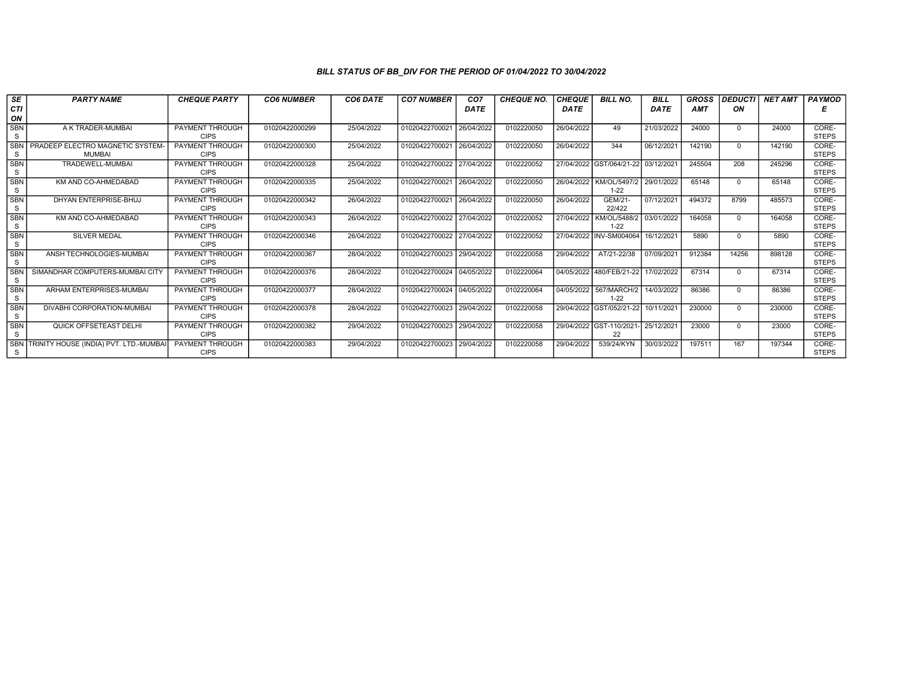*BILL STATUS OF BB_DIV FOR THE PERIOD OF 01/04/2022 TO 30/04/2022*

| SECTION | PARTY NAME | CHEQUE PARTY | CO6 NUMBER | CO6 DATE | CO7 NUMBER | CO7 DATE | CHEQUE NO. | CHEQUE DATE | BILL NO. | BILL DATE | GROSS AMT | DEDUCTION | NET AMT | PAYMODE |
|---|---|---|---|---|---|---|---|---|---|---|---|---|---|---|
| SBNS | A K TRADER-MUMBAI | PAYMENT THROUGH CIPS | 01020422000299 | 25/04/2022 | 01020422700021 | 26/04/2022 | 0102220050 | 26/04/2022 | 49 | 21/03/2022 | 24000 | 0 | 24000 | CORE-STEPS |
| SBNS | PRADEEP ELECTRO MAGNETIC SYSTEM-MUMBAI | PAYMENT THROUGH CIPS | 01020422000300 | 25/04/2022 | 01020422700021 | 26/04/2022 | 0102220050 | 26/04/2022 | 344 | 06/12/2021 | 142190 | 0 | 142190 | CORE-STEPS |
| SBNS | TRADEWELL-MUMBAI | PAYMENT THROUGH CIPS | 01020422000328 | 25/04/2022 | 01020422700022 | 27/04/2022 | 0102220052 | 27/04/2022 | GST/064/21-22 | 03/12/2021 | 245504 | 208 | 245296 | CORE-STEPS |
| SBNS | KM AND CO-AHMEDABAD | PAYMENT THROUGH CIPS | 01020422000335 | 25/04/2022 | 01020422700021 | 26/04/2022 | 0102220050 | 26/04/2022 | KM/OL/5497/21-22 | 29/01/2022 | 65148 | 0 | 65148 | CORE-STEPS |
| SBNS | DHYAN ENTERPRISE-BHUJ | PAYMENT THROUGH CIPS | 01020422000342 | 26/04/2022 | 01020422700021 | 26/04/2022 | 0102220050 | 26/04/2022 | GEM/21-22/422 | 07/12/2021 | 494372 | 8799 | 485573 | CORE-STEPS |
| SBNS | KM AND CO-AHMEDABAD | PAYMENT THROUGH CIPS | 01020422000343 | 26/04/2022 | 01020422700022 | 27/04/2022 | 0102220052 | 27/04/2022 | KM/OL/5488/21-22 | 03/01/2022 | 164058 | 0 | 164058 | CORE-STEPS |
| SBNS | SILVER MEDAL | PAYMENT THROUGH CIPS | 01020422000346 | 26/04/2022 | 01020422700022 | 27/04/2022 | 0102220052 | 27/04/2022 | INV-SM004064 | 16/12/2021 | 5890 | 0 | 5890 | CORE-STEPS |
| SBNS | ANSH TECHNOLOGIES-MUMBAI | PAYMENT THROUGH CIPS | 01020422000367 | 28/04/2022 | 01020422700023 | 29/04/2022 | 0102220058 | 29/04/2022 | AT/21-22/38 | 07/09/2021 | 912384 | 14256 | 898128 | CORE-STEPS |
| SBNS | SIMANDHAR COMPUTERS-MUMBAI CITY | PAYMENT THROUGH CIPS | 01020422000376 | 28/04/2022 | 01020422700024 | 04/05/2022 | 0102220064 | 04/05/2022 | 480/FEB/21-22 | 17/02/2022 | 67314 | 0 | 67314 | CORE-STEPS |
| SBNS | ARHAM ENTERPRISES-MUMBAI | PAYMENT THROUGH CIPS | 01020422000377 | 28/04/2022 | 01020422700024 | 04/05/2022 | 0102220064 | 04/05/2022 | 567/MARCH/21-22 | 14/03/2022 | 86386 | 0 | 86386 | CORE-STEPS |
| SBNS | DIVABHI CORPORATION-MUMBAI | PAYMENT THROUGH CIPS | 01020422000378 | 28/04/2022 | 01020422700023 | 29/04/2022 | 0102220058 | 29/04/2022 | GST/052/21-22 | 10/11/2021 | 230000 | 0 | 230000 | CORE-STEPS |
| SBNS | QUICK OFFSETEAST DELHI | PAYMENT THROUGH CIPS | 01020422000382 | 29/04/2022 | 01020422700023 | 29/04/2022 | 0102220058 | 29/04/2022 | GST-110/2021-22 | 25/12/2021 | 23000 | 0 | 23000 | CORE-STEPS |
| SBNS | TRINITY HOUSE (INDIA) PVT. LTD.-MUMBAI | PAYMENT THROUGH CIPS | 01020422000383 | 29/04/2022 | 01020422700023 | 29/04/2022 | 0102220058 | 29/04/2022 | 539/24/KYN | 30/03/2022 | 197511 | 167 | 197344 | CORE-STEPS |